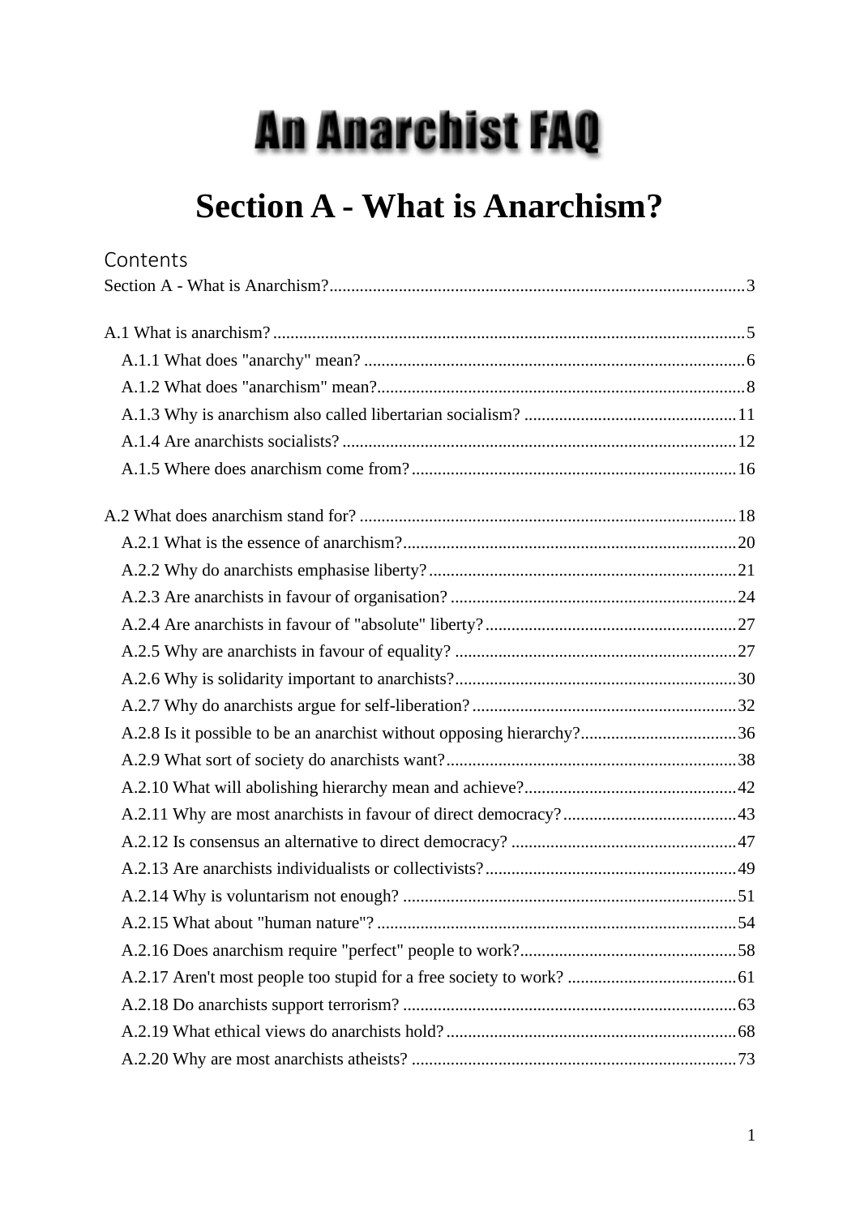# An Anarchist FAQ

# Section A - What is Anarchism?

## Contents

Section A - What is Anarchism? ........ 3

A.1 What is anarchism? ........ 5
- A.1.1 What does "anarchy" mean? ........ 6
- A.1.2 What does "anarchism" mean? ........ 8
- A.1.3 Why is anarchism also called libertarian socialism? ........ 11
- A.1.4 Are anarchists socialists? ........ 12
- A.1.5 Where does anarchism come from? ........ 16

A.2 What does anarchism stand for? ........ 18
- A.2.1 What is the essence of anarchism? ........ 20
- A.2.2 Why do anarchists emphasise liberty? ........ 21
- A.2.3 Are anarchists in favour of organisation? ........ 24
- A.2.4 Are anarchists in favour of "absolute" liberty? ........ 27
- A.2.5 Why are anarchists in favour of equality? ........ 27
- A.2.6 Why is solidarity important to anarchists? ........ 30
- A.2.7 Why do anarchists argue for self-liberation? ........ 32
- A.2.8 Is it possible to be an anarchist without opposing hierarchy? ........ 36
- A.2.9 What sort of society do anarchists want? ........ 38
- A.2.10 What will abolishing hierarchy mean and achieve? ........ 42
- A.2.11 Why are most anarchists in favour of direct democracy? ........ 43
- A.2.12 Is consensus an alternative to direct democracy? ........ 47
- A.2.13 Are anarchists individualists or collectivists? ........ 49
- A.2.14 Why is voluntarism not enough? ........ 51
- A.2.15 What about "human nature"? ........ 54
- A.2.16 Does anarchism require "perfect" people to work? ........ 58
- A.2.17 Aren't most people too stupid for a free society to work? ........ 61
- A.2.18 Do anarchists support terrorism? ........ 63
- A.2.19 What ethical views do anarchists hold? ........ 68
- A.2.20 Why are most anarchists atheists? ........ 73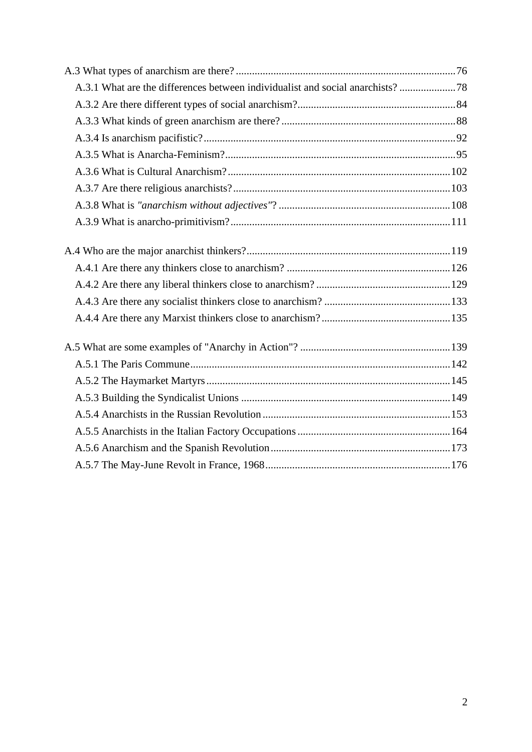A.3 What types of anarchism are there? ..... 76

- A.3.1 What are the differences between individualist and social anarchists? ..... 78
- A.3.2 Are there different types of social anarchism? ..... 84
- A.3.3 What kinds of green anarchism are there? ..... 88
- A.3.4 Is anarchism pacifistic? ..... 92
- A.3.5 What is Anarcha-Feminism? ..... 95
- A.3.6 What is Cultural Anarchism? ..... 102
- A.3.7 Are there religious anarchists? ..... 103
- A.3.8 What is *"anarchism without adjectives"*? ..... 108
- A.3.9 What is anarcho-primitivism? ..... 111

A.4 Who are the major anarchist thinkers? ..... 119

- A.4.1 Are there any thinkers close to anarchism? ..... 126
- A.4.2 Are there any liberal thinkers close to anarchism? ..... 129
- A.4.3 Are there any socialist thinkers close to anarchism? ..... 133
- A.4.4 Are there any Marxist thinkers close to anarchism? ..... 135

A.5 What are some examples of "Anarchy in Action"? ..... 139

- A.5.1 The Paris Commune ..... 142
- A.5.2 The Haymarket Martyrs ..... 145
- A.5.3 Building the Syndicalist Unions ..... 149
- A.5.4 Anarchists in the Russian Revolution ..... 153
- A.5.5 Anarchists in the Italian Factory Occupations ..... 164
- A.5.6 Anarchism and the Spanish Revolution ..... 173
- A.5.7 The May-June Revolt in France, 1968 ..... 176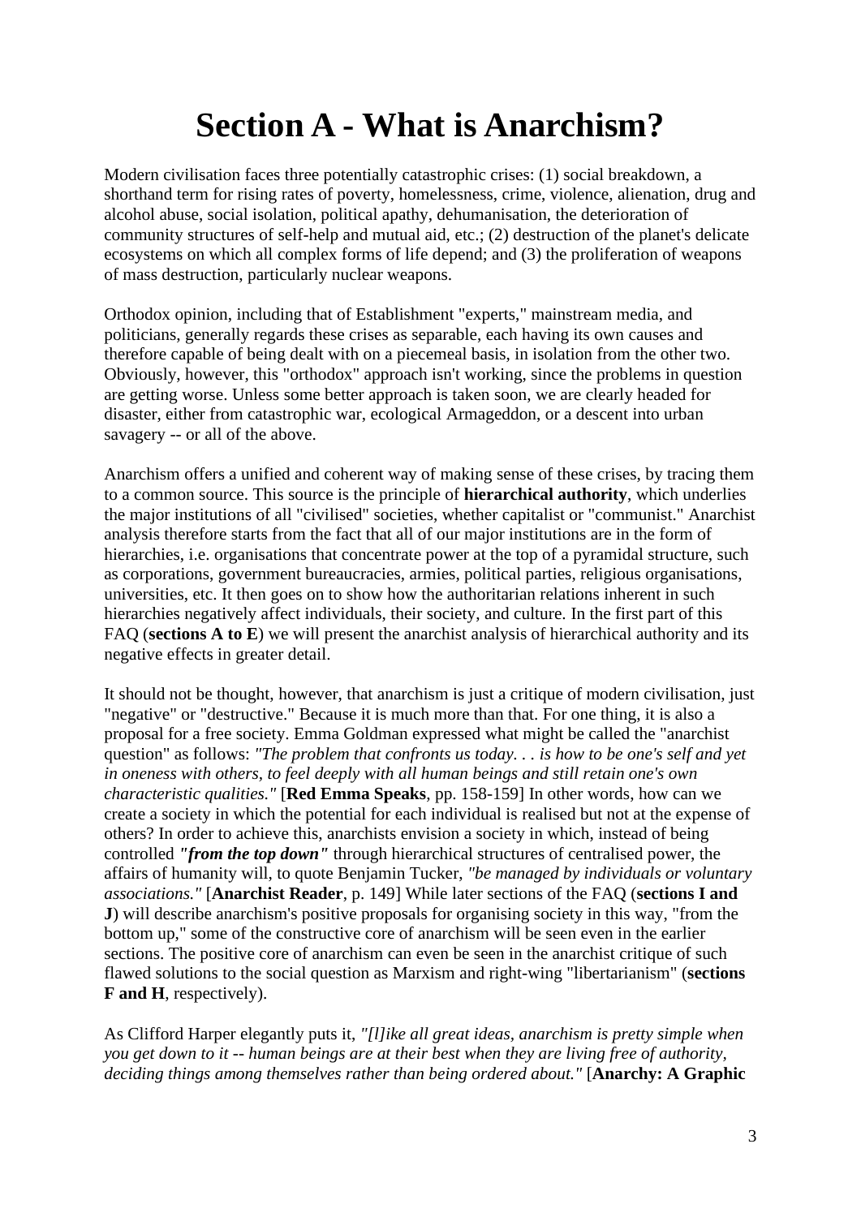# Section A - What is Anarchism?

Modern civilisation faces three potentially catastrophic crises: (1) social breakdown, a shorthand term for rising rates of poverty, homelessness, crime, violence, alienation, drug and alcohol abuse, social isolation, political apathy, dehumanisation, the deterioration of community structures of self-help and mutual aid, etc.; (2) destruction of the planet's delicate ecosystems on which all complex forms of life depend; and (3) the proliferation of weapons of mass destruction, particularly nuclear weapons.

Orthodox opinion, including that of Establishment "experts," mainstream media, and politicians, generally regards these crises as separable, each having its own causes and therefore capable of being dealt with on a piecemeal basis, in isolation from the other two. Obviously, however, this "orthodox" approach isn't working, since the problems in question are getting worse. Unless some better approach is taken soon, we are clearly headed for disaster, either from catastrophic war, ecological Armageddon, or a descent into urban savagery -- or all of the above.

Anarchism offers a unified and coherent way of making sense of these crises, by tracing them to a common source. This source is the principle of **hierarchical authority**, which underlies the major institutions of all "civilised" societies, whether capitalist or "communist." Anarchist analysis therefore starts from the fact that all of our major institutions are in the form of hierarchies, i.e. organisations that concentrate power at the top of a pyramidal structure, such as corporations, government bureaucracies, armies, political parties, religious organisations, universities, etc. It then goes on to show how the authoritarian relations inherent in such hierarchies negatively affect individuals, their society, and culture. In the first part of this FAQ (**sections A to E**) we will present the anarchist analysis of hierarchical authority and its negative effects in greater detail.

It should not be thought, however, that anarchism is just a critique of modern civilisation, just "negative" or "destructive." Because it is much more than that. For one thing, it is also a proposal for a free society. Emma Goldman expressed what might be called the "anarchist question" as follows: *"The problem that confronts us today. . . is how to be one's self and yet in oneness with others, to feel deeply with all human beings and still retain one's own characteristic qualities."* [**Red Emma Speaks**, pp. 158-159] In other words, how can we create a society in which the potential for each individual is realised but not at the expense of others? In order to achieve this, anarchists envision a society in which, instead of being controlled ***"from the top down"*** through hierarchical structures of centralised power, the affairs of humanity will, to quote Benjamin Tucker, *"be managed by individuals or voluntary associations."* [**Anarchist Reader**, p. 149] While later sections of the FAQ (**sections I and J**) will describe anarchism's positive proposals for organising society in this way, "from the bottom up," some of the constructive core of anarchism will be seen even in the earlier sections. The positive core of anarchism can even be seen in the anarchist critique of such flawed solutions to the social question as Marxism and right-wing "libertarianism" (**sections F and H**, respectively).

As Clifford Harper elegantly puts it, *"[l]ike all great ideas, anarchism is pretty simple when you get down to it -- human beings are at their best when they are living free of authority, deciding things among themselves rather than being ordered about."* [**Anarchy: A Graphic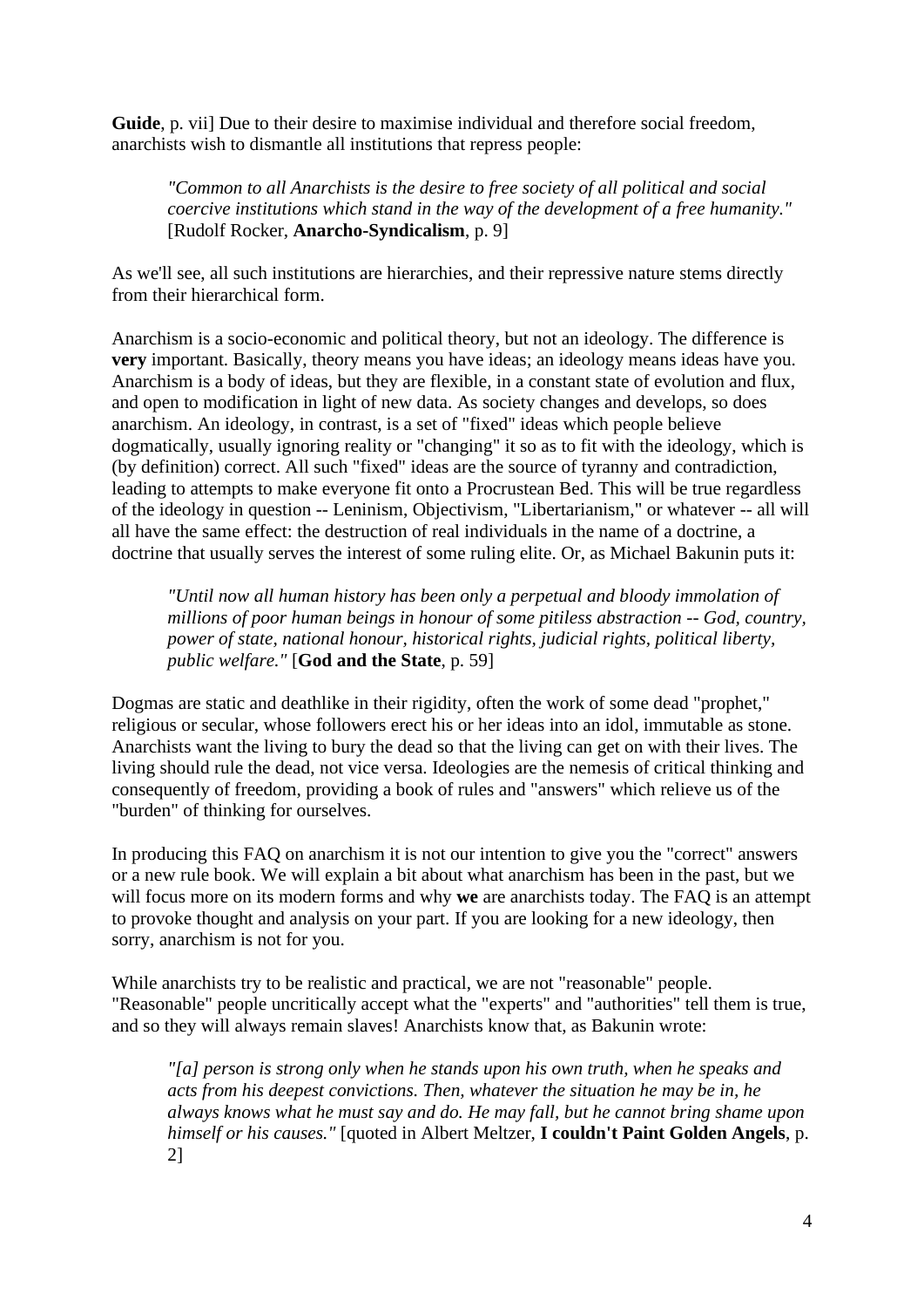**Guide**, p. vii] Due to their desire to maximise individual and therefore social freedom, anarchists wish to dismantle all institutions that repress people:

> *"Common to all Anarchists is the desire to free society of all political and social coercive institutions which stand in the way of the development of a free humanity."* [Rudolf Rocker, **Anarcho-Syndicalism**, p. 9]

As we'll see, all such institutions are hierarchies, and their repressive nature stems directly from their hierarchical form.

Anarchism is a socio-economic and political theory, but not an ideology. The difference is **very** important. Basically, theory means you have ideas; an ideology means ideas have you. Anarchism is a body of ideas, but they are flexible, in a constant state of evolution and flux, and open to modification in light of new data. As society changes and develops, so does anarchism. An ideology, in contrast, is a set of "fixed" ideas which people believe dogmatically, usually ignoring reality or "changing" it so as to fit with the ideology, which is (by definition) correct. All such "fixed" ideas are the source of tyranny and contradiction, leading to attempts to make everyone fit onto a Procrustean Bed. This will be true regardless of the ideology in question -- Leninism, Objectivism, "Libertarianism," or whatever -- all will all have the same effect: the destruction of real individuals in the name of a doctrine, a doctrine that usually serves the interest of some ruling elite. Or, as Michael Bakunin puts it:

> *"Until now all human history has been only a perpetual and bloody immolation of millions of poor human beings in honour of some pitiless abstraction -- God, country, power of state, national honour, historical rights, judicial rights, political liberty, public welfare."* [**God and the State**, p. 59]

Dogmas are static and deathlike in their rigidity, often the work of some dead "prophet," religious or secular, whose followers erect his or her ideas into an idol, immutable as stone. Anarchists want the living to bury the dead so that the living can get on with their lives. The living should rule the dead, not vice versa. Ideologies are the nemesis of critical thinking and consequently of freedom, providing a book of rules and "answers" which relieve us of the "burden" of thinking for ourselves.

In producing this FAQ on anarchism it is not our intention to give you the "correct" answers or a new rule book. We will explain a bit about what anarchism has been in the past, but we will focus more on its modern forms and why **we** are anarchists today. The FAQ is an attempt to provoke thought and analysis on your part. If you are looking for a new ideology, then sorry, anarchism is not for you.

While anarchists try to be realistic and practical, we are not "reasonable" people. "Reasonable" people uncritically accept what the "experts" and "authorities" tell them is true, and so they will always remain slaves! Anarchists know that, as Bakunin wrote:

> *"[a] person is strong only when he stands upon his own truth, when he speaks and acts from his deepest convictions. Then, whatever the situation he may be in, he always knows what he must say and do. He may fall, but he cannot bring shame upon himself or his causes."* [quoted in Albert Meltzer, **I couldn't Paint Golden Angels**, p. 2]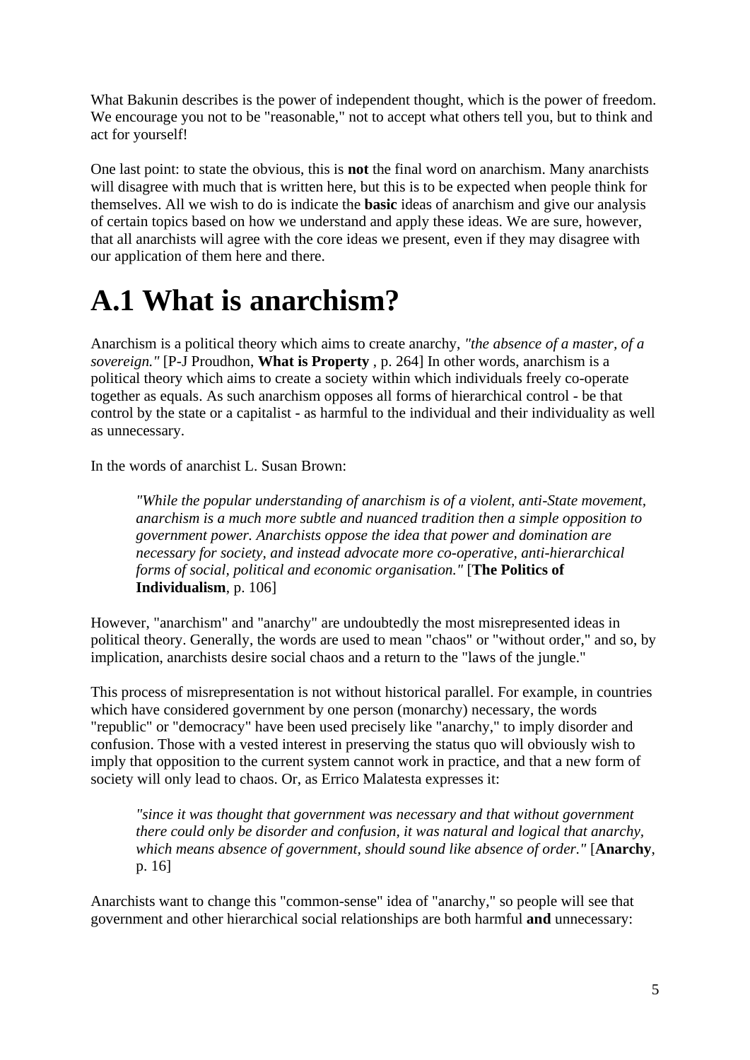What Bakunin describes is the power of independent thought, which is the power of freedom. We encourage you not to be "reasonable," not to accept what others tell you, but to think and act for yourself!

One last point: to state the obvious, this is **not** the final word on anarchism. Many anarchists will disagree with much that is written here, but this is to be expected when people think for themselves. All we wish to do is indicate the **basic** ideas of anarchism and give our analysis of certain topics based on how we understand and apply these ideas. We are sure, however, that all anarchists will agree with the core ideas we present, even if they may disagree with our application of them here and there.

# A.1 What is anarchism?

Anarchism is a political theory which aims to create anarchy, *"the absence of a master, of a sovereign."* [P-J Proudhon, **What is Property** , p. 264] In other words, anarchism is a political theory which aims to create a society within which individuals freely co-operate together as equals. As such anarchism opposes all forms of hierarchical control - be that control by the state or a capitalist - as harmful to the individual and their individuality as well as unnecessary.

In the words of anarchist L. Susan Brown:

> *"While the popular understanding of anarchism is of a violent, anti-State movement, anarchism is a much more subtle and nuanced tradition then a simple opposition to government power. Anarchists oppose the idea that power and domination are necessary for society, and instead advocate more co-operative, anti-hierarchical forms of social, political and economic organisation."* [**The Politics of Individualism**, p. 106]

However, "anarchism" and "anarchy" are undoubtedly the most misrepresented ideas in political theory. Generally, the words are used to mean "chaos" or "without order," and so, by implication, anarchists desire social chaos and a return to the "laws of the jungle."

This process of misrepresentation is not without historical parallel. For example, in countries which have considered government by one person (monarchy) necessary, the words "republic" or "democracy" have been used precisely like "anarchy," to imply disorder and confusion. Those with a vested interest in preserving the status quo will obviously wish to imply that opposition to the current system cannot work in practice, and that a new form of society will only lead to chaos. Or, as Errico Malatesta expresses it:

> *"since it was thought that government was necessary and that without government there could only be disorder and confusion, it was natural and logical that anarchy, which means absence of government, should sound like absence of order."* [**Anarchy**, p. 16]

Anarchists want to change this "common-sense" idea of "anarchy," so people will see that government and other hierarchical social relationships are both harmful **and** unnecessary: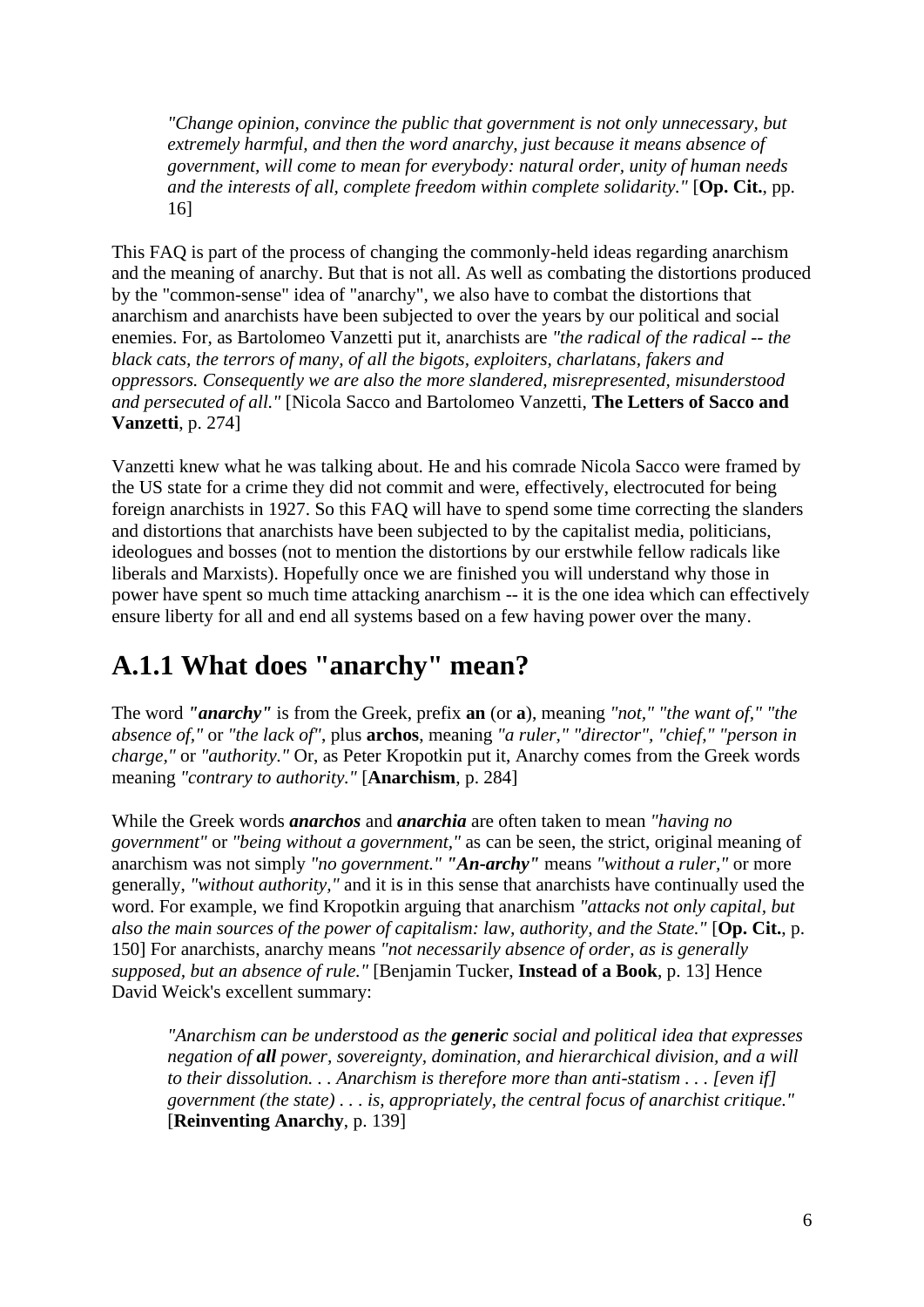> *"Change opinion, convince the public that government is not only unnecessary, but extremely harmful, and then the word anarchy, just because it means absence of government, will come to mean for everybody: natural order, unity of human needs and the interests of all, complete freedom within complete solidarity."* [**Op. Cit.**, pp. 16]

This FAQ is part of the process of changing the commonly-held ideas regarding anarchism and the meaning of anarchy. But that is not all. As well as combating the distortions produced by the "common-sense" idea of "anarchy", we also have to combat the distortions that anarchism and anarchists have been subjected to over the years by our political and social enemies. For, as Bartolomeo Vanzetti put it, anarchists are *"the radical of the radical -- the black cats, the terrors of many, of all the bigots, exploiters, charlatans, fakers and oppressors. Consequently we are also the more slandered, misrepresented, misunderstood and persecuted of all."* [Nicola Sacco and Bartolomeo Vanzetti, **The Letters of Sacco and Vanzetti**, p. 274]

Vanzetti knew what he was talking about. He and his comrade Nicola Sacco were framed by the US state for a crime they did not commit and were, effectively, electrocuted for being foreign anarchists in 1927. So this FAQ will have to spend some time correcting the slanders and distortions that anarchists have been subjected to by the capitalist media, politicians, ideologues and bosses (not to mention the distortions by our erstwhile fellow radicals like liberals and Marxists). Hopefully once we are finished you will understand why those in power have spent so much time attacking anarchism -- it is the one idea which can effectively ensure liberty for all and end all systems based on a few having power over the many.

## A.1.1 What does "anarchy" mean?

The word ***"anarchy"*** is from the Greek, prefix **an** (or **a**), meaning *"not," "the want of," "the absence of,"* or *"the lack of"*, plus **archos**, meaning *"a ruler," "director", "chief," "person in charge,"* or *"authority."* Or, as Peter Kropotkin put it, Anarchy comes from the Greek words meaning *"contrary to authority."* [**Anarchism**, p. 284]

While the Greek words ***anarchos*** and ***anarchia*** are often taken to mean *"having no government"* or *"being without a government,"* as can be seen, the strict, original meaning of anarchism was not simply *"no government."* ***"An-archy"*** means *"without a ruler,"* or more generally, *"without authority,"* and it is in this sense that anarchists have continually used the word. For example, we find Kropotkin arguing that anarchism *"attacks not only capital, but also the main sources of the power of capitalism: law, authority, and the State."* [**Op. Cit.**, p. 150] For anarchists, anarchy means *"not necessarily absence of order, as is generally supposed, but an absence of rule."* [Benjamin Tucker, **Instead of a Book**, p. 13] Hence David Weick's excellent summary:

> *"Anarchism can be understood as the **generic** social and political idea that expresses negation of **all** power, sovereignty, domination, and hierarchical division, and a will to their dissolution. . . Anarchism is therefore more than anti-statism . . . [even if] government (the state) . . . is, appropriately, the central focus of anarchist critique."* [**Reinventing Anarchy**, p. 139]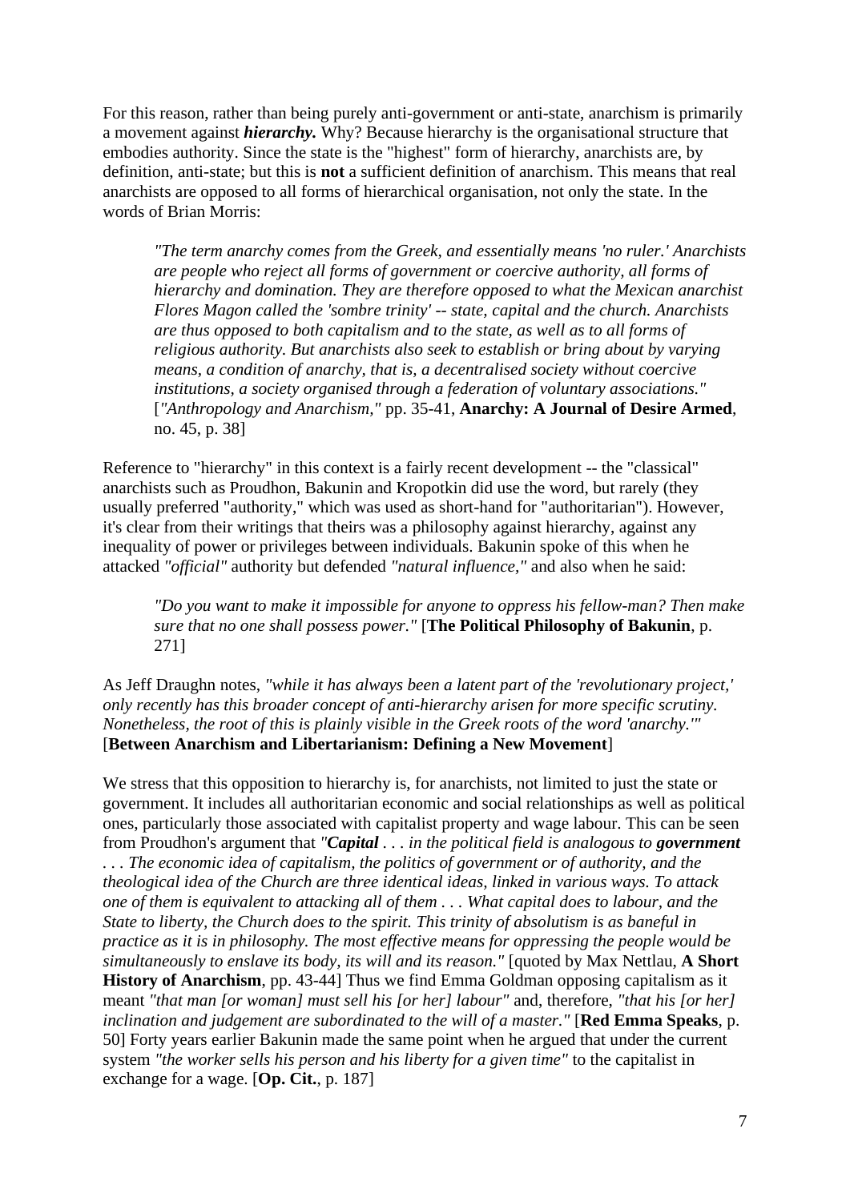For this reason, rather than being purely anti-government or anti-state, anarchism is primarily a movement against ***hierarchy.*** Why? Because hierarchy is the organisational structure that embodies authority. Since the state is the "highest" form of hierarchy, anarchists are, by definition, anti-state; but this is **not** a sufficient definition of anarchism. This means that real anarchists are opposed to all forms of hierarchical organisation, not only the state. In the words of Brian Morris:

> *"The term anarchy comes from the Greek, and essentially means 'no ruler.' Anarchists are people who reject all forms of government or coercive authority, all forms of hierarchy and domination. They are therefore opposed to what the Mexican anarchist Flores Magon called the 'sombre trinity' -- state, capital and the church. Anarchists are thus opposed to both capitalism and to the state, as well as to all forms of religious authority. But anarchists also seek to establish or bring about by varying means, a condition of anarchy, that is, a decentralised society without coercive institutions, a society organised through a federation of voluntary associations."* [*"Anthropology and Anarchism,"* pp. 35-41, **Anarchy: A Journal of Desire Armed**, no. 45, p. 38]

Reference to "hierarchy" in this context is a fairly recent development -- the "classical" anarchists such as Proudhon, Bakunin and Kropotkin did use the word, but rarely (they usually preferred "authority," which was used as short-hand for "authoritarian"). However, it's clear from their writings that theirs was a philosophy against hierarchy, against any inequality of power or privileges between individuals. Bakunin spoke of this when he attacked *"official"* authority but defended *"natural influence,"* and also when he said:

> *"Do you want to make it impossible for anyone to oppress his fellow-man? Then make sure that no one shall possess power."* [**The Political Philosophy of Bakunin**, p. 271]

As Jeff Draughn notes, *"while it has always been a latent part of the 'revolutionary project,' only recently has this broader concept of anti-hierarchy arisen for more specific scrutiny. Nonetheless, the root of this is plainly visible in the Greek roots of the word 'anarchy.'"* [**Between Anarchism and Libertarianism: Defining a New Movement**]

We stress that this opposition to hierarchy is, for anarchists, not limited to just the state or government. It includes all authoritarian economic and social relationships as well as political ones, particularly those associated with capitalist property and wage labour. This can be seen from Proudhon's argument that *"**Capital** . . . in the political field is analogous to **government** . . . The economic idea of capitalism, the politics of government or of authority, and the theological idea of the Church are three identical ideas, linked in various ways. To attack one of them is equivalent to attacking all of them . . . What capital does to labour, and the State to liberty, the Church does to the spirit. This trinity of absolutism is as baneful in practice as it is in philosophy. The most effective means for oppressing the people would be simultaneously to enslave its body, its will and its reason."* [quoted by Max Nettlau, **A Short History of Anarchism**, pp. 43-44] Thus we find Emma Goldman opposing capitalism as it meant *"that man [or woman] must sell his [or her] labour"* and, therefore, *"that his [or her] inclination and judgement are subordinated to the will of a master."* [**Red Emma Speaks**, p. 50] Forty years earlier Bakunin made the same point when he argued that under the current system *"the worker sells his person and his liberty for a given time"* to the capitalist in exchange for a wage. [**Op. Cit.**, p. 187]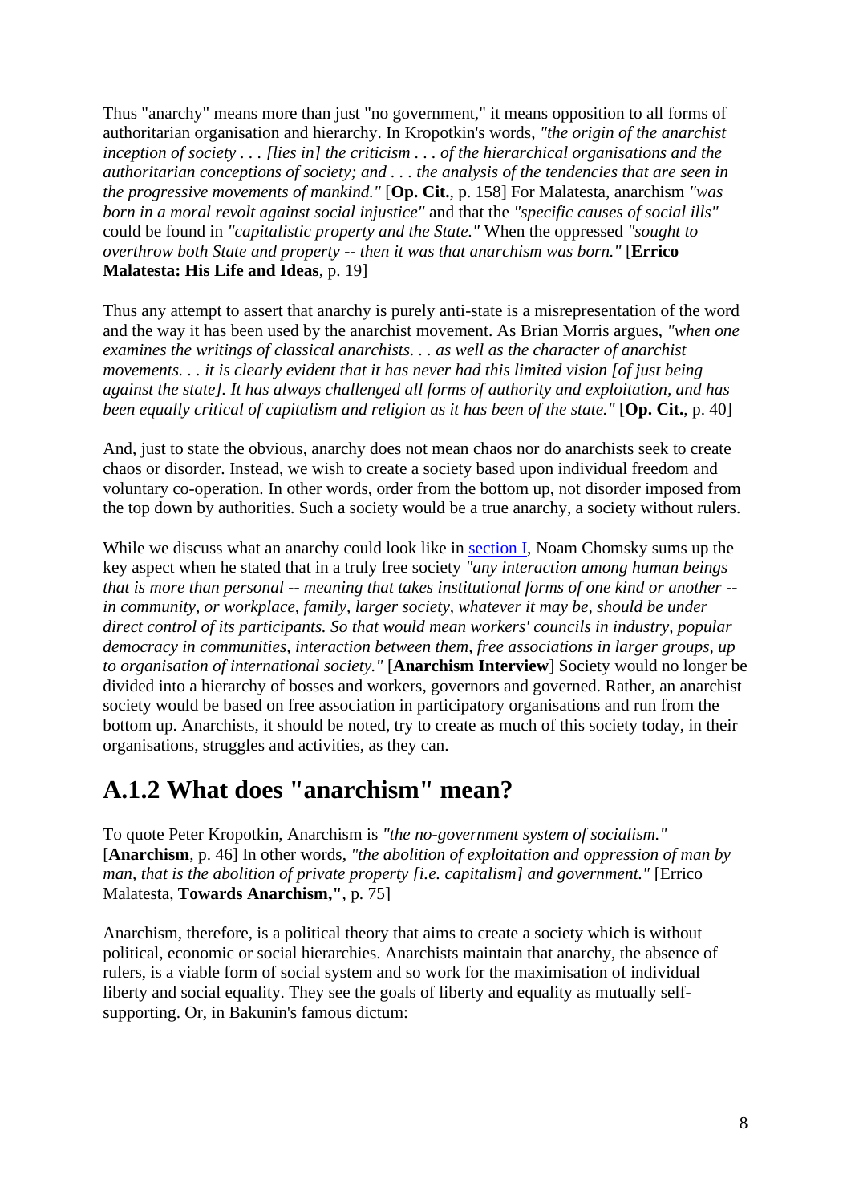Thus "anarchy" means more than just "no government," it means opposition to all forms of authoritarian organisation and hierarchy. In Kropotkin's words, *"the origin of the anarchist inception of society . . . [lies in] the criticism . . . of the hierarchical organisations and the authoritarian conceptions of society; and . . . the analysis of the tendencies that are seen in the progressive movements of mankind."* [**Op. Cit.**, p. 158] For Malatesta, anarchism *"was born in a moral revolt against social injustice"* and that the *"specific causes of social ills"* could be found in *"capitalistic property and the State."* When the oppressed *"sought to overthrow both State and property -- then it was that anarchism was born."* [**Errico Malatesta: His Life and Ideas**, p. 19]

Thus any attempt to assert that anarchy is purely anti-state is a misrepresentation of the word and the way it has been used by the anarchist movement. As Brian Morris argues, *"when one examines the writings of classical anarchists. . . as well as the character of anarchist movements. . . it is clearly evident that it has never had this limited vision [of just being against the state]. It has always challenged all forms of authority and exploitation, and has been equally critical of capitalism and religion as it has been of the state."* [**Op. Cit.**, p. 40]

And, just to state the obvious, anarchy does not mean chaos nor do anarchists seek to create chaos or disorder. Instead, we wish to create a society based upon individual freedom and voluntary co-operation. In other words, order from the bottom up, not disorder imposed from the top down by authorities. Such a society would be a true anarchy, a society without rulers.

While we discuss what an anarchy could look like in section I, Noam Chomsky sums up the key aspect when he stated that in a truly free society *"any interaction among human beings that is more than personal -- meaning that takes institutional forms of one kind or another -- in community, or workplace, family, larger society, whatever it may be, should be under direct control of its participants. So that would mean workers' councils in industry, popular democracy in communities, interaction between them, free associations in larger groups, up to organisation of international society."* [**Anarchism Interview**] Society would no longer be divided into a hierarchy of bosses and workers, governors and governed. Rather, an anarchist society would be based on free association in participatory organisations and run from the bottom up. Anarchists, it should be noted, try to create as much of this society today, in their organisations, struggles and activities, as they can.

## A.1.2 What does "anarchism" mean?

To quote Peter Kropotkin, Anarchism is *"the no-government system of socialism."* [**Anarchism**, p. 46] In other words, *"the abolition of exploitation and oppression of man by man, that is the abolition of private property [i.e. capitalism] and government."* [Errico Malatesta, **Towards Anarchism,"**, p. 75]

Anarchism, therefore, is a political theory that aims to create a society which is without political, economic or social hierarchies. Anarchists maintain that anarchy, the absence of rulers, is a viable form of social system and so work for the maximisation of individual liberty and social equality. They see the goals of liberty and equality as mutually self-supporting. Or, in Bakunin's famous dictum: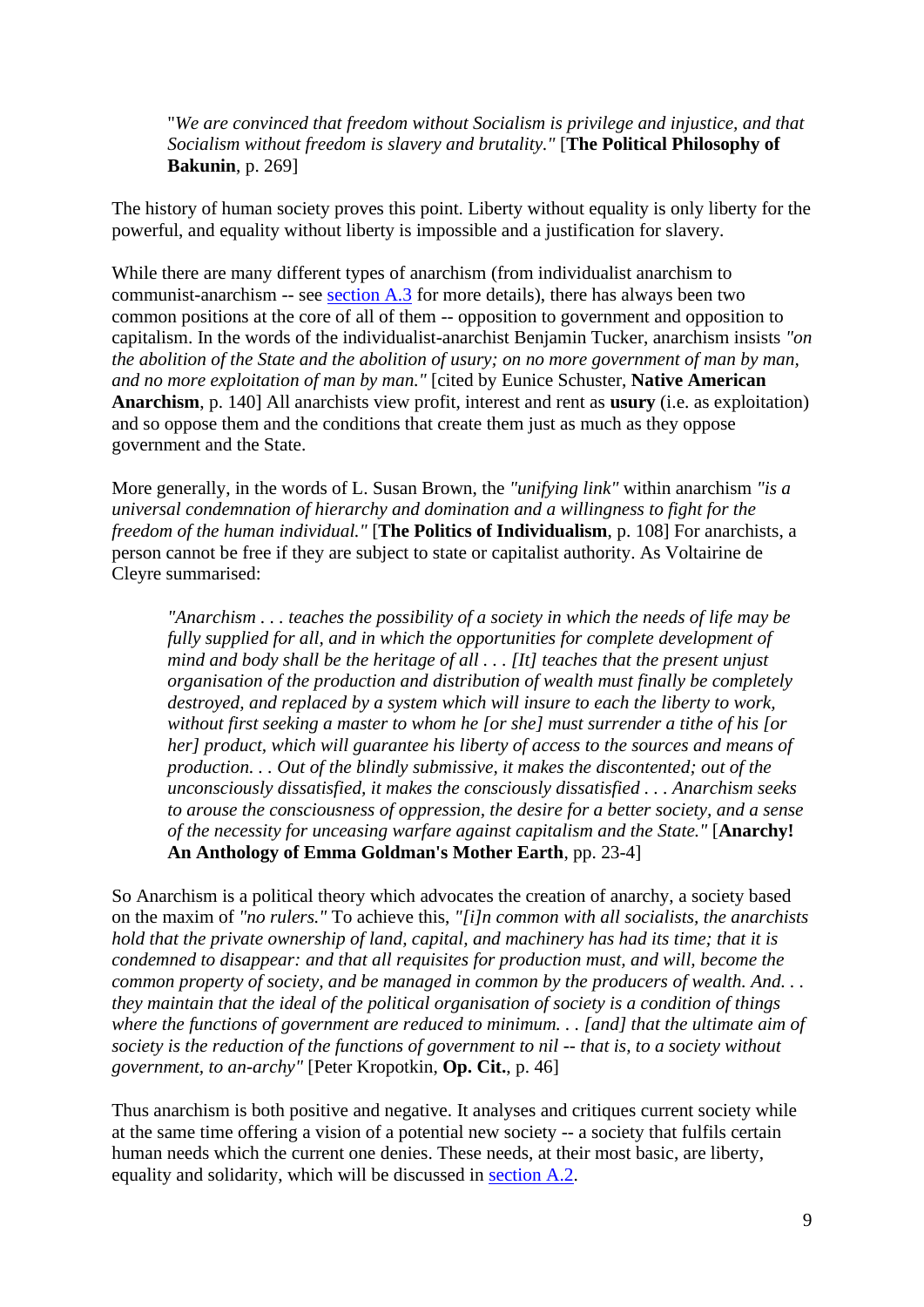> "*We are convinced that freedom without Socialism is privilege and injustice, and that Socialism without freedom is slavery and brutality.*" [**The Political Philosophy of Bakunin**, p. 269]

The history of human society proves this point. Liberty without equality is only liberty for the powerful, and equality without liberty is impossible and a justification for slavery.

While there are many different types of anarchism (from individualist anarchism to communist-anarchism -- see section A.3 for more details), there has always been two common positions at the core of all of them -- opposition to government and opposition to capitalism. In the words of the individualist-anarchist Benjamin Tucker, anarchism insists *"on the abolition of the State and the abolition of usury; on no more government of man by man, and no more exploitation of man by man."* [cited by Eunice Schuster, **Native American Anarchism**, p. 140] All anarchists view profit, interest and rent as **usury** (i.e. as exploitation) and so oppose them and the conditions that create them just as much as they oppose government and the State.

More generally, in the words of L. Susan Brown, the *"unifying link"* within anarchism *"is a universal condemnation of hierarchy and domination and a willingness to fight for the freedom of the human individual."* [**The Politics of Individualism**, p. 108] For anarchists, a person cannot be free if they are subject to state or capitalist authority. As Voltairine de Cleyre summarised:

> *"Anarchism . . . teaches the possibility of a society in which the needs of life may be fully supplied for all, and in which the opportunities for complete development of mind and body shall be the heritage of all . . . [It] teaches that the present unjust organisation of the production and distribution of wealth must finally be completely destroyed, and replaced by a system which will insure to each the liberty to work, without first seeking a master to whom he [or she] must surrender a tithe of his [or her] product, which will guarantee his liberty of access to the sources and means of production. . . Out of the blindly submissive, it makes the discontented; out of the unconsciously dissatisfied, it makes the consciously dissatisfied . . . Anarchism seeks to arouse the consciousness of oppression, the desire for a better society, and a sense of the necessity for unceasing warfare against capitalism and the State."* [**Anarchy! An Anthology of Emma Goldman's Mother Earth**, pp. 23-4]

So Anarchism is a political theory which advocates the creation of anarchy, a society based on the maxim of *"no rulers."* To achieve this, *"[i]n common with all socialists, the anarchists hold that the private ownership of land, capital, and machinery has had its time; that it is condemned to disappear: and that all requisites for production must, and will, become the common property of society, and be managed in common by the producers of wealth. And. . . they maintain that the ideal of the political organisation of society is a condition of things where the functions of government are reduced to minimum. . . [and] that the ultimate aim of society is the reduction of the functions of government to nil -- that is, to a society without government, to an-archy"* [Peter Kropotkin, **Op. Cit.**, p. 46]

Thus anarchism is both positive and negative. It analyses and critiques current society while at the same time offering a vision of a potential new society -- a society that fulfils certain human needs which the current one denies. These needs, at their most basic, are liberty, equality and solidarity, which will be discussed in section A.2.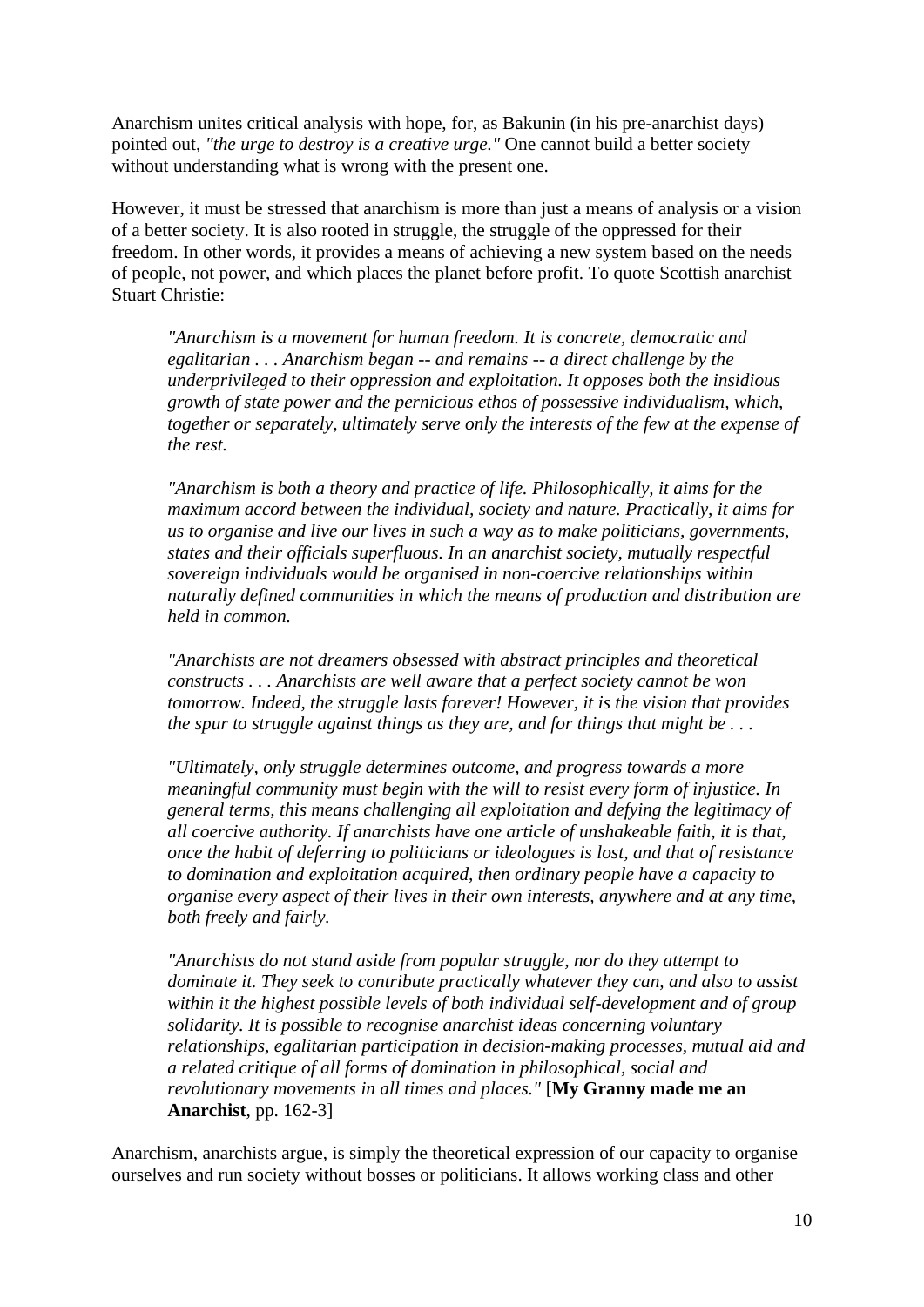Anarchism unites critical analysis with hope, for, as Bakunin (in his pre-anarchist days) pointed out, *"the urge to destroy is a creative urge."* One cannot build a better society without understanding what is wrong with the present one.

However, it must be stressed that anarchism is more than just a means of analysis or a vision of a better society. It is also rooted in struggle, the struggle of the oppressed for their freedom. In other words, it provides a means of achieving a new system based on the needs of people, not power, and which places the planet before profit. To quote Scottish anarchist Stuart Christie:

> *"Anarchism is a movement for human freedom. It is concrete, democratic and egalitarian . . . Anarchism began -- and remains -- a direct challenge by the underprivileged to their oppression and exploitation. It opposes both the insidious growth of state power and the pernicious ethos of possessive individualism, which, together or separately, ultimately serve only the interests of the few at the expense of the rest.*
>
> *"Anarchism is both a theory and practice of life. Philosophically, it aims for the maximum accord between the individual, society and nature. Practically, it aims for us to organise and live our lives in such a way as to make politicians, governments, states and their officials superfluous. In an anarchist society, mutually respectful sovereign individuals would be organised in non-coercive relationships within naturally defined communities in which the means of production and distribution are held in common.*
>
> *"Anarchists are not dreamers obsessed with abstract principles and theoretical constructs . . . Anarchists are well aware that a perfect society cannot be won tomorrow. Indeed, the struggle lasts forever! However, it is the vision that provides the spur to struggle against things as they are, and for things that might be . . .*
>
> *"Ultimately, only struggle determines outcome, and progress towards a more meaningful community must begin with the will to resist every form of injustice. In general terms, this means challenging all exploitation and defying the legitimacy of all coercive authority. If anarchists have one article of unshakeable faith, it is that, once the habit of deferring to politicians or ideologues is lost, and that of resistance to domination and exploitation acquired, then ordinary people have a capacity to organise every aspect of their lives in their own interests, anywhere and at any time, both freely and fairly.*
>
> *"Anarchists do not stand aside from popular struggle, nor do they attempt to dominate it. They seek to contribute practically whatever they can, and also to assist within it the highest possible levels of both individual self-development and of group solidarity. It is possible to recognise anarchist ideas concerning voluntary relationships, egalitarian participation in decision-making processes, mutual aid and a related critique of all forms of domination in philosophical, social and revolutionary movements in all times and places."* [**My Granny made me an Anarchist**, pp. 162-3]

Anarchism, anarchists argue, is simply the theoretical expression of our capacity to organise ourselves and run society without bosses or politicians. It allows working class and other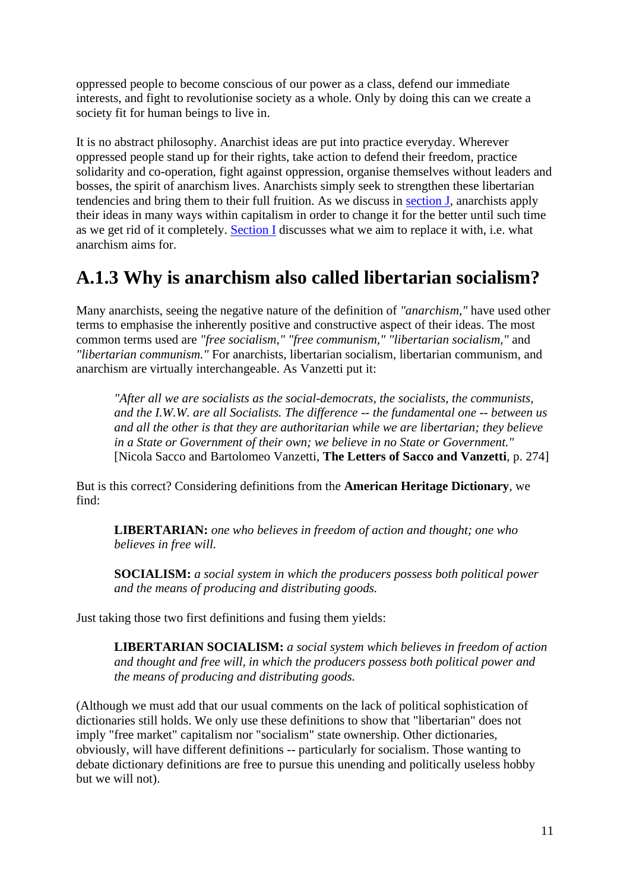oppressed people to become conscious of our power as a class, defend our immediate interests, and fight to revolutionise society as a whole. Only by doing this can we create a society fit for human beings to live in.

It is no abstract philosophy. Anarchist ideas are put into practice everyday. Wherever oppressed people stand up for their rights, take action to defend their freedom, practice solidarity and co-operation, fight against oppression, organise themselves without leaders and bosses, the spirit of anarchism lives. Anarchists simply seek to strengthen these libertarian tendencies and bring them to their full fruition. As we discuss in section J, anarchists apply their ideas in many ways within capitalism in order to change it for the better until such time as we get rid of it completely. Section I discusses what we aim to replace it with, i.e. what anarchism aims for.

## A.1.3 Why is anarchism also called libertarian socialism?

Many anarchists, seeing the negative nature of the definition of *"anarchism,"* have used other terms to emphasise the inherently positive and constructive aspect of their ideas. The most common terms used are *"free socialism," "free communism," "libertarian socialism,"* and *"libertarian communism."* For anarchists, libertarian socialism, libertarian communism, and anarchism are virtually interchangeable. As Vanzetti put it:

> *"After all we are socialists as the social-democrats, the socialists, the communists, and the I.W.W. are all Socialists. The difference -- the fundamental one -- between us and all the other is that they are authoritarian while we are libertarian; they believe in a State or Government of their own; we believe in no State or Government."* [Nicola Sacco and Bartolomeo Vanzetti, **The Letters of Sacco and Vanzetti**, p. 274]

But is this correct? Considering definitions from the **American Heritage Dictionary**, we find:

> **LIBERTARIAN:** *one who believes in freedom of action and thought; one who believes in free will.*
>
> **SOCIALISM:** *a social system in which the producers possess both political power and the means of producing and distributing goods.*

Just taking those two first definitions and fusing them yields:

> **LIBERTARIAN SOCIALISM:** *a social system which believes in freedom of action and thought and free will, in which the producers possess both political power and the means of producing and distributing goods.*

(Although we must add that our usual comments on the lack of political sophistication of dictionaries still holds. We only use these definitions to show that "libertarian" does not imply "free market" capitalism nor "socialism" state ownership. Other dictionaries, obviously, will have different definitions -- particularly for socialism. Those wanting to debate dictionary definitions are free to pursue this unending and politically useless hobby but we will not).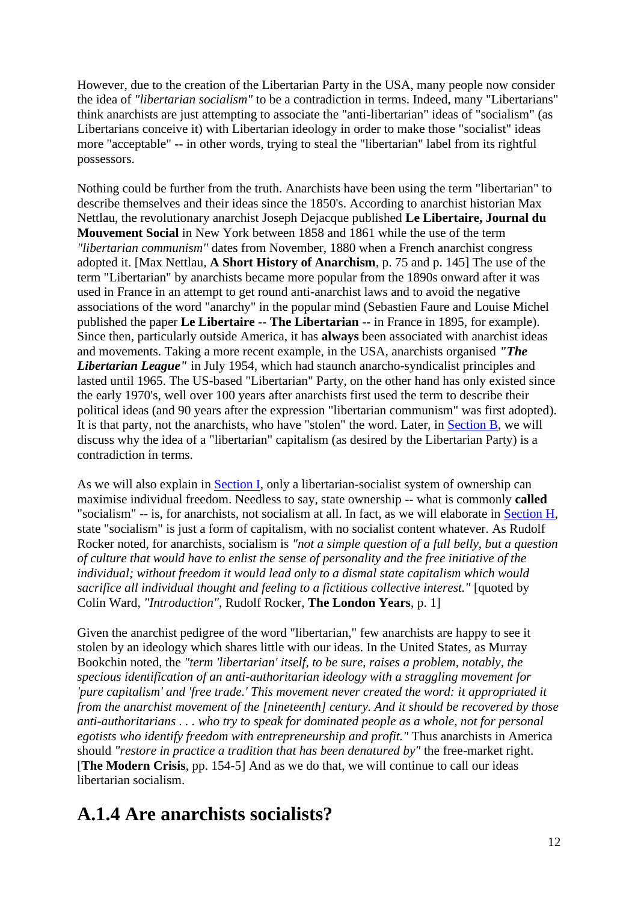However, due to the creation of the Libertarian Party in the USA, many people now consider the idea of *"libertarian socialism"* to be a contradiction in terms. Indeed, many "Libertarians" think anarchists are just attempting to associate the "anti-libertarian" ideas of "socialism" (as Libertarians conceive it) with Libertarian ideology in order to make those "socialist" ideas more "acceptable" -- in other words, trying to steal the "libertarian" label from its rightful possessors.

Nothing could be further from the truth. Anarchists have been using the term "libertarian" to describe themselves and their ideas since the 1850's. According to anarchist historian Max Nettlau, the revolutionary anarchist Joseph Dejacque published **Le Libertaire, Journal du Mouvement Social** in New York between 1858 and 1861 while the use of the term *"libertarian communism"* dates from November, 1880 when a French anarchist congress adopted it. [Max Nettlau, **A Short History of Anarchism**, p. 75 and p. 145] The use of the term "Libertarian" by anarchists became more popular from the 1890s onward after it was used in France in an attempt to get round anti-anarchist laws and to avoid the negative associations of the word "anarchy" in the popular mind (Sebastien Faure and Louise Michel published the paper **Le Libertaire** -- **The Libertarian** -- in France in 1895, for example). Since then, particularly outside America, it has **always** been associated with anarchist ideas and movements. Taking a more recent example, in the USA, anarchists organised ***"The Libertarian League"*** in July 1954, which had staunch anarcho-syndicalist principles and lasted until 1965. The US-based "Libertarian" Party, on the other hand has only existed since the early 1970's, well over 100 years after anarchists first used the term to describe their political ideas (and 90 years after the expression "libertarian communism" was first adopted). It is that party, not the anarchists, who have "stolen" the word. Later, in Section B, we will discuss why the idea of a "libertarian" capitalism (as desired by the Libertarian Party) is a contradiction in terms.

As we will also explain in Section I, only a libertarian-socialist system of ownership can maximise individual freedom. Needless to say, state ownership -- what is commonly **called** "socialism" -- is, for anarchists, not socialism at all. In fact, as we will elaborate in Section H, state "socialism" is just a form of capitalism, with no socialist content whatever. As Rudolf Rocker noted, for anarchists, socialism is *"not a simple question of a full belly, but a question of culture that would have to enlist the sense of personality and the free initiative of the individual; without freedom it would lead only to a dismal state capitalism which would sacrifice all individual thought and feeling to a fictitious collective interest."* [quoted by Colin Ward, *"Introduction"*, Rudolf Rocker, **The London Years**, p. 1]

Given the anarchist pedigree of the word "libertarian," few anarchists are happy to see it stolen by an ideology which shares little with our ideas. In the United States, as Murray Bookchin noted, the *"term 'libertarian' itself, to be sure, raises a problem, notably, the specious identification of an anti-authoritarian ideology with a straggling movement for 'pure capitalism' and 'free trade.' This movement never created the word: it appropriated it from the anarchist movement of the [nineteenth] century. And it should be recovered by those anti-authoritarians . . . who try to speak for dominated people as a whole, not for personal egotists who identify freedom with entrepreneurship and profit."* Thus anarchists in America should *"restore in practice a tradition that has been denatured by"* the free-market right. [**The Modern Crisis**, pp. 154-5] And as we do that, we will continue to call our ideas libertarian socialism.

## A.1.4 Are anarchists socialists?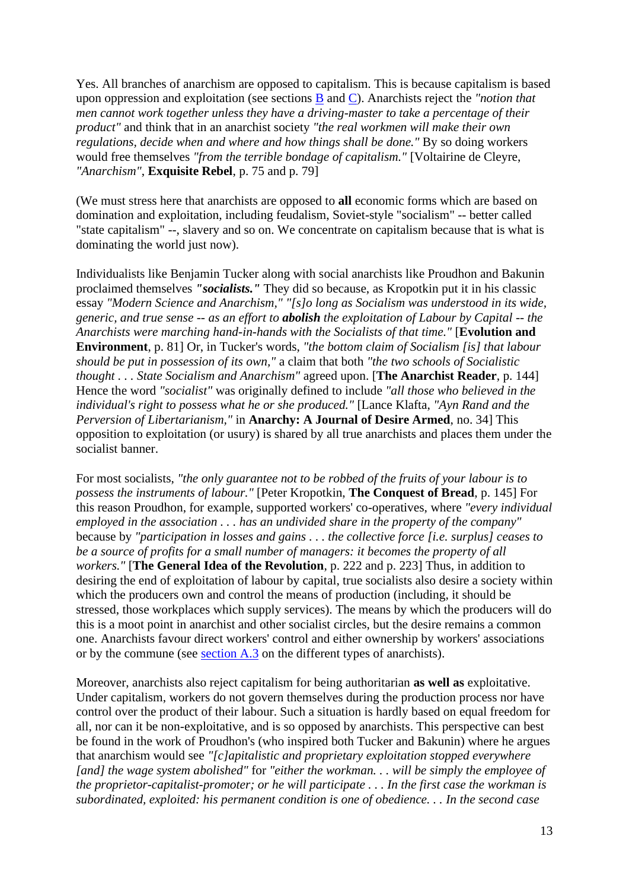Yes. All branches of anarchism are opposed to capitalism. This is because capitalism is based upon oppression and exploitation (see sections B and C). Anarchists reject the *"notion that men cannot work together unless they have a driving-master to take a percentage of their product"* and think that in an anarchist society *"the real workmen will make their own regulations, decide when and where and how things shall be done."* By so doing workers would free themselves *"from the terrible bondage of capitalism."* [Voltairine de Cleyre, *"Anarchism"*, **Exquisite Rebel**, p. 75 and p. 79]

(We must stress here that anarchists are opposed to **all** economic forms which are based on domination and exploitation, including feudalism, Soviet-style "socialism" -- better called "state capitalism" --, slavery and so on. We concentrate on capitalism because that is what is dominating the world just now).

Individualists like Benjamin Tucker along with social anarchists like Proudhon and Bakunin proclaimed themselves ***"socialists."*** They did so because, as Kropotkin put it in his classic essay *"Modern Science and Anarchism," "[s]o long as Socialism was understood in its wide, generic, and true sense -- as an effort to **abolish** the exploitation of Labour by Capital -- the Anarchists were marching hand-in-hands with the Socialists of that time."* [**Evolution and Environment**, p. 81] Or, in Tucker's words, *"the bottom claim of Socialism [is] that labour should be put in possession of its own,"* a claim that both *"the two schools of Socialistic thought . . . State Socialism and Anarchism"* agreed upon. [**The Anarchist Reader**, p. 144] Hence the word *"socialist"* was originally defined to include *"all those who believed in the individual's right to possess what he or she produced."* [Lance Klafta, *"Ayn Rand and the Perversion of Libertarianism,"* in **Anarchy: A Journal of Desire Armed**, no. 34] This opposition to exploitation (or usury) is shared by all true anarchists and places them under the socialist banner.

For most socialists, *"the only guarantee not to be robbed of the fruits of your labour is to possess the instruments of labour."* [Peter Kropotkin, **The Conquest of Bread**, p. 145] For this reason Proudhon, for example, supported workers' co-operatives, where *"every individual employed in the association . . . has an undivided share in the property of the company"* because by *"participation in losses and gains . . . the collective force [i.e. surplus] ceases to be a source of profits for a small number of managers: it becomes the property of all workers."* [**The General Idea of the Revolution**, p. 222 and p. 223] Thus, in addition to desiring the end of exploitation of labour by capital, true socialists also desire a society within which the producers own and control the means of production (including, it should be stressed, those workplaces which supply services). The means by which the producers will do this is a moot point in anarchist and other socialist circles, but the desire remains a common one. Anarchists favour direct workers' control and either ownership by workers' associations or by the commune (see section A.3 on the different types of anarchists).

Moreover, anarchists also reject capitalism for being authoritarian **as well as** exploitative. Under capitalism, workers do not govern themselves during the production process nor have control over the product of their labour. Such a situation is hardly based on equal freedom for all, nor can it be non-exploitative, and is so opposed by anarchists. This perspective can best be found in the work of Proudhon's (who inspired both Tucker and Bakunin) where he argues that anarchism would see *"[c]apitalistic and proprietary exploitation stopped everywhere [and] the wage system abolished"* for *"either the workman. . . will be simply the employee of the proprietor-capitalist-promoter; or he will participate . . . In the first case the workman is subordinated, exploited: his permanent condition is one of obedience. . . In the second case*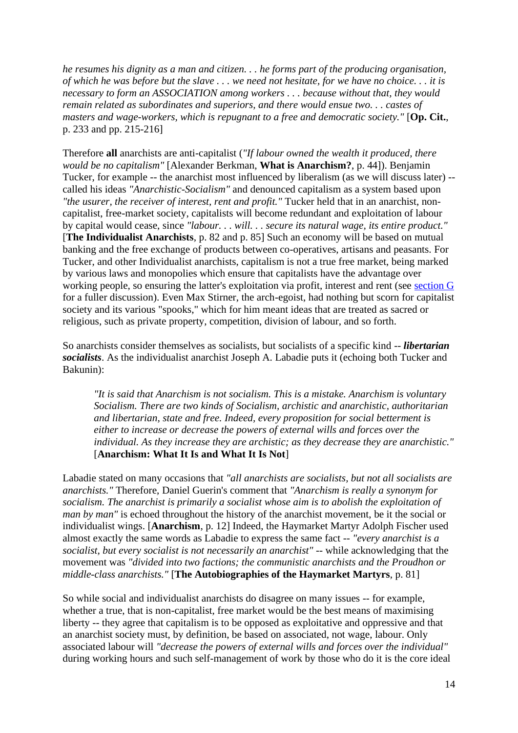*he resumes his dignity as a man and citizen. . . he forms part of the producing organisation, of which he was before but the slave . . . we need not hesitate, for we have no choice. . . it is necessary to form an ASSOCIATION among workers . . . because without that, they would remain related as subordinates and superiors, and there would ensue two. . . castes of masters and wage-workers, which is repugnant to a free and democratic society."* [**Op. Cit.**, p. 233 and pp. 215-216]

Therefore **all** anarchists are anti-capitalist (*"If labour owned the wealth it produced, there would be no capitalism"* [Alexander Berkman, **What is Anarchism?**, p. 44]). Benjamin Tucker, for example -- the anarchist most influenced by liberalism (as we will discuss later) -- called his ideas *"Anarchistic-Socialism"* and denounced capitalism as a system based upon *"the usurer, the receiver of interest, rent and profit."* Tucker held that in an anarchist, non-capitalist, free-market society, capitalists will become redundant and exploitation of labour by capital would cease, since *"labour. . . will. . . secure its natural wage, its entire product."* [**The Individualist Anarchists**, p. 82 and p. 85] Such an economy will be based on mutual banking and the free exchange of products between co-operatives, artisans and peasants. For Tucker, and other Individualist anarchists, capitalism is not a true free market, being marked by various laws and monopolies which ensure that capitalists have the advantage over working people, so ensuring the latter's exploitation via profit, interest and rent (see section G for a fuller discussion). Even Max Stirner, the arch-egoist, had nothing but scorn for capitalist society and its various "spooks," which for him meant ideas that are treated as sacred or religious, such as private property, competition, division of labour, and so forth.

So anarchists consider themselves as socialists, but socialists of a specific kind -- ***libertarian socialists***. As the individualist anarchist Joseph A. Labadie puts it (echoing both Tucker and Bakunin):

> *"It is said that Anarchism is not socialism. This is a mistake. Anarchism is voluntary Socialism. There are two kinds of Socialism, archistic and anarchistic, authoritarian and libertarian, state and free. Indeed, every proposition for social betterment is either to increase or decrease the powers of external wills and forces over the individual. As they increase they are archistic; as they decrease they are anarchistic."* [**Anarchism: What It Is and What It Is Not**]

Labadie stated on many occasions that *"all anarchists are socialists, but not all socialists are anarchists."* Therefore, Daniel Guerin's comment that *"Anarchism is really a synonym for socialism. The anarchist is primarily a socialist whose aim is to abolish the exploitation of man by man"* is echoed throughout the history of the anarchist movement, be it the social or individualist wings. [**Anarchism**, p. 12] Indeed, the Haymarket Martyr Adolph Fischer used almost exactly the same words as Labadie to express the same fact -- *"every anarchist is a socialist, but every socialist is not necessarily an anarchist"* -- while acknowledging that the movement was *"divided into two factions; the communistic anarchists and the Proudhon or middle-class anarchists."* [**The Autobiographies of the Haymarket Martyrs**, p. 81]

So while social and individualist anarchists do disagree on many issues -- for example, whether a true, that is non-capitalist, free market would be the best means of maximising liberty -- they agree that capitalism is to be opposed as exploitative and oppressive and that an anarchist society must, by definition, be based on associated, not wage, labour. Only associated labour will *"decrease the powers of external wills and forces over the individual"* during working hours and such self-management of work by those who do it is the core ideal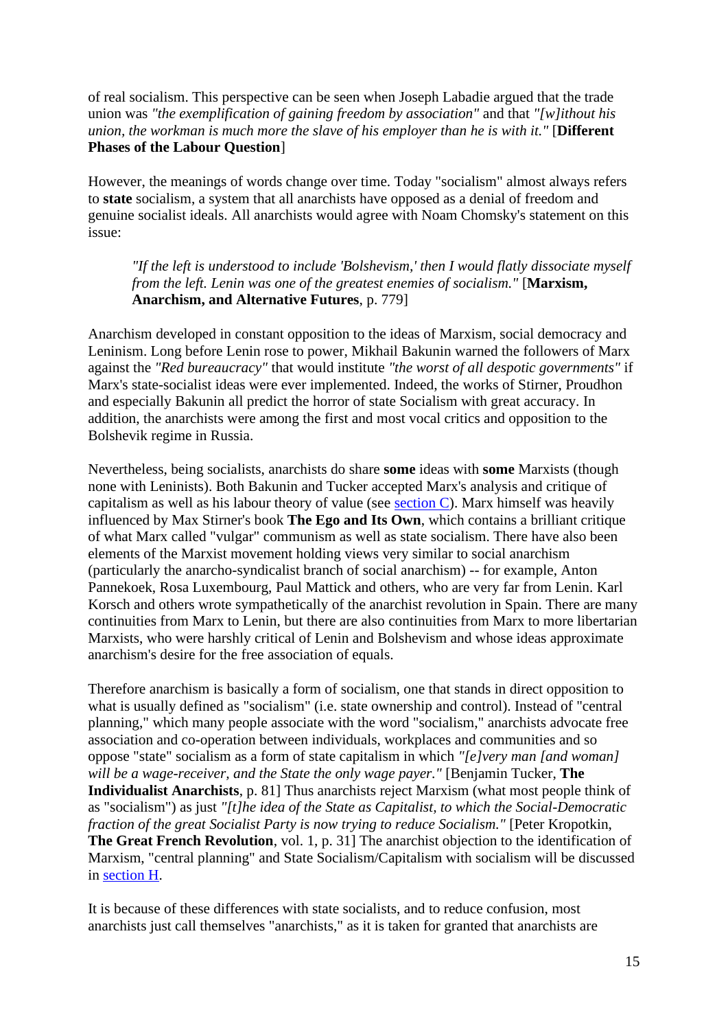of real socialism. This perspective can be seen when Joseph Labadie argued that the trade union was *"the exemplification of gaining freedom by association"* and that *"[w]ithout his union, the workman is much more the slave of his employer than he is with it."* [**Different Phases of the Labour Question**]

However, the meanings of words change over time. Today "socialism" almost always refers to **state** socialism, a system that all anarchists have opposed as a denial of freedom and genuine socialist ideals. All anarchists would agree with Noam Chomsky's statement on this issue:

> *"If the left is understood to include 'Bolshevism,' then I would flatly dissociate myself from the left. Lenin was one of the greatest enemies of socialism."* [**Marxism, Anarchism, and Alternative Futures**, p. 779]

Anarchism developed in constant opposition to the ideas of Marxism, social democracy and Leninism. Long before Lenin rose to power, Mikhail Bakunin warned the followers of Marx against the *"Red bureaucracy"* that would institute *"the worst of all despotic governments"* if Marx's state-socialist ideas were ever implemented. Indeed, the works of Stirner, Proudhon and especially Bakunin all predict the horror of state Socialism with great accuracy. In addition, the anarchists were among the first and most vocal critics and opposition to the Bolshevik regime in Russia.

Nevertheless, being socialists, anarchists do share **some** ideas with **some** Marxists (though none with Leninists). Both Bakunin and Tucker accepted Marx's analysis and critique of capitalism as well as his labour theory of value (see section C). Marx himself was heavily influenced by Max Stirner's book **The Ego and Its Own**, which contains a brilliant critique of what Marx called "vulgar" communism as well as state socialism. There have also been elements of the Marxist movement holding views very similar to social anarchism (particularly the anarcho-syndicalist branch of social anarchism) -- for example, Anton Pannekoek, Rosa Luxembourg, Paul Mattick and others, who are very far from Lenin. Karl Korsch and others wrote sympathetically of the anarchist revolution in Spain. There are many continuities from Marx to Lenin, but there are also continuities from Marx to more libertarian Marxists, who were harshly critical of Lenin and Bolshevism and whose ideas approximate anarchism's desire for the free association of equals.

Therefore anarchism is basically a form of socialism, one that stands in direct opposition to what is usually defined as "socialism" (i.e. state ownership and control). Instead of "central planning," which many people associate with the word "socialism," anarchists advocate free association and co-operation between individuals, workplaces and communities and so oppose "state" socialism as a form of state capitalism in which *"[e]very man [and woman] will be a wage-receiver, and the State the only wage payer."* [Benjamin Tucker, **The Individualist Anarchists**, p. 81] Thus anarchists reject Marxism (what most people think of as "socialism") as just *"[t]he idea of the State as Capitalist, to which the Social-Democratic fraction of the great Socialist Party is now trying to reduce Socialism."* [Peter Kropotkin, **The Great French Revolution**, vol. 1, p. 31] The anarchist objection to the identification of Marxism, "central planning" and State Socialism/Capitalism with socialism will be discussed in section H.

It is because of these differences with state socialists, and to reduce confusion, most anarchists just call themselves "anarchists," as it is taken for granted that anarchists are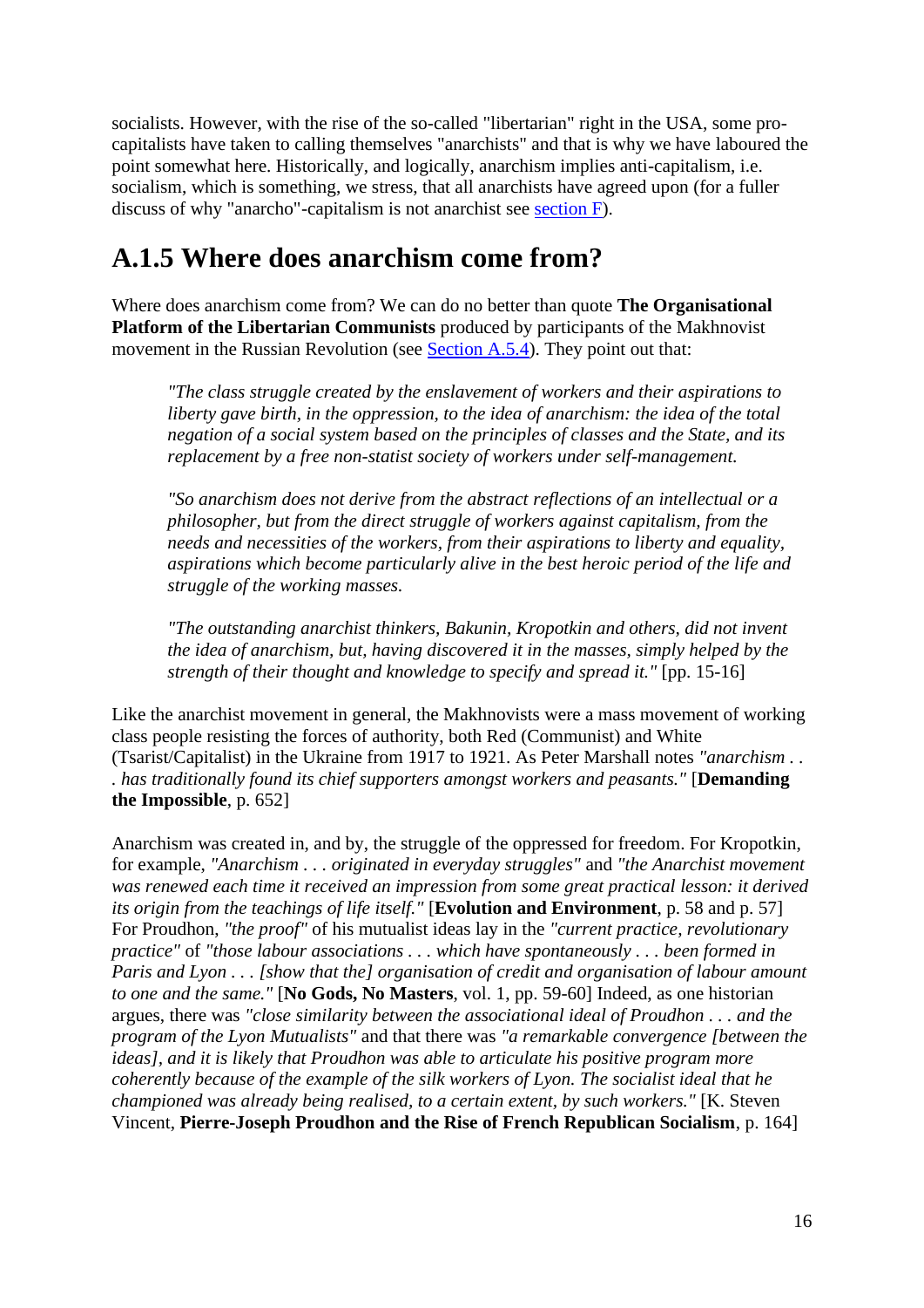socialists. However, with the rise of the so-called "libertarian" right in the USA, some pro-capitalists have taken to calling themselves "anarchists" and that is why we have laboured the point somewhat here. Historically, and logically, anarchism implies anti-capitalism, i.e. socialism, which is something, we stress, that all anarchists have agreed upon (for a fuller discuss of why "anarcho"-capitalism is not anarchist see section F).

## A.1.5 Where does anarchism come from?

Where does anarchism come from? We can do no better than quote **The Organisational Platform of the Libertarian Communists** produced by participants of the Makhnovist movement in the Russian Revolution (see Section A.5.4). They point out that:

> *"The class struggle created by the enslavement of workers and their aspirations to liberty gave birth, in the oppression, to the idea of anarchism: the idea of the total negation of a social system based on the principles of classes and the State, and its replacement by a free non-statist society of workers under self-management.*
>
> *"So anarchism does not derive from the abstract reflections of an intellectual or a philosopher, but from the direct struggle of workers against capitalism, from the needs and necessities of the workers, from their aspirations to liberty and equality, aspirations which become particularly alive in the best heroic period of the life and struggle of the working masses.*
>
> *"The outstanding anarchist thinkers, Bakunin, Kropotkin and others, did not invent the idea of anarchism, but, having discovered it in the masses, simply helped by the strength of their thought and knowledge to specify and spread it."* [pp. 15-16]

Like the anarchist movement in general, the Makhnovists were a mass movement of working class people resisting the forces of authority, both Red (Communist) and White (Tsarist/Capitalist) in the Ukraine from 1917 to 1921. As Peter Marshall notes *"anarchism . . . has traditionally found its chief supporters amongst workers and peasants."* [**Demanding the Impossible**, p. 652]

Anarchism was created in, and by, the struggle of the oppressed for freedom. For Kropotkin, for example, *"Anarchism . . . originated in everyday struggles"* and *"the Anarchist movement was renewed each time it received an impression from some great practical lesson: it derived its origin from the teachings of life itself."* [**Evolution and Environment**, p. 58 and p. 57] For Proudhon, *"the proof"* of his mutualist ideas lay in the *"current practice, revolutionary practice"* of *"those labour associations . . . which have spontaneously . . . been formed in Paris and Lyon . . . [show that the] organisation of credit and organisation of labour amount to one and the same."* [**No Gods, No Masters**, vol. 1, pp. 59-60] Indeed, as one historian argues, there was *"close similarity between the associational ideal of Proudhon . . . and the program of the Lyon Mutualists"* and that there was *"a remarkable convergence [between the ideas], and it is likely that Proudhon was able to articulate his positive program more coherently because of the example of the silk workers of Lyon. The socialist ideal that he championed was already being realised, to a certain extent, by such workers."* [K. Steven Vincent, **Pierre-Joseph Proudhon and the Rise of French Republican Socialism**, p. 164]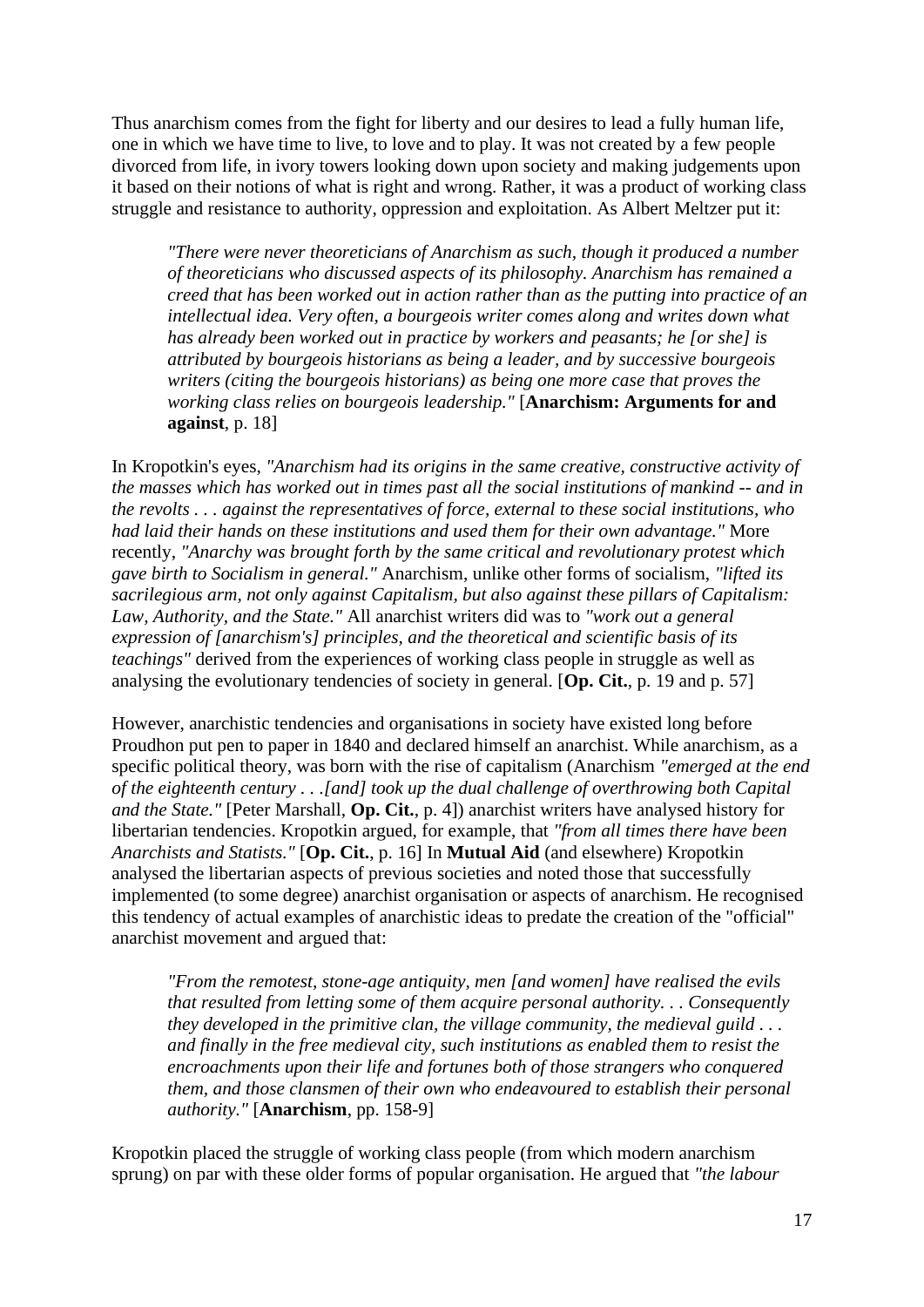Thus anarchism comes from the fight for liberty and our desires to lead a fully human life, one in which we have time to live, to love and to play. It was not created by a few people divorced from life, in ivory towers looking down upon society and making judgements upon it based on their notions of what is right and wrong. Rather, it was a product of working class struggle and resistance to authority, oppression and exploitation. As Albert Meltzer put it:

> *"There were never theoreticians of Anarchism as such, though it produced a number of theoreticians who discussed aspects of its philosophy. Anarchism has remained a creed that has been worked out in action rather than as the putting into practice of an intellectual idea. Very often, a bourgeois writer comes along and writes down what has already been worked out in practice by workers and peasants; he [or she] is attributed by bourgeois historians as being a leader, and by successive bourgeois writers (citing the bourgeois historians) as being one more case that proves the working class relies on bourgeois leadership."* [**Anarchism: Arguments for and against**, p. 18]

In Kropotkin's eyes, *"Anarchism had its origins in the same creative, constructive activity of the masses which has worked out in times past all the social institutions of mankind -- and in the revolts . . . against the representatives of force, external to these social institutions, who had laid their hands on these institutions and used them for their own advantage."* More recently, *"Anarchy was brought forth by the same critical and revolutionary protest which gave birth to Socialism in general."* Anarchism, unlike other forms of socialism, *"lifted its sacrilegious arm, not only against Capitalism, but also against these pillars of Capitalism: Law, Authority, and the State."* All anarchist writers did was to *"work out a general expression of [anarchism's] principles, and the theoretical and scientific basis of its teachings"* derived from the experiences of working class people in struggle as well as analysing the evolutionary tendencies of society in general. [**Op. Cit.**, p. 19 and p. 57]

However, anarchistic tendencies and organisations in society have existed long before Proudhon put pen to paper in 1840 and declared himself an anarchist. While anarchism, as a specific political theory, was born with the rise of capitalism (Anarchism *"emerged at the end of the eighteenth century . . .[and] took up the dual challenge of overthrowing both Capital and the State."* [Peter Marshall, **Op. Cit.**, p. 4]) anarchist writers have analysed history for libertarian tendencies. Kropotkin argued, for example, that *"from all times there have been Anarchists and Statists."* [**Op. Cit.**, p. 16] In **Mutual Aid** (and elsewhere) Kropotkin analysed the libertarian aspects of previous societies and noted those that successfully implemented (to some degree) anarchist organisation or aspects of anarchism. He recognised this tendency of actual examples of anarchistic ideas to predate the creation of the "official" anarchist movement and argued that:

> *"From the remotest, stone-age antiquity, men [and women] have realised the evils that resulted from letting some of them acquire personal authority. . . Consequently they developed in the primitive clan, the village community, the medieval guild . . . and finally in the free medieval city, such institutions as enabled them to resist the encroachments upon their life and fortunes both of those strangers who conquered them, and those clansmen of their own who endeavoured to establish their personal authority."* [**Anarchism**, pp. 158-9]

Kropotkin placed the struggle of working class people (from which modern anarchism sprung) on par with these older forms of popular organisation. He argued that *"the labour*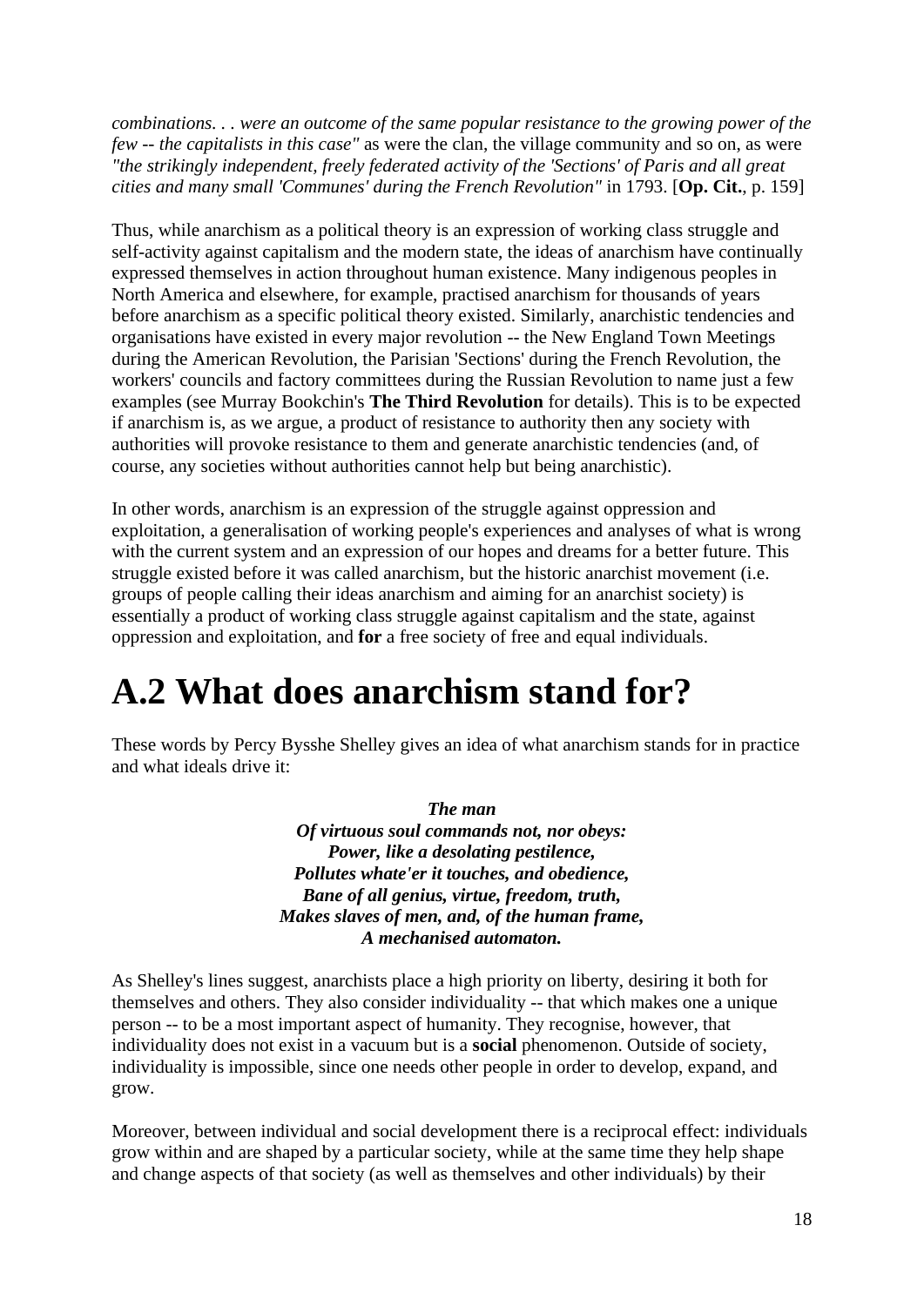*combinations. . . were an outcome of the same popular resistance to the growing power of the few -- the capitalists in this case"* as were the clan, the village community and so on, as were *"the strikingly independent, freely federated activity of the 'Sections' of Paris and all great cities and many small 'Communes' during the French Revolution"* in 1793. [**Op. Cit.**, p. 159]

Thus, while anarchism as a political theory is an expression of working class struggle and self-activity against capitalism and the modern state, the ideas of anarchism have continually expressed themselves in action throughout human existence. Many indigenous peoples in North America and elsewhere, for example, practised anarchism for thousands of years before anarchism as a specific political theory existed. Similarly, anarchistic tendencies and organisations have existed in every major revolution -- the New England Town Meetings during the American Revolution, the Parisian 'Sections' during the French Revolution, the workers' councils and factory committees during the Russian Revolution to name just a few examples (see Murray Bookchin's **The Third Revolution** for details). This is to be expected if anarchism is, as we argue, a product of resistance to authority then any society with authorities will provoke resistance to them and generate anarchistic tendencies (and, of course, any societies without authorities cannot help but being anarchistic).

In other words, anarchism is an expression of the struggle against oppression and exploitation, a generalisation of working people's experiences and analyses of what is wrong with the current system and an expression of our hopes and dreams for a better future. This struggle existed before it was called anarchism, but the historic anarchist movement (i.e. groups of people calling their ideas anarchism and aiming for an anarchist society) is essentially a product of working class struggle against capitalism and the state, against oppression and exploitation, and **for** a free society of free and equal individuals.

# A.2 What does anarchism stand for?

These words by Percy Bysshe Shelley gives an idea of what anarchism stands for in practice and what ideals drive it:

> ***The man***
> ***Of virtuous soul commands not, nor obeys:***
> ***Power, like a desolating pestilence,***
> ***Pollutes whate'er it touches, and obedience,***
> ***Bane of all genius, virtue, freedom, truth,***
> ***Makes slaves of men, and, of the human frame,***
> ***A mechanised automaton.***

As Shelley's lines suggest, anarchists place a high priority on liberty, desiring it both for themselves and others. They also consider individuality -- that which makes one a unique person -- to be a most important aspect of humanity. They recognise, however, that individuality does not exist in a vacuum but is a **social** phenomenon. Outside of society, individuality is impossible, since one needs other people in order to develop, expand, and grow.

Moreover, between individual and social development there is a reciprocal effect: individuals grow within and are shaped by a particular society, while at the same time they help shape and change aspects of that society (as well as themselves and other individuals) by their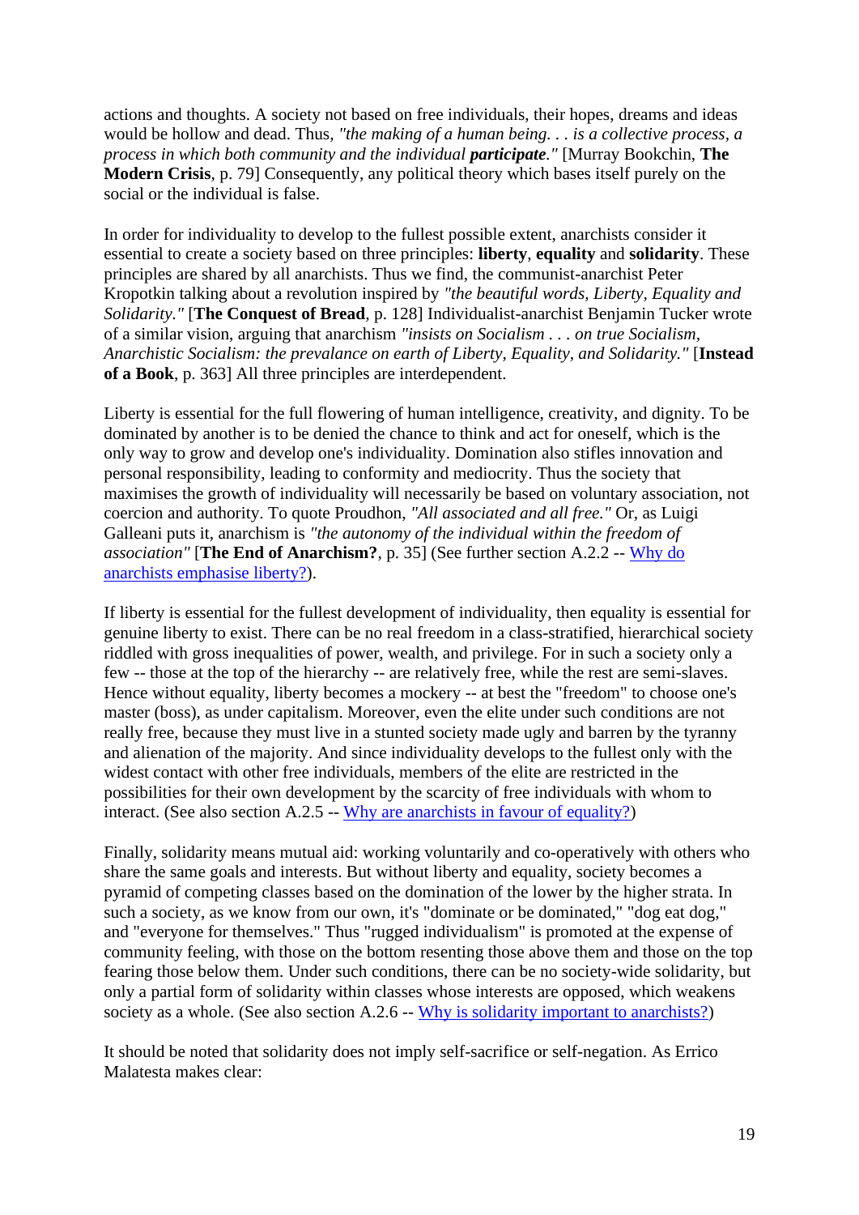actions and thoughts. A society not based on free individuals, their hopes, dreams and ideas would be hollow and dead. Thus, *"the making of a human being. . . is a collective process, a process in which both community and the individual **participate**."* [Murray Bookchin, **The Modern Crisis**, p. 79] Consequently, any political theory which bases itself purely on the social or the individual is false.

In order for individuality to develop to the fullest possible extent, anarchists consider it essential to create a society based on three principles: **liberty**, **equality** and **solidarity**. These principles are shared by all anarchists. Thus we find, the communist-anarchist Peter Kropotkin talking about a revolution inspired by *"the beautiful words, Liberty, Equality and Solidarity."* [**The Conquest of Bread**, p. 128] Individualist-anarchist Benjamin Tucker wrote of a similar vision, arguing that anarchism *"insists on Socialism . . . on true Socialism, Anarchistic Socialism: the prevalance on earth of Liberty, Equality, and Solidarity."* [**Instead of a Book**, p. 363] All three principles are interdependent.

Liberty is essential for the full flowering of human intelligence, creativity, and dignity. To be dominated by another is to be denied the chance to think and act for oneself, which is the only way to grow and develop one's individuality. Domination also stifles innovation and personal responsibility, leading to conformity and mediocrity. Thus the society that maximises the growth of individuality will necessarily be based on voluntary association, not coercion and authority. To quote Proudhon, *"All associated and all free."* Or, as Luigi Galleani puts it, anarchism is *"the autonomy of the individual within the freedom of association"* [**The End of Anarchism?**, p. 35] (See further section A.2.2 -- Why do anarchists emphasise liberty?).

If liberty is essential for the fullest development of individuality, then equality is essential for genuine liberty to exist. There can be no real freedom in a class-stratified, hierarchical society riddled with gross inequalities of power, wealth, and privilege. For in such a society only a few -- those at the top of the hierarchy -- are relatively free, while the rest are semi-slaves. Hence without equality, liberty becomes a mockery -- at best the "freedom" to choose one's master (boss), as under capitalism. Moreover, even the elite under such conditions are not really free, because they must live in a stunted society made ugly and barren by the tyranny and alienation of the majority. And since individuality develops to the fullest only with the widest contact with other free individuals, members of the elite are restricted in the possibilities for their own development by the scarcity of free individuals with whom to interact. (See also section A.2.5 -- Why are anarchists in favour of equality?)

Finally, solidarity means mutual aid: working voluntarily and co-operatively with others who share the same goals and interests. But without liberty and equality, society becomes a pyramid of competing classes based on the domination of the lower by the higher strata. In such a society, as we know from our own, it's "dominate or be dominated," "dog eat dog," and "everyone for themselves." Thus "rugged individualism" is promoted at the expense of community feeling, with those on the bottom resenting those above them and those on the top fearing those below them. Under such conditions, there can be no society-wide solidarity, but only a partial form of solidarity within classes whose interests are opposed, which weakens society as a whole. (See also section A.2.6 -- Why is solidarity important to anarchists?)

It should be noted that solidarity does not imply self-sacrifice or self-negation. As Errico Malatesta makes clear: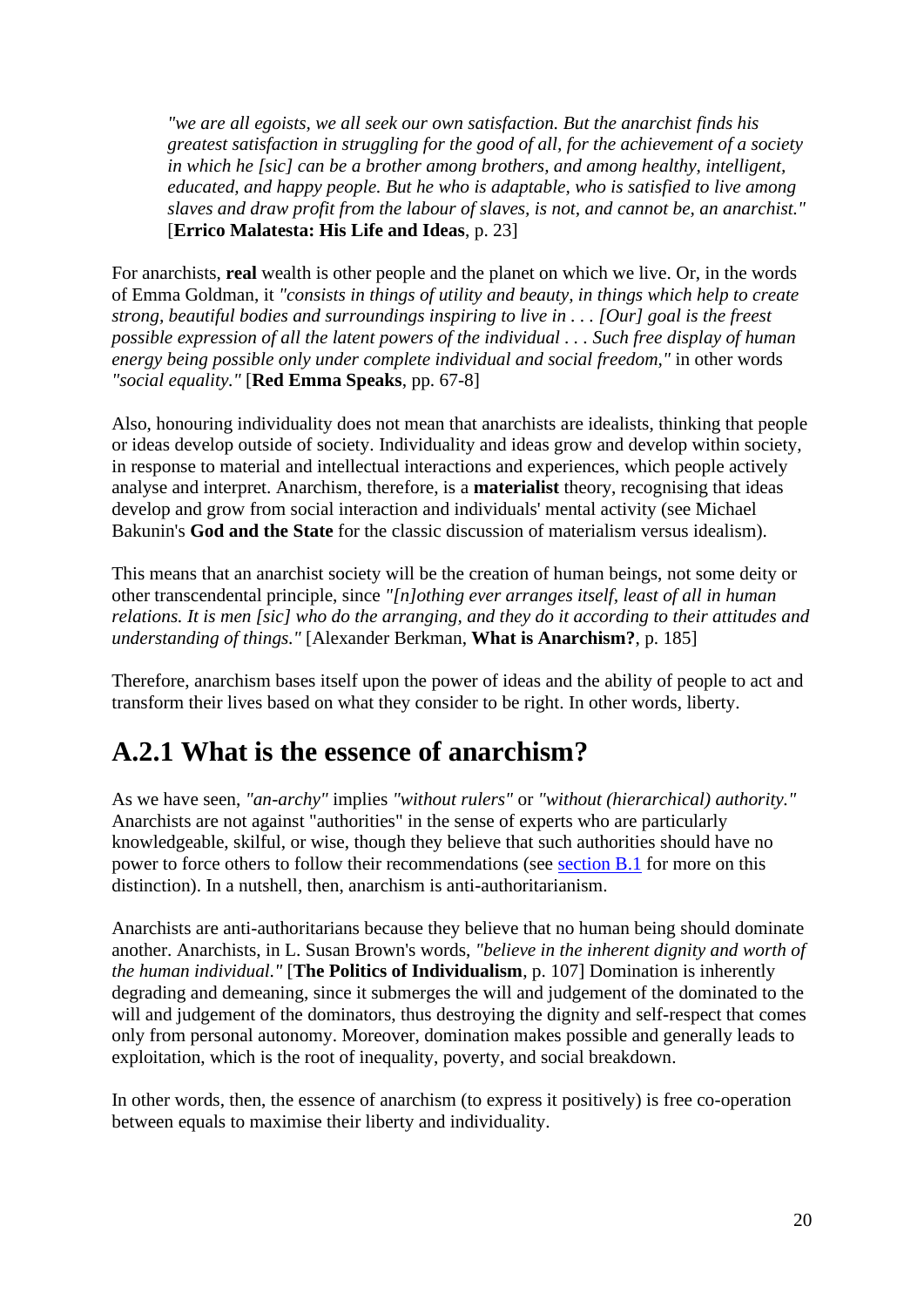> *"we are all egoists, we all seek our own satisfaction. But the anarchist finds his greatest satisfaction in struggling for the good of all, for the achievement of a society in which he [sic] can be a brother among brothers, and among healthy, intelligent, educated, and happy people. But he who is adaptable, who is satisfied to live among slaves and draw profit from the labour of slaves, is not, and cannot be, an anarchist."* [**Errico Malatesta: His Life and Ideas**, p. 23]

For anarchists, **real** wealth is other people and the planet on which we live. Or, in the words of Emma Goldman, it *"consists in things of utility and beauty, in things which help to create strong, beautiful bodies and surroundings inspiring to live in . . . [Our] goal is the freest possible expression of all the latent powers of the individual . . . Such free display of human energy being possible only under complete individual and social freedom,"* in other words *"social equality."* [**Red Emma Speaks**, pp. 67-8]

Also, honouring individuality does not mean that anarchists are idealists, thinking that people or ideas develop outside of society. Individuality and ideas grow and develop within society, in response to material and intellectual interactions and experiences, which people actively analyse and interpret. Anarchism, therefore, is a **materialist** theory, recognising that ideas develop and grow from social interaction and individuals' mental activity (see Michael Bakunin's **God and the State** for the classic discussion of materialism versus idealism).

This means that an anarchist society will be the creation of human beings, not some deity or other transcendental principle, since *"[n]othing ever arranges itself, least of all in human relations. It is men [sic] who do the arranging, and they do it according to their attitudes and understanding of things."* [Alexander Berkman, **What is Anarchism?**, p. 185]

Therefore, anarchism bases itself upon the power of ideas and the ability of people to act and transform their lives based on what they consider to be right. In other words, liberty.

## A.2.1 What is the essence of anarchism?

As we have seen, *"an-archy"* implies *"without rulers"* or *"without (hierarchical) authority."* Anarchists are not against "authorities" in the sense of experts who are particularly knowledgeable, skilful, or wise, though they believe that such authorities should have no power to force others to follow their recommendations (see section B.1 for more on this distinction). In a nutshell, then, anarchism is anti-authoritarianism.

Anarchists are anti-authoritarians because they believe that no human being should dominate another. Anarchists, in L. Susan Brown's words, *"believe in the inherent dignity and worth of the human individual."* [**The Politics of Individualism**, p. 107] Domination is inherently degrading and demeaning, since it submerges the will and judgement of the dominated to the will and judgement of the dominators, thus destroying the dignity and self-respect that comes only from personal autonomy. Moreover, domination makes possible and generally leads to exploitation, which is the root of inequality, poverty, and social breakdown.

In other words, then, the essence of anarchism (to express it positively) is free co-operation between equals to maximise their liberty and individuality.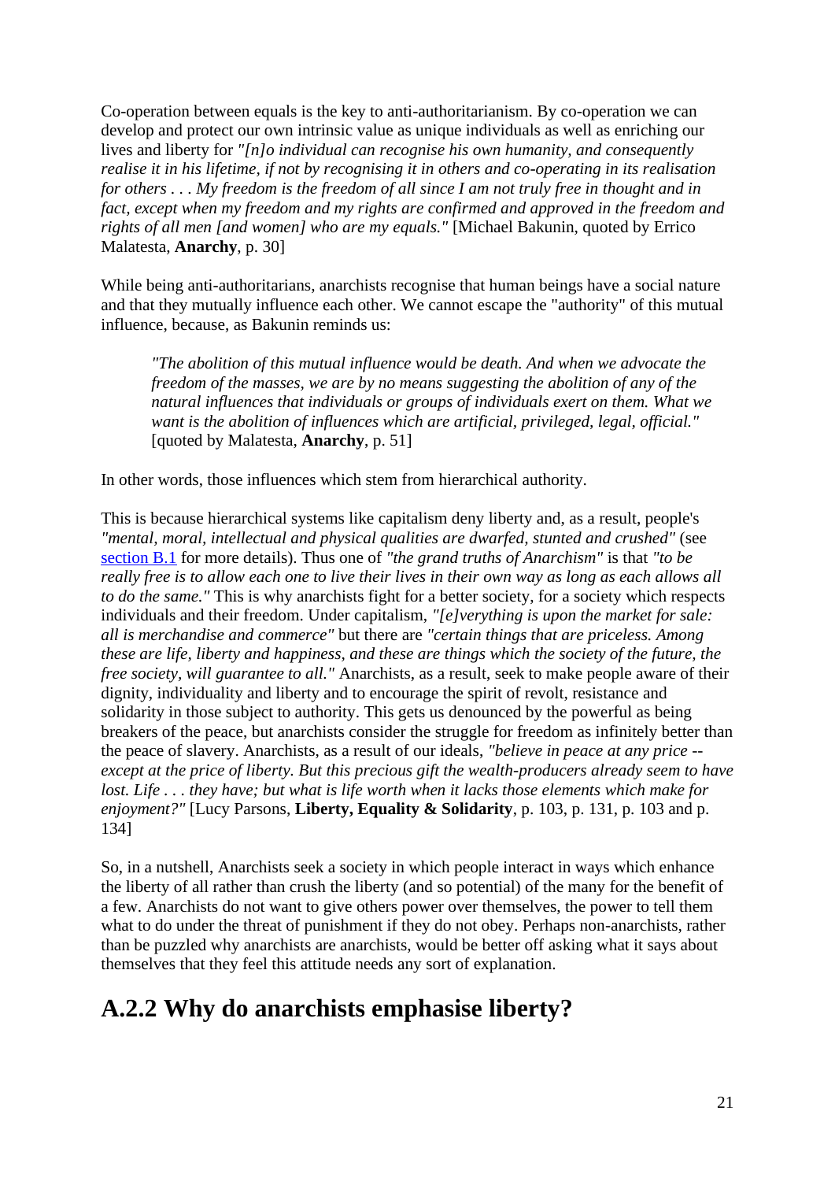Co-operation between equals is the key to anti-authoritarianism. By co-operation we can develop and protect our own intrinsic value as unique individuals as well as enriching our lives and liberty for *"[n]o individual can recognise his own humanity, and consequently realise it in his lifetime, if not by recognising it in others and co-operating in its realisation for others . . . My freedom is the freedom of all since I am not truly free in thought and in fact, except when my freedom and my rights are confirmed and approved in the freedom and rights of all men [and women] who are my equals."* [Michael Bakunin, quoted by Errico Malatesta, **Anarchy**, p. 30]

While being anti-authoritarians, anarchists recognise that human beings have a social nature and that they mutually influence each other. We cannot escape the "authority" of this mutual influence, because, as Bakunin reminds us:

> *"The abolition of this mutual influence would be death. And when we advocate the freedom of the masses, we are by no means suggesting the abolition of any of the natural influences that individuals or groups of individuals exert on them. What we want is the abolition of influences which are artificial, privileged, legal, official."* [quoted by Malatesta, **Anarchy**, p. 51]

In other words, those influences which stem from hierarchical authority.

This is because hierarchical systems like capitalism deny liberty and, as a result, people's *"mental, moral, intellectual and physical qualities are dwarfed, stunted and crushed"* (see section B.1 for more details). Thus one of *"the grand truths of Anarchism"* is that *"to be really free is to allow each one to live their lives in their own way as long as each allows all to do the same."* This is why anarchists fight for a better society, for a society which respects individuals and their freedom. Under capitalism, *"[e]verything is upon the market for sale: all is merchandise and commerce"* but there are *"certain things that are priceless. Among these are life, liberty and happiness, and these are things which the society of the future, the free society, will guarantee to all."* Anarchists, as a result, seek to make people aware of their dignity, individuality and liberty and to encourage the spirit of revolt, resistance and solidarity in those subject to authority. This gets us denounced by the powerful as being breakers of the peace, but anarchists consider the struggle for freedom as infinitely better than the peace of slavery. Anarchists, as a result of our ideals, *"believe in peace at any price -- except at the price of liberty. But this precious gift the wealth-producers already seem to have lost. Life . . . they have; but what is life worth when it lacks those elements which make for enjoyment?"* [Lucy Parsons, **Liberty, Equality & Solidarity**, p. 103, p. 131, p. 103 and p. 134]

So, in a nutshell, Anarchists seek a society in which people interact in ways which enhance the liberty of all rather than crush the liberty (and so potential) of the many for the benefit of a few. Anarchists do not want to give others power over themselves, the power to tell them what to do under the threat of punishment if they do not obey. Perhaps non-anarchists, rather than be puzzled why anarchists are anarchists, would be better off asking what it says about themselves that they feel this attitude needs any sort of explanation.

## A.2.2 Why do anarchists emphasise liberty?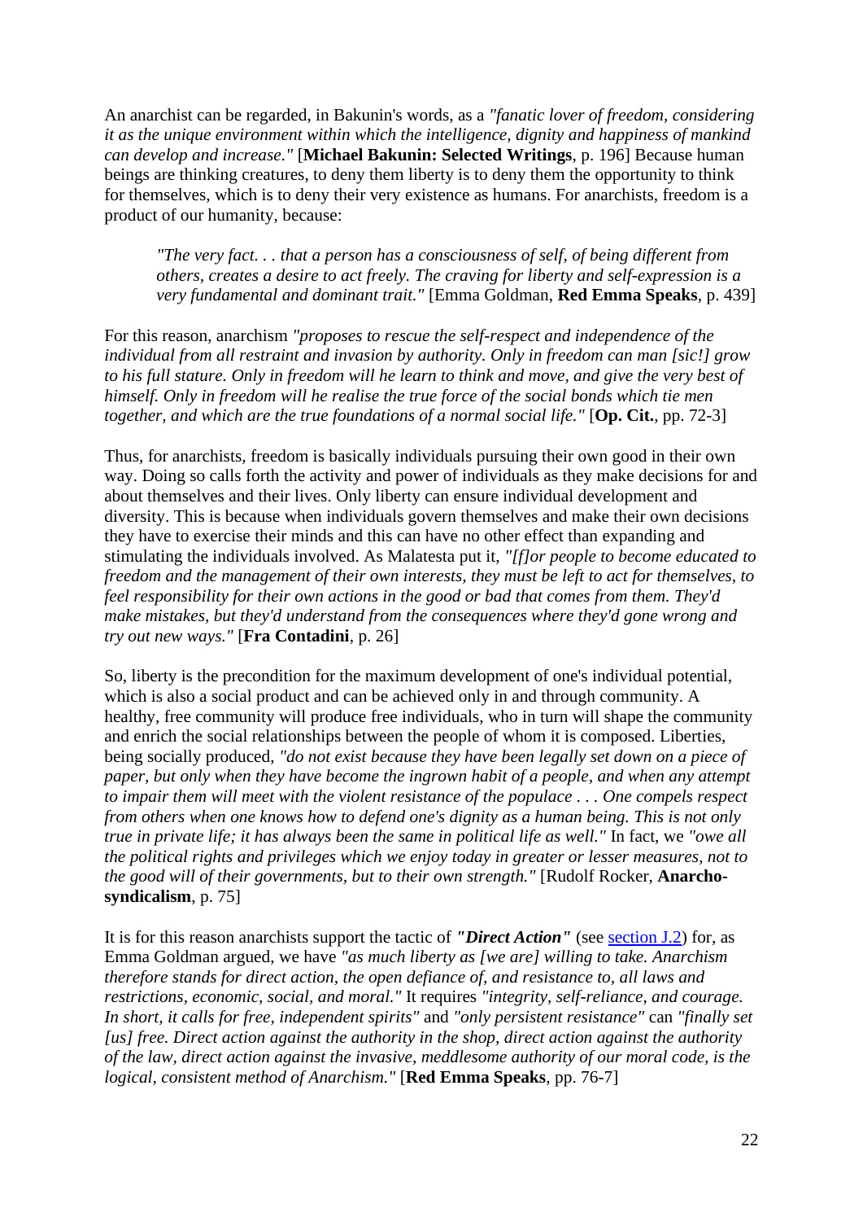An anarchist can be regarded, in Bakunin's words, as a *"fanatic lover of freedom, considering it as the unique environment within which the intelligence, dignity and happiness of mankind can develop and increase."* [**Michael Bakunin: Selected Writings**, p. 196] Because human beings are thinking creatures, to deny them liberty is to deny them the opportunity to think for themselves, which is to deny their very existence as humans. For anarchists, freedom is a product of our humanity, because:

> *"The very fact. . . that a person has a consciousness of self, of being different from others, creates a desire to act freely. The craving for liberty and self-expression is a very fundamental and dominant trait."* [Emma Goldman, **Red Emma Speaks**, p. 439]

For this reason, anarchism *"proposes to rescue the self-respect and independence of the individual from all restraint and invasion by authority. Only in freedom can man [sic!] grow to his full stature. Only in freedom will he learn to think and move, and give the very best of himself. Only in freedom will he realise the true force of the social bonds which tie men together, and which are the true foundations of a normal social life."* [**Op. Cit.**, pp. 72-3]

Thus, for anarchists, freedom is basically individuals pursuing their own good in their own way. Doing so calls forth the activity and power of individuals as they make decisions for and about themselves and their lives. Only liberty can ensure individual development and diversity. This is because when individuals govern themselves and make their own decisions they have to exercise their minds and this can have no other effect than expanding and stimulating the individuals involved. As Malatesta put it, *"[f]or people to become educated to freedom and the management of their own interests, they must be left to act for themselves, to feel responsibility for their own actions in the good or bad that comes from them. They'd make mistakes, but they'd understand from the consequences where they'd gone wrong and try out new ways."* [**Fra Contadini**, p. 26]

So, liberty is the precondition for the maximum development of one's individual potential, which is also a social product and can be achieved only in and through community. A healthy, free community will produce free individuals, who in turn will shape the community and enrich the social relationships between the people of whom it is composed. Liberties, being socially produced, *"do not exist because they have been legally set down on a piece of paper, but only when they have become the ingrown habit of a people, and when any attempt to impair them will meet with the violent resistance of the populace . . . One compels respect from others when one knows how to defend one's dignity as a human being. This is not only true in private life; it has always been the same in political life as well."* In fact, we *"owe all the political rights and privileges which we enjoy today in greater or lesser measures, not to the good will of their governments, but to their own strength."* [Rudolf Rocker, **Anarcho-syndicalism**, p. 75]

It is for this reason anarchists support the tactic of ***"Direct Action"*** (see section J.2) for, as Emma Goldman argued, we have *"as much liberty as [we are] willing to take. Anarchism therefore stands for direct action, the open defiance of, and resistance to, all laws and restrictions, economic, social, and moral."* It requires *"integrity, self-reliance, and courage. In short, it calls for free, independent spirits"* and *"only persistent resistance"* can *"finally set [us] free. Direct action against the authority in the shop, direct action against the authority of the law, direct action against the invasive, meddlesome authority of our moral code, is the logical, consistent method of Anarchism."* [**Red Emma Speaks**, pp. 76-7]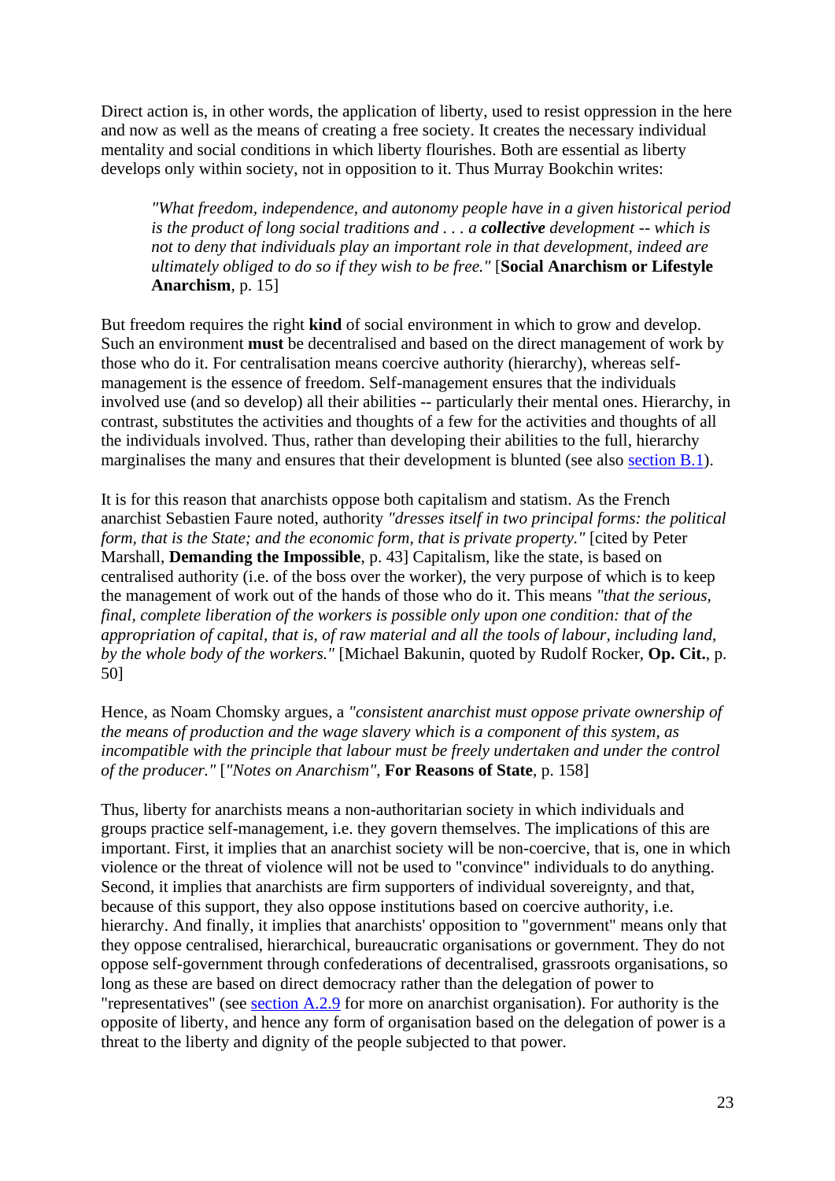Direct action is, in other words, the application of liberty, used to resist oppression in the here and now as well as the means of creating a free society. It creates the necessary individual mentality and social conditions in which liberty flourishes. Both are essential as liberty develops only within society, not in opposition to it. Thus Murray Bookchin writes:

> *"What freedom, independence, and autonomy people have in a given historical period is the product of long social traditions and . . . a **collective** development -- which is not to deny that individuals play an important role in that development, indeed are ultimately obliged to do so if they wish to be free."* [**Social Anarchism or Lifestyle Anarchism**, p. 15]

But freedom requires the right **kind** of social environment in which to grow and develop. Such an environment **must** be decentralised and based on the direct management of work by those who do it. For centralisation means coercive authority (hierarchy), whereas self-management is the essence of freedom. Self-management ensures that the individuals involved use (and so develop) all their abilities -- particularly their mental ones. Hierarchy, in contrast, substitutes the activities and thoughts of a few for the activities and thoughts of all the individuals involved. Thus, rather than developing their abilities to the full, hierarchy marginalises the many and ensures that their development is blunted (see also section B.1).

It is for this reason that anarchists oppose both capitalism and statism. As the French anarchist Sebastien Faure noted, authority *"dresses itself in two principal forms: the political form, that is the State; and the economic form, that is private property."* [cited by Peter Marshall, **Demanding the Impossible**, p. 43] Capitalism, like the state, is based on centralised authority (i.e. of the boss over the worker), the very purpose of which is to keep the management of work out of the hands of those who do it. This means *"that the serious, final, complete liberation of the workers is possible only upon one condition: that of the appropriation of capital, that is, of raw material and all the tools of labour, including land, by the whole body of the workers."* [Michael Bakunin, quoted by Rudolf Rocker, **Op. Cit.**, p. 50]

Hence, as Noam Chomsky argues, a *"consistent anarchist must oppose private ownership of the means of production and the wage slavery which is a component of this system, as incompatible with the principle that labour must be freely undertaken and under the control of the producer."* [*"Notes on Anarchism"*, **For Reasons of State**, p. 158]

Thus, liberty for anarchists means a non-authoritarian society in which individuals and groups practice self-management, i.e. they govern themselves. The implications of this are important. First, it implies that an anarchist society will be non-coercive, that is, one in which violence or the threat of violence will not be used to "convince" individuals to do anything. Second, it implies that anarchists are firm supporters of individual sovereignty, and that, because of this support, they also oppose institutions based on coercive authority, i.e. hierarchy. And finally, it implies that anarchists' opposition to "government" means only that they oppose centralised, hierarchical, bureaucratic organisations or government. They do not oppose self-government through confederations of decentralised, grassroots organisations, so long as these are based on direct democracy rather than the delegation of power to "representatives" (see section A.2.9 for more on anarchist organisation). For authority is the opposite of liberty, and hence any form of organisation based on the delegation of power is a threat to the liberty and dignity of the people subjected to that power.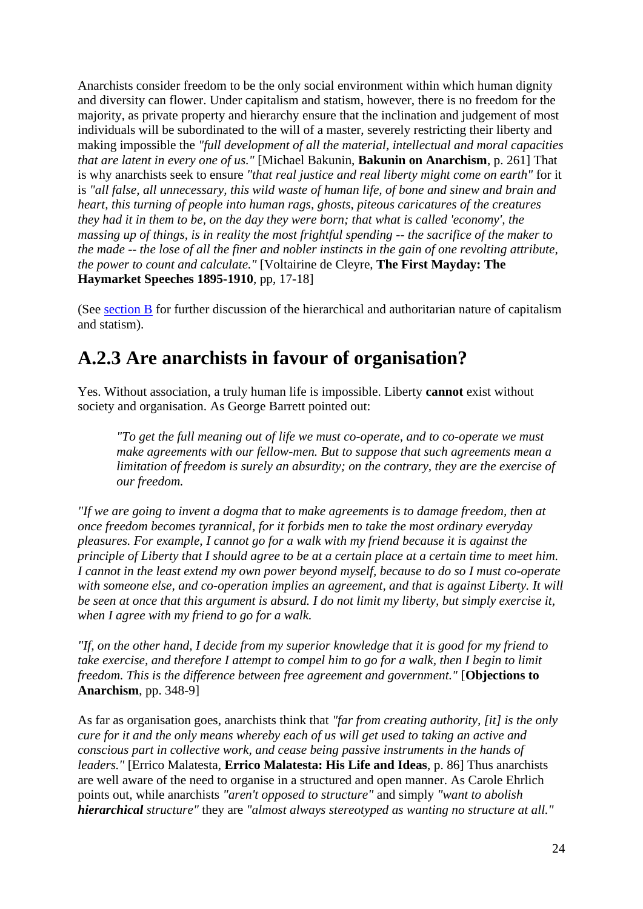Anarchists consider freedom to be the only social environment within which human dignity and diversity can flower. Under capitalism and statism, however, there is no freedom for the majority, as private property and hierarchy ensure that the inclination and judgement of most individuals will be subordinated to the will of a master, severely restricting their liberty and making impossible the *"full development of all the material, intellectual and moral capacities that are latent in every one of us."* [Michael Bakunin, **Bakunin on Anarchism**, p. 261] That is why anarchists seek to ensure *"that real justice and real liberty might come on earth"* for it is *"all false, all unnecessary, this wild waste of human life, of bone and sinew and brain and heart, this turning of people into human rags, ghosts, piteous caricatures of the creatures they had it in them to be, on the day they were born; that what is called 'economy', the massing up of things, is in reality the most frightful spending -- the sacrifice of the maker to the made -- the lose of all the finer and nobler instincts in the gain of one revolting attribute, the power to count and calculate."* [Voltairine de Cleyre, **The First Mayday: The Haymarket Speeches 1895-1910**, pp, 17-18]

(See section B for further discussion of the hierarchical and authoritarian nature of capitalism and statism).

## A.2.3 Are anarchists in favour of organisation?

Yes. Without association, a truly human life is impossible. Liberty **cannot** exist without society and organisation. As George Barrett pointed out:

> *"To get the full meaning out of life we must co-operate, and to co-operate we must make agreements with our fellow-men. But to suppose that such agreements mean a limitation of freedom is surely an absurdity; on the contrary, they are the exercise of our freedom.*

*"If we are going to invent a dogma that to make agreements is to damage freedom, then at once freedom becomes tyrannical, for it forbids men to take the most ordinary everyday pleasures. For example, I cannot go for a walk with my friend because it is against the principle of Liberty that I should agree to be at a certain place at a certain time to meet him. I cannot in the least extend my own power beyond myself, because to do so I must co-operate with someone else, and co-operation implies an agreement, and that is against Liberty. It will be seen at once that this argument is absurd. I do not limit my liberty, but simply exercise it, when I agree with my friend to go for a walk.*

*"If, on the other hand, I decide from my superior knowledge that it is good for my friend to take exercise, and therefore I attempt to compel him to go for a walk, then I begin to limit freedom. This is the difference between free agreement and government."* [**Objections to Anarchism**, pp. 348-9]

As far as organisation goes, anarchists think that *"far from creating authority, [it] is the only cure for it and the only means whereby each of us will get used to taking an active and conscious part in collective work, and cease being passive instruments in the hands of leaders."* [Errico Malatesta, **Errico Malatesta: His Life and Ideas**, p. 86] Thus anarchists are well aware of the need to organise in a structured and open manner. As Carole Ehrlich points out, while anarchists *"aren't opposed to structure"* and simply *"want to abolish* ***hierarchical*** *structure"* they are *"almost always stereotyped as wanting no structure at all."*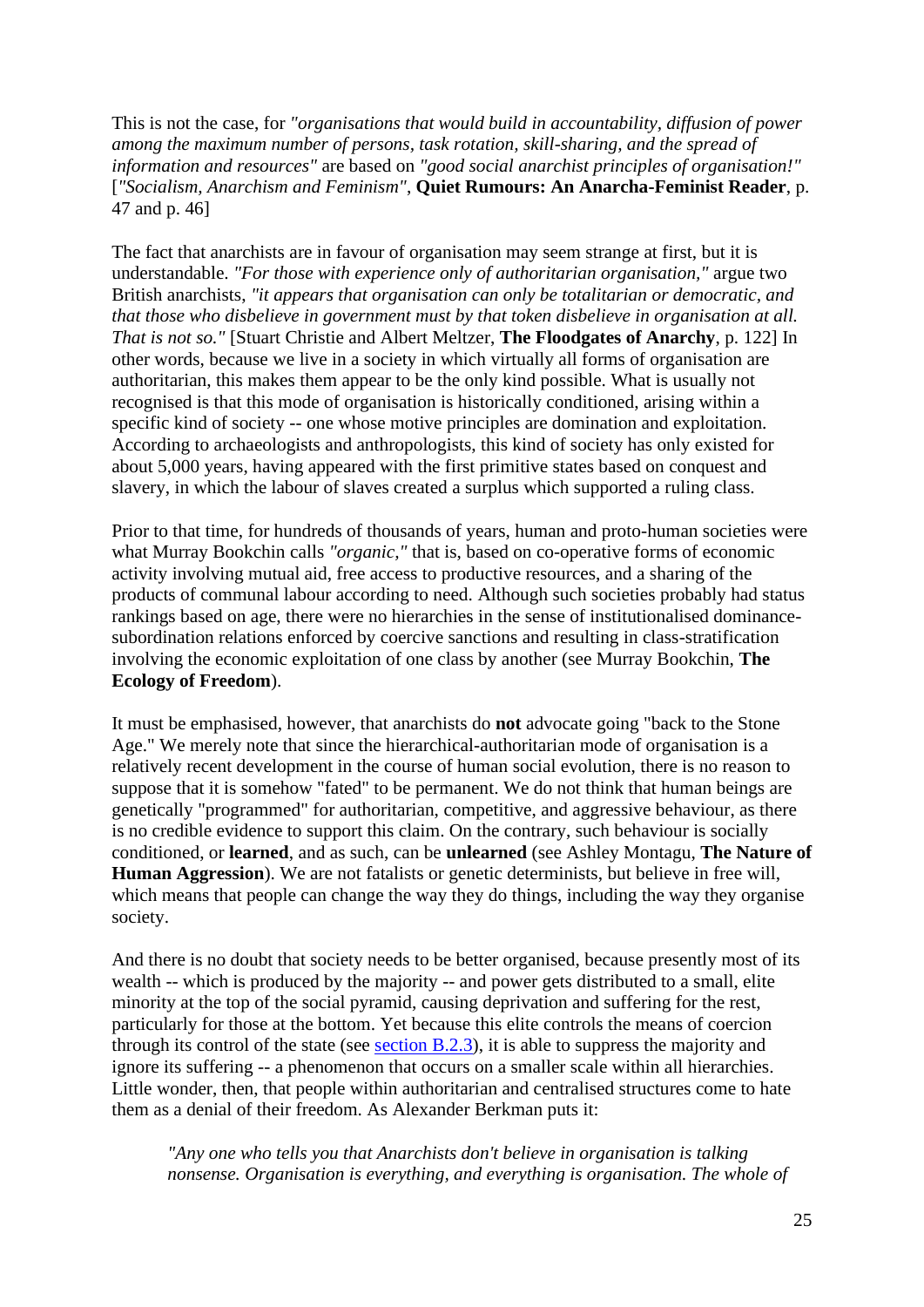This is not the case, for *"organisations that would build in accountability, diffusion of power among the maximum number of persons, task rotation, skill-sharing, and the spread of information and resources"* are based on *"good social anarchist principles of organisation!"* [*"Socialism, Anarchism and Feminism"*, **Quiet Rumours: An Anarcha-Feminist Reader**, p. 47 and p. 46]

The fact that anarchists are in favour of organisation may seem strange at first, but it is understandable. *"For those with experience only of authoritarian organisation,"* argue two British anarchists, *"it appears that organisation can only be totalitarian or democratic, and that those who disbelieve in government must by that token disbelieve in organisation at all. That is not so."* [Stuart Christie and Albert Meltzer, **The Floodgates of Anarchy**, p. 122] In other words, because we live in a society in which virtually all forms of organisation are authoritarian, this makes them appear to be the only kind possible. What is usually not recognised is that this mode of organisation is historically conditioned, arising within a specific kind of society -- one whose motive principles are domination and exploitation. According to archaeologists and anthropologists, this kind of society has only existed for about 5,000 years, having appeared with the first primitive states based on conquest and slavery, in which the labour of slaves created a surplus which supported a ruling class.

Prior to that time, for hundreds of thousands of years, human and proto-human societies were what Murray Bookchin calls *"organic,"* that is, based on co-operative forms of economic activity involving mutual aid, free access to productive resources, and a sharing of the products of communal labour according to need. Although such societies probably had status rankings based on age, there were no hierarchies in the sense of institutionalised dominance-subordination relations enforced by coercive sanctions and resulting in class-stratification involving the economic exploitation of one class by another (see Murray Bookchin, **The Ecology of Freedom**).

It must be emphasised, however, that anarchists do **not** advocate going "back to the Stone Age." We merely note that since the hierarchical-authoritarian mode of organisation is a relatively recent development in the course of human social evolution, there is no reason to suppose that it is somehow "fated" to be permanent. We do not think that human beings are genetically "programmed" for authoritarian, competitive, and aggressive behaviour, as there is no credible evidence to support this claim. On the contrary, such behaviour is socially conditioned, or **learned**, and as such, can be **unlearned** (see Ashley Montagu, **The Nature of Human Aggression**). We are not fatalists or genetic determinists, but believe in free will, which means that people can change the way they do things, including the way they organise society.

And there is no doubt that society needs to be better organised, because presently most of its wealth -- which is produced by the majority -- and power gets distributed to a small, elite minority at the top of the social pyramid, causing deprivation and suffering for the rest, particularly for those at the bottom. Yet because this elite controls the means of coercion through its control of the state (see section B.2.3), it is able to suppress the majority and ignore its suffering -- a phenomenon that occurs on a smaller scale within all hierarchies. Little wonder, then, that people within authoritarian and centralised structures come to hate them as a denial of their freedom. As Alexander Berkman puts it:

> *"Any one who tells you that Anarchists don't believe in organisation is talking nonsense. Organisation is everything, and everything is organisation. The whole of*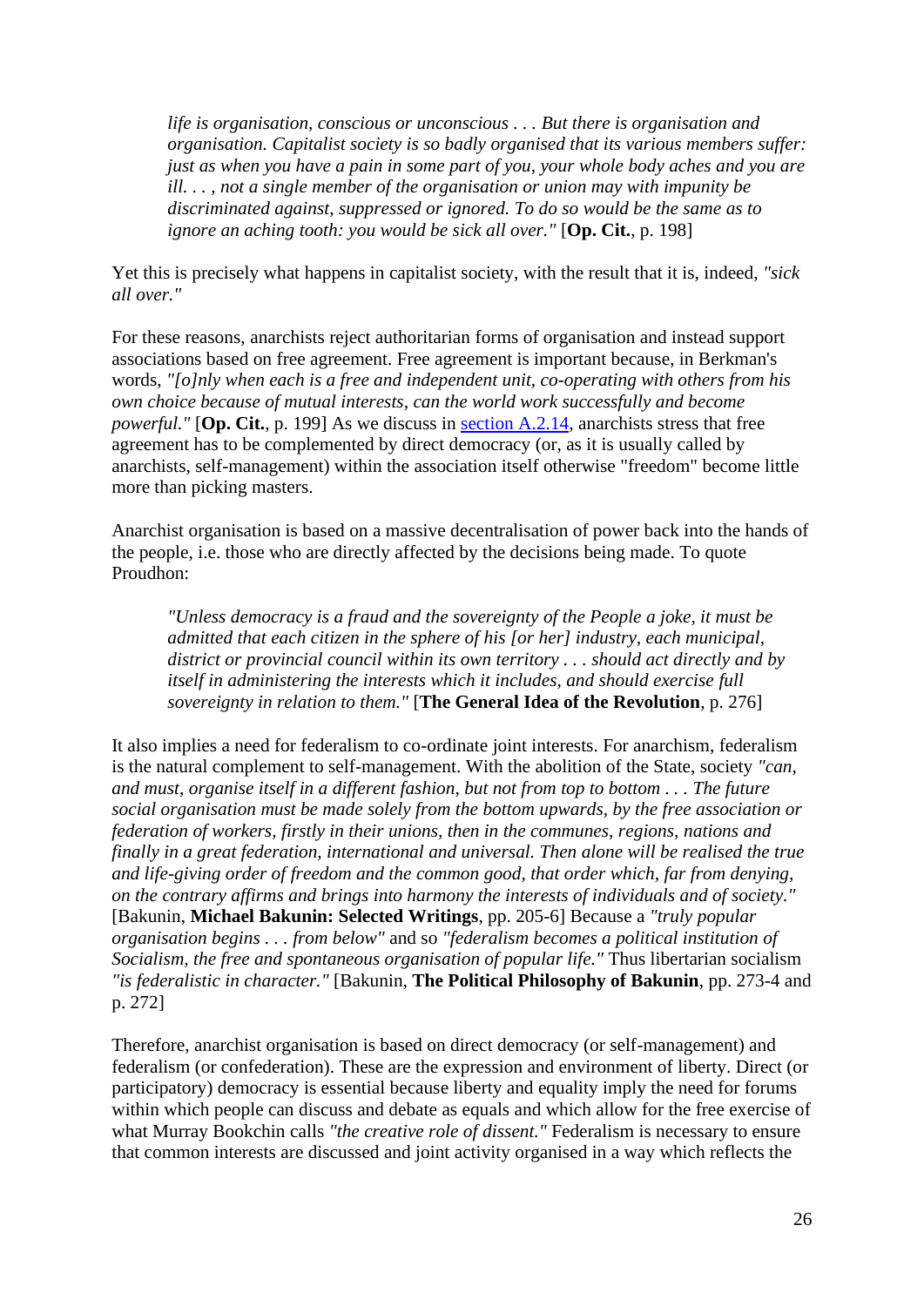> *life is organisation, conscious or unconscious . . . But there is organisation and organisation. Capitalist society is so badly organised that its various members suffer: just as when you have a pain in some part of you, your whole body aches and you are ill. . . , not a single member of the organisation or union may with impunity be discriminated against, suppressed or ignored. To do so would be the same as to ignore an aching tooth: you would be sick all over."* [**Op. Cit.**, p. 198]

Yet this is precisely what happens in capitalist society, with the result that it is, indeed, *"sick all over."*

For these reasons, anarchists reject authoritarian forms of organisation and instead support associations based on free agreement. Free agreement is important because, in Berkman's words, *"[o]nly when each is a free and independent unit, co-operating with others from his own choice because of mutual interests, can the world work successfully and become powerful."* [**Op. Cit.**, p. 199] As we discuss in section A.2.14, anarchists stress that free agreement has to be complemented by direct democracy (or, as it is usually called by anarchists, self-management) within the association itself otherwise "freedom" become little more than picking masters.

Anarchist organisation is based on a massive decentralisation of power back into the hands of the people, i.e. those who are directly affected by the decisions being made. To quote Proudhon:

> *"Unless democracy is a fraud and the sovereignty of the People a joke, it must be admitted that each citizen in the sphere of his [or her] industry, each municipal, district or provincial council within its own territory . . . should act directly and by itself in administering the interests which it includes, and should exercise full sovereignty in relation to them."* [**The General Idea of the Revolution**, p. 276]

It also implies a need for federalism to co-ordinate joint interests. For anarchism, federalism is the natural complement to self-management. With the abolition of the State, society *"can, and must, organise itself in a different fashion, but not from top to bottom . . . The future social organisation must be made solely from the bottom upwards, by the free association or federation of workers, firstly in their unions, then in the communes, regions, nations and finally in a great federation, international and universal. Then alone will be realised the true and life-giving order of freedom and the common good, that order which, far from denying, on the contrary affirms and brings into harmony the interests of individuals and of society."* [Bakunin, **Michael Bakunin: Selected Writings**, pp. 205-6] Because a *"truly popular organisation begins . . . from below"* and so *"federalism becomes a political institution of Socialism, the free and spontaneous organisation of popular life."* Thus libertarian socialism *"is federalistic in character."* [Bakunin, **The Political Philosophy of Bakunin**, pp. 273-4 and p. 272]

Therefore, anarchist organisation is based on direct democracy (or self-management) and federalism (or confederation). These are the expression and environment of liberty. Direct (or participatory) democracy is essential because liberty and equality imply the need for forums within which people can discuss and debate as equals and which allow for the free exercise of what Murray Bookchin calls *"the creative role of dissent."* Federalism is necessary to ensure that common interests are discussed and joint activity organised in a way which reflects the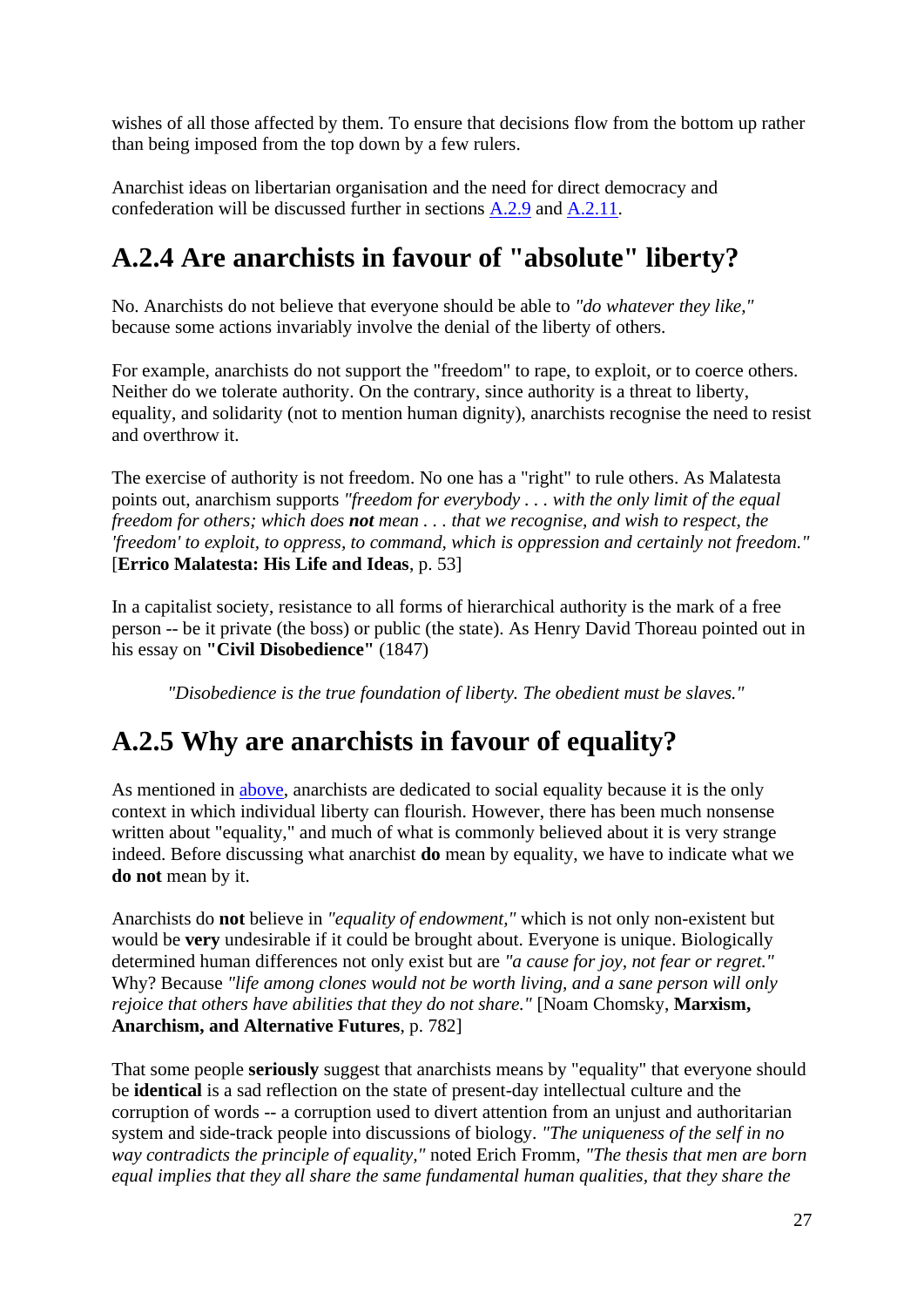wishes of all those affected by them. To ensure that decisions flow from the bottom up rather than being imposed from the top down by a few rulers.

Anarchist ideas on libertarian organisation and the need for direct democracy and confederation will be discussed further in sections A.2.9 and A.2.11.

## A.2.4 Are anarchists in favour of "absolute" liberty?

No. Anarchists do not believe that everyone should be able to *"do whatever they like,"* because some actions invariably involve the denial of the liberty of others.

For example, anarchists do not support the "freedom" to rape, to exploit, or to coerce others. Neither do we tolerate authority. On the contrary, since authority is a threat to liberty, equality, and solidarity (not to mention human dignity), anarchists recognise the need to resist and overthrow it.

The exercise of authority is not freedom. No one has a "right" to rule others. As Malatesta points out, anarchism supports *"freedom for everybody . . . with the only limit of the equal freedom for others; which does **not** mean . . . that we recognise, and wish to respect, the 'freedom' to exploit, to oppress, to command, which is oppression and certainly not freedom."* [**Errico Malatesta: His Life and Ideas**, p. 53]

In a capitalist society, resistance to all forms of hierarchical authority is the mark of a free person -- be it private (the boss) or public (the state). As Henry David Thoreau pointed out in his essay on **"Civil Disobedience"** (1847)

> *"Disobedience is the true foundation of liberty. The obedient must be slaves."*

## A.2.5 Why are anarchists in favour of equality?

As mentioned in above, anarchists are dedicated to social equality because it is the only context in which individual liberty can flourish. However, there has been much nonsense written about "equality," and much of what is commonly believed about it is very strange indeed. Before discussing what anarchist **do** mean by equality, we have to indicate what we **do not** mean by it.

Anarchists do **not** believe in *"equality of endowment,"* which is not only non-existent but would be **very** undesirable if it could be brought about. Everyone is unique. Biologically determined human differences not only exist but are *"a cause for joy, not fear or regret."* Why? Because *"life among clones would not be worth living, and a sane person will only rejoice that others have abilities that they do not share."* [Noam Chomsky, **Marxism, Anarchism, and Alternative Futures**, p. 782]

That some people **seriously** suggest that anarchists means by "equality" that everyone should be **identical** is a sad reflection on the state of present-day intellectual culture and the corruption of words -- a corruption used to divert attention from an unjust and authoritarian system and side-track people into discussions of biology. *"The uniqueness of the self in no way contradicts the principle of equality,"* noted Erich Fromm, *"The thesis that men are born equal implies that they all share the same fundamental human qualities, that they share the*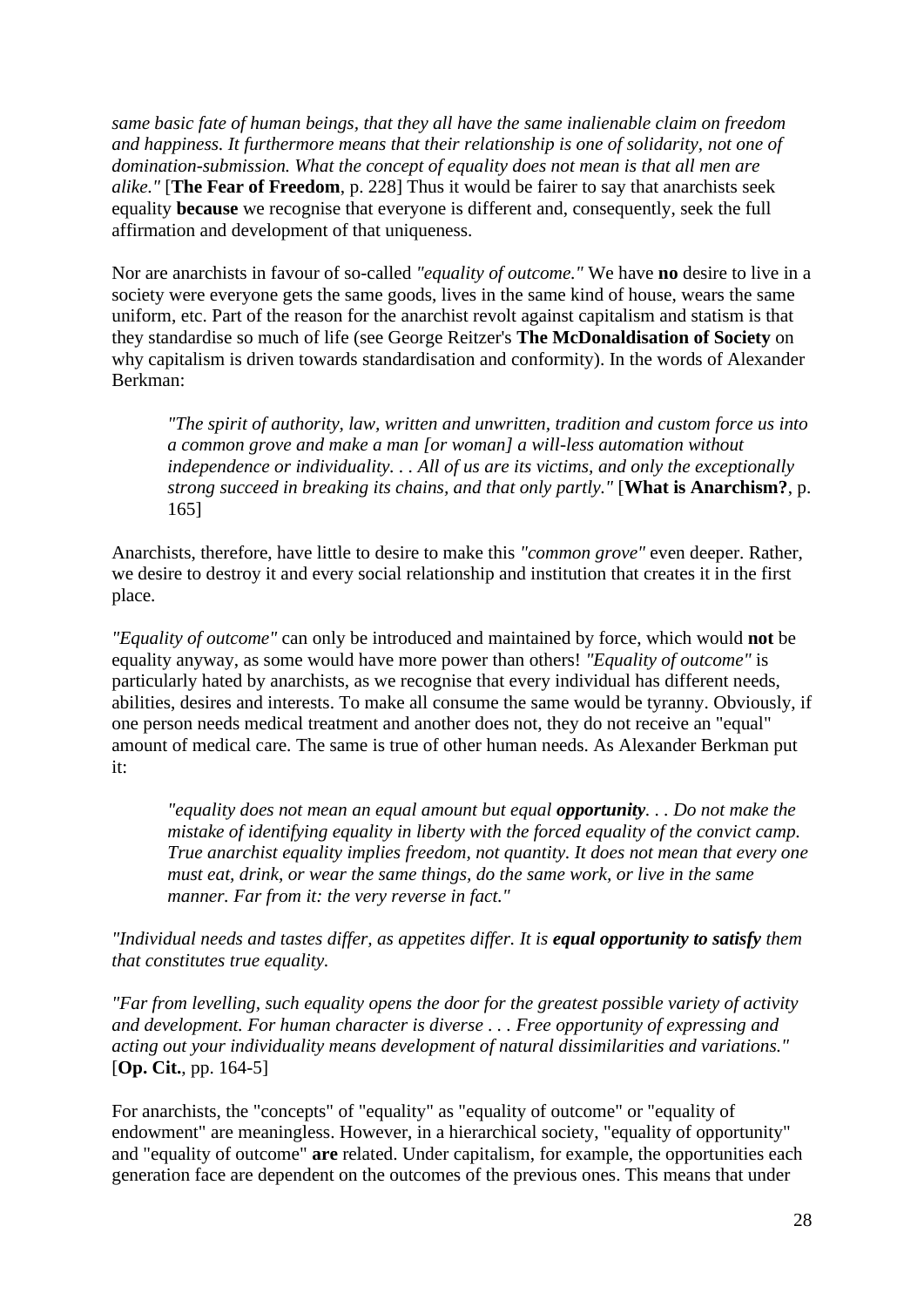*same basic fate of human beings, that they all have the same inalienable claim on freedom and happiness. It furthermore means that their relationship is one of solidarity, not one of domination-submission. What the concept of equality does not mean is that all men are alike."* [**The Fear of Freedom**, p. 228] Thus it would be fairer to say that anarchists seek equality **because** we recognise that everyone is different and, consequently, seek the full affirmation and development of that uniqueness.

Nor are anarchists in favour of so-called *"equality of outcome."* We have **no** desire to live in a society were everyone gets the same goods, lives in the same kind of house, wears the same uniform, etc. Part of the reason for the anarchist revolt against capitalism and statism is that they standardise so much of life (see George Reitzer's **The McDonaldisation of Society** on why capitalism is driven towards standardisation and conformity). In the words of Alexander Berkman:

> *"The spirit of authority, law, written and unwritten, tradition and custom force us into a common grove and make a man [or woman] a will-less automation without independence or individuality. . . All of us are its victims, and only the exceptionally strong succeed in breaking its chains, and that only partly."* [**What is Anarchism?**, p. 165]

Anarchists, therefore, have little to desire to make this *"common grove"* even deeper. Rather, we desire to destroy it and every social relationship and institution that creates it in the first place.

*"Equality of outcome"* can only be introduced and maintained by force, which would **not** be equality anyway, as some would have more power than others! *"Equality of outcome"* is particularly hated by anarchists, as we recognise that every individual has different needs, abilities, desires and interests. To make all consume the same would be tyranny. Obviously, if one person needs medical treatment and another does not, they do not receive an "equal" amount of medical care. The same is true of other human needs. As Alexander Berkman put it:

> *"equality does not mean an equal amount but equal **opportunity**. . . Do not make the mistake of identifying equality in liberty with the forced equality of the convict camp. True anarchist equality implies freedom, not quantity. It does not mean that every one must eat, drink, or wear the same things, do the same work, or live in the same manner. Far from it: the very reverse in fact."*

*"Individual needs and tastes differ, as appetites differ. It is **equal opportunity to satisfy** them that constitutes true equality.*

*"Far from levelling, such equality opens the door for the greatest possible variety of activity and development. For human character is diverse . . . Free opportunity of expressing and acting out your individuality means development of natural dissimilarities and variations."* [**Op. Cit.**, pp. 164-5]

For anarchists, the "concepts" of "equality" as "equality of outcome" or "equality of endowment" are meaningless. However, in a hierarchical society, "equality of opportunity" and "equality of outcome" **are** related. Under capitalism, for example, the opportunities each generation face are dependent on the outcomes of the previous ones. This means that under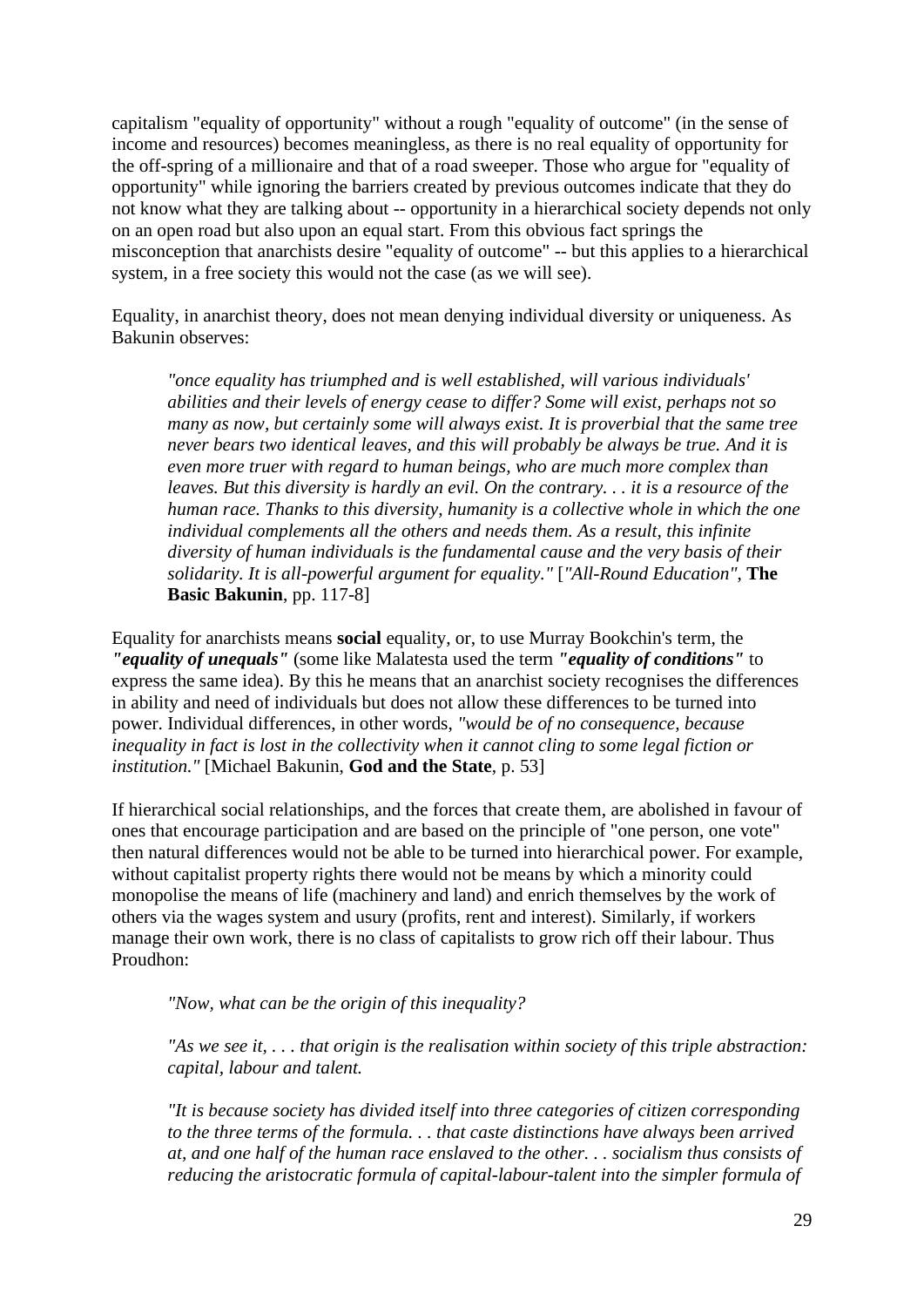capitalism "equality of opportunity" without a rough "equality of outcome" (in the sense of income and resources) becomes meaningless, as there is no real equality of opportunity for the off-spring of a millionaire and that of a road sweeper. Those who argue for "equality of opportunity" while ignoring the barriers created by previous outcomes indicate that they do not know what they are talking about -- opportunity in a hierarchical society depends not only on an open road but also upon an equal start. From this obvious fact springs the misconception that anarchists desire "equality of outcome" -- but this applies to a hierarchical system, in a free society this would not the case (as we will see).

Equality, in anarchist theory, does not mean denying individual diversity or uniqueness. As Bakunin observes:

> *"once equality has triumphed and is well established, will various individuals' abilities and their levels of energy cease to differ? Some will exist, perhaps not so many as now, but certainly some will always exist. It is proverbial that the same tree never bears two identical leaves, and this will probably be always be true. And it is even more truer with regard to human beings, who are much more complex than leaves. But this diversity is hardly an evil. On the contrary. . . it is a resource of the human race. Thanks to this diversity, humanity is a collective whole in which the one individual complements all the others and needs them. As a result, this infinite diversity of human individuals is the fundamental cause and the very basis of their solidarity. It is all-powerful argument for equality."* [*"All-Round Education"*, **The Basic Bakunin**, pp. 117-8]

Equality for anarchists means **social** equality, or, to use Murray Bookchin's term, the ***"equality of unequals"*** (some like Malatesta used the term ***"equality of conditions"*** to express the same idea). By this he means that an anarchist society recognises the differences in ability and need of individuals but does not allow these differences to be turned into power. Individual differences, in other words, *"would be of no consequence, because inequality in fact is lost in the collectivity when it cannot cling to some legal fiction or institution."* [Michael Bakunin, **God and the State**, p. 53]

If hierarchical social relationships, and the forces that create them, are abolished in favour of ones that encourage participation and are based on the principle of "one person, one vote" then natural differences would not be able to be turned into hierarchical power. For example, without capitalist property rights there would not be means by which a minority could monopolise the means of life (machinery and land) and enrich themselves by the work of others via the wages system and usury (profits, rent and interest). Similarly, if workers manage their own work, there is no class of capitalists to grow rich off their labour. Thus Proudhon:

> *"Now, what can be the origin of this inequality?*
>
> *"As we see it, . . . that origin is the realisation within society of this triple abstraction: capital, labour and talent.*
>
> *"It is because society has divided itself into three categories of citizen corresponding to the three terms of the formula. . . that caste distinctions have always been arrived at, and one half of the human race enslaved to the other. . . socialism thus consists of reducing the aristocratic formula of capital-labour-talent into the simpler formula of*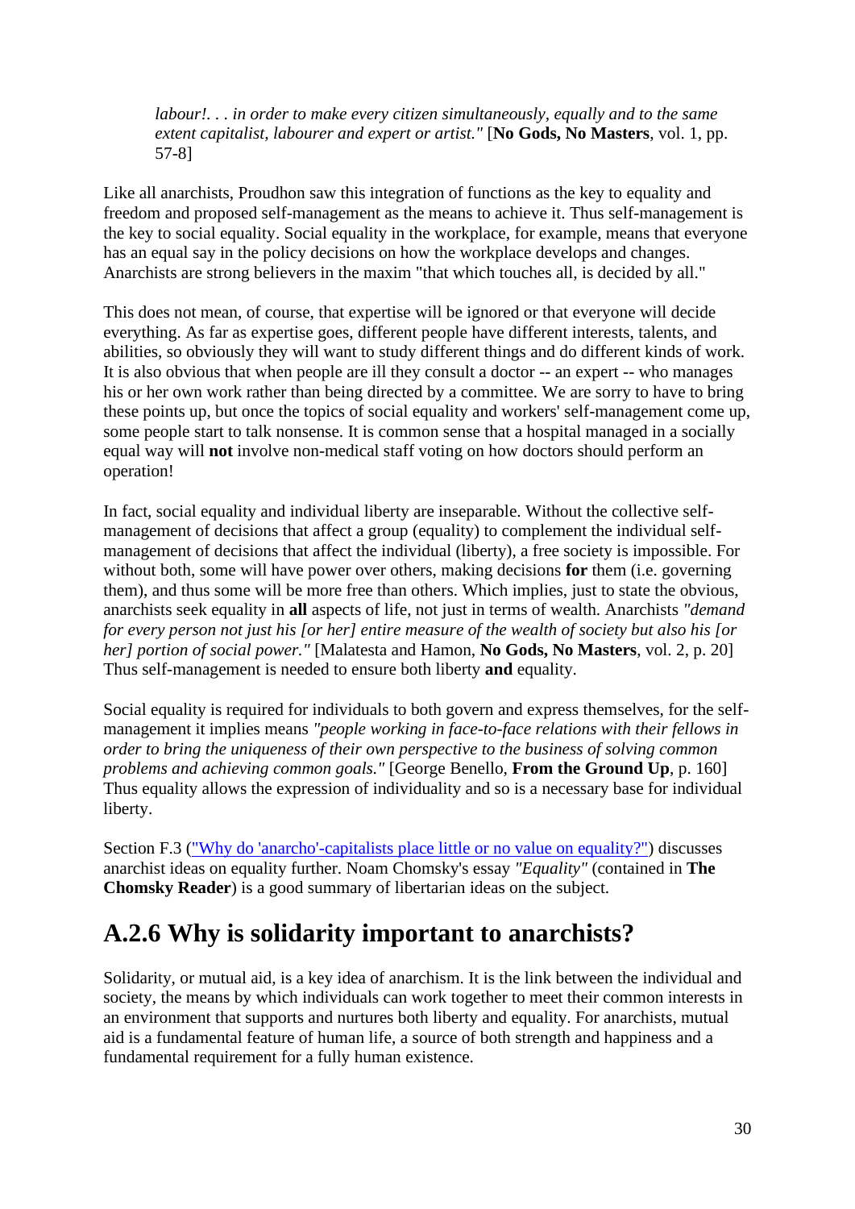> *labour!. . . in order to make every citizen simultaneously, equally and to the same extent capitalist, labourer and expert or artist."* [**No Gods, No Masters**, vol. 1, pp. 57-8]

Like all anarchists, Proudhon saw this integration of functions as the key to equality and freedom and proposed self-management as the means to achieve it. Thus self-management is the key to social equality. Social equality in the workplace, for example, means that everyone has an equal say in the policy decisions on how the workplace develops and changes. Anarchists are strong believers in the maxim "that which touches all, is decided by all."

This does not mean, of course, that expertise will be ignored or that everyone will decide everything. As far as expertise goes, different people have different interests, talents, and abilities, so obviously they will want to study different things and do different kinds of work. It is also obvious that when people are ill they consult a doctor -- an expert -- who manages his or her own work rather than being directed by a committee. We are sorry to have to bring these points up, but once the topics of social equality and workers' self-management come up, some people start to talk nonsense. It is common sense that a hospital managed in a socially equal way will **not** involve non-medical staff voting on how doctors should perform an operation!

In fact, social equality and individual liberty are inseparable. Without the collective self-management of decisions that affect a group (equality) to complement the individual self-management of decisions that affect the individual (liberty), a free society is impossible. For without both, some will have power over others, making decisions **for** them (i.e. governing them), and thus some will be more free than others. Which implies, just to state the obvious, anarchists seek equality in **all** aspects of life, not just in terms of wealth. Anarchists *"demand for every person not just his [or her] entire measure of the wealth of society but also his [or her] portion of social power."* [Malatesta and Hamon, **No Gods, No Masters**, vol. 2, p. 20] Thus self-management is needed to ensure both liberty **and** equality.

Social equality is required for individuals to both govern and express themselves, for the self-management it implies means *"people working in face-to-face relations with their fellows in order to bring the uniqueness of their own perspective to the business of solving common problems and achieving common goals."* [George Benello, **From the Ground Up**, p. 160] Thus equality allows the expression of individuality and so is a necessary base for individual liberty.

Section F.3 ("Why do 'anarcho'-capitalists place little or no value on equality?") discusses anarchist ideas on equality further. Noam Chomsky's essay *"Equality"* (contained in **The Chomsky Reader**) is a good summary of libertarian ideas on the subject.

## A.2.6 Why is solidarity important to anarchists?

Solidarity, or mutual aid, is a key idea of anarchism. It is the link between the individual and society, the means by which individuals can work together to meet their common interests in an environment that supports and nurtures both liberty and equality. For anarchists, mutual aid is a fundamental feature of human life, a source of both strength and happiness and a fundamental requirement for a fully human existence.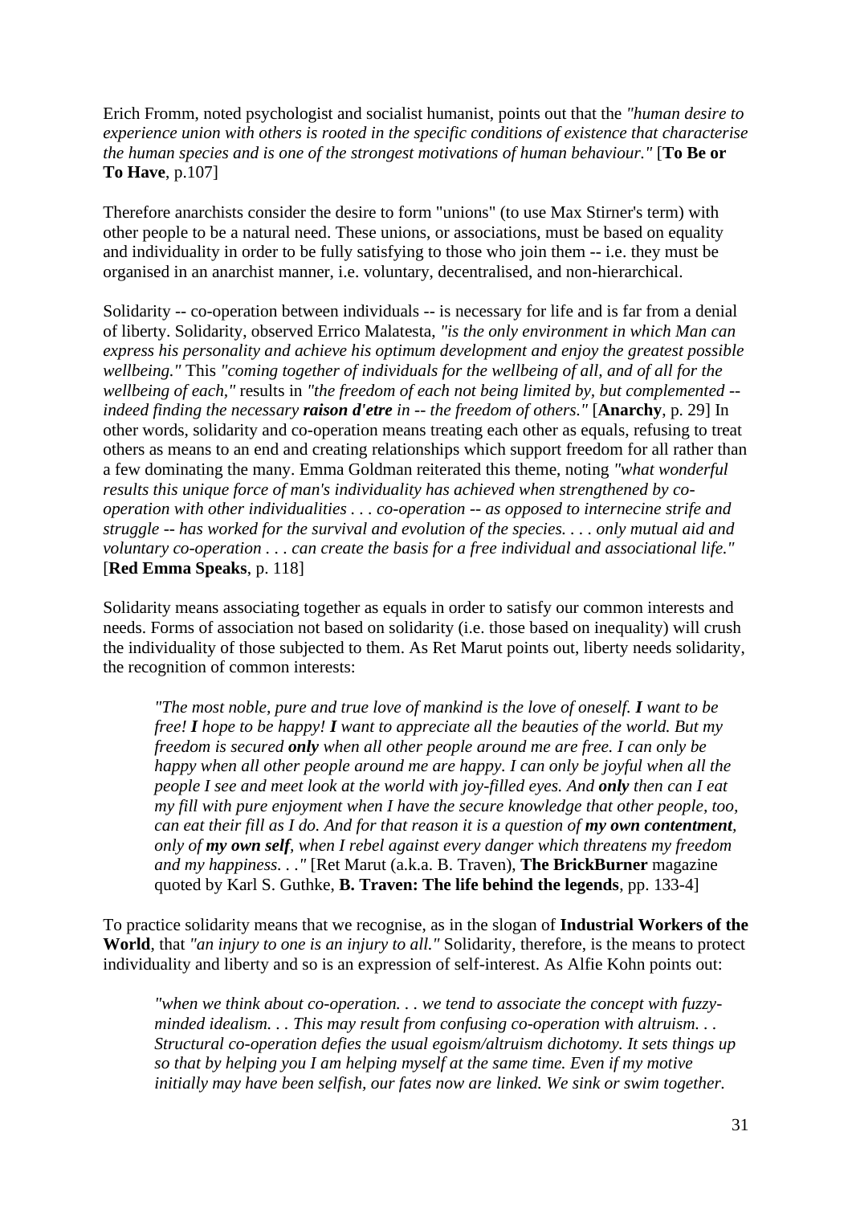Erich Fromm, noted psychologist and socialist humanist, points out that the *"human desire to experience union with others is rooted in the specific conditions of existence that characterise the human species and is one of the strongest motivations of human behaviour."* [**To Be or To Have**, p.107]

Therefore anarchists consider the desire to form "unions" (to use Max Stirner's term) with other people to be a natural need. These unions, or associations, must be based on equality and individuality in order to be fully satisfying to those who join them -- i.e. they must be organised in an anarchist manner, i.e. voluntary, decentralised, and non-hierarchical.

Solidarity -- co-operation between individuals -- is necessary for life and is far from a denial of liberty. Solidarity, observed Errico Malatesta, *"is the only environment in which Man can express his personality and achieve his optimum development and enjoy the greatest possible wellbeing."* This *"coming together of individuals for the wellbeing of all, and of all for the wellbeing of each,"* results in *"the freedom of each not being limited by, but complemented -- indeed finding the necessary **raison d'etre** in -- the freedom of others."* [**Anarchy**, p. 29] In other words, solidarity and co-operation means treating each other as equals, refusing to treat others as means to an end and creating relationships which support freedom for all rather than a few dominating the many. Emma Goldman reiterated this theme, noting *"what wonderful results this unique force of man's individuality has achieved when strengthened by co-operation with other individualities . . . co-operation -- as opposed to internecine strife and struggle -- has worked for the survival and evolution of the species. . . . only mutual aid and voluntary co-operation . . . can create the basis for a free individual and associational life."* [**Red Emma Speaks**, p. 118]

Solidarity means associating together as equals in order to satisfy our common interests and needs. Forms of association not based on solidarity (i.e. those based on inequality) will crush the individuality of those subjected to them. As Ret Marut points out, liberty needs solidarity, the recognition of common interests:

> *"The most noble, pure and true love of mankind is the love of oneself. **I** want to be free! **I** hope to be happy! **I** want to appreciate all the beauties of the world. But my freedom is secured **only** when all other people around me are free. I can only be happy when all other people around me are happy. I can only be joyful when all the people I see and meet look at the world with joy-filled eyes. And **only** then can I eat my fill with pure enjoyment when I have the secure knowledge that other people, too, can eat their fill as I do. And for that reason it is a question of **my own contentment**, only of **my own self**, when I rebel against every danger which threatens my freedom and my happiness. . ."* [Ret Marut (a.k.a. B. Traven), **The BrickBurner** magazine quoted by Karl S. Guthke, **B. Traven: The life behind the legends**, pp. 133-4]

To practice solidarity means that we recognise, as in the slogan of **Industrial Workers of the World**, that *"an injury to one is an injury to all."* Solidarity, therefore, is the means to protect individuality and liberty and so is an expression of self-interest. As Alfie Kohn points out:

> *"when we think about co-operation. . . we tend to associate the concept with fuzzy-minded idealism. . . This may result from confusing co-operation with altruism. . . Structural co-operation defies the usual egoism/altruism dichotomy. It sets things up so that by helping you I am helping myself at the same time. Even if my motive initially may have been selfish, our fates now are linked. We sink or swim together.*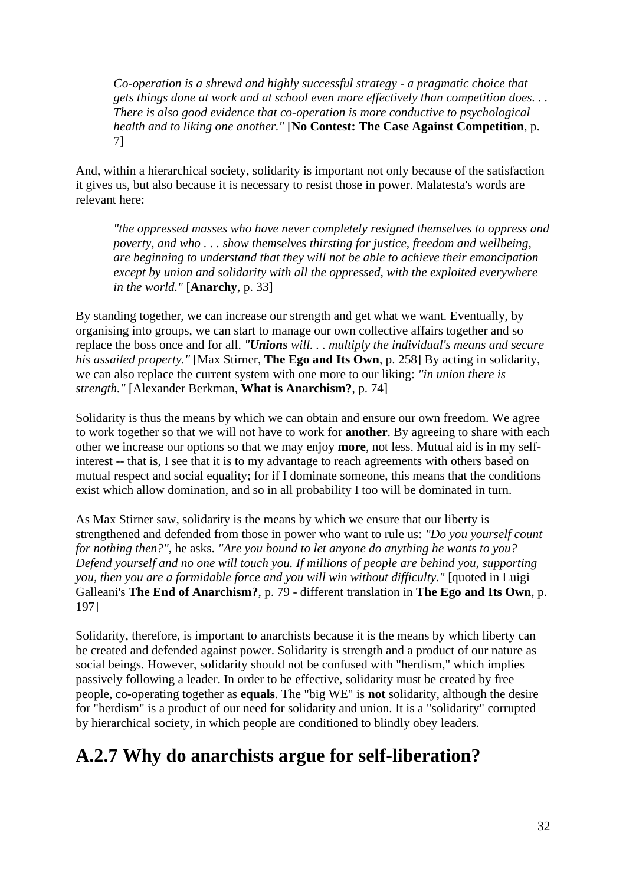> *Co-operation is a shrewd and highly successful strategy - a pragmatic choice that gets things done at work and at school even more effectively than competition does. . . There is also good evidence that co-operation is more conductive to psychological health and to liking one another."* [**No Contest: The Case Against Competition**, p. 7]

And, within a hierarchical society, solidarity is important not only because of the satisfaction it gives us, but also because it is necessary to resist those in power. Malatesta's words are relevant here:

> *"the oppressed masses who have never completely resigned themselves to oppress and poverty, and who . . . show themselves thirsting for justice, freedom and wellbeing, are beginning to understand that they will not be able to achieve their emancipation except by union and solidarity with all the oppressed, with the exploited everywhere in the world."* [**Anarchy**, p. 33]

By standing together, we can increase our strength and get what we want. Eventually, by organising into groups, we can start to manage our own collective affairs together and so replace the boss once and for all. *"**Unions** will. . . multiply the individual's means and secure his assailed property."* [Max Stirner, **The Ego and Its Own**, p. 258] By acting in solidarity, we can also replace the current system with one more to our liking: *"in union there is strength."* [Alexander Berkman, **What is Anarchism?**, p. 74]

Solidarity is thus the means by which we can obtain and ensure our own freedom. We agree to work together so that we will not have to work for **another**. By agreeing to share with each other we increase our options so that we may enjoy **more**, not less. Mutual aid is in my self-interest -- that is, I see that it is to my advantage to reach agreements with others based on mutual respect and social equality; for if I dominate someone, this means that the conditions exist which allow domination, and so in all probability I too will be dominated in turn.

As Max Stirner saw, solidarity is the means by which we ensure that our liberty is strengthened and defended from those in power who want to rule us: *"Do you yourself count for nothing then?"*, he asks. *"Are you bound to let anyone do anything he wants to you? Defend yourself and no one will touch you. If millions of people are behind you, supporting you, then you are a formidable force and you will win without difficulty."* [quoted in Luigi Galleani's **The End of Anarchism?**, p. 79 - different translation in **The Ego and Its Own**, p. 197]

Solidarity, therefore, is important to anarchists because it is the means by which liberty can be created and defended against power. Solidarity is strength and a product of our nature as social beings. However, solidarity should not be confused with "herdism," which implies passively following a leader. In order to be effective, solidarity must be created by free people, co-operating together as **equals**. The "big WE" is **not** solidarity, although the desire for "herdism" is a product of our need for solidarity and union. It is a "solidarity" corrupted by hierarchical society, in which people are conditioned to blindly obey leaders.

## A.2.7 Why do anarchists argue for self-liberation?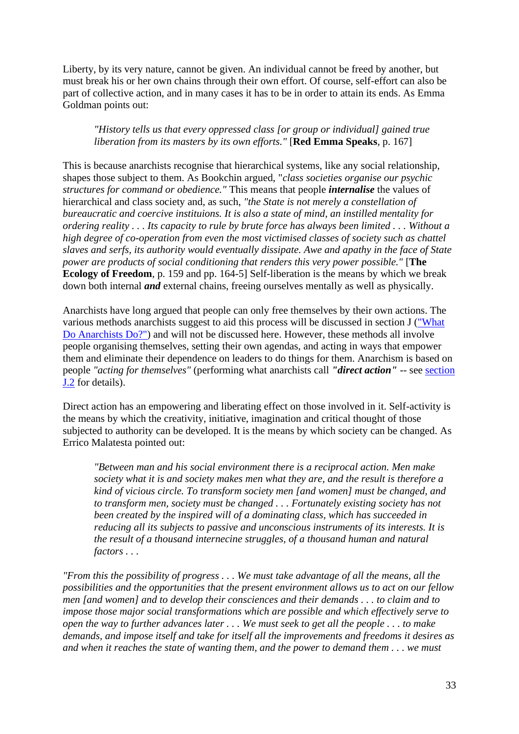Liberty, by its very nature, cannot be given. An individual cannot be freed by another, but must break his or her own chains through their own effort. Of course, self-effort can also be part of collective action, and in many cases it has to be in order to attain its ends. As Emma Goldman points out:

> *"History tells us that every oppressed class [or group or individual] gained true liberation from its masters by its own efforts."* [**Red Emma Speaks**, p. 167]

This is because anarchists recognise that hierarchical systems, like any social relationship, shapes those subject to them. As Bookchin argued, "*class societies organise our psychic structures for command or obedience."* This means that people ***internalise*** the values of hierarchical and class society and, as such, *"the State is not merely a constellation of bureaucratic and coercive instituions. It is also a state of mind, an instilled mentality for ordering reality . . . Its capacity to rule by brute force has always been limited . . . Without a high degree of co-operation from even the most victimised classes of society such as chattel slaves and serfs, its authority would eventually dissipate. Awe and apathy in the face of State power are products of social conditioning that renders this very power possible."* [**The Ecology of Freedom**, p. 159 and pp. 164-5] Self-liberation is the means by which we break down both internal ***and*** external chains, freeing ourselves mentally as well as physically.

Anarchists have long argued that people can only free themselves by their own actions. The various methods anarchists suggest to aid this process will be discussed in section J ("What Do Anarchists Do?") and will not be discussed here. However, these methods all involve people organising themselves, setting their own agendas, and acting in ways that empower them and eliminate their dependence on leaders to do things for them. Anarchism is based on people *"acting for themselves"* (performing what anarchists call ***"direct action"*** -- see section J.2 for details).

Direct action has an empowering and liberating effect on those involved in it. Self-activity is the means by which the creativity, initiative, imagination and critical thought of those subjected to authority can be developed. It is the means by which society can be changed. As Errico Malatesta pointed out:

> *"Between man and his social environment there is a reciprocal action. Men make society what it is and society makes men what they are, and the result is therefore a kind of vicious circle. To transform society men [and women] must be changed, and to transform men, society must be changed . . . Fortunately existing society has not been created by the inspired will of a dominating class, which has succeeded in reducing all its subjects to passive and unconscious instruments of its interests. It is the result of a thousand internecine struggles, of a thousand human and natural factors . . .*

*"From this the possibility of progress . . . We must take advantage of all the means, all the possibilities and the opportunities that the present environment allows us to act on our fellow men [and women] and to develop their consciences and their demands . . . to claim and to impose those major social transformations which are possible and which effectively serve to open the way to further advances later . . . We must seek to get all the people . . . to make demands, and impose itself and take for itself all the improvements and freedoms it desires as and when it reaches the state of wanting them, and the power to demand them . . . we must*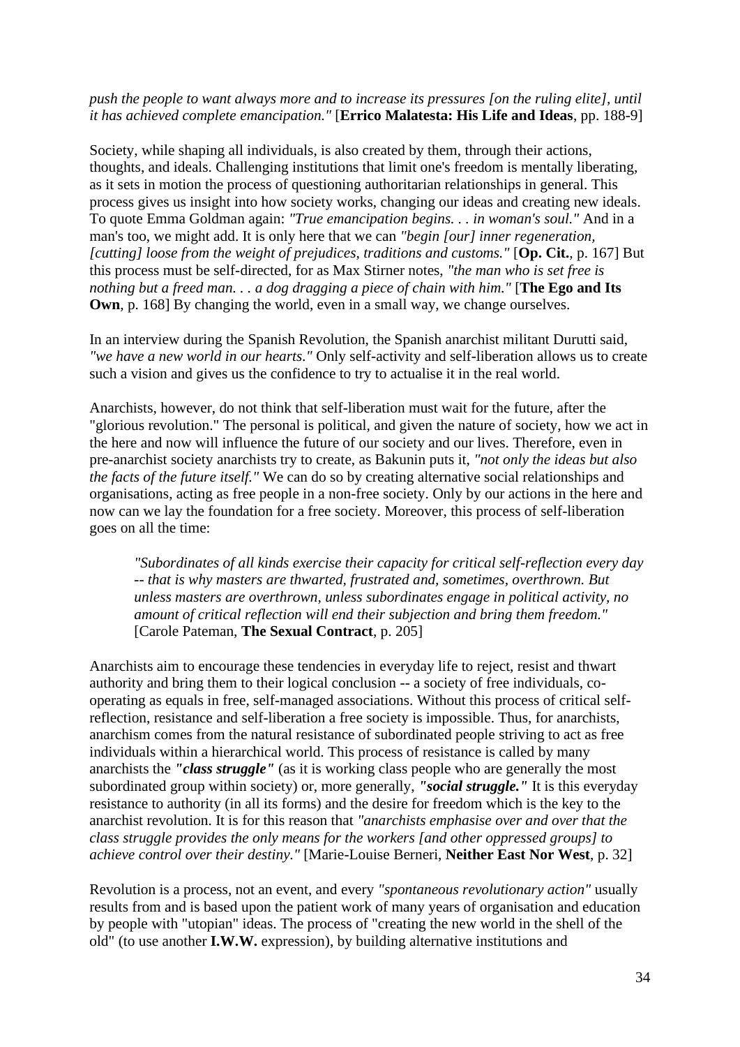*push the people to want always more and to increase its pressures [on the ruling elite], until it has achieved complete emancipation."* [**Errico Malatesta: His Life and Ideas**, pp. 188-9]

Society, while shaping all individuals, is also created by them, through their actions, thoughts, and ideals. Challenging institutions that limit one's freedom is mentally liberating, as it sets in motion the process of questioning authoritarian relationships in general. This process gives us insight into how society works, changing our ideas and creating new ideals. To quote Emma Goldman again: *"True emancipation begins. . . in woman's soul."* And in a man's too, we might add. It is only here that we can *"begin [our] inner regeneration, [cutting] loose from the weight of prejudices, traditions and customs."* [**Op. Cit.**, p. 167] But this process must be self-directed, for as Max Stirner notes, *"the man who is set free is nothing but a freed man. . . a dog dragging a piece of chain with him."* [**The Ego and Its Own**, p. 168] By changing the world, even in a small way, we change ourselves.

In an interview during the Spanish Revolution, the Spanish anarchist militant Durutti said, *"we have a new world in our hearts."* Only self-activity and self-liberation allows us to create such a vision and gives us the confidence to try to actualise it in the real world.

Anarchists, however, do not think that self-liberation must wait for the future, after the "glorious revolution." The personal is political, and given the nature of society, how we act in the here and now will influence the future of our society and our lives. Therefore, even in pre-anarchist society anarchists try to create, as Bakunin puts it, *"not only the ideas but also the facts of the future itself."* We can do so by creating alternative social relationships and organisations, acting as free people in a non-free society. Only by our actions in the here and now can we lay the foundation for a free society. Moreover, this process of self-liberation goes on all the time:

> *"Subordinates of all kinds exercise their capacity for critical self-reflection every day -- that is why masters are thwarted, frustrated and, sometimes, overthrown. But unless masters are overthrown, unless subordinates engage in political activity, no amount of critical reflection will end their subjection and bring them freedom."* [Carole Pateman, **The Sexual Contract**, p. 205]

Anarchists aim to encourage these tendencies in everyday life to reject, resist and thwart authority and bring them to their logical conclusion -- a society of free individuals, co-operating as equals in free, self-managed associations. Without this process of critical self-reflection, resistance and self-liberation a free society is impossible. Thus, for anarchists, anarchism comes from the natural resistance of subordinated people striving to act as free individuals within a hierarchical world. This process of resistance is called by many anarchists the ***"class struggle"*** (as it is working class people who are generally the most subordinated group within society) or, more generally, ***"social struggle."*** It is this everyday resistance to authority (in all its forms) and the desire for freedom which is the key to the anarchist revolution. It is for this reason that *"anarchists emphasise over and over that the class struggle provides the only means for the workers [and other oppressed groups] to achieve control over their destiny."* [Marie-Louise Berneri, **Neither East Nor West**, p. 32]

Revolution is a process, not an event, and every *"spontaneous revolutionary action"* usually results from and is based upon the patient work of many years of organisation and education by people with "utopian" ideas. The process of "creating the new world in the shell of the old" (to use another **I.W.W.** expression), by building alternative institutions and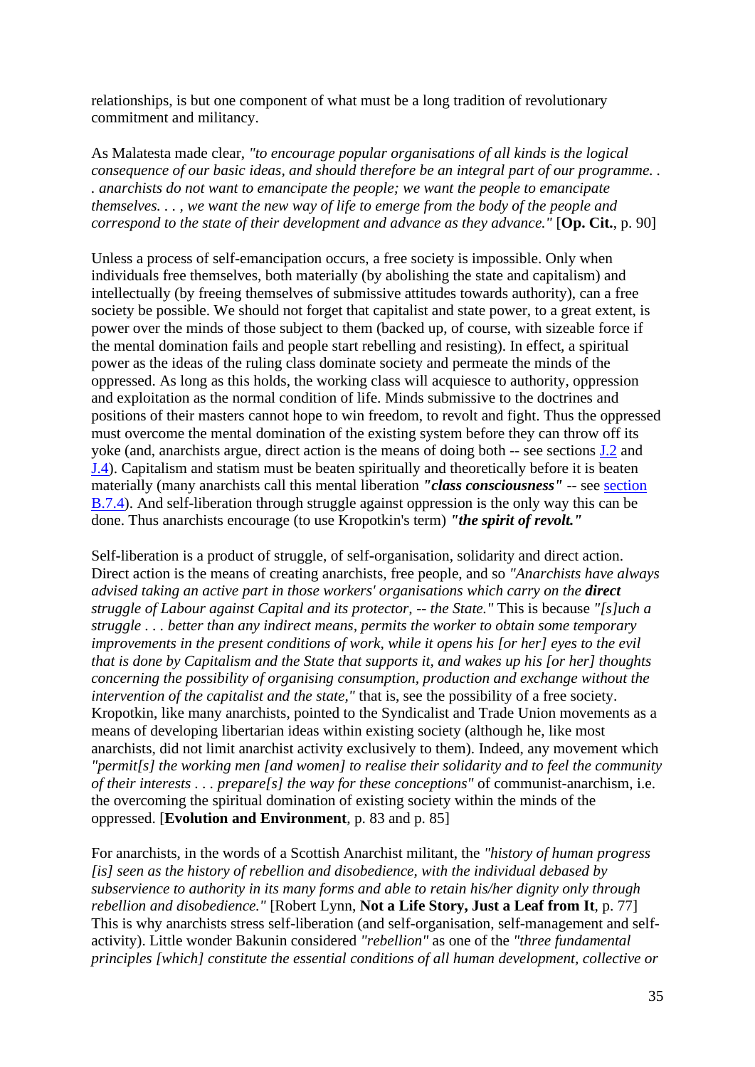relationships, is but one component of what must be a long tradition of revolutionary commitment and militancy.

As Malatesta made clear, *"to encourage popular organisations of all kinds is the logical consequence of our basic ideas, and should therefore be an integral part of our programme. . . anarchists do not want to emancipate the people; we want the people to emancipate themselves. . . , we want the new way of life to emerge from the body of the people and correspond to the state of their development and advance as they advance."* [**Op. Cit.**, p. 90]

Unless a process of self-emancipation occurs, a free society is impossible. Only when individuals free themselves, both materially (by abolishing the state and capitalism) and intellectually (by freeing themselves of submissive attitudes towards authority), can a free society be possible. We should not forget that capitalist and state power, to a great extent, is power over the minds of those subject to them (backed up, of course, with sizeable force if the mental domination fails and people start rebelling and resisting). In effect, a spiritual power as the ideas of the ruling class dominate society and permeate the minds of the oppressed. As long as this holds, the working class will acquiesce to authority, oppression and exploitation as the normal condition of life. Minds submissive to the doctrines and positions of their masters cannot hope to win freedom, to revolt and fight. Thus the oppressed must overcome the mental domination of the existing system before they can throw off its yoke (and, anarchists argue, direct action is the means of doing both -- see sections J.2 and J.4). Capitalism and statism must be beaten spiritually and theoretically before it is beaten materially (many anarchists call this mental liberation ***"class consciousness"*** -- see section B.7.4). And self-liberation through struggle against oppression is the only way this can be done. Thus anarchists encourage (to use Kropotkin's term) ***"the spirit of revolt."***

Self-liberation is a product of struggle, of self-organisation, solidarity and direct action. Direct action is the means of creating anarchists, free people, and so *"Anarchists have always advised taking an active part in those workers' organisations which carry on the **direct** struggle of Labour against Capital and its protector, -- the State."* This is because *"[s]uch a struggle . . . better than any indirect means, permits the worker to obtain some temporary improvements in the present conditions of work, while it opens his [or her] eyes to the evil that is done by Capitalism and the State that supports it, and wakes up his [or her] thoughts concerning the possibility of organising consumption, production and exchange without the intervention of the capitalist and the state,"* that is, see the possibility of a free society. Kropotkin, like many anarchists, pointed to the Syndicalist and Trade Union movements as a means of developing libertarian ideas within existing society (although he, like most anarchists, did not limit anarchist activity exclusively to them). Indeed, any movement which *"permit[s] the working men [and women] to realise their solidarity and to feel the community of their interests . . . prepare[s] the way for these conceptions"* of communist-anarchism, i.e. the overcoming the spiritual domination of existing society within the minds of the oppressed. [**Evolution and Environment**, p. 83 and p. 85]

For anarchists, in the words of a Scottish Anarchist militant, the *"history of human progress [is] seen as the history of rebellion and disobedience, with the individual debased by subservience to authority in its many forms and able to retain his/her dignity only through rebellion and disobedience."* [Robert Lynn, **Not a Life Story, Just a Leaf from It**, p. 77] This is why anarchists stress self-liberation (and self-organisation, self-management and self-activity). Little wonder Bakunin considered *"rebellion"* as one of the *"three fundamental principles [which] constitute the essential conditions of all human development, collective or*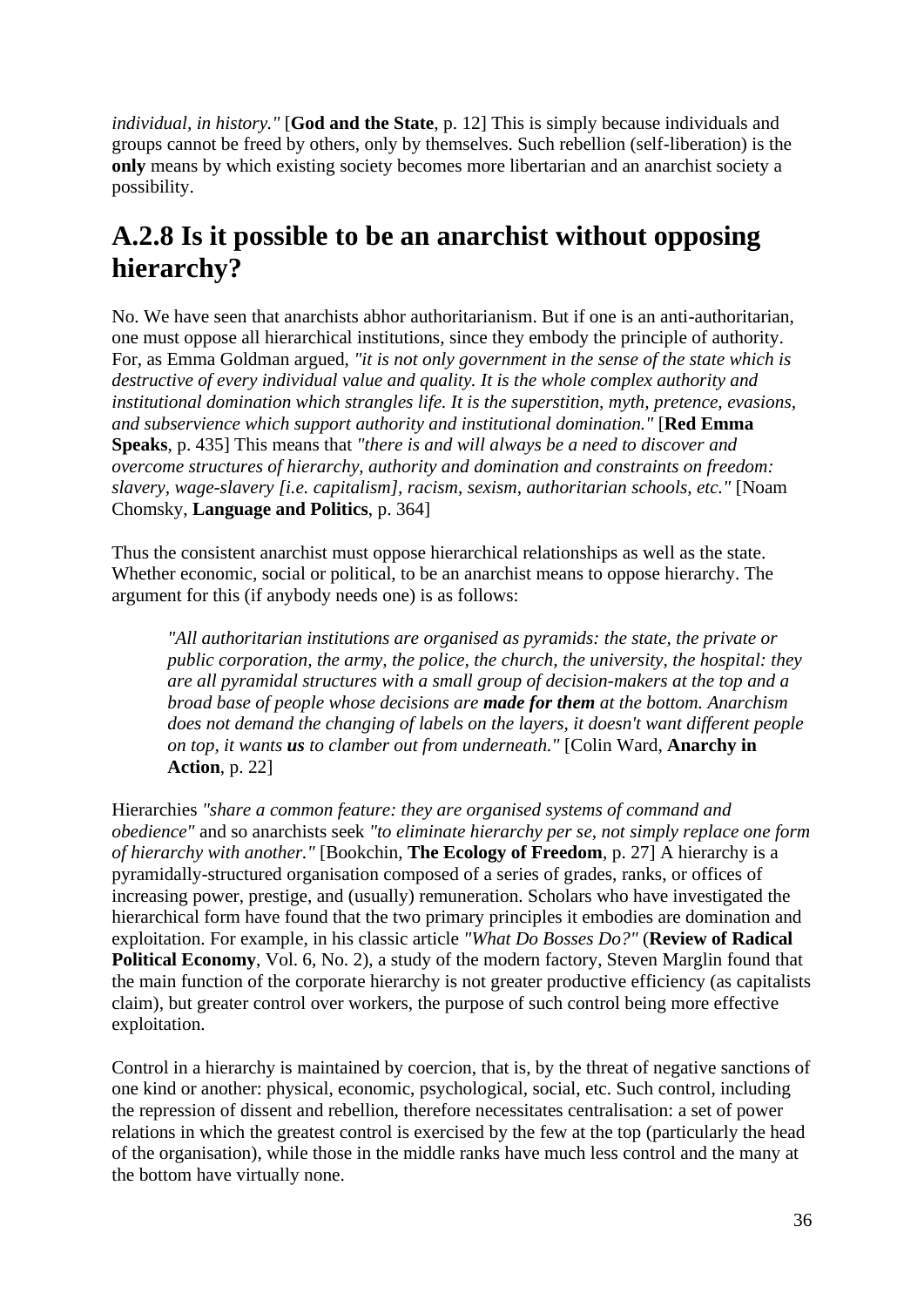*individual, in history."* [**God and the State**, p. 12] This is simply because individuals and groups cannot be freed by others, only by themselves. Such rebellion (self-liberation) is the **only** means by which existing society becomes more libertarian and an anarchist society a possibility.

## A.2.8 Is it possible to be an anarchist without opposing hierarchy?

No. We have seen that anarchists abhor authoritarianism. But if one is an anti-authoritarian, one must oppose all hierarchical institutions, since they embody the principle of authority. For, as Emma Goldman argued, *"it is not only government in the sense of the state which is destructive of every individual value and quality. It is the whole complex authority and institutional domination which strangles life. It is the superstition, myth, pretence, evasions, and subservience which support authority and institutional domination."* [**Red Emma Speaks**, p. 435] This means that *"there is and will always be a need to discover and overcome structures of hierarchy, authority and domination and constraints on freedom: slavery, wage-slavery [i.e. capitalism], racism, sexism, authoritarian schools, etc."* [Noam Chomsky, **Language and Politics**, p. 364]

Thus the consistent anarchist must oppose hierarchical relationships as well as the state. Whether economic, social or political, to be an anarchist means to oppose hierarchy. The argument for this (if anybody needs one) is as follows:

> *"All authoritarian institutions are organised as pyramids: the state, the private or public corporation, the army, the police, the church, the university, the hospital: they are all pyramidal structures with a small group of decision-makers at the top and a broad base of people whose decisions are **made for them** at the bottom. Anarchism does not demand the changing of labels on the layers, it doesn't want different people on top, it wants **us** to clamber out from underneath."* [Colin Ward, **Anarchy in Action**, p. 22]

Hierarchies *"share a common feature: they are organised systems of command and obedience"* and so anarchists seek *"to eliminate hierarchy per se, not simply replace one form of hierarchy with another."* [Bookchin, **The Ecology of Freedom**, p. 27] A hierarchy is a pyramidally-structured organisation composed of a series of grades, ranks, or offices of increasing power, prestige, and (usually) remuneration. Scholars who have investigated the hierarchical form have found that the two primary principles it embodies are domination and exploitation. For example, in his classic article *"What Do Bosses Do?"* (**Review of Radical Political Economy**, Vol. 6, No. 2), a study of the modern factory, Steven Marglin found that the main function of the corporate hierarchy is not greater productive efficiency (as capitalists claim), but greater control over workers, the purpose of such control being more effective exploitation.

Control in a hierarchy is maintained by coercion, that is, by the threat of negative sanctions of one kind or another: physical, economic, psychological, social, etc. Such control, including the repression of dissent and rebellion, therefore necessitates centralisation: a set of power relations in which the greatest control is exercised by the few at the top (particularly the head of the organisation), while those in the middle ranks have much less control and the many at the bottom have virtually none.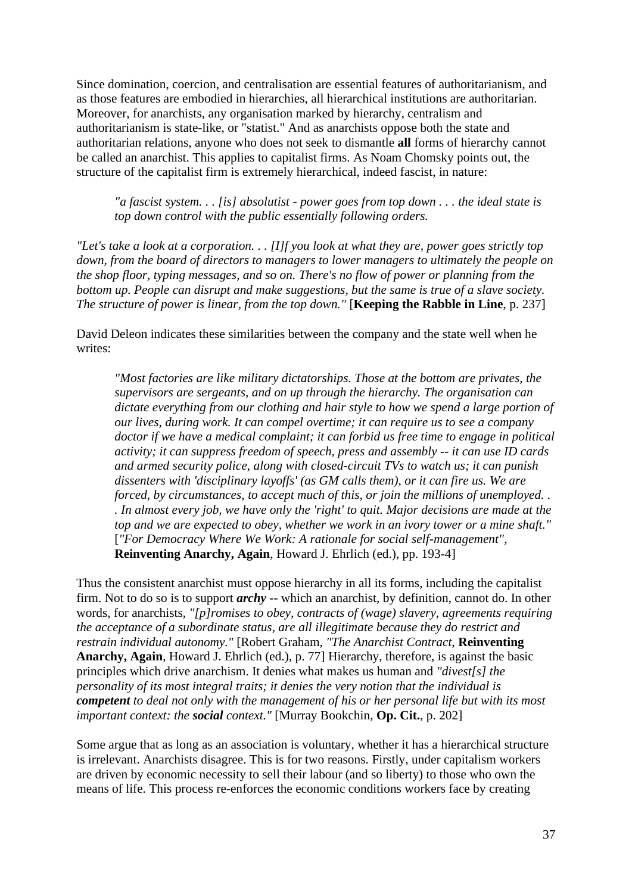Since domination, coercion, and centralisation are essential features of authoritarianism, and as those features are embodied in hierarchies, all hierarchical institutions are authoritarian. Moreover, for anarchists, any organisation marked by hierarchy, centralism and authoritarianism is state-like, or "statist." And as anarchists oppose both the state and authoritarian relations, anyone who does not seek to dismantle **all** forms of hierarchy cannot be called an anarchist. This applies to capitalist firms. As Noam Chomsky points out, the structure of the capitalist firm is extremely hierarchical, indeed fascist, in nature:

> *"a fascist system. . . [is] absolutist - power goes from top down . . . the ideal state is top down control with the public essentially following orders.*

*"Let's take a look at a corporation. . . [I]f you look at what they are, power goes strictly top down, from the board of directors to managers to lower managers to ultimately the people on the shop floor, typing messages, and so on. There's no flow of power or planning from the bottom up. People can disrupt and make suggestions, but the same is true of a slave society. The structure of power is linear, from the top down."* [**Keeping the Rabble in Line**, p. 237]

David Deleon indicates these similarities between the company and the state well when he writes:

> *"Most factories are like military dictatorships. Those at the bottom are privates, the supervisors are sergeants, and on up through the hierarchy. The organisation can dictate everything from our clothing and hair style to how we spend a large portion of our lives, during work. It can compel overtime; it can require us to see a company doctor if we have a medical complaint; it can forbid us free time to engage in political activity; it can suppress freedom of speech, press and assembly -- it can use ID cards and armed security police, along with closed-circuit TVs to watch us; it can punish dissenters with 'disciplinary layoffs' (as GM calls them), or it can fire us. We are forced, by circumstances, to accept much of this, or join the millions of unemployed. . . In almost every job, we have only the 'right' to quit. Major decisions are made at the top and we are expected to obey, whether we work in an ivory tower or a mine shaft."* [*"For Democracy Where We Work: A rationale for social self-management"*, **Reinventing Anarchy, Again**, Howard J. Ehrlich (ed.), pp. 193-4]

Thus the consistent anarchist must oppose hierarchy in all its forms, including the capitalist firm. Not to do so is to support ***archy*** -- which an anarchist, by definition, cannot do. In other words, for anarchists, *"[p]romises to obey, contracts of (wage) slavery, agreements requiring the acceptance of a subordinate status, are all illegitimate because they do restrict and restrain individual autonomy."* [Robert Graham, *"The Anarchist Contract*, **Reinventing Anarchy, Again**, Howard J. Ehrlich (ed.), p. 77] Hierarchy, therefore, is against the basic principles which drive anarchism. It denies what makes us human and *"divest[s] the personality of its most integral traits; it denies the very notion that the individual is* ***competent*** *to deal not only with the management of his or her personal life but with its most important context: the* ***social*** *context."* [Murray Bookchin, **Op. Cit.**, p. 202]

Some argue that as long as an association is voluntary, whether it has a hierarchical structure is irrelevant. Anarchists disagree. This is for two reasons. Firstly, under capitalism workers are driven by economic necessity to sell their labour (and so liberty) to those who own the means of life. This process re-enforces the economic conditions workers face by creating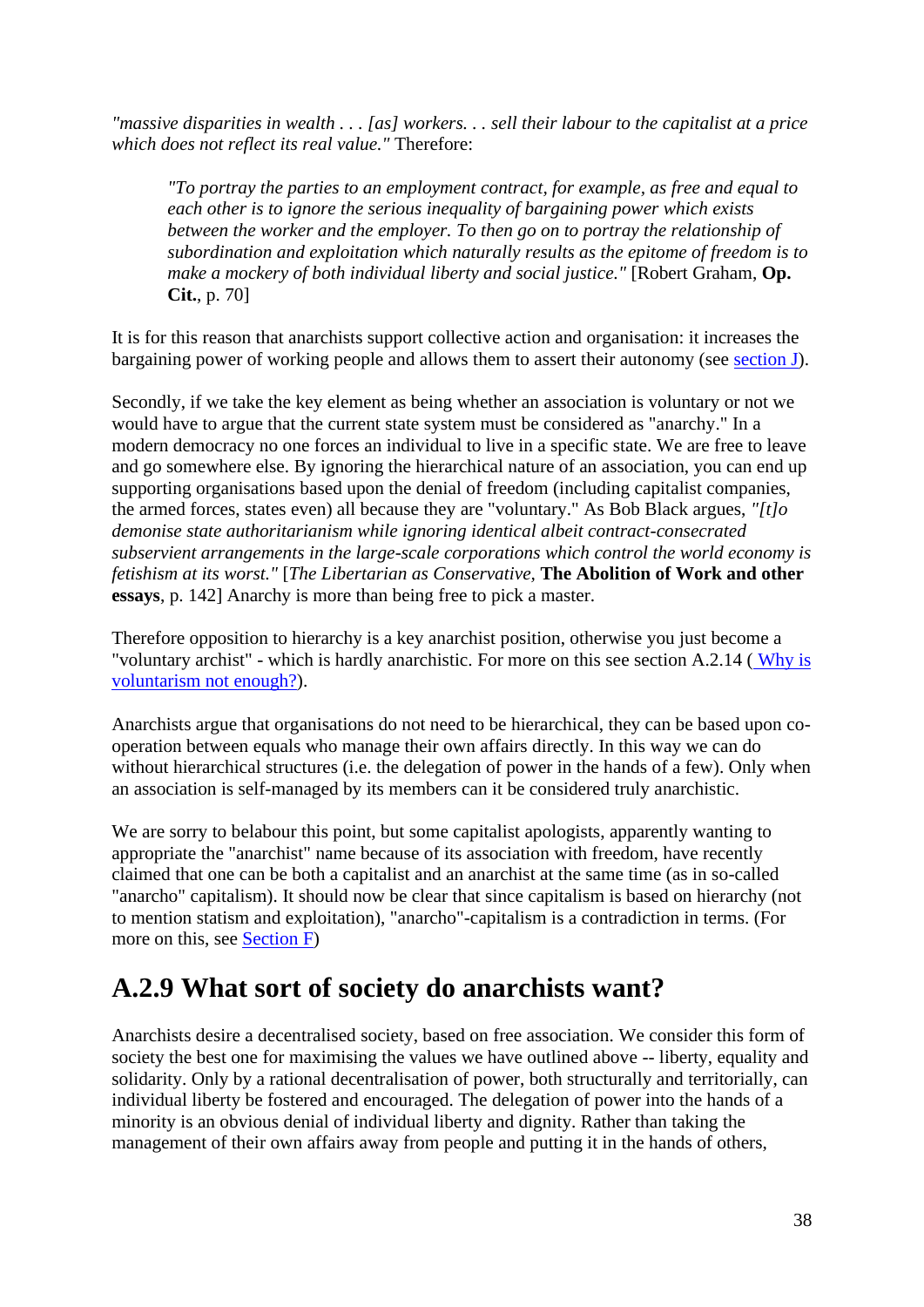*"massive disparities in wealth . . . [as] workers. . . sell their labour to the capitalist at a price which does not reflect its real value."* Therefore:

> *"To portray the parties to an employment contract, for example, as free and equal to each other is to ignore the serious inequality of bargaining power which exists between the worker and the employer. To then go on to portray the relationship of subordination and exploitation which naturally results as the epitome of freedom is to make a mockery of both individual liberty and social justice."* [Robert Graham, **Op. Cit.**, p. 70]

It is for this reason that anarchists support collective action and organisation: it increases the bargaining power of working people and allows them to assert their autonomy (see section J).

Secondly, if we take the key element as being whether an association is voluntary or not we would have to argue that the current state system must be considered as "anarchy." In a modern democracy no one forces an individual to live in a specific state. We are free to leave and go somewhere else. By ignoring the hierarchical nature of an association, you can end up supporting organisations based upon the denial of freedom (including capitalist companies, the armed forces, states even) all because they are "voluntary." As Bob Black argues, *"[t]o demonise state authoritarianism while ignoring identical albeit contract-consecrated subservient arrangements in the large-scale corporations which control the world economy is fetishism at its worst."* [*The Libertarian as Conservative,* **The Abolition of Work and other essays**, p. 142] Anarchy is more than being free to pick a master.

Therefore opposition to hierarchy is a key anarchist position, otherwise you just become a "voluntary archist" - which is hardly anarchistic. For more on this see section A.2.14 ( Why is voluntarism not enough?).

Anarchists argue that organisations do not need to be hierarchical, they can be based upon co-operation between equals who manage their own affairs directly. In this way we can do without hierarchical structures (i.e. the delegation of power in the hands of a few). Only when an association is self-managed by its members can it be considered truly anarchistic.

We are sorry to belabour this point, but some capitalist apologists, apparently wanting to appropriate the "anarchist" name because of its association with freedom, have recently claimed that one can be both a capitalist and an anarchist at the same time (as in so-called "anarcho" capitalism). It should now be clear that since capitalism is based on hierarchy (not to mention statism and exploitation), "anarcho"-capitalism is a contradiction in terms. (For more on this, see Section F)

## A.2.9 What sort of society do anarchists want?

Anarchists desire a decentralised society, based on free association. We consider this form of society the best one for maximising the values we have outlined above -- liberty, equality and solidarity. Only by a rational decentralisation of power, both structurally and territorially, can individual liberty be fostered and encouraged. The delegation of power into the hands of a minority is an obvious denial of individual liberty and dignity. Rather than taking the management of their own affairs away from people and putting it in the hands of others,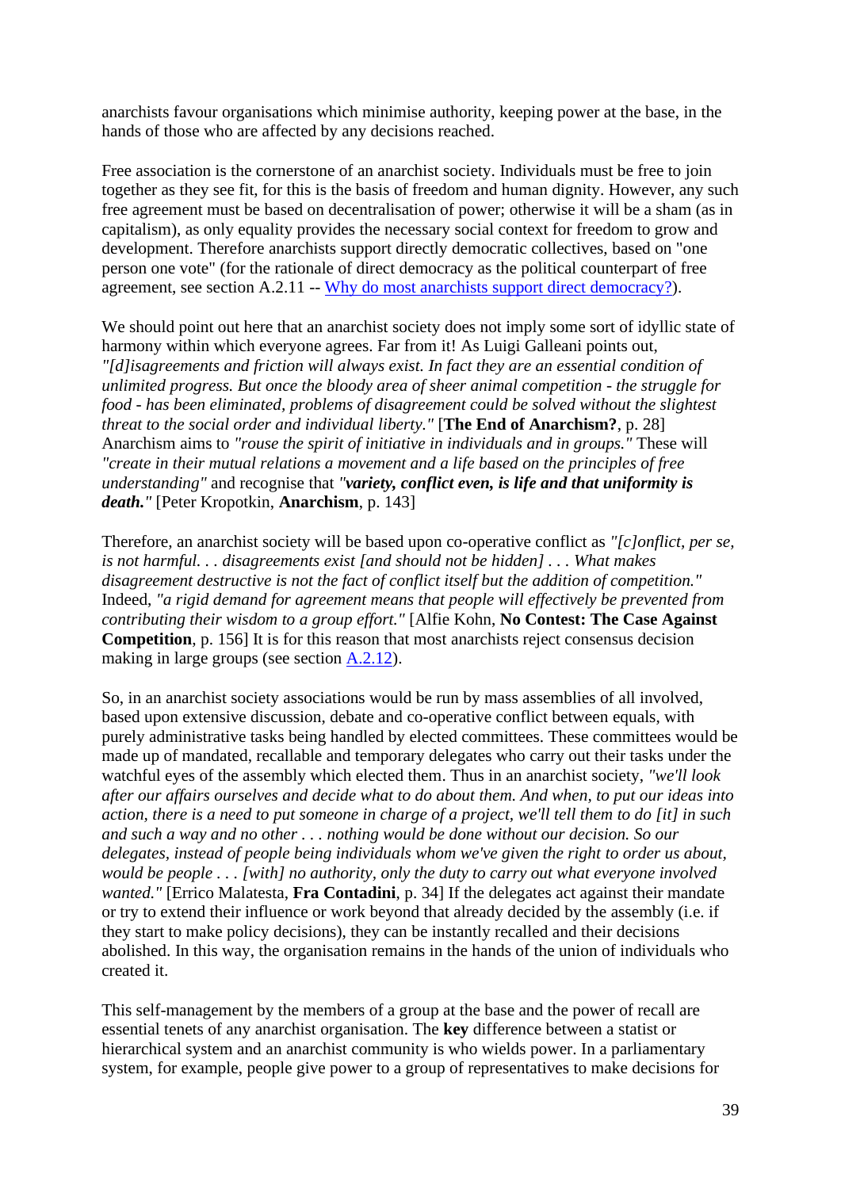anarchists favour organisations which minimise authority, keeping power at the base, in the hands of those who are affected by any decisions reached.

Free association is the cornerstone of an anarchist society. Individuals must be free to join together as they see fit, for this is the basis of freedom and human dignity. However, any such free agreement must be based on decentralisation of power; otherwise it will be a sham (as in capitalism), as only equality provides the necessary social context for freedom to grow and development. Therefore anarchists support directly democratic collectives, based on "one person one vote" (for the rationale of direct democracy as the political counterpart of free agreement, see section A.2.11 -- [Why do most anarchists support direct democracy?](#)).

We should point out here that an anarchist society does not imply some sort of idyllic state of harmony within which everyone agrees. Far from it! As Luigi Galleani points out, *"[d]isagreements and friction will always exist. In fact they are an essential condition of unlimited progress. But once the bloody area of sheer animal competition - the struggle for food - has been eliminated, problems of disagreement could be solved without the slightest threat to the social order and individual liberty."* [**The End of Anarchism?**, p. 28] Anarchism aims to *"rouse the spirit of initiative in individuals and in groups."* These will *"create in their mutual relations a movement and a life based on the principles of free understanding"* and recognise that *"**variety, conflict even, is life and that uniformity is death.**"* [Peter Kropotkin, **Anarchism**, p. 143]

Therefore, an anarchist society will be based upon co-operative conflict as *"[c]onflict, per se, is not harmful. . . disagreements exist [and should not be hidden] . . . What makes disagreement destructive is not the fact of conflict itself but the addition of competition."* Indeed, *"a rigid demand for agreement means that people will effectively be prevented from contributing their wisdom to a group effort."* [Alfie Kohn, **No Contest: The Case Against Competition**, p. 156] It is for this reason that most anarchists reject consensus decision making in large groups (see section [A.2.12](#)).

So, in an anarchist society associations would be run by mass assemblies of all involved, based upon extensive discussion, debate and co-operative conflict between equals, with purely administrative tasks being handled by elected committees. These committees would be made up of mandated, recallable and temporary delegates who carry out their tasks under the watchful eyes of the assembly which elected them. Thus in an anarchist society, *"we'll look after our affairs ourselves and decide what to do about them. And when, to put our ideas into action, there is a need to put someone in charge of a project, we'll tell them to do [it] in such and such a way and no other . . . nothing would be done without our decision. So our delegates, instead of people being individuals whom we've given the right to order us about, would be people . . . [with] no authority, only the duty to carry out what everyone involved wanted."* [Errico Malatesta, **Fra Contadini**, p. 34] If the delegates act against their mandate or try to extend their influence or work beyond that already decided by the assembly (i.e. if they start to make policy decisions), they can be instantly recalled and their decisions abolished. In this way, the organisation remains in the hands of the union of individuals who created it.

This self-management by the members of a group at the base and the power of recall are essential tenets of any anarchist organisation. The **key** difference between a statist or hierarchical system and an anarchist community is who wields power. In a parliamentary system, for example, people give power to a group of representatives to make decisions for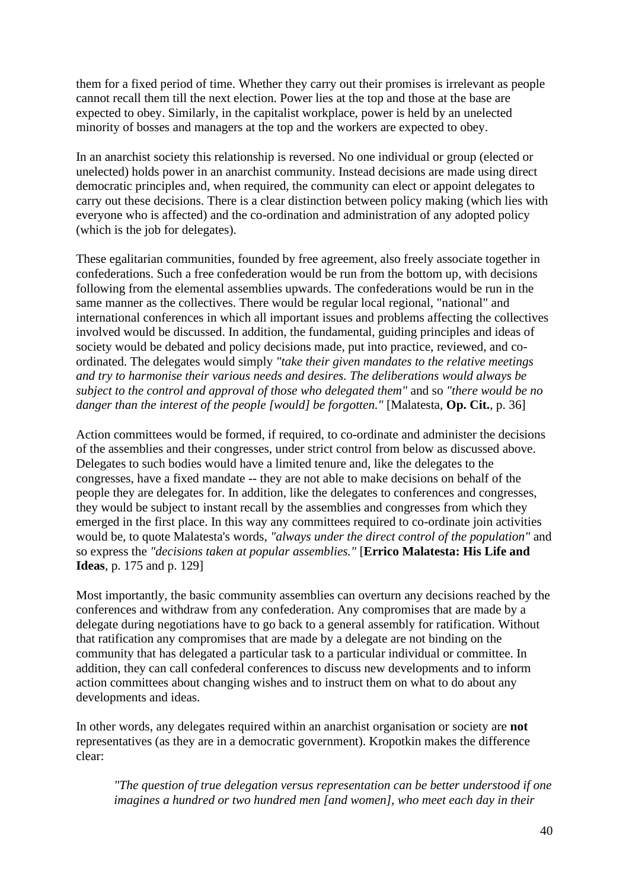them for a fixed period of time. Whether they carry out their promises is irrelevant as people cannot recall them till the next election. Power lies at the top and those at the base are expected to obey. Similarly, in the capitalist workplace, power is held by an unelected minority of bosses and managers at the top and the workers are expected to obey.

In an anarchist society this relationship is reversed. No one individual or group (elected or unelected) holds power in an anarchist community. Instead decisions are made using direct democratic principles and, when required, the community can elect or appoint delegates to carry out these decisions. There is a clear distinction between policy making (which lies with everyone who is affected) and the co-ordination and administration of any adopted policy (which is the job for delegates).

These egalitarian communities, founded by free agreement, also freely associate together in confederations. Such a free confederation would be run from the bottom up, with decisions following from the elemental assemblies upwards. The confederations would be run in the same manner as the collectives. There would be regular local regional, "national" and international conferences in which all important issues and problems affecting the collectives involved would be discussed. In addition, the fundamental, guiding principles and ideas of society would be debated and policy decisions made, put into practice, reviewed, and co-ordinated. The delegates would simply *"take their given mandates to the relative meetings and try to harmonise their various needs and desires. The deliberations would always be subject to the control and approval of those who delegated them"* and so *"there would be no danger than the interest of the people [would] be forgotten."* [Malatesta, **Op. Cit.**, p. 36]

Action committees would be formed, if required, to co-ordinate and administer the decisions of the assemblies and their congresses, under strict control from below as discussed above. Delegates to such bodies would have a limited tenure and, like the delegates to the congresses, have a fixed mandate -- they are not able to make decisions on behalf of the people they are delegates for. In addition, like the delegates to conferences and congresses, they would be subject to instant recall by the assemblies and congresses from which they emerged in the first place. In this way any committees required to co-ordinate join activities would be, to quote Malatesta's words, *"always under the direct control of the population"* and so express the *"decisions taken at popular assemblies."* [**Errico Malatesta: His Life and Ideas**, p. 175 and p. 129]

Most importantly, the basic community assemblies can overturn any decisions reached by the conferences and withdraw from any confederation. Any compromises that are made by a delegate during negotiations have to go back to a general assembly for ratification. Without that ratification any compromises that are made by a delegate are not binding on the community that has delegated a particular task to a particular individual or committee. In addition, they can call confederal conferences to discuss new developments and to inform action committees about changing wishes and to instruct them on what to do about any developments and ideas.

In other words, any delegates required within an anarchist organisation or society are **not** representatives (as they are in a democratic government). Kropotkin makes the difference clear:

> *"The question of true delegation versus representation can be better understood if one imagines a hundred or two hundred men [and women], who meet each day in their*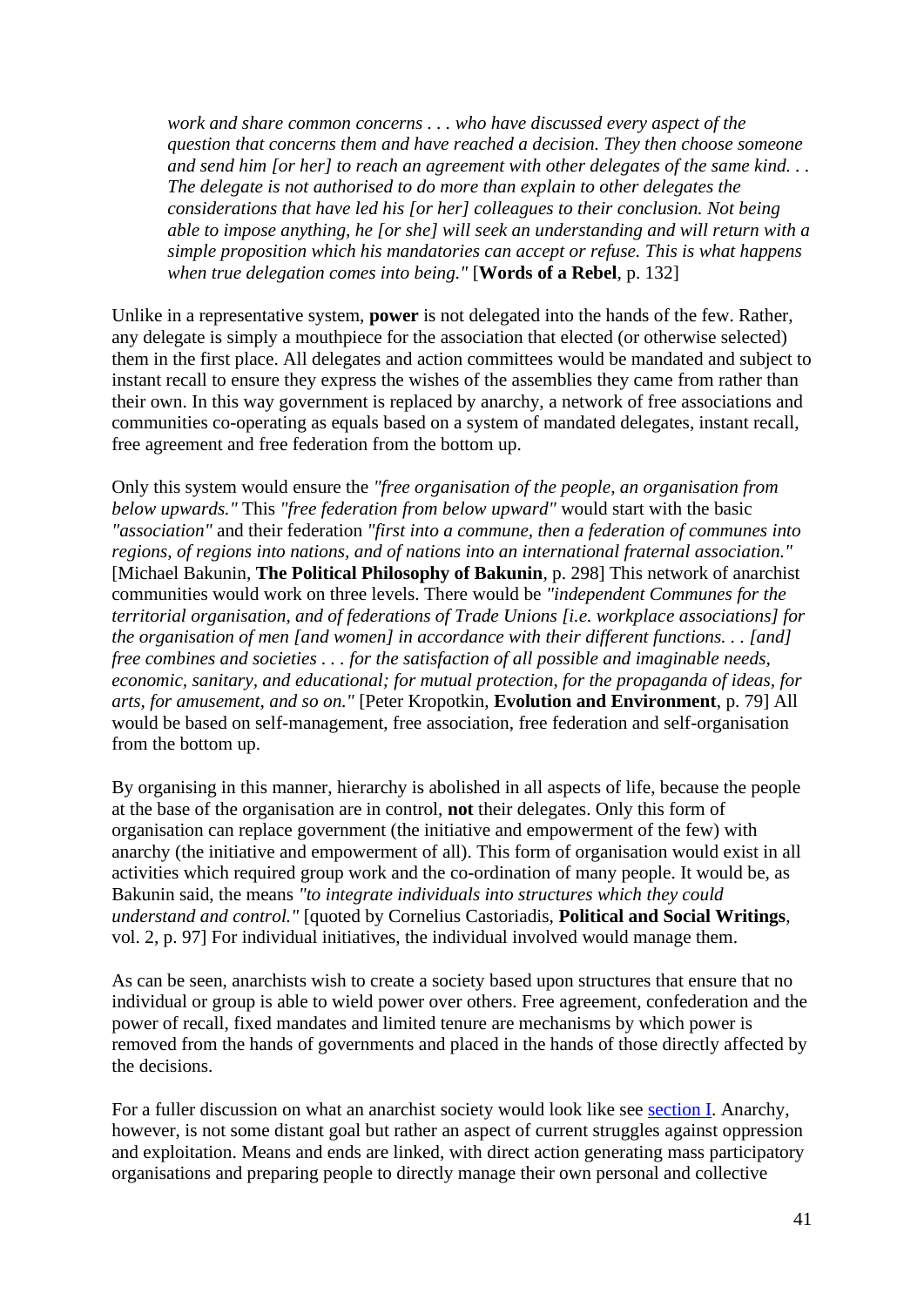> *work and share common concerns . . . who have discussed every aspect of the question that concerns them and have reached a decision. They then choose someone and send him [or her] to reach an agreement with other delegates of the same kind. . . The delegate is not authorised to do more than explain to other delegates the considerations that have led his [or her] colleagues to their conclusion. Not being able to impose anything, he [or she] will seek an understanding and will return with a simple proposition which his mandatories can accept or refuse. This is what happens when true delegation comes into being."* [**Words of a Rebel**, p. 132]

Unlike in a representative system, **power** is not delegated into the hands of the few. Rather, any delegate is simply a mouthpiece for the association that elected (or otherwise selected) them in the first place. All delegates and action committees would be mandated and subject to instant recall to ensure they express the wishes of the assemblies they came from rather than their own. In this way government is replaced by anarchy, a network of free associations and communities co-operating as equals based on a system of mandated delegates, instant recall, free agreement and free federation from the bottom up.

Only this system would ensure the *"free organisation of the people, an organisation from below upwards."* This *"free federation from below upward"* would start with the basic *"association"* and their federation *"first into a commune, then a federation of communes into regions, of regions into nations, and of nations into an international fraternal association."* [Michael Bakunin, **The Political Philosophy of Bakunin**, p. 298] This network of anarchist communities would work on three levels. There would be *"independent Communes for the territorial organisation, and of federations of Trade Unions [i.e. workplace associations] for the organisation of men [and women] in accordance with their different functions. . . [and] free combines and societies . . . for the satisfaction of all possible and imaginable needs, economic, sanitary, and educational; for mutual protection, for the propaganda of ideas, for arts, for amusement, and so on."* [Peter Kropotkin, **Evolution and Environment**, p. 79] All would be based on self-management, free association, free federation and self-organisation from the bottom up.

By organising in this manner, hierarchy is abolished in all aspects of life, because the people at the base of the organisation are in control, **not** their delegates. Only this form of organisation can replace government (the initiative and empowerment of the few) with anarchy (the initiative and empowerment of all). This form of organisation would exist in all activities which required group work and the co-ordination of many people. It would be, as Bakunin said, the means *"to integrate individuals into structures which they could understand and control."* [quoted by Cornelius Castoriadis, **Political and Social Writings**, vol. 2, p. 97] For individual initiatives, the individual involved would manage them.

As can be seen, anarchists wish to create a society based upon structures that ensure that no individual or group is able to wield power over others. Free agreement, confederation and the power of recall, fixed mandates and limited tenure are mechanisms by which power is removed from the hands of governments and placed in the hands of those directly affected by the decisions.

For a fuller discussion on what an anarchist society would look like see section I. Anarchy, however, is not some distant goal but rather an aspect of current struggles against oppression and exploitation. Means and ends are linked, with direct action generating mass participatory organisations and preparing people to directly manage their own personal and collective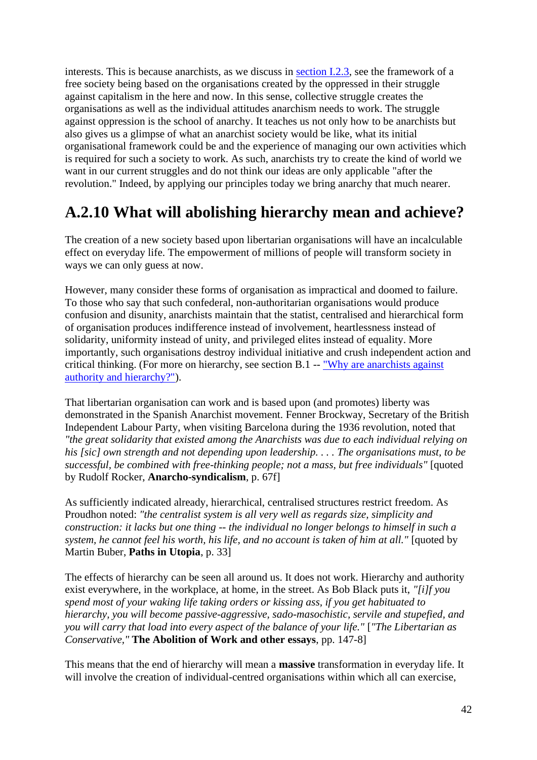interests. This is because anarchists, as we discuss in [section I.2.3](), see the framework of a free society being based on the organisations created by the oppressed in their struggle against capitalism in the here and now. In this sense, collective struggle creates the organisations as well as the individual attitudes anarchism needs to work. The struggle against oppression is the school of anarchy. It teaches us not only how to be anarchists but also gives us a glimpse of what an anarchist society would be like, what its initial organisational framework could be and the experience of managing our own activities which is required for such a society to work. As such, anarchists try to create the kind of world we want in our current struggles and do not think our ideas are only applicable "after the revolution." Indeed, by applying our principles today we bring anarchy that much nearer.

## A.2.10 What will abolishing hierarchy mean and achieve?

The creation of a new society based upon libertarian organisations will have an incalculable effect on everyday life. The empowerment of millions of people will transform society in ways we can only guess at now.

However, many consider these forms of organisation as impractical and doomed to failure. To those who say that such confederal, non-authoritarian organisations would produce confusion and disunity, anarchists maintain that the statist, centralised and hierarchical form of organisation produces indifference instead of involvement, heartlessness instead of solidarity, uniformity instead of unity, and privileged elites instead of equality. More importantly, such organisations destroy individual initiative and crush independent action and critical thinking. (For more on hierarchy, see section B.1 -- ["Why are anarchists against authority and hierarchy?"]()).

That libertarian organisation can work and is based upon (and promotes) liberty was demonstrated in the Spanish Anarchist movement. Fenner Brockway, Secretary of the British Independent Labour Party, when visiting Barcelona during the 1936 revolution, noted that *"the great solidarity that existed among the Anarchists was due to each individual relying on his [sic] own strength and not depending upon leadership. . . . The organisations must, to be successful, be combined with free-thinking people; not a mass, but free individuals"* [quoted by Rudolf Rocker, **Anarcho-syndicalism**, p. 67f]

As sufficiently indicated already, hierarchical, centralised structures restrict freedom. As Proudhon noted: *"the centralist system is all very well as regards size, simplicity and construction: it lacks but one thing -- the individual no longer belongs to himself in such a system, he cannot feel his worth, his life, and no account is taken of him at all."* [quoted by Martin Buber, **Paths in Utopia**, p. 33]

The effects of hierarchy can be seen all around us. It does not work. Hierarchy and authority exist everywhere, in the workplace, at home, in the street. As Bob Black puts it, *"[i]f you spend most of your waking life taking orders or kissing ass, if you get habituated to hierarchy, you will become passive-aggressive, sado-masochistic, servile and stupefied, and you will carry that load into every aspect of the balance of your life."* [*"The Libertarian as Conservative,"* **The Abolition of Work and other essays**, pp. 147-8]

This means that the end of hierarchy will mean a **massive** transformation in everyday life. It will involve the creation of individual-centred organisations within which all can exercise,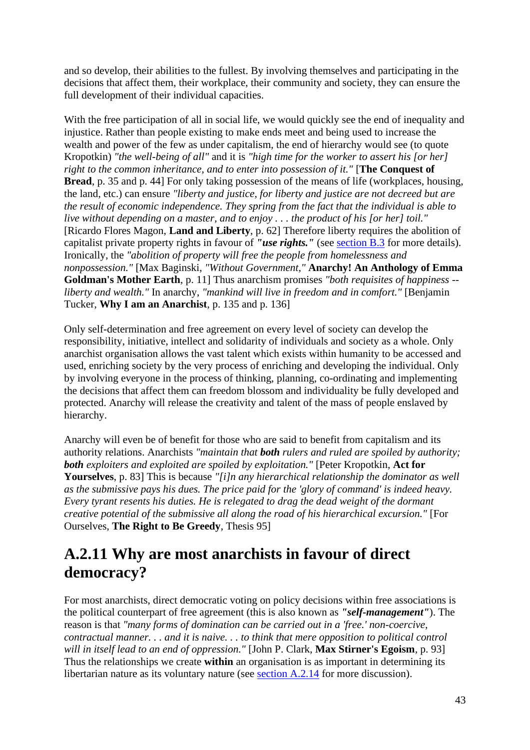and so develop, their abilities to the fullest. By involving themselves and participating in the decisions that affect them, their workplace, their community and society, they can ensure the full development of their individual capacities.

With the free participation of all in social life, we would quickly see the end of inequality and injustice. Rather than people existing to make ends meet and being used to increase the wealth and power of the few as under capitalism, the end of hierarchy would see (to quote Kropotkin) *"the well-being of all"* and it is *"high time for the worker to assert his [or her] right to the common inheritance, and to enter into possession of it."* [**The Conquest of Bread**, p. 35 and p. 44] For only taking possession of the means of life (workplaces, housing, the land, etc.) can ensure *"liberty and justice, for liberty and justice are not decreed but are the result of economic independence. They spring from the fact that the individual is able to live without depending on a master, and to enjoy . . . the product of his [or her] toil."* [Ricardo Flores Magon, **Land and Liberty**, p. 62] Therefore liberty requires the abolition of capitalist private property rights in favour of ***"use rights."*** (see section B.3 for more details). Ironically, the *"abolition of property will free the people from homelessness and nonpossession."* [Max Baginski, *"Without Government,"* **Anarchy! An Anthology of Emma Goldman's Mother Earth**, p. 11] Thus anarchism promises *"both requisites of happiness -- liberty and wealth."* In anarchy, *"mankind will live in freedom and in comfort."* [Benjamin Tucker, **Why I am an Anarchist**, p. 135 and p. 136]

Only self-determination and free agreement on every level of society can develop the responsibility, initiative, intellect and solidarity of individuals and society as a whole. Only anarchist organisation allows the vast talent which exists within humanity to be accessed and used, enriching society by the very process of enriching and developing the individual. Only by involving everyone in the process of thinking, planning, co-ordinating and implementing the decisions that affect them can freedom blossom and individuality be fully developed and protected. Anarchy will release the creativity and talent of the mass of people enslaved by hierarchy.

Anarchy will even be of benefit for those who are said to benefit from capitalism and its authority relations. Anarchists *"maintain that **both** rulers and ruled are spoiled by authority; **both** exploiters and exploited are spoiled by exploitation."* [Peter Kropotkin, **Act for Yourselves**, p. 83] This is because *"[i]n any hierarchical relationship the dominator as well as the submissive pays his dues. The price paid for the 'glory of command' is indeed heavy. Every tyrant resents his duties. He is relegated to drag the dead weight of the dormant creative potential of the submissive all along the road of his hierarchical excursion."* [For Ourselves, **The Right to Be Greedy**, Thesis 95]

## A.2.11 Why are most anarchists in favour of direct democracy?

For most anarchists, direct democratic voting on policy decisions within free associations is the political counterpart of free agreement (this is also known as ***"self-management"***). The reason is that *"many forms of domination can be carried out in a 'free.' non-coercive, contractual manner. . . and it is naive. . . to think that mere opposition to political control will in itself lead to an end of oppression."* [John P. Clark, **Max Stirner's Egoism**, p. 93] Thus the relationships we create **within** an organisation is as important in determining its libertarian nature as its voluntary nature (see section A.2.14 for more discussion).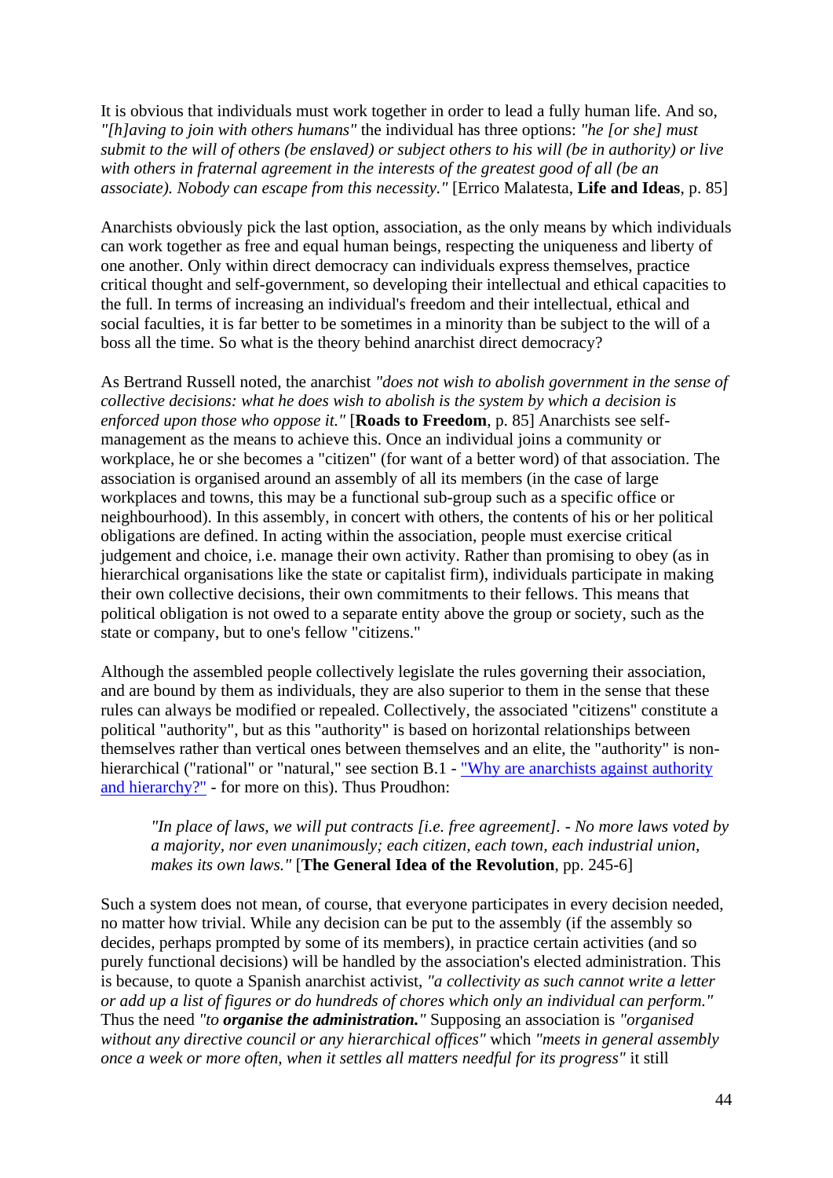It is obvious that individuals must work together in order to lead a fully human life. And so, *"[h]aving to join with others humans"* the individual has three options: *"he [or she] must submit to the will of others (be enslaved) or subject others to his will (be in authority) or live with others in fraternal agreement in the interests of the greatest good of all (be an associate). Nobody can escape from this necessity."* [Errico Malatesta, **Life and Ideas**, p. 85]

Anarchists obviously pick the last option, association, as the only means by which individuals can work together as free and equal human beings, respecting the uniqueness and liberty of one another. Only within direct democracy can individuals express themselves, practice critical thought and self-government, so developing their intellectual and ethical capacities to the full. In terms of increasing an individual's freedom and their intellectual, ethical and social faculties, it is far better to be sometimes in a minority than be subject to the will of a boss all the time. So what is the theory behind anarchist direct democracy?

As Bertrand Russell noted, the anarchist *"does not wish to abolish government in the sense of collective decisions: what he does wish to abolish is the system by which a decision is enforced upon those who oppose it."* [**Roads to Freedom**, p. 85] Anarchists see self-management as the means to achieve this. Once an individual joins a community or workplace, he or she becomes a "citizen" (for want of a better word) of that association. The association is organised around an assembly of all its members (in the case of large workplaces and towns, this may be a functional sub-group such as a specific office or neighbourhood). In this assembly, in concert with others, the contents of his or her political obligations are defined. In acting within the association, people must exercise critical judgement and choice, i.e. manage their own activity. Rather than promising to obey (as in hierarchical organisations like the state or capitalist firm), individuals participate in making their own collective decisions, their own commitments to their fellows. This means that political obligation is not owed to a separate entity above the group or society, such as the state or company, but to one's fellow "citizens."

Although the assembled people collectively legislate the rules governing their association, and are bound by them as individuals, they are also superior to them in the sense that these rules can always be modified or repealed. Collectively, the associated "citizens" constitute a political "authority", but as this "authority" is based on horizontal relationships between themselves rather than vertical ones between themselves and an elite, the "authority" is non-hierarchical ("rational" or "natural," see section B.1 - "Why are anarchists against authority and hierarchy?" - for more on this). Thus Proudhon:

> *"In place of laws, we will put contracts [i.e. free agreement]. - No more laws voted by a majority, nor even unanimously; each citizen, each town, each industrial union, makes its own laws."* [**The General Idea of the Revolution**, pp. 245-6]

Such a system does not mean, of course, that everyone participates in every decision needed, no matter how trivial. While any decision can be put to the assembly (if the assembly so decides, perhaps prompted by some of its members), in practice certain activities (and so purely functional decisions) will be handled by the association's elected administration. This is because, to quote a Spanish anarchist activist, *"a collectivity as such cannot write a letter or add up a list of figures or do hundreds of chores which only an individual can perform."* Thus the need *"to **organise the administration.**"* Supposing an association is *"organised without any directive council or any hierarchical offices"* which *"meets in general assembly once a week or more often, when it settles all matters needful for its progress"* it still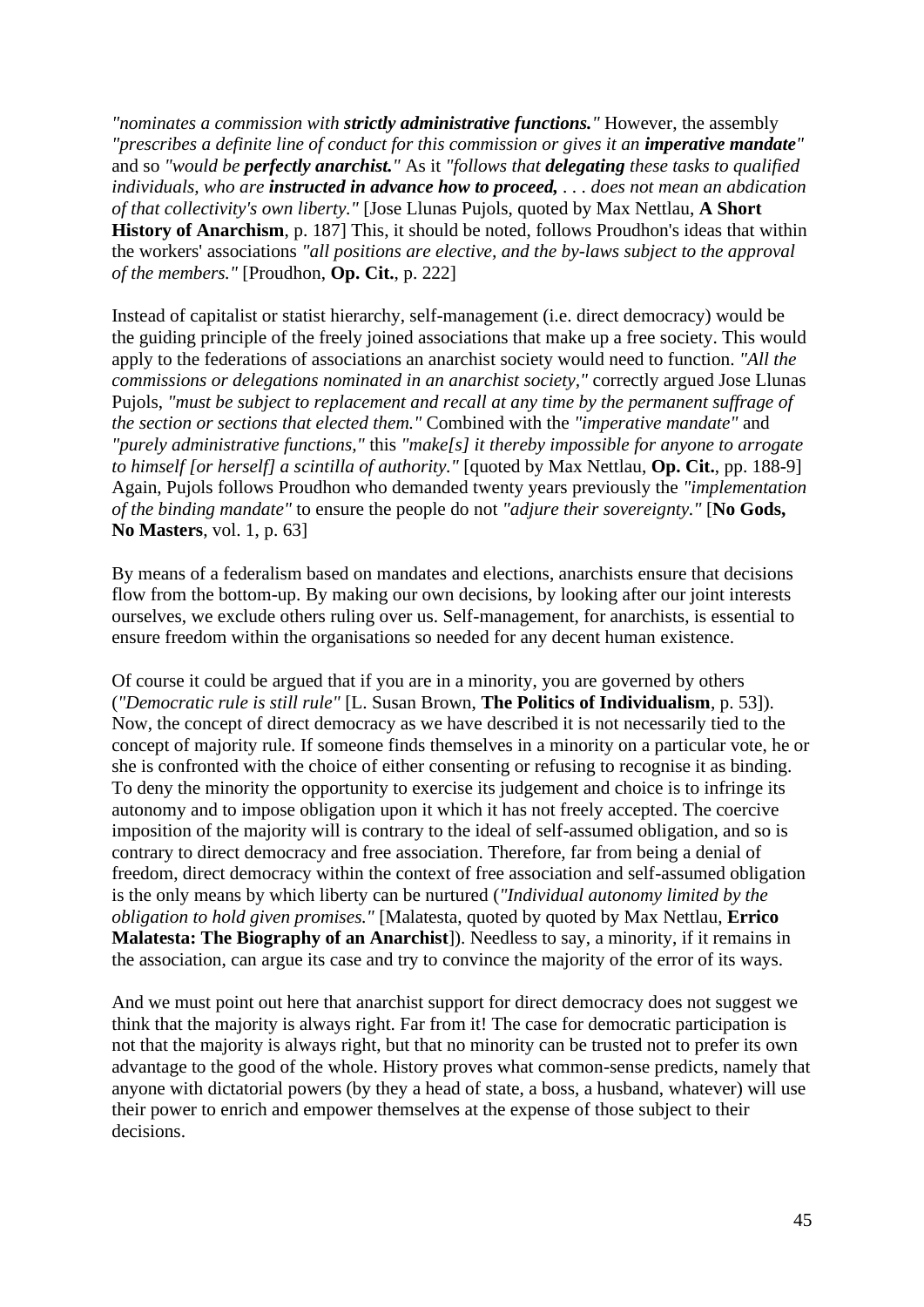*"nominates a commission with **strictly administrative functions.**"* However, the assembly *"prescribes a definite line of conduct for this commission or gives it an **imperative mandate**"* and so *"would be **perfectly anarchist.**"* As it *"follows that **delegating** these tasks to qualified individuals, who are **instructed in advance how to proceed,** . . . does not mean an abdication of that collectivity's own liberty."* [Jose Llunas Pujols, quoted by Max Nettlau, **A Short History of Anarchism**, p. 187] This, it should be noted, follows Proudhon's ideas that within the workers' associations *"all positions are elective, and the by-laws subject to the approval of the members."* [Proudhon, **Op. Cit.**, p. 222]

Instead of capitalist or statist hierarchy, self-management (i.e. direct democracy) would be the guiding principle of the freely joined associations that make up a free society. This would apply to the federations of associations an anarchist society would need to function. *"All the commissions or delegations nominated in an anarchist society,"* correctly argued Jose Llunas Pujols, *"must be subject to replacement and recall at any time by the permanent suffrage of the section or sections that elected them."* Combined with the *"imperative mandate"* and *"purely administrative functions,"* this *"make[s] it thereby impossible for anyone to arrogate to himself [or herself] a scintilla of authority."* [quoted by Max Nettlau, **Op. Cit.**, pp. 188-9] Again, Pujols follows Proudhon who demanded twenty years previously the *"implementation of the binding mandate"* to ensure the people do not *"adjure their sovereignty."* [**No Gods, No Masters**, vol. 1, p. 63]

By means of a federalism based on mandates and elections, anarchists ensure that decisions flow from the bottom-up. By making our own decisions, by looking after our joint interests ourselves, we exclude others ruling over us. Self-management, for anarchists, is essential to ensure freedom within the organisations so needed for any decent human existence.

Of course it could be argued that if you are in a minority, you are governed by others (*"Democratic rule is still rule"* [L. Susan Brown, **The Politics of Individualism**, p. 53]). Now, the concept of direct democracy as we have described it is not necessarily tied to the concept of majority rule. If someone finds themselves in a minority on a particular vote, he or she is confronted with the choice of either consenting or refusing to recognise it as binding. To deny the minority the opportunity to exercise its judgement and choice is to infringe its autonomy and to impose obligation upon it which it has not freely accepted. The coercive imposition of the majority will is contrary to the ideal of self-assumed obligation, and so is contrary to direct democracy and free association. Therefore, far from being a denial of freedom, direct democracy within the context of free association and self-assumed obligation is the only means by which liberty can be nurtured (*"Individual autonomy limited by the obligation to hold given promises."* [Malatesta, quoted by quoted by Max Nettlau, **Errico Malatesta: The Biography of an Anarchist**]). Needless to say, a minority, if it remains in the association, can argue its case and try to convince the majority of the error of its ways.

And we must point out here that anarchist support for direct democracy does not suggest we think that the majority is always right. Far from it! The case for democratic participation is not that the majority is always right, but that no minority can be trusted not to prefer its own advantage to the good of the whole. History proves what common-sense predicts, namely that anyone with dictatorial powers (by they a head of state, a boss, a husband, whatever) will use their power to enrich and empower themselves at the expense of those subject to their decisions.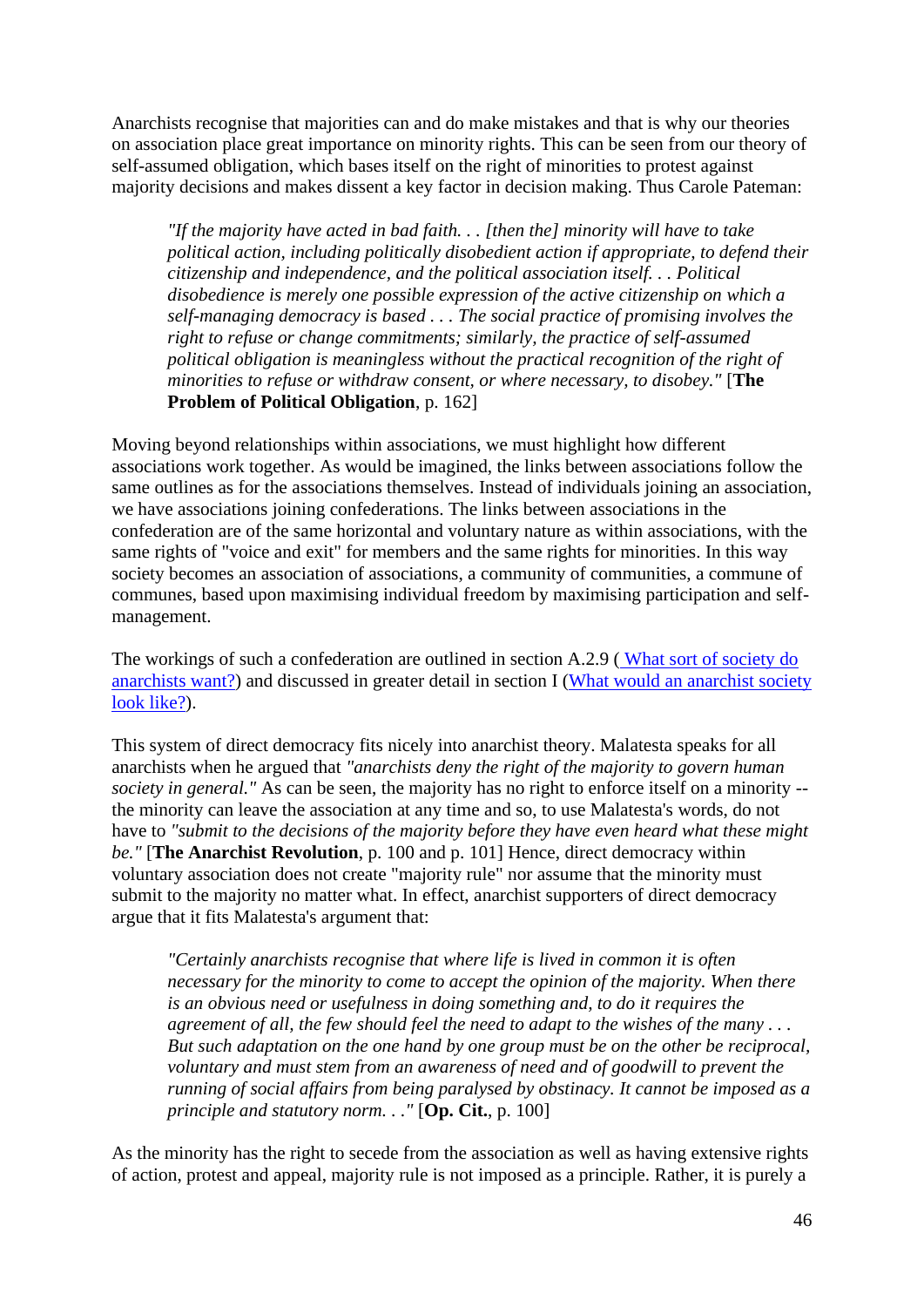Anarchists recognise that majorities can and do make mistakes and that is why our theories on association place great importance on minority rights. This can be seen from our theory of self-assumed obligation, which bases itself on the right of minorities to protest against majority decisions and makes dissent a key factor in decision making. Thus Carole Pateman:

> *"If the majority have acted in bad faith. . . [then the] minority will have to take political action, including politically disobedient action if appropriate, to defend their citizenship and independence, and the political association itself. . . Political disobedience is merely one possible expression of the active citizenship on which a self-managing democracy is based . . . The social practice of promising involves the right to refuse or change commitments; similarly, the practice of self-assumed political obligation is meaningless without the practical recognition of the right of minorities to refuse or withdraw consent, or where necessary, to disobey."* [**The Problem of Political Obligation**, p. 162]

Moving beyond relationships within associations, we must highlight how different associations work together. As would be imagined, the links between associations follow the same outlines as for the associations themselves. Instead of individuals joining an association, we have associations joining confederations. The links between associations in the confederation are of the same horizontal and voluntary nature as within associations, with the same rights of "voice and exit" for members and the same rights for minorities. In this way society becomes an association of associations, a community of communities, a commune of communes, based upon maximising individual freedom by maximising participation and self-management.

The workings of such a confederation are outlined in section A.2.9 ( What sort of society do anarchists want?) and discussed in greater detail in section I (What would an anarchist society look like?).

This system of direct democracy fits nicely into anarchist theory. Malatesta speaks for all anarchists when he argued that *"anarchists deny the right of the majority to govern human society in general."* As can be seen, the majority has no right to enforce itself on a minority -- the minority can leave the association at any time and so, to use Malatesta's words, do not have to *"submit to the decisions of the majority before they have even heard what these might be."* [**The Anarchist Revolution**, p. 100 and p. 101] Hence, direct democracy within voluntary association does not create "majority rule" nor assume that the minority must submit to the majority no matter what. In effect, anarchist supporters of direct democracy argue that it fits Malatesta's argument that:

> *"Certainly anarchists recognise that where life is lived in common it is often necessary for the minority to come to accept the opinion of the majority. When there is an obvious need or usefulness in doing something and, to do it requires the agreement of all, the few should feel the need to adapt to the wishes of the many . . . But such adaptation on the one hand by one group must be on the other be reciprocal, voluntary and must stem from an awareness of need and of goodwill to prevent the running of social affairs from being paralysed by obstinacy. It cannot be imposed as a principle and statutory norm. . ."* [**Op. Cit.**, p. 100]

As the minority has the right to secede from the association as well as having extensive rights of action, protest and appeal, majority rule is not imposed as a principle. Rather, it is purely a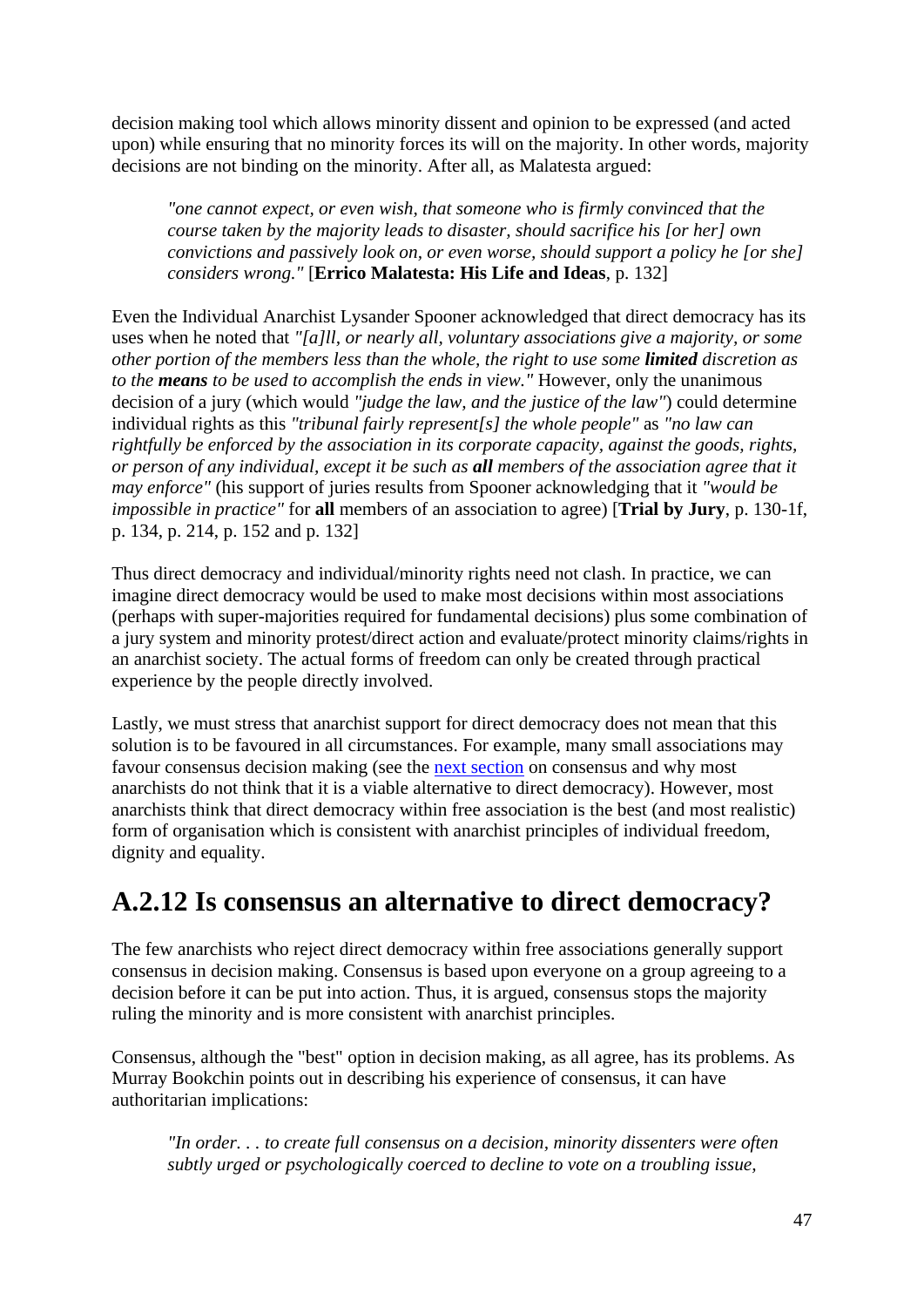decision making tool which allows minority dissent and opinion to be expressed (and acted upon) while ensuring that no minority forces its will on the majority. In other words, majority decisions are not binding on the minority. After all, as Malatesta argued:

> *"one cannot expect, or even wish, that someone who is firmly convinced that the course taken by the majority leads to disaster, should sacrifice his [or her] own convictions and passively look on, or even worse, should support a policy he [or she] considers wrong."* [**Errico Malatesta: His Life and Ideas**, p. 132]

Even the Individual Anarchist Lysander Spooner acknowledged that direct democracy has its uses when he noted that *"[a]ll, or nearly all, voluntary associations give a majority, or some other portion of the members less than the whole, the right to use some **limited** discretion as to the **means** to be used to accomplish the ends in view."* However, only the unanimous decision of a jury (which would *"judge the law, and the justice of the law"*) could determine individual rights as this *"tribunal fairly represent[s] the whole people"* as *"no law can rightfully be enforced by the association in its corporate capacity, against the goods, rights, or person of any individual, except it be such as **all** members of the association agree that it may enforce"* (his support of juries results from Spooner acknowledging that it *"would be impossible in practice"* for **all** members of an association to agree) [**Trial by Jury**, p. 130-1f, p. 134, p. 214, p. 152 and p. 132]

Thus direct democracy and individual/minority rights need not clash. In practice, we can imagine direct democracy would be used to make most decisions within most associations (perhaps with super-majorities required for fundamental decisions) plus some combination of a jury system and minority protest/direct action and evaluate/protect minority claims/rights in an anarchist society. The actual forms of freedom can only be created through practical experience by the people directly involved.

Lastly, we must stress that anarchist support for direct democracy does not mean that this solution is to be favoured in all circumstances. For example, many small associations may favour consensus decision making (see the next section on consensus and why most anarchists do not think that it is a viable alternative to direct democracy). However, most anarchists think that direct democracy within free association is the best (and most realistic) form of organisation which is consistent with anarchist principles of individual freedom, dignity and equality.

## A.2.12 Is consensus an alternative to direct democracy?

The few anarchists who reject direct democracy within free associations generally support consensus in decision making. Consensus is based upon everyone on a group agreeing to a decision before it can be put into action. Thus, it is argued, consensus stops the majority ruling the minority and is more consistent with anarchist principles.

Consensus, although the "best" option in decision making, as all agree, has its problems. As Murray Bookchin points out in describing his experience of consensus, it can have authoritarian implications:

> *"In order. . . to create full consensus on a decision, minority dissenters were often subtly urged or psychologically coerced to decline to vote on a troubling issue,*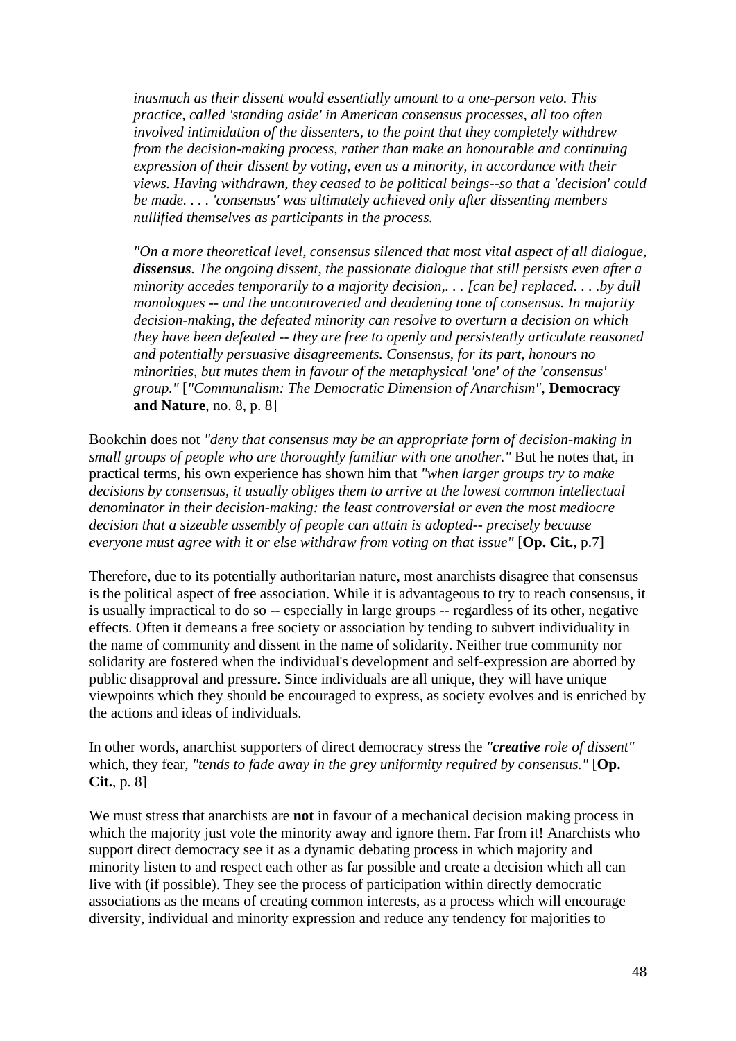> *inasmuch as their dissent would essentially amount to a one-person veto. This practice, called 'standing aside' in American consensus processes, all too often involved intimidation of the dissenters, to the point that they completely withdrew from the decision-making process, rather than make an honourable and continuing expression of their dissent by voting, even as a minority, in accordance with their views. Having withdrawn, they ceased to be political beings--so that a 'decision' could be made. . . . 'consensus' was ultimately achieved only after dissenting members nullified themselves as participants in the process.*
>
> *"On a more theoretical level, consensus silenced that most vital aspect of all dialogue,* ***dissensus****. The ongoing dissent, the passionate dialogue that still persists even after a minority accedes temporarily to a majority decision,. . . [can be] replaced. . . .by dull monologues -- and the uncontroverted and deadening tone of consensus. In majority decision-making, the defeated minority can resolve to overturn a decision on which they have been defeated -- they are free to openly and persistently articulate reasoned and potentially persuasive disagreements. Consensus, for its part, honours no minorities, but mutes them in favour of the metaphysical 'one' of the 'consensus' group."* [*"Communalism: The Democratic Dimension of Anarchism"*, **Democracy and Nature**, no. 8, p. 8]

Bookchin does not *"deny that consensus may be an appropriate form of decision-making in small groups of people who are thoroughly familiar with one another."* But he notes that, in practical terms, his own experience has shown him that *"when larger groups try to make decisions by consensus, it usually obliges them to arrive at the lowest common intellectual denominator in their decision-making: the least controversial or even the most mediocre decision that a sizeable assembly of people can attain is adopted-- precisely because everyone must agree with it or else withdraw from voting on that issue"* [**Op. Cit.**, p.7]

Therefore, due to its potentially authoritarian nature, most anarchists disagree that consensus is the political aspect of free association. While it is advantageous to try to reach consensus, it is usually impractical to do so -- especially in large groups -- regardless of its other, negative effects. Often it demeans a free society or association by tending to subvert individuality in the name of community and dissent in the name of solidarity. Neither true community nor solidarity are fostered when the individual's development and self-expression are aborted by public disapproval and pressure. Since individuals are all unique, they will have unique viewpoints which they should be encouraged to express, as society evolves and is enriched by the actions and ideas of individuals.

In other words, anarchist supporters of direct democracy stress the *"**creative** role of dissent"* which, they fear, *"tends to fade away in the grey uniformity required by consensus."* [**Op. Cit.**, p. 8]

We must stress that anarchists are **not** in favour of a mechanical decision making process in which the majority just vote the minority away and ignore them. Far from it! Anarchists who support direct democracy see it as a dynamic debating process in which majority and minority listen to and respect each other as far possible and create a decision which all can live with (if possible). They see the process of participation within directly democratic associations as the means of creating common interests, as a process which will encourage diversity, individual and minority expression and reduce any tendency for majorities to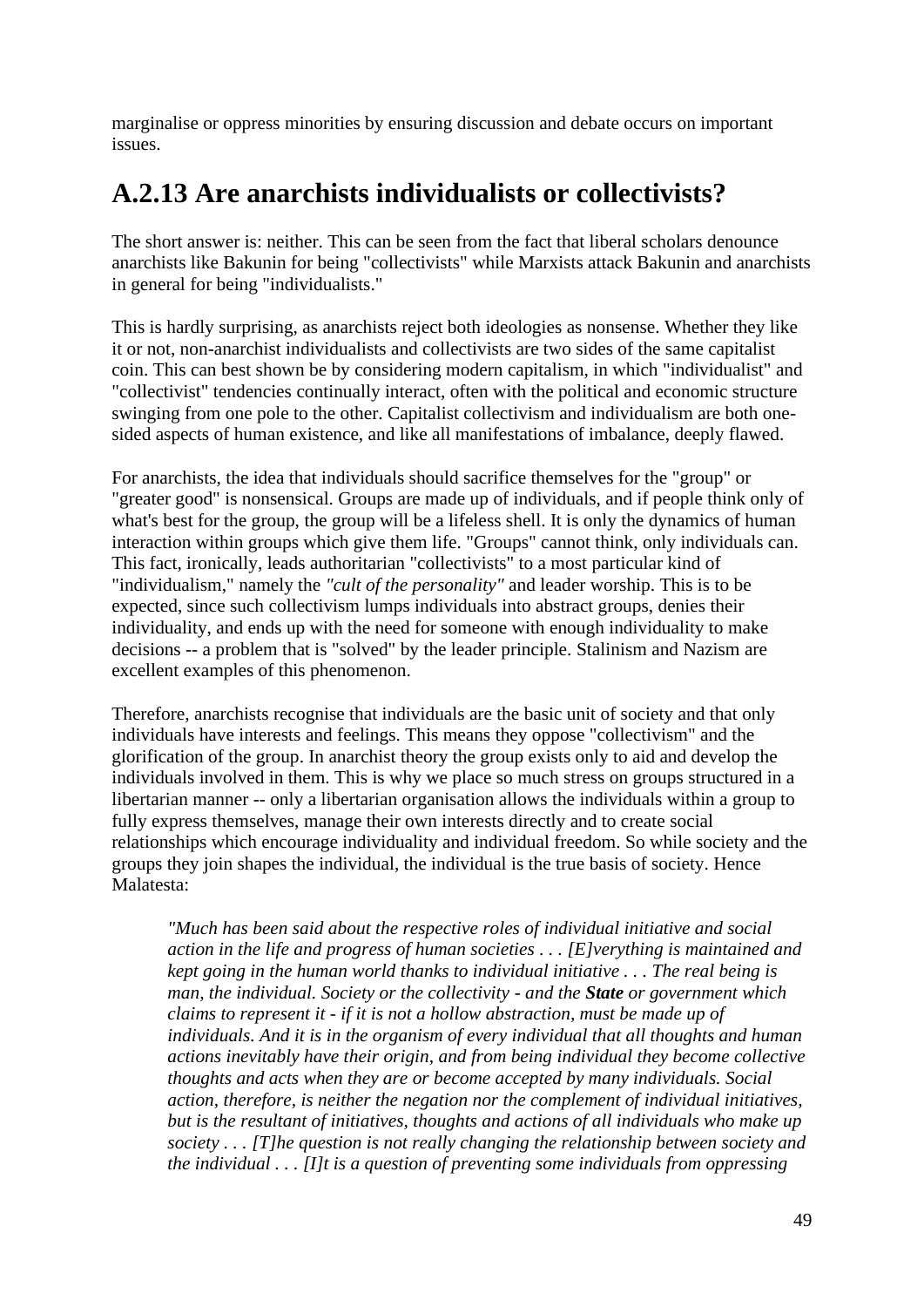marginalise or oppress minorities by ensuring discussion and debate occurs on important issues.

## A.2.13 Are anarchists individualists or collectivists?

The short answer is: neither. This can be seen from the fact that liberal scholars denounce anarchists like Bakunin for being "collectivists" while Marxists attack Bakunin and anarchists in general for being "individualists."

This is hardly surprising, as anarchists reject both ideologies as nonsense. Whether they like it or not, non-anarchist individualists and collectivists are two sides of the same capitalist coin. This can best shown be by considering modern capitalism, in which "individualist" and "collectivist" tendencies continually interact, often with the political and economic structure swinging from one pole to the other. Capitalist collectivism and individualism are both one-sided aspects of human existence, and like all manifestations of imbalance, deeply flawed.

For anarchists, the idea that individuals should sacrifice themselves for the "group" or "greater good" is nonsensical. Groups are made up of individuals, and if people think only of what's best for the group, the group will be a lifeless shell. It is only the dynamics of human interaction within groups which give them life. "Groups" cannot think, only individuals can. This fact, ironically, leads authoritarian "collectivists" to a most particular kind of "individualism," namely the *"cult of the personality"* and leader worship. This is to be expected, since such collectivism lumps individuals into abstract groups, denies their individuality, and ends up with the need for someone with enough individuality to make decisions -- a problem that is "solved" by the leader principle. Stalinism and Nazism are excellent examples of this phenomenon.

Therefore, anarchists recognise that individuals are the basic unit of society and that only individuals have interests and feelings. This means they oppose "collectivism" and the glorification of the group. In anarchist theory the group exists only to aid and develop the individuals involved in them. This is why we place so much stress on groups structured in a libertarian manner -- only a libertarian organisation allows the individuals within a group to fully express themselves, manage their own interests directly and to create social relationships which encourage individuality and individual freedom. So while society and the groups they join shapes the individual, the individual is the true basis of society. Hence Malatesta:

> *"Much has been said about the respective roles of individual initiative and social action in the life and progress of human societies . . . [E]verything is maintained and kept going in the human world thanks to individual initiative . . . The real being is man, the individual. Society or the collectivity - and the **State** or government which claims to represent it - if it is not a hollow abstraction, must be made up of individuals. And it is in the organism of every individual that all thoughts and human actions inevitably have their origin, and from being individual they become collective thoughts and acts when they are or become accepted by many individuals. Social action, therefore, is neither the negation nor the complement of individual initiatives, but is the resultant of initiatives, thoughts and actions of all individuals who make up society . . . [T]he question is not really changing the relationship between society and the individual . . . [I]t is a question of preventing some individuals from oppressing*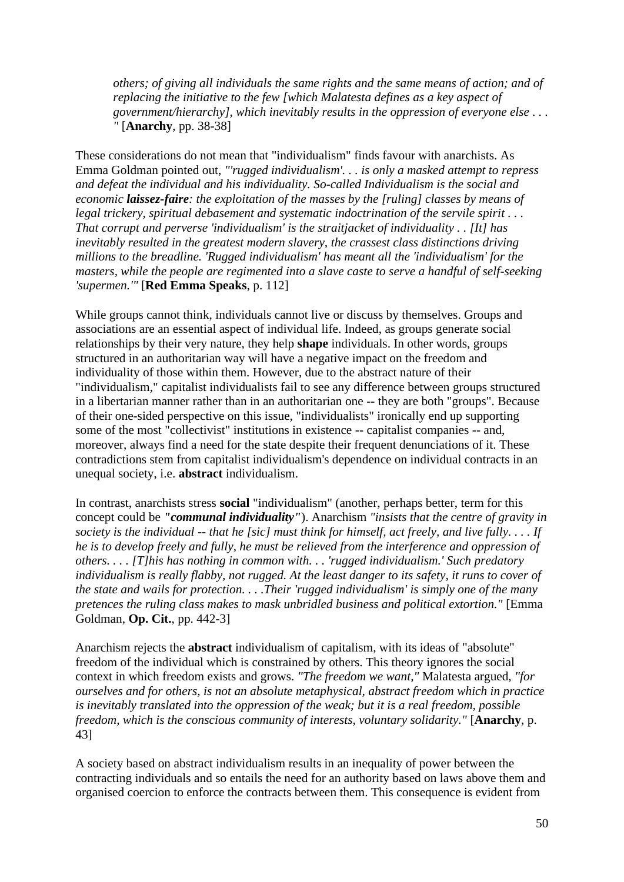> *others; of giving all individuals the same rights and the same means of action; and of replacing the initiative to the few [which Malatesta defines as a key aspect of government/hierarchy], which inevitably results in the oppression of everyone else . . . "* [**Anarchy**, pp. 38-38]

These considerations do not mean that "individualism" finds favour with anarchists. As Emma Goldman pointed out, *"'rugged individualism'. . . is only a masked attempt to repress and defeat the individual and his individuality. So-called Individualism is the social and economic **laissez-faire**: the exploitation of the masses by the [ruling] classes by means of legal trickery, spiritual debasement and systematic indoctrination of the servile spirit . . . That corrupt and perverse 'individualism' is the straitjacket of individuality . . [It] has inevitably resulted in the greatest modern slavery, the crassest class distinctions driving millions to the breadline. 'Rugged individualism' has meant all the 'individualism' for the masters, while the people are regimented into a slave caste to serve a handful of self-seeking 'supermen.'"* [**Red Emma Speaks**, p. 112]

While groups cannot think, individuals cannot live or discuss by themselves. Groups and associations are an essential aspect of individual life. Indeed, as groups generate social relationships by their very nature, they help **shape** individuals. In other words, groups structured in an authoritarian way will have a negative impact on the freedom and individuality of those within them. However, due to the abstract nature of their "individualism," capitalist individualists fail to see any difference between groups structured in a libertarian manner rather than in an authoritarian one -- they are both "groups". Because of their one-sided perspective on this issue, "individualists" ironically end up supporting some of the most "collectivist" institutions in existence -- capitalist companies -- and, moreover, always find a need for the state despite their frequent denunciations of it. These contradictions stem from capitalist individualism's dependence on individual contracts in an unequal society, i.e. **abstract** individualism.

In contrast, anarchists stress **social** "individualism" (another, perhaps better, term for this concept could be ***"communal individuality"***). Anarchism *"insists that the centre of gravity in society is the individual -- that he [sic] must think for himself, act freely, and live fully. . . . If he is to develop freely and fully, he must be relieved from the interference and oppression of others. . . . [T]his has nothing in common with. . . 'rugged individualism.' Such predatory individualism is really flabby, not rugged. At the least danger to its safety, it runs to cover of the state and wails for protection. . . .Their 'rugged individualism' is simply one of the many pretences the ruling class makes to mask unbridled business and political extortion."* [Emma Goldman, **Op. Cit.**, pp. 442-3]

Anarchism rejects the **abstract** individualism of capitalism, with its ideas of "absolute" freedom of the individual which is constrained by others. This theory ignores the social context in which freedom exists and grows. *"The freedom we want,"* Malatesta argued, *"for ourselves and for others, is not an absolute metaphysical, abstract freedom which in practice is inevitably translated into the oppression of the weak; but it is a real freedom, possible freedom, which is the conscious community of interests, voluntary solidarity."* [**Anarchy**, p. 43]

A society based on abstract individualism results in an inequality of power between the contracting individuals and so entails the need for an authority based on laws above them and organised coercion to enforce the contracts between them. This consequence is evident from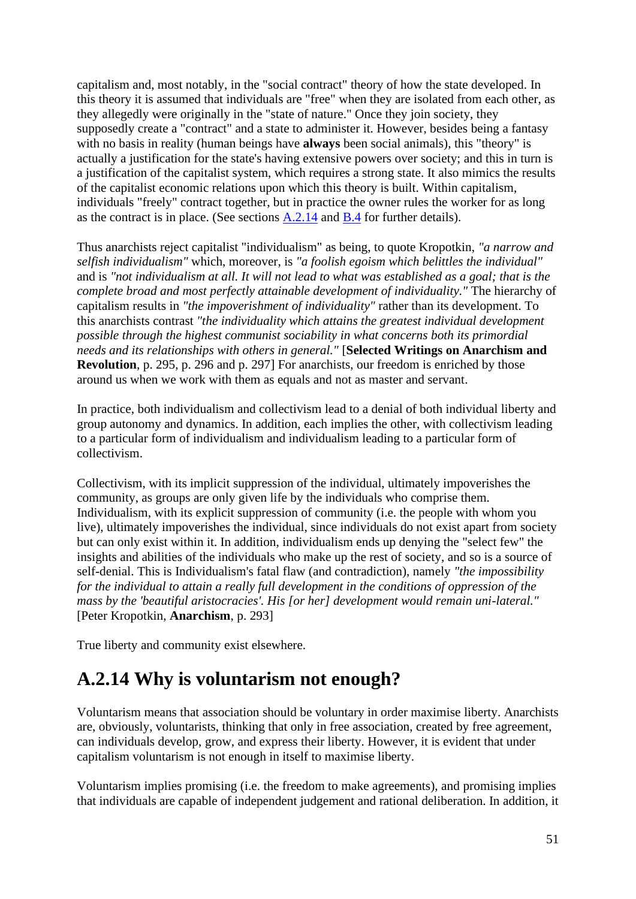capitalism and, most notably, in the "social contract" theory of how the state developed. In this theory it is assumed that individuals are "free" when they are isolated from each other, as they allegedly were originally in the "state of nature." Once they join society, they supposedly create a "contract" and a state to administer it. However, besides being a fantasy with no basis in reality (human beings have **always** been social animals), this "theory" is actually a justification for the state's having extensive powers over society; and this in turn is a justification of the capitalist system, which requires a strong state. It also mimics the results of the capitalist economic relations upon which this theory is built. Within capitalism, individuals "freely" contract together, but in practice the owner rules the worker for as long as the contract is in place. (See sections A.2.14 and B.4 for further details).

Thus anarchists reject capitalist "individualism" as being, to quote Kropotkin, *"a narrow and selfish individualism"* which, moreover, is *"a foolish egoism which belittles the individual"* and is *"not individualism at all. It will not lead to what was established as a goal; that is the complete broad and most perfectly attainable development of individuality."* The hierarchy of capitalism results in *"the impoverishment of individuality"* rather than its development. To this anarchists contrast *"the individuality which attains the greatest individual development possible through the highest communist sociability in what concerns both its primordial needs and its relationships with others in general."* [**Selected Writings on Anarchism and Revolution**, p. 295, p. 296 and p. 297] For anarchists, our freedom is enriched by those around us when we work with them as equals and not as master and servant.

In practice, both individualism and collectivism lead to a denial of both individual liberty and group autonomy and dynamics. In addition, each implies the other, with collectivism leading to a particular form of individualism and individualism leading to a particular form of collectivism.

Collectivism, with its implicit suppression of the individual, ultimately impoverishes the community, as groups are only given life by the individuals who comprise them. Individualism, with its explicit suppression of community (i.e. the people with whom you live), ultimately impoverishes the individual, since individuals do not exist apart from society but can only exist within it. In addition, individualism ends up denying the "select few" the insights and abilities of the individuals who make up the rest of society, and so is a source of self-denial. This is Individualism's fatal flaw (and contradiction), namely *"the impossibility for the individual to attain a really full development in the conditions of oppression of the mass by the 'beautiful aristocracies'. His [or her] development would remain uni-lateral."* [Peter Kropotkin, **Anarchism**, p. 293]

True liberty and community exist elsewhere.

## A.2.14 Why is voluntarism not enough?

Voluntarism means that association should be voluntary in order maximise liberty. Anarchists are, obviously, voluntarists, thinking that only in free association, created by free agreement, can individuals develop, grow, and express their liberty. However, it is evident that under capitalism voluntarism is not enough in itself to maximise liberty.

Voluntarism implies promising (i.e. the freedom to make agreements), and promising implies that individuals are capable of independent judgement and rational deliberation. In addition, it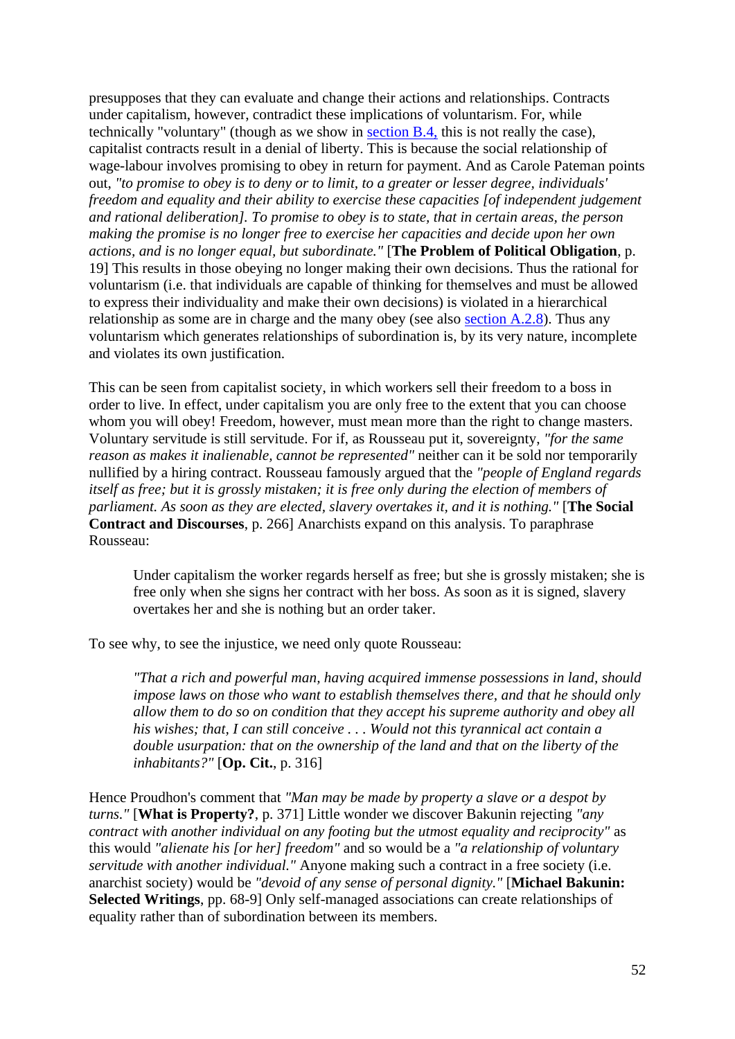presupposes that they can evaluate and change their actions and relationships. Contracts under capitalism, however, contradict these implications of voluntarism. For, while technically "voluntary" (though as we show in section B.4, this is not really the case), capitalist contracts result in a denial of liberty. This is because the social relationship of wage-labour involves promising to obey in return for payment. And as Carole Pateman points out, *"to promise to obey is to deny or to limit, to a greater or lesser degree, individuals' freedom and equality and their ability to exercise these capacities [of independent judgement and rational deliberation]. To promise to obey is to state, that in certain areas, the person making the promise is no longer free to exercise her capacities and decide upon her own actions, and is no longer equal, but subordinate."* [**The Problem of Political Obligation**, p. 19] This results in those obeying no longer making their own decisions. Thus the rational for voluntarism (i.e. that individuals are capable of thinking for themselves and must be allowed to express their individuality and make their own decisions) is violated in a hierarchical relationship as some are in charge and the many obey (see also section A.2.8). Thus any voluntarism which generates relationships of subordination is, by its very nature, incomplete and violates its own justification.

This can be seen from capitalist society, in which workers sell their freedom to a boss in order to live. In effect, under capitalism you are only free to the extent that you can choose whom you will obey! Freedom, however, must mean more than the right to change masters. Voluntary servitude is still servitude. For if, as Rousseau put it, sovereignty, *"for the same reason as makes it inalienable, cannot be represented"* neither can it be sold nor temporarily nullified by a hiring contract. Rousseau famously argued that the *"people of England regards itself as free; but it is grossly mistaken; it is free only during the election of members of parliament. As soon as they are elected, slavery overtakes it, and it is nothing."* [**The Social Contract and Discourses**, p. 266] Anarchists expand on this analysis. To paraphrase Rousseau:

> Under capitalism the worker regards herself as free; but she is grossly mistaken; she is free only when she signs her contract with her boss. As soon as it is signed, slavery overtakes her and she is nothing but an order taker.

To see why, to see the injustice, we need only quote Rousseau:

> *"That a rich and powerful man, having acquired immense possessions in land, should impose laws on those who want to establish themselves there, and that he should only allow them to do so on condition that they accept his supreme authority and obey all his wishes; that, I can still conceive . . . Would not this tyrannical act contain a double usurpation: that on the ownership of the land and that on the liberty of the inhabitants?"* [**Op. Cit.**, p. 316]

Hence Proudhon's comment that *"Man may be made by property a slave or a despot by turns."* [**What is Property?**, p. 371] Little wonder we discover Bakunin rejecting *"any contract with another individual on any footing but the utmost equality and reciprocity"* as this would *"alienate his [or her] freedom"* and so would be a *"a relationship of voluntary servitude with another individual."* Anyone making such a contract in a free society (i.e. anarchist society) would be *"devoid of any sense of personal dignity."* [**Michael Bakunin: Selected Writings**, pp. 68-9] Only self-managed associations can create relationships of equality rather than of subordination between its members.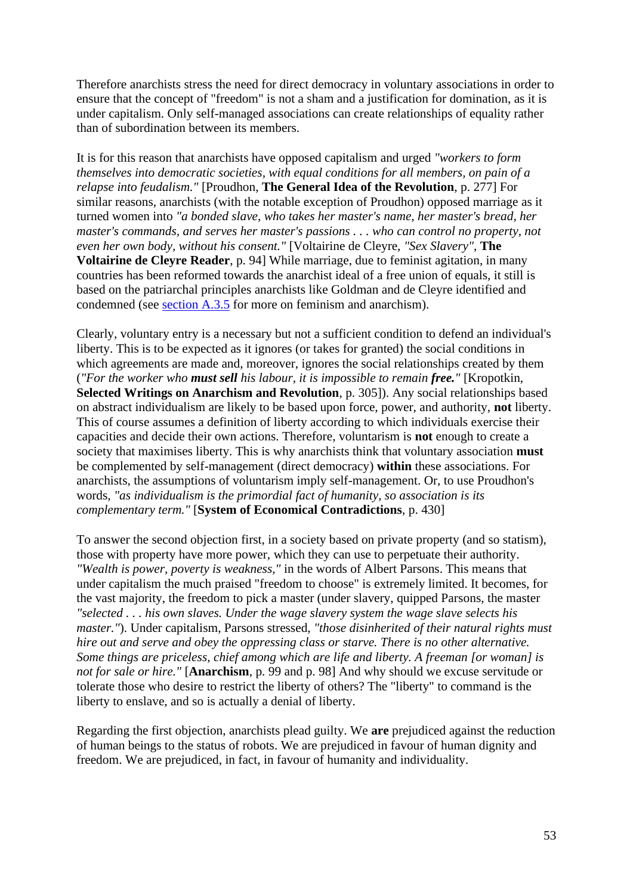Therefore anarchists stress the need for direct democracy in voluntary associations in order to ensure that the concept of "freedom" is not a sham and a justification for domination, as it is under capitalism. Only self-managed associations can create relationships of equality rather than of subordination between its members.

It is for this reason that anarchists have opposed capitalism and urged *"workers to form themselves into democratic societies, with equal conditions for all members, on pain of a relapse into feudalism."* [Proudhon, **The General Idea of the Revolution**, p. 277] For similar reasons, anarchists (with the notable exception of Proudhon) opposed marriage as it turned women into *"a bonded slave, who takes her master's name, her master's bread, her master's commands, and serves her master's passions . . . who can control no property, not even her own body, without his consent."* [Voltairine de Cleyre, *"Sex Slavery"*, **The Voltairine de Cleyre Reader**, p. 94] While marriage, due to feminist agitation, in many countries has been reformed towards the anarchist ideal of a free union of equals, it still is based on the patriarchal principles anarchists like Goldman and de Cleyre identified and condemned (see [section A.3.5](#) for more on feminism and anarchism).

Clearly, voluntary entry is a necessary but not a sufficient condition to defend an individual's liberty. This is to be expected as it ignores (or takes for granted) the social conditions in which agreements are made and, moreover, ignores the social relationships created by them (*"For the worker who **must sell** his labour, it is impossible to remain **free.**"* [Kropotkin, **Selected Writings on Anarchism and Revolution**, p. 305]). Any social relationships based on abstract individualism are likely to be based upon force, power, and authority, **not** liberty. This of course assumes a definition of liberty according to which individuals exercise their capacities and decide their own actions. Therefore, voluntarism is **not** enough to create a society that maximises liberty. This is why anarchists think that voluntary association **must** be complemented by self-management (direct democracy) **within** these associations. For anarchists, the assumptions of voluntarism imply self-management. Or, to use Proudhon's words, *"as individualism is the primordial fact of humanity, so association is its complementary term."* [**System of Economical Contradictions**, p. 430]

To answer the second objection first, in a society based on private property (and so statism), those with property have more power, which they can use to perpetuate their authority. *"Wealth is power, poverty is weakness,"* in the words of Albert Parsons. This means that under capitalism the much praised "freedom to choose" is extremely limited. It becomes, for the vast majority, the freedom to pick a master (under slavery, quipped Parsons, the master *"selected . . . his own slaves. Under the wage slavery system the wage slave selects his master."*). Under capitalism, Parsons stressed, *"those disinherited of their natural rights must hire out and serve and obey the oppressing class or starve. There is no other alternative. Some things are priceless, chief among which are life and liberty. A freeman [or woman] is not for sale or hire."* [**Anarchism**, p. 99 and p. 98] And why should we excuse servitude or tolerate those who desire to restrict the liberty of others? The "liberty" to command is the liberty to enslave, and so is actually a denial of liberty.

Regarding the first objection, anarchists plead guilty. We **are** prejudiced against the reduction of human beings to the status of robots. We are prejudiced in favour of human dignity and freedom. We are prejudiced, in fact, in favour of humanity and individuality.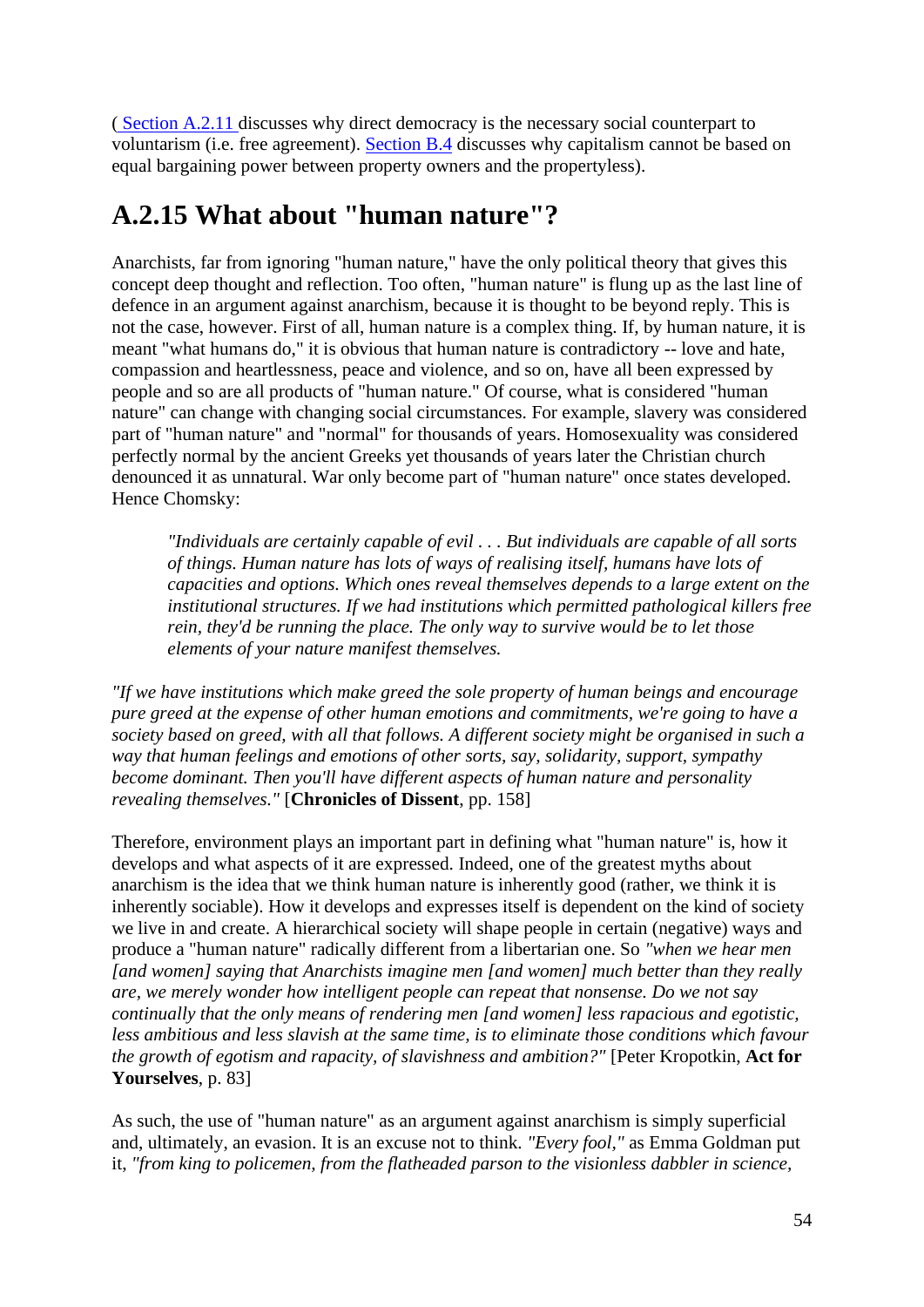( Section A.2.11 discusses why direct democracy is the necessary social counterpart to voluntarism (i.e. free agreement). Section B.4 discusses why capitalism cannot be based on equal bargaining power between property owners and the propertyless).

## A.2.15 What about "human nature"?

Anarchists, far from ignoring "human nature," have the only political theory that gives this concept deep thought and reflection. Too often, "human nature" is flung up as the last line of defence in an argument against anarchism, because it is thought to be beyond reply. This is not the case, however. First of all, human nature is a complex thing. If, by human nature, it is meant "what humans do," it is obvious that human nature is contradictory -- love and hate, compassion and heartlessness, peace and violence, and so on, have all been expressed by people and so are all products of "human nature." Of course, what is considered "human nature" can change with changing social circumstances. For example, slavery was considered part of "human nature" and "normal" for thousands of years. Homosexuality was considered perfectly normal by the ancient Greeks yet thousands of years later the Christian church denounced it as unnatural. War only become part of "human nature" once states developed. Hence Chomsky:

> *"Individuals are certainly capable of evil . . . But individuals are capable of all sorts of things. Human nature has lots of ways of realising itself, humans have lots of capacities and options. Which ones reveal themselves depends to a large extent on the institutional structures. If we had institutions which permitted pathological killers free rein, they'd be running the place. The only way to survive would be to let those elements of your nature manifest themselves.*

*"If we have institutions which make greed the sole property of human beings and encourage pure greed at the expense of other human emotions and commitments, we're going to have a society based on greed, with all that follows. A different society might be organised in such a way that human feelings and emotions of other sorts, say, solidarity, support, sympathy become dominant. Then you'll have different aspects of human nature and personality revealing themselves."* [**Chronicles of Dissent**, pp. 158]

Therefore, environment plays an important part in defining what "human nature" is, how it develops and what aspects of it are expressed. Indeed, one of the greatest myths about anarchism is the idea that we think human nature is inherently good (rather, we think it is inherently sociable). How it develops and expresses itself is dependent on the kind of society we live in and create. A hierarchical society will shape people in certain (negative) ways and produce a "human nature" radically different from a libertarian one. So *"when we hear men [and women] saying that Anarchists imagine men [and women] much better than they really are, we merely wonder how intelligent people can repeat that nonsense. Do we not say continually that the only means of rendering men [and women] less rapacious and egotistic, less ambitious and less slavish at the same time, is to eliminate those conditions which favour the growth of egotism and rapacity, of slavishness and ambition?"* [Peter Kropotkin, **Act for Yourselves**, p. 83]

As such, the use of "human nature" as an argument against anarchism is simply superficial and, ultimately, an evasion. It is an excuse not to think. *"Every fool,"* as Emma Goldman put it, *"from king to policemen, from the flatheaded parson to the visionless dabbler in science,*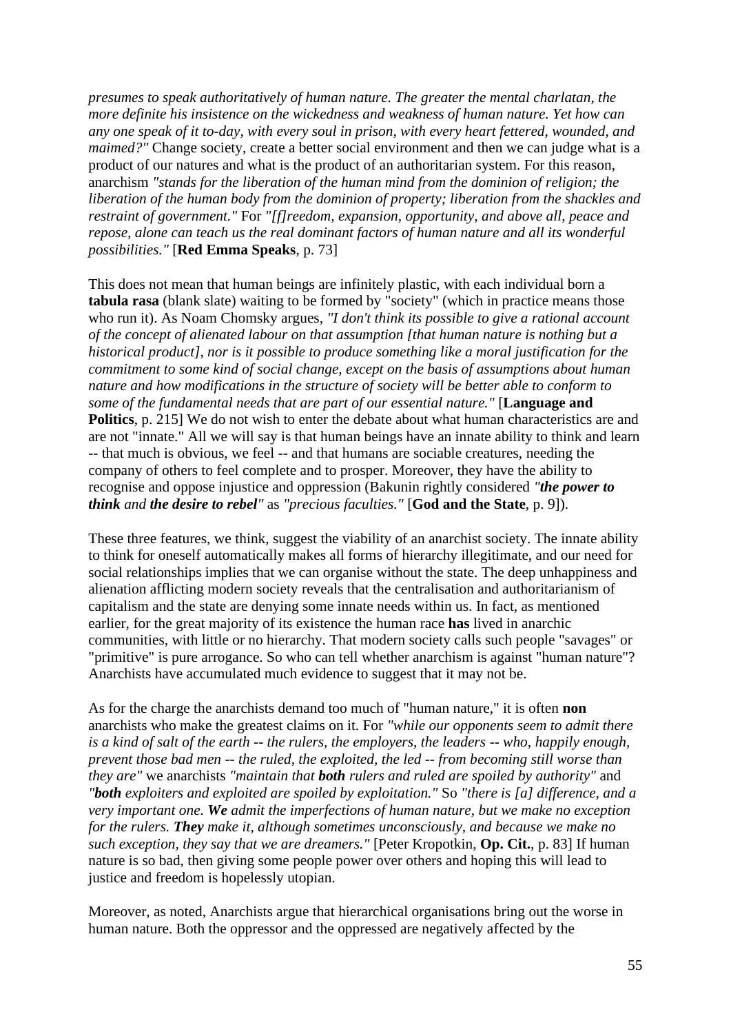*presumes to speak authoritatively of human nature. The greater the mental charlatan, the more definite his insistence on the wickedness and weakness of human nature. Yet how can any one speak of it to-day, with every soul in prison, with every heart fettered, wounded, and maimed?"* Change society, create a better social environment and then we can judge what is a product of our natures and what is the product of an authoritarian system. For this reason, anarchism *"stands for the liberation of the human mind from the dominion of religion; the liberation of the human body from the dominion of property; liberation from the shackles and restraint of government."* For *"[f]reedom, expansion, opportunity, and above all, peace and repose, alone can teach us the real dominant factors of human nature and all its wonderful possibilities."* [**Red Emma Speaks**, p. 73]

This does not mean that human beings are infinitely plastic, with each individual born a **tabula rasa** (blank slate) waiting to be formed by "society" (which in practice means those who run it). As Noam Chomsky argues, *"I don't think its possible to give a rational account of the concept of alienated labour on that assumption [that human nature is nothing but a historical product], nor is it possible to produce something like a moral justification for the commitment to some kind of social change, except on the basis of assumptions about human nature and how modifications in the structure of society will be better able to conform to some of the fundamental needs that are part of our essential nature."* [**Language and Politics**, p. 215] We do not wish to enter the debate about what human characteristics are and are not "innate." All we will say is that human beings have an innate ability to think and learn -- that much is obvious, we feel -- and that humans are sociable creatures, needing the company of others to feel complete and to prosper. Moreover, they have the ability to recognise and oppose injustice and oppression (Bakunin rightly considered *"**the power to think** and **the desire to rebel**"* as *"precious faculties."* [**God and the State**, p. 9]).

These three features, we think, suggest the viability of an anarchist society. The innate ability to think for oneself automatically makes all forms of hierarchy illegitimate, and our need for social relationships implies that we can organise without the state. The deep unhappiness and alienation afflicting modern society reveals that the centralisation and authoritarianism of capitalism and the state are denying some innate needs within us. In fact, as mentioned earlier, for the great majority of its existence the human race **has** lived in anarchic communities, with little or no hierarchy. That modern society calls such people "savages" or "primitive" is pure arrogance. So who can tell whether anarchism is against "human nature"? Anarchists have accumulated much evidence to suggest that it may not be.

As for the charge the anarchists demand too much of "human nature," it is often **non** anarchists who make the greatest claims on it. For *"while our opponents seem to admit there is a kind of salt of the earth -- the rulers, the employers, the leaders -- who, happily enough, prevent those bad men -- the ruled, the exploited, the led -- from becoming still worse than they are"* we anarchists *"maintain that **both** rulers and ruled are spoiled by authority"* and *"**both** exploiters and exploited are spoiled by exploitation."* So *"there is [a] difference, and a very important one. **We** admit the imperfections of human nature, but we make no exception for the rulers. **They** make it, although sometimes unconsciously, and because we make no such exception, they say that we are dreamers."* [Peter Kropotkin, **Op. Cit.**, p. 83] If human nature is so bad, then giving some people power over others and hoping this will lead to justice and freedom is hopelessly utopian.

Moreover, as noted, Anarchists argue that hierarchical organisations bring out the worse in human nature. Both the oppressor and the oppressed are negatively affected by the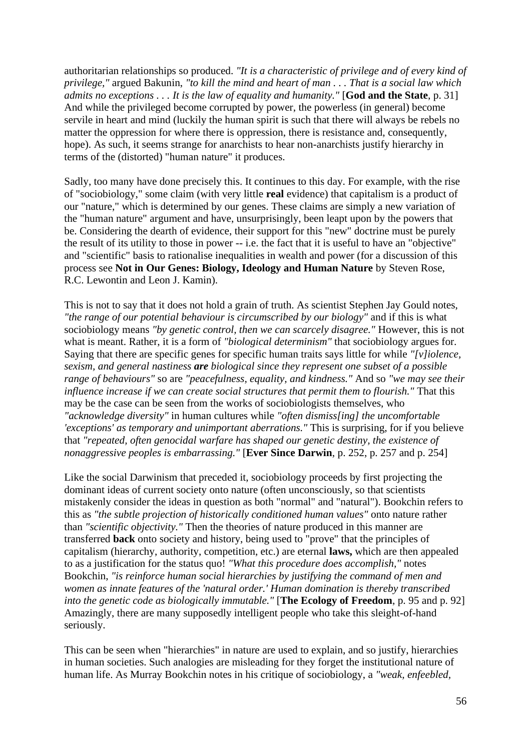authoritarian relationships so produced. *"It is a characteristic of privilege and of every kind of privilege,"* argued Bakunin, *"to kill the mind and heart of man . . . That is a social law which admits no exceptions . . . It is the law of equality and humanity."* [**God and the State**, p. 31] And while the privileged become corrupted by power, the powerless (in general) become servile in heart and mind (luckily the human spirit is such that there will always be rebels no matter the oppression for where there is oppression, there is resistance and, consequently, hope). As such, it seems strange for anarchists to hear non-anarchists justify hierarchy in terms of the (distorted) "human nature" it produces.

Sadly, too many have done precisely this. It continues to this day. For example, with the rise of "sociobiology," some claim (with very little **real** evidence) that capitalism is a product of our "nature," which is determined by our genes. These claims are simply a new variation of the "human nature" argument and have, unsurprisingly, been leapt upon by the powers that be. Considering the dearth of evidence, their support for this "new" doctrine must be purely the result of its utility to those in power -- i.e. the fact that it is useful to have an "objective" and "scientific" basis to rationalise inequalities in wealth and power (for a discussion of this process see **Not in Our Genes: Biology, Ideology and Human Nature** by Steven Rose, R.C. Lewontin and Leon J. Kamin).

This is not to say that it does not hold a grain of truth. As scientist Stephen Jay Gould notes, *"the range of our potential behaviour is circumscribed by our biology"* and if this is what sociobiology means *"by genetic control, then we can scarcely disagree."* However, this is not what is meant. Rather, it is a form of *"biological determinism"* that sociobiology argues for. Saying that there are specific genes for specific human traits says little for while *"[v]iolence, sexism, and general nastiness **are** biological since they represent one subset of a possible range of behaviours"* so are *"peacefulness, equality, and kindness."* And so *"we may see their influence increase if we can create social structures that permit them to flourish."* That this may be the case can be seen from the works of sociobiologists themselves, who *"acknowledge diversity"* in human cultures while *"often dismiss[ing] the uncomfortable 'exceptions' as temporary and unimportant aberrations."* This is surprising, for if you believe that *"repeated, often genocidal warfare has shaped our genetic destiny, the existence of nonaggressive peoples is embarrassing."* [**Ever Since Darwin**, p. 252, p. 257 and p. 254]

Like the social Darwinism that preceded it, sociobiology proceeds by first projecting the dominant ideas of current society onto nature (often unconsciously, so that scientists mistakenly consider the ideas in question as both "normal" and "natural"). Bookchin refers to this as *"the subtle projection of historically conditioned human values"* onto nature rather than *"scientific objectivity."* Then the theories of nature produced in this manner are transferred **back** onto society and history, being used to "prove" that the principles of capitalism (hierarchy, authority, competition, etc.) are eternal **laws,** which are then appealed to as a justification for the status quo! *"What this procedure does accomplish,"* notes Bookchin, *"is reinforce human social hierarchies by justifying the command of men and women as innate features of the 'natural order.' Human domination is thereby transcribed into the genetic code as biologically immutable."* [**The Ecology of Freedom**, p. 95 and p. 92] Amazingly, there are many supposedly intelligent people who take this sleight-of-hand seriously.

This can be seen when "hierarchies" in nature are used to explain, and so justify, hierarchies in human societies. Such analogies are misleading for they forget the institutional nature of human life. As Murray Bookchin notes in his critique of sociobiology, a *"weak, enfeebled,*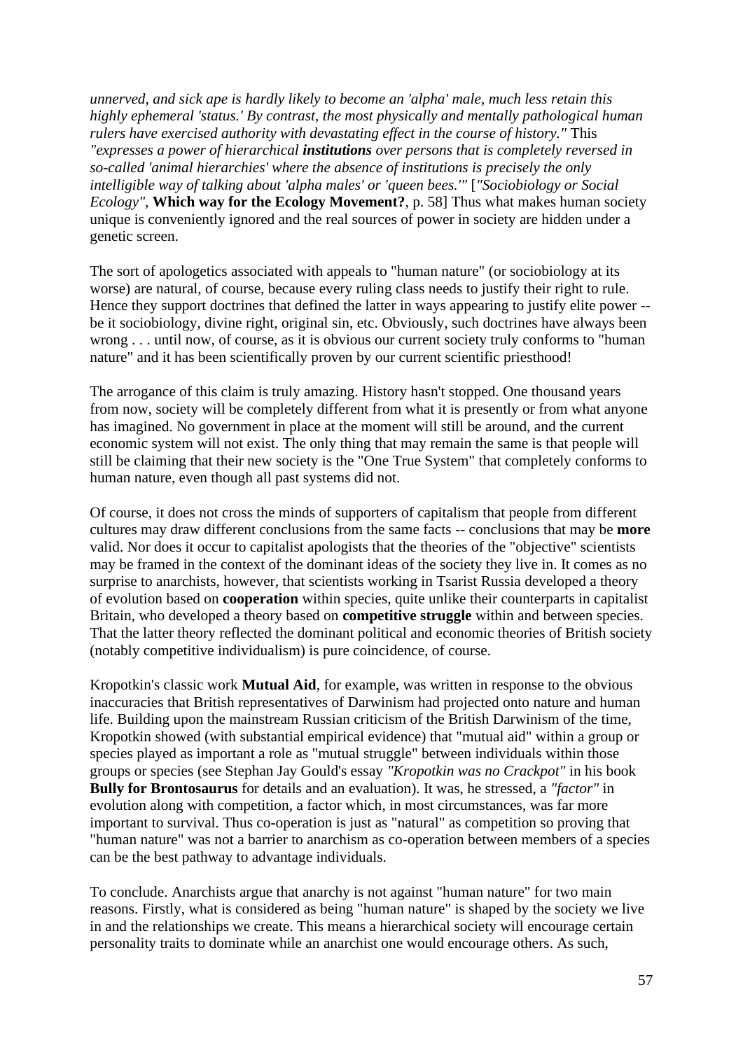*unnerved, and sick ape is hardly likely to become an 'alpha' male, much less retain this highly ephemeral 'status.' By contrast, the most physically and mentally pathological human rulers have exercised authority with devastating effect in the course of history."* This *"expresses a power of hierarchical **institutions** over persons that is completely reversed in so-called 'animal hierarchies' where the absence of institutions is precisely the only intelligible way of talking about 'alpha males' or 'queen bees.'"* [*"Sociobiology or Social Ecology"*, **Which way for the Ecology Movement?**, p. 58] Thus what makes human society unique is conveniently ignored and the real sources of power in society are hidden under a genetic screen.

The sort of apologetics associated with appeals to "human nature" (or sociobiology at its worse) are natural, of course, because every ruling class needs to justify their right to rule. Hence they support doctrines that defined the latter in ways appearing to justify elite power -- be it sociobiology, divine right, original sin, etc. Obviously, such doctrines have always been wrong . . . until now, of course, as it is obvious our current society truly conforms to "human nature" and it has been scientifically proven by our current scientific priesthood!

The arrogance of this claim is truly amazing. History hasn't stopped. One thousand years from now, society will be completely different from what it is presently or from what anyone has imagined. No government in place at the moment will still be around, and the current economic system will not exist. The only thing that may remain the same is that people will still be claiming that their new society is the "One True System" that completely conforms to human nature, even though all past systems did not.

Of course, it does not cross the minds of supporters of capitalism that people from different cultures may draw different conclusions from the same facts -- conclusions that may be **more** valid. Nor does it occur to capitalist apologists that the theories of the "objective" scientists may be framed in the context of the dominant ideas of the society they live in. It comes as no surprise to anarchists, however, that scientists working in Tsarist Russia developed a theory of evolution based on **cooperation** within species, quite unlike their counterparts in capitalist Britain, who developed a theory based on **competitive struggle** within and between species. That the latter theory reflected the dominant political and economic theories of British society (notably competitive individualism) is pure coincidence, of course.

Kropotkin's classic work **Mutual Aid**, for example, was written in response to the obvious inaccuracies that British representatives of Darwinism had projected onto nature and human life. Building upon the mainstream Russian criticism of the British Darwinism of the time, Kropotkin showed (with substantial empirical evidence) that "mutual aid" within a group or species played as important a role as "mutual struggle" between individuals within those groups or species (see Stephan Jay Gould's essay *"Kropotkin was no Crackpot"* in his book **Bully for Brontosaurus** for details and an evaluation). It was, he stressed, a *"factor"* in evolution along with competition, a factor which, in most circumstances, was far more important to survival. Thus co-operation is just as "natural" as competition so proving that "human nature" was not a barrier to anarchism as co-operation between members of a species can be the best pathway to advantage individuals.

To conclude. Anarchists argue that anarchy is not against "human nature" for two main reasons. Firstly, what is considered as being "human nature" is shaped by the society we live in and the relationships we create. This means a hierarchical society will encourage certain personality traits to dominate while an anarchist one would encourage others. As such,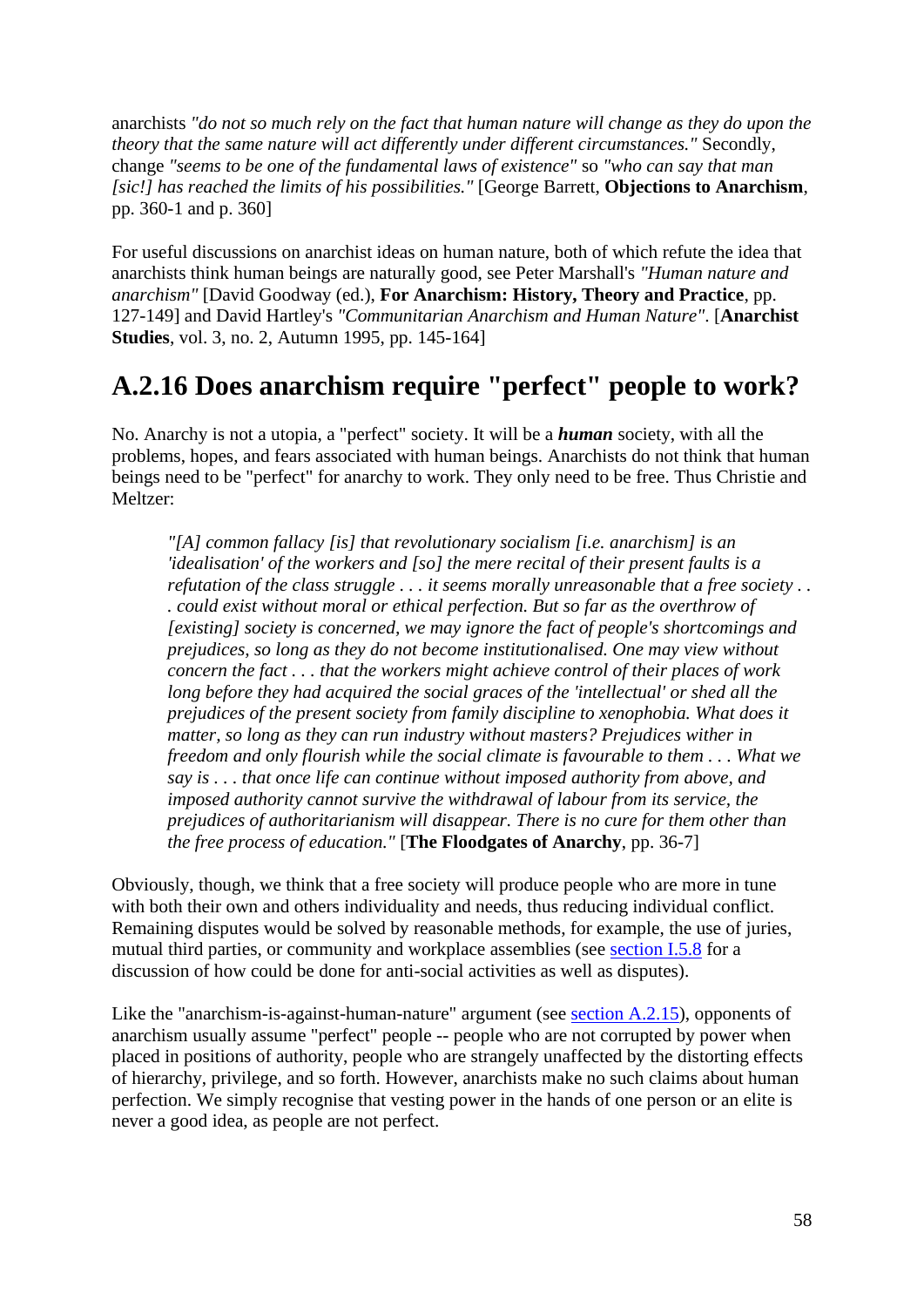anarchists *"do not so much rely on the fact that human nature will change as they do upon the theory that the same nature will act differently under different circumstances."* Secondly, change *"seems to be one of the fundamental laws of existence"* so *"who can say that man [sic!] has reached the limits of his possibilities."* [George Barrett, **Objections to Anarchism**, pp. 360-1 and p. 360]

For useful discussions on anarchist ideas on human nature, both of which refute the idea that anarchists think human beings are naturally good, see Peter Marshall's *"Human nature and anarchism"* [David Goodway (ed.), **For Anarchism: History, Theory and Practice**, pp. 127-149] and David Hartley's *"Communitarian Anarchism and Human Nature"*. [**Anarchist Studies**, vol. 3, no. 2, Autumn 1995, pp. 145-164]

## A.2.16 Does anarchism require "perfect" people to work?

No. Anarchy is not a utopia, a "perfect" society. It will be a ***human*** society, with all the problems, hopes, and fears associated with human beings. Anarchists do not think that human beings need to be "perfect" for anarchy to work. They only need to be free. Thus Christie and Meltzer:

> *"[A] common fallacy [is] that revolutionary socialism [i.e. anarchism] is an 'idealisation' of the workers and [so] the mere recital of their present faults is a refutation of the class struggle . . . it seems morally unreasonable that a free society . . . could exist without moral or ethical perfection. But so far as the overthrow of [existing] society is concerned, we may ignore the fact of people's shortcomings and prejudices, so long as they do not become institutionalised. One may view without concern the fact . . . that the workers might achieve control of their places of work long before they had acquired the social graces of the 'intellectual' or shed all the prejudices of the present society from family discipline to xenophobia. What does it matter, so long as they can run industry without masters? Prejudices wither in freedom and only flourish while the social climate is favourable to them . . . What we say is . . . that once life can continue without imposed authority from above, and imposed authority cannot survive the withdrawal of labour from its service, the prejudices of authoritarianism will disappear. There is no cure for them other than the free process of education."* [**The Floodgates of Anarchy**, pp. 36-7]

Obviously, though, we think that a free society will produce people who are more in tune with both their own and others individuality and needs, thus reducing individual conflict. Remaining disputes would be solved by reasonable methods, for example, the use of juries, mutual third parties, or community and workplace assemblies (see section I.5.8 for a discussion of how could be done for anti-social activities as well as disputes).

Like the "anarchism-is-against-human-nature" argument (see section A.2.15), opponents of anarchism usually assume "perfect" people -- people who are not corrupted by power when placed in positions of authority, people who are strangely unaffected by the distorting effects of hierarchy, privilege, and so forth. However, anarchists make no such claims about human perfection. We simply recognise that vesting power in the hands of one person or an elite is never a good idea, as people are not perfect.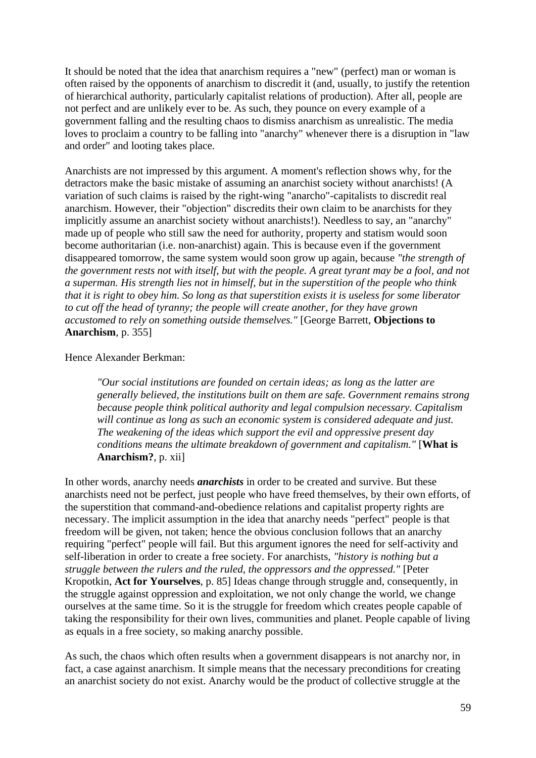It should be noted that the idea that anarchism requires a "new" (perfect) man or woman is often raised by the opponents of anarchism to discredit it (and, usually, to justify the retention of hierarchical authority, particularly capitalist relations of production). After all, people are not perfect and are unlikely ever to be. As such, they pounce on every example of a government falling and the resulting chaos to dismiss anarchism as unrealistic. The media loves to proclaim a country to be falling into "anarchy" whenever there is a disruption in "law and order" and looting takes place.

Anarchists are not impressed by this argument. A moment's reflection shows why, for the detractors make the basic mistake of assuming an anarchist society without anarchists! (A variation of such claims is raised by the right-wing "anarcho"-capitalists to discredit real anarchism. However, their "objection" discredits their own claim to be anarchists for they implicitly assume an anarchist society without anarchists!). Needless to say, an "anarchy" made up of people who still saw the need for authority, property and statism would soon become authoritarian (i.e. non-anarchist) again. This is because even if the government disappeared tomorrow, the same system would soon grow up again, because *"the strength of the government rests not with itself, but with the people. A great tyrant may be a fool, and not a superman. His strength lies not in himself, but in the superstition of the people who think that it is right to obey him. So long as that superstition exists it is useless for some liberator to cut off the head of tyranny; the people will create another, for they have grown accustomed to rely on something outside themselves."* [George Barrett, **Objections to Anarchism**, p. 355]

Hence Alexander Berkman:

> *"Our social institutions are founded on certain ideas; as long as the latter are generally believed, the institutions built on them are safe. Government remains strong because people think political authority and legal compulsion necessary. Capitalism will continue as long as such an economic system is considered adequate and just. The weakening of the ideas which support the evil and oppressive present day conditions means the ultimate breakdown of government and capitalism."* [**What is Anarchism?**, p. xii]

In other words, anarchy needs ***anarchists*** in order to be created and survive. But these anarchists need not be perfect, just people who have freed themselves, by their own efforts, of the superstition that command-and-obedience relations and capitalist property rights are necessary. The implicit assumption in the idea that anarchy needs "perfect" people is that freedom will be given, not taken; hence the obvious conclusion follows that an anarchy requiring "perfect" people will fail. But this argument ignores the need for self-activity and self-liberation in order to create a free society. For anarchists, *"history is nothing but a struggle between the rulers and the ruled, the oppressors and the oppressed."* [Peter Kropotkin, **Act for Yourselves**, p. 85] Ideas change through struggle and, consequently, in the struggle against oppression and exploitation, we not only change the world, we change ourselves at the same time. So it is the struggle for freedom which creates people capable of taking the responsibility for their own lives, communities and planet. People capable of living as equals in a free society, so making anarchy possible.

As such, the chaos which often results when a government disappears is not anarchy nor, in fact, a case against anarchism. It simple means that the necessary preconditions for creating an anarchist society do not exist. Anarchy would be the product of collective struggle at the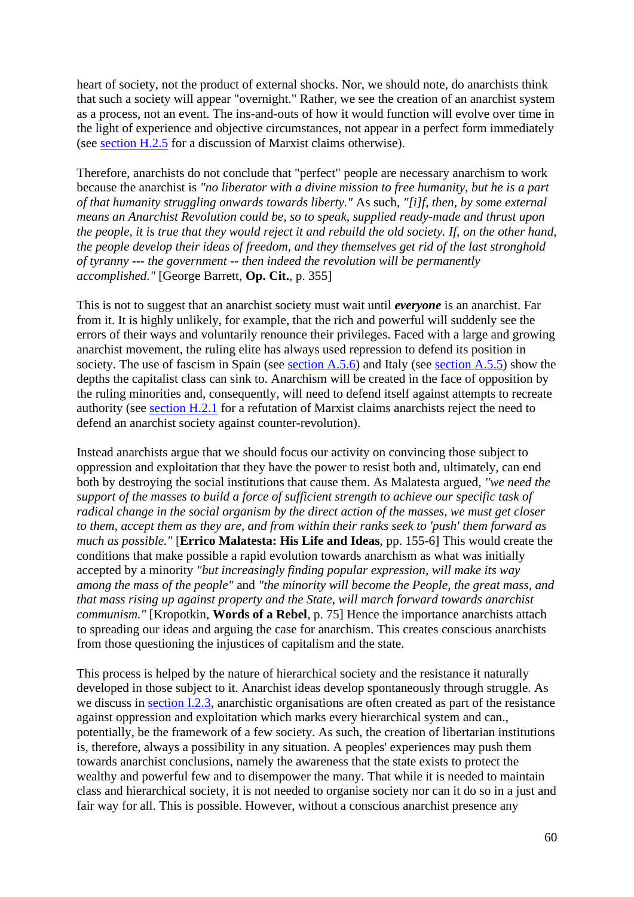heart of society, not the product of external shocks. Nor, we should note, do anarchists think that such a society will appear "overnight." Rather, we see the creation of an anarchist system as a process, not an event. The ins-and-outs of how it would function will evolve over time in the light of experience and objective circumstances, not appear in a perfect form immediately (see section H.2.5 for a discussion of Marxist claims otherwise).

Therefore, anarchists do not conclude that "perfect" people are necessary anarchism to work because the anarchist is *"no liberator with a divine mission to free humanity, but he is a part of that humanity struggling onwards towards liberty."* As such, *"[i]f, then, by some external means an Anarchist Revolution could be, so to speak, supplied ready-made and thrust upon the people, it is true that they would reject it and rebuild the old society. If, on the other hand, the people develop their ideas of freedom, and they themselves get rid of the last stronghold of tyranny --- the government -- then indeed the revolution will be permanently accomplished."* [George Barrett, **Op. Cit.**, p. 355]

This is not to suggest that an anarchist society must wait until ***everyone*** is an anarchist. Far from it. It is highly unlikely, for example, that the rich and powerful will suddenly see the errors of their ways and voluntarily renounce their privileges. Faced with a large and growing anarchist movement, the ruling elite has always used repression to defend its position in society. The use of fascism in Spain (see section A.5.6) and Italy (see section A.5.5) show the depths the capitalist class can sink to. Anarchism will be created in the face of opposition by the ruling minorities and, consequently, will need to defend itself against attempts to recreate authority (see section H.2.1 for a refutation of Marxist claims anarchists reject the need to defend an anarchist society against counter-revolution).

Instead anarchists argue that we should focus our activity on convincing those subject to oppression and exploitation that they have the power to resist both and, ultimately, can end both by destroying the social institutions that cause them. As Malatesta argued, *"we need the support of the masses to build a force of sufficient strength to achieve our specific task of radical change in the social organism by the direct action of the masses, we must get closer to them, accept them as they are, and from within their ranks seek to 'push' them forward as much as possible."* [**Errico Malatesta: His Life and Ideas**, pp. 155-6] This would create the conditions that make possible a rapid evolution towards anarchism as what was initially accepted by a minority *"but increasingly finding popular expression, will make its way among the mass of the people"* and *"the minority will become the People, the great mass, and that mass rising up against property and the State, will march forward towards anarchist communism."* [Kropotkin, **Words of a Rebel**, p. 75] Hence the importance anarchists attach to spreading our ideas and arguing the case for anarchism. This creates conscious anarchists from those questioning the injustices of capitalism and the state.

This process is helped by the nature of hierarchical society and the resistance it naturally developed in those subject to it. Anarchist ideas develop spontaneously through struggle. As we discuss in section I.2.3, anarchistic organisations are often created as part of the resistance against oppression and exploitation which marks every hierarchical system and can., potentially, be the framework of a few society. As such, the creation of libertarian institutions is, therefore, always a possibility in any situation. A peoples' experiences may push them towards anarchist conclusions, namely the awareness that the state exists to protect the wealthy and powerful few and to disempower the many. That while it is needed to maintain class and hierarchical society, it is not needed to organise society nor can it do so in a just and fair way for all. This is possible. However, without a conscious anarchist presence any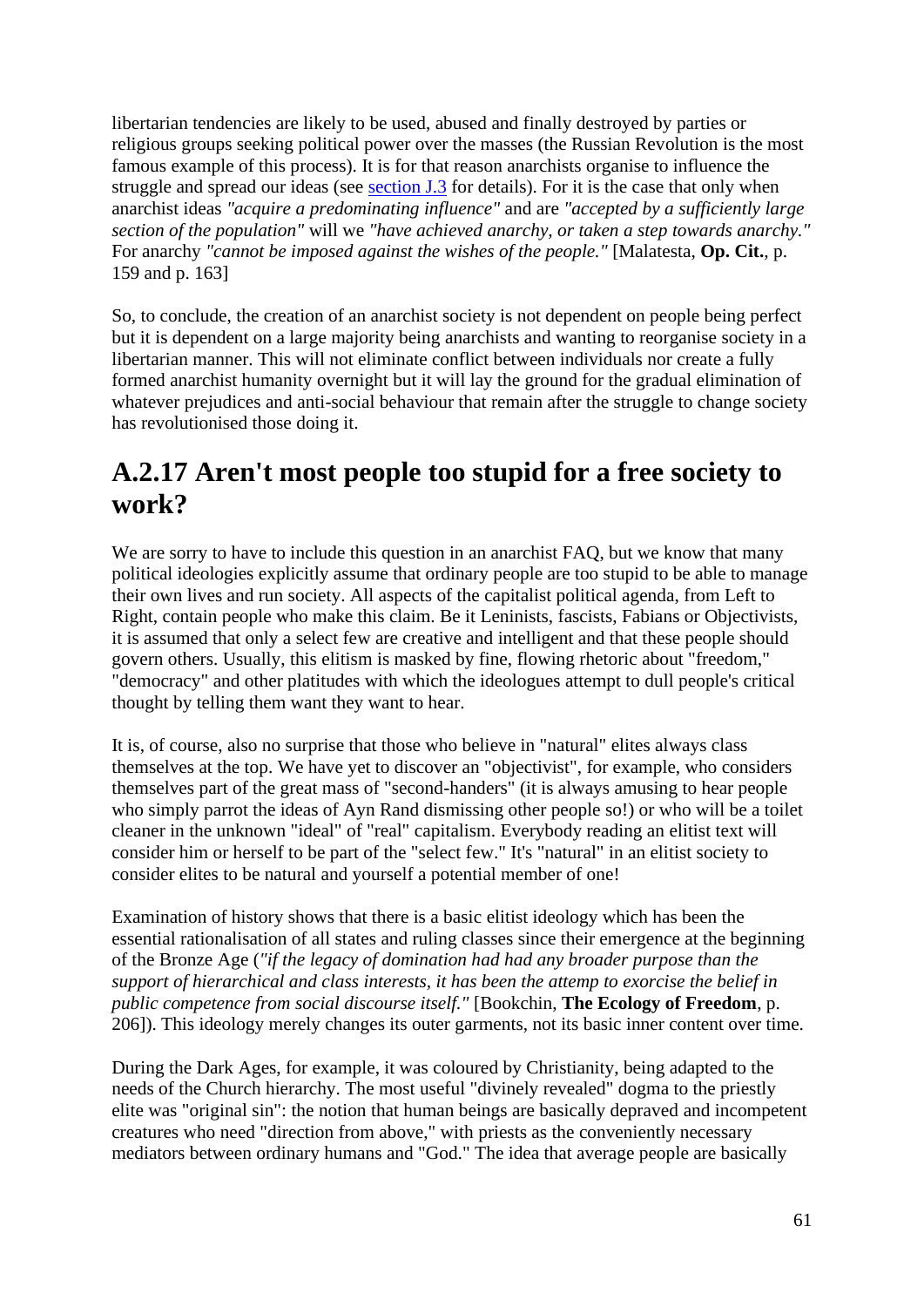libertarian tendencies are likely to be used, abused and finally destroyed by parties or religious groups seeking political power over the masses (the Russian Revolution is the most famous example of this process). It is for that reason anarchists organise to influence the struggle and spread our ideas (see [section J.3](#) for details). For it is the case that only when anarchist ideas *"acquire a predominating influence"* and are *"accepted by a sufficiently large section of the population"* will we *"have achieved anarchy, or taken a step towards anarchy."* For anarchy *"cannot be imposed against the wishes of the people."* [Malatesta, **Op. Cit.**, p. 159 and p. 163]

So, to conclude, the creation of an anarchist society is not dependent on people being perfect but it is dependent on a large majority being anarchists and wanting to reorganise society in a libertarian manner. This will not eliminate conflict between individuals nor create a fully formed anarchist humanity overnight but it will lay the ground for the gradual elimination of whatever prejudices and anti-social behaviour that remain after the struggle to change society has revolutionised those doing it.

## A.2.17 Aren't most people too stupid for a free society to work?

We are sorry to have to include this question in an anarchist FAQ, but we know that many political ideologies explicitly assume that ordinary people are too stupid to be able to manage their own lives and run society. All aspects of the capitalist political agenda, from Left to Right, contain people who make this claim. Be it Leninists, fascists, Fabians or Objectivists, it is assumed that only a select few are creative and intelligent and that these people should govern others. Usually, this elitism is masked by fine, flowing rhetoric about "freedom," "democracy" and other platitudes with which the ideologues attempt to dull people's critical thought by telling them want they want to hear.

It is, of course, also no surprise that those who believe in "natural" elites always class themselves at the top. We have yet to discover an "objectivist", for example, who considers themselves part of the great mass of "second-handers" (it is always amusing to hear people who simply parrot the ideas of Ayn Rand dismissing other people so!) or who will be a toilet cleaner in the unknown "ideal" of "real" capitalism. Everybody reading an elitist text will consider him or herself to be part of the "select few." It's "natural" in an elitist society to consider elites to be natural and yourself a potential member of one!

Examination of history shows that there is a basic elitist ideology which has been the essential rationalisation of all states and ruling classes since their emergence at the beginning of the Bronze Age (*"if the legacy of domination had had any broader purpose than the support of hierarchical and class interests, it has been the attemp to exorcise the belief in public competence from social discourse itself."* [Bookchin, **The Ecology of Freedom**, p. 206]). This ideology merely changes its outer garments, not its basic inner content over time.

During the Dark Ages, for example, it was coloured by Christianity, being adapted to the needs of the Church hierarchy. The most useful "divinely revealed" dogma to the priestly elite was "original sin": the notion that human beings are basically depraved and incompetent creatures who need "direction from above," with priests as the conveniently necessary mediators between ordinary humans and "God." The idea that average people are basically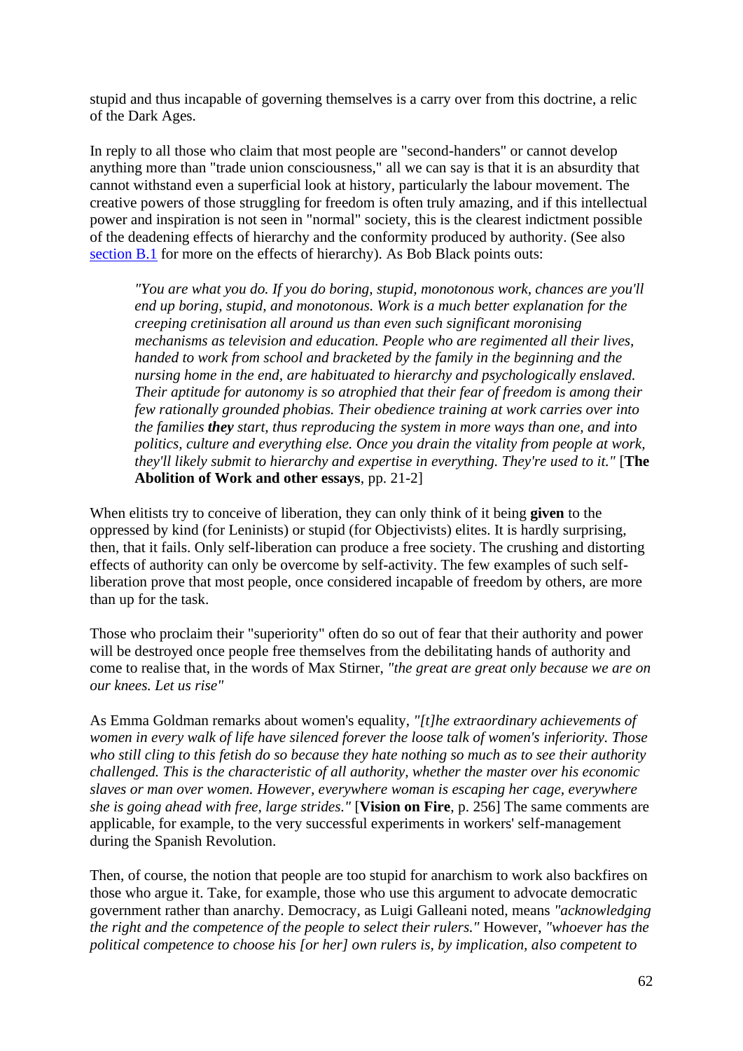stupid and thus incapable of governing themselves is a carry over from this doctrine, a relic of the Dark Ages.

In reply to all those who claim that most people are "second-handers" or cannot develop anything more than "trade union consciousness," all we can say is that it is an absurdity that cannot withstand even a superficial look at history, particularly the labour movement. The creative powers of those struggling for freedom is often truly amazing, and if this intellectual power and inspiration is not seen in "normal" society, this is the clearest indictment possible of the deadening effects of hierarchy and the conformity produced by authority. (See also [section B.1](#) for more on the effects of hierarchy). As Bob Black points outs:

> *"You are what you do. If you do boring, stupid, monotonous work, chances are you'll end up boring, stupid, and monotonous. Work is a much better explanation for the creeping cretinisation all around us than even such significant moronising mechanisms as television and education. People who are regimented all their lives, handed to work from school and bracketed by the family in the beginning and the nursing home in the end, are habituated to hierarchy and psychologically enslaved. Their aptitude for autonomy is so atrophied that their fear of freedom is among their few rationally grounded phobias. Their obedience training at work carries over into the families* ***they*** *start, thus reproducing the system in more ways than one, and into politics, culture and everything else. Once you drain the vitality from people at work, they'll likely submit to hierarchy and expertise in everything. They're used to it."* [**The Abolition of Work and other essays**, pp. 21-2]

When elitists try to conceive of liberation, they can only think of it being **given** to the oppressed by kind (for Leninists) or stupid (for Objectivists) elites. It is hardly surprising, then, that it fails. Only self-liberation can produce a free society. The crushing and distorting effects of authority can only be overcome by self-activity. The few examples of such self-liberation prove that most people, once considered incapable of freedom by others, are more than up for the task.

Those who proclaim their "superiority" often do so out of fear that their authority and power will be destroyed once people free themselves from the debilitating hands of authority and come to realise that, in the words of Max Stirner, *"the great are great only because we are on our knees. Let us rise"*

As Emma Goldman remarks about women's equality, *"[t]he extraordinary achievements of women in every walk of life have silenced forever the loose talk of women's inferiority. Those who still cling to this fetish do so because they hate nothing so much as to see their authority challenged. This is the characteristic of all authority, whether the master over his economic slaves or man over women. However, everywhere woman is escaping her cage, everywhere she is going ahead with free, large strides."* [**Vision on Fire**, p. 256] The same comments are applicable, for example, to the very successful experiments in workers' self-management during the Spanish Revolution.

Then, of course, the notion that people are too stupid for anarchism to work also backfires on those who argue it. Take, for example, those who use this argument to advocate democratic government rather than anarchy. Democracy, as Luigi Galleani noted, means *"acknowledging the right and the competence of the people to select their rulers."* However, *"whoever has the political competence to choose his [or her] own rulers is, by implication, also competent to*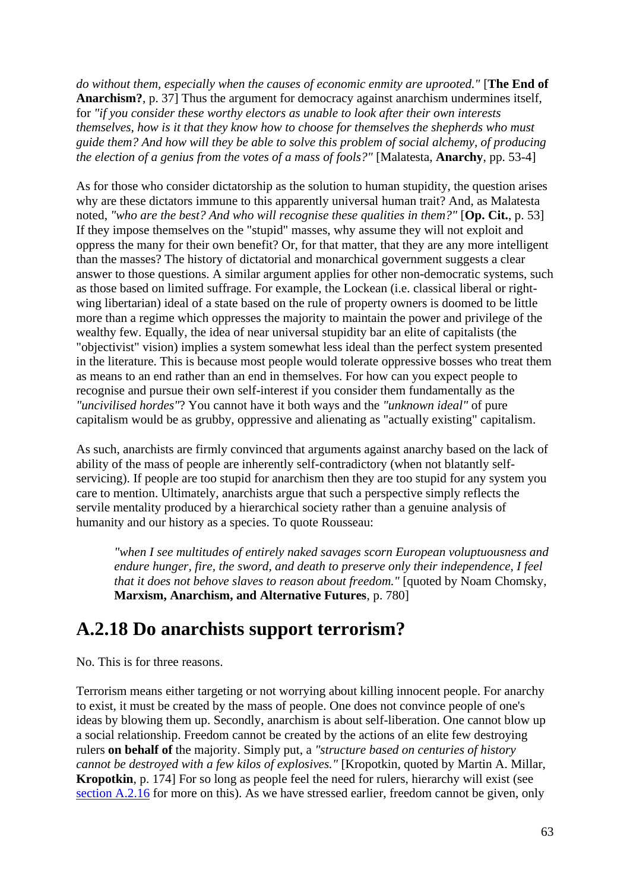*do without them, especially when the causes of economic enmity are uprooted."* [**The End of Anarchism?**, p. 37] Thus the argument for democracy against anarchism undermines itself, for *"if you consider these worthy electors as unable to look after their own interests themselves, how is it that they know how to choose for themselves the shepherds who must guide them? And how will they be able to solve this problem of social alchemy, of producing the election of a genius from the votes of a mass of fools?"* [Malatesta, **Anarchy**, pp. 53-4]

As for those who consider dictatorship as the solution to human stupidity, the question arises why are these dictators immune to this apparently universal human trait? And, as Malatesta noted, *"who are the best? And who will recognise these qualities in them?"* [**Op. Cit.**, p. 53] If they impose themselves on the "stupid" masses, why assume they will not exploit and oppress the many for their own benefit? Or, for that matter, that they are any more intelligent than the masses? The history of dictatorial and monarchical government suggests a clear answer to those questions. A similar argument applies for other non-democratic systems, such as those based on limited suffrage. For example, the Lockean (i.e. classical liberal or right-wing libertarian) ideal of a state based on the rule of property owners is doomed to be little more than a regime which oppresses the majority to maintain the power and privilege of the wealthy few. Equally, the idea of near universal stupidity bar an elite of capitalists (the "objectivist" vision) implies a system somewhat less ideal than the perfect system presented in the literature. This is because most people would tolerate oppressive bosses who treat them as means to an end rather than an end in themselves. For how can you expect people to recognise and pursue their own self-interest if you consider them fundamentally as the *"uncivilised hordes"*? You cannot have it both ways and the *"unknown ideal"* of pure capitalism would be as grubby, oppressive and alienating as "actually existing" capitalism.

As such, anarchists are firmly convinced that arguments against anarchy based on the lack of ability of the mass of people are inherently self-contradictory (when not blatantly self-servicing). If people are too stupid for anarchism then they are too stupid for any system you care to mention. Ultimately, anarchists argue that such a perspective simply reflects the servile mentality produced by a hierarchical society rather than a genuine analysis of humanity and our history as a species. To quote Rousseau:

> *"when I see multitudes of entirely naked savages scorn European voluptuousness and endure hunger, fire, the sword, and death to preserve only their independence, I feel that it does not behove slaves to reason about freedom."* [quoted by Noam Chomsky, **Marxism, Anarchism, and Alternative Futures**, p. 780]

## A.2.18 Do anarchists support terrorism?

No. This is for three reasons.

Terrorism means either targeting or not worrying about killing innocent people. For anarchy to exist, it must be created by the mass of people. One does not convince people of one's ideas by blowing them up. Secondly, anarchism is about self-liberation. One cannot blow up a social relationship. Freedom cannot be created by the actions of an elite few destroying rulers **on behalf of** the majority. Simply put, a *"structure based on centuries of history cannot be destroyed with a few kilos of explosives."* [Kropotkin, quoted by Martin A. Millar, **Kropotkin**, p. 174] For so long as people feel the need for rulers, hierarchy will exist (see section A.2.16 for more on this). As we have stressed earlier, freedom cannot be given, only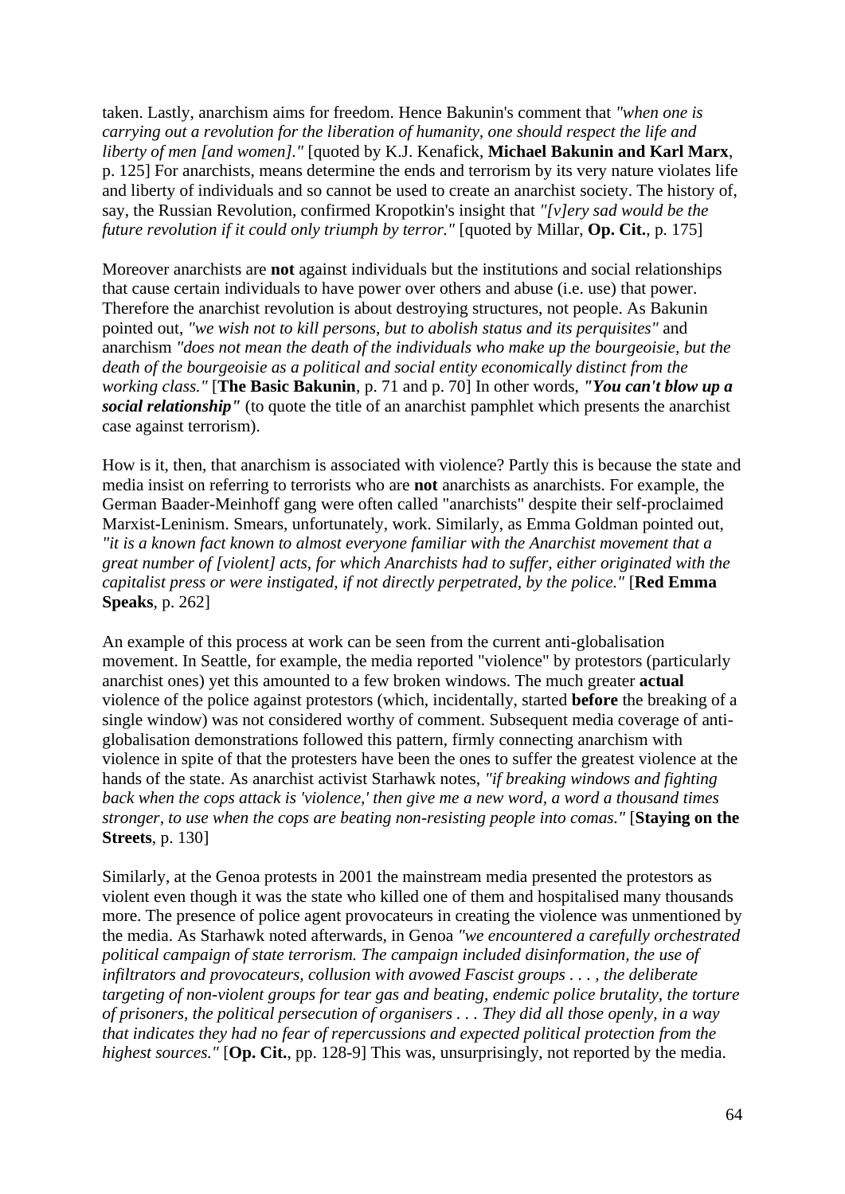taken. Lastly, anarchism aims for freedom. Hence Bakunin's comment that *"when one is carrying out a revolution for the liberation of humanity, one should respect the life and liberty of men [and women]."* [quoted by K.J. Kenafick, **Michael Bakunin and Karl Marx**, p. 125] For anarchists, means determine the ends and terrorism by its very nature violates life and liberty of individuals and so cannot be used to create an anarchist society. The history of, say, the Russian Revolution, confirmed Kropotkin's insight that *"[v]ery sad would be the future revolution if it could only triumph by terror."* [quoted by Millar, **Op. Cit.**, p. 175]

Moreover anarchists are **not** against individuals but the institutions and social relationships that cause certain individuals to have power over others and abuse (i.e. use) that power. Therefore the anarchist revolution is about destroying structures, not people. As Bakunin pointed out, *"we wish not to kill persons, but to abolish status and its perquisites"* and anarchism *"does not mean the death of the individuals who make up the bourgeoisie, but the death of the bourgeoisie as a political and social entity economically distinct from the working class."* [**The Basic Bakunin**, p. 71 and p. 70] In other words, ***"You can't blow up a social relationship"*** (to quote the title of an anarchist pamphlet which presents the anarchist case against terrorism).

How is it, then, that anarchism is associated with violence? Partly this is because the state and media insist on referring to terrorists who are **not** anarchists as anarchists. For example, the German Baader-Meinhoff gang were often called "anarchists" despite their self-proclaimed Marxist-Leninism. Smears, unfortunately, work. Similarly, as Emma Goldman pointed out, *"it is a known fact known to almost everyone familiar with the Anarchist movement that a great number of [violent] acts, for which Anarchists had to suffer, either originated with the capitalist press or were instigated, if not directly perpetrated, by the police."* [**Red Emma Speaks**, p. 262]

An example of this process at work can be seen from the current anti-globalisation movement. In Seattle, for example, the media reported "violence" by protestors (particularly anarchist ones) yet this amounted to a few broken windows. The much greater **actual** violence of the police against protestors (which, incidentally, started **before** the breaking of a single window) was not considered worthy of comment. Subsequent media coverage of anti-globalisation demonstrations followed this pattern, firmly connecting anarchism with violence in spite of that the protesters have been the ones to suffer the greatest violence at the hands of the state. As anarchist activist Starhawk notes, *"if breaking windows and fighting back when the cops attack is 'violence,' then give me a new word, a word a thousand times stronger, to use when the cops are beating non-resisting people into comas."* [**Staying on the Streets**, p. 130]

Similarly, at the Genoa protests in 2001 the mainstream media presented the protestors as violent even though it was the state who killed one of them and hospitalised many thousands more. The presence of police agent provocateurs in creating the violence was unmentioned by the media. As Starhawk noted afterwards, in Genoa *"we encountered a carefully orchestrated political campaign of state terrorism. The campaign included disinformation, the use of infiltrators and provocateurs, collusion with avowed Fascist groups . . . , the deliberate targeting of non-violent groups for tear gas and beating, endemic police brutality, the torture of prisoners, the political persecution of organisers . . . They did all those openly, in a way that indicates they had no fear of repercussions and expected political protection from the highest sources."* [**Op. Cit.**, pp. 128-9] This was, unsurprisingly, not reported by the media.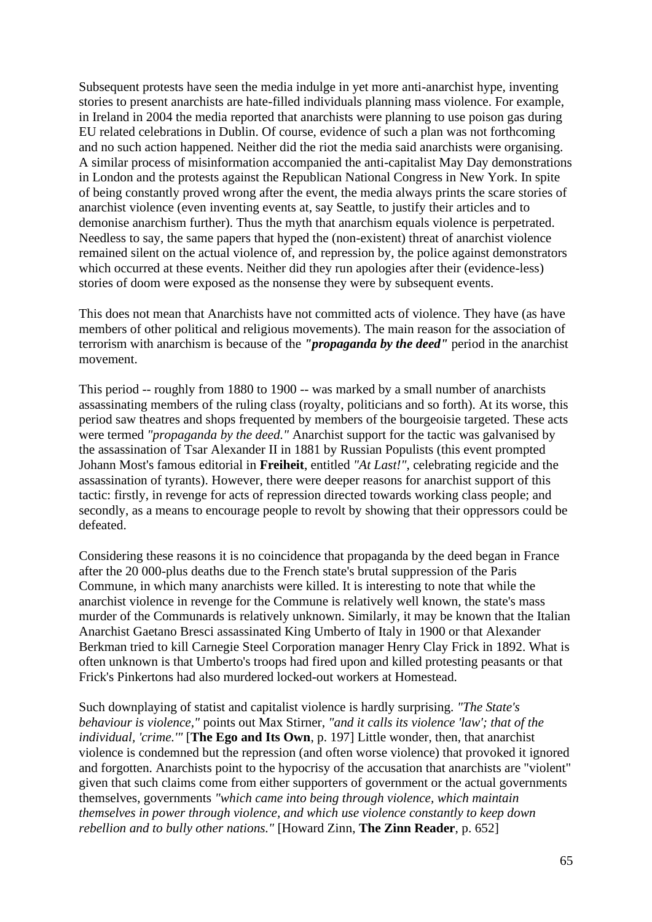Subsequent protests have seen the media indulge in yet more anti-anarchist hype, inventing stories to present anarchists are hate-filled individuals planning mass violence. For example, in Ireland in 2004 the media reported that anarchists were planning to use poison gas during EU related celebrations in Dublin. Of course, evidence of such a plan was not forthcoming and no such action happened. Neither did the riot the media said anarchists were organising. A similar process of misinformation accompanied the anti-capitalist May Day demonstrations in London and the protests against the Republican National Congress in New York. In spite of being constantly proved wrong after the event, the media always prints the scare stories of anarchist violence (even inventing events at, say Seattle, to justify their articles and to demonise anarchism further). Thus the myth that anarchism equals violence is perpetrated. Needless to say, the same papers that hyped the (non-existent) threat of anarchist violence remained silent on the actual violence of, and repression by, the police against demonstrators which occurred at these events. Neither did they run apologies after their (evidence-less) stories of doom were exposed as the nonsense they were by subsequent events.

This does not mean that Anarchists have not committed acts of violence. They have (as have members of other political and religious movements). The main reason for the association of terrorism with anarchism is because of the ***"propaganda by the deed"*** period in the anarchist movement.

This period -- roughly from 1880 to 1900 -- was marked by a small number of anarchists assassinating members of the ruling class (royalty, politicians and so forth). At its worse, this period saw theatres and shops frequented by members of the bourgeoisie targeted. These acts were termed *"propaganda by the deed."* Anarchist support for the tactic was galvanised by the assassination of Tsar Alexander II in 1881 by Russian Populists (this event prompted Johann Most's famous editorial in **Freiheit**, entitled *"At Last!"*, celebrating regicide and the assassination of tyrants). However, there were deeper reasons for anarchist support of this tactic: firstly, in revenge for acts of repression directed towards working class people; and secondly, as a means to encourage people to revolt by showing that their oppressors could be defeated.

Considering these reasons it is no coincidence that propaganda by the deed began in France after the 20 000-plus deaths due to the French state's brutal suppression of the Paris Commune, in which many anarchists were killed. It is interesting to note that while the anarchist violence in revenge for the Commune is relatively well known, the state's mass murder of the Communards is relatively unknown. Similarly, it may be known that the Italian Anarchist Gaetano Bresci assassinated King Umberto of Italy in 1900 or that Alexander Berkman tried to kill Carnegie Steel Corporation manager Henry Clay Frick in 1892. What is often unknown is that Umberto's troops had fired upon and killed protesting peasants or that Frick's Pinkertons had also murdered locked-out workers at Homestead.

Such downplaying of statist and capitalist violence is hardly surprising. *"The State's behaviour is violence,"* points out Max Stirner, *"and it calls its violence 'law'; that of the individual, 'crime.'"* [**The Ego and Its Own**, p. 197] Little wonder, then, that anarchist violence is condemned but the repression (and often worse violence) that provoked it ignored and forgotten. Anarchists point to the hypocrisy of the accusation that anarchists are "violent" given that such claims come from either supporters of government or the actual governments themselves, governments *"which came into being through violence, which maintain themselves in power through violence, and which use violence constantly to keep down rebellion and to bully other nations."* [Howard Zinn, **The Zinn Reader**, p. 652]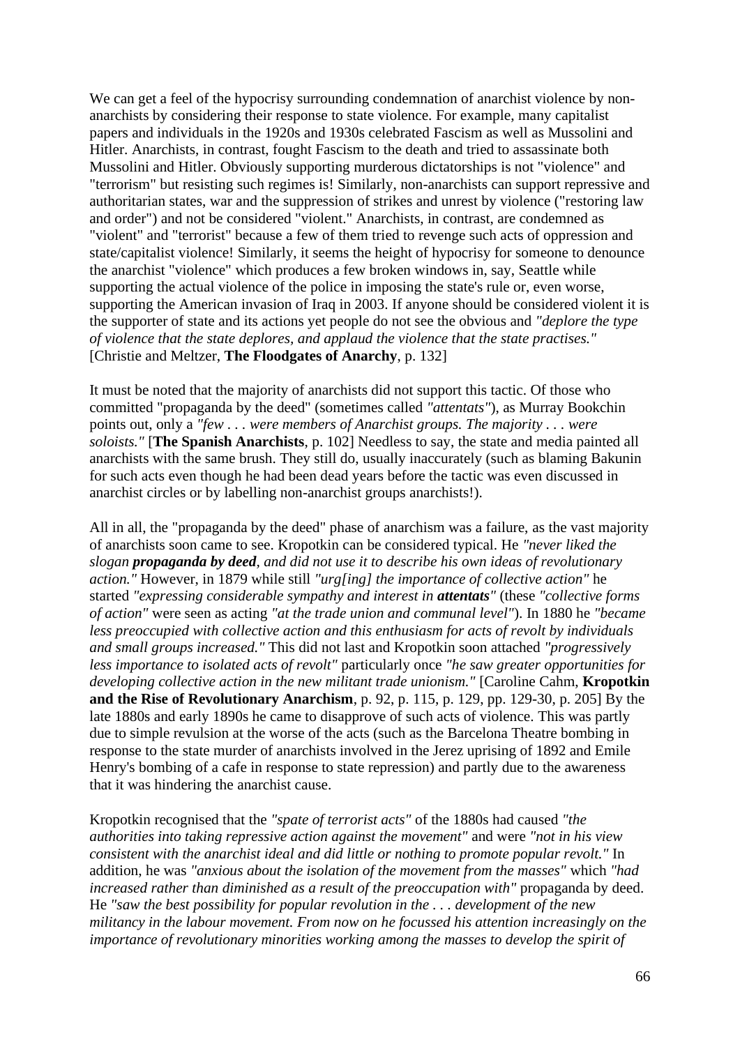We can get a feel of the hypocrisy surrounding condemnation of anarchist violence by non-anarchists by considering their response to state violence. For example, many capitalist papers and individuals in the 1920s and 1930s celebrated Fascism as well as Mussolini and Hitler. Anarchists, in contrast, fought Fascism to the death and tried to assassinate both Mussolini and Hitler. Obviously supporting murderous dictatorships is not "violence" and "terrorism" but resisting such regimes is! Similarly, non-anarchists can support repressive and authoritarian states, war and the suppression of strikes and unrest by violence ("restoring law and order") and not be considered "violent." Anarchists, in contrast, are condemned as "violent" and "terrorist" because a few of them tried to revenge such acts of oppression and state/capitalist violence! Similarly, it seems the height of hypocrisy for someone to denounce the anarchist "violence" which produces a few broken windows in, say, Seattle while supporting the actual violence of the police in imposing the state's rule or, even worse, supporting the American invasion of Iraq in 2003. If anyone should be considered violent it is the supporter of state and its actions yet people do not see the obvious and *"deplore the type of violence that the state deplores, and applaud the violence that the state practises."* [Christie and Meltzer, **The Floodgates of Anarchy**, p. 132]

It must be noted that the majority of anarchists did not support this tactic. Of those who committed "propaganda by the deed" (sometimes called *"attentats"*), as Murray Bookchin points out, only a *"few . . . were members of Anarchist groups. The majority . . . were soloists."* [**The Spanish Anarchists**, p. 102] Needless to say, the state and media painted all anarchists with the same brush. They still do, usually inaccurately (such as blaming Bakunin for such acts even though he had been dead years before the tactic was even discussed in anarchist circles or by labelling non-anarchist groups anarchists!).

All in all, the "propaganda by the deed" phase of anarchism was a failure, as the vast majority of anarchists soon came to see. Kropotkin can be considered typical. He *"never liked the slogan **propaganda by deed**, and did not use it to describe his own ideas of revolutionary action."* However, in 1879 while still *"urg[ing] the importance of collective action"* he started *"expressing considerable sympathy and interest in **attentats**"* (these *"collective forms of action"* were seen as acting *"at the trade union and communal level"*). In 1880 he *"became less preoccupied with collective action and this enthusiasm for acts of revolt by individuals and small groups increased."* This did not last and Kropotkin soon attached *"progressively less importance to isolated acts of revolt"* particularly once *"he saw greater opportunities for developing collective action in the new militant trade unionism."* [Caroline Cahm, **Kropotkin and the Rise of Revolutionary Anarchism**, p. 92, p. 115, p. 129, pp. 129-30, p. 205] By the late 1880s and early 1890s he came to disapprove of such acts of violence. This was partly due to simple revulsion at the worse of the acts (such as the Barcelona Theatre bombing in response to the state murder of anarchists involved in the Jerez uprising of 1892 and Emile Henry's bombing of a cafe in response to state repression) and partly due to the awareness that it was hindering the anarchist cause.

Kropotkin recognised that the *"spate of terrorist acts"* of the 1880s had caused *"the authorities into taking repressive action against the movement"* and were *"not in his view consistent with the anarchist ideal and did little or nothing to promote popular revolt."* In addition, he was *"anxious about the isolation of the movement from the masses"* which *"had increased rather than diminished as a result of the preoccupation with"* propaganda by deed. He *"saw the best possibility for popular revolution in the . . . development of the new militancy in the labour movement. From now on he focussed his attention increasingly on the importance of revolutionary minorities working among the masses to develop the spirit of*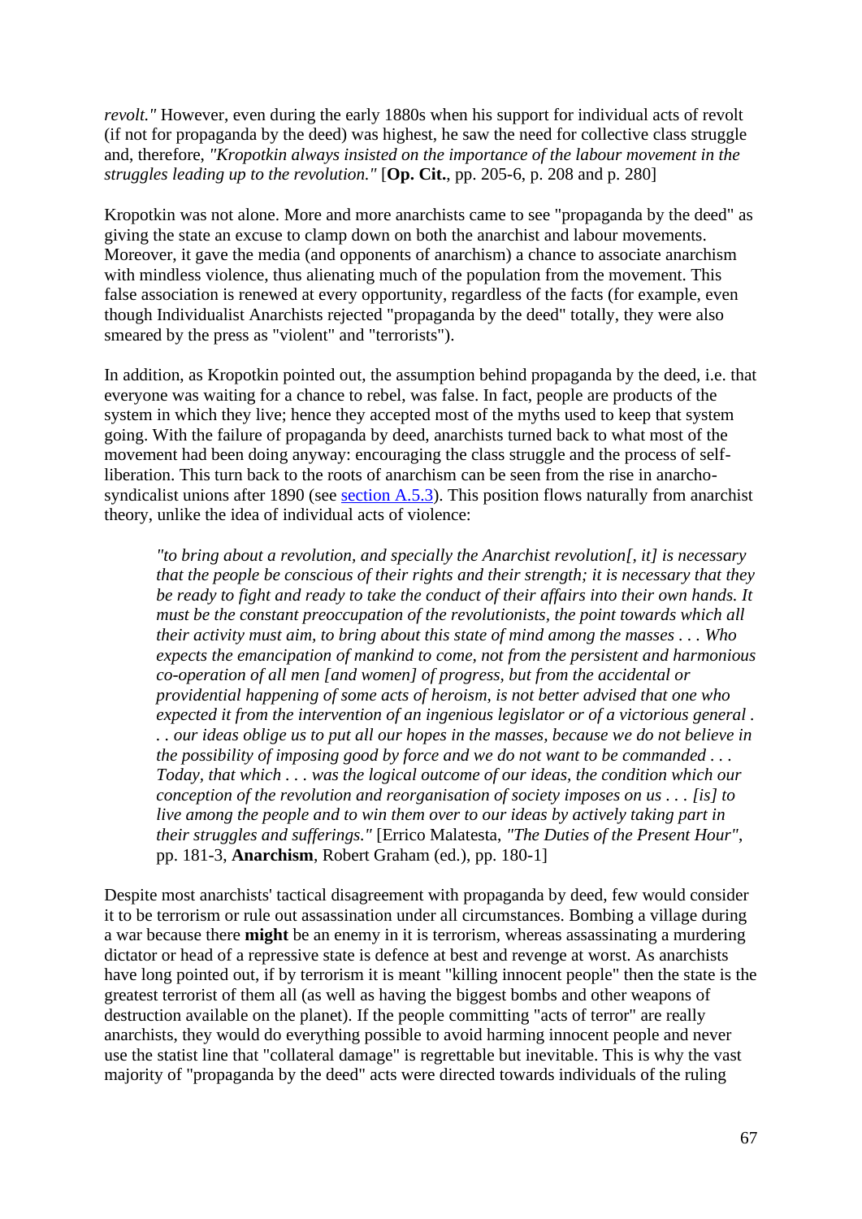*revolt."* However, even during the early 1880s when his support for individual acts of revolt (if not for propaganda by the deed) was highest, he saw the need for collective class struggle and, therefore, *"Kropotkin always insisted on the importance of the labour movement in the struggles leading up to the revolution."* [**Op. Cit.**, pp. 205-6, p. 208 and p. 280]

Kropotkin was not alone. More and more anarchists came to see "propaganda by the deed" as giving the state an excuse to clamp down on both the anarchist and labour movements. Moreover, it gave the media (and opponents of anarchism) a chance to associate anarchism with mindless violence, thus alienating much of the population from the movement. This false association is renewed at every opportunity, regardless of the facts (for example, even though Individualist Anarchists rejected "propaganda by the deed" totally, they were also smeared by the press as "violent" and "terrorists").

In addition, as Kropotkin pointed out, the assumption behind propaganda by the deed, i.e. that everyone was waiting for a chance to rebel, was false. In fact, people are products of the system in which they live; hence they accepted most of the myths used to keep that system going. With the failure of propaganda by deed, anarchists turned back to what most of the movement had been doing anyway: encouraging the class struggle and the process of self-liberation. This turn back to the roots of anarchism can be seen from the rise in anarcho-syndicalist unions after 1890 (see section A.5.3). This position flows naturally from anarchist theory, unlike the idea of individual acts of violence:

> *"to bring about a revolution, and specially the Anarchist revolution[, it] is necessary that the people be conscious of their rights and their strength; it is necessary that they be ready to fight and ready to take the conduct of their affairs into their own hands. It must be the constant preoccupation of the revolutionists, the point towards which all their activity must aim, to bring about this state of mind among the masses . . . Who expects the emancipation of mankind to come, not from the persistent and harmonious co-operation of all men [and women] of progress, but from the accidental or providential happening of some acts of heroism, is not better advised that one who expected it from the intervention of an ingenious legislator or of a victorious general . . . our ideas oblige us to put all our hopes in the masses, because we do not believe in the possibility of imposing good by force and we do not want to be commanded . . . Today, that which . . . was the logical outcome of our ideas, the condition which our conception of the revolution and reorganisation of society imposes on us . . . [is] to live among the people and to win them over to our ideas by actively taking part in their struggles and sufferings."* [Errico Malatesta, *"The Duties of the Present Hour"*, pp. 181-3, **Anarchism**, Robert Graham (ed.), pp. 180-1]

Despite most anarchists' tactical disagreement with propaganda by deed, few would consider it to be terrorism or rule out assassination under all circumstances. Bombing a village during a war because there **might** be an enemy in it is terrorism, whereas assassinating a murdering dictator or head of a repressive state is defence at best and revenge at worst. As anarchists have long pointed out, if by terrorism it is meant "killing innocent people" then the state is the greatest terrorist of them all (as well as having the biggest bombs and other weapons of destruction available on the planet). If the people committing "acts of terror" are really anarchists, they would do everything possible to avoid harming innocent people and never use the statist line that "collateral damage" is regrettable but inevitable. This is why the vast majority of "propaganda by the deed" acts were directed towards individuals of the ruling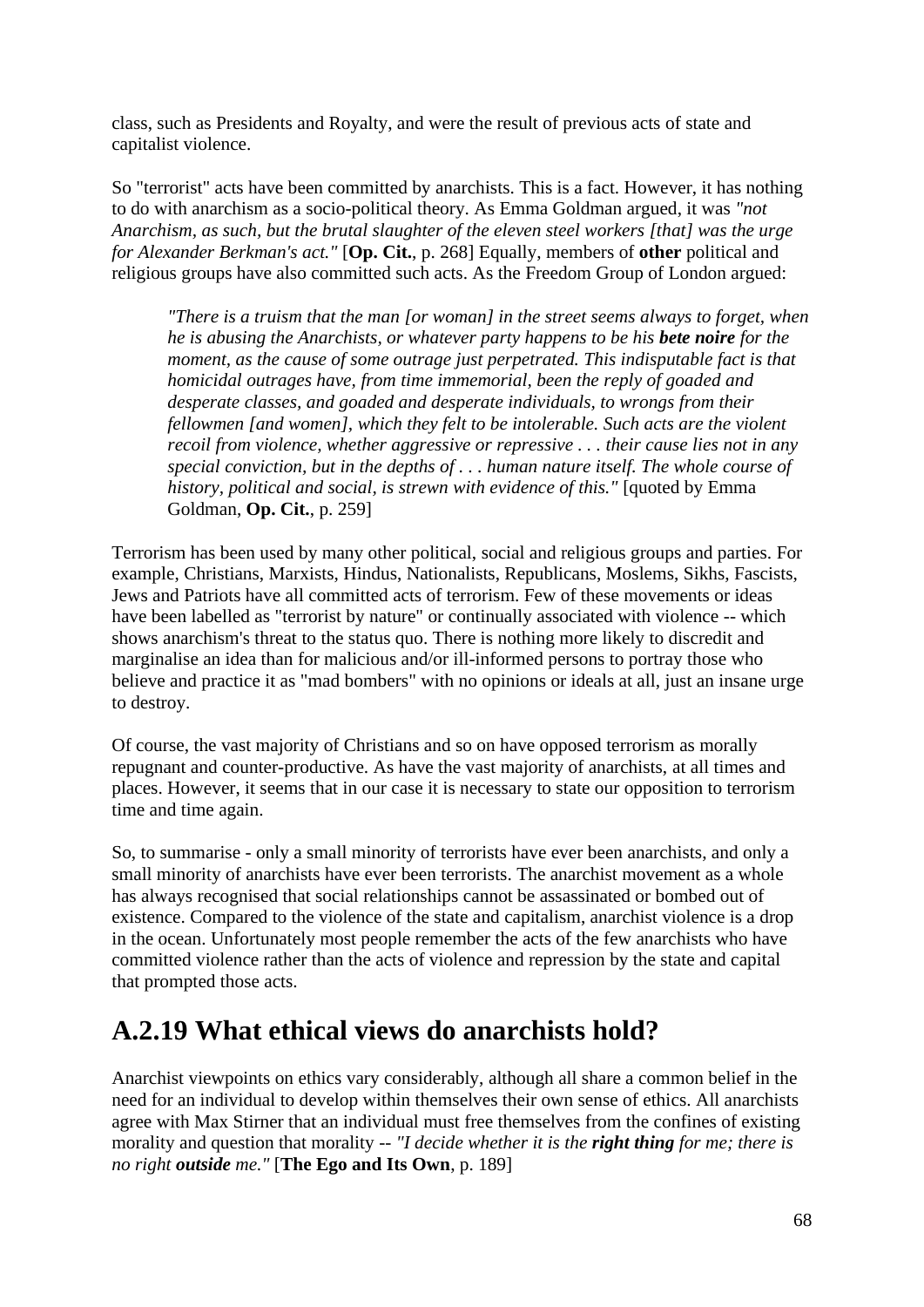class, such as Presidents and Royalty, and were the result of previous acts of state and capitalist violence.

So "terrorist" acts have been committed by anarchists. This is a fact. However, it has nothing to do with anarchism as a socio-political theory. As Emma Goldman argued, it was *"not Anarchism, as such, but the brutal slaughter of the eleven steel workers [that] was the urge for Alexander Berkman's act."* [**Op. Cit.**, p. 268] Equally, members of **other** political and religious groups have also committed such acts. As the Freedom Group of London argued:

> *"There is a truism that the man [or woman] in the street seems always to forget, when he is abusing the Anarchists, or whatever party happens to be his **bete noire** for the moment, as the cause of some outrage just perpetrated. This indisputable fact is that homicidal outrages have, from time immemorial, been the reply of goaded and desperate classes, and goaded and desperate individuals, to wrongs from their fellowmen [and women], which they felt to be intolerable. Such acts are the violent recoil from violence, whether aggressive or repressive . . . their cause lies not in any special conviction, but in the depths of . . . human nature itself. The whole course of history, political and social, is strewn with evidence of this."* [quoted by Emma Goldman, **Op. Cit.**, p. 259]

Terrorism has been used by many other political, social and religious groups and parties. For example, Christians, Marxists, Hindus, Nationalists, Republicans, Moslems, Sikhs, Fascists, Jews and Patriots have all committed acts of terrorism. Few of these movements or ideas have been labelled as "terrorist by nature" or continually associated with violence -- which shows anarchism's threat to the status quo. There is nothing more likely to discredit and marginalise an idea than for malicious and/or ill-informed persons to portray those who believe and practice it as "mad bombers" with no opinions or ideals at all, just an insane urge to destroy.

Of course, the vast majority of Christians and so on have opposed terrorism as morally repugnant and counter-productive. As have the vast majority of anarchists, at all times and places. However, it seems that in our case it is necessary to state our opposition to terrorism time and time again.

So, to summarise - only a small minority of terrorists have ever been anarchists, and only a small minority of anarchists have ever been terrorists. The anarchist movement as a whole has always recognised that social relationships cannot be assassinated or bombed out of existence. Compared to the violence of the state and capitalism, anarchist violence is a drop in the ocean. Unfortunately most people remember the acts of the few anarchists who have committed violence rather than the acts of violence and repression by the state and capital that prompted those acts.

## A.2.19 What ethical views do anarchists hold?

Anarchist viewpoints on ethics vary considerably, although all share a common belief in the need for an individual to develop within themselves their own sense of ethics. All anarchists agree with Max Stirner that an individual must free themselves from the confines of existing morality and question that morality -- *"I decide whether it is the **right thing** for me; there is no right **outside** me."* [**The Ego and Its Own**, p. 189]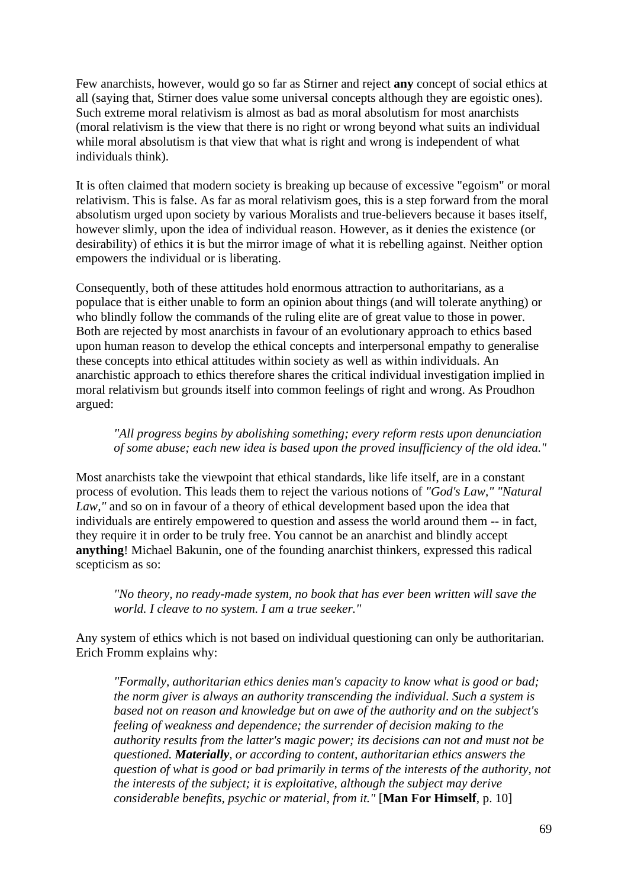Few anarchists, however, would go so far as Stirner and reject **any** concept of social ethics at all (saying that, Stirner does value some universal concepts although they are egoistic ones). Such extreme moral relativism is almost as bad as moral absolutism for most anarchists (moral relativism is the view that there is no right or wrong beyond what suits an individual while moral absolutism is that view that what is right and wrong is independent of what individuals think).

It is often claimed that modern society is breaking up because of excessive "egoism" or moral relativism. This is false. As far as moral relativism goes, this is a step forward from the moral absolutism urged upon society by various Moralists and true-believers because it bases itself, however slimly, upon the idea of individual reason. However, as it denies the existence (or desirability) of ethics it is but the mirror image of what it is rebelling against. Neither option empowers the individual or is liberating.

Consequently, both of these attitudes hold enormous attraction to authoritarians, as a populace that is either unable to form an opinion about things (and will tolerate anything) or who blindly follow the commands of the ruling elite are of great value to those in power. Both are rejected by most anarchists in favour of an evolutionary approach to ethics based upon human reason to develop the ethical concepts and interpersonal empathy to generalise these concepts into ethical attitudes within society as well as within individuals. An anarchistic approach to ethics therefore shares the critical individual investigation implied in moral relativism but grounds itself into common feelings of right and wrong. As Proudhon argued:

> *"All progress begins by abolishing something; every reform rests upon denunciation of some abuse; each new idea is based upon the proved insufficiency of the old idea."*

Most anarchists take the viewpoint that ethical standards, like life itself, are in a constant process of evolution. This leads them to reject the various notions of *"God's Law," "Natural Law,"* and so on in favour of a theory of ethical development based upon the idea that individuals are entirely empowered to question and assess the world around them -- in fact, they require it in order to be truly free. You cannot be an anarchist and blindly accept **anything**! Michael Bakunin, one of the founding anarchist thinkers, expressed this radical scepticism as so:

> *"No theory, no ready-made system, no book that has ever been written will save the world. I cleave to no system. I am a true seeker."*

Any system of ethics which is not based on individual questioning can only be authoritarian. Erich Fromm explains why:

> *"Formally, authoritarian ethics denies man's capacity to know what is good or bad; the norm giver is always an authority transcending the individual. Such a system is based not on reason and knowledge but on awe of the authority and on the subject's feeling of weakness and dependence; the surrender of decision making to the authority results from the latter's magic power; its decisions can not and must not be questioned.* ***Materially****, or according to content, authoritarian ethics answers the question of what is good or bad primarily in terms of the interests of the authority, not the interests of the subject; it is exploitative, although the subject may derive considerable benefits, psychic or material, from it."* [**Man For Himself**, p. 10]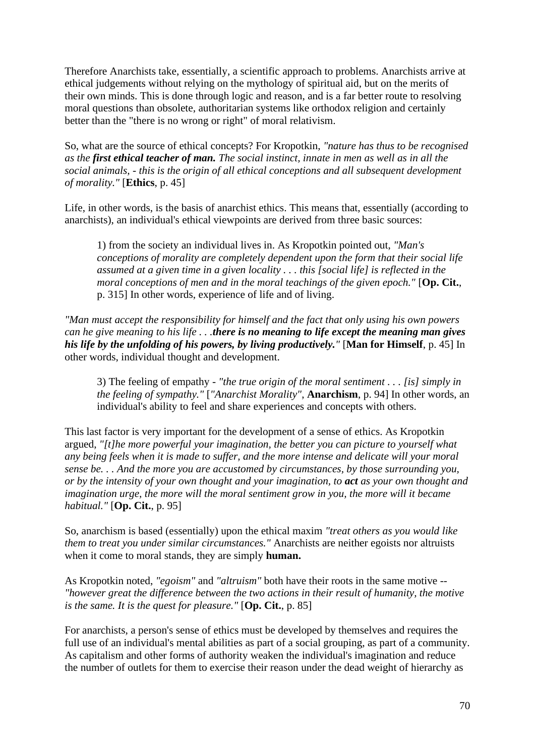Therefore Anarchists take, essentially, a scientific approach to problems. Anarchists arrive at ethical judgements without relying on the mythology of spiritual aid, but on the merits of their own minds. This is done through logic and reason, and is a far better route to resolving moral questions than obsolete, authoritarian systems like orthodox religion and certainly better than the "there is no wrong or right" of moral relativism.

So, what are the source of ethical concepts? For Kropotkin, *"nature has thus to be recognised as the **first ethical teacher of man.** The social instinct, innate in men as well as in all the social animals, - this is the origin of all ethical conceptions and all subsequent development of morality."* [**Ethics**, p. 45]

Life, in other words, is the basis of anarchist ethics. This means that, essentially (according to anarchists), an individual's ethical viewpoints are derived from three basic sources:

> 1) from the society an individual lives in. As Kropotkin pointed out, *"Man's conceptions of morality are completely dependent upon the form that their social life assumed at a given time in a given locality . . . this [social life] is reflected in the moral conceptions of men and in the moral teachings of the given epoch."* [**Op. Cit.**, p. 315] In other words, experience of life and of living.

*"Man must accept the responsibility for himself and the fact that only using his own powers can he give meaning to his life . . .**there is no meaning to life except the meaning man gives his life by the unfolding of his powers, by living productively.**"* [**Man for Himself**, p. 45] In other words, individual thought and development.

> 3) The feeling of empathy - *"the true origin of the moral sentiment . . . [is] simply in the feeling of sympathy."* [*"Anarchist Morality"*, **Anarchism**, p. 94] In other words, an individual's ability to feel and share experiences and concepts with others.

This last factor is very important for the development of a sense of ethics. As Kropotkin argued, *"[t]he more powerful your imagination, the better you can picture to yourself what any being feels when it is made to suffer, and the more intense and delicate will your moral sense be. . . And the more you are accustomed by circumstances, by those surrounding you, or by the intensity of your own thought and your imagination, to **act** as your own thought and imagination urge, the more will the moral sentiment grow in you, the more will it became habitual."* [**Op. Cit.**, p. 95]

So, anarchism is based (essentially) upon the ethical maxim *"treat others as you would like them to treat you under similar circumstances."* Anarchists are neither egoists nor altruists when it come to moral stands, they are simply **human.**

As Kropotkin noted, *"egoism"* and *"altruism"* both have their roots in the same motive -- *"however great the difference between the two actions in their result of humanity, the motive is the same. It is the quest for pleasure."* [**Op. Cit.**, p. 85]

For anarchists, a person's sense of ethics must be developed by themselves and requires the full use of an individual's mental abilities as part of a social grouping, as part of a community. As capitalism and other forms of authority weaken the individual's imagination and reduce the number of outlets for them to exercise their reason under the dead weight of hierarchy as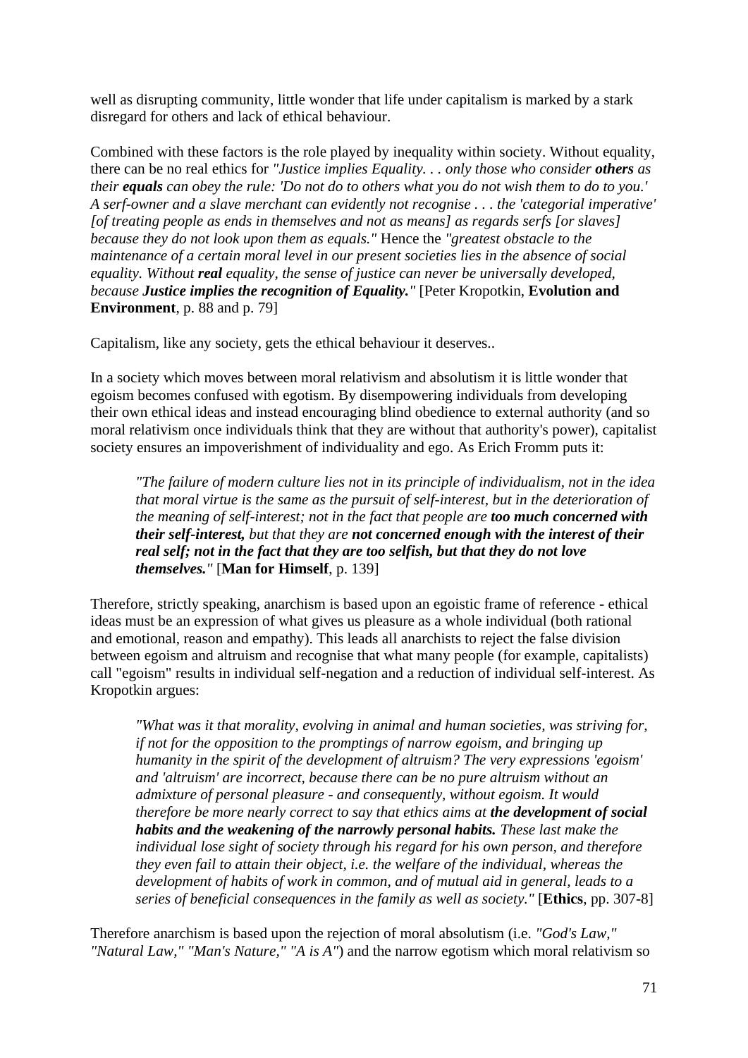well as disrupting community, little wonder that life under capitalism is marked by a stark disregard for others and lack of ethical behaviour.

Combined with these factors is the role played by inequality within society. Without equality, there can be no real ethics for *"Justice implies Equality. . . only those who consider **others** as their **equals** can obey the rule: 'Do not do to others what you do not wish them to do to you.' A serf-owner and a slave merchant can evidently not recognise . . . the 'categorial imperative' [of treating people as ends in themselves and not as means] as regards serfs [or slaves] because they do not look upon them as equals."* Hence the *"greatest obstacle to the maintenance of a certain moral level in our present societies lies in the absence of social equality. Without **real** equality, the sense of justice can never be universally developed, because **Justice implies the recognition of Equality.**"* [Peter Kropotkin, **Evolution and Environment**, p. 88 and p. 79]

Capitalism, like any society, gets the ethical behaviour it deserves..

In a society which moves between moral relativism and absolutism it is little wonder that egoism becomes confused with egotism. By disempowering individuals from developing their own ethical ideas and instead encouraging blind obedience to external authority (and so moral relativism once individuals think that they are without that authority's power), capitalist society ensures an impoverishment of individuality and ego. As Erich Fromm puts it:

> *"The failure of modern culture lies not in its principle of individualism, not in the idea that moral virtue is the same as the pursuit of self-interest, but in the deterioration of the meaning of self-interest; not in the fact that people are **too much concerned with their self-interest,** but that they are **not concerned enough with the interest of their real self; not in the fact that they are too selfish, but that they do not love themselves.**"* [**Man for Himself**, p. 139]

Therefore, strictly speaking, anarchism is based upon an egoistic frame of reference - ethical ideas must be an expression of what gives us pleasure as a whole individual (both rational and emotional, reason and empathy). This leads all anarchists to reject the false division between egoism and altruism and recognise that what many people (for example, capitalists) call "egoism" results in individual self-negation and a reduction of individual self-interest. As Kropotkin argues:

> *"What was it that morality, evolving in animal and human societies, was striving for, if not for the opposition to the promptings of narrow egoism, and bringing up humanity in the spirit of the development of altruism? The very expressions 'egoism' and 'altruism' are incorrect, because there can be no pure altruism without an admixture of personal pleasure - and consequently, without egoism. It would therefore be more nearly correct to say that ethics aims at **the development of social habits and the weakening of the narrowly personal habits.** These last make the individual lose sight of society through his regard for his own person, and therefore they even fail to attain their object, i.e. the welfare of the individual, whereas the development of habits of work in common, and of mutual aid in general, leads to a series of beneficial consequences in the family as well as society."* [**Ethics**, pp. 307-8]

Therefore anarchism is based upon the rejection of moral absolutism (i.e. *"God's Law," "Natural Law," "Man's Nature," "A is A"*) and the narrow egotism which moral relativism so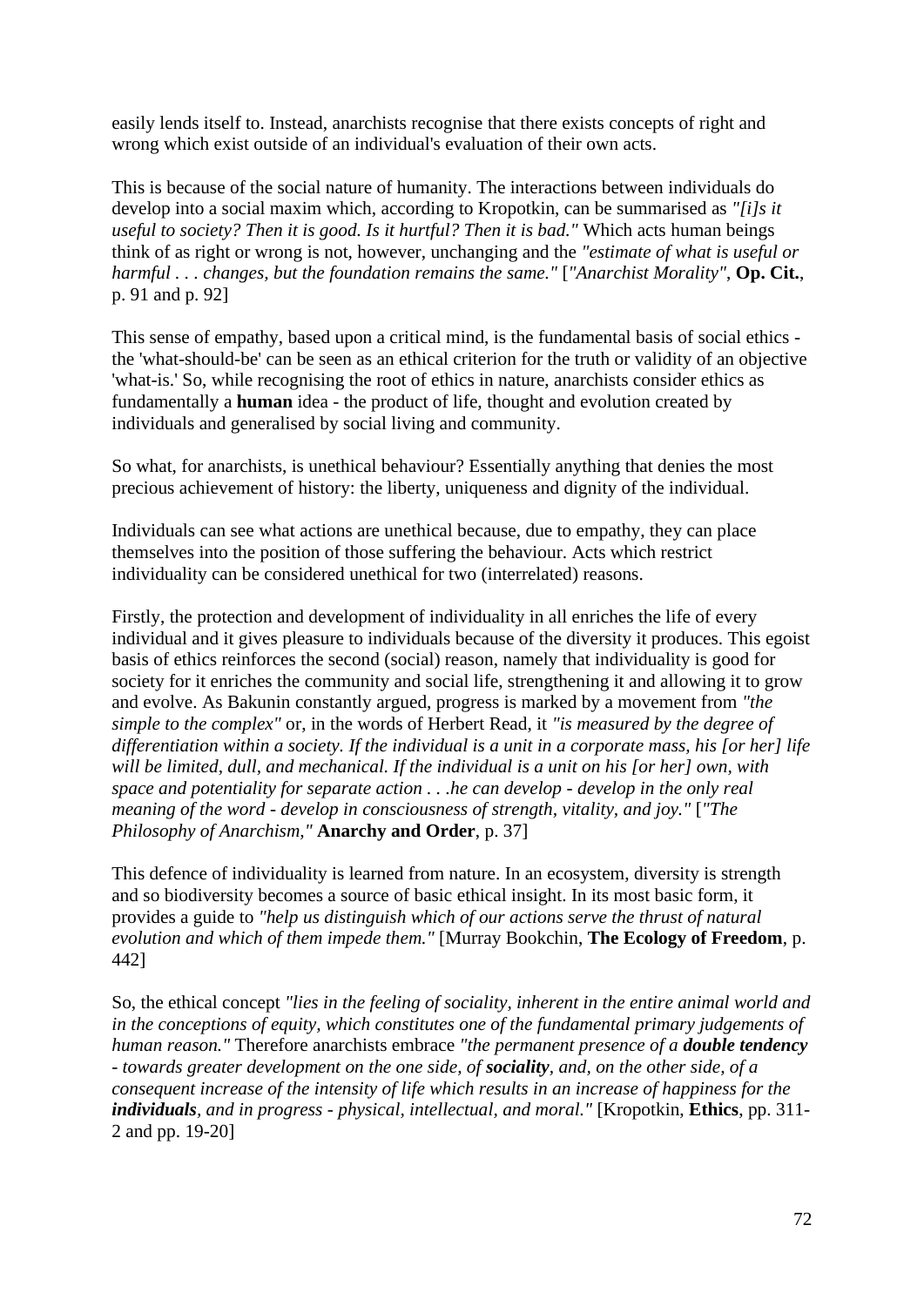easily lends itself to. Instead, anarchists recognise that there exists concepts of right and wrong which exist outside of an individual's evaluation of their own acts.

This is because of the social nature of humanity. The interactions between individuals do develop into a social maxim which, according to Kropotkin, can be summarised as *"[i]s it useful to society? Then it is good. Is it hurtful? Then it is bad."* Which acts human beings think of as right or wrong is not, however, unchanging and the *"estimate of what is useful or harmful . . . changes, but the foundation remains the same."* [*"Anarchist Morality"*, **Op. Cit.**, p. 91 and p. 92]

This sense of empathy, based upon a critical mind, is the fundamental basis of social ethics - the 'what-should-be' can be seen as an ethical criterion for the truth or validity of an objective 'what-is.' So, while recognising the root of ethics in nature, anarchists consider ethics as fundamentally a **human** idea - the product of life, thought and evolution created by individuals and generalised by social living and community.

So what, for anarchists, is unethical behaviour? Essentially anything that denies the most precious achievement of history: the liberty, uniqueness and dignity of the individual.

Individuals can see what actions are unethical because, due to empathy, they can place themselves into the position of those suffering the behaviour. Acts which restrict individuality can be considered unethical for two (interrelated) reasons.

Firstly, the protection and development of individuality in all enriches the life of every individual and it gives pleasure to individuals because of the diversity it produces. This egoist basis of ethics reinforces the second (social) reason, namely that individuality is good for society for it enriches the community and social life, strengthening it and allowing it to grow and evolve. As Bakunin constantly argued, progress is marked by a movement from *"the simple to the complex"* or, in the words of Herbert Read, it *"is measured by the degree of differentiation within a society. If the individual is a unit in a corporate mass, his [or her] life will be limited, dull, and mechanical. If the individual is a unit on his [or her] own, with space and potentiality for separate action . . .he can develop - develop in the only real meaning of the word - develop in consciousness of strength, vitality, and joy."* [*"The Philosophy of Anarchism,"* **Anarchy and Order**, p. 37]

This defence of individuality is learned from nature. In an ecosystem, diversity is strength and so biodiversity becomes a source of basic ethical insight. In its most basic form, it provides a guide to *"help us distinguish which of our actions serve the thrust of natural evolution and which of them impede them."* [Murray Bookchin, **The Ecology of Freedom**, p. 442]

So, the ethical concept *"lies in the feeling of sociality, inherent in the entire animal world and in the conceptions of equity, which constitutes one of the fundamental primary judgements of human reason."* Therefore anarchists embrace *"the permanent presence of a **double tendency** - towards greater development on the one side, of **sociality**, and, on the other side, of a consequent increase of the intensity of life which results in an increase of happiness for the **individuals**, and in progress - physical, intellectual, and moral."* [Kropotkin, **Ethics**, pp. 311-2 and pp. 19-20]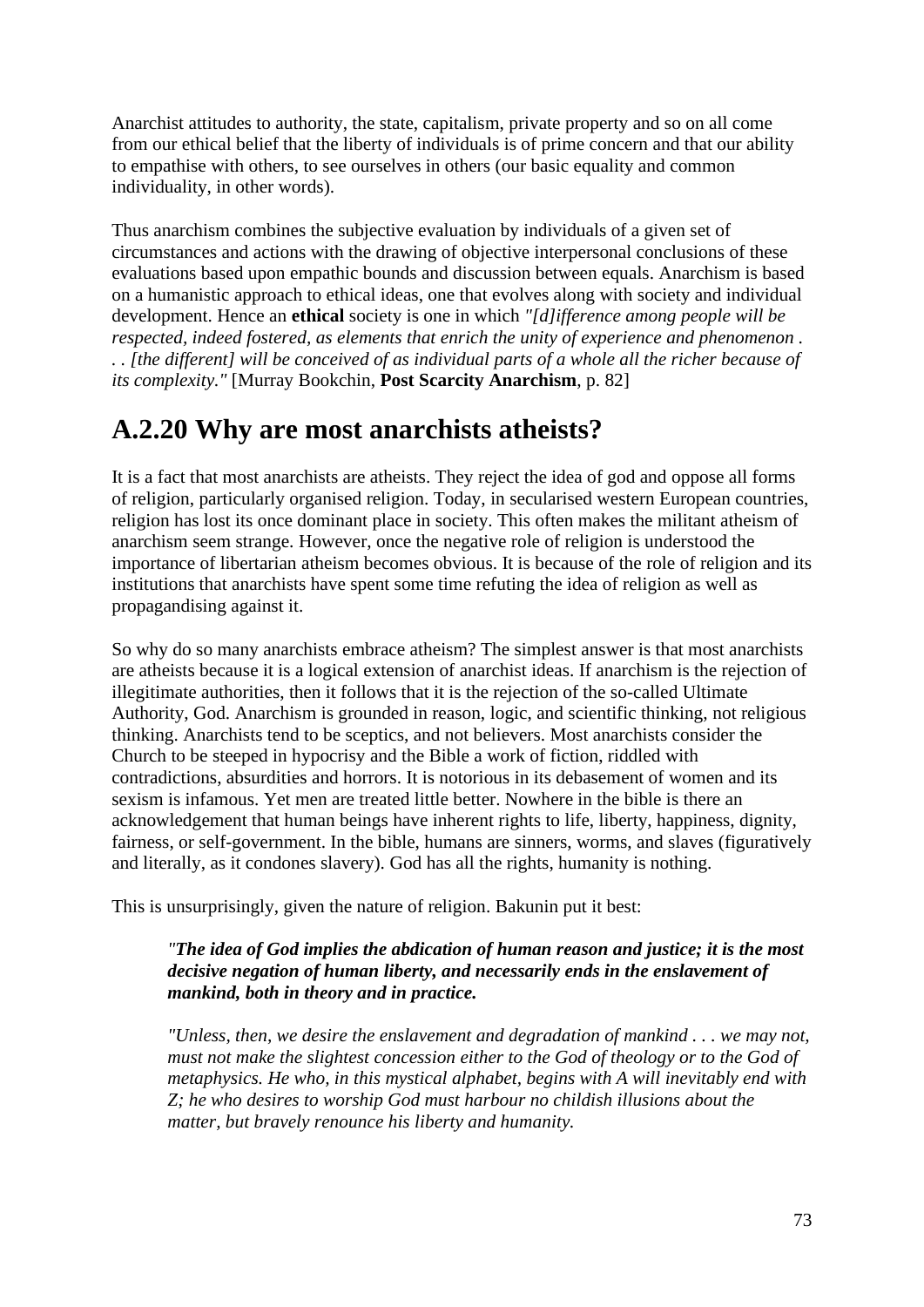Anarchist attitudes to authority, the state, capitalism, private property and so on all come from our ethical belief that the liberty of individuals is of prime concern and that our ability to empathise with others, to see ourselves in others (our basic equality and common individuality, in other words).

Thus anarchism combines the subjective evaluation by individuals of a given set of circumstances and actions with the drawing of objective interpersonal conclusions of these evaluations based upon empathic bounds and discussion between equals. Anarchism is based on a humanistic approach to ethical ideas, one that evolves along with society and individual development. Hence an **ethical** society is one in which *"[d]ifference among people will be respected, indeed fostered, as elements that enrich the unity of experience and phenomenon . . . [the different] will be conceived of as individual parts of a whole all the richer because of its complexity."* [Murray Bookchin, **Post Scarcity Anarchism**, p. 82]

## A.2.20 Why are most anarchists atheists?

It is a fact that most anarchists are atheists. They reject the idea of god and oppose all forms of religion, particularly organised religion. Today, in secularised western European countries, religion has lost its once dominant place in society. This often makes the militant atheism of anarchism seem strange. However, once the negative role of religion is understood the importance of libertarian atheism becomes obvious. It is because of the role of religion and its institutions that anarchists have spent some time refuting the idea of religion as well as propagandising against it.

So why do so many anarchists embrace atheism? The simplest answer is that most anarchists are atheists because it is a logical extension of anarchist ideas. If anarchism is the rejection of illegitimate authorities, then it follows that it is the rejection of the so-called Ultimate Authority, God. Anarchism is grounded in reason, logic, and scientific thinking, not religious thinking. Anarchists tend to be sceptics, and not believers. Most anarchists consider the Church to be steeped in hypocrisy and the Bible a work of fiction, riddled with contradictions, absurdities and horrors. It is notorious in its debasement of women and its sexism is infamous. Yet men are treated little better. Nowhere in the bible is there an acknowledgement that human beings have inherent rights to life, liberty, happiness, dignity, fairness, or self-government. In the bible, humans are sinners, worms, and slaves (figuratively and literally, as it condones slavery). God has all the rights, humanity is nothing.

This is unsurprisingly, given the nature of religion. Bakunin put it best:

> *"**The idea of God implies the abdication of human reason and justice; it is the most decisive negation of human liberty, and necessarily ends in the enslavement of mankind, both in theory and in practice.***
>
> *"Unless, then, we desire the enslavement and degradation of mankind . . . we may not, must not make the slightest concession either to the God of theology or to the God of metaphysics. He who, in this mystical alphabet, begins with A will inevitably end with Z; he who desires to worship God must harbour no childish illusions about the matter, but bravely renounce his liberty and humanity.*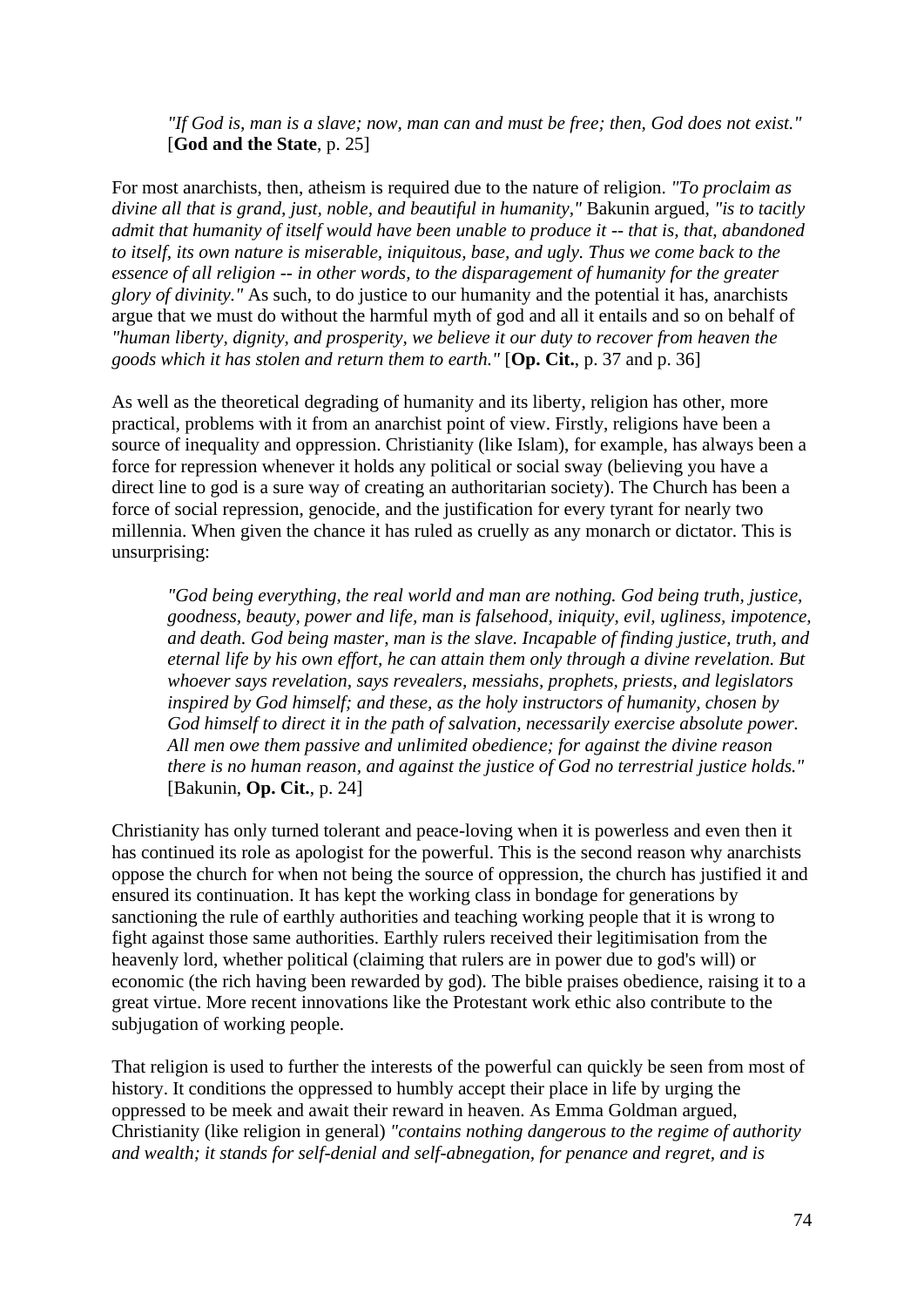> *"If God is, man is a slave; now, man can and must be free; then, God does not exist."* [**God and the State**, p. 25]

For most anarchists, then, atheism is required due to the nature of religion. *"To proclaim as divine all that is grand, just, noble, and beautiful in humanity,"* Bakunin argued, *"is to tacitly admit that humanity of itself would have been unable to produce it -- that is, that, abandoned to itself, its own nature is miserable, iniquitous, base, and ugly. Thus we come back to the essence of all religion -- in other words, to the disparagement of humanity for the greater glory of divinity."* As such, to do justice to our humanity and the potential it has, anarchists argue that we must do without the harmful myth of god and all it entails and so on behalf of *"human liberty, dignity, and prosperity, we believe it our duty to recover from heaven the goods which it has stolen and return them to earth."* [**Op. Cit.**, p. 37 and p. 36]

As well as the theoretical degrading of humanity and its liberty, religion has other, more practical, problems with it from an anarchist point of view. Firstly, religions have been a source of inequality and oppression. Christianity (like Islam), for example, has always been a force for repression whenever it holds any political or social sway (believing you have a direct line to god is a sure way of creating an authoritarian society). The Church has been a force of social repression, genocide, and the justification for every tyrant for nearly two millennia. When given the chance it has ruled as cruelly as any monarch or dictator. This is unsurprising:

> *"God being everything, the real world and man are nothing. God being truth, justice, goodness, beauty, power and life, man is falsehood, iniquity, evil, ugliness, impotence, and death. God being master, man is the slave. Incapable of finding justice, truth, and eternal life by his own effort, he can attain them only through a divine revelation. But whoever says revelation, says revealers, messiahs, prophets, priests, and legislators inspired by God himself; and these, as the holy instructors of humanity, chosen by God himself to direct it in the path of salvation, necessarily exercise absolute power. All men owe them passive and unlimited obedience; for against the divine reason there is no human reason, and against the justice of God no terrestrial justice holds."* [Bakunin, **Op. Cit.**, p. 24]

Christianity has only turned tolerant and peace-loving when it is powerless and even then it has continued its role as apologist for the powerful. This is the second reason why anarchists oppose the church for when not being the source of oppression, the church has justified it and ensured its continuation. It has kept the working class in bondage for generations by sanctioning the rule of earthly authorities and teaching working people that it is wrong to fight against those same authorities. Earthly rulers received their legitimisation from the heavenly lord, whether political (claiming that rulers are in power due to god's will) or economic (the rich having been rewarded by god). The bible praises obedience, raising it to a great virtue. More recent innovations like the Protestant work ethic also contribute to the subjugation of working people.

That religion is used to further the interests of the powerful can quickly be seen from most of history. It conditions the oppressed to humbly accept their place in life by urging the oppressed to be meek and await their reward in heaven. As Emma Goldman argued, Christianity (like religion in general) *"contains nothing dangerous to the regime of authority and wealth; it stands for self-denial and self-abnegation, for penance and regret, and is*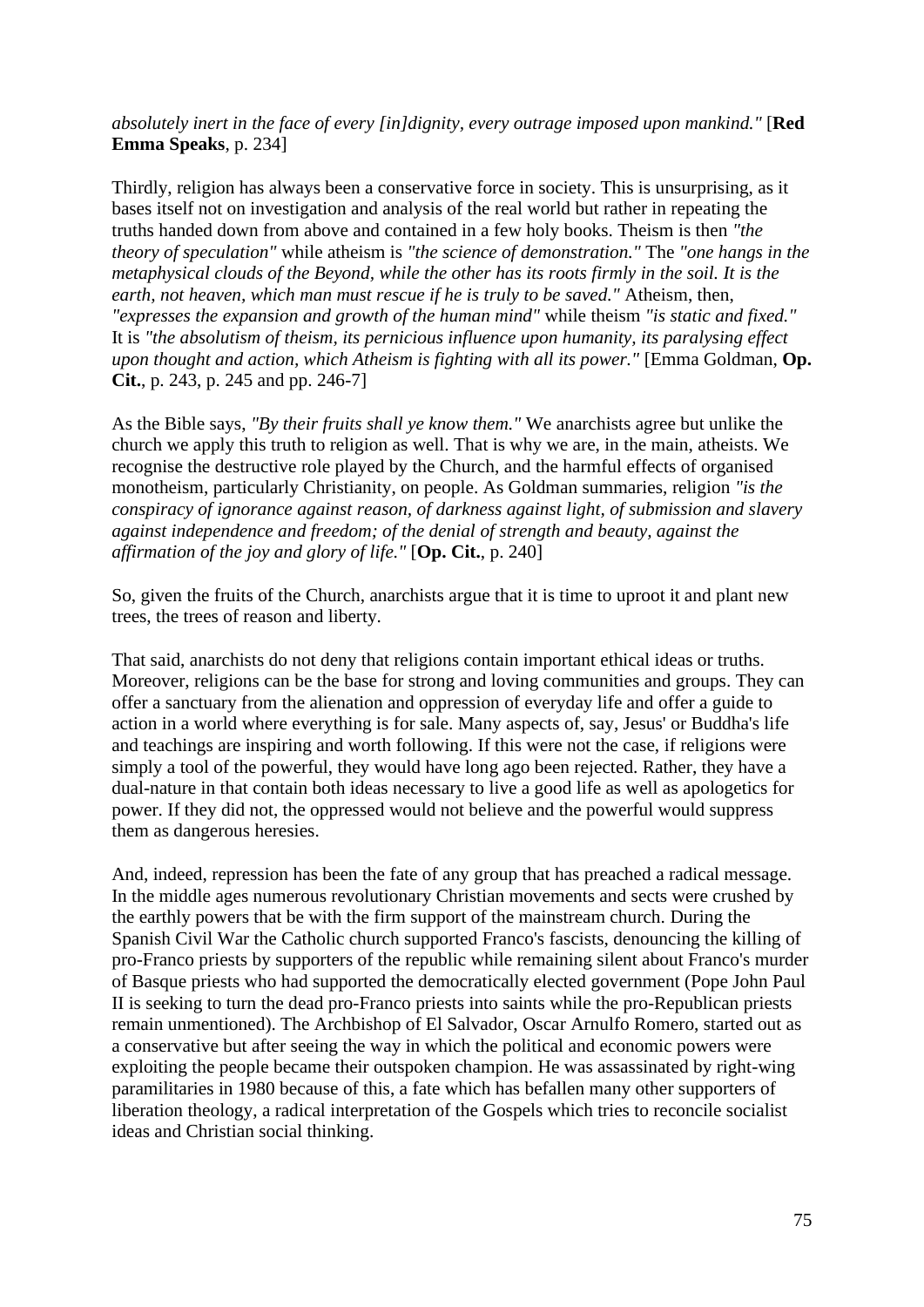*absolutely inert in the face of every [in]dignity, every outrage imposed upon mankind."* [**Red Emma Speaks**, p. 234]

Thirdly, religion has always been a conservative force in society. This is unsurprising, as it bases itself not on investigation and analysis of the real world but rather in repeating the truths handed down from above and contained in a few holy books. Theism is then *"the theory of speculation"* while atheism is *"the science of demonstration."* The *"one hangs in the metaphysical clouds of the Beyond, while the other has its roots firmly in the soil. It is the earth, not heaven, which man must rescue if he is truly to be saved."* Atheism, then, *"expresses the expansion and growth of the human mind"* while theism *"is static and fixed."* It is *"the absolutism of theism, its pernicious influence upon humanity, its paralysing effect upon thought and action, which Atheism is fighting with all its power."* [Emma Goldman, **Op. Cit.**, p. 243, p. 245 and pp. 246-7]

As the Bible says, *"By their fruits shall ye know them."* We anarchists agree but unlike the church we apply this truth to religion as well. That is why we are, in the main, atheists. We recognise the destructive role played by the Church, and the harmful effects of organised monotheism, particularly Christianity, on people. As Goldman summaries, religion *"is the conspiracy of ignorance against reason, of darkness against light, of submission and slavery against independence and freedom; of the denial of strength and beauty, against the affirmation of the joy and glory of life."* [**Op. Cit.**, p. 240]

So, given the fruits of the Church, anarchists argue that it is time to uproot it and plant new trees, the trees of reason and liberty.

That said, anarchists do not deny that religions contain important ethical ideas or truths. Moreover, religions can be the base for strong and loving communities and groups. They can offer a sanctuary from the alienation and oppression of everyday life and offer a guide to action in a world where everything is for sale. Many aspects of, say, Jesus' or Buddha's life and teachings are inspiring and worth following. If this were not the case, if religions were simply a tool of the powerful, they would have long ago been rejected. Rather, they have a dual-nature in that contain both ideas necessary to live a good life as well as apologetics for power. If they did not, the oppressed would not believe and the powerful would suppress them as dangerous heresies.

And, indeed, repression has been the fate of any group that has preached a radical message. In the middle ages numerous revolutionary Christian movements and sects were crushed by the earthly powers that be with the firm support of the mainstream church. During the Spanish Civil War the Catholic church supported Franco's fascists, denouncing the killing of pro-Franco priests by supporters of the republic while remaining silent about Franco's murder of Basque priests who had supported the democratically elected government (Pope John Paul II is seeking to turn the dead pro-Franco priests into saints while the pro-Republican priests remain unmentioned). The Archbishop of El Salvador, Oscar Arnulfo Romero, started out as a conservative but after seeing the way in which the political and economic powers were exploiting the people became their outspoken champion. He was assassinated by right-wing paramilitaries in 1980 because of this, a fate which has befallen many other supporters of liberation theology, a radical interpretation of the Gospels which tries to reconcile socialist ideas and Christian social thinking.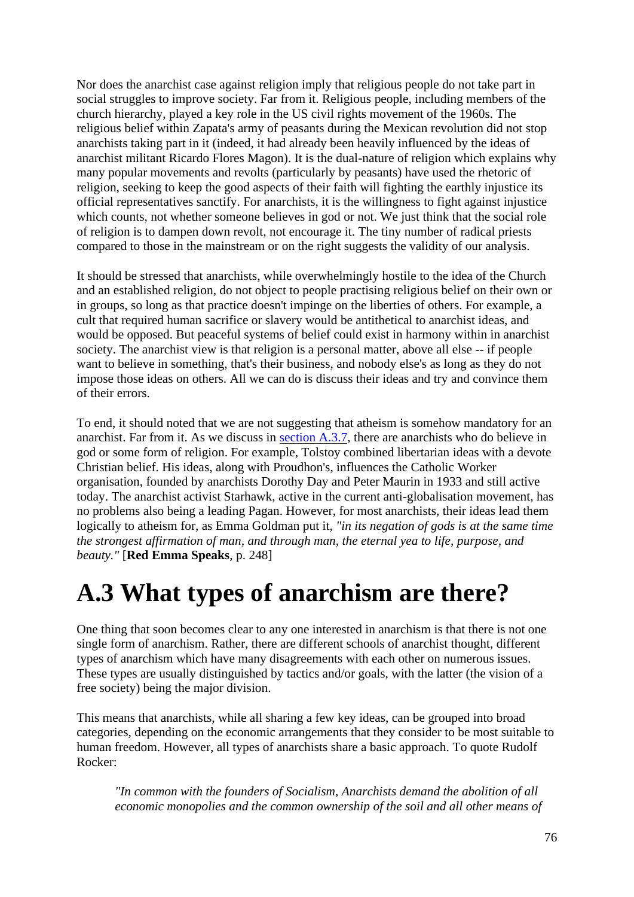Nor does the anarchist case against religion imply that religious people do not take part in social struggles to improve society. Far from it. Religious people, including members of the church hierarchy, played a key role in the US civil rights movement of the 1960s. The religious belief within Zapata's army of peasants during the Mexican revolution did not stop anarchists taking part in it (indeed, it had already been heavily influenced by the ideas of anarchist militant Ricardo Flores Magon). It is the dual-nature of religion which explains why many popular movements and revolts (particularly by peasants) have used the rhetoric of religion, seeking to keep the good aspects of their faith will fighting the earthly injustice its official representatives sanctify. For anarchists, it is the willingness to fight against injustice which counts, not whether someone believes in god or not. We just think that the social role of religion is to dampen down revolt, not encourage it. The tiny number of radical priests compared to those in the mainstream or on the right suggests the validity of our analysis.

It should be stressed that anarchists, while overwhelmingly hostile to the idea of the Church and an established religion, do not object to people practising religious belief on their own or in groups, so long as that practice doesn't impinge on the liberties of others. For example, a cult that required human sacrifice or slavery would be antithetical to anarchist ideas, and would be opposed. But peaceful systems of belief could exist in harmony within in anarchist society. The anarchist view is that religion is a personal matter, above all else -- if people want to believe in something, that's their business, and nobody else's as long as they do not impose those ideas on others. All we can do is discuss their ideas and try and convince them of their errors.

To end, it should noted that we are not suggesting that atheism is somehow mandatory for an anarchist. Far from it. As we discuss in section A.3.7, there are anarchists who do believe in god or some form of religion. For example, Tolstoy combined libertarian ideas with a devote Christian belief. His ideas, along with Proudhon's, influences the Catholic Worker organisation, founded by anarchists Dorothy Day and Peter Maurin in 1933 and still active today. The anarchist activist Starhawk, active in the current anti-globalisation movement, has no problems also being a leading Pagan. However, for most anarchists, their ideas lead them logically to atheism for, as Emma Goldman put it, *"in its negation of gods is at the same time the strongest affirmation of man, and through man, the eternal yea to life, purpose, and beauty."* [**Red Emma Speaks**, p. 248]

# A.3 What types of anarchism are there?

One thing that soon becomes clear to any one interested in anarchism is that there is not one single form of anarchism. Rather, there are different schools of anarchist thought, different types of anarchism which have many disagreements with each other on numerous issues. These types are usually distinguished by tactics and/or goals, with the latter (the vision of a free society) being the major division.

This means that anarchists, while all sharing a few key ideas, can be grouped into broad categories, depending on the economic arrangements that they consider to be most suitable to human freedom. However, all types of anarchists share a basic approach. To quote Rudolf Rocker:

> *"In common with the founders of Socialism, Anarchists demand the abolition of all economic monopolies and the common ownership of the soil and all other means of*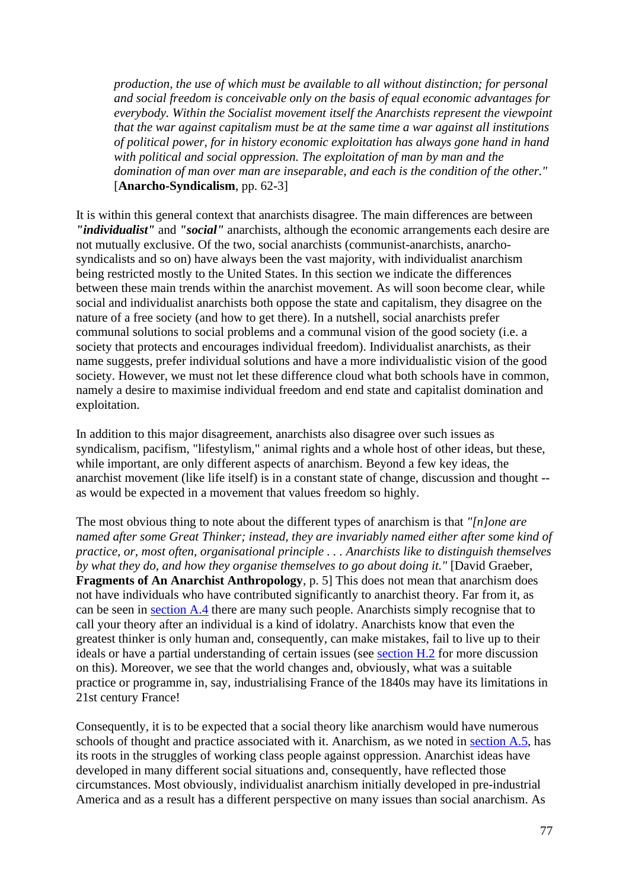> *production, the use of which must be available to all without distinction; for personal and social freedom is conceivable only on the basis of equal economic advantages for everybody. Within the Socialist movement itself the Anarchists represent the viewpoint that the war against capitalism must be at the same time a war against all institutions of political power, for in history economic exploitation has always gone hand in hand with political and social oppression. The exploitation of man by man and the domination of man over man are inseparable, and each is the condition of the other."* [**Anarcho-Syndicalism**, pp. 62-3]

It is within this general context that anarchists disagree. The main differences are between ***"individualist"*** and ***"social"*** anarchists, although the economic arrangements each desire are not mutually exclusive. Of the two, social anarchists (communist-anarchists, anarcho-syndicalists and so on) have always been the vast majority, with individualist anarchism being restricted mostly to the United States. In this section we indicate the differences between these main trends within the anarchist movement. As will soon become clear, while social and individualist anarchists both oppose the state and capitalism, they disagree on the nature of a free society (and how to get there). In a nutshell, social anarchists prefer communal solutions to social problems and a communal vision of the good society (i.e. a society that protects and encourages individual freedom). Individualist anarchists, as their name suggests, prefer individual solutions and have a more individualistic vision of the good society. However, we must not let these difference cloud what both schools have in common, namely a desire to maximise individual freedom and end state and capitalist domination and exploitation.

In addition to this major disagreement, anarchists also disagree over such issues as syndicalism, pacifism, "lifestylism," animal rights and a whole host of other ideas, but these, while important, are only different aspects of anarchism. Beyond a few key ideas, the anarchist movement (like life itself) is in a constant state of change, discussion and thought -- as would be expected in a movement that values freedom so highly.

The most obvious thing to note about the different types of anarchism is that *"[n]one are named after some Great Thinker; instead, they are invariably named either after some kind of practice, or, most often, organisational principle . . . Anarchists like to distinguish themselves by what they do, and how they organise themselves to go about doing it."* [David Graeber, **Fragments of An Anarchist Anthropology**, p. 5] This does not mean that anarchism does not have individuals who have contributed significantly to anarchist theory. Far from it, as can be seen in section A.4 there are many such people. Anarchists simply recognise that to call your theory after an individual is a kind of idolatry. Anarchists know that even the greatest thinker is only human and, consequently, can make mistakes, fail to live up to their ideals or have a partial understanding of certain issues (see section H.2 for more discussion on this). Moreover, we see that the world changes and, obviously, what was a suitable practice or programme in, say, industrialising France of the 1840s may have its limitations in 21st century France!

Consequently, it is to be expected that a social theory like anarchism would have numerous schools of thought and practice associated with it. Anarchism, as we noted in section A.5, has its roots in the struggles of working class people against oppression. Anarchist ideas have developed in many different social situations and, consequently, have reflected those circumstances. Most obviously, individualist anarchism initially developed in pre-industrial America and as a result has a different perspective on many issues than social anarchism. As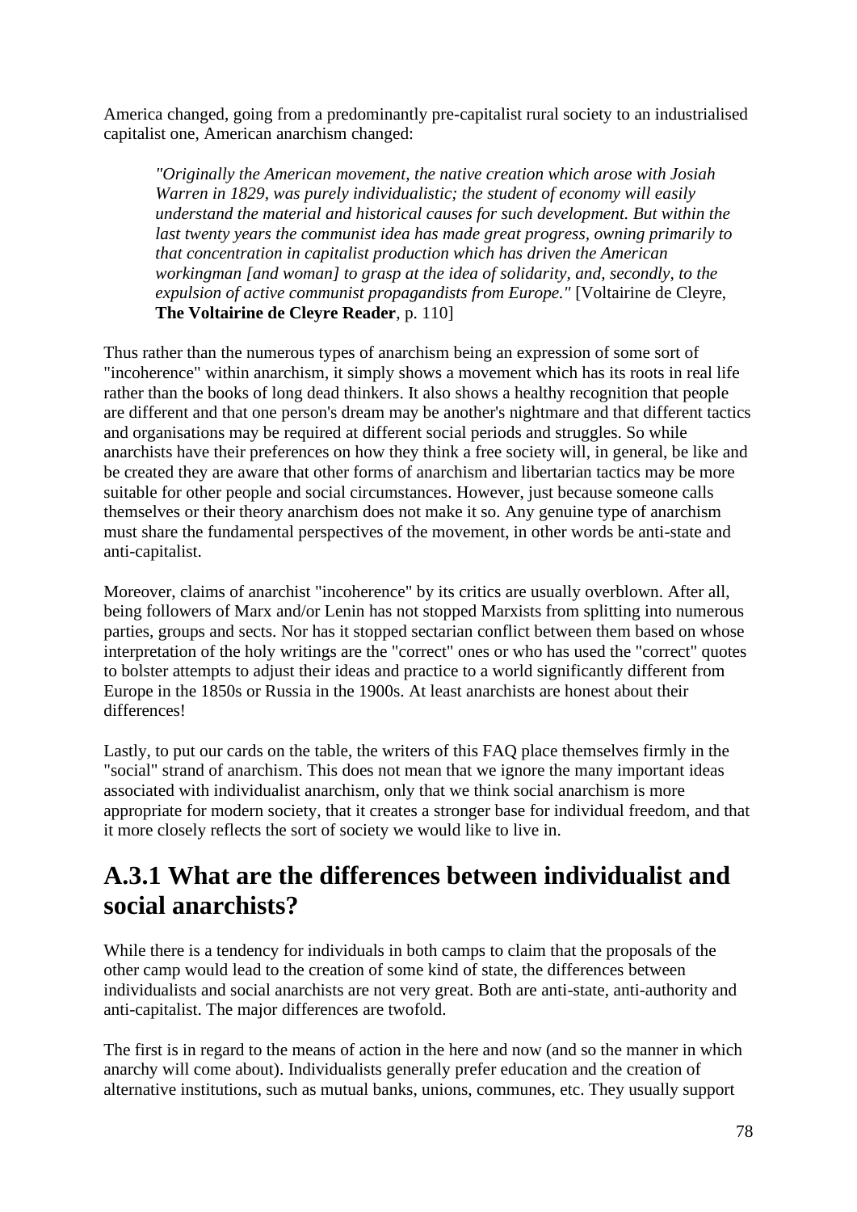America changed, going from a predominantly pre-capitalist rural society to an industrialised capitalist one, American anarchism changed:

> *"Originally the American movement, the native creation which arose with Josiah Warren in 1829, was purely individualistic; the student of economy will easily understand the material and historical causes for such development. But within the last twenty years the communist idea has made great progress, owning primarily to that concentration in capitalist production which has driven the American workingman [and woman] to grasp at the idea of solidarity, and, secondly, to the expulsion of active communist propagandists from Europe."* [Voltairine de Cleyre, **The Voltairine de Cleyre Reader**, p. 110]

Thus rather than the numerous types of anarchism being an expression of some sort of "incoherence" within anarchism, it simply shows a movement which has its roots in real life rather than the books of long dead thinkers. It also shows a healthy recognition that people are different and that one person's dream may be another's nightmare and that different tactics and organisations may be required at different social periods and struggles. So while anarchists have their preferences on how they think a free society will, in general, be like and be created they are aware that other forms of anarchism and libertarian tactics may be more suitable for other people and social circumstances. However, just because someone calls themselves or their theory anarchism does not make it so. Any genuine type of anarchism must share the fundamental perspectives of the movement, in other words be anti-state and anti-capitalist.

Moreover, claims of anarchist "incoherence" by its critics are usually overblown. After all, being followers of Marx and/or Lenin has not stopped Marxists from splitting into numerous parties, groups and sects. Nor has it stopped sectarian conflict between them based on whose interpretation of the holy writings are the "correct" ones or who has used the "correct" quotes to bolster attempts to adjust their ideas and practice to a world significantly different from Europe in the 1850s or Russia in the 1900s. At least anarchists are honest about their differences!

Lastly, to put our cards on the table, the writers of this FAQ place themselves firmly in the "social" strand of anarchism. This does not mean that we ignore the many important ideas associated with individualist anarchism, only that we think social anarchism is more appropriate for modern society, that it creates a stronger base for individual freedom, and that it more closely reflects the sort of society we would like to live in.

## A.3.1 What are the differences between individualist and social anarchists?

While there is a tendency for individuals in both camps to claim that the proposals of the other camp would lead to the creation of some kind of state, the differences between individualists and social anarchists are not very great. Both are anti-state, anti-authority and anti-capitalist. The major differences are twofold.

The first is in regard to the means of action in the here and now (and so the manner in which anarchy will come about). Individualists generally prefer education and the creation of alternative institutions, such as mutual banks, unions, communes, etc. They usually support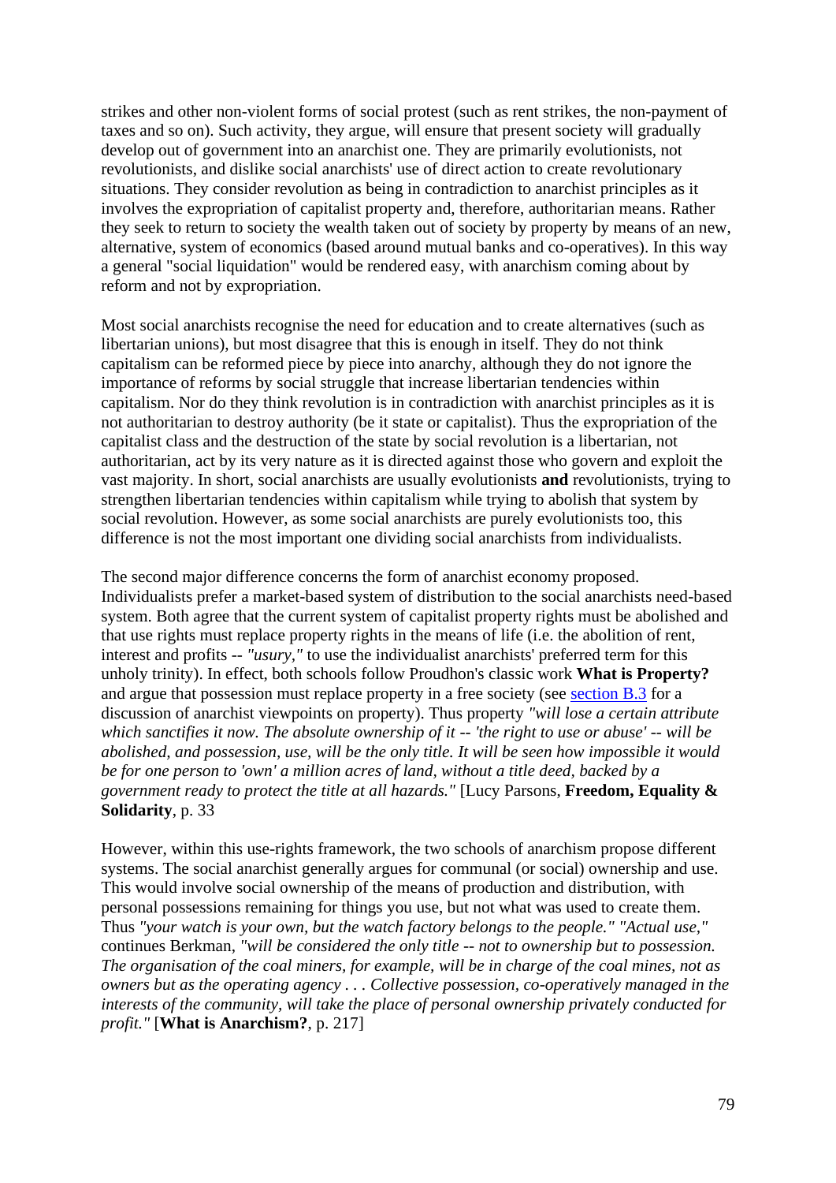strikes and other non-violent forms of social protest (such as rent strikes, the non-payment of taxes and so on). Such activity, they argue, will ensure that present society will gradually develop out of government into an anarchist one. They are primarily evolutionists, not revolutionists, and dislike social anarchists' use of direct action to create revolutionary situations. They consider revolution as being in contradiction to anarchist principles as it involves the expropriation of capitalist property and, therefore, authoritarian means. Rather they seek to return to society the wealth taken out of society by property by means of an new, alternative, system of economics (based around mutual banks and co-operatives). In this way a general "social liquidation" would be rendered easy, with anarchism coming about by reform and not by expropriation.

Most social anarchists recognise the need for education and to create alternatives (such as libertarian unions), but most disagree that this is enough in itself. They do not think capitalism can be reformed piece by piece into anarchy, although they do not ignore the importance of reforms by social struggle that increase libertarian tendencies within capitalism. Nor do they think revolution is in contradiction with anarchist principles as it is not authoritarian to destroy authority (be it state or capitalist). Thus the expropriation of the capitalist class and the destruction of the state by social revolution is a libertarian, not authoritarian, act by its very nature as it is directed against those who govern and exploit the vast majority. In short, social anarchists are usually evolutionists **and** revolutionists, trying to strengthen libertarian tendencies within capitalism while trying to abolish that system by social revolution. However, as some social anarchists are purely evolutionists too, this difference is not the most important one dividing social anarchists from individualists.

The second major difference concerns the form of anarchist economy proposed. Individualists prefer a market-based system of distribution to the social anarchists need-based system. Both agree that the current system of capitalist property rights must be abolished and that use rights must replace property rights in the means of life (i.e. the abolition of rent, interest and profits -- *"usury,"* to use the individualist anarchists' preferred term for this unholy trinity). In effect, both schools follow Proudhon's classic work **What is Property?** and argue that possession must replace property in a free society (see section B.3 for a discussion of anarchist viewpoints on property). Thus property *"will lose a certain attribute which sanctifies it now. The absolute ownership of it -- 'the right to use or abuse' -- will be abolished, and possession, use, will be the only title. It will be seen how impossible it would be for one person to 'own' a million acres of land, without a title deed, backed by a government ready to protect the title at all hazards."* [Lucy Parsons, **Freedom, Equality & Solidarity**, p. 33

However, within this use-rights framework, the two schools of anarchism propose different systems. The social anarchist generally argues for communal (or social) ownership and use. This would involve social ownership of the means of production and distribution, with personal possessions remaining for things you use, but not what was used to create them. Thus *"your watch is your own, but the watch factory belongs to the people." "Actual use,"* continues Berkman, *"will be considered the only title -- not to ownership but to possession. The organisation of the coal miners, for example, will be in charge of the coal mines, not as owners but as the operating agency . . . Collective possession, co-operatively managed in the interests of the community, will take the place of personal ownership privately conducted for profit."* [**What is Anarchism?**, p. 217]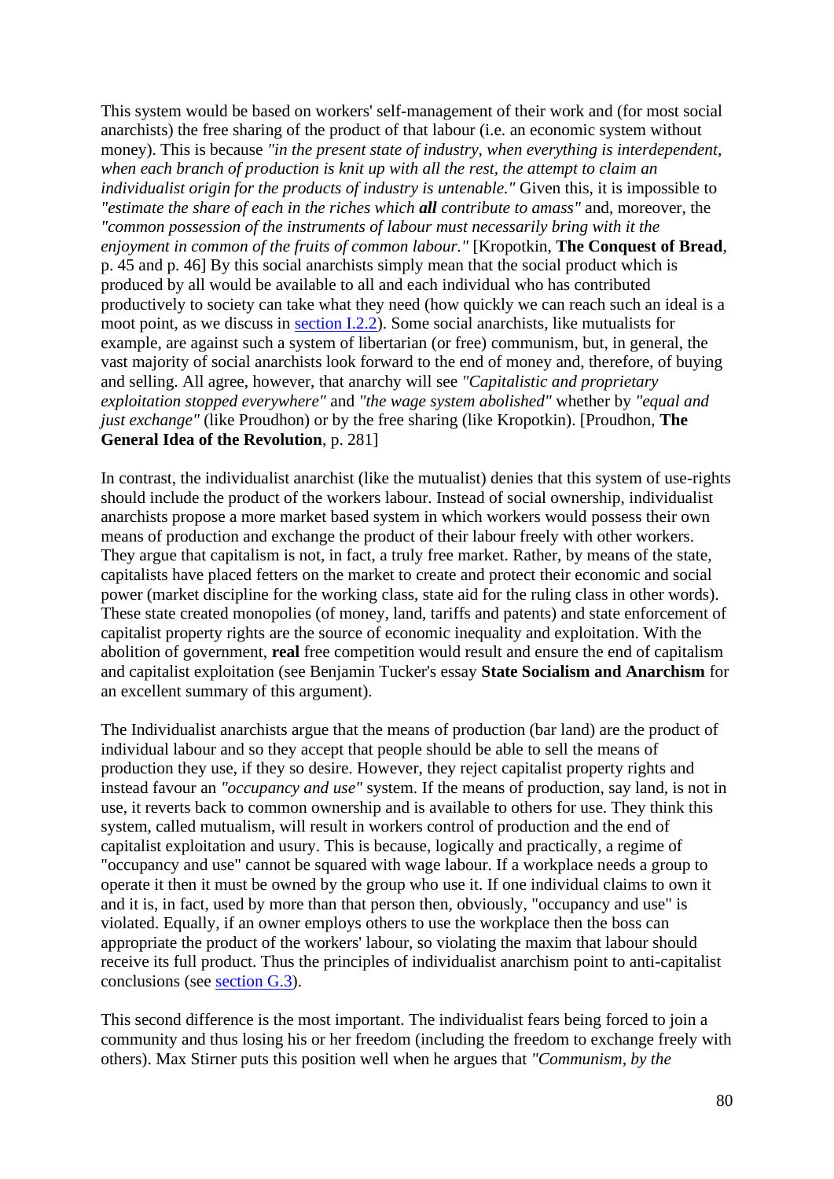This system would be based on workers' self-management of their work and (for most social anarchists) the free sharing of the product of that labour (i.e. an economic system without money). This is because *"in the present state of industry, when everything is interdependent, when each branch of production is knit up with all the rest, the attempt to claim an individualist origin for the products of industry is untenable."* Given this, it is impossible to *"estimate the share of each in the riches which **all** contribute to amass"* and, moreover, the *"common possession of the instruments of labour must necessarily bring with it the enjoyment in common of the fruits of common labour."* [Kropotkin, **The Conquest of Bread**, p. 45 and p. 46] By this social anarchists simply mean that the social product which is produced by all would be available to all and each individual who has contributed productively to society can take what they need (how quickly we can reach such an ideal is a moot point, as we discuss in [section I.2.2](#)). Some social anarchists, like mutualists for example, are against such a system of libertarian (or free) communism, but, in general, the vast majority of social anarchists look forward to the end of money and, therefore, of buying and selling. All agree, however, that anarchy will see *"Capitalistic and proprietary exploitation stopped everywhere"* and *"the wage system abolished"* whether by *"equal and just exchange"* (like Proudhon) or by the free sharing (like Kropotkin). [Proudhon, **The General Idea of the Revolution**, p. 281]

In contrast, the individualist anarchist (like the mutualist) denies that this system of use-rights should include the product of the workers labour. Instead of social ownership, individualist anarchists propose a more market based system in which workers would possess their own means of production and exchange the product of their labour freely with other workers. They argue that capitalism is not, in fact, a truly free market. Rather, by means of the state, capitalists have placed fetters on the market to create and protect their economic and social power (market discipline for the working class, state aid for the ruling class in other words). These state created monopolies (of money, land, tariffs and patents) and state enforcement of capitalist property rights are the source of economic inequality and exploitation. With the abolition of government, **real** free competition would result and ensure the end of capitalism and capitalist exploitation (see Benjamin Tucker's essay **State Socialism and Anarchism** for an excellent summary of this argument).

The Individualist anarchists argue that the means of production (bar land) are the product of individual labour and so they accept that people should be able to sell the means of production they use, if they so desire. However, they reject capitalist property rights and instead favour an *"occupancy and use"* system. If the means of production, say land, is not in use, it reverts back to common ownership and is available to others for use. They think this system, called mutualism, will result in workers control of production and the end of capitalist exploitation and usury. This is because, logically and practically, a regime of "occupancy and use" cannot be squared with wage labour. If a workplace needs a group to operate it then it must be owned by the group who use it. If one individual claims to own it and it is, in fact, used by more than that person then, obviously, "occupancy and use" is violated. Equally, if an owner employs others to use the workplace then the boss can appropriate the product of the workers' labour, so violating the maxim that labour should receive its full product. Thus the principles of individualist anarchism point to anti-capitalist conclusions (see [section G.3](#)).

This second difference is the most important. The individualist fears being forced to join a community and thus losing his or her freedom (including the freedom to exchange freely with others). Max Stirner puts this position well when he argues that *"Communism, by the*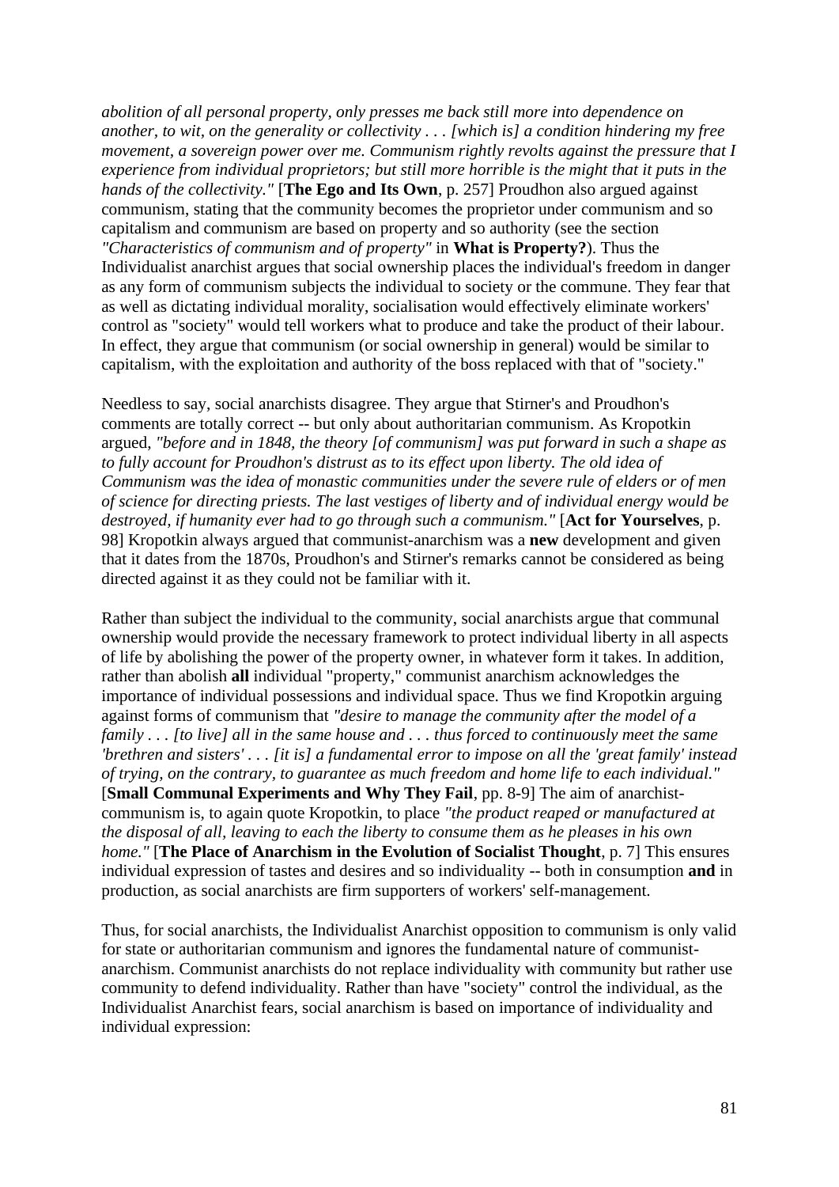*abolition of all personal property, only presses me back still more into dependence on another, to wit, on the generality or collectivity . . . [which is] a condition hindering my free movement, a sovereign power over me. Communism rightly revolts against the pressure that I experience from individual proprietors; but still more horrible is the might that it puts in the hands of the collectivity."* [**The Ego and Its Own**, p. 257] Proudhon also argued against communism, stating that the community becomes the proprietor under communism and so capitalism and communism are based on property and so authority (see the section *"Characteristics of communism and of property"* in **What is Property?**). Thus the Individualist anarchist argues that social ownership places the individual's freedom in danger as any form of communism subjects the individual to society or the commune. They fear that as well as dictating individual morality, socialisation would effectively eliminate workers' control as "society" would tell workers what to produce and take the product of their labour. In effect, they argue that communism (or social ownership in general) would be similar to capitalism, with the exploitation and authority of the boss replaced with that of "society."

Needless to say, social anarchists disagree. They argue that Stirner's and Proudhon's comments are totally correct -- but only about authoritarian communism. As Kropotkin argued, *"before and in 1848, the theory [of communism] was put forward in such a shape as to fully account for Proudhon's distrust as to its effect upon liberty. The old idea of Communism was the idea of monastic communities under the severe rule of elders or of men of science for directing priests. The last vestiges of liberty and of individual energy would be destroyed, if humanity ever had to go through such a communism."* [**Act for Yourselves**, p. 98] Kropotkin always argued that communist-anarchism was a **new** development and given that it dates from the 1870s, Proudhon's and Stirner's remarks cannot be considered as being directed against it as they could not be familiar with it.

Rather than subject the individual to the community, social anarchists argue that communal ownership would provide the necessary framework to protect individual liberty in all aspects of life by abolishing the power of the property owner, in whatever form it takes. In addition, rather than abolish **all** individual "property," communist anarchism acknowledges the importance of individual possessions and individual space. Thus we find Kropotkin arguing against forms of communism that *"desire to manage the community after the model of a family . . . [to live] all in the same house and . . . thus forced to continuously meet the same 'brethren and sisters' . . . [it is] a fundamental error to impose on all the 'great family' instead of trying, on the contrary, to guarantee as much freedom and home life to each individual."* [**Small Communal Experiments and Why They Fail**, pp. 8-9] The aim of anarchist-communism is, to again quote Kropotkin, to place *"the product reaped or manufactured at the disposal of all, leaving to each the liberty to consume them as he pleases in his own home."* [**The Place of Anarchism in the Evolution of Socialist Thought**, p. 7] This ensures individual expression of tastes and desires and so individuality -- both in consumption **and** in production, as social anarchists are firm supporters of workers' self-management.

Thus, for social anarchists, the Individualist Anarchist opposition to communism is only valid for state or authoritarian communism and ignores the fundamental nature of communist-anarchism. Communist anarchists do not replace individuality with community but rather use community to defend individuality. Rather than have "society" control the individual, as the Individualist Anarchist fears, social anarchism is based on importance of individuality and individual expression: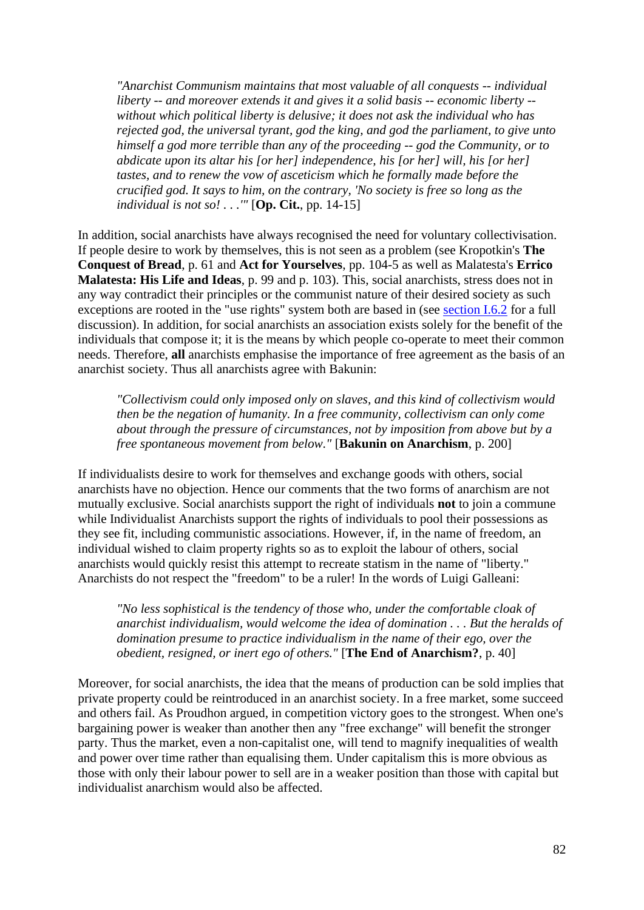> *"Anarchist Communism maintains that most valuable of all conquests -- individual liberty -- and moreover extends it and gives it a solid basis -- economic liberty -- without which political liberty is delusive; it does not ask the individual who has rejected god, the universal tyrant, god the king, and god the parliament, to give unto himself a god more terrible than any of the proceeding -- god the Community, or to abdicate upon its altar his [or her] independence, his [or her] will, his [or her] tastes, and to renew the vow of asceticism which he formally made before the crucified god. It says to him, on the contrary, 'No society is free so long as the individual is not so! . . .'"* [**Op. Cit.**, pp. 14-15]

In addition, social anarchists have always recognised the need for voluntary collectivisation. If people desire to work by themselves, this is not seen as a problem (see Kropotkin's **The Conquest of Bread**, p. 61 and **Act for Yourselves**, pp. 104-5 as well as Malatesta's **Errico Malatesta: His Life and Ideas**, p. 99 and p. 103). This, social anarchists, stress does not in any way contradict their principles or the communist nature of their desired society as such exceptions are rooted in the "use rights" system both are based in (see section I.6.2 for a full discussion). In addition, for social anarchists an association exists solely for the benefit of the individuals that compose it; it is the means by which people co-operate to meet their common needs. Therefore, **all** anarchists emphasise the importance of free agreement as the basis of an anarchist society. Thus all anarchists agree with Bakunin:

> *"Collectivism could only imposed only on slaves, and this kind of collectivism would then be the negation of humanity. In a free community, collectivism can only come about through the pressure of circumstances, not by imposition from above but by a free spontaneous movement from below."* [**Bakunin on Anarchism**, p. 200]

If individualists desire to work for themselves and exchange goods with others, social anarchists have no objection. Hence our comments that the two forms of anarchism are not mutually exclusive. Social anarchists support the right of individuals **not** to join a commune while Individualist Anarchists support the rights of individuals to pool their possessions as they see fit, including communistic associations. However, if, in the name of freedom, an individual wished to claim property rights so as to exploit the labour of others, social anarchists would quickly resist this attempt to recreate statism in the name of "liberty." Anarchists do not respect the "freedom" to be a ruler! In the words of Luigi Galleani:

> *"No less sophistical is the tendency of those who, under the comfortable cloak of anarchist individualism, would welcome the idea of domination . . . But the heralds of domination presume to practice individualism in the name of their ego, over the obedient, resigned, or inert ego of others."* [**The End of Anarchism?**, p. 40]

Moreover, for social anarchists, the idea that the means of production can be sold implies that private property could be reintroduced in an anarchist society. In a free market, some succeed and others fail. As Proudhon argued, in competition victory goes to the strongest. When one's bargaining power is weaker than another then any "free exchange" will benefit the stronger party. Thus the market, even a non-capitalist one, will tend to magnify inequalities of wealth and power over time rather than equalising them. Under capitalism this is more obvious as those with only their labour power to sell are in a weaker position than those with capital but individualist anarchism would also be affected.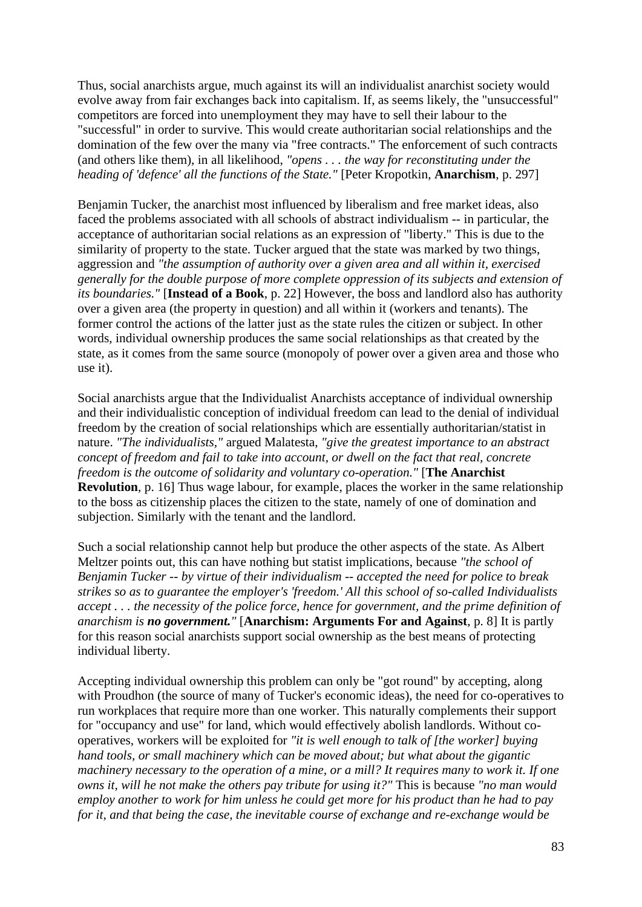Thus, social anarchists argue, much against its will an individualist anarchist society would evolve away from fair exchanges back into capitalism. If, as seems likely, the "unsuccessful" competitors are forced into unemployment they may have to sell their labour to the "successful" in order to survive. This would create authoritarian social relationships and the domination of the few over the many via "free contracts." The enforcement of such contracts (and others like them), in all likelihood, *"opens . . . the way for reconstituting under the heading of 'defence' all the functions of the State."* [Peter Kropotkin, **Anarchism**, p. 297]

Benjamin Tucker, the anarchist most influenced by liberalism and free market ideas, also faced the problems associated with all schools of abstract individualism -- in particular, the acceptance of authoritarian social relations as an expression of "liberty." This is due to the similarity of property to the state. Tucker argued that the state was marked by two things, aggression and *"the assumption of authority over a given area and all within it, exercised generally for the double purpose of more complete oppression of its subjects and extension of its boundaries."* [**Instead of a Book**, p. 22] However, the boss and landlord also has authority over a given area (the property in question) and all within it (workers and tenants). The former control the actions of the latter just as the state rules the citizen or subject. In other words, individual ownership produces the same social relationships as that created by the state, as it comes from the same source (monopoly of power over a given area and those who use it).

Social anarchists argue that the Individualist Anarchists acceptance of individual ownership and their individualistic conception of individual freedom can lead to the denial of individual freedom by the creation of social relationships which are essentially authoritarian/statist in nature. *"The individualists,"* argued Malatesta, *"give the greatest importance to an abstract concept of freedom and fail to take into account, or dwell on the fact that real, concrete freedom is the outcome of solidarity and voluntary co-operation."* [**The Anarchist Revolution**, p. 16] Thus wage labour, for example, places the worker in the same relationship to the boss as citizenship places the citizen to the state, namely of one of domination and subjection. Similarly with the tenant and the landlord.

Such a social relationship cannot help but produce the other aspects of the state. As Albert Meltzer points out, this can have nothing but statist implications, because *"the school of Benjamin Tucker -- by virtue of their individualism -- accepted the need for police to break strikes so as to guarantee the employer's 'freedom.' All this school of so-called Individualists accept . . . the necessity of the police force, hence for government, and the prime definition of anarchism is **no government.**"* [**Anarchism: Arguments For and Against**, p. 8] It is partly for this reason social anarchists support social ownership as the best means of protecting individual liberty.

Accepting individual ownership this problem can only be "got round" by accepting, along with Proudhon (the source of many of Tucker's economic ideas), the need for co-operatives to run workplaces that require more than one worker. This naturally complements their support for "occupancy and use" for land, which would effectively abolish landlords. Without co-operatives, workers will be exploited for *"it is well enough to talk of [the worker] buying hand tools, or small machinery which can be moved about; but what about the gigantic machinery necessary to the operation of a mine, or a mill? It requires many to work it. If one owns it, will he not make the others pay tribute for using it?"* This is because *"no man would employ another to work for him unless he could get more for his product than he had to pay for it, and that being the case, the inevitable course of exchange and re-exchange would be*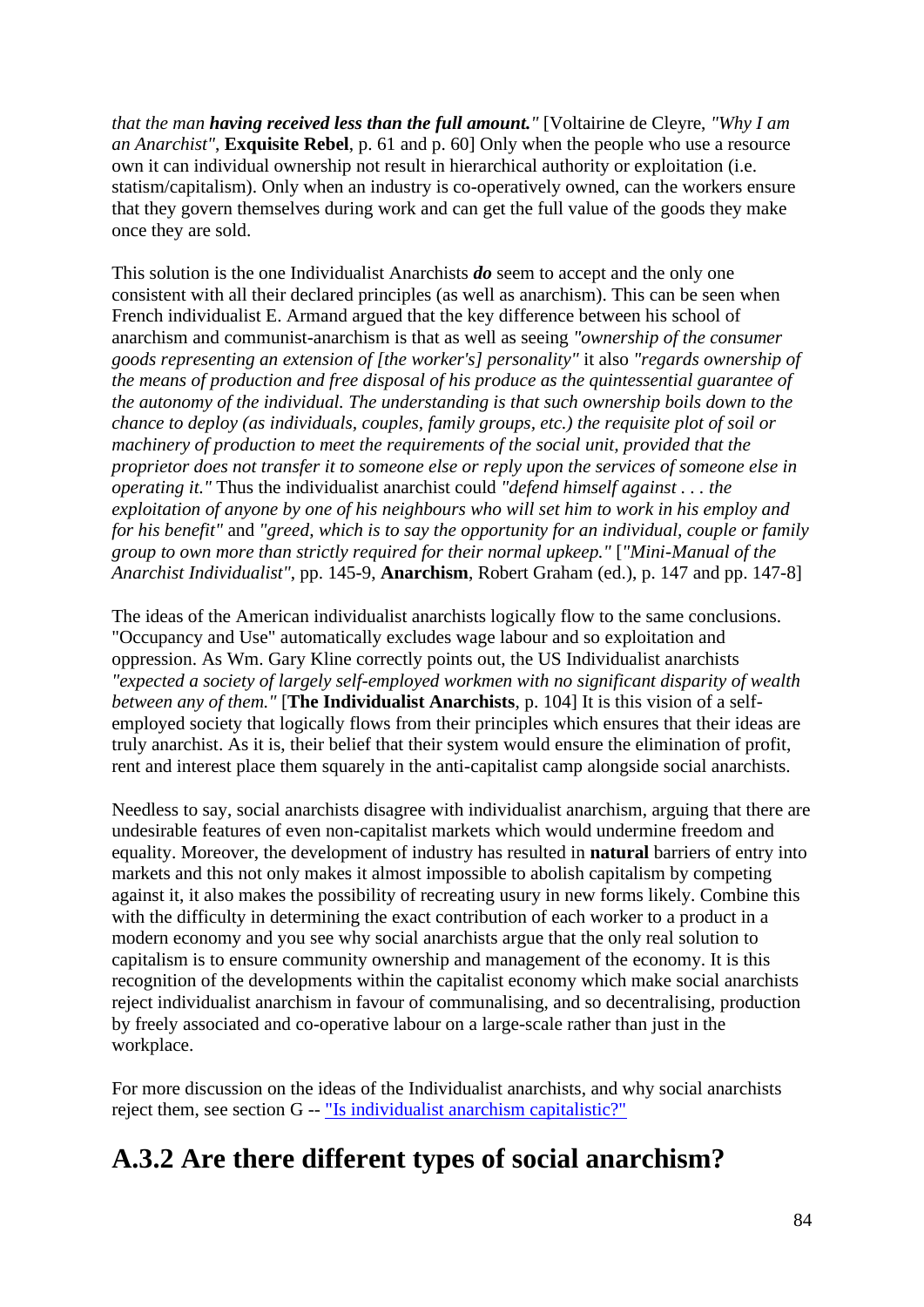*that the man **having received less than the full amount.**"* [Voltairine de Cleyre, *"Why I am an Anarchist"*, **Exquisite Rebel**, p. 61 and p. 60] Only when the people who use a resource own it can individual ownership not result in hierarchical authority or exploitation (i.e. statism/capitalism). Only when an industry is co-operatively owned, can the workers ensure that they govern themselves during work and can get the full value of the goods they make once they are sold.

This solution is the one Individualist Anarchists ***do*** seem to accept and the only one consistent with all their declared principles (as well as anarchism). This can be seen when French individualist E. Armand argued that the key difference between his school of anarchism and communist-anarchism is that as well as seeing *"ownership of the consumer goods representing an extension of [the worker's] personality"* it also *"regards ownership of the means of production and free disposal of his produce as the quintessential guarantee of the autonomy of the individual. The understanding is that such ownership boils down to the chance to deploy (as individuals, couples, family groups, etc.) the requisite plot of soil or machinery of production to meet the requirements of the social unit, provided that the proprietor does not transfer it to someone else or reply upon the services of someone else in operating it."* Thus the individualist anarchist could *"defend himself against . . . the exploitation of anyone by one of his neighbours who will set him to work in his employ and for his benefit"* and *"greed, which is to say the opportunity for an individual, couple or family group to own more than strictly required for their normal upkeep."* [*"Mini-Manual of the Anarchist Individualist"*, pp. 145-9, **Anarchism**, Robert Graham (ed.), p. 147 and pp. 147-8]

The ideas of the American individualist anarchists logically flow to the same conclusions. "Occupancy and Use" automatically excludes wage labour and so exploitation and oppression. As Wm. Gary Kline correctly points out, the US Individualist anarchists *"expected a society of largely self-employed workmen with no significant disparity of wealth between any of them."* [**The Individualist Anarchists**, p. 104] It is this vision of a self-employed society that logically flows from their principles which ensures that their ideas are truly anarchist. As it is, their belief that their system would ensure the elimination of profit, rent and interest place them squarely in the anti-capitalist camp alongside social anarchists.

Needless to say, social anarchists disagree with individualist anarchism, arguing that there are undesirable features of even non-capitalist markets which would undermine freedom and equality. Moreover, the development of industry has resulted in **natural** barriers of entry into markets and this not only makes it almost impossible to abolish capitalism by competing against it, it also makes the possibility of recreating usury in new forms likely. Combine this with the difficulty in determining the exact contribution of each worker to a product in a modern economy and you see why social anarchists argue that the only real solution to capitalism is to ensure community ownership and management of the economy. It is this recognition of the developments within the capitalist economy which make social anarchists reject individualist anarchism in favour of communalising, and so decentralising, production by freely associated and co-operative labour on a large-scale rather than just in the workplace.

For more discussion on the ideas of the Individualist anarchists, and why social anarchists reject them, see section G -- "Is individualist anarchism capitalistic?"

## A.3.2 Are there different types of social anarchism?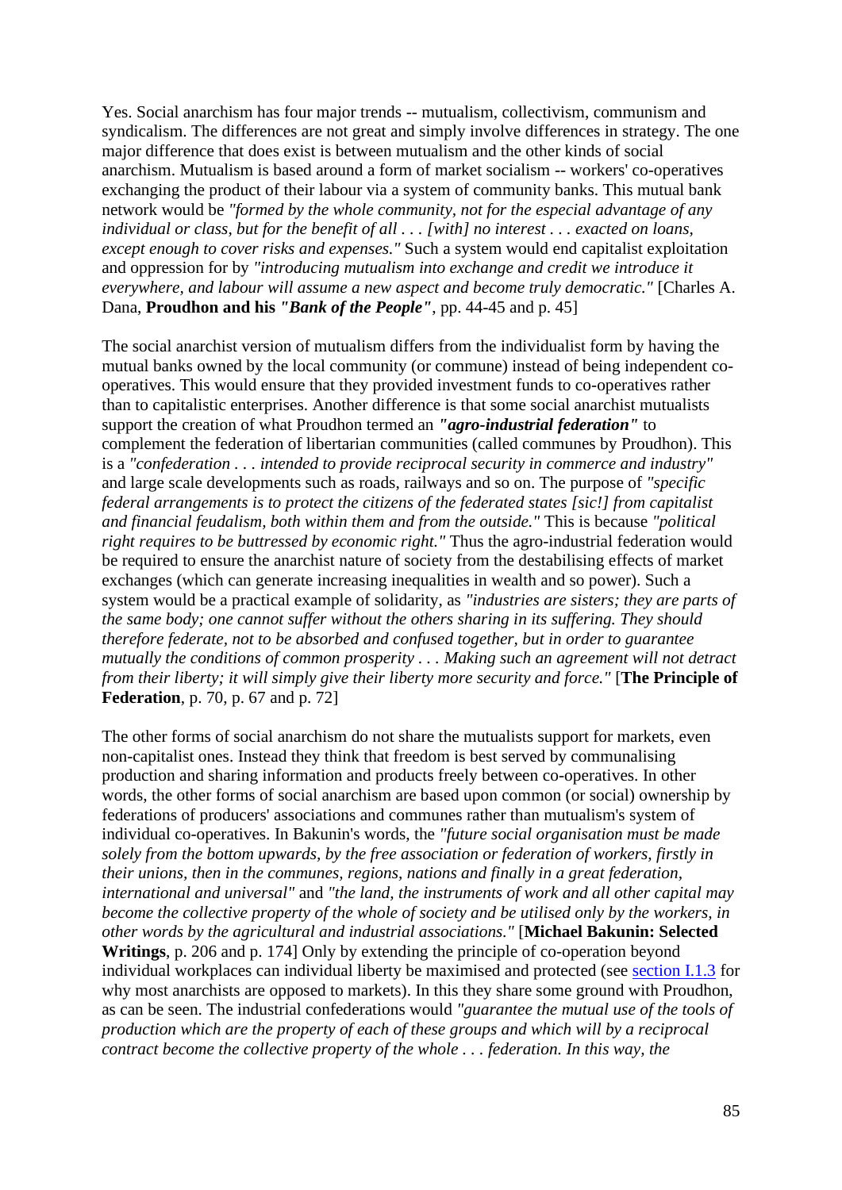Yes. Social anarchism has four major trends -- mutualism, collectivism, communism and syndicalism. The differences are not great and simply involve differences in strategy. The one major difference that does exist is between mutualism and the other kinds of social anarchism. Mutualism is based around a form of market socialism -- workers' co-operatives exchanging the product of their labour via a system of community banks. This mutual bank network would be *"formed by the whole community, not for the especial advantage of any individual or class, but for the benefit of all . . . [with] no interest . . . exacted on loans, except enough to cover risks and expenses."* Such a system would end capitalist exploitation and oppression for by *"introducing mutualism into exchange and credit we introduce it everywhere, and labour will assume a new aspect and become truly democratic."* [Charles A. Dana, **Proudhon and his *"Bank of the People"***, pp. 44-45 and p. 45]

The social anarchist version of mutualism differs from the individualist form by having the mutual banks owned by the local community (or commune) instead of being independent co-operatives. This would ensure that they provided investment funds to co-operatives rather than to capitalistic enterprises. Another difference is that some social anarchist mutualists support the creation of what Proudhon termed an ***"agro-industrial federation"*** to complement the federation of libertarian communities (called communes by Proudhon). This is a *"confederation . . . intended to provide reciprocal security in commerce and industry"* and large scale developments such as roads, railways and so on. The purpose of *"specific federal arrangements is to protect the citizens of the federated states [sic!] from capitalist and financial feudalism, both within them and from the outside."* This is because *"political right requires to be buttressed by economic right."* Thus the agro-industrial federation would be required to ensure the anarchist nature of society from the destabilising effects of market exchanges (which can generate increasing inequalities in wealth and so power). Such a system would be a practical example of solidarity, as *"industries are sisters; they are parts of the same body; one cannot suffer without the others sharing in its suffering. They should therefore federate, not to be absorbed and confused together, but in order to guarantee mutually the conditions of common prosperity . . . Making such an agreement will not detract from their liberty; it will simply give their liberty more security and force."* [**The Principle of Federation**, p. 70, p. 67 and p. 72]

The other forms of social anarchism do not share the mutualists support for markets, even non-capitalist ones. Instead they think that freedom is best served by communalising production and sharing information and products freely between co-operatives. In other words, the other forms of social anarchism are based upon common (or social) ownership by federations of producers' associations and communes rather than mutualism's system of individual co-operatives. In Bakunin's words, the *"future social organisation must be made solely from the bottom upwards, by the free association or federation of workers, firstly in their unions, then in the communes, regions, nations and finally in a great federation, international and universal"* and *"the land, the instruments of work and all other capital may become the collective property of the whole of society and be utilised only by the workers, in other words by the agricultural and industrial associations."* [**Michael Bakunin: Selected Writings**, p. 206 and p. 174] Only by extending the principle of co-operation beyond individual workplaces can individual liberty be maximised and protected (see section I.1.3 for why most anarchists are opposed to markets). In this they share some ground with Proudhon, as can be seen. The industrial confederations would *"guarantee the mutual use of the tools of production which are the property of each of these groups and which will by a reciprocal contract become the collective property of the whole . . . federation. In this way, the*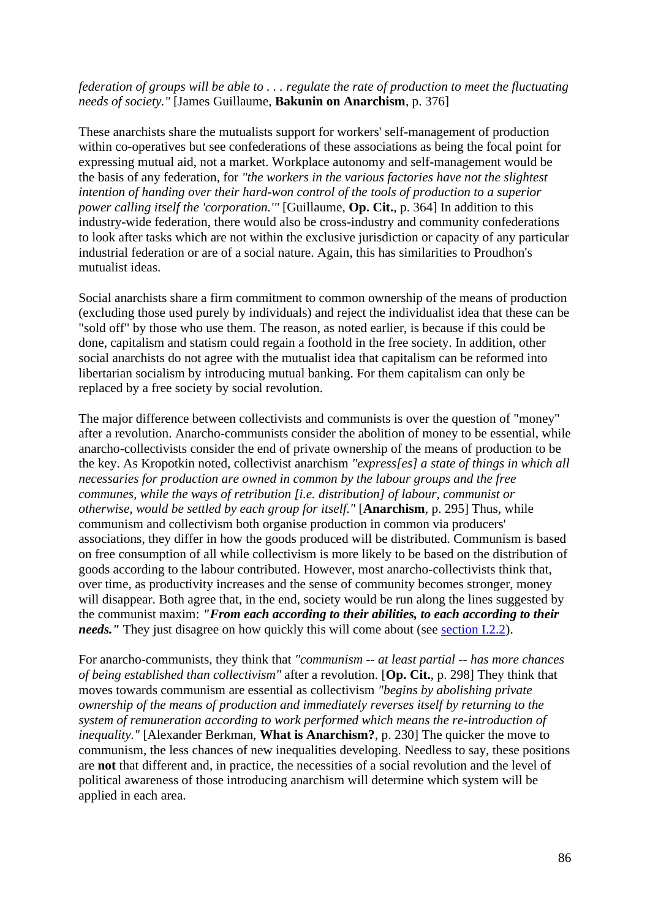*federation of groups will be able to . . . regulate the rate of production to meet the fluctuating needs of society."* [James Guillaume, **Bakunin on Anarchism**, p. 376]

These anarchists share the mutualists support for workers' self-management of production within co-operatives but see confederations of these associations as being the focal point for expressing mutual aid, not a market. Workplace autonomy and self-management would be the basis of any federation, for *"the workers in the various factories have not the slightest intention of handing over their hard-won control of the tools of production to a superior power calling itself the 'corporation.'"* [Guillaume, **Op. Cit.**, p. 364] In addition to this industry-wide federation, there would also be cross-industry and community confederations to look after tasks which are not within the exclusive jurisdiction or capacity of any particular industrial federation or are of a social nature. Again, this has similarities to Proudhon's mutualist ideas.

Social anarchists share a firm commitment to common ownership of the means of production (excluding those used purely by individuals) and reject the individualist idea that these can be "sold off" by those who use them. The reason, as noted earlier, is because if this could be done, capitalism and statism could regain a foothold in the free society. In addition, other social anarchists do not agree with the mutualist idea that capitalism can be reformed into libertarian socialism by introducing mutual banking. For them capitalism can only be replaced by a free society by social revolution.

The major difference between collectivists and communists is over the question of "money" after a revolution. Anarcho-communists consider the abolition of money to be essential, while anarcho-collectivists consider the end of private ownership of the means of production to be the key. As Kropotkin noted, collectivist anarchism *"express[es] a state of things in which all necessaries for production are owned in common by the labour groups and the free communes, while the ways of retribution [i.e. distribution] of labour, communist or otherwise, would be settled by each group for itself."* [**Anarchism**, p. 295] Thus, while communism and collectivism both organise production in common via producers' associations, they differ in how the goods produced will be distributed. Communism is based on free consumption of all while collectivism is more likely to be based on the distribution of goods according to the labour contributed. However, most anarcho-collectivists think that, over time, as productivity increases and the sense of community becomes stronger, money will disappear. Both agree that, in the end, society would be run along the lines suggested by the communist maxim: ***"From each according to their abilities, to each according to their needs."*** They just disagree on how quickly this will come about (see section I.2.2).

For anarcho-communists, they think that *"communism -- at least partial -- has more chances of being established than collectivism"* after a revolution. [**Op. Cit.**, p. 298] They think that moves towards communism are essential as collectivism *"begins by abolishing private ownership of the means of production and immediately reverses itself by returning to the system of remuneration according to work performed which means the re-introduction of inequality."* [Alexander Berkman, **What is Anarchism?**, p. 230] The quicker the move to communism, the less chances of new inequalities developing. Needless to say, these positions are **not** that different and, in practice, the necessities of a social revolution and the level of political awareness of those introducing anarchism will determine which system will be applied in each area.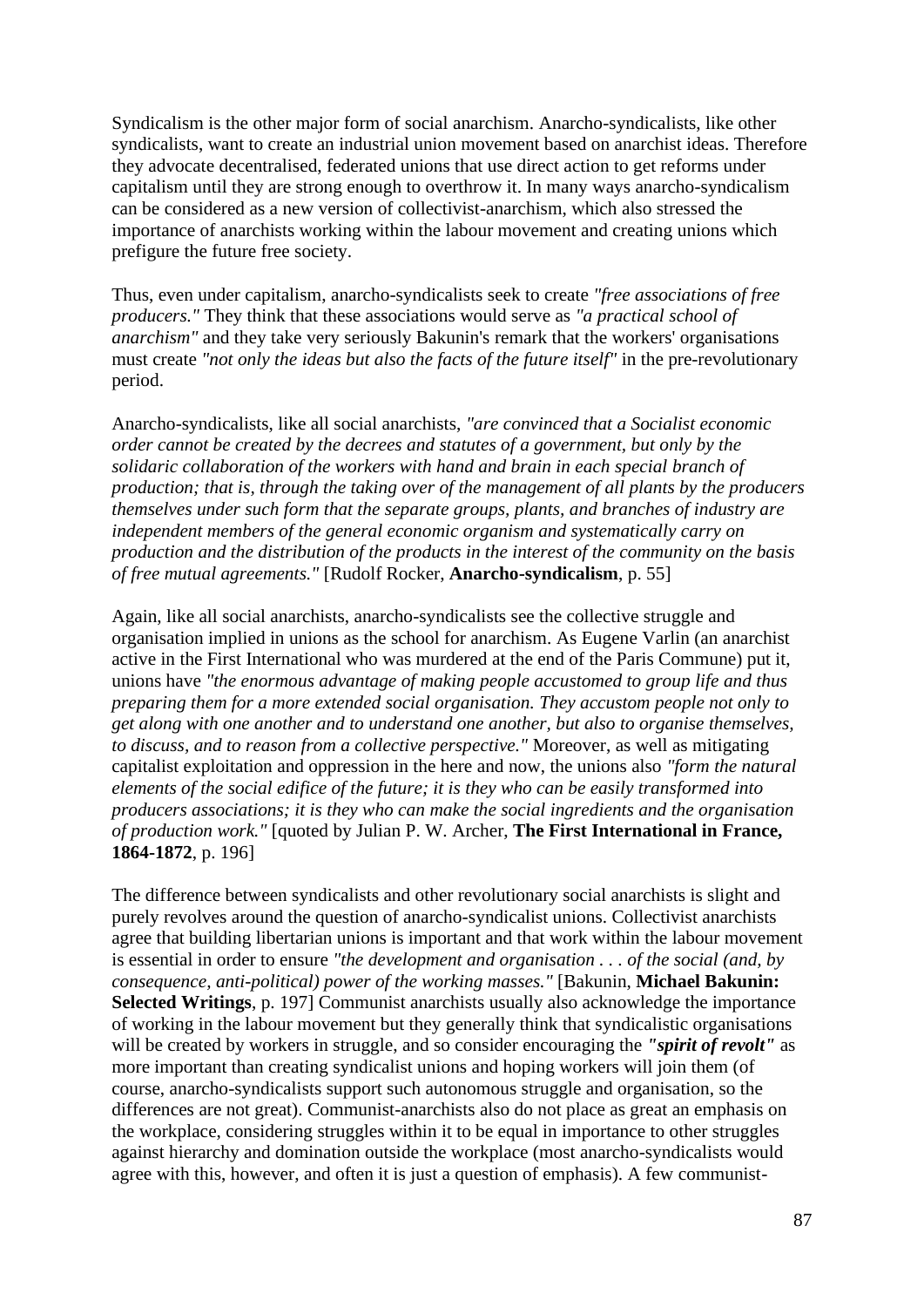Syndicalism is the other major form of social anarchism. Anarcho-syndicalists, like other syndicalists, want to create an industrial union movement based on anarchist ideas. Therefore they advocate decentralised, federated unions that use direct action to get reforms under capitalism until they are strong enough to overthrow it. In many ways anarcho-syndicalism can be considered as a new version of collectivist-anarchism, which also stressed the importance of anarchists working within the labour movement and creating unions which prefigure the future free society.

Thus, even under capitalism, anarcho-syndicalists seek to create *"free associations of free producers."* They think that these associations would serve as *"a practical school of anarchism"* and they take very seriously Bakunin's remark that the workers' organisations must create *"not only the ideas but also the facts of the future itself"* in the pre-revolutionary period.

Anarcho-syndicalists, like all social anarchists, *"are convinced that a Socialist economic order cannot be created by the decrees and statutes of a government, but only by the solidaric collaboration of the workers with hand and brain in each special branch of production; that is, through the taking over of the management of all plants by the producers themselves under such form that the separate groups, plants, and branches of industry are independent members of the general economic organism and systematically carry on production and the distribution of the products in the interest of the community on the basis of free mutual agreements."* [Rudolf Rocker, **Anarcho-syndicalism**, p. 55]

Again, like all social anarchists, anarcho-syndicalists see the collective struggle and organisation implied in unions as the school for anarchism. As Eugene Varlin (an anarchist active in the First International who was murdered at the end of the Paris Commune) put it, unions have *"the enormous advantage of making people accustomed to group life and thus preparing them for a more extended social organisation. They accustom people not only to get along with one another and to understand one another, but also to organise themselves, to discuss, and to reason from a collective perspective."* Moreover, as well as mitigating capitalist exploitation and oppression in the here and now, the unions also *"form the natural elements of the social edifice of the future; it is they who can be easily transformed into producers associations; it is they who can make the social ingredients and the organisation of production work."* [quoted by Julian P. W. Archer, **The First International in France, 1864-1872**, p. 196]

The difference between syndicalists and other revolutionary social anarchists is slight and purely revolves around the question of anarcho-syndicalist unions. Collectivist anarchists agree that building libertarian unions is important and that work within the labour movement is essential in order to ensure *"the development and organisation . . . of the social (and, by consequence, anti-political) power of the working masses."* [Bakunin, **Michael Bakunin: Selected Writings**, p. 197] Communist anarchists usually also acknowledge the importance of working in the labour movement but they generally think that syndicalistic organisations will be created by workers in struggle, and so consider encouraging the ***"spirit of revolt"*** as more important than creating syndicalist unions and hoping workers will join them (of course, anarcho-syndicalists support such autonomous struggle and organisation, so the differences are not great). Communist-anarchists also do not place as great an emphasis on the workplace, considering struggles within it to be equal in importance to other struggles against hierarchy and domination outside the workplace (most anarcho-syndicalists would agree with this, however, and often it is just a question of emphasis). A few communist-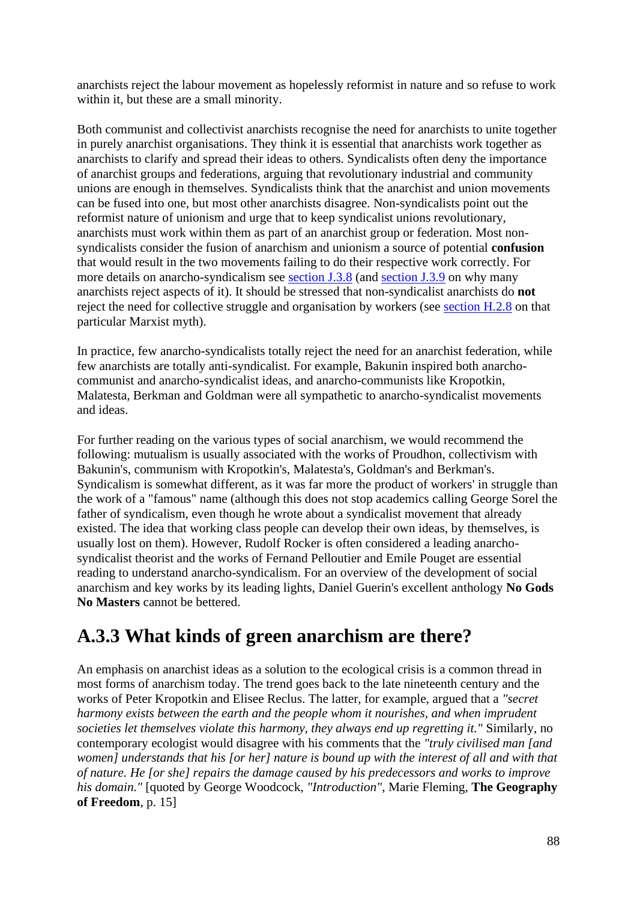anarchists reject the labour movement as hopelessly reformist in nature and so refuse to work within it, but these are a small minority.

Both communist and collectivist anarchists recognise the need for anarchists to unite together in purely anarchist organisations. They think it is essential that anarchists work together as anarchists to clarify and spread their ideas to others. Syndicalists often deny the importance of anarchist groups and federations, arguing that revolutionary industrial and community unions are enough in themselves. Syndicalists think that the anarchist and union movements can be fused into one, but most other anarchists disagree. Non-syndicalists point out the reformist nature of unionism and urge that to keep syndicalist unions revolutionary, anarchists must work within them as part of an anarchist group or federation. Most non-syndicalists consider the fusion of anarchism and unionism a source of potential **confusion** that would result in the two movements failing to do their respective work correctly. For more details on anarcho-syndicalism see section J.3.8 (and section J.3.9 on why many anarchists reject aspects of it). It should be stressed that non-syndicalist anarchists do **not** reject the need for collective struggle and organisation by workers (see section H.2.8 on that particular Marxist myth).

In practice, few anarcho-syndicalists totally reject the need for an anarchist federation, while few anarchists are totally anti-syndicalist. For example, Bakunin inspired both anarcho-communist and anarcho-syndicalist ideas, and anarcho-communists like Kropotkin, Malatesta, Berkman and Goldman were all sympathetic to anarcho-syndicalist movements and ideas.

For further reading on the various types of social anarchism, we would recommend the following: mutualism is usually associated with the works of Proudhon, collectivism with Bakunin's, communism with Kropotkin's, Malatesta's, Goldman's and Berkman's. Syndicalism is somewhat different, as it was far more the product of workers' in struggle than the work of a "famous" name (although this does not stop academics calling George Sorel the father of syndicalism, even though he wrote about a syndicalist movement that already existed. The idea that working class people can develop their own ideas, by themselves, is usually lost on them). However, Rudolf Rocker is often considered a leading anarcho-syndicalist theorist and the works of Fernand Pelloutier and Emile Pouget are essential reading to understand anarcho-syndicalism. For an overview of the development of social anarchism and key works by its leading lights, Daniel Guerin's excellent anthology **No Gods No Masters** cannot be bettered.

## A.3.3 What kinds of green anarchism are there?

An emphasis on anarchist ideas as a solution to the ecological crisis is a common thread in most forms of anarchism today. The trend goes back to the late nineteenth century and the works of Peter Kropotkin and Elisee Reclus. The latter, for example, argued that a *"secret harmony exists between the earth and the people whom it nourishes, and when imprudent societies let themselves violate this harmony, they always end up regretting it."* Similarly, no contemporary ecologist would disagree with his comments that the *"truly civilised man [and women] understands that his [or her] nature is bound up with the interest of all and with that of nature. He [or she] repairs the damage caused by his predecessors and works to improve his domain."* [quoted by George Woodcock, *"Introduction"*, Marie Fleming, **The Geography of Freedom**, p. 15]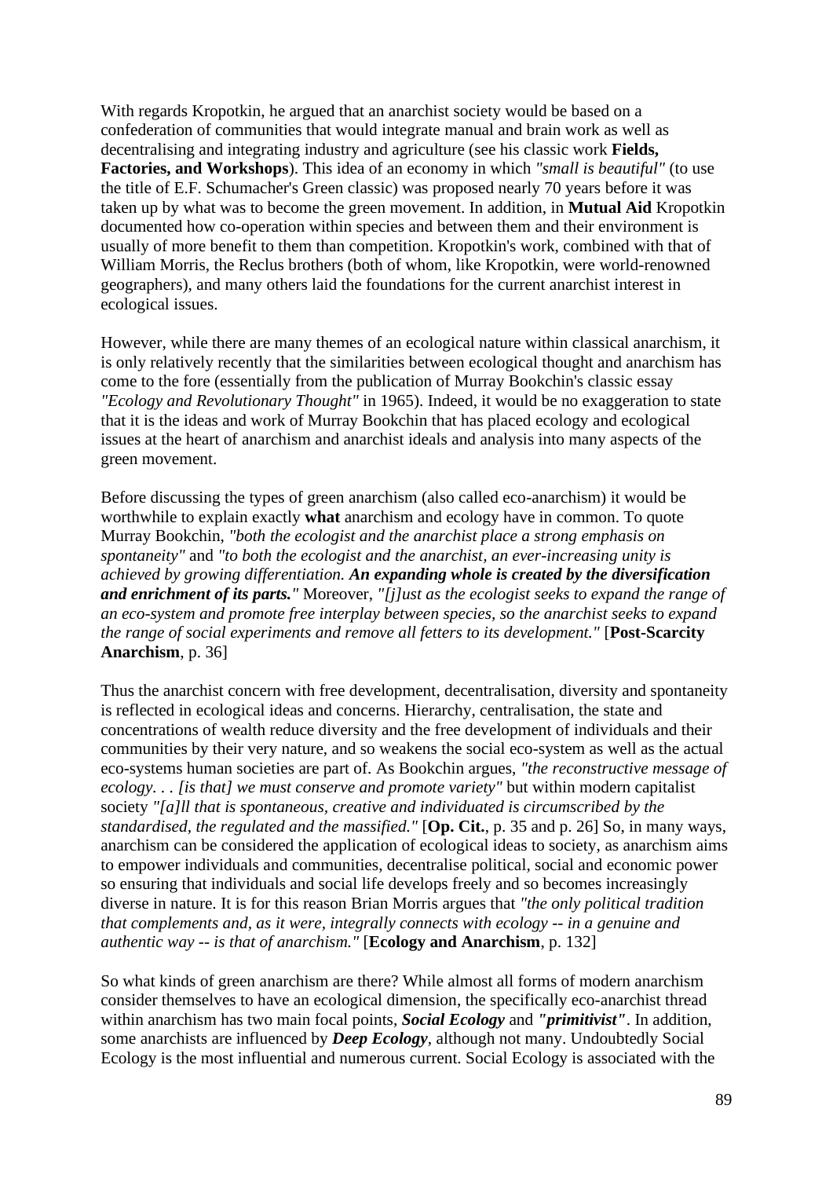With regards Kropotkin, he argued that an anarchist society would be based on a confederation of communities that would integrate manual and brain work as well as decentralising and integrating industry and agriculture (see his classic work **Fields, Factories, and Workshops**). This idea of an economy in which *"small is beautiful"* (to use the title of E.F. Schumacher's Green classic) was proposed nearly 70 years before it was taken up by what was to become the green movement. In addition, in **Mutual Aid** Kropotkin documented how co-operation within species and between them and their environment is usually of more benefit to them than competition. Kropotkin's work, combined with that of William Morris, the Reclus brothers (both of whom, like Kropotkin, were world-renowned geographers), and many others laid the foundations for the current anarchist interest in ecological issues.

However, while there are many themes of an ecological nature within classical anarchism, it is only relatively recently that the similarities between ecological thought and anarchism has come to the fore (essentially from the publication of Murray Bookchin's classic essay *"Ecology and Revolutionary Thought"* in 1965). Indeed, it would be no exaggeration to state that it is the ideas and work of Murray Bookchin that has placed ecology and ecological issues at the heart of anarchism and anarchist ideals and analysis into many aspects of the green movement.

Before discussing the types of green anarchism (also called eco-anarchism) it would be worthwhile to explain exactly **what** anarchism and ecology have in common. To quote Murray Bookchin, *"both the ecologist and the anarchist place a strong emphasis on spontaneity"* and *"to both the ecologist and the anarchist, an ever-increasing unity is achieved by growing differentiation.* ***An expanding whole is created by the diversification and enrichment of its parts.****"* Moreover, *"[j]ust as the ecologist seeks to expand the range of an eco-system and promote free interplay between species, so the anarchist seeks to expand the range of social experiments and remove all fetters to its development."* [**Post-Scarcity Anarchism**, p. 36]

Thus the anarchist concern with free development, decentralisation, diversity and spontaneity is reflected in ecological ideas and concerns. Hierarchy, centralisation, the state and concentrations of wealth reduce diversity and the free development of individuals and their communities by their very nature, and so weakens the social eco-system as well as the actual eco-systems human societies are part of. As Bookchin argues, *"the reconstructive message of ecology. . . [is that] we must conserve and promote variety"* but within modern capitalist society *"[a]ll that is spontaneous, creative and individuated is circumscribed by the standardised, the regulated and the massified."* [**Op. Cit.**, p. 35 and p. 26] So, in many ways, anarchism can be considered the application of ecological ideas to society, as anarchism aims to empower individuals and communities, decentralise political, social and economic power so ensuring that individuals and social life develops freely and so becomes increasingly diverse in nature. It is for this reason Brian Morris argues that *"the only political tradition that complements and, as it were, integrally connects with ecology -- in a genuine and authentic way -- is that of anarchism."* [**Ecology and Anarchism**, p. 132]

So what kinds of green anarchism are there? While almost all forms of modern anarchism consider themselves to have an ecological dimension, the specifically eco-anarchist thread within anarchism has two main focal points, ***Social Ecology*** and ***"primitivist"***. In addition, some anarchists are influenced by ***Deep Ecology***, although not many. Undoubtedly Social Ecology is the most influential and numerous current. Social Ecology is associated with the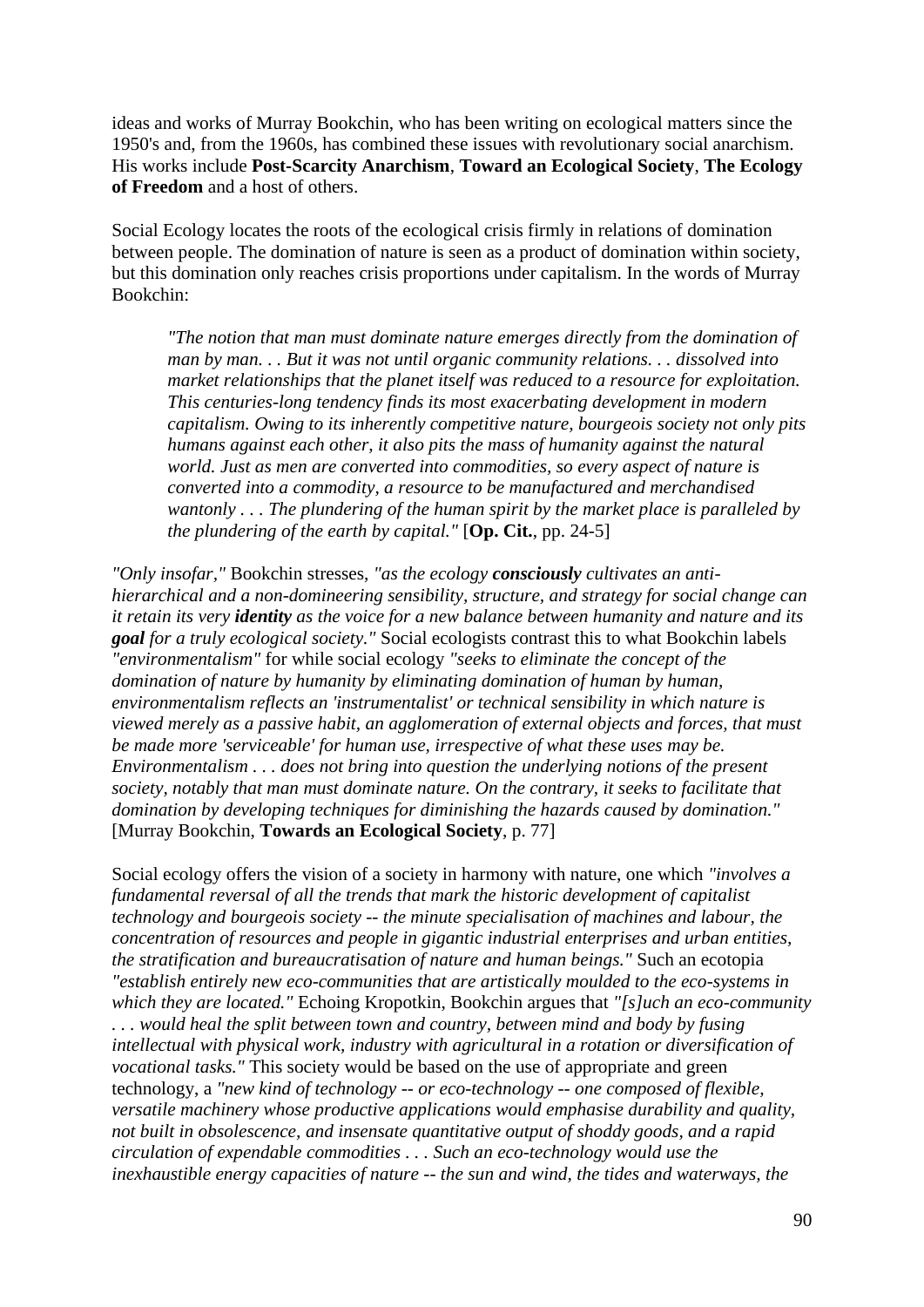ideas and works of Murray Bookchin, who has been writing on ecological matters since the 1950's and, from the 1960s, has combined these issues with revolutionary social anarchism. His works include **Post-Scarcity Anarchism**, **Toward an Ecological Society**, **The Ecology of Freedom** and a host of others.

Social Ecology locates the roots of the ecological crisis firmly in relations of domination between people. The domination of nature is seen as a product of domination within society, but this domination only reaches crisis proportions under capitalism. In the words of Murray Bookchin:

> *"The notion that man must dominate nature emerges directly from the domination of man by man. . . But it was not until organic community relations. . . dissolved into market relationships that the planet itself was reduced to a resource for exploitation. This centuries-long tendency finds its most exacerbating development in modern capitalism. Owing to its inherently competitive nature, bourgeois society not only pits humans against each other, it also pits the mass of humanity against the natural world. Just as men are converted into commodities, so every aspect of nature is converted into a commodity, a resource to be manufactured and merchandised wantonly . . . The plundering of the human spirit by the market place is paralleled by the plundering of the earth by capital."* [**Op. Cit.**, pp. 24-5]

*"Only insofar,"* Bookchin stresses, *"as the ecology **consciously** cultivates an anti-hierarchical and a non-domineering sensibility, structure, and strategy for social change can it retain its very **identity** as the voice for a new balance between humanity and nature and its **goal** for a truly ecological society."* Social ecologists contrast this to what Bookchin labels *"environmentalism"* for while social ecology *"seeks to eliminate the concept of the domination of nature by humanity by eliminating domination of human by human, environmentalism reflects an 'instrumentalist' or technical sensibility in which nature is viewed merely as a passive habit, an agglomeration of external objects and forces, that must be made more 'serviceable' for human use, irrespective of what these uses may be. Environmentalism . . . does not bring into question the underlying notions of the present society, notably that man must dominate nature. On the contrary, it seeks to facilitate that domination by developing techniques for diminishing the hazards caused by domination."* [Murray Bookchin, **Towards an Ecological Society**, p. 77]

Social ecology offers the vision of a society in harmony with nature, one which *"involves a fundamental reversal of all the trends that mark the historic development of capitalist technology and bourgeois society -- the minute specialisation of machines and labour, the concentration of resources and people in gigantic industrial enterprises and urban entities, the stratification and bureaucratisation of nature and human beings."* Such an ecotopia *"establish entirely new eco-communities that are artistically moulded to the eco-systems in which they are located."* Echoing Kropotkin, Bookchin argues that *"[s]uch an eco-community . . . would heal the split between town and country, between mind and body by fusing intellectual with physical work, industry with agricultural in a rotation or diversification of vocational tasks."* This society would be based on the use of appropriate and green technology, a *"new kind of technology -- or eco-technology -- one composed of flexible, versatile machinery whose productive applications would emphasise durability and quality, not built in obsolescence, and insensate quantitative output of shoddy goods, and a rapid circulation of expendable commodities . . . Such an eco-technology would use the inexhaustible energy capacities of nature -- the sun and wind, the tides and waterways, the*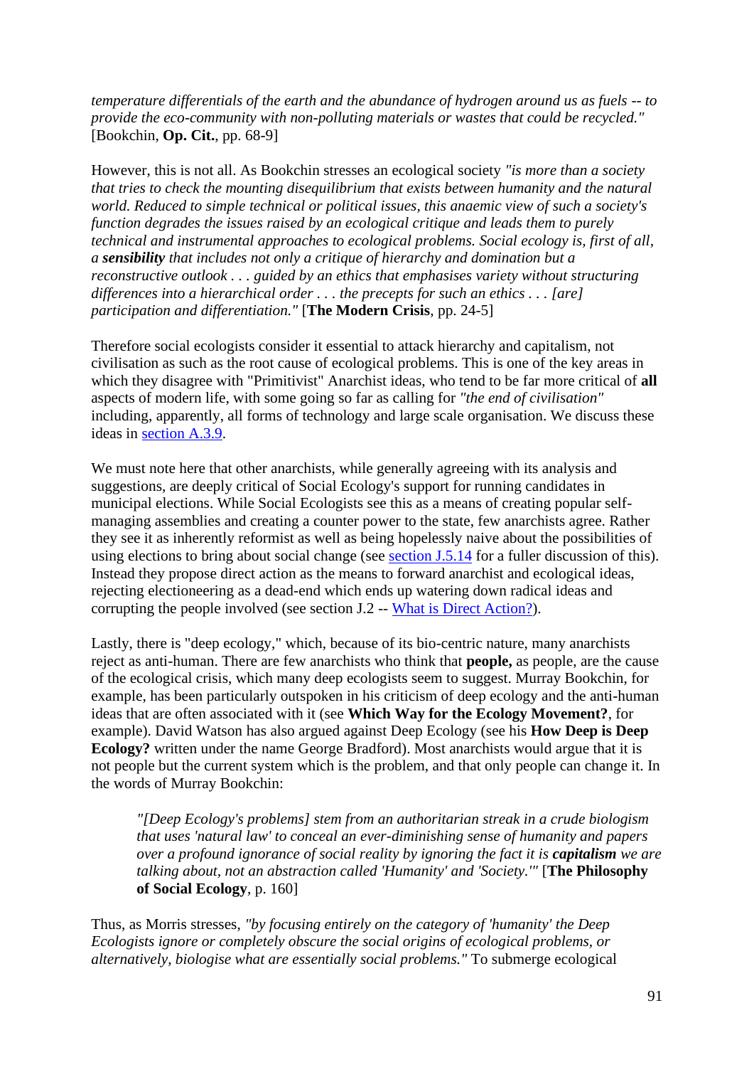*temperature differentials of the earth and the abundance of hydrogen around us as fuels -- to provide the eco-community with non-polluting materials or wastes that could be recycled."* [Bookchin, **Op. Cit.**, pp. 68-9]

However, this is not all. As Bookchin stresses an ecological society *"is more than a society that tries to check the mounting disequilibrium that exists between humanity and the natural world. Reduced to simple technical or political issues, this anaemic view of such a society's function degrades the issues raised by an ecological critique and leads them to purely technical and instrumental approaches to ecological problems. Social ecology is, first of all, a **sensibility** that includes not only a critique of hierarchy and domination but a reconstructive outlook . . . guided by an ethics that emphasises variety without structuring differences into a hierarchical order . . . the precepts for such an ethics . . . [are] participation and differentiation."* [**The Modern Crisis**, pp. 24-5]

Therefore social ecologists consider it essential to attack hierarchy and capitalism, not civilisation as such as the root cause of ecological problems. This is one of the key areas in which they disagree with "Primitivist" Anarchist ideas, who tend to be far more critical of **all** aspects of modern life, with some going so far as calling for *"the end of civilisation"* including, apparently, all forms of technology and large scale organisation. We discuss these ideas in section A.3.9.

We must note here that other anarchists, while generally agreeing with its analysis and suggestions, are deeply critical of Social Ecology's support for running candidates in municipal elections. While Social Ecologists see this as a means of creating popular self-managing assemblies and creating a counter power to the state, few anarchists agree. Rather they see it as inherently reformist as well as being hopelessly naive about the possibilities of using elections to bring about social change (see section J.5.14 for a fuller discussion of this). Instead they propose direct action as the means to forward anarchist and ecological ideas, rejecting electioneering as a dead-end which ends up watering down radical ideas and corrupting the people involved (see section J.2 -- What is Direct Action?).

Lastly, there is "deep ecology," which, because of its bio-centric nature, many anarchists reject as anti-human. There are few anarchists who think that **people,** as people, are the cause of the ecological crisis, which many deep ecologists seem to suggest. Murray Bookchin, for example, has been particularly outspoken in his criticism of deep ecology and the anti-human ideas that are often associated with it (see **Which Way for the Ecology Movement?**, for example). David Watson has also argued against Deep Ecology (see his **How Deep is Deep Ecology?** written under the name George Bradford). Most anarchists would argue that it is not people but the current system which is the problem, and that only people can change it. In the words of Murray Bookchin:

> *"[Deep Ecology's problems] stem from an authoritarian streak in a crude biologism that uses 'natural law' to conceal an ever-diminishing sense of humanity and papers over a profound ignorance of social reality by ignoring the fact it is **capitalism** we are talking about, not an abstraction called 'Humanity' and 'Society.'"* [**The Philosophy of Social Ecology**, p. 160]

Thus, as Morris stresses, *"by focusing entirely on the category of 'humanity' the Deep Ecologists ignore or completely obscure the social origins of ecological problems, or alternatively, biologise what are essentially social problems."* To submerge ecological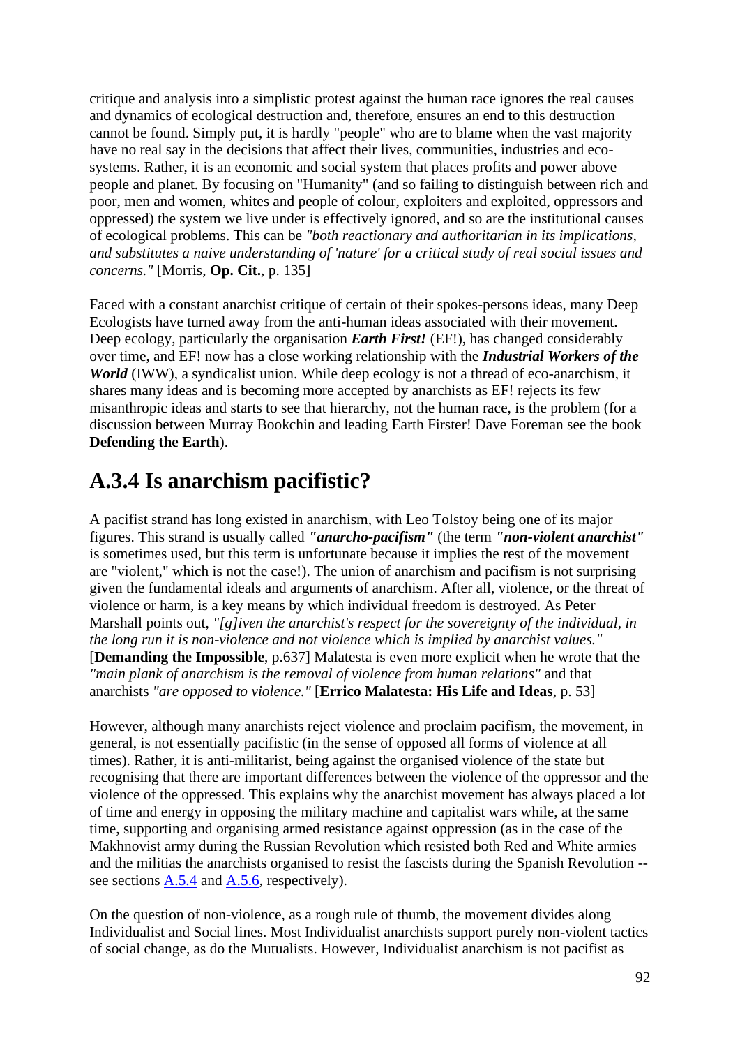critique and analysis into a simplistic protest against the human race ignores the real causes and dynamics of ecological destruction and, therefore, ensures an end to this destruction cannot be found. Simply put, it is hardly "people" who are to blame when the vast majority have no real say in the decisions that affect their lives, communities, industries and eco-systems. Rather, it is an economic and social system that places profits and power above people and planet. By focusing on "Humanity" (and so failing to distinguish between rich and poor, men and women, whites and people of colour, exploiters and exploited, oppressors and oppressed) the system we live under is effectively ignored, and so are the institutional causes of ecological problems. This can be *"both reactionary and authoritarian in its implications, and substitutes a naive understanding of 'nature' for a critical study of real social issues and concerns."* [Morris, **Op. Cit.**, p. 135]

Faced with a constant anarchist critique of certain of their spokes-persons ideas, many Deep Ecologists have turned away from the anti-human ideas associated with their movement. Deep ecology, particularly the organisation ***Earth First!*** (EF!), has changed considerably over time, and EF! now has a close working relationship with the ***Industrial Workers of the World*** (IWW), a syndicalist union. While deep ecology is not a thread of eco-anarchism, it shares many ideas and is becoming more accepted by anarchists as EF! rejects its few misanthropic ideas and starts to see that hierarchy, not the human race, is the problem (for a discussion between Murray Bookchin and leading Earth Firster! Dave Foreman see the book **Defending the Earth**).

## A.3.4 Is anarchism pacifistic?

A pacifist strand has long existed in anarchism, with Leo Tolstoy being one of its major figures. This strand is usually called ***"anarcho-pacifism"*** (the term ***"non-violent anarchist"*** is sometimes used, but this term is unfortunate because it implies the rest of the movement are "violent," which is not the case!). The union of anarchism and pacifism is not surprising given the fundamental ideals and arguments of anarchism. After all, violence, or the threat of violence or harm, is a key means by which individual freedom is destroyed. As Peter Marshall points out, *"[g]iven the anarchist's respect for the sovereignty of the individual, in the long run it is non-violence and not violence which is implied by anarchist values."* [**Demanding the Impossible**, p.637] Malatesta is even more explicit when he wrote that the *"main plank of anarchism is the removal of violence from human relations"* and that anarchists *"are opposed to violence."* [**Errico Malatesta: His Life and Ideas**, p. 53]

However, although many anarchists reject violence and proclaim pacifism, the movement, in general, is not essentially pacifistic (in the sense of opposed all forms of violence at all times). Rather, it is anti-militarist, being against the organised violence of the state but recognising that there are important differences between the violence of the oppressor and the violence of the oppressed. This explains why the anarchist movement has always placed a lot of time and energy in opposing the military machine and capitalist wars while, at the same time, supporting and organising armed resistance against oppression (as in the case of the Makhnovist army during the Russian Revolution which resisted both Red and White armies and the militias the anarchists organised to resist the fascists during the Spanish Revolution -- see sections A.5.4 and A.5.6, respectively).

On the question of non-violence, as a rough rule of thumb, the movement divides along Individualist and Social lines. Most Individualist anarchists support purely non-violent tactics of social change, as do the Mutualists. However, Individualist anarchism is not pacifist as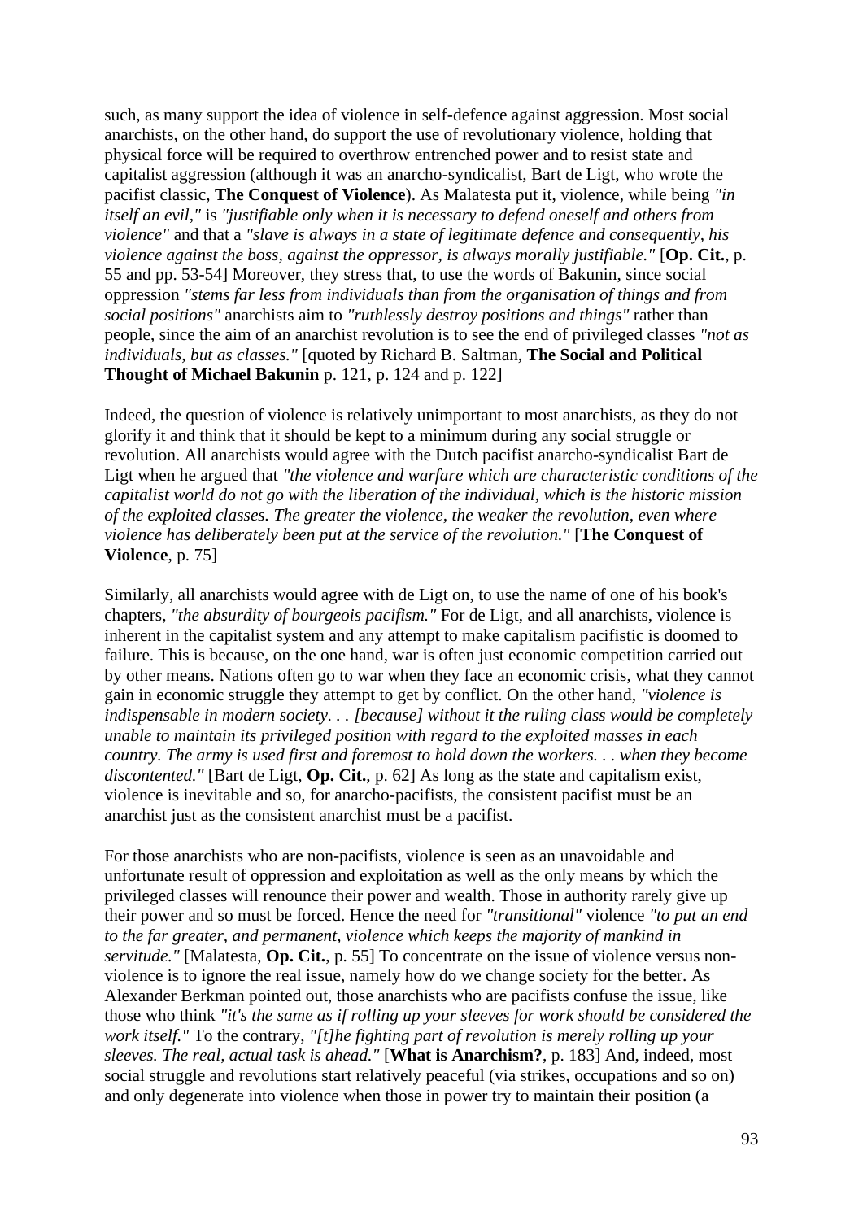such, as many support the idea of violence in self-defence against aggression. Most social anarchists, on the other hand, do support the use of revolutionary violence, holding that physical force will be required to overthrow entrenched power and to resist state and capitalist aggression (although it was an anarcho-syndicalist, Bart de Ligt, who wrote the pacifist classic, **The Conquest of Violence**). As Malatesta put it, violence, while being *"in itself an evil,"* is *"justifiable only when it is necessary to defend oneself and others from violence"* and that a *"slave is always in a state of legitimate defence and consequently, his violence against the boss, against the oppressor, is always morally justifiable."* [**Op. Cit.**, p. 55 and pp. 53-54] Moreover, they stress that, to use the words of Bakunin, since social oppression *"stems far less from individuals than from the organisation of things and from social positions"* anarchists aim to *"ruthlessly destroy positions and things"* rather than people, since the aim of an anarchist revolution is to see the end of privileged classes *"not as individuals, but as classes."* [quoted by Richard B. Saltman, **The Social and Political Thought of Michael Bakunin** p. 121, p. 124 and p. 122]

Indeed, the question of violence is relatively unimportant to most anarchists, as they do not glorify it and think that it should be kept to a minimum during any social struggle or revolution. All anarchists would agree with the Dutch pacifist anarcho-syndicalist Bart de Ligt when he argued that *"the violence and warfare which are characteristic conditions of the capitalist world do not go with the liberation of the individual, which is the historic mission of the exploited classes. The greater the violence, the weaker the revolution, even where violence has deliberately been put at the service of the revolution."* [**The Conquest of Violence**, p. 75]

Similarly, all anarchists would agree with de Ligt on, to use the name of one of his book's chapters, *"the absurdity of bourgeois pacifism."* For de Ligt, and all anarchists, violence is inherent in the capitalist system and any attempt to make capitalism pacifistic is doomed to failure. This is because, on the one hand, war is often just economic competition carried out by other means. Nations often go to war when they face an economic crisis, what they cannot gain in economic struggle they attempt to get by conflict. On the other hand, *"violence is indispensable in modern society. . . [because] without it the ruling class would be completely unable to maintain its privileged position with regard to the exploited masses in each country. The army is used first and foremost to hold down the workers. . . when they become discontented."* [Bart de Ligt, **Op. Cit.**, p. 62] As long as the state and capitalism exist, violence is inevitable and so, for anarcho-pacifists, the consistent pacifist must be an anarchist just as the consistent anarchist must be a pacifist.

For those anarchists who are non-pacifists, violence is seen as an unavoidable and unfortunate result of oppression and exploitation as well as the only means by which the privileged classes will renounce their power and wealth. Those in authority rarely give up their power and so must be forced. Hence the need for *"transitional"* violence *"to put an end to the far greater, and permanent, violence which keeps the majority of mankind in servitude."* [Malatesta, **Op. Cit.**, p. 55] To concentrate on the issue of violence versus non-violence is to ignore the real issue, namely how do we change society for the better. As Alexander Berkman pointed out, those anarchists who are pacifists confuse the issue, like those who think *"it's the same as if rolling up your sleeves for work should be considered the work itself."* To the contrary, *"[t]he fighting part of revolution is merely rolling up your sleeves. The real, actual task is ahead."* [**What is Anarchism?**, p. 183] And, indeed, most social struggle and revolutions start relatively peaceful (via strikes, occupations and so on) and only degenerate into violence when those in power try to maintain their position (a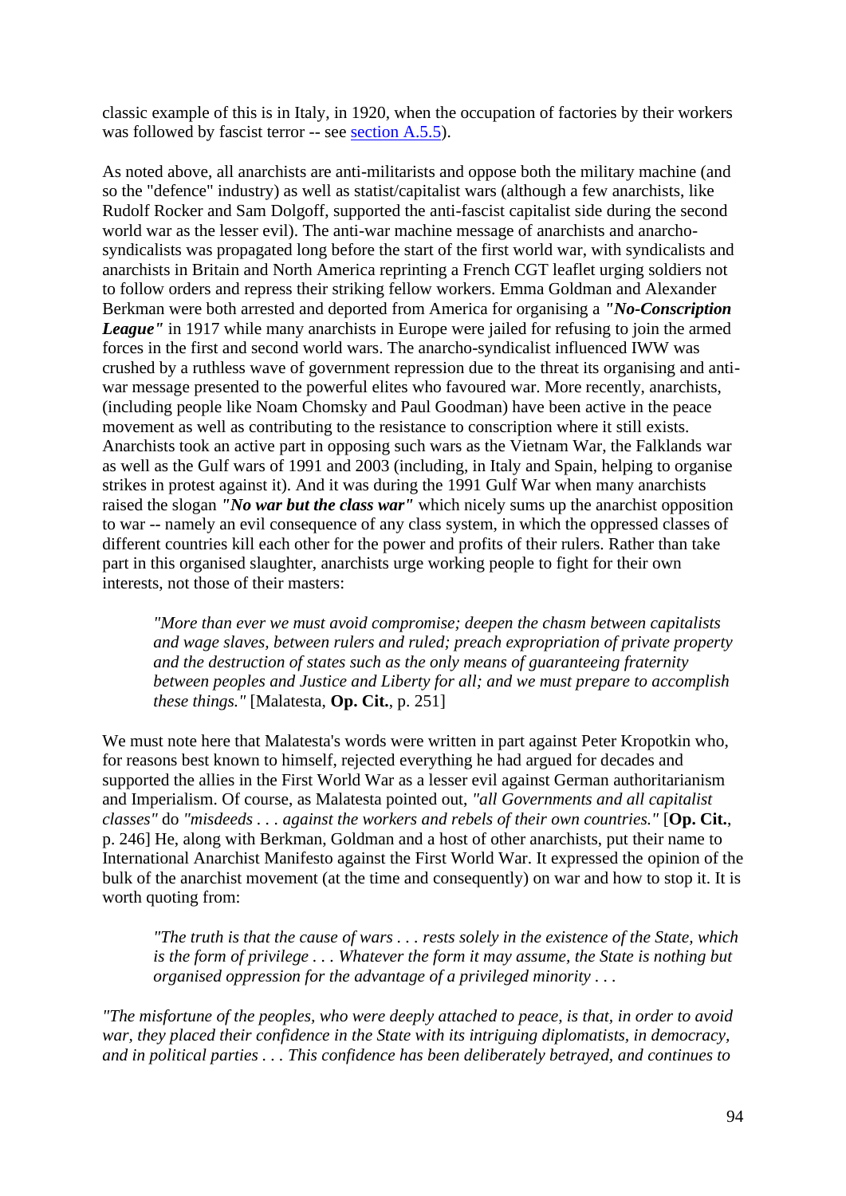classic example of this is in Italy, in 1920, when the occupation of factories by their workers was followed by fascist terror -- see section A.5.5).

As noted above, all anarchists are anti-militarists and oppose both the military machine (and so the "defence" industry) as well as statist/capitalist wars (although a few anarchists, like Rudolf Rocker and Sam Dolgoff, supported the anti-fascist capitalist side during the second world war as the lesser evil). The anti-war machine message of anarchists and anarcho-syndicalists was propagated long before the start of the first world war, with syndicalists and anarchists in Britain and North America reprinting a French CGT leaflet urging soldiers not to follow orders and repress their striking fellow workers. Emma Goldman and Alexander Berkman were both arrested and deported from America for organising a ***"No-Conscription League"*** in 1917 while many anarchists in Europe were jailed for refusing to join the armed forces in the first and second world wars. The anarcho-syndicalist influenced IWW was crushed by a ruthless wave of government repression due to the threat its organising and anti-war message presented to the powerful elites who favoured war. More recently, anarchists, (including people like Noam Chomsky and Paul Goodman) have been active in the peace movement as well as contributing to the resistance to conscription where it still exists. Anarchists took an active part in opposing such wars as the Vietnam War, the Falklands war as well as the Gulf wars of 1991 and 2003 (including, in Italy and Spain, helping to organise strikes in protest against it). And it was during the 1991 Gulf War when many anarchists raised the slogan ***"No war but the class war"*** which nicely sums up the anarchist opposition to war -- namely an evil consequence of any class system, in which the oppressed classes of different countries kill each other for the power and profits of their rulers. Rather than take part in this organised slaughter, anarchists urge working people to fight for their own interests, not those of their masters:

> *"More than ever we must avoid compromise; deepen the chasm between capitalists and wage slaves, between rulers and ruled; preach expropriation of private property and the destruction of states such as the only means of guaranteeing fraternity between peoples and Justice and Liberty for all; and we must prepare to accomplish these things."* [Malatesta, **Op. Cit.**, p. 251]

We must note here that Malatesta's words were written in part against Peter Kropotkin who, for reasons best known to himself, rejected everything he had argued for decades and supported the allies in the First World War as a lesser evil against German authoritarianism and Imperialism. Of course, as Malatesta pointed out, *"all Governments and all capitalist classes"* do *"misdeeds . . . against the workers and rebels of their own countries."* [**Op. Cit.**, p. 246] He, along with Berkman, Goldman and a host of other anarchists, put their name to International Anarchist Manifesto against the First World War. It expressed the opinion of the bulk of the anarchist movement (at the time and consequently) on war and how to stop it. It is worth quoting from:

> *"The truth is that the cause of wars . . . rests solely in the existence of the State, which is the form of privilege . . . Whatever the form it may assume, the State is nothing but organised oppression for the advantage of a privileged minority . . .*

*"The misfortune of the peoples, who were deeply attached to peace, is that, in order to avoid war, they placed their confidence in the State with its intriguing diplomatists, in democracy, and in political parties . . . This confidence has been deliberately betrayed, and continues to*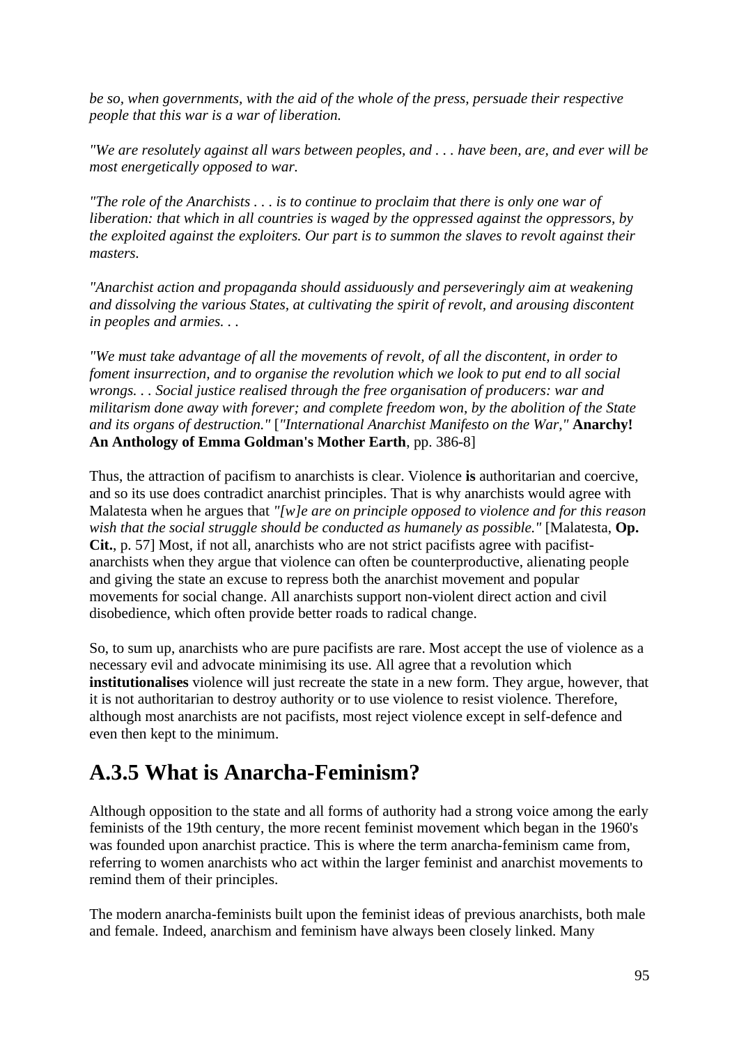*be so, when governments, with the aid of the whole of the press, persuade their respective people that this war is a war of liberation.*

*"We are resolutely against all wars between peoples, and . . . have been, are, and ever will be most energetically opposed to war.*

*"The role of the Anarchists . . . is to continue to proclaim that there is only one war of liberation: that which in all countries is waged by the oppressed against the oppressors, by the exploited against the exploiters. Our part is to summon the slaves to revolt against their masters.*

*"Anarchist action and propaganda should assiduously and perseveringly aim at weakening and dissolving the various States, at cultivating the spirit of revolt, and arousing discontent in peoples and armies. . .*

*"We must take advantage of all the movements of revolt, of all the discontent, in order to foment insurrection, and to organise the revolution which we look to put end to all social wrongs. . . Social justice realised through the free organisation of producers: war and militarism done away with forever; and complete freedom won, by the abolition of the State and its organs of destruction."* [*"International Anarchist Manifesto on the War,"* **Anarchy! An Anthology of Emma Goldman's Mother Earth**, pp. 386-8]

Thus, the attraction of pacifism to anarchists is clear. Violence **is** authoritarian and coercive, and so its use does contradict anarchist principles. That is why anarchists would agree with Malatesta when he argues that *"[w]e are on principle opposed to violence and for this reason wish that the social struggle should be conducted as humanely as possible."* [Malatesta, **Op. Cit.**, p. 57] Most, if not all, anarchists who are not strict pacifists agree with pacifist-anarchists when they argue that violence can often be counterproductive, alienating people and giving the state an excuse to repress both the anarchist movement and popular movements for social change. All anarchists support non-violent direct action and civil disobedience, which often provide better roads to radical change.

So, to sum up, anarchists who are pure pacifists are rare. Most accept the use of violence as a necessary evil and advocate minimising its use. All agree that a revolution which **institutionalises** violence will just recreate the state in a new form. They argue, however, that it is not authoritarian to destroy authority or to use violence to resist violence. Therefore, although most anarchists are not pacifists, most reject violence except in self-defence and even then kept to the minimum.

## A.3.5 What is Anarcha-Feminism?

Although opposition to the state and all forms of authority had a strong voice among the early feminists of the 19th century, the more recent feminist movement which began in the 1960's was founded upon anarchist practice. This is where the term anarcha-feminism came from, referring to women anarchists who act within the larger feminist and anarchist movements to remind them of their principles.

The modern anarcha-feminists built upon the feminist ideas of previous anarchists, both male and female. Indeed, anarchism and feminism have always been closely linked. Many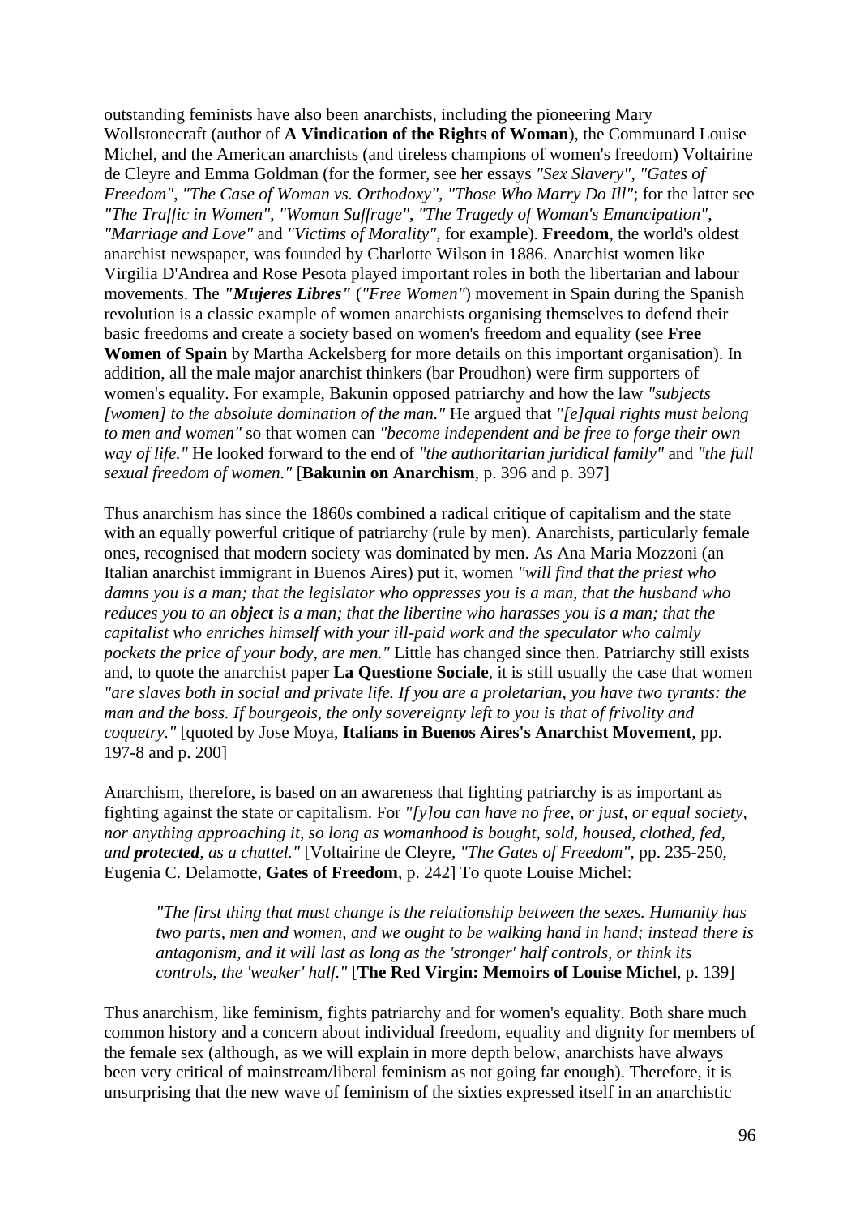outstanding feminists have also been anarchists, including the pioneering Mary Wollstonecraft (author of **A Vindication of the Rights of Woman**), the Communard Louise Michel, and the American anarchists (and tireless champions of women's freedom) Voltairine de Cleyre and Emma Goldman (for the former, see her essays *"Sex Slavery"*, *"Gates of Freedom"*, *"The Case of Woman vs. Orthodoxy"*, *"Those Who Marry Do Ill"*; for the latter see *"The Traffic in Women"*, *"Woman Suffrage"*, *"The Tragedy of Woman's Emancipation"*, *"Marriage and Love"* and *"Victims of Morality"*, for example). **Freedom**, the world's oldest anarchist newspaper, was founded by Charlotte Wilson in 1886. Anarchist women like Virgilia D'Andrea and Rose Pesota played important roles in both the libertarian and labour movements. The ***"Mujeres Libres"*** (*"Free Women"*) movement in Spain during the Spanish revolution is a classic example of women anarchists organising themselves to defend their basic freedoms and create a society based on women's freedom and equality (see **Free Women of Spain** by Martha Ackelsberg for more details on this important organisation). In addition, all the male major anarchist thinkers (bar Proudhon) were firm supporters of women's equality. For example, Bakunin opposed patriarchy and how the law *"subjects [women] to the absolute domination of the man."* He argued that *"[e]qual rights must belong to men and women"* so that women can *"become independent and be free to forge their own way of life."* He looked forward to the end of *"the authoritarian juridical family"* and *"the full sexual freedom of women."* [**Bakunin on Anarchism**, p. 396 and p. 397]

Thus anarchism has since the 1860s combined a radical critique of capitalism and the state with an equally powerful critique of patriarchy (rule by men). Anarchists, particularly female ones, recognised that modern society was dominated by men. As Ana Maria Mozzoni (an Italian anarchist immigrant in Buenos Aires) put it, women *"will find that the priest who damns you is a man; that the legislator who oppresses you is a man, that the husband who reduces you to an **object** is a man; that the libertine who harasses you is a man; that the capitalist who enriches himself with your ill-paid work and the speculator who calmly pockets the price of your body, are men."* Little has changed since then. Patriarchy still exists and, to quote the anarchist paper **La Questione Sociale**, it is still usually the case that women *"are slaves both in social and private life. If you are a proletarian, you have two tyrants: the man and the boss. If bourgeois, the only sovereignty left to you is that of frivolity and coquetry."* [quoted by Jose Moya, **Italians in Buenos Aires's Anarchist Movement**, pp. 197-8 and p. 200]

Anarchism, therefore, is based on an awareness that fighting patriarchy is as important as fighting against the state or capitalism. For *"[y]ou can have no free, or just, or equal society, nor anything approaching it, so long as womanhood is bought, sold, housed, clothed, fed, and **protected**, as a chattel."* [Voltairine de Cleyre, *"The Gates of Freedom"*, pp. 235-250, Eugenia C. Delamotte, **Gates of Freedom**, p. 242] To quote Louise Michel:

> *"The first thing that must change is the relationship between the sexes. Humanity has two parts, men and women, and we ought to be walking hand in hand; instead there is antagonism, and it will last as long as the 'stronger' half controls, or think its controls, the 'weaker' half."* [**The Red Virgin: Memoirs of Louise Michel**, p. 139]

Thus anarchism, like feminism, fights patriarchy and for women's equality. Both share much common history and a concern about individual freedom, equality and dignity for members of the female sex (although, as we will explain in more depth below, anarchists have always been very critical of mainstream/liberal feminism as not going far enough). Therefore, it is unsurprising that the new wave of feminism of the sixties expressed itself in an anarchistic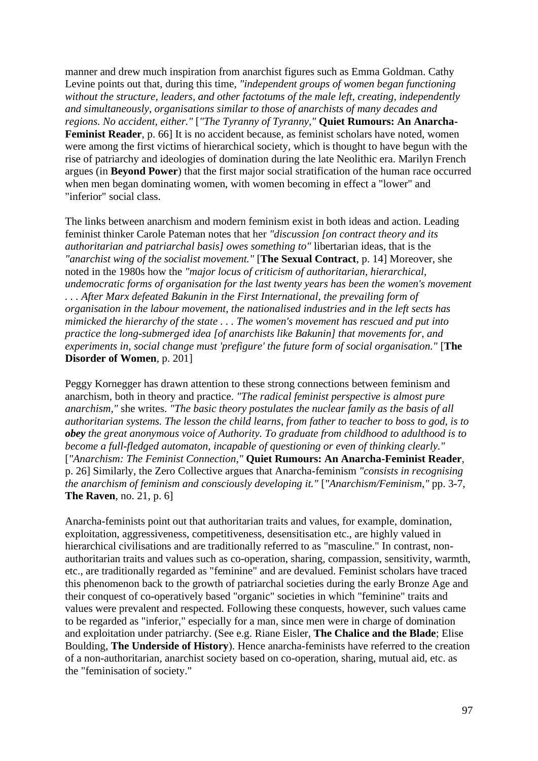manner and drew much inspiration from anarchist figures such as Emma Goldman. Cathy Levine points out that, during this time, *"independent groups of women began functioning without the structure, leaders, and other factotums of the male left, creating, independently and simultaneously, organisations similar to those of anarchists of many decades and regions. No accident, either."* [*"The Tyranny of Tyranny,"* **Quiet Rumours: An Anarcha-Feminist Reader**, p. 66] It is no accident because, as feminist scholars have noted, women were among the first victims of hierarchical society, which is thought to have begun with the rise of patriarchy and ideologies of domination during the late Neolithic era. Marilyn French argues (in **Beyond Power**) that the first major social stratification of the human race occurred when men began dominating women, with women becoming in effect a "lower" and "inferior" social class.

The links between anarchism and modern feminism exist in both ideas and action. Leading feminist thinker Carole Pateman notes that her *"discussion [on contract theory and its authoritarian and patriarchal basis] owes something to"* libertarian ideas, that is the *"anarchist wing of the socialist movement."* [**The Sexual Contract**, p. 14] Moreover, she noted in the 1980s how the *"major locus of criticism of authoritarian, hierarchical, undemocratic forms of organisation for the last twenty years has been the women's movement . . . After Marx defeated Bakunin in the First International, the prevailing form of organisation in the labour movement, the nationalised industries and in the left sects has mimicked the hierarchy of the state . . . The women's movement has rescued and put into practice the long-submerged idea [of anarchists like Bakunin] that movements for, and experiments in, social change must 'prefigure' the future form of social organisation."* [**The Disorder of Women**, p. 201]

Peggy Kornegger has drawn attention to these strong connections between feminism and anarchism, both in theory and practice. *"The radical feminist perspective is almost pure anarchism,"* she writes. *"The basic theory postulates the nuclear family as the basis of all authoritarian systems. The lesson the child learns, from father to teacher to boss to god, is to* ***obey*** *the great anonymous voice of Authority. To graduate from childhood to adulthood is to become a full-fledged automaton, incapable of questioning or even of thinking clearly."* [*"Anarchism: The Feminist Connection,"* **Quiet Rumours: An Anarcha-Feminist Reader**, p. 26] Similarly, the Zero Collective argues that Anarcha-feminism *"consists in recognising the anarchism of feminism and consciously developing it."* [*"Anarchism/Feminism,"* pp. 3-7, **The Raven**, no. 21, p. 6]

Anarcha-feminists point out that authoritarian traits and values, for example, domination, exploitation, aggressiveness, competitiveness, desensitisation etc., are highly valued in hierarchical civilisations and are traditionally referred to as "masculine." In contrast, non-authoritarian traits and values such as co-operation, sharing, compassion, sensitivity, warmth, etc., are traditionally regarded as "feminine" and are devalued. Feminist scholars have traced this phenomenon back to the growth of patriarchal societies during the early Bronze Age and their conquest of co-operatively based "organic" societies in which "feminine" traits and values were prevalent and respected. Following these conquests, however, such values came to be regarded as "inferior," especially for a man, since men were in charge of domination and exploitation under patriarchy. (See e.g. Riane Eisler, **The Chalice and the Blade**; Elise Boulding, **The Underside of History**). Hence anarcha-feminists have referred to the creation of a non-authoritarian, anarchist society based on co-operation, sharing, mutual aid, etc. as the "feminisation of society."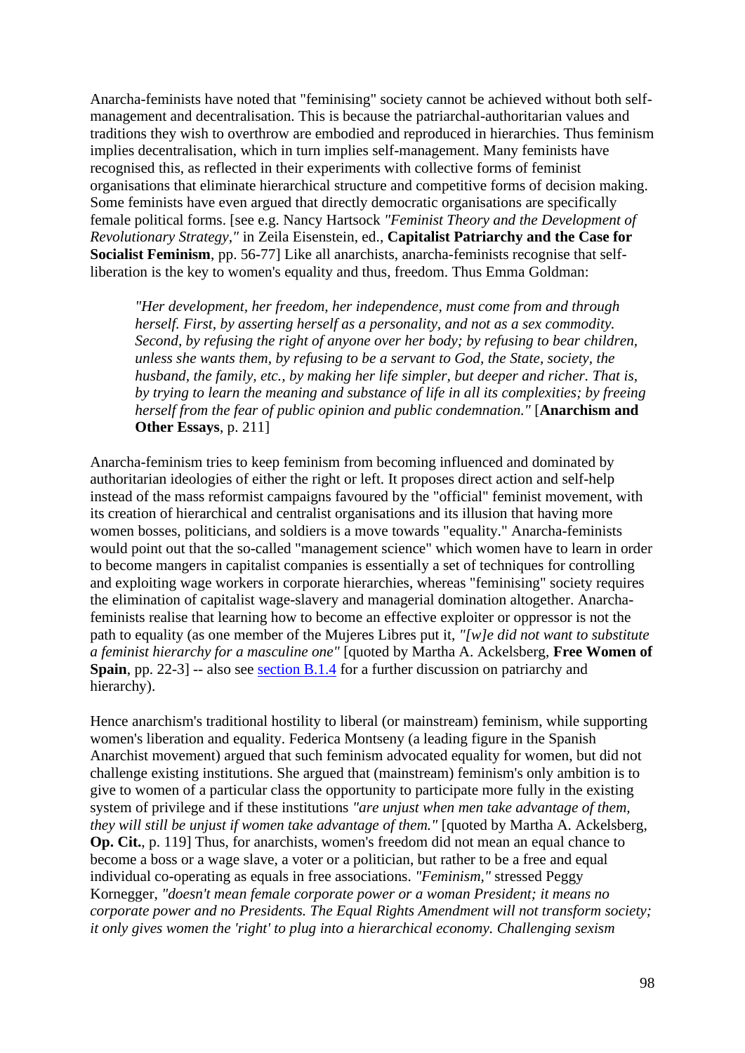Anarcha-feminists have noted that "feminising" society cannot be achieved without both self-management and decentralisation. This is because the patriarchal-authoritarian values and traditions they wish to overthrow are embodied and reproduced in hierarchies. Thus feminism implies decentralisation, which in turn implies self-management. Many feminists have recognised this, as reflected in their experiments with collective forms of feminist organisations that eliminate hierarchical structure and competitive forms of decision making. Some feminists have even argued that directly democratic organisations are specifically female political forms. [see e.g. Nancy Hartsock *"Feminist Theory and the Development of Revolutionary Strategy,"* in Zeila Eisenstein, ed., **Capitalist Patriarchy and the Case for Socialist Feminism**, pp. 56-77] Like all anarchists, anarcha-feminists recognise that self-liberation is the key to women's equality and thus, freedom. Thus Emma Goldman:

> *"Her development, her freedom, her independence, must come from and through herself. First, by asserting herself as a personality, and not as a sex commodity. Second, by refusing the right of anyone over her body; by refusing to bear children, unless she wants them, by refusing to be a servant to God, the State, society, the husband, the family, etc., by making her life simpler, but deeper and richer. That is, by trying to learn the meaning and substance of life in all its complexities; by freeing herself from the fear of public opinion and public condemnation."* [**Anarchism and Other Essays**, p. 211]

Anarcha-feminism tries to keep feminism from becoming influenced and dominated by authoritarian ideologies of either the right or left. It proposes direct action and self-help instead of the mass reformist campaigns favoured by the "official" feminist movement, with its creation of hierarchical and centralist organisations and its illusion that having more women bosses, politicians, and soldiers is a move towards "equality." Anarcha-feminists would point out that the so-called "management science" which women have to learn in order to become mangers in capitalist companies is essentially a set of techniques for controlling and exploiting wage workers in corporate hierarchies, whereas "feminising" society requires the elimination of capitalist wage-slavery and managerial domination altogether. Anarcha-feminists realise that learning how to become an effective exploiter or oppressor is not the path to equality (as one member of the Mujeres Libres put it, *"[w]e did not want to substitute a feminist hierarchy for a masculine one"* [quoted by Martha A. Ackelsberg, **Free Women of Spain**, pp. 22-3] -- also see section B.1.4 for a further discussion on patriarchy and hierarchy).

Hence anarchism's traditional hostility to liberal (or mainstream) feminism, while supporting women's liberation and equality. Federica Montseny (a leading figure in the Spanish Anarchist movement) argued that such feminism advocated equality for women, but did not challenge existing institutions. She argued that (mainstream) feminism's only ambition is to give to women of a particular class the opportunity to participate more fully in the existing system of privilege and if these institutions *"are unjust when men take advantage of them, they will still be unjust if women take advantage of them."* [quoted by Martha A. Ackelsberg, **Op. Cit.**, p. 119] Thus, for anarchists, women's freedom did not mean an equal chance to become a boss or a wage slave, a voter or a politician, but rather to be a free and equal individual co-operating as equals in free associations. *"Feminism,"* stressed Peggy Kornegger, *"doesn't mean female corporate power or a woman President; it means no corporate power and no Presidents. The Equal Rights Amendment will not transform society; it only gives women the 'right' to plug into a hierarchical economy. Challenging sexism*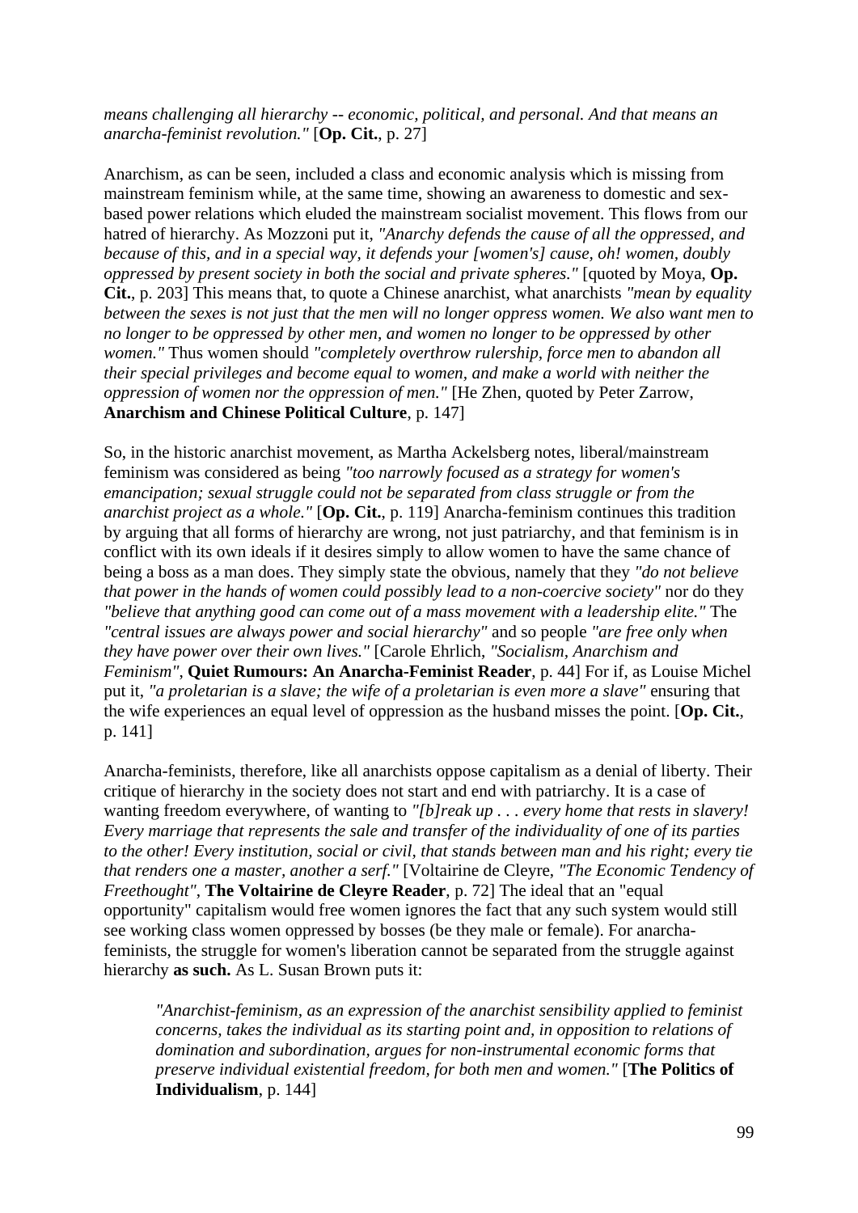*means challenging all hierarchy -- economic, political, and personal. And that means an anarcha-feminist revolution."* [**Op. Cit.**, p. 27]

Anarchism, as can be seen, included a class and economic analysis which is missing from mainstream feminism while, at the same time, showing an awareness to domestic and sex-based power relations which eluded the mainstream socialist movement. This flows from our hatred of hierarchy. As Mozzoni put it, *"Anarchy defends the cause of all the oppressed, and because of this, and in a special way, it defends your [women's] cause, oh! women, doubly oppressed by present society in both the social and private spheres."* [quoted by Moya, **Op. Cit.**, p. 203] This means that, to quote a Chinese anarchist, what anarchists *"mean by equality between the sexes is not just that the men will no longer oppress women. We also want men to no longer to be oppressed by other men, and women no longer to be oppressed by other women."* Thus women should *"completely overthrow rulership, force men to abandon all their special privileges and become equal to women, and make a world with neither the oppression of women nor the oppression of men."* [He Zhen, quoted by Peter Zarrow, **Anarchism and Chinese Political Culture**, p. 147]

So, in the historic anarchist movement, as Martha Ackelsberg notes, liberal/mainstream feminism was considered as being *"too narrowly focused as a strategy for women's emancipation; sexual struggle could not be separated from class struggle or from the anarchist project as a whole."* [**Op. Cit.**, p. 119] Anarcha-feminism continues this tradition by arguing that all forms of hierarchy are wrong, not just patriarchy, and that feminism is in conflict with its own ideals if it desires simply to allow women to have the same chance of being a boss as a man does. They simply state the obvious, namely that they *"do not believe that power in the hands of women could possibly lead to a non-coercive society"* nor do they *"believe that anything good can come out of a mass movement with a leadership elite."* The *"central issues are always power and social hierarchy"* and so people *"are free only when they have power over their own lives."* [Carole Ehrlich, *"Socialism, Anarchism and Feminism"*, **Quiet Rumours: An Anarcha-Feminist Reader**, p. 44] For if, as Louise Michel put it, *"a proletarian is a slave; the wife of a proletarian is even more a slave"* ensuring that the wife experiences an equal level of oppression as the husband misses the point. [**Op. Cit.**, p. 141]

Anarcha-feminists, therefore, like all anarchists oppose capitalism as a denial of liberty. Their critique of hierarchy in the society does not start and end with patriarchy. It is a case of wanting freedom everywhere, of wanting to *"[b]reak up . . . every home that rests in slavery! Every marriage that represents the sale and transfer of the individuality of one of its parties to the other! Every institution, social or civil, that stands between man and his right; every tie that renders one a master, another a serf."* [Voltairine de Cleyre, *"The Economic Tendency of Freethought"*, **The Voltairine de Cleyre Reader**, p. 72] The ideal that an "equal opportunity" capitalism would free women ignores the fact that any such system would still see working class women oppressed by bosses (be they male or female). For anarcha-feminists, the struggle for women's liberation cannot be separated from the struggle against hierarchy **as such.** As L. Susan Brown puts it:

> *"Anarchist-feminism, as an expression of the anarchist sensibility applied to feminist concerns, takes the individual as its starting point and, in opposition to relations of domination and subordination, argues for non-instrumental economic forms that preserve individual existential freedom, for both men and women."* [**The Politics of Individualism**, p. 144]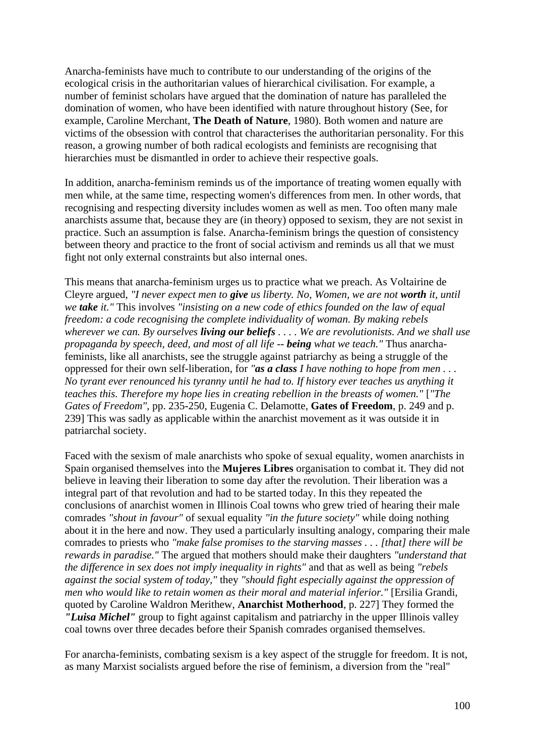Anarcha-feminists have much to contribute to our understanding of the origins of the ecological crisis in the authoritarian values of hierarchical civilisation. For example, a number of feminist scholars have argued that the domination of nature has paralleled the domination of women, who have been identified with nature throughout history (See, for example, Caroline Merchant, **The Death of Nature**, 1980). Both women and nature are victims of the obsession with control that characterises the authoritarian personality. For this reason, a growing number of both radical ecologists and feminists are recognising that hierarchies must be dismantled in order to achieve their respective goals.

In addition, anarcha-feminism reminds us of the importance of treating women equally with men while, at the same time, respecting women's differences from men. In other words, that recognising and respecting diversity includes women as well as men. Too often many male anarchists assume that, because they are (in theory) opposed to sexism, they are not sexist in practice. Such an assumption is false. Anarcha-feminism brings the question of consistency between theory and practice to the front of social activism and reminds us all that we must fight not only external constraints but also internal ones.

This means that anarcha-feminism urges us to practice what we preach. As Voltairine de Cleyre argued, *"I never expect men to **give** us liberty. No, Women, we are not **worth** it, until we **take** it."* This involves *"insisting on a new code of ethics founded on the law of equal freedom: a code recognising the complete individuality of woman. By making rebels wherever we can. By ourselves **living our beliefs** . . . . We are revolutionists. And we shall use propaganda by speech, deed, and most of all life -- **being** what we teach."* Thus anarcha-feminists, like all anarchists, see the struggle against patriarchy as being a struggle of the oppressed for their own self-liberation, for *"**as a class** I have nothing to hope from men . . . No tyrant ever renounced his tyranny until he had to. If history ever teaches us anything it teaches this. Therefore my hope lies in creating rebellion in the breasts of women."* [*"The Gates of Freedom"*, pp. 235-250, Eugenia C. Delamotte, **Gates of Freedom**, p. 249 and p. 239] This was sadly as applicable within the anarchist movement as it was outside it in patriarchal society.

Faced with the sexism of male anarchists who spoke of sexual equality, women anarchists in Spain organised themselves into the **Mujeres Libres** organisation to combat it. They did not believe in leaving their liberation to some day after the revolution. Their liberation was a integral part of that revolution and had to be started today. In this they repeated the conclusions of anarchist women in Illinois Coal towns who grew tried of hearing their male comrades *"shout in favour"* of sexual equality *"in the future society"* while doing nothing about it in the here and now. They used a particularly insulting analogy, comparing their male comrades to priests who *"make false promises to the starving masses . . . [that] there will be rewards in paradise."* The argued that mothers should make their daughters *"understand that the difference in sex does not imply inequality in rights"* and that as well as being *"rebels against the social system of today,"* they *"should fight especially against the oppression of men who would like to retain women as their moral and material inferior."* [Ersilia Grandi, quoted by Caroline Waldron Merithew, **Anarchist Motherhood**, p. 227] They formed the ***"Luisa Michel"*** group to fight against capitalism and patriarchy in the upper Illinois valley coal towns over three decades before their Spanish comrades organised themselves.

For anarcha-feminists, combating sexism is a key aspect of the struggle for freedom. It is not, as many Marxist socialists argued before the rise of feminism, a diversion from the "real"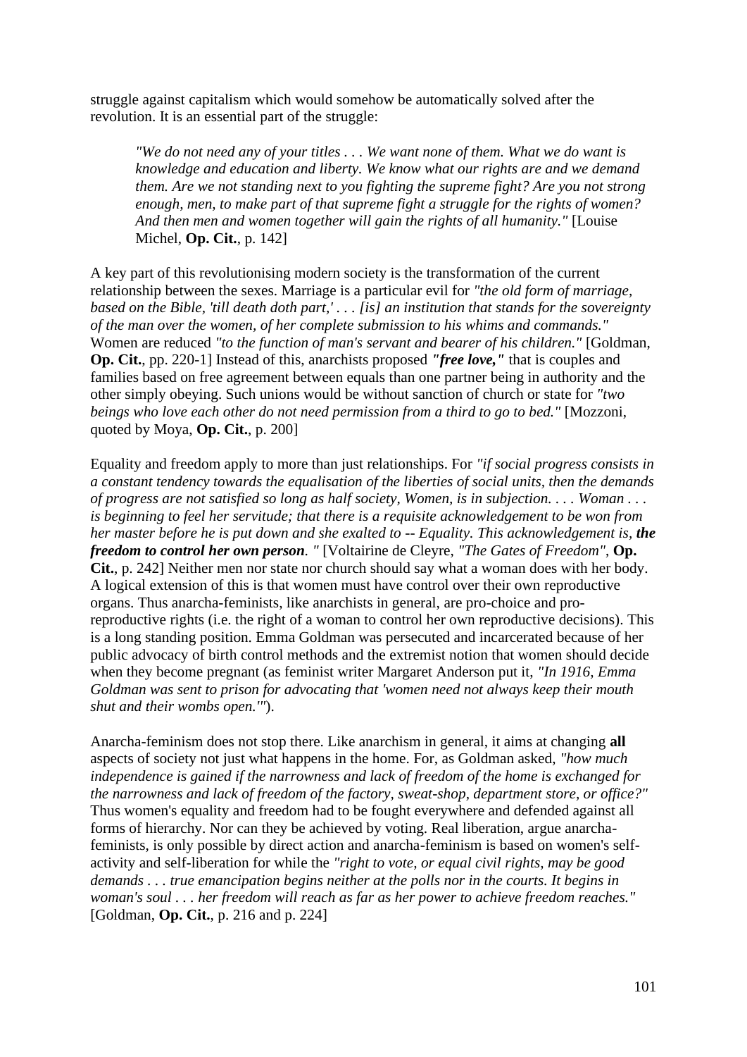struggle against capitalism which would somehow be automatically solved after the revolution. It is an essential part of the struggle:

> *"We do not need any of your titles . . . We want none of them. What we do want is knowledge and education and liberty. We know what our rights are and we demand them. Are we not standing next to you fighting the supreme fight? Are you not strong enough, men, to make part of that supreme fight a struggle for the rights of women? And then men and women together will gain the rights of all humanity."* [Louise Michel, **Op. Cit.**, p. 142]

A key part of this revolutionising modern society is the transformation of the current relationship between the sexes. Marriage is a particular evil for *"the old form of marriage, based on the Bible, 'till death doth part,' . . . [is] an institution that stands for the sovereignty of the man over the women, of her complete submission to his whims and commands."* Women are reduced *"to the function of man's servant and bearer of his children."* [Goldman, **Op. Cit.**, pp. 220-1] Instead of this, anarchists proposed ***"free love,"*** that is couples and families based on free agreement between equals than one partner being in authority and the other simply obeying. Such unions would be without sanction of church or state for *"two beings who love each other do not need permission from a third to go to bed."* [Mozzoni, quoted by Moya, **Op. Cit.**, p. 200]

Equality and freedom apply to more than just relationships. For *"if social progress consists in a constant tendency towards the equalisation of the liberties of social units, then the demands of progress are not satisfied so long as half society, Women, is in subjection. . . . Woman . . . is beginning to feel her servitude; that there is a requisite acknowledgement to be won from her master before he is put down and she exalted to -- Equality. This acknowledgement is, **the freedom to control her own person**. "* [Voltairine de Cleyre, *"The Gates of Freedom"*, **Op. Cit.**, p. 242] Neither men nor state nor church should say what a woman does with her body. A logical extension of this is that women must have control over their own reproductive organs. Thus anarcha-feminists, like anarchists in general, are pro-choice and pro-reproductive rights (i.e. the right of a woman to control her own reproductive decisions). This is a long standing position. Emma Goldman was persecuted and incarcerated because of her public advocacy of birth control methods and the extremist notion that women should decide when they become pregnant (as feminist writer Margaret Anderson put it, *"In 1916, Emma Goldman was sent to prison for advocating that 'women need not always keep their mouth shut and their wombs open.'"*).

Anarcha-feminism does not stop there. Like anarchism in general, it aims at changing **all** aspects of society not just what happens in the home. For, as Goldman asked, *"how much independence is gained if the narrowness and lack of freedom of the home is exchanged for the narrowness and lack of freedom of the factory, sweat-shop, department store, or office?"* Thus women's equality and freedom had to be fought everywhere and defended against all forms of hierarchy. Nor can they be achieved by voting. Real liberation, argue anarcha-feminists, is only possible by direct action and anarcha-feminism is based on women's self-activity and self-liberation for while the *"right to vote, or equal civil rights, may be good demands . . . true emancipation begins neither at the polls nor in the courts. It begins in woman's soul . . . her freedom will reach as far as her power to achieve freedom reaches."* [Goldman, **Op. Cit.**, p. 216 and p. 224]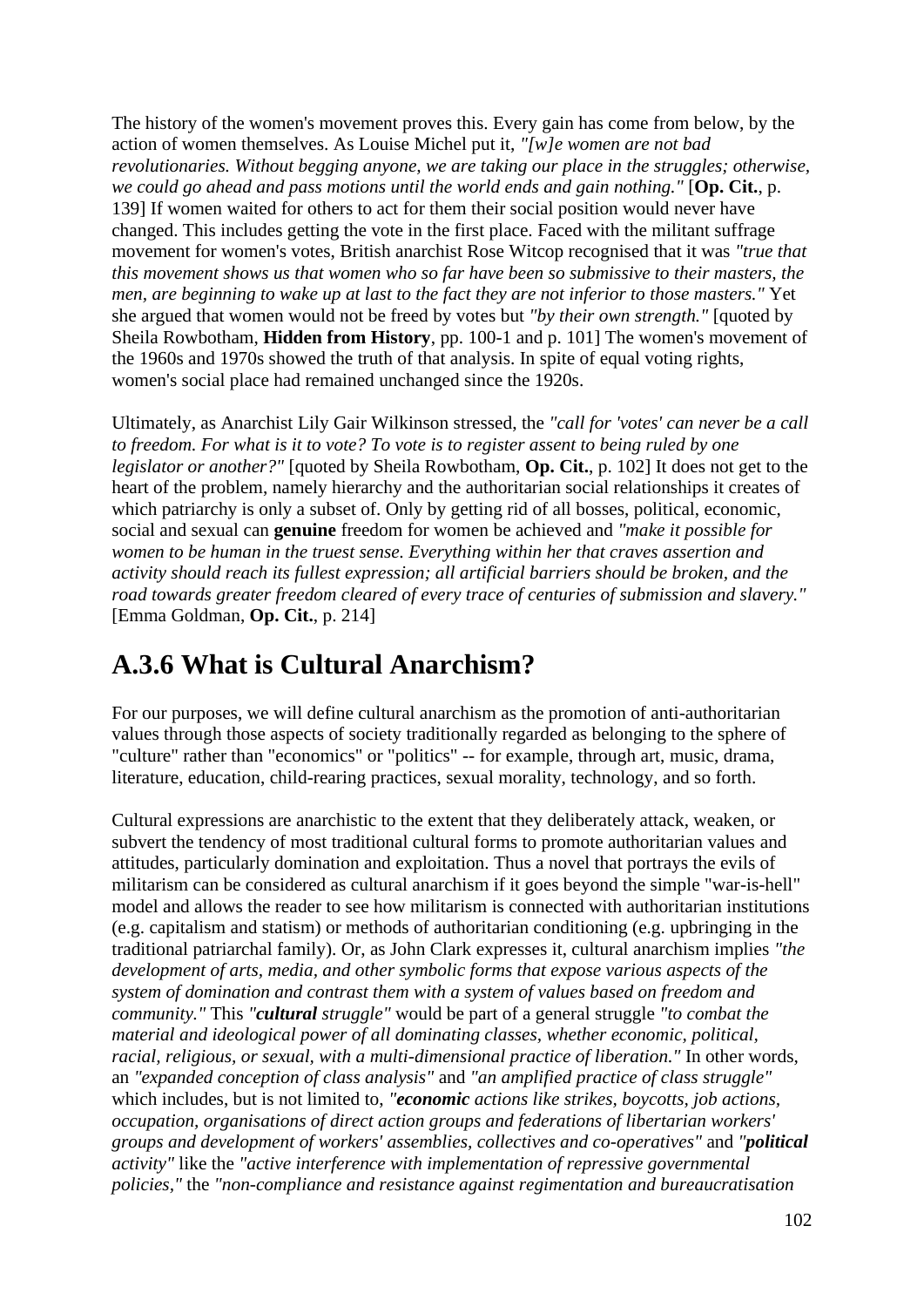The history of the women's movement proves this. Every gain has come from below, by the action of women themselves. As Louise Michel put it, *"[w]e women are not bad revolutionaries. Without begging anyone, we are taking our place in the struggles; otherwise, we could go ahead and pass motions until the world ends and gain nothing."* [**Op. Cit.**, p. 139] If women waited for others to act for them their social position would never have changed. This includes getting the vote in the first place. Faced with the militant suffrage movement for women's votes, British anarchist Rose Witcop recognised that it was *"true that this movement shows us that women who so far have been so submissive to their masters, the men, are beginning to wake up at last to the fact they are not inferior to those masters."* Yet she argued that women would not be freed by votes but *"by their own strength."* [quoted by Sheila Rowbotham, **Hidden from History**, pp. 100-1 and p. 101] The women's movement of the 1960s and 1970s showed the truth of that analysis. In spite of equal voting rights, women's social place had remained unchanged since the 1920s.

Ultimately, as Anarchist Lily Gair Wilkinson stressed, the *"call for 'votes' can never be a call to freedom. For what is it to vote? To vote is to register assent to being ruled by one legislator or another?"* [quoted by Sheila Rowbotham, **Op. Cit.**, p. 102] It does not get to the heart of the problem, namely hierarchy and the authoritarian social relationships it creates of which patriarchy is only a subset of. Only by getting rid of all bosses, political, economic, social and sexual can **genuine** freedom for women be achieved and *"make it possible for women to be human in the truest sense. Everything within her that craves assertion and activity should reach its fullest expression; all artificial barriers should be broken, and the road towards greater freedom cleared of every trace of centuries of submission and slavery."* [Emma Goldman, **Op. Cit.**, p. 214]

## A.3.6 What is Cultural Anarchism?

For our purposes, we will define cultural anarchism as the promotion of anti-authoritarian values through those aspects of society traditionally regarded as belonging to the sphere of "culture" rather than "economics" or "politics" -- for example, through art, music, drama, literature, education, child-rearing practices, sexual morality, technology, and so forth.

Cultural expressions are anarchistic to the extent that they deliberately attack, weaken, or subvert the tendency of most traditional cultural forms to promote authoritarian values and attitudes, particularly domination and exploitation. Thus a novel that portrays the evils of militarism can be considered as cultural anarchism if it goes beyond the simple "war-is-hell" model and allows the reader to see how militarism is connected with authoritarian institutions (e.g. capitalism and statism) or methods of authoritarian conditioning (e.g. upbringing in the traditional patriarchal family). Or, as John Clark expresses it, cultural anarchism implies *"the development of arts, media, and other symbolic forms that expose various aspects of the system of domination and contrast them with a system of values based on freedom and community."* This *"**cultural** struggle"* would be part of a general struggle *"to combat the material and ideological power of all dominating classes, whether economic, political, racial, religious, or sexual, with a multi-dimensional practice of liberation."* In other words, an *"expanded conception of class analysis"* and *"an amplified practice of class struggle"* which includes, but is not limited to, *"**economic** actions like strikes, boycotts, job actions, occupation, organisations of direct action groups and federations of libertarian workers' groups and development of workers' assemblies, collectives and co-operatives"* and *"**political** activity"* like the *"active interference with implementation of repressive governmental policies,"* the *"non-compliance and resistance against regimentation and bureaucratisation*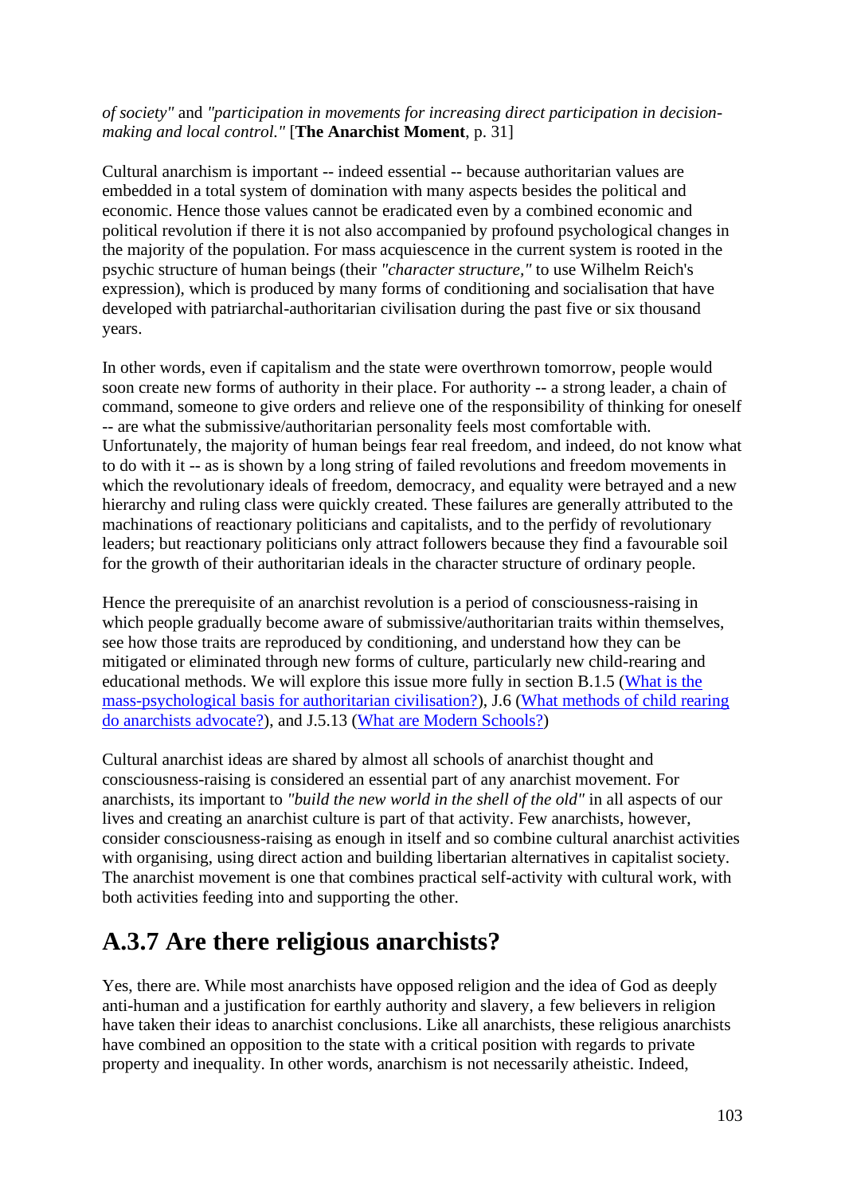*of society"* and *"participation in movements for increasing direct participation in decision-making and local control."* [**The Anarchist Moment**, p. 31]

Cultural anarchism is important -- indeed essential -- because authoritarian values are embedded in a total system of domination with many aspects besides the political and economic. Hence those values cannot be eradicated even by a combined economic and political revolution if there it is not also accompanied by profound psychological changes in the majority of the population. For mass acquiescence in the current system is rooted in the psychic structure of human beings (their *"character structure,"* to use Wilhelm Reich's expression), which is produced by many forms of conditioning and socialisation that have developed with patriarchal-authoritarian civilisation during the past five or six thousand years.

In other words, even if capitalism and the state were overthrown tomorrow, people would soon create new forms of authority in their place. For authority -- a strong leader, a chain of command, someone to give orders and relieve one of the responsibility of thinking for oneself -- are what the submissive/authoritarian personality feels most comfortable with. Unfortunately, the majority of human beings fear real freedom, and indeed, do not know what to do with it -- as is shown by a long string of failed revolutions and freedom movements in which the revolutionary ideals of freedom, democracy, and equality were betrayed and a new hierarchy and ruling class were quickly created. These failures are generally attributed to the machinations of reactionary politicians and capitalists, and to the perfidy of revolutionary leaders; but reactionary politicians only attract followers because they find a favourable soil for the growth of their authoritarian ideals in the character structure of ordinary people.

Hence the prerequisite of an anarchist revolution is a period of consciousness-raising in which people gradually become aware of submissive/authoritarian traits within themselves, see how those traits are reproduced by conditioning, and understand how they can be mitigated or eliminated through new forms of culture, particularly new child-rearing and educational methods. We will explore this issue more fully in section B.1.5 (What is the mass-psychological basis for authoritarian civilisation?), J.6 (What methods of child rearing do anarchists advocate?), and J.5.13 (What are Modern Schools?)

Cultural anarchist ideas are shared by almost all schools of anarchist thought and consciousness-raising is considered an essential part of any anarchist movement. For anarchists, its important to *"build the new world in the shell of the old"* in all aspects of our lives and creating an anarchist culture is part of that activity. Few anarchists, however, consider consciousness-raising as enough in itself and so combine cultural anarchist activities with organising, using direct action and building libertarian alternatives in capitalist society. The anarchist movement is one that combines practical self-activity with cultural work, with both activities feeding into and supporting the other.

## A.3.7 Are there religious anarchists?

Yes, there are. While most anarchists have opposed religion and the idea of God as deeply anti-human and a justification for earthly authority and slavery, a few believers in religion have taken their ideas to anarchist conclusions. Like all anarchists, these religious anarchists have combined an opposition to the state with a critical position with regards to private property and inequality. In other words, anarchism is not necessarily atheistic. Indeed,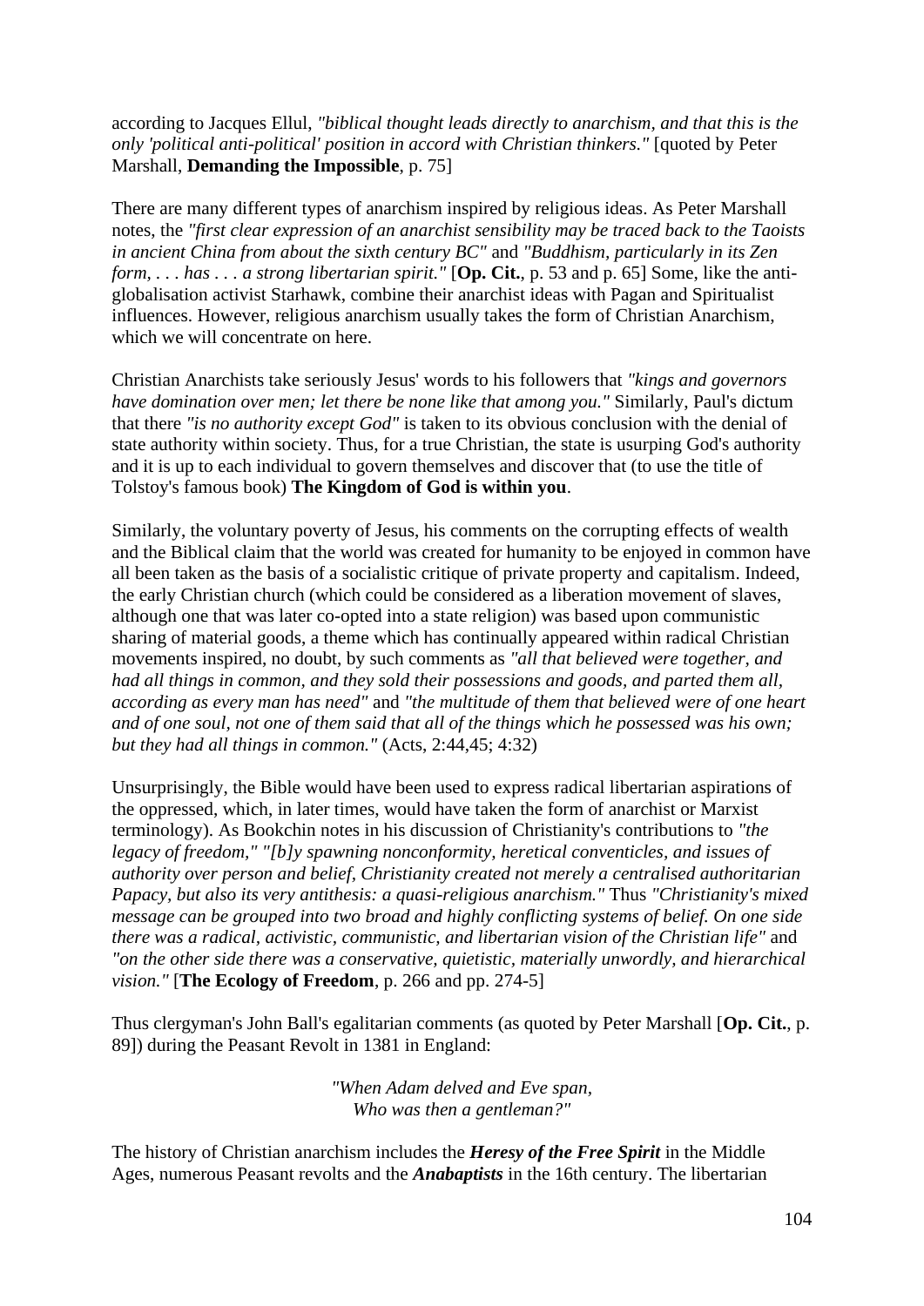according to Jacques Ellul, *"biblical thought leads directly to anarchism, and that this is the only 'political anti-political' position in accord with Christian thinkers."* [quoted by Peter Marshall, **Demanding the Impossible**, p. 75]

There are many different types of anarchism inspired by religious ideas. As Peter Marshall notes, the *"first clear expression of an anarchist sensibility may be traced back to the Taoists in ancient China from about the sixth century BC"* and *"Buddhism, particularly in its Zen form, . . . has . . . a strong libertarian spirit."* [**Op. Cit.**, p. 53 and p. 65] Some, like the anti-globalisation activist Starhawk, combine their anarchist ideas with Pagan and Spiritualist influences. However, religious anarchism usually takes the form of Christian Anarchism, which we will concentrate on here.

Christian Anarchists take seriously Jesus' words to his followers that *"kings and governors have domination over men; let there be none like that among you."* Similarly, Paul's dictum that there *"is no authority except God"* is taken to its obvious conclusion with the denial of state authority within society. Thus, for a true Christian, the state is usurping God's authority and it is up to each individual to govern themselves and discover that (to use the title of Tolstoy's famous book) **The Kingdom of God is within you**.

Similarly, the voluntary poverty of Jesus, his comments on the corrupting effects of wealth and the Biblical claim that the world was created for humanity to be enjoyed in common have all been taken as the basis of a socialistic critique of private property and capitalism. Indeed, the early Christian church (which could be considered as a liberation movement of slaves, although one that was later co-opted into a state religion) was based upon communistic sharing of material goods, a theme which has continually appeared within radical Christian movements inspired, no doubt, by such comments as *"all that believed were together, and had all things in common, and they sold their possessions and goods, and parted them all, according as every man has need"* and *"the multitude of them that believed were of one heart and of one soul, not one of them said that all of the things which he possessed was his own; but they had all things in common."* (Acts, 2:44,45; 4:32)

Unsurprisingly, the Bible would have been used to express radical libertarian aspirations of the oppressed, which, in later times, would have taken the form of anarchist or Marxist terminology). As Bookchin notes in his discussion of Christianity's contributions to *"the legacy of freedom," "[b]y spawning nonconformity, heretical conventicles, and issues of authority over person and belief, Christianity created not merely a centralised authoritarian Papacy, but also its very antithesis: a quasi-religious anarchism."* Thus *"Christianity's mixed message can be grouped into two broad and highly conflicting systems of belief. On one side there was a radical, activistic, communistic, and libertarian vision of the Christian life"* and *"on the other side there was a conservative, quietistic, materially unwordly, and hierarchical vision."* [**The Ecology of Freedom**, p. 266 and pp. 274-5]

Thus clergyman's John Ball's egalitarian comments (as quoted by Peter Marshall [**Op. Cit.**, p. 89]) during the Peasant Revolt in 1381 in England:

> *"When Adam delved and Eve span,*
> *Who was then a gentleman?"*

The history of Christian anarchism includes the ***Heresy of the Free Spirit*** in the Middle Ages, numerous Peasant revolts and the ***Anabaptists*** in the 16th century. The libertarian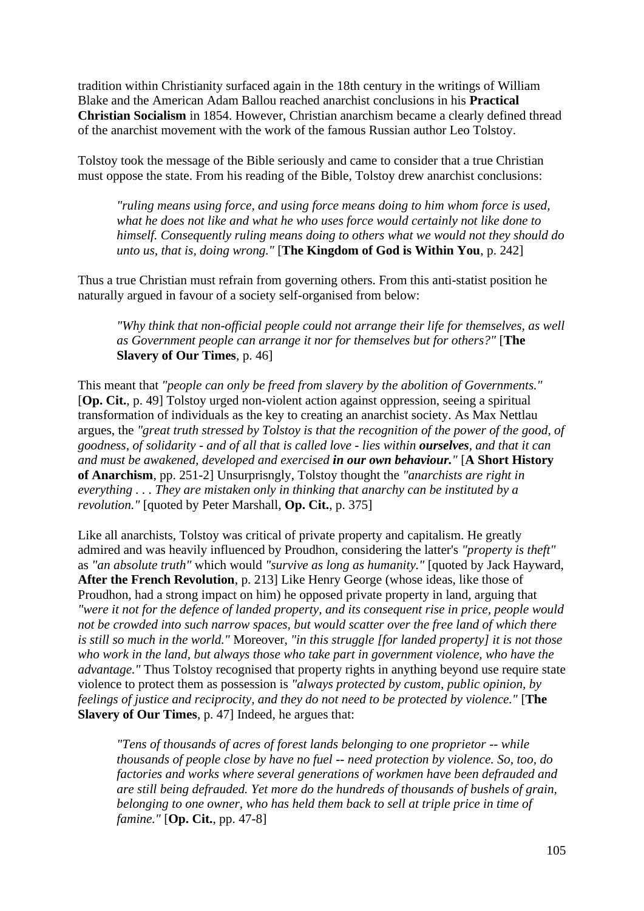tradition within Christianity surfaced again in the 18th century in the writings of William Blake and the American Adam Ballou reached anarchist conclusions in his **Practical Christian Socialism** in 1854. However, Christian anarchism became a clearly defined thread of the anarchist movement with the work of the famous Russian author Leo Tolstoy.

Tolstoy took the message of the Bible seriously and came to consider that a true Christian must oppose the state. From his reading of the Bible, Tolstoy drew anarchist conclusions:

> *"ruling means using force, and using force means doing to him whom force is used, what he does not like and what he who uses force would certainly not like done to himself. Consequently ruling means doing to others what we would not they should do unto us, that is, doing wrong."* [**The Kingdom of God is Within You**, p. 242]

Thus a true Christian must refrain from governing others. From this anti-statist position he naturally argued in favour of a society self-organised from below:

> *"Why think that non-official people could not arrange their life for themselves, as well as Government people can arrange it nor for themselves but for others?"* [**The Slavery of Our Times**, p. 46]

This meant that *"people can only be freed from slavery by the abolition of Governments."* [**Op. Cit.**, p. 49] Tolstoy urged non-violent action against oppression, seeing a spiritual transformation of individuals as the key to creating an anarchist society. As Max Nettlau argues, the *"great truth stressed by Tolstoy is that the recognition of the power of the good, of goodness, of solidarity - and of all that is called love - lies within **ourselves**, and that it can and must be awakened, developed and exercised **in our own behaviour.**"* [**A Short History of Anarchism**, pp. 251-2] Unsurprisngly, Tolstoy thought the *"anarchists are right in everything . . . They are mistaken only in thinking that anarchy can be instituted by a revolution."* [quoted by Peter Marshall, **Op. Cit.**, p. 375]

Like all anarchists, Tolstoy was critical of private property and capitalism. He greatly admired and was heavily influenced by Proudhon, considering the latter's *"property is theft"* as *"an absolute truth"* which would *"survive as long as humanity."* [quoted by Jack Hayward, **After the French Revolution**, p. 213] Like Henry George (whose ideas, like those of Proudhon, had a strong impact on him) he opposed private property in land, arguing that *"were it not for the defence of landed property, and its consequent rise in price, people would not be crowded into such narrow spaces, but would scatter over the free land of which there is still so much in the world."* Moreover, *"in this struggle [for landed property] it is not those who work in the land, but always those who take part in government violence, who have the advantage."* Thus Tolstoy recognised that property rights in anything beyond use require state violence to protect them as possession is *"always protected by custom, public opinion, by feelings of justice and reciprocity, and they do not need to be protected by violence."* [**The Slavery of Our Times**, p. 47] Indeed, he argues that:

> *"Tens of thousands of acres of forest lands belonging to one proprietor -- while thousands of people close by have no fuel -- need protection by violence. So, too, do factories and works where several generations of workmen have been defrauded and are still being defrauded. Yet more do the hundreds of thousands of bushels of grain, belonging to one owner, who has held them back to sell at triple price in time of famine."* [**Op. Cit.**, pp. 47-8]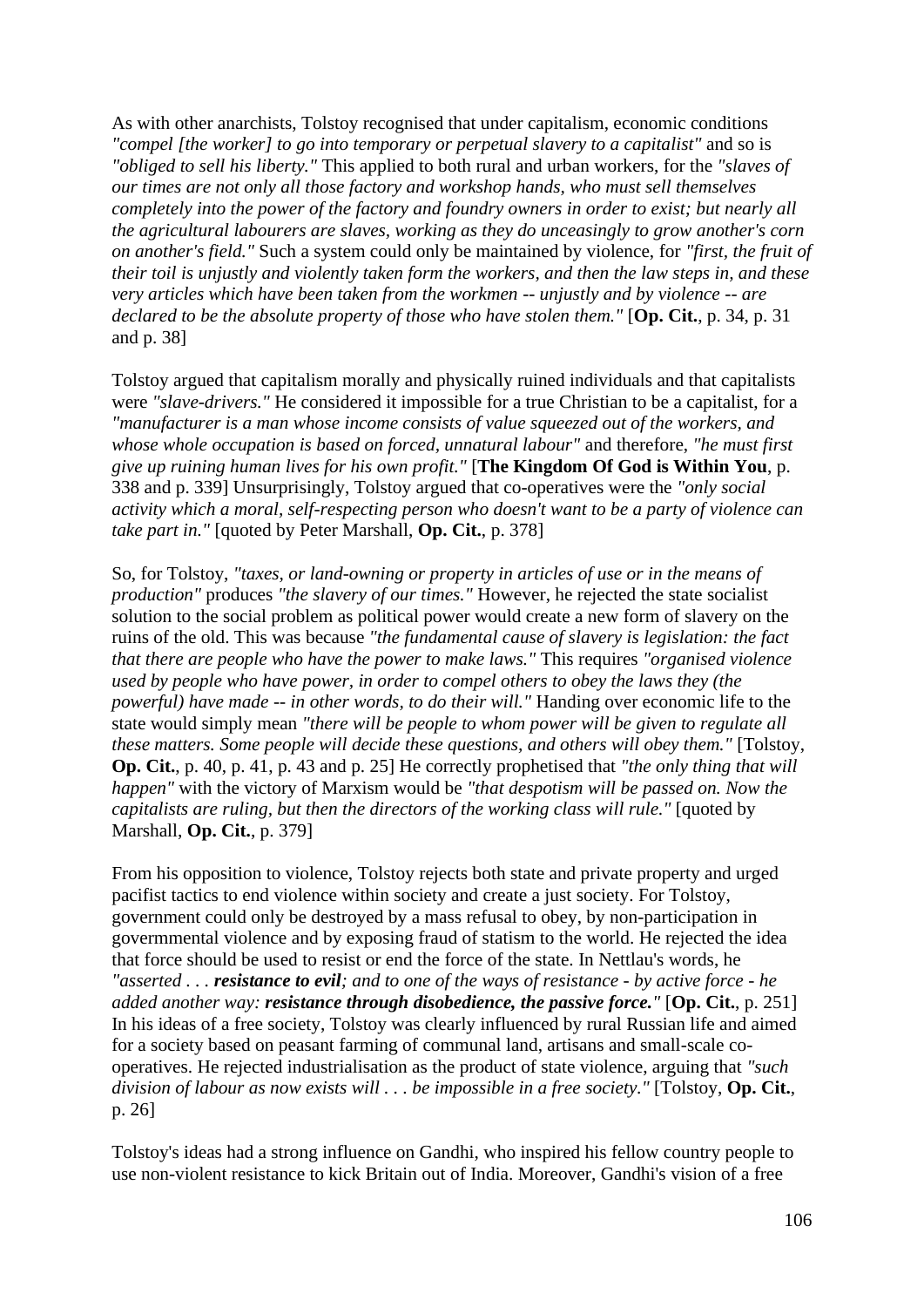As with other anarchists, Tolstoy recognised that under capitalism, economic conditions *"compel [the worker] to go into temporary or perpetual slavery to a capitalist"* and so is *"obliged to sell his liberty."* This applied to both rural and urban workers, for the *"slaves of our times are not only all those factory and workshop hands, who must sell themselves completely into the power of the factory and foundry owners in order to exist; but nearly all the agricultural labourers are slaves, working as they do unceasingly to grow another's corn on another's field."* Such a system could only be maintained by violence, for *"first, the fruit of their toil is unjustly and violently taken form the workers, and then the law steps in, and these very articles which have been taken from the workmen -- unjustly and by violence -- are declared to be the absolute property of those who have stolen them."* [**Op. Cit.**, p. 34, p. 31 and p. 38]

Tolstoy argued that capitalism morally and physically ruined individuals and that capitalists were *"slave-drivers."* He considered it impossible for a true Christian to be a capitalist, for a *"manufacturer is a man whose income consists of value squeezed out of the workers, and whose whole occupation is based on forced, unnatural labour"* and therefore, *"he must first give up ruining human lives for his own profit."* [**The Kingdom Of God is Within You**, p. 338 and p. 339] Unsurprisingly, Tolstoy argued that co-operatives were the *"only social activity which a moral, self-respecting person who doesn't want to be a party of violence can take part in."* [quoted by Peter Marshall, **Op. Cit.**, p. 378]

So, for Tolstoy, *"taxes, or land-owning or property in articles of use or in the means of production"* produces *"the slavery of our times."* However, he rejected the state socialist solution to the social problem as political power would create a new form of slavery on the ruins of the old. This was because *"the fundamental cause of slavery is legislation: the fact that there are people who have the power to make laws."* This requires *"organised violence used by people who have power, in order to compel others to obey the laws they (the powerful) have made -- in other words, to do their will."* Handing over economic life to the state would simply mean *"there will be people to whom power will be given to regulate all these matters. Some people will decide these questions, and others will obey them."* [Tolstoy, **Op. Cit.**, p. 40, p. 41, p. 43 and p. 25] He correctly prophetised that *"the only thing that will happen"* with the victory of Marxism would be *"that despotism will be passed on. Now the capitalists are ruling, but then the directors of the working class will rule."* [quoted by Marshall, **Op. Cit.**, p. 379]

From his opposition to violence, Tolstoy rejects both state and private property and urged pacifist tactics to end violence within society and create a just society. For Tolstoy, government could only be destroyed by a mass refusal to obey, by non-participation in govermmental violence and by exposing fraud of statism to the world. He rejected the idea that force should be used to resist or end the force of the state. In Nettlau's words, he *"asserted . . . **resistance to evil**; and to one of the ways of resistance - by active force - he added another way: **resistance through disobedience, the passive force.**"* [**Op. Cit.**, p. 251] In his ideas of a free society, Tolstoy was clearly influenced by rural Russian life and aimed for a society based on peasant farming of communal land, artisans and small-scale co-operatives. He rejected industrialisation as the product of state violence, arguing that *"such division of labour as now exists will . . . be impossible in a free society."* [Tolstoy, **Op. Cit.**, p. 26]

Tolstoy's ideas had a strong influence on Gandhi, who inspired his fellow country people to use non-violent resistance to kick Britain out of India. Moreover, Gandhi's vision of a free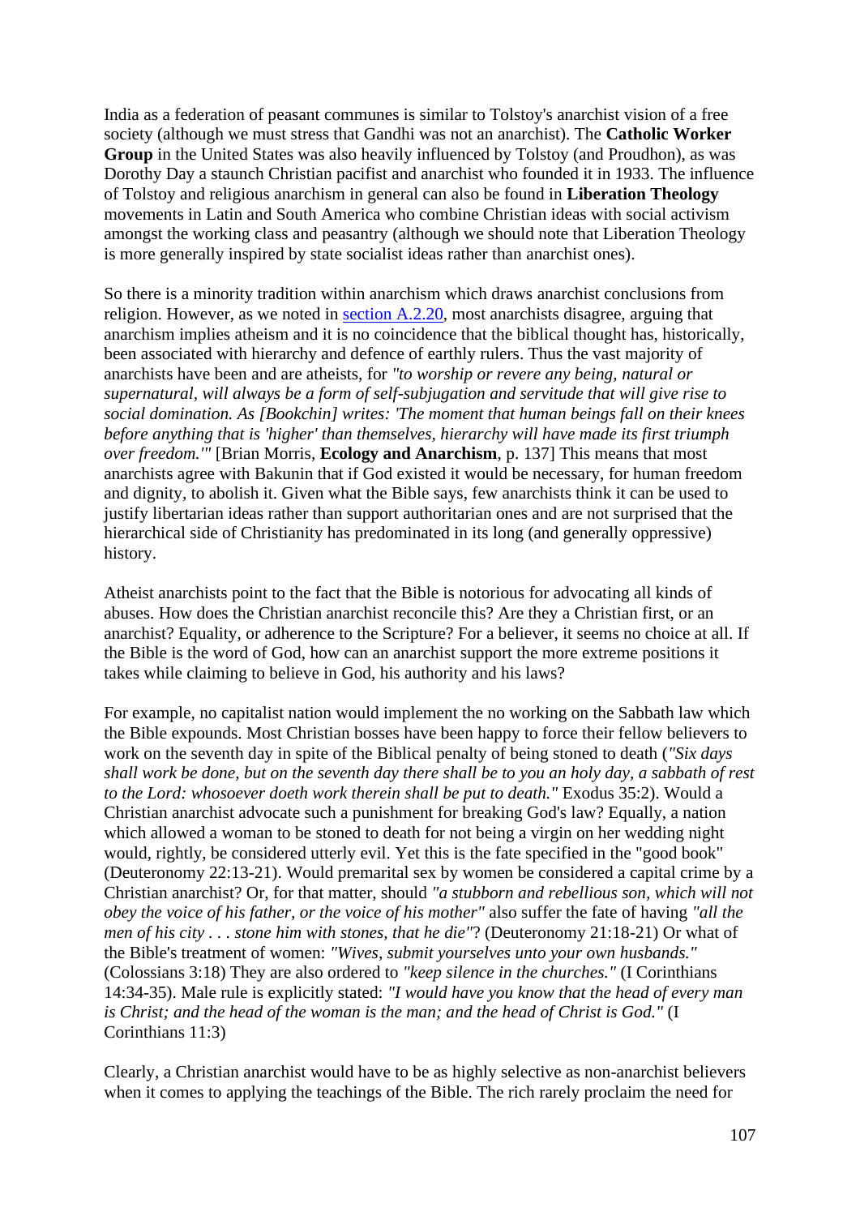India as a federation of peasant communes is similar to Tolstoy's anarchist vision of a free society (although we must stress that Gandhi was not an anarchist). The **Catholic Worker Group** in the United States was also heavily influenced by Tolstoy (and Proudhon), as was Dorothy Day a staunch Christian pacifist and anarchist who founded it in 1933. The influence of Tolstoy and religious anarchism in general can also be found in **Liberation Theology** movements in Latin and South America who combine Christian ideas with social activism amongst the working class and peasantry (although we should note that Liberation Theology is more generally inspired by state socialist ideas rather than anarchist ones).

So there is a minority tradition within anarchism which draws anarchist conclusions from religion. However, as we noted in section A.2.20, most anarchists disagree, arguing that anarchism implies atheism and it is no coincidence that the biblical thought has, historically, been associated with hierarchy and defence of earthly rulers. Thus the vast majority of anarchists have been and are atheists, for *"to worship or revere any being, natural or supernatural, will always be a form of self-subjugation and servitude that will give rise to social domination. As [Bookchin] writes: 'The moment that human beings fall on their knees before anything that is 'higher' than themselves, hierarchy will have made its first triumph over freedom.'"* [Brian Morris, **Ecology and Anarchism**, p. 137] This means that most anarchists agree with Bakunin that if God existed it would be necessary, for human freedom and dignity, to abolish it. Given what the Bible says, few anarchists think it can be used to justify libertarian ideas rather than support authoritarian ones and are not surprised that the hierarchical side of Christianity has predominated in its long (and generally oppressive) history.

Atheist anarchists point to the fact that the Bible is notorious for advocating all kinds of abuses. How does the Christian anarchist reconcile this? Are they a Christian first, or an anarchist? Equality, or adherence to the Scripture? For a believer, it seems no choice at all. If the Bible is the word of God, how can an anarchist support the more extreme positions it takes while claiming to believe in God, his authority and his laws?

For example, no capitalist nation would implement the no working on the Sabbath law which the Bible expounds. Most Christian bosses have been happy to force their fellow believers to work on the seventh day in spite of the Biblical penalty of being stoned to death (*"Six days shall work be done, but on the seventh day there shall be to you an holy day, a sabbath of rest to the Lord: whosoever doeth work therein shall be put to death."* Exodus 35:2). Would a Christian anarchist advocate such a punishment for breaking God's law? Equally, a nation which allowed a woman to be stoned to death for not being a virgin on her wedding night would, rightly, be considered utterly evil. Yet this is the fate specified in the "good book" (Deuteronomy 22:13-21). Would premarital sex by women be considered a capital crime by a Christian anarchist? Or, for that matter, should *"a stubborn and rebellious son, which will not obey the voice of his father, or the voice of his mother"* also suffer the fate of having *"all the men of his city . . . stone him with stones, that he die"*? (Deuteronomy 21:18-21) Or what of the Bible's treatment of women: *"Wives, submit yourselves unto your own husbands."* (Colossians 3:18) They are also ordered to *"keep silence in the churches."* (I Corinthians 14:34-35). Male rule is explicitly stated: *"I would have you know that the head of every man is Christ; and the head of the woman is the man; and the head of Christ is God."* (I Corinthians 11:3)

Clearly, a Christian anarchist would have to be as highly selective as non-anarchist believers when it comes to applying the teachings of the Bible. The rich rarely proclaim the need for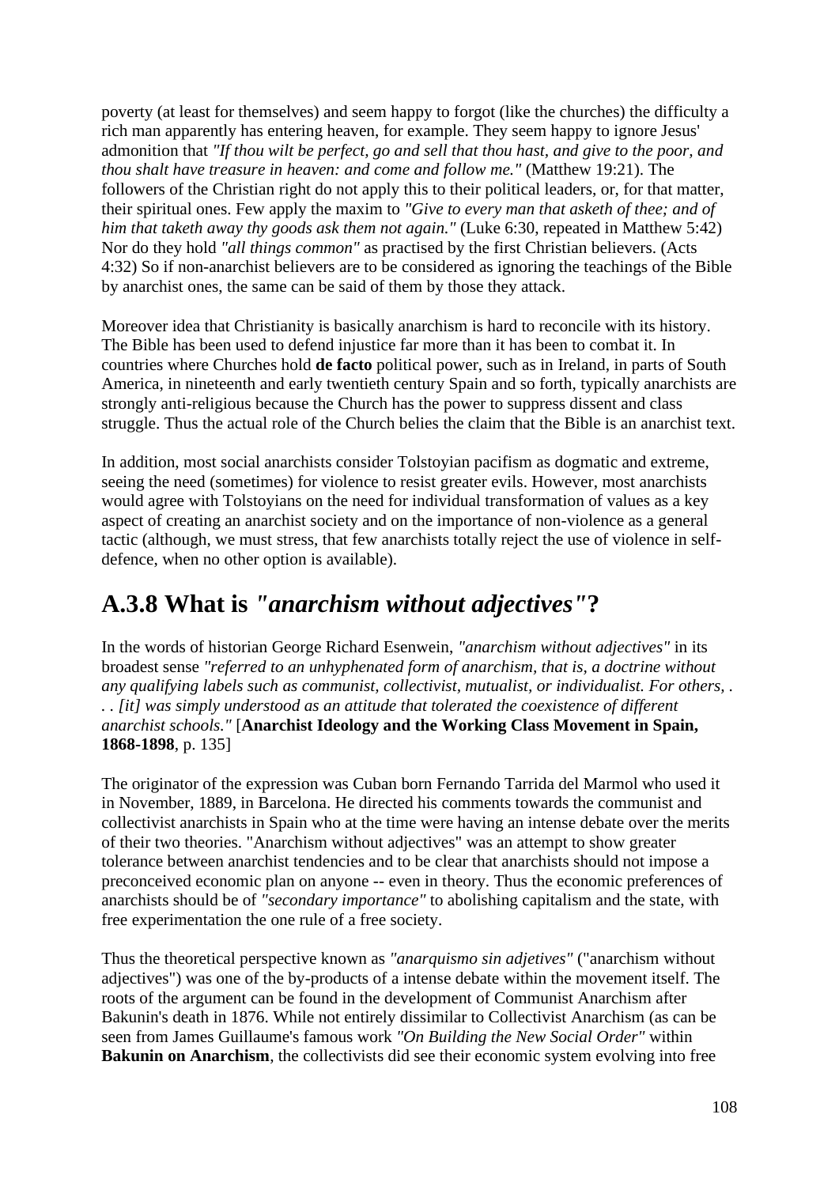poverty (at least for themselves) and seem happy to forgot (like the churches) the difficulty a rich man apparently has entering heaven, for example. They seem happy to ignore Jesus' admonition that *"If thou wilt be perfect, go and sell that thou hast, and give to the poor, and thou shalt have treasure in heaven: and come and follow me."* (Matthew 19:21). The followers of the Christian right do not apply this to their political leaders, or, for that matter, their spiritual ones. Few apply the maxim to *"Give to every man that asketh of thee; and of him that taketh away thy goods ask them not again."* (Luke 6:30, repeated in Matthew 5:42) Nor do they hold *"all things common"* as practised by the first Christian believers. (Acts 4:32) So if non-anarchist believers are to be considered as ignoring the teachings of the Bible by anarchist ones, the same can be said of them by those they attack.

Moreover idea that Christianity is basically anarchism is hard to reconcile with its history. The Bible has been used to defend injustice far more than it has been to combat it. In countries where Churches hold **de facto** political power, such as in Ireland, in parts of South America, in nineteenth and early twentieth century Spain and so forth, typically anarchists are strongly anti-religious because the Church has the power to suppress dissent and class struggle. Thus the actual role of the Church belies the claim that the Bible is an anarchist text.

In addition, most social anarchists consider Tolstoyian pacifism as dogmatic and extreme, seeing the need (sometimes) for violence to resist greater evils. However, most anarchists would agree with Tolstoyians on the need for individual transformation of values as a key aspect of creating an anarchist society and on the importance of non-violence as a general tactic (although, we must stress, that few anarchists totally reject the use of violence in self-defence, when no other option is available).

## A.3.8 What is *"anarchism without adjectives"*?

In the words of historian George Richard Esenwein, *"anarchism without adjectives"* in its broadest sense *"referred to an unhyphenated form of anarchism, that is, a doctrine without any qualifying labels such as communist, collectivist, mutualist, or individualist. For others, . . . [it] was simply understood as an attitude that tolerated the coexistence of different anarchist schools."* [**Anarchist Ideology and the Working Class Movement in Spain, 1868-1898**, p. 135]

The originator of the expression was Cuban born Fernando Tarrida del Marmol who used it in November, 1889, in Barcelona. He directed his comments towards the communist and collectivist anarchists in Spain who at the time were having an intense debate over the merits of their two theories. "Anarchism without adjectives" was an attempt to show greater tolerance between anarchist tendencies and to be clear that anarchists should not impose a preconceived economic plan on anyone -- even in theory. Thus the economic preferences of anarchists should be of *"secondary importance"* to abolishing capitalism and the state, with free experimentation the one rule of a free society.

Thus the theoretical perspective known as *"anarquismo sin adjetives"* ("anarchism without adjectives") was one of the by-products of a intense debate within the movement itself. The roots of the argument can be found in the development of Communist Anarchism after Bakunin's death in 1876. While not entirely dissimilar to Collectivist Anarchism (as can be seen from James Guillaume's famous work *"On Building the New Social Order"* within **Bakunin on Anarchism**, the collectivists did see their economic system evolving into free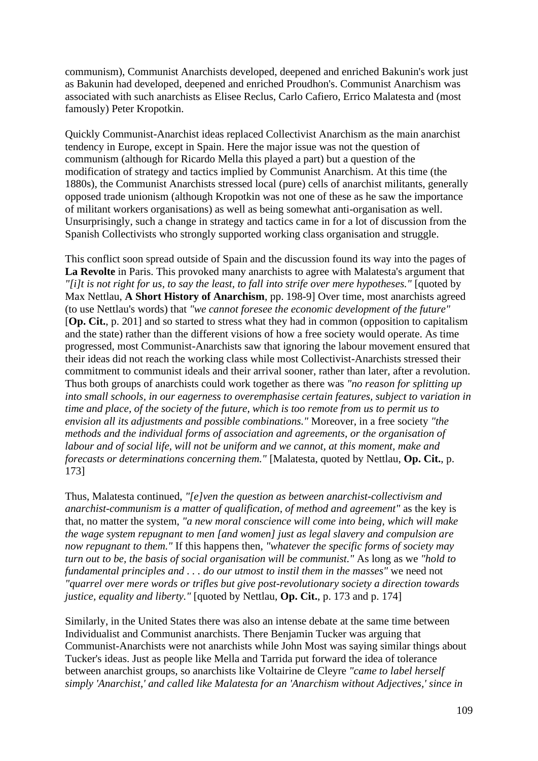communism), Communist Anarchists developed, deepened and enriched Bakunin's work just as Bakunin had developed, deepened and enriched Proudhon's. Communist Anarchism was associated with such anarchists as Elisee Reclus, Carlo Cafiero, Errico Malatesta and (most famously) Peter Kropotkin.

Quickly Communist-Anarchist ideas replaced Collectivist Anarchism as the main anarchist tendency in Europe, except in Spain. Here the major issue was not the question of communism (although for Ricardo Mella this played a part) but a question of the modification of strategy and tactics implied by Communist Anarchism. At this time (the 1880s), the Communist Anarchists stressed local (pure) cells of anarchist militants, generally opposed trade unionism (although Kropotkin was not one of these as he saw the importance of militant workers organisations) as well as being somewhat anti-organisation as well. Unsurprisingly, such a change in strategy and tactics came in for a lot of discussion from the Spanish Collectivists who strongly supported working class organisation and struggle.

This conflict soon spread outside of Spain and the discussion found its way into the pages of **La Revolte** in Paris. This provoked many anarchists to agree with Malatesta's argument that *"[i]t is not right for us, to say the least, to fall into strife over mere hypotheses."* [quoted by Max Nettlau, **A Short History of Anarchism**, pp. 198-9] Over time, most anarchists agreed (to use Nettlau's words) that *"we cannot foresee the economic development of the future"* [**Op. Cit.**, p. 201] and so started to stress what they had in common (opposition to capitalism and the state) rather than the different visions of how a free society would operate. As time progressed, most Communist-Anarchists saw that ignoring the labour movement ensured that their ideas did not reach the working class while most Collectivist-Anarchists stressed their commitment to communist ideals and their arrival sooner, rather than later, after a revolution. Thus both groups of anarchists could work together as there was *"no reason for splitting up into small schools, in our eagerness to overemphasise certain features, subject to variation in time and place, of the society of the future, which is too remote from us to permit us to envision all its adjustments and possible combinations."* Moreover, in a free society *"the methods and the individual forms of association and agreements, or the organisation of labour and of social life, will not be uniform and we cannot, at this moment, make and forecasts or determinations concerning them."* [Malatesta, quoted by Nettlau, **Op. Cit.**, p. 173]

Thus, Malatesta continued, *"[e]ven the question as between anarchist-collectivism and anarchist-communism is a matter of qualification, of method and agreement"* as the key is that, no matter the system, *"a new moral conscience will come into being, which will make the wage system repugnant to men [and women] just as legal slavery and compulsion are now repugnant to them."* If this happens then, *"whatever the specific forms of society may turn out to be, the basis of social organisation will be communist."* As long as we *"hold to fundamental principles and . . . do our utmost to instil them in the masses"* we need not *"quarrel over mere words or trifles but give post-revolutionary society a direction towards justice, equality and liberty."* [quoted by Nettlau, **Op. Cit.**, p. 173 and p. 174]

Similarly, in the United States there was also an intense debate at the same time between Individualist and Communist anarchists. There Benjamin Tucker was arguing that Communist-Anarchists were not anarchists while John Most was saying similar things about Tucker's ideas. Just as people like Mella and Tarrida put forward the idea of tolerance between anarchist groups, so anarchists like Voltairine de Cleyre *"came to label herself simply 'Anarchist,' and called like Malatesta for an 'Anarchism without Adjectives,' since in*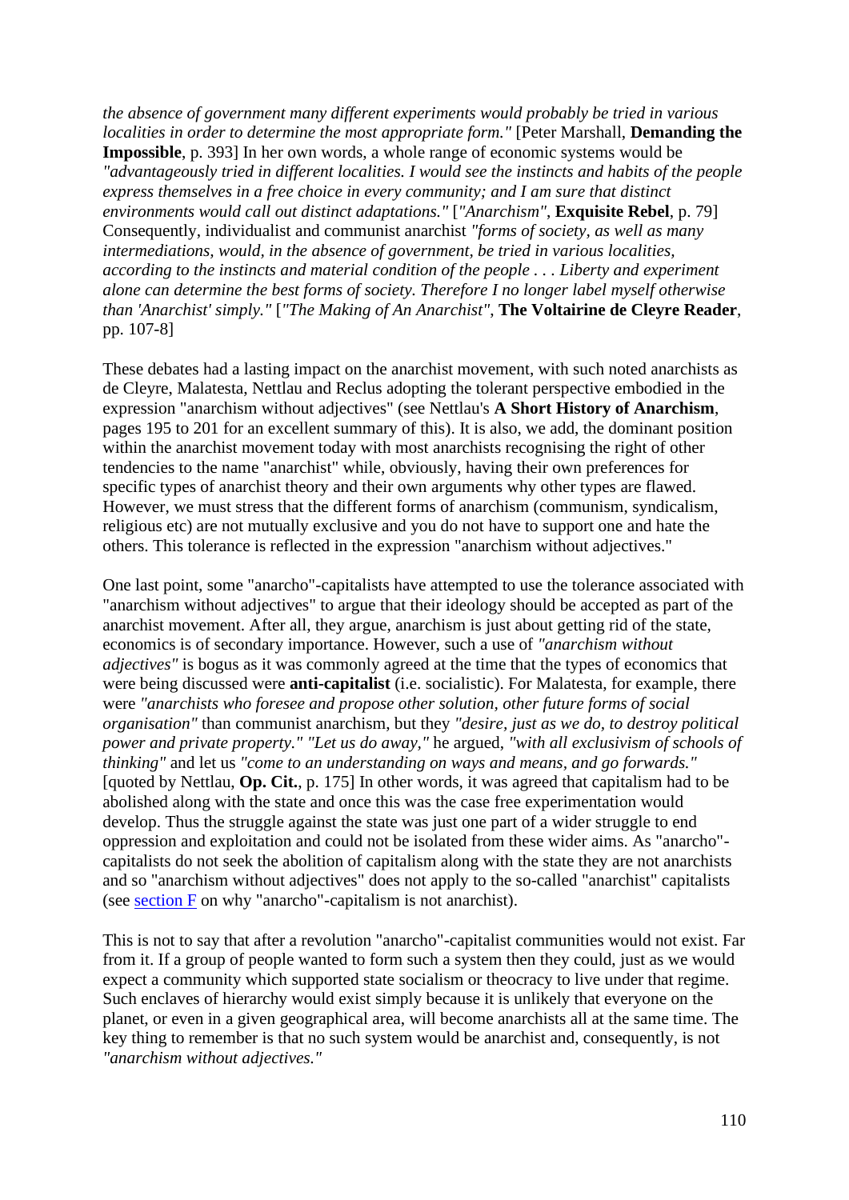*the absence of government many different experiments would probably be tried in various localities in order to determine the most appropriate form."* [Peter Marshall, **Demanding the Impossible**, p. 393] In her own words, a whole range of economic systems would be *"advantageously tried in different localities. I would see the instincts and habits of the people express themselves in a free choice in every community; and I am sure that distinct environments would call out distinct adaptations."* [*"Anarchism"*, **Exquisite Rebel**, p. 79] Consequently, individualist and communist anarchist *"forms of society, as well as many intermediations, would, in the absence of government, be tried in various localities, according to the instincts and material condition of the people . . . Liberty and experiment alone can determine the best forms of society. Therefore I no longer label myself otherwise than 'Anarchist' simply."* [*"The Making of An Anarchist"*, **The Voltairine de Cleyre Reader**, pp. 107-8]

These debates had a lasting impact on the anarchist movement, with such noted anarchists as de Cleyre, Malatesta, Nettlau and Reclus adopting the tolerant perspective embodied in the expression "anarchism without adjectives" (see Nettlau's **A Short History of Anarchism**, pages 195 to 201 for an excellent summary of this). It is also, we add, the dominant position within the anarchist movement today with most anarchists recognising the right of other tendencies to the name "anarchist" while, obviously, having their own preferences for specific types of anarchist theory and their own arguments why other types are flawed. However, we must stress that the different forms of anarchism (communism, syndicalism, religious etc) are not mutually exclusive and you do not have to support one and hate the others. This tolerance is reflected in the expression "anarchism without adjectives."

One last point, some "anarcho"-capitalists have attempted to use the tolerance associated with "anarchism without adjectives" to argue that their ideology should be accepted as part of the anarchist movement. After all, they argue, anarchism is just about getting rid of the state, economics is of secondary importance. However, such a use of *"anarchism without adjectives"* is bogus as it was commonly agreed at the time that the types of economics that were being discussed were **anti-capitalist** (i.e. socialistic). For Malatesta, for example, there were *"anarchists who foresee and propose other solution, other future forms of social organisation"* than communist anarchism, but they *"desire, just as we do, to destroy political power and private property." "Let us do away,"* he argued, *"with all exclusivism of schools of thinking"* and let us *"come to an understanding on ways and means, and go forwards."* [quoted by Nettlau, **Op. Cit.**, p. 175] In other words, it was agreed that capitalism had to be abolished along with the state and once this was the case free experimentation would develop. Thus the struggle against the state was just one part of a wider struggle to end oppression and exploitation and could not be isolated from these wider aims. As "anarcho"-capitalists do not seek the abolition of capitalism along with the state they are not anarchists and so "anarchism without adjectives" does not apply to the so-called "anarchist" capitalists (see section F on why "anarcho"-capitalism is not anarchist).

This is not to say that after a revolution "anarcho"-capitalist communities would not exist. Far from it. If a group of people wanted to form such a system then they could, just as we would expect a community which supported state socialism or theocracy to live under that regime. Such enclaves of hierarchy would exist simply because it is unlikely that everyone on the planet, or even in a given geographical area, will become anarchists all at the same time. The key thing to remember is that no such system would be anarchist and, consequently, is not *"anarchism without adjectives."*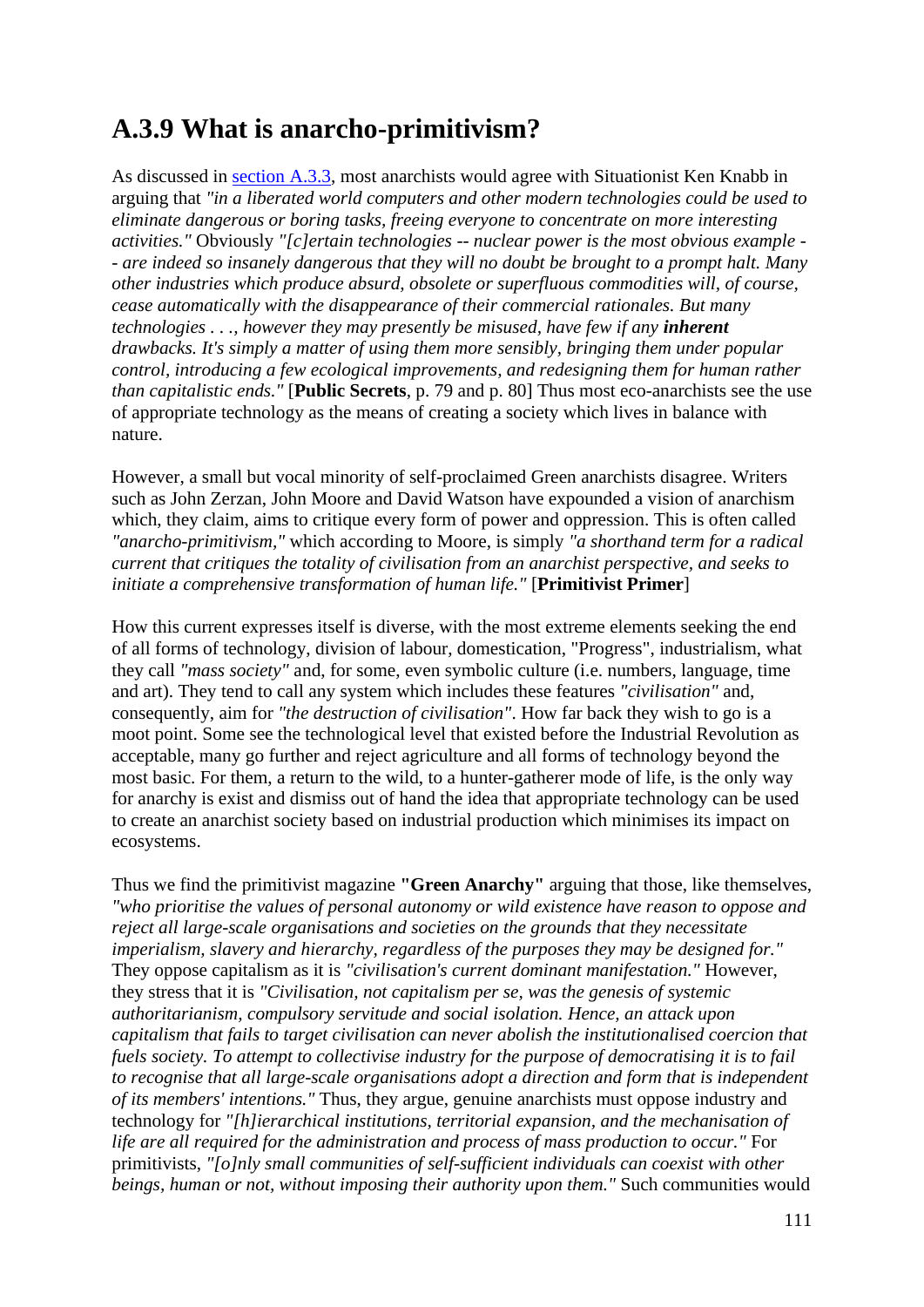## A.3.9 What is anarcho-primitivism?

As discussed in [section A.3.3](), most anarchists would agree with Situationist Ken Knabb in arguing that *"in a liberated world computers and other modern technologies could be used to eliminate dangerous or boring tasks, freeing everyone to concentrate on more interesting activities."* Obviously *"[c]ertain technologies -- nuclear power is the most obvious example -- are indeed so insanely dangerous that they will no doubt be brought to a prompt halt. Many other industries which produce absurd, obsolete or superfluous commodities will, of course, cease automatically with the disappearance of their commercial rationales. But many technologies . . ., however they may presently be misused, have few if any* ***inherent*** *drawbacks. It's simply a matter of using them more sensibly, bringing them under popular control, introducing a few ecological improvements, and redesigning them for human rather than capitalistic ends."* [**Public Secrets**, p. 79 and p. 80] Thus most eco-anarchists see the use of appropriate technology as the means of creating a society which lives in balance with nature.

However, a small but vocal minority of self-proclaimed Green anarchists disagree. Writers such as John Zerzan, John Moore and David Watson have expounded a vision of anarchism which, they claim, aims to critique every form of power and oppression. This is often called *"anarcho-primitivism,"* which according to Moore, is simply *"a shorthand term for a radical current that critiques the totality of civilisation from an anarchist perspective, and seeks to initiate a comprehensive transformation of human life."* [**Primitivist Primer**]

How this current expresses itself is diverse, with the most extreme elements seeking the end of all forms of technology, division of labour, domestication, "Progress", industrialism, what they call *"mass society"* and, for some, even symbolic culture (i.e. numbers, language, time and art). They tend to call any system which includes these features *"civilisation"* and, consequently, aim for *"the destruction of civilisation"*. How far back they wish to go is a moot point. Some see the technological level that existed before the Industrial Revolution as acceptable, many go further and reject agriculture and all forms of technology beyond the most basic. For them, a return to the wild, to a hunter-gatherer mode of life, is the only way for anarchy is exist and dismiss out of hand the idea that appropriate technology can be used to create an anarchist society based on industrial production which minimises its impact on ecosystems.

Thus we find the primitivist magazine **"Green Anarchy"** arguing that those, like themselves, *"who prioritise the values of personal autonomy or wild existence have reason to oppose and reject all large-scale organisations and societies on the grounds that they necessitate imperialism, slavery and hierarchy, regardless of the purposes they may be designed for."* They oppose capitalism as it is *"civilisation's current dominant manifestation."* However, they stress that it is *"Civilisation, not capitalism per se, was the genesis of systemic authoritarianism, compulsory servitude and social isolation. Hence, an attack upon capitalism that fails to target civilisation can never abolish the institutionalised coercion that fuels society. To attempt to collectivise industry for the purpose of democratising it is to fail to recognise that all large-scale organisations adopt a direction and form that is independent of its members' intentions."* Thus, they argue, genuine anarchists must oppose industry and technology for *"[h]ierarchical institutions, territorial expansion, and the mechanisation of life are all required for the administration and process of mass production to occur."* For primitivists, *"[o]nly small communities of self-sufficient individuals can coexist with other beings, human or not, without imposing their authority upon them."* Such communities would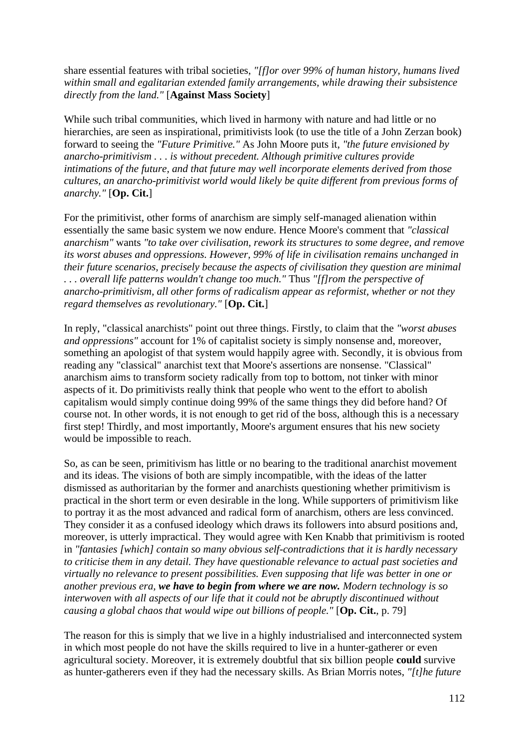share essential features with tribal societies, *"[f]or over 99% of human history, humans lived within small and egalitarian extended family arrangements, while drawing their subsistence directly from the land."* [**Against Mass Society**]

While such tribal communities, which lived in harmony with nature and had little or no hierarchies, are seen as inspirational, primitivists look (to use the title of a John Zerzan book) forward to seeing the *"Future Primitive."* As John Moore puts it, *"the future envisioned by anarcho-primitivism . . . is without precedent. Although primitive cultures provide intimations of the future, and that future may well incorporate elements derived from those cultures, an anarcho-primitivist world would likely be quite different from previous forms of anarchy."* [**Op. Cit.**]

For the primitivist, other forms of anarchism are simply self-managed alienation within essentially the same basic system we now endure. Hence Moore's comment that *"classical anarchism"* wants *"to take over civilisation, rework its structures to some degree, and remove its worst abuses and oppressions. However, 99% of life in civilisation remains unchanged in their future scenarios, precisely because the aspects of civilisation they question are minimal . . . overall life patterns wouldn't change too much."* Thus *"[f]rom the perspective of anarcho-primitivism, all other forms of radicalism appear as reformist, whether or not they regard themselves as revolutionary."* [**Op. Cit.**]

In reply, "classical anarchists" point out three things. Firstly, to claim that the *"worst abuses and oppressions"* account for 1% of capitalist society is simply nonsense and, moreover, something an apologist of that system would happily agree with. Secondly, it is obvious from reading any "classical" anarchist text that Moore's assertions are nonsense. "Classical" anarchism aims to transform society radically from top to bottom, not tinker with minor aspects of it. Do primitivists really think that people who went to the effort to abolish capitalism would simply continue doing 99% of the same things they did before hand? Of course not. In other words, it is not enough to get rid of the boss, although this is a necessary first step! Thirdly, and most importantly, Moore's argument ensures that his new society would be impossible to reach.

So, as can be seen, primitivism has little or no bearing to the traditional anarchist movement and its ideas. The visions of both are simply incompatible, with the ideas of the latter dismissed as authoritarian by the former and anarchists questioning whether primitivism is practical in the short term or even desirable in the long. While supporters of primitivism like to portray it as the most advanced and radical form of anarchism, others are less convinced. They consider it as a confused ideology which draws its followers into absurd positions and, moreover, is utterly impractical. They would agree with Ken Knabb that primitivism is rooted in *"fantasies [which] contain so many obvious self-contradictions that it is hardly necessary to criticise them in any detail. They have questionable relevance to actual past societies and virtually no relevance to present possibilities. Even supposing that life was better in one or another previous era, **we have to begin from where we are now.** Modern technology is so interwoven with all aspects of our life that it could not be abruptly discontinued without causing a global chaos that would wipe out billions of people."* [**Op. Cit.**, p. 79]

The reason for this is simply that we live in a highly industrialised and interconnected system in which most people do not have the skills required to live in a hunter-gatherer or even agricultural society. Moreover, it is extremely doubtful that six billion people **could** survive as hunter-gatherers even if they had the necessary skills. As Brian Morris notes, *"[t]he future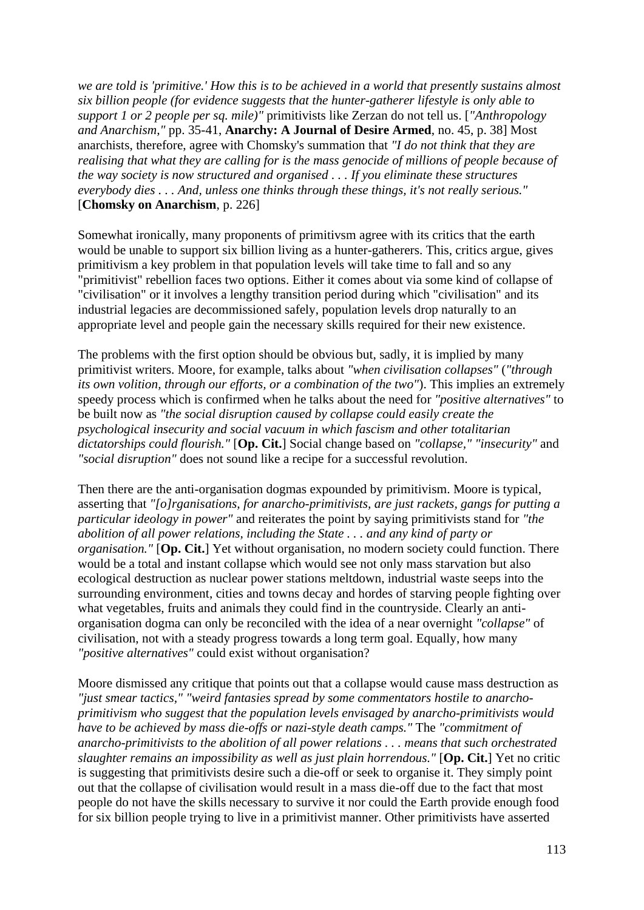*we are told is 'primitive.' How this is to be achieved in a world that presently sustains almost six billion people (for evidence suggests that the hunter-gatherer lifestyle is only able to support 1 or 2 people per sq. mile)"* primitivists like Zerzan do not tell us. [*"Anthropology and Anarchism,"* pp. 35-41, **Anarchy: A Journal of Desire Armed**, no. 45, p. 38] Most anarchists, therefore, agree with Chomsky's summation that *"I do not think that they are realising that what they are calling for is the mass genocide of millions of people because of the way society is now structured and organised . . . If you eliminate these structures everybody dies . . . And, unless one thinks through these things, it's not really serious."* [**Chomsky on Anarchism**, p. 226]

Somewhat ironically, many proponents of primitivsm agree with its critics that the earth would be unable to support six billion living as a hunter-gatherers. This, critics argue, gives primitivism a key problem in that population levels will take time to fall and so any "primitivist" rebellion faces two options. Either it comes about via some kind of collapse of "civilisation" or it involves a lengthy transition period during which "civilisation" and its industrial legacies are decommissioned safely, population levels drop naturally to an appropriate level and people gain the necessary skills required for their new existence.

The problems with the first option should be obvious but, sadly, it is implied by many primitivist writers. Moore, for example, talks about *"when civilisation collapses"* (*"through its own volition, through our efforts, or a combination of the two"*). This implies an extremely speedy process which is confirmed when he talks about the need for *"positive alternatives"* to be built now as *"the social disruption caused by collapse could easily create the psychological insecurity and social vacuum in which fascism and other totalitarian dictatorships could flourish."* [**Op. Cit.**] Social change based on *"collapse," "insecurity"* and *"social disruption"* does not sound like a recipe for a successful revolution.

Then there are the anti-organisation dogmas expounded by primitivism. Moore is typical, asserting that *"[o]rganisations, for anarcho-primitivists, are just rackets, gangs for putting a particular ideology in power"* and reiterates the point by saying primitivists stand for *"the abolition of all power relations, including the State . . . and any kind of party or organisation."* [**Op. Cit.**] Yet without organisation, no modern society could function. There would be a total and instant collapse which would see not only mass starvation but also ecological destruction as nuclear power stations meltdown, industrial waste seeps into the surrounding environment, cities and towns decay and hordes of starving people fighting over what vegetables, fruits and animals they could find in the countryside. Clearly an anti-organisation dogma can only be reconciled with the idea of a near overnight *"collapse"* of civilisation, not with a steady progress towards a long term goal. Equally, how many *"positive alternatives"* could exist without organisation?

Moore dismissed any critique that points out that a collapse would cause mass destruction as *"just smear tactics," "weird fantasies spread by some commentators hostile to anarcho-primitivism who suggest that the population levels envisaged by anarcho-primitivists would have to be achieved by mass die-offs or nazi-style death camps."* The *"commitment of anarcho-primitivists to the abolition of all power relations . . . means that such orchestrated slaughter remains an impossibility as well as just plain horrendous."* [**Op. Cit.**] Yet no critic is suggesting that primitivists desire such a die-off or seek to organise it. They simply point out that the collapse of civilisation would result in a mass die-off due to the fact that most people do not have the skills necessary to survive it nor could the Earth provide enough food for six billion people trying to live in a primitivist manner. Other primitivists have asserted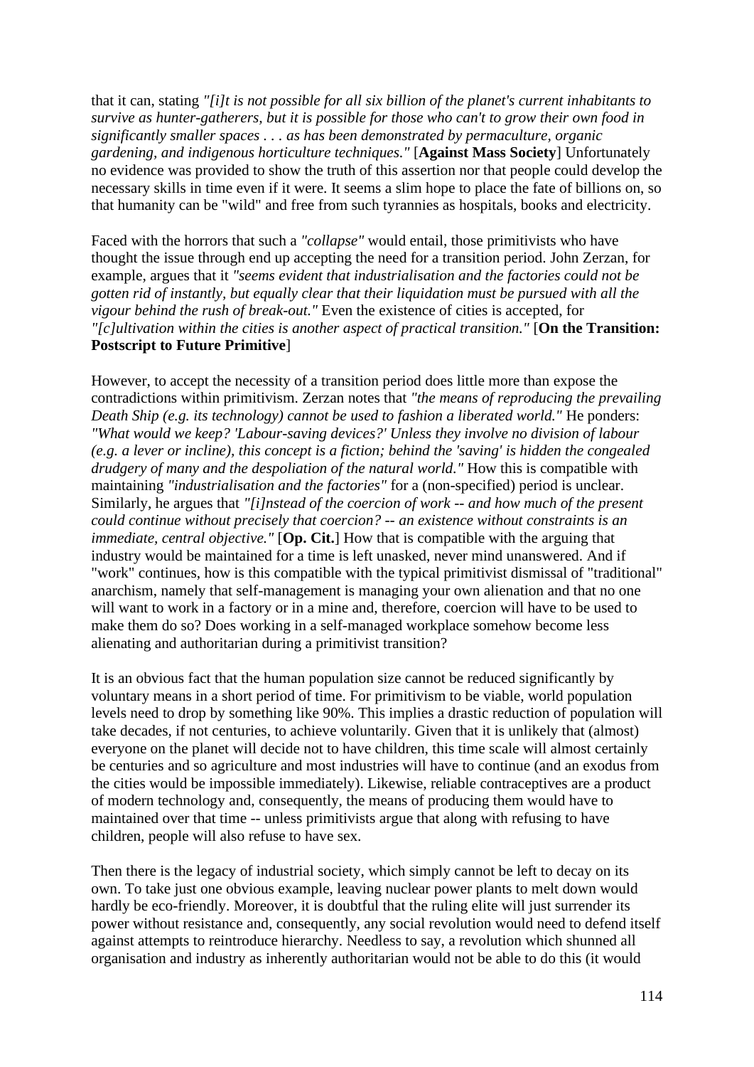that it can, stating *"[i]t is not possible for all six billion of the planet's current inhabitants to survive as hunter-gatherers, but it is possible for those who can't to grow their own food in significantly smaller spaces . . . as has been demonstrated by permaculture, organic gardening, and indigenous horticulture techniques."* [**Against Mass Society**] Unfortunately no evidence was provided to show the truth of this assertion nor that people could develop the necessary skills in time even if it were. It seems a slim hope to place the fate of billions on, so that humanity can be "wild" and free from such tyrannies as hospitals, books and electricity.

Faced with the horrors that such a *"collapse"* would entail, those primitivists who have thought the issue through end up accepting the need for a transition period. John Zerzan, for example, argues that it *"seems evident that industrialisation and the factories could not be gotten rid of instantly, but equally clear that their liquidation must be pursued with all the vigour behind the rush of break-out."* Even the existence of cities is accepted, for *"[c]ultivation within the cities is another aspect of practical transition."* [**On the Transition: Postscript to Future Primitive**]

However, to accept the necessity of a transition period does little more than expose the contradictions within primitivism. Zerzan notes that *"the means of reproducing the prevailing Death Ship (e.g. its technology) cannot be used to fashion a liberated world."* He ponders: *"What would we keep? 'Labour-saving devices?' Unless they involve no division of labour (e.g. a lever or incline), this concept is a fiction; behind the 'saving' is hidden the congealed drudgery of many and the despoliation of the natural world."* How this is compatible with maintaining *"industrialisation and the factories"* for a (non-specified) period is unclear. Similarly, he argues that *"[i]nstead of the coercion of work -- and how much of the present could continue without precisely that coercion? -- an existence without constraints is an immediate, central objective."* [**Op. Cit.**] How that is compatible with the arguing that industry would be maintained for a time is left unasked, never mind unanswered. And if "work" continues, how is this compatible with the typical primitivist dismissal of "traditional" anarchism, namely that self-management is managing your own alienation and that no one will want to work in a factory or in a mine and, therefore, coercion will have to be used to make them do so? Does working in a self-managed workplace somehow become less alienating and authoritarian during a primitivist transition?

It is an obvious fact that the human population size cannot be reduced significantly by voluntary means in a short period of time. For primitivism to be viable, world population levels need to drop by something like 90%. This implies a drastic reduction of population will take decades, if not centuries, to achieve voluntarily. Given that it is unlikely that (almost) everyone on the planet will decide not to have children, this time scale will almost certainly be centuries and so agriculture and most industries will have to continue (and an exodus from the cities would be impossible immediately). Likewise, reliable contraceptives are a product of modern technology and, consequently, the means of producing them would have to maintained over that time -- unless primitivists argue that along with refusing to have children, people will also refuse to have sex.

Then there is the legacy of industrial society, which simply cannot be left to decay on its own. To take just one obvious example, leaving nuclear power plants to melt down would hardly be eco-friendly. Moreover, it is doubtful that the ruling elite will just surrender its power without resistance and, consequently, any social revolution would need to defend itself against attempts to reintroduce hierarchy. Needless to say, a revolution which shunned all organisation and industry as inherently authoritarian would not be able to do this (it would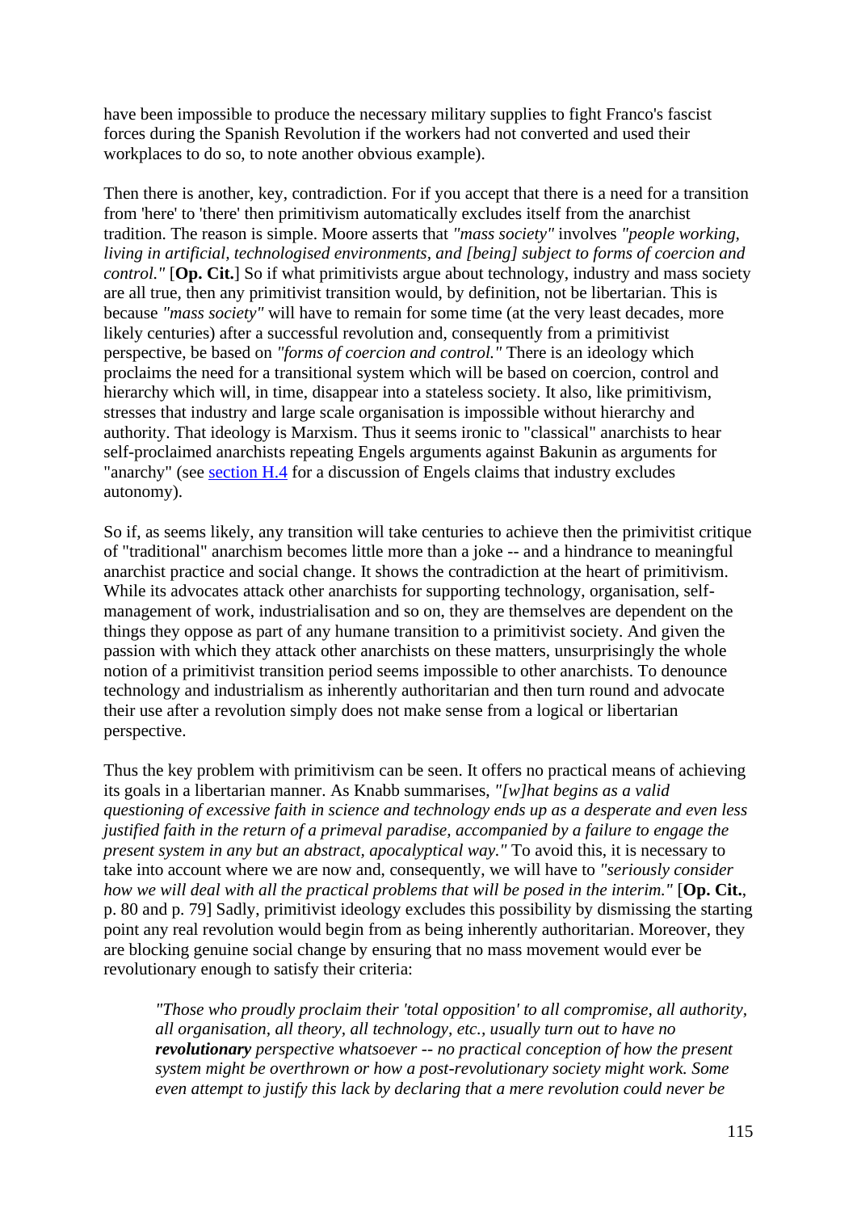have been impossible to produce the necessary military supplies to fight Franco's fascist forces during the Spanish Revolution if the workers had not converted and used their workplaces to do so, to note another obvious example).

Then there is another, key, contradiction. For if you accept that there is a need for a transition from 'here' to 'there' then primitivism automatically excludes itself from the anarchist tradition. The reason is simple. Moore asserts that *"mass society"* involves *"people working, living in artificial, technologised environments, and [being] subject to forms of coercion and control."* [**Op. Cit.**] So if what primitivists argue about technology, industry and mass society are all true, then any primitivist transition would, by definition, not be libertarian. This is because *"mass society"* will have to remain for some time (at the very least decades, more likely centuries) after a successful revolution and, consequently from a primitivist perspective, be based on *"forms of coercion and control."* There is an ideology which proclaims the need for a transitional system which will be based on coercion, control and hierarchy which will, in time, disappear into a stateless society. It also, like primitivism, stresses that industry and large scale organisation is impossible without hierarchy and authority. That ideology is Marxism. Thus it seems ironic to "classical" anarchists to hear self-proclaimed anarchists repeating Engels arguments against Bakunin as arguments for "anarchy" (see section H.4 for a discussion of Engels claims that industry excludes autonomy).

So if, as seems likely, any transition will take centuries to achieve then the primivitist critique of "traditional" anarchism becomes little more than a joke -- and a hindrance to meaningful anarchist practice and social change. It shows the contradiction at the heart of primitivism. While its advocates attack other anarchists for supporting technology, organisation, self-management of work, industrialisation and so on, they are themselves are dependent on the things they oppose as part of any humane transition to a primitivist society. And given the passion with which they attack other anarchists on these matters, unsurprisingly the whole notion of a primitivist transition period seems impossible to other anarchists. To denounce technology and industrialism as inherently authoritarian and then turn round and advocate their use after a revolution simply does not make sense from a logical or libertarian perspective.

Thus the key problem with primitivism can be seen. It offers no practical means of achieving its goals in a libertarian manner. As Knabb summarises, *"[w]hat begins as a valid questioning of excessive faith in science and technology ends up as a desperate and even less justified faith in the return of a primeval paradise, accompanied by a failure to engage the present system in any but an abstract, apocalyptical way."* To avoid this, it is necessary to take into account where we are now and, consequently, we will have to *"seriously consider how we will deal with all the practical problems that will be posed in the interim."* [**Op. Cit.**, p. 80 and p. 79] Sadly, primitivist ideology excludes this possibility by dismissing the starting point any real revolution would begin from as being inherently authoritarian. Moreover, they are blocking genuine social change by ensuring that no mass movement would ever be revolutionary enough to satisfy their criteria:

> *"Those who proudly proclaim their 'total opposition' to all compromise, all authority, all organisation, all theory, all technology, etc., usually turn out to have no* ***revolutionary*** *perspective whatsoever -- no practical conception of how the present system might be overthrown or how a post-revolutionary society might work. Some even attempt to justify this lack by declaring that a mere revolution could never be*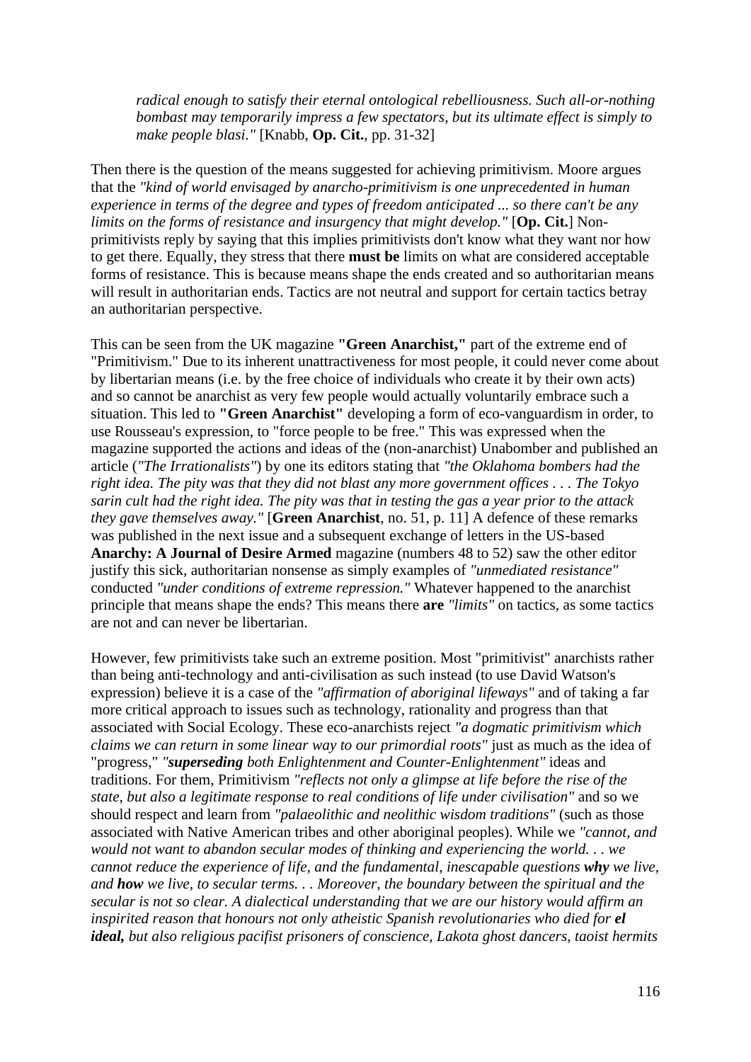> *radical enough to satisfy their eternal ontological rebelliousness. Such all-or-nothing bombast may temporarily impress a few spectators, but its ultimate effect is simply to make people blasi."* [Knabb, **Op. Cit.**, pp. 31-32]

Then there is the question of the means suggested for achieving primitivism. Moore argues that the *"kind of world envisaged by anarcho-primitivism is one unprecedented in human experience in terms of the degree and types of freedom anticipated ... so there can't be any limits on the forms of resistance and insurgency that might develop."* [**Op. Cit.**] Non-primitivists reply by saying that this implies primitivists don't know what they want nor how to get there. Equally, they stress that there **must be** limits on what are considered acceptable forms of resistance. This is because means shape the ends created and so authoritarian means will result in authoritarian ends. Tactics are not neutral and support for certain tactics betray an authoritarian perspective.

This can be seen from the UK magazine **"Green Anarchist,"** part of the extreme end of "Primitivism." Due to its inherent unattractiveness for most people, it could never come about by libertarian means (i.e. by the free choice of individuals who create it by their own acts) and so cannot be anarchist as very few people would actually voluntarily embrace such a situation. This led to **"Green Anarchist"** developing a form of eco-vanguardism in order, to use Rousseau's expression, to "force people to be free." This was expressed when the magazine supported the actions and ideas of the (non-anarchist) Unabomber and published an article (*"The Irrationalists"*) by one its editors stating that *"the Oklahoma bombers had the right idea. The pity was that they did not blast any more government offices . . . The Tokyo sarin cult had the right idea. The pity was that in testing the gas a year prior to the attack they gave themselves away."* [**Green Anarchist**, no. 51, p. 11] A defence of these remarks was published in the next issue and a subsequent exchange of letters in the US-based **Anarchy: A Journal of Desire Armed** magazine (numbers 48 to 52) saw the other editor justify this sick, authoritarian nonsense as simply examples of *"unmediated resistance"* conducted *"under conditions of extreme repression."* Whatever happened to the anarchist principle that means shape the ends? This means there **are** *"limits"* on tactics, as some tactics are not and can never be libertarian.

However, few primitivists take such an extreme position. Most "primitivist" anarchists rather than being anti-technology and anti-civilisation as such instead (to use David Watson's expression) believe it is a case of the *"affirmation of aboriginal lifeways"* and of taking a far more critical approach to issues such as technology, rationality and progress than that associated with Social Ecology. These eco-anarchists reject *"a dogmatic primitivism which claims we can return in some linear way to our primordial roots"* just as much as the idea of "progress," *"**superseding** both Enlightenment and Counter-Enlightenment"* ideas and traditions. For them, Primitivism *"reflects not only a glimpse at life before the rise of the state, but also a legitimate response to real conditions of life under civilisation"* and so we should respect and learn from *"palaeolithic and neolithic wisdom traditions"* (such as those associated with Native American tribes and other aboriginal peoples). While we *"cannot, and would not want to abandon secular modes of thinking and experiencing the world. . . we cannot reduce the experience of life, and the fundamental, inescapable questions **why** we live, and **how** we live, to secular terms. . . Moreover, the boundary between the spiritual and the secular is not so clear. A dialectical understanding that we are our history would affirm an inspirited reason that honours not only atheistic Spanish revolutionaries who died for **el ideal,** but also religious pacifist prisoners of conscience, Lakota ghost dancers, taoist hermits*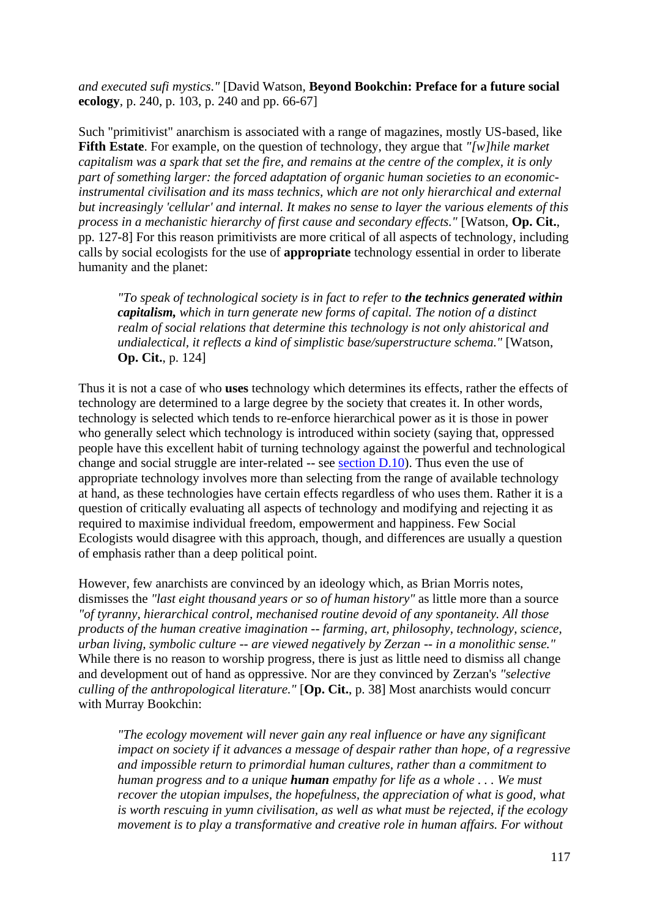*and executed sufi mystics."* [David Watson, **Beyond Bookchin: Preface for a future social ecology**, p. 240, p. 103, p. 240 and pp. 66-67]

Such "primitivist" anarchism is associated with a range of magazines, mostly US-based, like **Fifth Estate**. For example, on the question of technology, they argue that *"[w]hile market capitalism was a spark that set the fire, and remains at the centre of the complex, it is only part of something larger: the forced adaptation of organic human societies to an economic-instrumental civilisation and its mass technics, which are not only hierarchical and external but increasingly 'cellular' and internal. It makes no sense to layer the various elements of this process in a mechanistic hierarchy of first cause and secondary effects."* [Watson, **Op. Cit.**, pp. 127-8] For this reason primitivists are more critical of all aspects of technology, including calls by social ecologists for the use of **appropriate** technology essential in order to liberate humanity and the planet:

> *"To speak of technological society is in fact to refer to **the technics generated within capitalism,** which in turn generate new forms of capital. The notion of a distinct realm of social relations that determine this technology is not only ahistorical and undialectical, it reflects a kind of simplistic base/superstructure schema."* [Watson, **Op. Cit.**, p. 124]

Thus it is not a case of who **uses** technology which determines its effects, rather the effects of technology are determined to a large degree by the society that creates it. In other words, technology is selected which tends to re-enforce hierarchical power as it is those in power who generally select which technology is introduced within society (saying that, oppressed people have this excellent habit of turning technology against the powerful and technological change and social struggle are inter-related -- see section D.10). Thus even the use of appropriate technology involves more than selecting from the range of available technology at hand, as these technologies have certain effects regardless of who uses them. Rather it is a question of critically evaluating all aspects of technology and modifying and rejecting it as required to maximise individual freedom, empowerment and happiness. Few Social Ecologists would disagree with this approach, though, and differences are usually a question of emphasis rather than a deep political point.

However, few anarchists are convinced by an ideology which, as Brian Morris notes, dismisses the *"last eight thousand years or so of human history"* as little more than a source *"of tyranny, hierarchical control, mechanised routine devoid of any spontaneity. All those products of the human creative imagination -- farming, art, philosophy, technology, science, urban living, symbolic culture -- are viewed negatively by Zerzan -- in a monolithic sense."* While there is no reason to worship progress, there is just as little need to dismiss all change and development out of hand as oppressive. Nor are they convinced by Zerzan's *"selective culling of the anthropological literature."* [**Op. Cit.**, p. 38] Most anarchists would concurr with Murray Bookchin:

> *"The ecology movement will never gain any real influence or have any significant impact on society if it advances a message of despair rather than hope, of a regressive and impossible return to primordial human cultures, rather than a commitment to human progress and to a unique **human** empathy for life as a whole . . . We must recover the utopian impulses, the hopefulness, the appreciation of what is good, what is worth rescuing in yumn civilisation, as well as what must be rejected, if the ecology movement is to play a transformative and creative role in human affairs. For without*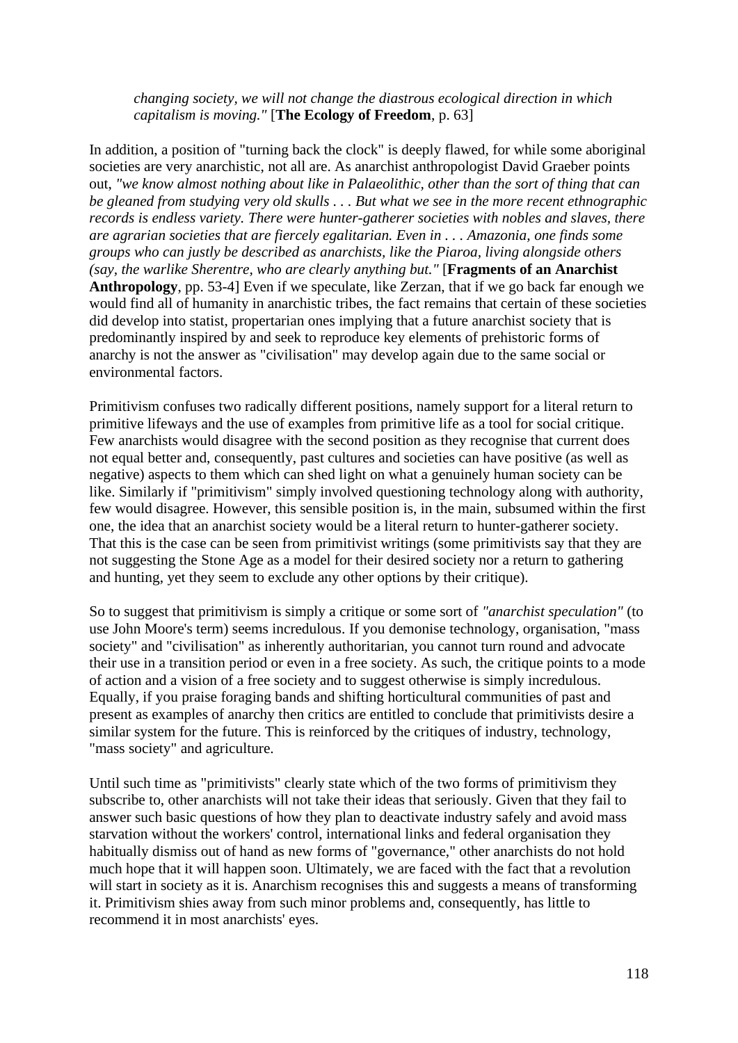> *changing society, we will not change the diastrous ecological direction in which capitalism is moving."* [**The Ecology of Freedom**, p. 63]

In addition, a position of "turning back the clock" is deeply flawed, for while some aboriginal societies are very anarchistic, not all are. As anarchist anthropologist David Graeber points out, *"we know almost nothing about like in Palaeolithic, other than the sort of thing that can be gleaned from studying very old skulls . . . But what we see in the more recent ethnographic records is endless variety. There were hunter-gatherer societies with nobles and slaves, there are agrarian societies that are fiercely egalitarian. Even in . . . Amazonia, one finds some groups who can justly be described as anarchists, like the Piaroa, living alongside others (say, the warlike Sherentre, who are clearly anything but."* [**Fragments of an Anarchist Anthropology**, pp. 53-4] Even if we speculate, like Zerzan, that if we go back far enough we would find all of humanity in anarchistic tribes, the fact remains that certain of these societies did develop into statist, propertarian ones implying that a future anarchist society that is predominantly inspired by and seek to reproduce key elements of prehistoric forms of anarchy is not the answer as "civilisation" may develop again due to the same social or environmental factors.

Primitivism confuses two radically different positions, namely support for a literal return to primitive lifeways and the use of examples from primitive life as a tool for social critique. Few anarchists would disagree with the second position as they recognise that current does not equal better and, consequently, past cultures and societies can have positive (as well as negative) aspects to them which can shed light on what a genuinely human society can be like. Similarly if "primitivism" simply involved questioning technology along with authority, few would disagree. However, this sensible position is, in the main, subsumed within the first one, the idea that an anarchist society would be a literal return to hunter-gatherer society. That this is the case can be seen from primitivist writings (some primitivists say that they are not suggesting the Stone Age as a model for their desired society nor a return to gathering and hunting, yet they seem to exclude any other options by their critique).

So to suggest that primitivism is simply a critique or some sort of *"anarchist speculation"* (to use John Moore's term) seems incredulous. If you demonise technology, organisation, "mass society" and "civilisation" as inherently authoritarian, you cannot turn round and advocate their use in a transition period or even in a free society. As such, the critique points to a mode of action and a vision of a free society and to suggest otherwise is simply incredulous. Equally, if you praise foraging bands and shifting horticultural communities of past and present as examples of anarchy then critics are entitled to conclude that primitivists desire a similar system for the future. This is reinforced by the critiques of industry, technology, "mass society" and agriculture.

Until such time as "primitivists" clearly state which of the two forms of primitivism they subscribe to, other anarchists will not take their ideas that seriously. Given that they fail to answer such basic questions of how they plan to deactivate industry safely and avoid mass starvation without the workers' control, international links and federal organisation they habitually dismiss out of hand as new forms of "governance," other anarchists do not hold much hope that it will happen soon. Ultimately, we are faced with the fact that a revolution will start in society as it is. Anarchism recognises this and suggests a means of transforming it. Primitivism shies away from such minor problems and, consequently, has little to recommend it in most anarchists' eyes.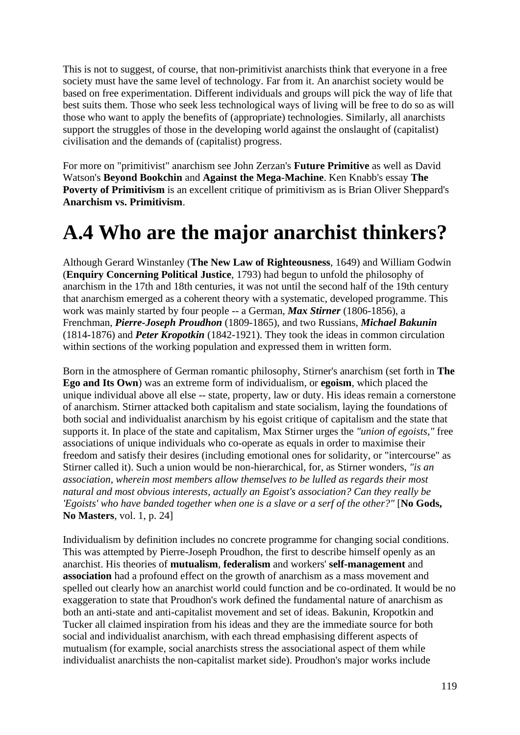This is not to suggest, of course, that non-primitivist anarchists think that everyone in a free society must have the same level of technology. Far from it. An anarchist society would be based on free experimentation. Different individuals and groups will pick the way of life that best suits them. Those who seek less technological ways of living will be free to do so as will those who want to apply the benefits of (appropriate) technologies. Similarly, all anarchists support the struggles of those in the developing world against the onslaught of (capitalist) civilisation and the demands of (capitalist) progress.

For more on "primitivist" anarchism see John Zerzan's **Future Primitive** as well as David Watson's **Beyond Bookchin** and **Against the Mega-Machine**. Ken Knabb's essay **The Poverty of Primitivism** is an excellent critique of primitivism as is Brian Oliver Sheppard's **Anarchism vs. Primitivism**.

# A.4 Who are the major anarchist thinkers?

Although Gerard Winstanley (**The New Law of Righteousness**, 1649) and William Godwin (**Enquiry Concerning Political Justice**, 1793) had begun to unfold the philosophy of anarchism in the 17th and 18th centuries, it was not until the second half of the 19th century that anarchism emerged as a coherent theory with a systematic, developed programme. This work was mainly started by four people -- a German, ***Max Stirner*** (1806-1856), a Frenchman, ***Pierre-Joseph Proudhon*** (1809-1865), and two Russians, ***Michael Bakunin*** (1814-1876) and ***Peter Kropotkin*** (1842-1921). They took the ideas in common circulation within sections of the working population and expressed them in written form.

Born in the atmosphere of German romantic philosophy, Stirner's anarchism (set forth in **The Ego and Its Own**) was an extreme form of individualism, or **egoism**, which placed the unique individual above all else -- state, property, law or duty. His ideas remain a cornerstone of anarchism. Stirner attacked both capitalism and state socialism, laying the foundations of both social and individualist anarchism by his egoist critique of capitalism and the state that supports it. In place of the state and capitalism, Max Stirner urges the *"union of egoists,"* free associations of unique individuals who co-operate as equals in order to maximise their freedom and satisfy their desires (including emotional ones for solidarity, or "intercourse" as Stirner called it). Such a union would be non-hierarchical, for, as Stirner wonders, *"is an association, wherein most members allow themselves to be lulled as regards their most natural and most obvious interests, actually an Egoist's association? Can they really be 'Egoists' who have banded together when one is a slave or a serf of the other?"* [**No Gods, No Masters**, vol. 1, p. 24]

Individualism by definition includes no concrete programme for changing social conditions. This was attempted by Pierre-Joseph Proudhon, the first to describe himself openly as an anarchist. His theories of **mutualism**, **federalism** and workers' **self-management** and **association** had a profound effect on the growth of anarchism as a mass movement and spelled out clearly how an anarchist world could function and be co-ordinated. It would be no exaggeration to state that Proudhon's work defined the fundamental nature of anarchism as both an anti-state and anti-capitalist movement and set of ideas. Bakunin, Kropotkin and Tucker all claimed inspiration from his ideas and they are the immediate source for both social and individualist anarchism, with each thread emphasising different aspects of mutualism (for example, social anarchists stress the associational aspect of them while individualist anarchists the non-capitalist market side). Proudhon's major works include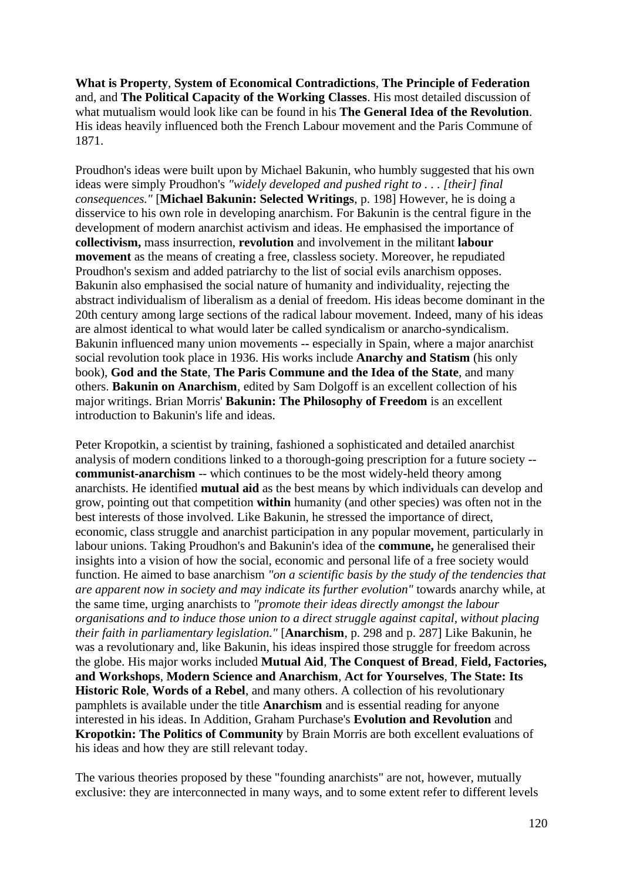**What is Property**, **System of Economical Contradictions**, **The Principle of Federation** and, and **The Political Capacity of the Working Classes**. His most detailed discussion of what mutualism would look like can be found in his **The General Idea of the Revolution**. His ideas heavily influenced both the French Labour movement and the Paris Commune of 1871.

Proudhon's ideas were built upon by Michael Bakunin, who humbly suggested that his own ideas were simply Proudhon's *"widely developed and pushed right to . . . [their] final consequences."* [**Michael Bakunin: Selected Writings**, p. 198] However, he is doing a disservice to his own role in developing anarchism. For Bakunin is the central figure in the development of modern anarchist activism and ideas. He emphasised the importance of **collectivism,** mass insurrection, **revolution** and involvement in the militant **labour movement** as the means of creating a free, classless society. Moreover, he repudiated Proudhon's sexism and added patriarchy to the list of social evils anarchism opposes. Bakunin also emphasised the social nature of humanity and individuality, rejecting the abstract individualism of liberalism as a denial of freedom. His ideas become dominant in the 20th century among large sections of the radical labour movement. Indeed, many of his ideas are almost identical to what would later be called syndicalism or anarcho-syndicalism. Bakunin influenced many union movements -- especially in Spain, where a major anarchist social revolution took place in 1936. His works include **Anarchy and Statism** (his only book), **God and the State**, **The Paris Commune and the Idea of the State**, and many others. **Bakunin on Anarchism**, edited by Sam Dolgoff is an excellent collection of his major writings. Brian Morris' **Bakunin: The Philosophy of Freedom** is an excellent introduction to Bakunin's life and ideas.

Peter Kropotkin, a scientist by training, fashioned a sophisticated and detailed anarchist analysis of modern conditions linked to a thorough-going prescription for a future society -- **communist-anarchism** -- which continues to be the most widely-held theory among anarchists. He identified **mutual aid** as the best means by which individuals can develop and grow, pointing out that competition **within** humanity (and other species) was often not in the best interests of those involved. Like Bakunin, he stressed the importance of direct, economic, class struggle and anarchist participation in any popular movement, particularly in labour unions. Taking Proudhon's and Bakunin's idea of the **commune,** he generalised their insights into a vision of how the social, economic and personal life of a free society would function. He aimed to base anarchism *"on a scientific basis by the study of the tendencies that are apparent now in society and may indicate its further evolution"* towards anarchy while, at the same time, urging anarchists to *"promote their ideas directly amongst the labour organisations and to induce those union to a direct struggle against capital, without placing their faith in parliamentary legislation."* [**Anarchism**, p. 298 and p. 287] Like Bakunin, he was a revolutionary and, like Bakunin, his ideas inspired those struggle for freedom across the globe. His major works included **Mutual Aid**, **The Conquest of Bread**, **Field, Factories, and Workshops**, **Modern Science and Anarchism**, **Act for Yourselves**, **The State: Its Historic Role**, **Words of a Rebel**, and many others. A collection of his revolutionary pamphlets is available under the title **Anarchism** and is essential reading for anyone interested in his ideas. In Addition, Graham Purchase's **Evolution and Revolution** and **Kropotkin: The Politics of Community** by Brain Morris are both excellent evaluations of his ideas and how they are still relevant today.

The various theories proposed by these "founding anarchists" are not, however, mutually exclusive: they are interconnected in many ways, and to some extent refer to different levels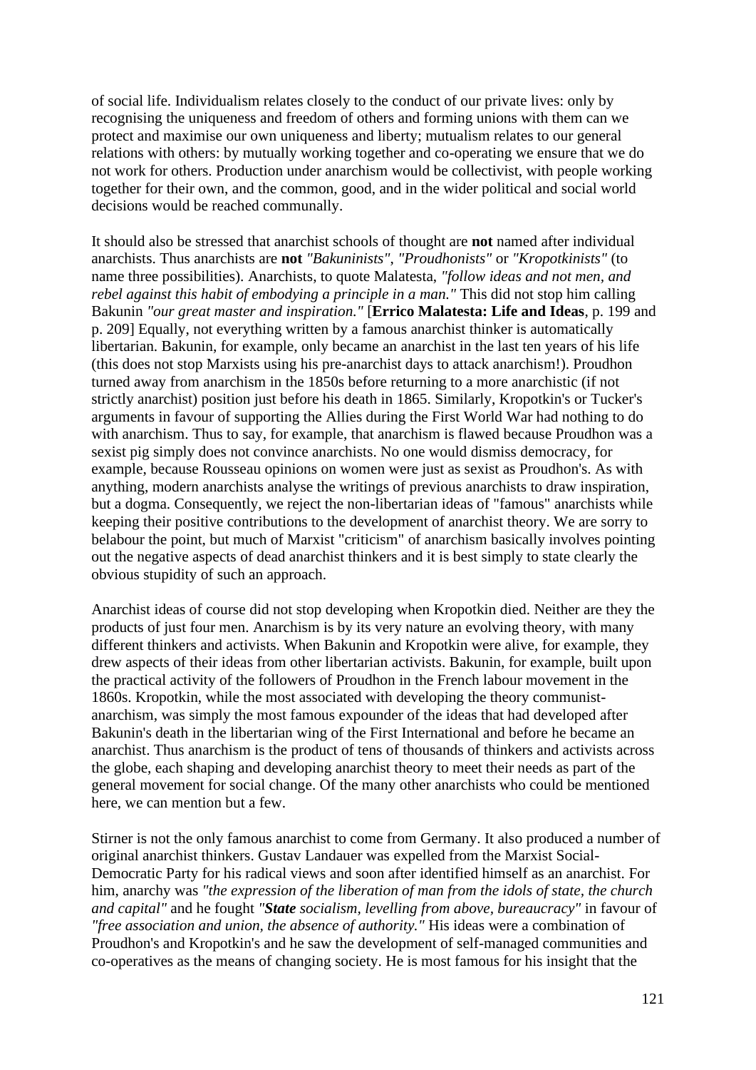of social life. Individualism relates closely to the conduct of our private lives: only by recognising the uniqueness and freedom of others and forming unions with them can we protect and maximise our own uniqueness and liberty; mutualism relates to our general relations with others: by mutually working together and co-operating we ensure that we do not work for others. Production under anarchism would be collectivist, with people working together for their own, and the common, good, and in the wider political and social world decisions would be reached communally.

It should also be stressed that anarchist schools of thought are **not** named after individual anarchists. Thus anarchists are **not** *"Bakuninists"*, *"Proudhonists"* or *"Kropotkinists"* (to name three possibilities). Anarchists, to quote Malatesta, *"follow ideas and not men, and rebel against this habit of embodying a principle in a man."* This did not stop him calling Bakunin *"our great master and inspiration."* [**Errico Malatesta: Life and Ideas**, p. 199 and p. 209] Equally, not everything written by a famous anarchist thinker is automatically libertarian. Bakunin, for example, only became an anarchist in the last ten years of his life (this does not stop Marxists using his pre-anarchist days to attack anarchism!). Proudhon turned away from anarchism in the 1850s before returning to a more anarchistic (if not strictly anarchist) position just before his death in 1865. Similarly, Kropotkin's or Tucker's arguments in favour of supporting the Allies during the First World War had nothing to do with anarchism. Thus to say, for example, that anarchism is flawed because Proudhon was a sexist pig simply does not convince anarchists. No one would dismiss democracy, for example, because Rousseau opinions on women were just as sexist as Proudhon's. As with anything, modern anarchists analyse the writings of previous anarchists to draw inspiration, but a dogma. Consequently, we reject the non-libertarian ideas of "famous" anarchists while keeping their positive contributions to the development of anarchist theory. We are sorry to belabour the point, but much of Marxist "criticism" of anarchism basically involves pointing out the negative aspects of dead anarchist thinkers and it is best simply to state clearly the obvious stupidity of such an approach.

Anarchist ideas of course did not stop developing when Kropotkin died. Neither are they the products of just four men. Anarchism is by its very nature an evolving theory, with many different thinkers and activists. When Bakunin and Kropotkin were alive, for example, they drew aspects of their ideas from other libertarian activists. Bakunin, for example, built upon the practical activity of the followers of Proudhon in the French labour movement in the 1860s. Kropotkin, while the most associated with developing the theory communist-anarchism, was simply the most famous expounder of the ideas that had developed after Bakunin's death in the libertarian wing of the First International and before he became an anarchist. Thus anarchism is the product of tens of thousands of thinkers and activists across the globe, each shaping and developing anarchist theory to meet their needs as part of the general movement for social change. Of the many other anarchists who could be mentioned here, we can mention but a few.

Stirner is not the only famous anarchist to come from Germany. It also produced a number of original anarchist thinkers. Gustav Landauer was expelled from the Marxist Social-Democratic Party for his radical views and soon after identified himself as an anarchist. For him, anarchy was *"the expression of the liberation of man from the idols of state, the church and capital"* and he fought *"**State** socialism, levelling from above, bureaucracy"* in favour of *"free association and union, the absence of authority."* His ideas were a combination of Proudhon's and Kropotkin's and he saw the development of self-managed communities and co-operatives as the means of changing society. He is most famous for his insight that the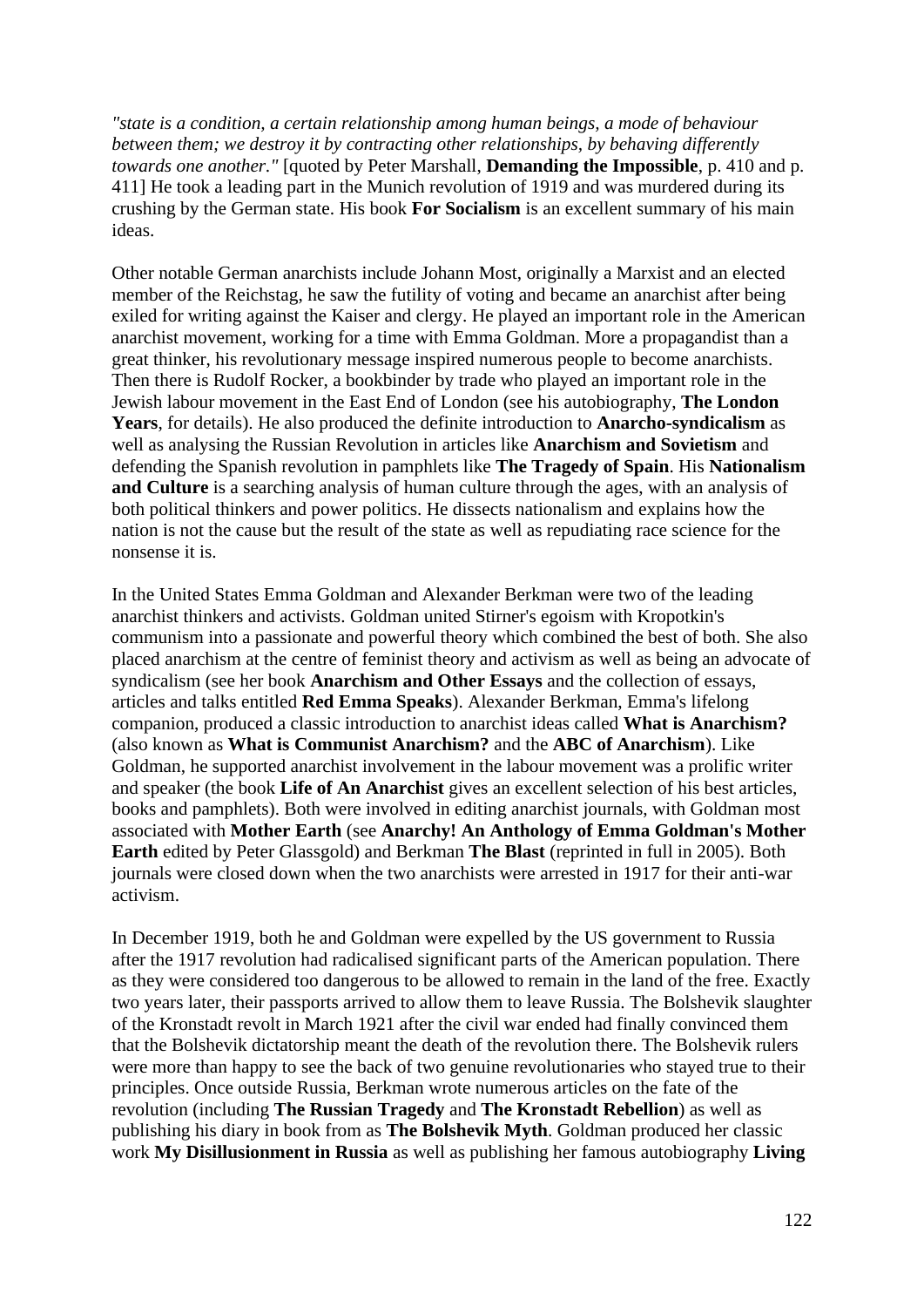*"state is a condition, a certain relationship among human beings, a mode of behaviour between them; we destroy it by contracting other relationships, by behaving differently towards one another."* [quoted by Peter Marshall, **Demanding the Impossible**, p. 410 and p. 411] He took a leading part in the Munich revolution of 1919 and was murdered during its crushing by the German state. His book **For Socialism** is an excellent summary of his main ideas.

Other notable German anarchists include Johann Most, originally a Marxist and an elected member of the Reichstag, he saw the futility of voting and became an anarchist after being exiled for writing against the Kaiser and clergy. He played an important role in the American anarchist movement, working for a time with Emma Goldman. More a propagandist than a great thinker, his revolutionary message inspired numerous people to become anarchists. Then there is Rudolf Rocker, a bookbinder by trade who played an important role in the Jewish labour movement in the East End of London (see his autobiography, **The London Years**, for details). He also produced the definite introduction to **Anarcho-syndicalism** as well as analysing the Russian Revolution in articles like **Anarchism and Sovietism** and defending the Spanish revolution in pamphlets like **The Tragedy of Spain**. His **Nationalism and Culture** is a searching analysis of human culture through the ages, with an analysis of both political thinkers and power politics. He dissects nationalism and explains how the nation is not the cause but the result of the state as well as repudiating race science for the nonsense it is.

In the United States Emma Goldman and Alexander Berkman were two of the leading anarchist thinkers and activists. Goldman united Stirner's egoism with Kropotkin's communism into a passionate and powerful theory which combined the best of both. She also placed anarchism at the centre of feminist theory and activism as well as being an advocate of syndicalism (see her book **Anarchism and Other Essays** and the collection of essays, articles and talks entitled **Red Emma Speaks**). Alexander Berkman, Emma's lifelong companion, produced a classic introduction to anarchist ideas called **What is Anarchism?** (also known as **What is Communist Anarchism?** and the **ABC of Anarchism**). Like Goldman, he supported anarchist involvement in the labour movement was a prolific writer and speaker (the book **Life of An Anarchist** gives an excellent selection of his best articles, books and pamphlets). Both were involved in editing anarchist journals, with Goldman most associated with **Mother Earth** (see **Anarchy! An Anthology of Emma Goldman's Mother Earth** edited by Peter Glassgold) and Berkman **The Blast** (reprinted in full in 2005). Both journals were closed down when the two anarchists were arrested in 1917 for their anti-war activism.

In December 1919, both he and Goldman were expelled by the US government to Russia after the 1917 revolution had radicalised significant parts of the American population. There as they were considered too dangerous to be allowed to remain in the land of the free. Exactly two years later, their passports arrived to allow them to leave Russia. The Bolshevik slaughter of the Kronstadt revolt in March 1921 after the civil war ended had finally convinced them that the Bolshevik dictatorship meant the death of the revolution there. The Bolshevik rulers were more than happy to see the back of two genuine revolutionaries who stayed true to their principles. Once outside Russia, Berkman wrote numerous articles on the fate of the revolution (including **The Russian Tragedy** and **The Kronstadt Rebellion**) as well as publishing his diary in book from as **The Bolshevik Myth**. Goldman produced her classic work **My Disillusionment in Russia** as well as publishing her famous autobiography **Living**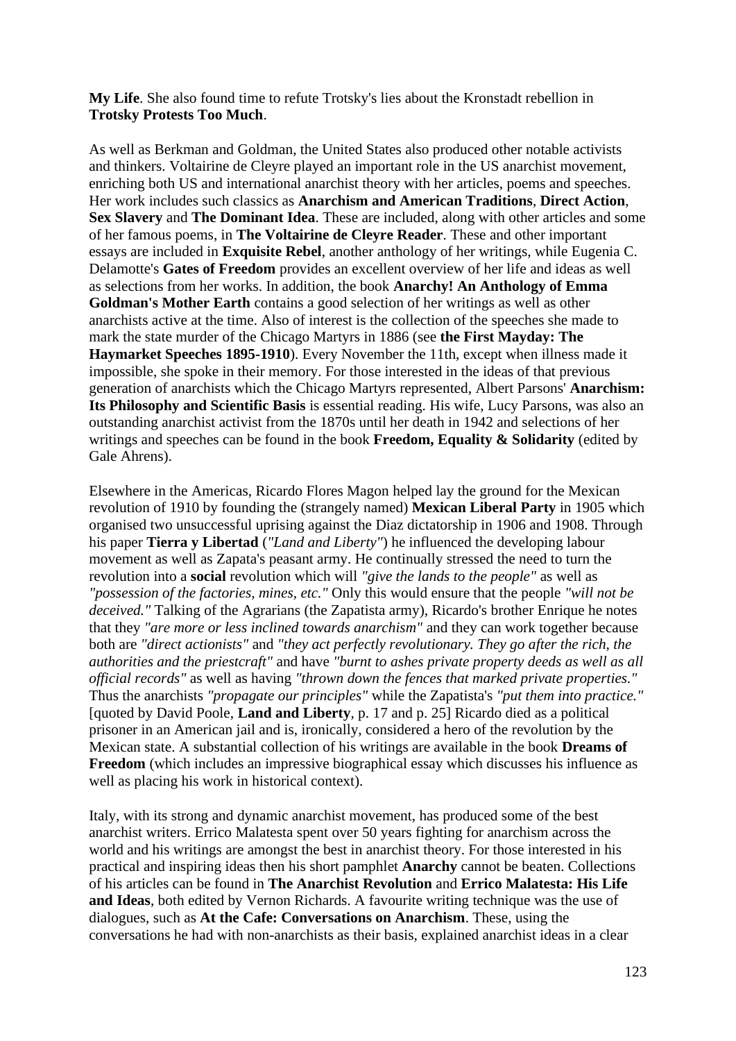**My Life**. She also found time to refute Trotsky's lies about the Kronstadt rebellion in **Trotsky Protests Too Much**.

As well as Berkman and Goldman, the United States also produced other notable activists and thinkers. Voltairine de Cleyre played an important role in the US anarchist movement, enriching both US and international anarchist theory with her articles, poems and speeches. Her work includes such classics as **Anarchism and American Traditions**, **Direct Action**, **Sex Slavery** and **The Dominant Idea**. These are included, along with other articles and some of her famous poems, in **The Voltairine de Cleyre Reader**. These and other important essays are included in **Exquisite Rebel**, another anthology of her writings, while Eugenia C. Delamotte's **Gates of Freedom** provides an excellent overview of her life and ideas as well as selections from her works. In addition, the book **Anarchy! An Anthology of Emma Goldman's Mother Earth** contains a good selection of her writings as well as other anarchists active at the time. Also of interest is the collection of the speeches she made to mark the state murder of the Chicago Martyrs in 1886 (see **the First Mayday: The Haymarket Speeches 1895-1910**). Every November the 11th, except when illness made it impossible, she spoke in their memory. For those interested in the ideas of that previous generation of anarchists which the Chicago Martyrs represented, Albert Parsons' **Anarchism: Its Philosophy and Scientific Basis** is essential reading. His wife, Lucy Parsons, was also an outstanding anarchist activist from the 1870s until her death in 1942 and selections of her writings and speeches can be found in the book **Freedom, Equality & Solidarity** (edited by Gale Ahrens).

Elsewhere in the Americas, Ricardo Flores Magon helped lay the ground for the Mexican revolution of 1910 by founding the (strangely named) **Mexican Liberal Party** in 1905 which organised two unsuccessful uprising against the Diaz dictatorship in 1906 and 1908. Through his paper **Tierra y Libertad** (*"Land and Liberty"*) he influenced the developing labour movement as well as Zapata's peasant army. He continually stressed the need to turn the revolution into a **social** revolution which will *"give the lands to the people"* as well as *"possession of the factories, mines, etc."* Only this would ensure that the people *"will not be deceived."* Talking of the Agrarians (the Zapatista army), Ricardo's brother Enrique he notes that they *"are more or less inclined towards anarchism"* and they can work together because both are *"direct actionists"* and *"they act perfectly revolutionary. They go after the rich, the authorities and the priestcraft"* and have *"burnt to ashes private property deeds as well as all official records"* as well as having *"thrown down the fences that marked private properties."* Thus the anarchists *"propagate our principles"* while the Zapatista's *"put them into practice."* [quoted by David Poole, **Land and Liberty**, p. 17 and p. 25] Ricardo died as a political prisoner in an American jail and is, ironically, considered a hero of the revolution by the Mexican state. A substantial collection of his writings are available in the book **Dreams of Freedom** (which includes an impressive biographical essay which discusses his influence as well as placing his work in historical context).

Italy, with its strong and dynamic anarchist movement, has produced some of the best anarchist writers. Errico Malatesta spent over 50 years fighting for anarchism across the world and his writings are amongst the best in anarchist theory. For those interested in his practical and inspiring ideas then his short pamphlet **Anarchy** cannot be beaten. Collections of his articles can be found in **The Anarchist Revolution** and **Errico Malatesta: His Life and Ideas**, both edited by Vernon Richards. A favourite writing technique was the use of dialogues, such as **At the Cafe: Conversations on Anarchism**. These, using the conversations he had with non-anarchists as their basis, explained anarchist ideas in a clear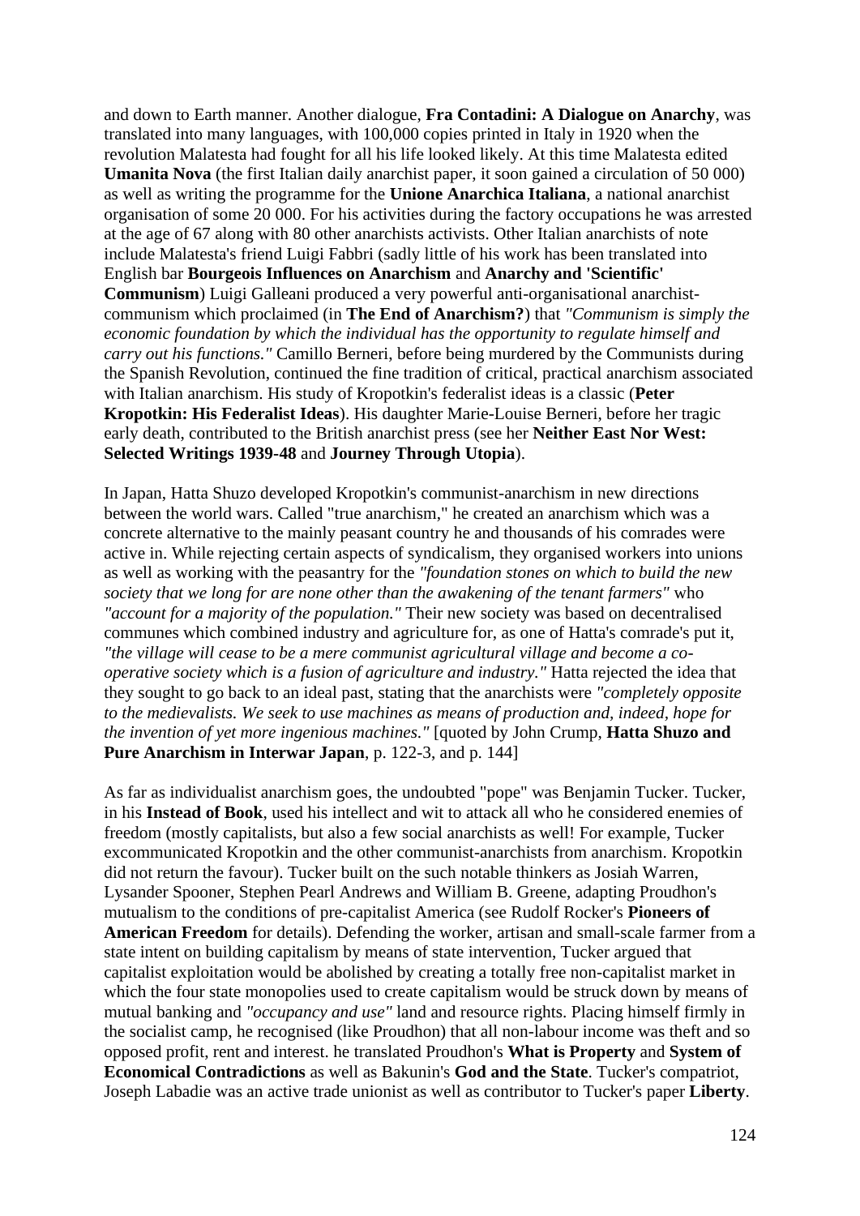and down to Earth manner. Another dialogue, **Fra Contadini: A Dialogue on Anarchy**, was translated into many languages, with 100,000 copies printed in Italy in 1920 when the revolution Malatesta had fought for all his life looked likely. At this time Malatesta edited **Umanita Nova** (the first Italian daily anarchist paper, it soon gained a circulation of 50 000) as well as writing the programme for the **Unione Anarchica Italiana**, a national anarchist organisation of some 20 000. For his activities during the factory occupations he was arrested at the age of 67 along with 80 other anarchists activists. Other Italian anarchists of note include Malatesta's friend Luigi Fabbri (sadly little of his work has been translated into English bar **Bourgeois Influences on Anarchism** and **Anarchy and 'Scientific' Communism**) Luigi Galleani produced a very powerful anti-organisational anarchist-communism which proclaimed (in **The End of Anarchism?**) that *"Communism is simply the economic foundation by which the individual has the opportunity to regulate himself and carry out his functions."* Camillo Berneri, before being murdered by the Communists during the Spanish Revolution, continued the fine tradition of critical, practical anarchism associated with Italian anarchism. His study of Kropotkin's federalist ideas is a classic (**Peter Kropotkin: His Federalist Ideas**). His daughter Marie-Louise Berneri, before her tragic early death, contributed to the British anarchist press (see her **Neither East Nor West: Selected Writings 1939-48** and **Journey Through Utopia**).

In Japan, Hatta Shuzo developed Kropotkin's communist-anarchism in new directions between the world wars. Called "true anarchism," he created an anarchism which was a concrete alternative to the mainly peasant country he and thousands of his comrades were active in. While rejecting certain aspects of syndicalism, they organised workers into unions as well as working with the peasantry for the *"foundation stones on which to build the new society that we long for are none other than the awakening of the tenant farmers"* who *"account for a majority of the population."* Their new society was based on decentralised communes which combined industry and agriculture for, as one of Hatta's comrade's put it, *"the village will cease to be a mere communist agricultural village and become a co-operative society which is a fusion of agriculture and industry."* Hatta rejected the idea that they sought to go back to an ideal past, stating that the anarchists were *"completely opposite to the medievalists. We seek to use machines as means of production and, indeed, hope for the invention of yet more ingenious machines."* [quoted by John Crump, **Hatta Shuzo and Pure Anarchism in Interwar Japan**, p. 122-3, and p. 144]

As far as individualist anarchism goes, the undoubted "pope" was Benjamin Tucker. Tucker, in his **Instead of Book**, used his intellect and wit to attack all who he considered enemies of freedom (mostly capitalists, but also a few social anarchists as well! For example, Tucker excommunicated Kropotkin and the other communist-anarchists from anarchism. Kropotkin did not return the favour). Tucker built on the such notable thinkers as Josiah Warren, Lysander Spooner, Stephen Pearl Andrews and William B. Greene, adapting Proudhon's mutualism to the conditions of pre-capitalist America (see Rudolf Rocker's **Pioneers of American Freedom** for details). Defending the worker, artisan and small-scale farmer from a state intent on building capitalism by means of state intervention, Tucker argued that capitalist exploitation would be abolished by creating a totally free non-capitalist market in which the four state monopolies used to create capitalism would be struck down by means of mutual banking and *"occupancy and use"* land and resource rights. Placing himself firmly in the socialist camp, he recognised (like Proudhon) that all non-labour income was theft and so opposed profit, rent and interest. he translated Proudhon's **What is Property** and **System of Economical Contradictions** as well as Bakunin's **God and the State**. Tucker's compatriot, Joseph Labadie was an active trade unionist as well as contributor to Tucker's paper **Liberty**.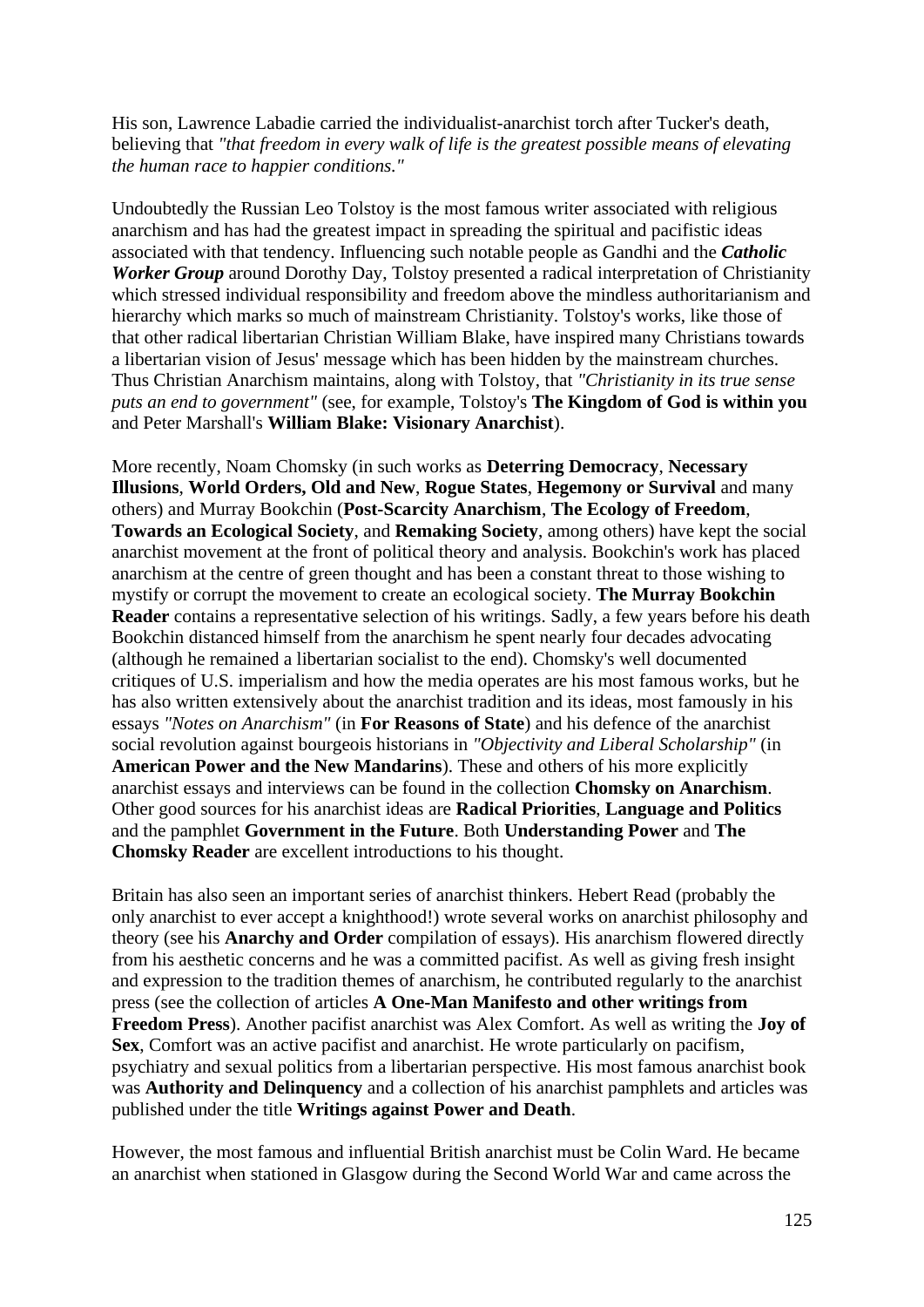His son, Lawrence Labadie carried the individualist-anarchist torch after Tucker's death, believing that *"that freedom in every walk of life is the greatest possible means of elevating the human race to happier conditions."*

Undoubtedly the Russian Leo Tolstoy is the most famous writer associated with religious anarchism and has had the greatest impact in spreading the spiritual and pacifistic ideas associated with that tendency. Influencing such notable people as Gandhi and the ***Catholic Worker Group*** around Dorothy Day, Tolstoy presented a radical interpretation of Christianity which stressed individual responsibility and freedom above the mindless authoritarianism and hierarchy which marks so much of mainstream Christianity. Tolstoy's works, like those of that other radical libertarian Christian William Blake, have inspired many Christians towards a libertarian vision of Jesus' message which has been hidden by the mainstream churches. Thus Christian Anarchism maintains, along with Tolstoy, that *"Christianity in its true sense puts an end to government"* (see, for example, Tolstoy's **The Kingdom of God is within you** and Peter Marshall's **William Blake: Visionary Anarchist**).

More recently, Noam Chomsky (in such works as **Deterring Democracy**, **Necessary Illusions**, **World Orders, Old and New**, **Rogue States**, **Hegemony or Survival** and many others) and Murray Bookchin (**Post-Scarcity Anarchism**, **The Ecology of Freedom**, **Towards an Ecological Society**, and **Remaking Society**, among others) have kept the social anarchist movement at the front of political theory and analysis. Bookchin's work has placed anarchism at the centre of green thought and has been a constant threat to those wishing to mystify or corrupt the movement to create an ecological society. **The Murray Bookchin Reader** contains a representative selection of his writings. Sadly, a few years before his death Bookchin distanced himself from the anarchism he spent nearly four decades advocating (although he remained a libertarian socialist to the end). Chomsky's well documented critiques of U.S. imperialism and how the media operates are his most famous works, but he has also written extensively about the anarchist tradition and its ideas, most famously in his essays *"Notes on Anarchism"* (in **For Reasons of State**) and his defence of the anarchist social revolution against bourgeois historians in *"Objectivity and Liberal Scholarship"* (in **American Power and the New Mandarins**). These and others of his more explicitly anarchist essays and interviews can be found in the collection **Chomsky on Anarchism**. Other good sources for his anarchist ideas are **Radical Priorities**, **Language and Politics** and the pamphlet **Government in the Future**. Both **Understanding Power** and **The Chomsky Reader** are excellent introductions to his thought.

Britain has also seen an important series of anarchist thinkers. Hebert Read (probably the only anarchist to ever accept a knighthood!) wrote several works on anarchist philosophy and theory (see his **Anarchy and Order** compilation of essays). His anarchism flowered directly from his aesthetic concerns and he was a committed pacifist. As well as giving fresh insight and expression to the tradition themes of anarchism, he contributed regularly to the anarchist press (see the collection of articles **A One-Man Manifesto and other writings from Freedom Press**). Another pacifist anarchist was Alex Comfort. As well as writing the **Joy of Sex**, Comfort was an active pacifist and anarchist. He wrote particularly on pacifism, psychiatry and sexual politics from a libertarian perspective. His most famous anarchist book was **Authority and Delinquency** and a collection of his anarchist pamphlets and articles was published under the title **Writings against Power and Death**.

However, the most famous and influential British anarchist must be Colin Ward. He became an anarchist when stationed in Glasgow during the Second World War and came across the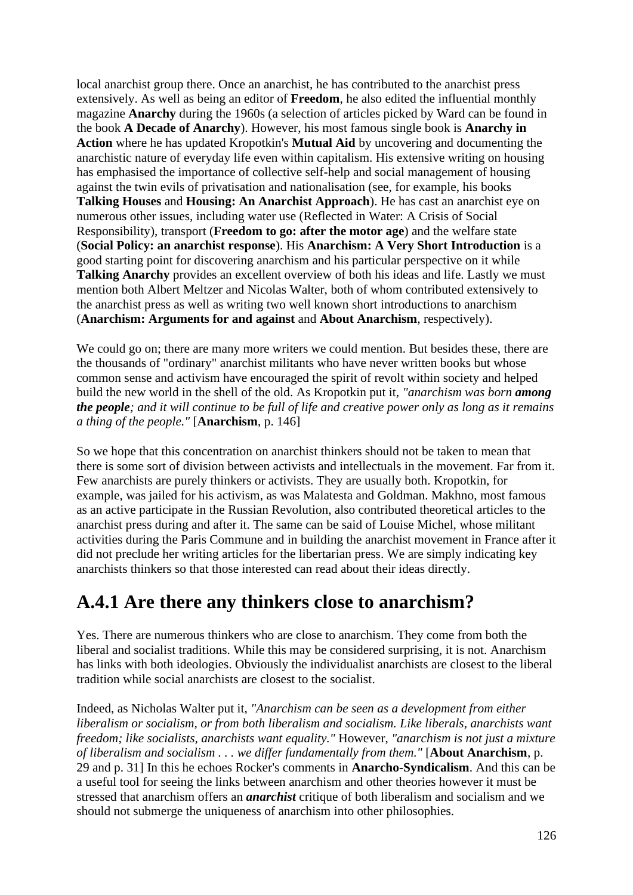local anarchist group there. Once an anarchist, he has contributed to the anarchist press extensively. As well as being an editor of **Freedom**, he also edited the influential monthly magazine **Anarchy** during the 1960s (a selection of articles picked by Ward can be found in the book **A Decade of Anarchy**). However, his most famous single book is **Anarchy in Action** where he has updated Kropotkin's **Mutual Aid** by uncovering and documenting the anarchistic nature of everyday life even within capitalism. His extensive writing on housing has emphasised the importance of collective self-help and social management of housing against the twin evils of privatisation and nationalisation (see, for example, his books **Talking Houses** and **Housing: An Anarchist Approach**). He has cast an anarchist eye on numerous other issues, including water use (Reflected in Water: A Crisis of Social Responsibility), transport (**Freedom to go: after the motor age**) and the welfare state (**Social Policy: an anarchist response**). His **Anarchism: A Very Short Introduction** is a good starting point for discovering anarchism and his particular perspective on it while **Talking Anarchy** provides an excellent overview of both his ideas and life. Lastly we must mention both Albert Meltzer and Nicolas Walter, both of whom contributed extensively to the anarchist press as well as writing two well known short introductions to anarchism (**Anarchism: Arguments for and against** and **About Anarchism**, respectively).

We could go on; there are many more writers we could mention. But besides these, there are the thousands of "ordinary" anarchist militants who have never written books but whose common sense and activism have encouraged the spirit of revolt within society and helped build the new world in the shell of the old. As Kropotkin put it, *"anarchism was born **among the people**; and it will continue to be full of life and creative power only as long as it remains a thing of the people."* [**Anarchism**, p. 146]

So we hope that this concentration on anarchist thinkers should not be taken to mean that there is some sort of division between activists and intellectuals in the movement. Far from it. Few anarchists are purely thinkers or activists. They are usually both. Kropotkin, for example, was jailed for his activism, as was Malatesta and Goldman. Makhno, most famous as an active participate in the Russian Revolution, also contributed theoretical articles to the anarchist press during and after it. The same can be said of Louise Michel, whose militant activities during the Paris Commune and in building the anarchist movement in France after it did not preclude her writing articles for the libertarian press. We are simply indicating key anarchists thinkers so that those interested can read about their ideas directly.

## A.4.1 Are there any thinkers close to anarchism?

Yes. There are numerous thinkers who are close to anarchism. They come from both the liberal and socialist traditions. While this may be considered surprising, it is not. Anarchism has links with both ideologies. Obviously the individualist anarchists are closest to the liberal tradition while social anarchists are closest to the socialist.

Indeed, as Nicholas Walter put it, *"Anarchism can be seen as a development from either liberalism or socialism, or from both liberalism and socialism. Like liberals, anarchists want freedom; like socialists, anarchists want equality."* However, *"anarchism is not just a mixture of liberalism and socialism . . . we differ fundamentally from them."* [**About Anarchism**, p. 29 and p. 31] In this he echoes Rocker's comments in **Anarcho-Syndicalism**. And this can be a useful tool for seeing the links between anarchism and other theories however it must be stressed that anarchism offers an ***anarchist*** critique of both liberalism and socialism and we should not submerge the uniqueness of anarchism into other philosophies.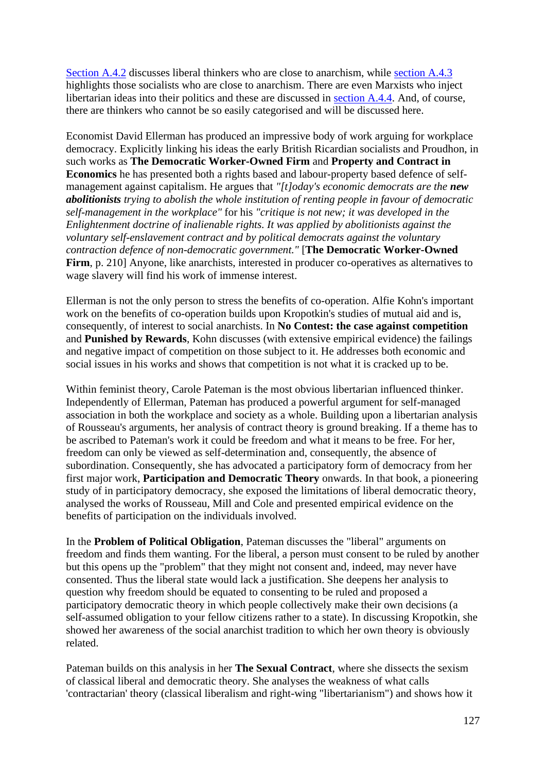Section A.4.2 discusses liberal thinkers who are close to anarchism, while section A.4.3 highlights those socialists who are close to anarchism. There are even Marxists who inject libertarian ideas into their politics and these are discussed in section A.4.4. And, of course, there are thinkers who cannot be so easily categorised and will be discussed here.

Economist David Ellerman has produced an impressive body of work arguing for workplace democracy. Explicitly linking his ideas the early British Ricardian socialists and Proudhon, in such works as **The Democratic Worker-Owned Firm** and **Property and Contract in Economics** he has presented both a rights based and labour-property based defence of self-management against capitalism. He argues that *"[t]oday's economic democrats are the **new abolitionists** trying to abolish the whole institution of renting people in favour of democratic self-management in the workplace"* for his *"critique is not new; it was developed in the Enlightenment doctrine of inalienable rights. It was applied by abolitionists against the voluntary self-enslavement contract and by political democrats against the voluntary contraction defence of non-democratic government."* [**The Democratic Worker-Owned Firm**, p. 210] Anyone, like anarchists, interested in producer co-operatives as alternatives to wage slavery will find his work of immense interest.

Ellerman is not the only person to stress the benefits of co-operation. Alfie Kohn's important work on the benefits of co-operation builds upon Kropotkin's studies of mutual aid and is, consequently, of interest to social anarchists. In **No Contest: the case against competition** and **Punished by Rewards**, Kohn discusses (with extensive empirical evidence) the failings and negative impact of competition on those subject to it. He addresses both economic and social issues in his works and shows that competition is not what it is cracked up to be.

Within feminist theory, Carole Pateman is the most obvious libertarian influenced thinker. Independently of Ellerman, Pateman has produced a powerful argument for self-managed association in both the workplace and society as a whole. Building upon a libertarian analysis of Rousseau's arguments, her analysis of contract theory is ground breaking. If a theme has to be ascribed to Pateman's work it could be freedom and what it means to be free. For her, freedom can only be viewed as self-determination and, consequently, the absence of subordination. Consequently, she has advocated a participatory form of democracy from her first major work, **Participation and Democratic Theory** onwards. In that book, a pioneering study of in participatory democracy, she exposed the limitations of liberal democratic theory, analysed the works of Rousseau, Mill and Cole and presented empirical evidence on the benefits of participation on the individuals involved.

In the **Problem of Political Obligation**, Pateman discusses the "liberal" arguments on freedom and finds them wanting. For the liberal, a person must consent to be ruled by another but this opens up the "problem" that they might not consent and, indeed, may never have consented. Thus the liberal state would lack a justification. She deepens her analysis to question why freedom should be equated to consenting to be ruled and proposed a participatory democratic theory in which people collectively make their own decisions (a self-assumed obligation to your fellow citizens rather to a state). In discussing Kropotkin, she showed her awareness of the social anarchist tradition to which her own theory is obviously related.

Pateman builds on this analysis in her **The Sexual Contract**, where she dissects the sexism of classical liberal and democratic theory. She analyses the weakness of what calls 'contractarian' theory (classical liberalism and right-wing "libertarianism") and shows how it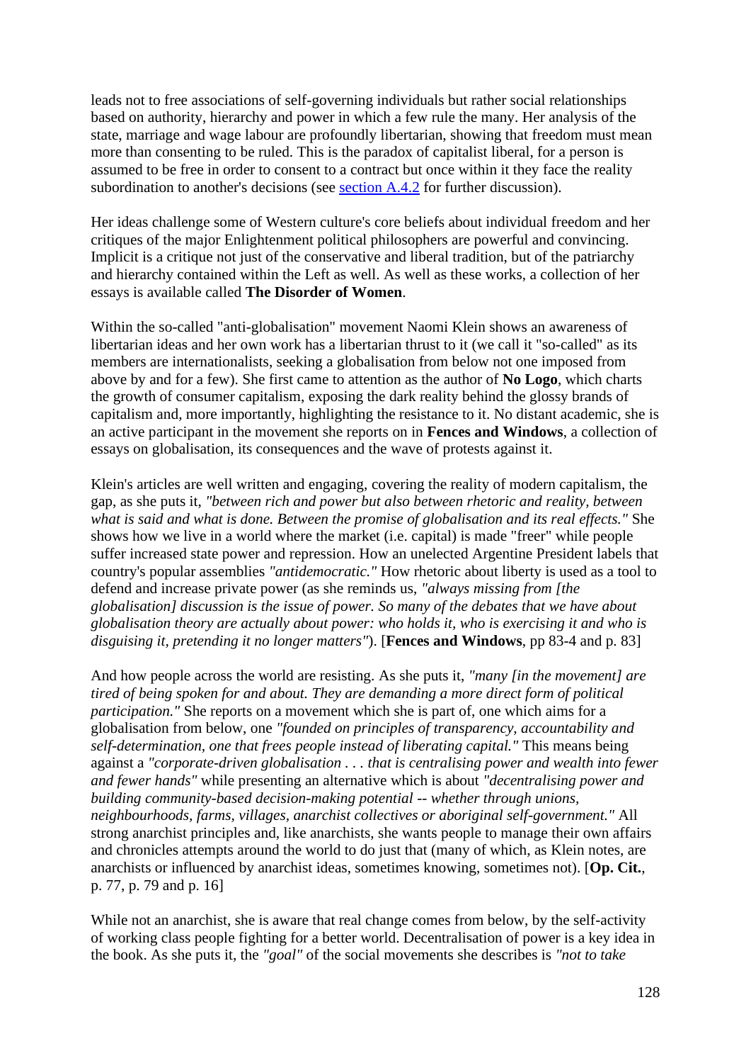leads not to free associations of self-governing individuals but rather social relationships based on authority, hierarchy and power in which a few rule the many. Her analysis of the state, marriage and wage labour are profoundly libertarian, showing that freedom must mean more than consenting to be ruled. This is the paradox of capitalist liberal, for a person is assumed to be free in order to consent to a contract but once within it they face the reality subordination to another's decisions (see section A.4.2 for further discussion).

Her ideas challenge some of Western culture's core beliefs about individual freedom and her critiques of the major Enlightenment political philosophers are powerful and convincing. Implicit is a critique not just of the conservative and liberal tradition, but of the patriarchy and hierarchy contained within the Left as well. As well as these works, a collection of her essays is available called **The Disorder of Women**.

Within the so-called "anti-globalisation" movement Naomi Klein shows an awareness of libertarian ideas and her own work has a libertarian thrust to it (we call it "so-called" as its members are internationalists, seeking a globalisation from below not one imposed from above by and for a few). She first came to attention as the author of **No Logo**, which charts the growth of consumer capitalism, exposing the dark reality behind the glossy brands of capitalism and, more importantly, highlighting the resistance to it. No distant academic, she is an active participant in the movement she reports on in **Fences and Windows**, a collection of essays on globalisation, its consequences and the wave of protests against it.

Klein's articles are well written and engaging, covering the reality of modern capitalism, the gap, as she puts it, *"between rich and power but also between rhetoric and reality, between what is said and what is done. Between the promise of globalisation and its real effects."* She shows how we live in a world where the market (i.e. capital) is made "freer" while people suffer increased state power and repression. How an unelected Argentine President labels that country's popular assemblies *"antidemocratic."* How rhetoric about liberty is used as a tool to defend and increase private power (as she reminds us, *"always missing from [the globalisation] discussion is the issue of power. So many of the debates that we have about globalisation theory are actually about power: who holds it, who is exercising it and who is disguising it, pretending it no longer matters"*). [**Fences and Windows**, pp 83-4 and p. 83]

And how people across the world are resisting. As she puts it, *"many [in the movement] are tired of being spoken for and about. They are demanding a more direct form of political participation."* She reports on a movement which she is part of, one which aims for a globalisation from below, one *"founded on principles of transparency, accountability and self-determination, one that frees people instead of liberating capital."* This means being against a *"corporate-driven globalisation . . . that is centralising power and wealth into fewer and fewer hands"* while presenting an alternative which is about *"decentralising power and building community-based decision-making potential -- whether through unions, neighbourhoods, farms, villages, anarchist collectives or aboriginal self-government."* All strong anarchist principles and, like anarchists, she wants people to manage their own affairs and chronicles attempts around the world to do just that (many of which, as Klein notes, are anarchists or influenced by anarchist ideas, sometimes knowing, sometimes not). [**Op. Cit.**, p. 77, p. 79 and p. 16]

While not an anarchist, she is aware that real change comes from below, by the self-activity of working class people fighting for a better world. Decentralisation of power is a key idea in the book. As she puts it, the *"goal"* of the social movements she describes is *"not to take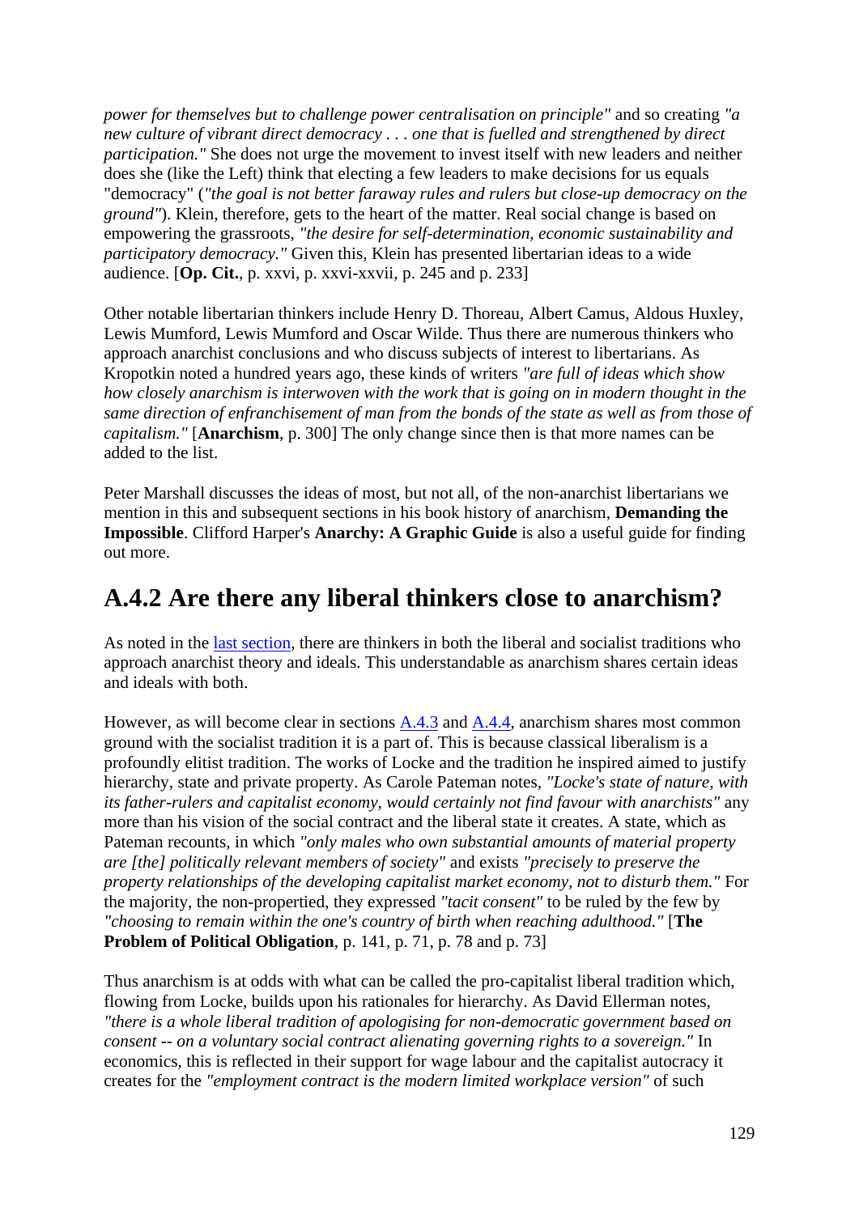*power for themselves but to challenge power centralisation on principle"* and so creating *"a new culture of vibrant direct democracy . . . one that is fuelled and strengthened by direct participation."* She does not urge the movement to invest itself with new leaders and neither does she (like the Left) think that electing a few leaders to make decisions for us equals "democracy" (*"the goal is not better faraway rules and rulers but close-up democracy on the ground"*). Klein, therefore, gets to the heart of the matter. Real social change is based on empowering the grassroots, *"the desire for self-determination, economic sustainability and participatory democracy."* Given this, Klein has presented libertarian ideas to a wide audience. [**Op. Cit.**, p. xxvi, p. xxvi-xxvii, p. 245 and p. 233]

Other notable libertarian thinkers include Henry D. Thoreau, Albert Camus, Aldous Huxley, Lewis Mumford, Lewis Mumford and Oscar Wilde. Thus there are numerous thinkers who approach anarchist conclusions and who discuss subjects of interest to libertarians. As Kropotkin noted a hundred years ago, these kinds of writers *"are full of ideas which show how closely anarchism is interwoven with the work that is going on in modern thought in the same direction of enfranchisement of man from the bonds of the state as well as from those of capitalism."* [**Anarchism**, p. 300] The only change since then is that more names can be added to the list.

Peter Marshall discusses the ideas of most, but not all, of the non-anarchist libertarians we mention in this and subsequent sections in his book history of anarchism, **Demanding the Impossible**. Clifford Harper's **Anarchy: A Graphic Guide** is also a useful guide for finding out more.

## A.4.2 Are there any liberal thinkers close to anarchism?

As noted in the last section, there are thinkers in both the liberal and socialist traditions who approach anarchist theory and ideals. This understandable as anarchism shares certain ideas and ideals with both.

However, as will become clear in sections A.4.3 and A.4.4, anarchism shares most common ground with the socialist tradition it is a part of. This is because classical liberalism is a profoundly elitist tradition. The works of Locke and the tradition he inspired aimed to justify hierarchy, state and private property. As Carole Pateman notes, *"Locke's state of nature, with its father-rulers and capitalist economy, would certainly not find favour with anarchists"* any more than his vision of the social contract and the liberal state it creates. A state, which as Pateman recounts, in which *"only males who own substantial amounts of material property are [the] politically relevant members of society"* and exists *"precisely to preserve the property relationships of the developing capitalist market economy, not to disturb them."* For the majority, the non-propertied, they expressed *"tacit consent"* to be ruled by the few by *"choosing to remain within the one's country of birth when reaching adulthood."* [**The Problem of Political Obligation**, p. 141, p. 71, p. 78 and p. 73]

Thus anarchism is at odds with what can be called the pro-capitalist liberal tradition which, flowing from Locke, builds upon his rationales for hierarchy. As David Ellerman notes, *"there is a whole liberal tradition of apologising for non-democratic government based on consent -- on a voluntary social contract alienating governing rights to a sovereign."* In economics, this is reflected in their support for wage labour and the capitalist autocracy it creates for the *"employment contract is the modern limited workplace version"* of such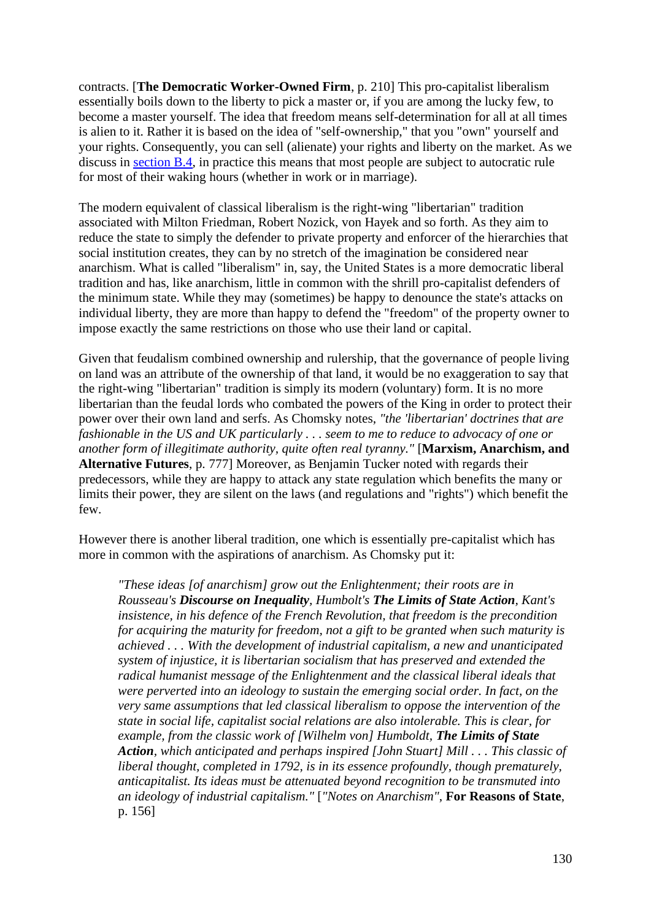contracts. [**The Democratic Worker-Owned Firm**, p. 210] This pro-capitalist liberalism essentially boils down to the liberty to pick a master or, if you are among the lucky few, to become a master yourself. The idea that freedom means self-determination for all at all times is alien to it. Rather it is based on the idea of "self-ownership," that you "own" yourself and your rights. Consequently, you can sell (alienate) your rights and liberty on the market. As we discuss in section B.4, in practice this means that most people are subject to autocratic rule for most of their waking hours (whether in work or in marriage).

The modern equivalent of classical liberalism is the right-wing "libertarian" tradition associated with Milton Friedman, Robert Nozick, von Hayek and so forth. As they aim to reduce the state to simply the defender to private property and enforcer of the hierarchies that social institution creates, they can by no stretch of the imagination be considered near anarchism. What is called "liberalism" in, say, the United States is a more democratic liberal tradition and has, like anarchism, little in common with the shrill pro-capitalist defenders of the minimum state. While they may (sometimes) be happy to denounce the state's attacks on individual liberty, they are more than happy to defend the "freedom" of the property owner to impose exactly the same restrictions on those who use their land or capital.

Given that feudalism combined ownership and rulership, that the governance of people living on land was an attribute of the ownership of that land, it would be no exaggeration to say that the right-wing "libertarian" tradition is simply its modern (voluntary) form. It is no more libertarian than the feudal lords who combated the powers of the King in order to protect their power over their own land and serfs. As Chomsky notes, *"the 'libertarian' doctrines that are fashionable in the US and UK particularly . . . seem to me to reduce to advocacy of one or another form of illegitimate authority, quite often real tyranny."* [**Marxism, Anarchism, and Alternative Futures**, p. 777] Moreover, as Benjamin Tucker noted with regards their predecessors, while they are happy to attack any state regulation which benefits the many or limits their power, they are silent on the laws (and regulations and "rights") which benefit the few.

However there is another liberal tradition, one which is essentially pre-capitalist which has more in common with the aspirations of anarchism. As Chomsky put it:

> *"These ideas [of anarchism] grow out the Enlightenment; their roots are in Rousseau's **Discourse on Inequality**, Humbolt's **The Limits of State Action**, Kant's insistence, in his defence of the French Revolution, that freedom is the precondition for acquiring the maturity for freedom, not a gift to be granted when such maturity is achieved . . . With the development of industrial capitalism, a new and unanticipated system of injustice, it is libertarian socialism that has preserved and extended the radical humanist message of the Enlightenment and the classical liberal ideals that were perverted into an ideology to sustain the emerging social order. In fact, on the very same assumptions that led classical liberalism to oppose the intervention of the state in social life, capitalist social relations are also intolerable. This is clear, for example, from the classic work of [Wilhelm von] Humboldt, **The Limits of State Action**, which anticipated and perhaps inspired [John Stuart] Mill . . . This classic of liberal thought, completed in 1792, is in its essence profoundly, though prematurely, anticapitalist. Its ideas must be attenuated beyond recognition to be transmuted into an ideology of industrial capitalism."* [*"Notes on Anarchism"*, **For Reasons of State**, p. 156]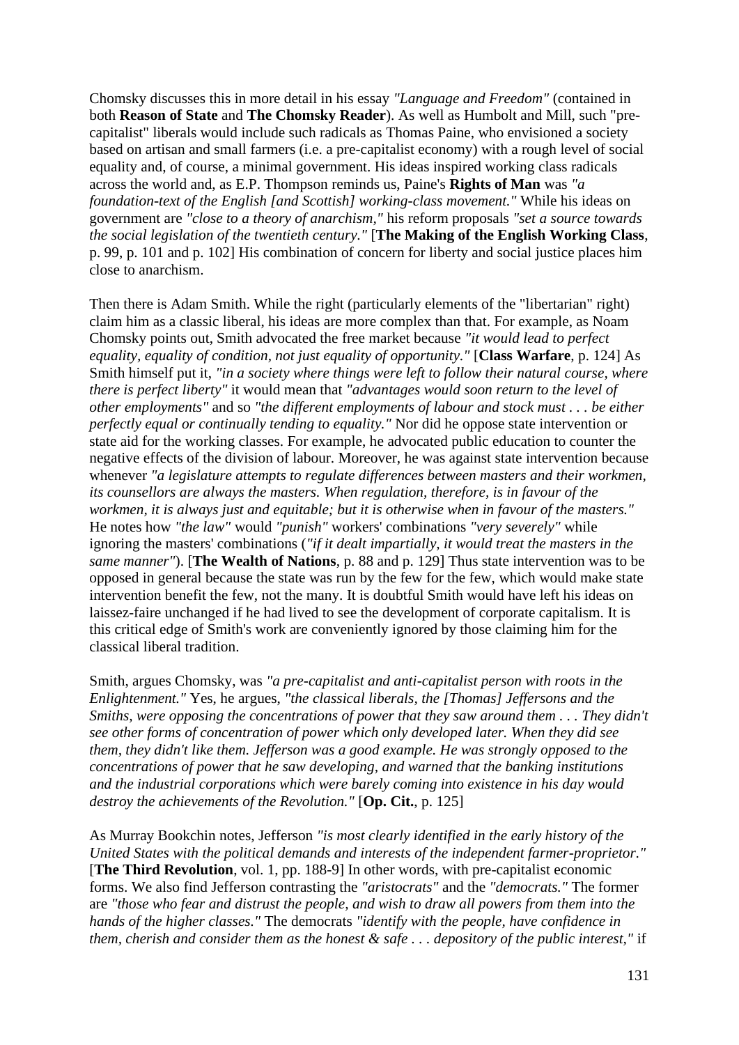Chomsky discusses this in more detail in his essay *"Language and Freedom"* (contained in both **Reason of State** and **The Chomsky Reader**). As well as Humbolt and Mill, such "pre-capitalist" liberals would include such radicals as Thomas Paine, who envisioned a society based on artisan and small farmers (i.e. a pre-capitalist economy) with a rough level of social equality and, of course, a minimal government. His ideas inspired working class radicals across the world and, as E.P. Thompson reminds us, Paine's **Rights of Man** was *"a foundation-text of the English [and Scottish] working-class movement."* While his ideas on government are *"close to a theory of anarchism,"* his reform proposals *"set a source towards the social legislation of the twentieth century."* [**The Making of the English Working Class**, p. 99, p. 101 and p. 102] His combination of concern for liberty and social justice places him close to anarchism.

Then there is Adam Smith. While the right (particularly elements of the "libertarian" right) claim him as a classic liberal, his ideas are more complex than that. For example, as Noam Chomsky points out, Smith advocated the free market because *"it would lead to perfect equality, equality of condition, not just equality of opportunity."* [**Class Warfare**, p. 124] As Smith himself put it, *"in a society where things were left to follow their natural course, where there is perfect liberty"* it would mean that *"advantages would soon return to the level of other employments"* and so *"the different employments of labour and stock must . . . be either perfectly equal or continually tending to equality."* Nor did he oppose state intervention or state aid for the working classes. For example, he advocated public education to counter the negative effects of the division of labour. Moreover, he was against state intervention because whenever *"a legislature attempts to regulate differences between masters and their workmen, its counsellors are always the masters. When regulation, therefore, is in favour of the workmen, it is always just and equitable; but it is otherwise when in favour of the masters."* He notes how *"the law"* would *"punish"* workers' combinations *"very severely"* while ignoring the masters' combinations (*"if it dealt impartially, it would treat the masters in the same manner"*). [**The Wealth of Nations**, p. 88 and p. 129] Thus state intervention was to be opposed in general because the state was run by the few for the few, which would make state intervention benefit the few, not the many. It is doubtful Smith would have left his ideas on laissez-faire unchanged if he had lived to see the development of corporate capitalism. It is this critical edge of Smith's work are conveniently ignored by those claiming him for the classical liberal tradition.

Smith, argues Chomsky, was *"a pre-capitalist and anti-capitalist person with roots in the Enlightenment."* Yes, he argues, *"the classical liberals, the [Thomas] Jeffersons and the Smiths, were opposing the concentrations of power that they saw around them . . . They didn't see other forms of concentration of power which only developed later. When they did see them, they didn't like them. Jefferson was a good example. He was strongly opposed to the concentrations of power that he saw developing, and warned that the banking institutions and the industrial corporations which were barely coming into existence in his day would destroy the achievements of the Revolution."* [**Op. Cit.**, p. 125]

As Murray Bookchin notes, Jefferson *"is most clearly identified in the early history of the United States with the political demands and interests of the independent farmer-proprietor."* [**The Third Revolution**, vol. 1, pp. 188-9] In other words, with pre-capitalist economic forms. We also find Jefferson contrasting the *"aristocrats"* and the *"democrats."* The former are *"those who fear and distrust the people, and wish to draw all powers from them into the hands of the higher classes."* The democrats *"identify with the people, have confidence in them, cherish and consider them as the honest & safe . . . depository of the public interest,"* if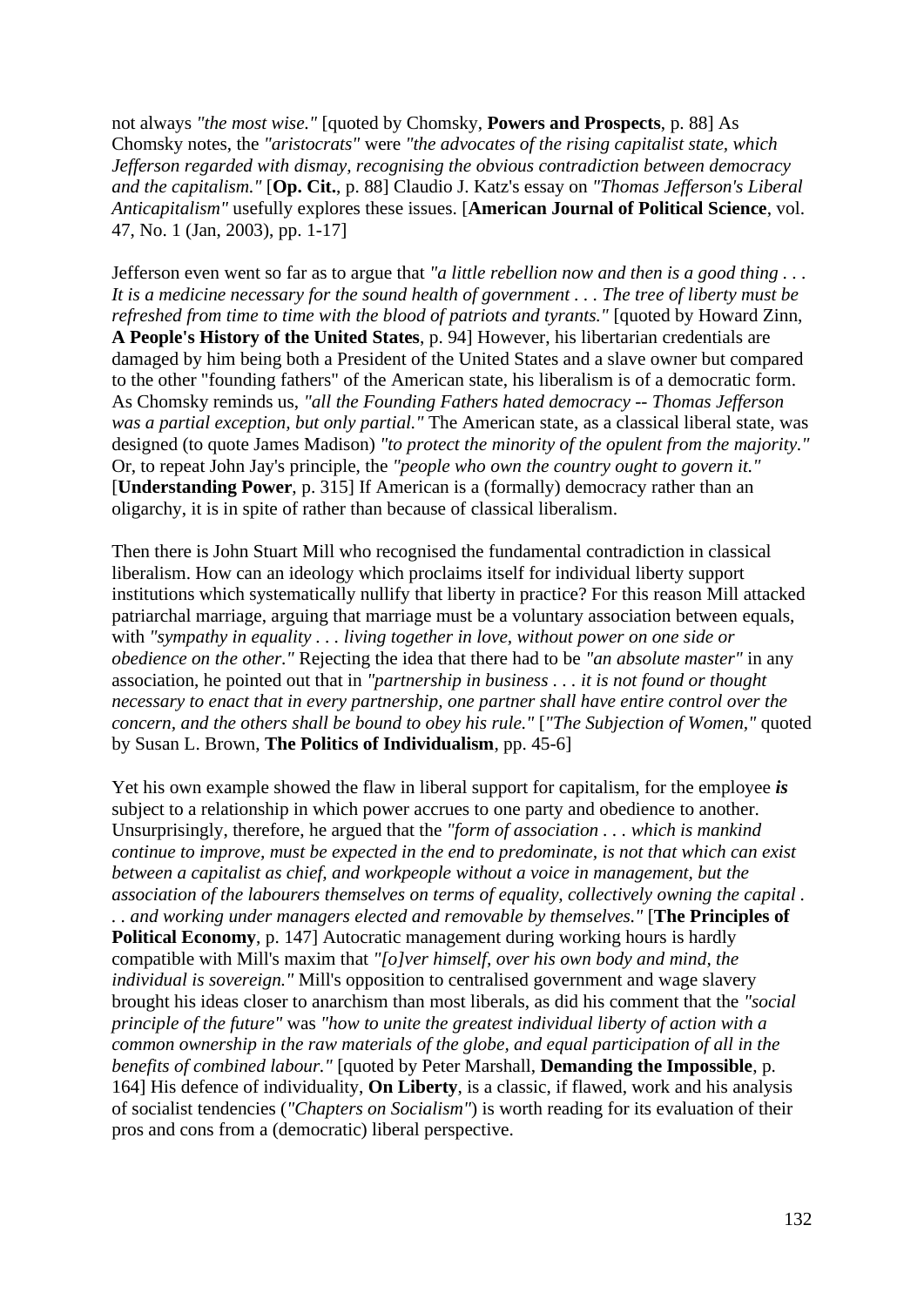not always *"the most wise."* [quoted by Chomsky, **Powers and Prospects**, p. 88] As Chomsky notes, the *"aristocrats"* were *"the advocates of the rising capitalist state, which Jefferson regarded with dismay, recognising the obvious contradiction between democracy and the capitalism."* [**Op. Cit.**, p. 88] Claudio J. Katz's essay on *"Thomas Jefferson's Liberal Anticapitalism"* usefully explores these issues. [**American Journal of Political Science**, vol. 47, No. 1 (Jan, 2003), pp. 1-17]

Jefferson even went so far as to argue that *"a little rebellion now and then is a good thing . . . It is a medicine necessary for the sound health of government . . . The tree of liberty must be refreshed from time to time with the blood of patriots and tyrants."* [quoted by Howard Zinn, **A People's History of the United States**, p. 94] However, his libertarian credentials are damaged by him being both a President of the United States and a slave owner but compared to the other "founding fathers" of the American state, his liberalism is of a democratic form. As Chomsky reminds us, *"all the Founding Fathers hated democracy -- Thomas Jefferson was a partial exception, but only partial."* The American state, as a classical liberal state, was designed (to quote James Madison) *"to protect the minority of the opulent from the majority."* Or, to repeat John Jay's principle, the *"people who own the country ought to govern it."* [**Understanding Power**, p. 315] If American is a (formally) democracy rather than an oligarchy, it is in spite of rather than because of classical liberalism.

Then there is John Stuart Mill who recognised the fundamental contradiction in classical liberalism. How can an ideology which proclaims itself for individual liberty support institutions which systematically nullify that liberty in practice? For this reason Mill attacked patriarchal marriage, arguing that marriage must be a voluntary association between equals, with *"sympathy in equality . . . living together in love, without power on one side or obedience on the other."* Rejecting the idea that there had to be *"an absolute master"* in any association, he pointed out that in *"partnership in business . . . it is not found or thought necessary to enact that in every partnership, one partner shall have entire control over the concern, and the others shall be bound to obey his rule."* [*"The Subjection of Women,"* quoted by Susan L. Brown, **The Politics of Individualism**, pp. 45-6]

Yet his own example showed the flaw in liberal support for capitalism, for the employee ***is*** subject to a relationship in which power accrues to one party and obedience to another. Unsurprisingly, therefore, he argued that the *"form of association . . . which is mankind continue to improve, must be expected in the end to predominate, is not that which can exist between a capitalist as chief, and workpeople without a voice in management, but the association of the labourers themselves on terms of equality, collectively owning the capital . . . and working under managers elected and removable by themselves."* [**The Principles of Political Economy**, p. 147] Autocratic management during working hours is hardly compatible with Mill's maxim that *"[o]ver himself, over his own body and mind, the individual is sovereign."* Mill's opposition to centralised government and wage slavery brought his ideas closer to anarchism than most liberals, as did his comment that the *"social principle of the future"* was *"how to unite the greatest individual liberty of action with a common ownership in the raw materials of the globe, and equal participation of all in the benefits of combined labour."* [quoted by Peter Marshall, **Demanding the Impossible**, p. 164] His defence of individuality, **On Liberty**, is a classic, if flawed, work and his analysis of socialist tendencies (*"Chapters on Socialism"*) is worth reading for its evaluation of their pros and cons from a (democratic) liberal perspective.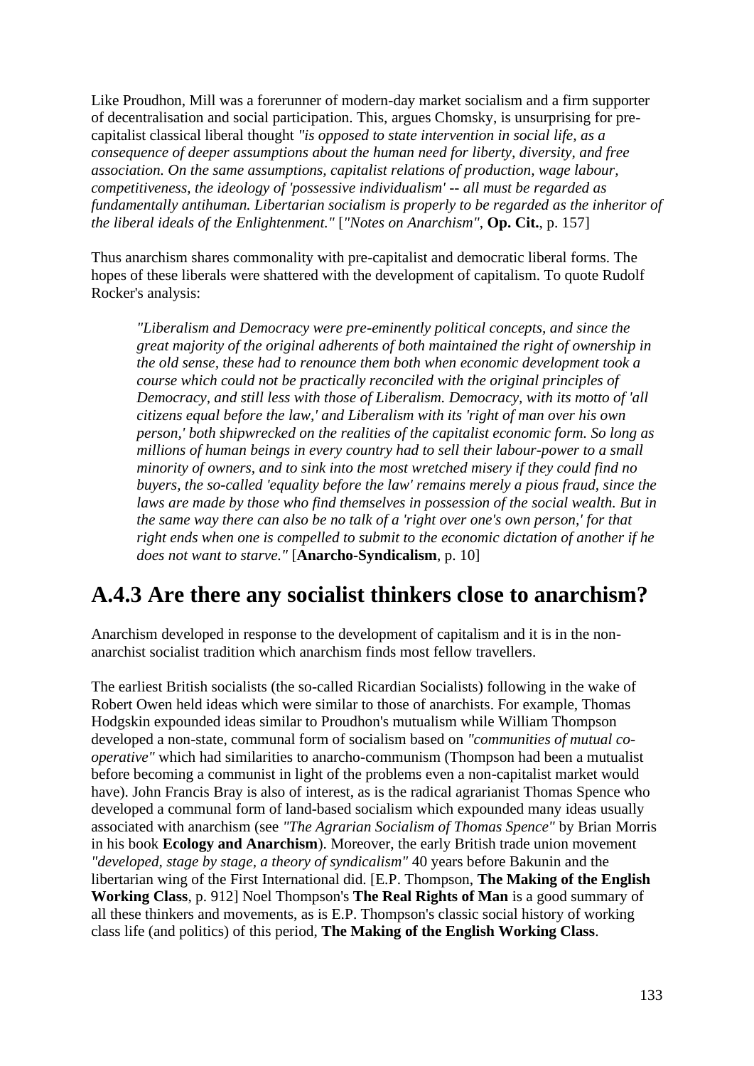Like Proudhon, Mill was a forerunner of modern-day market socialism and a firm supporter of decentralisation and social participation. This, argues Chomsky, is unsurprising for pre-capitalist classical liberal thought *"is opposed to state intervention in social life, as a consequence of deeper assumptions about the human need for liberty, diversity, and free association. On the same assumptions, capitalist relations of production, wage labour, competitiveness, the ideology of 'possessive individualism' -- all must be regarded as fundamentally antihuman. Libertarian socialism is properly to be regarded as the inheritor of the liberal ideals of the Enlightenment."* [*"Notes on Anarchism"*, **Op. Cit.**, p. 157]

Thus anarchism shares commonality with pre-capitalist and democratic liberal forms. The hopes of these liberals were shattered with the development of capitalism. To quote Rudolf Rocker's analysis:

> *"Liberalism and Democracy were pre-eminently political concepts, and since the great majority of the original adherents of both maintained the right of ownership in the old sense, these had to renounce them both when economic development took a course which could not be practically reconciled with the original principles of Democracy, and still less with those of Liberalism. Democracy, with its motto of 'all citizens equal before the law,' and Liberalism with its 'right of man over his own person,' both shipwrecked on the realities of the capitalist economic form. So long as millions of human beings in every country had to sell their labour-power to a small minority of owners, and to sink into the most wretched misery if they could find no buyers, the so-called 'equality before the law' remains merely a pious fraud, since the laws are made by those who find themselves in possession of the social wealth. But in the same way there can also be no talk of a 'right over one's own person,' for that right ends when one is compelled to submit to the economic dictation of another if he does not want to starve."* [**Anarcho-Syndicalism**, p. 10]

## A.4.3 Are there any socialist thinkers close to anarchism?

Anarchism developed in response to the development of capitalism and it is in the non-anarchist socialist tradition which anarchism finds most fellow travellers.

The earliest British socialists (the so-called Ricardian Socialists) following in the wake of Robert Owen held ideas which were similar to those of anarchists. For example, Thomas Hodgskin expounded ideas similar to Proudhon's mutualism while William Thompson developed a non-state, communal form of socialism based on *"communities of mutual co-operative"* which had similarities to anarcho-communism (Thompson had been a mutualist before becoming a communist in light of the problems even a non-capitalist market would have). John Francis Bray is also of interest, as is the radical agrarianist Thomas Spence who developed a communal form of land-based socialism which expounded many ideas usually associated with anarchism (see *"The Agrarian Socialism of Thomas Spence"* by Brian Morris in his book **Ecology and Anarchism**). Moreover, the early British trade union movement *"developed, stage by stage, a theory of syndicalism"* 40 years before Bakunin and the libertarian wing of the First International did. [E.P. Thompson, **The Making of the English Working Class**, p. 912] Noel Thompson's **The Real Rights of Man** is a good summary of all these thinkers and movements, as is E.P. Thompson's classic social history of working class life (and politics) of this period, **The Making of the English Working Class**.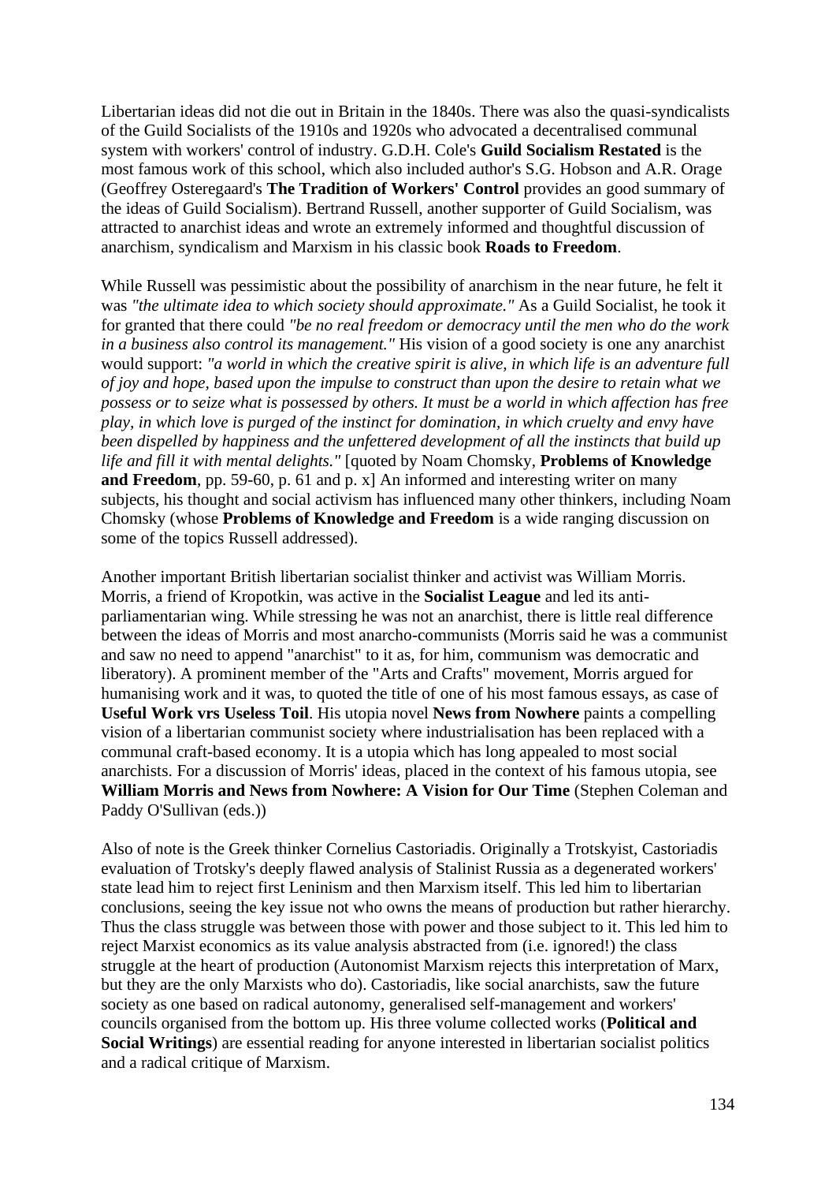Libertarian ideas did not die out in Britain in the 1840s. There was also the quasi-syndicalists of the Guild Socialists of the 1910s and 1920s who advocated a decentralised communal system with workers' control of industry. G.D.H. Cole's **Guild Socialism Restated** is the most famous work of this school, which also included author's S.G. Hobson and A.R. Orage (Geoffrey Osteregaard's **The Tradition of Workers' Control** provides an good summary of the ideas of Guild Socialism). Bertrand Russell, another supporter of Guild Socialism, was attracted to anarchist ideas and wrote an extremely informed and thoughtful discussion of anarchism, syndicalism and Marxism in his classic book **Roads to Freedom**.

While Russell was pessimistic about the possibility of anarchism in the near future, he felt it was *"the ultimate idea to which society should approximate."* As a Guild Socialist, he took it for granted that there could *"be no real freedom or democracy until the men who do the work in a business also control its management."* His vision of a good society is one any anarchist would support: *"a world in which the creative spirit is alive, in which life is an adventure full of joy and hope, based upon the impulse to construct than upon the desire to retain what we possess or to seize what is possessed by others. It must be a world in which affection has free play, in which love is purged of the instinct for domination, in which cruelty and envy have been dispelled by happiness and the unfettered development of all the instincts that build up life and fill it with mental delights."* [quoted by Noam Chomsky, **Problems of Knowledge and Freedom**, pp. 59-60, p. 61 and p. x] An informed and interesting writer on many subjects, his thought and social activism has influenced many other thinkers, including Noam Chomsky (whose **Problems of Knowledge and Freedom** is a wide ranging discussion on some of the topics Russell addressed).

Another important British libertarian socialist thinker and activist was William Morris. Morris, a friend of Kropotkin, was active in the **Socialist League** and led its anti-parliamentarian wing. While stressing he was not an anarchist, there is little real difference between the ideas of Morris and most anarcho-communists (Morris said he was a communist and saw no need to append "anarchist" to it as, for him, communism was democratic and liberatory). A prominent member of the "Arts and Crafts" movement, Morris argued for humanising work and it was, to quoted the title of one of his most famous essays, as case of **Useful Work vrs Useless Toil**. His utopia novel **News from Nowhere** paints a compelling vision of a libertarian communist society where industrialisation has been replaced with a communal craft-based economy. It is a utopia which has long appealed to most social anarchists. For a discussion of Morris' ideas, placed in the context of his famous utopia, see **William Morris and News from Nowhere: A Vision for Our Time** (Stephen Coleman and Paddy O'Sullivan (eds.))

Also of note is the Greek thinker Cornelius Castoriadis. Originally a Trotskyist, Castoriadis evaluation of Trotsky's deeply flawed analysis of Stalinist Russia as a degenerated workers' state lead him to reject first Leninism and then Marxism itself. This led him to libertarian conclusions, seeing the key issue not who owns the means of production but rather hierarchy. Thus the class struggle was between those with power and those subject to it. This led him to reject Marxist economics as its value analysis abstracted from (i.e. ignored!) the class struggle at the heart of production (Autonomist Marxism rejects this interpretation of Marx, but they are the only Marxists who do). Castoriadis, like social anarchists, saw the future society as one based on radical autonomy, generalised self-management and workers' councils organised from the bottom up. His three volume collected works (**Political and Social Writings**) are essential reading for anyone interested in libertarian socialist politics and a radical critique of Marxism.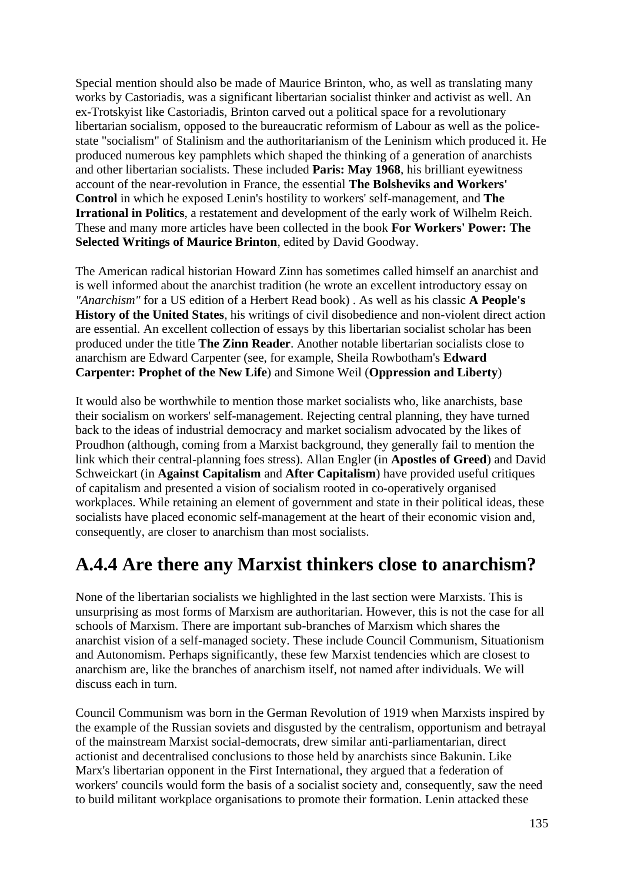Special mention should also be made of Maurice Brinton, who, as well as translating many works by Castoriadis, was a significant libertarian socialist thinker and activist as well. An ex-Trotskyist like Castoriadis, Brinton carved out a political space for a revolutionary libertarian socialism, opposed to the bureaucratic reformism of Labour as well as the police-state "socialism" of Stalinism and the authoritarianism of the Leninism which produced it. He produced numerous key pamphlets which shaped the thinking of a generation of anarchists and other libertarian socialists. These included **Paris: May 1968**, his brilliant eyewitness account of the near-revolution in France, the essential **The Bolsheviks and Workers' Control** in which he exposed Lenin's hostility to workers' self-management, and **The Irrational in Politics**, a restatement and development of the early work of Wilhelm Reich. These and many more articles have been collected in the book **For Workers' Power: The Selected Writings of Maurice Brinton**, edited by David Goodway.

The American radical historian Howard Zinn has sometimes called himself an anarchist and is well informed about the anarchist tradition (he wrote an excellent introductory essay on *"Anarchism"* for a US edition of a Herbert Read book) . As well as his classic **A People's History of the United States**, his writings of civil disobedience and non-violent direct action are essential. An excellent collection of essays by this libertarian socialist scholar has been produced under the title **The Zinn Reader**. Another notable libertarian socialists close to anarchism are Edward Carpenter (see, for example, Sheila Rowbotham's **Edward Carpenter: Prophet of the New Life**) and Simone Weil (**Oppression and Liberty**)

It would also be worthwhile to mention those market socialists who, like anarchists, base their socialism on workers' self-management. Rejecting central planning, they have turned back to the ideas of industrial democracy and market socialism advocated by the likes of Proudhon (although, coming from a Marxist background, they generally fail to mention the link which their central-planning foes stress). Allan Engler (in **Apostles of Greed**) and David Schweickart (in **Against Capitalism** and **After Capitalism**) have provided useful critiques of capitalism and presented a vision of socialism rooted in co-operatively organised workplaces. While retaining an element of government and state in their political ideas, these socialists have placed economic self-management at the heart of their economic vision and, consequently, are closer to anarchism than most socialists.

## A.4.4 Are there any Marxist thinkers close to anarchism?

None of the libertarian socialists we highlighted in the last section were Marxists. This is unsurprising as most forms of Marxism are authoritarian. However, this is not the case for all schools of Marxism. There are important sub-branches of Marxism which shares the anarchist vision of a self-managed society. These include Council Communism, Situationism and Autonomism. Perhaps significantly, these few Marxist tendencies which are closest to anarchism are, like the branches of anarchism itself, not named after individuals. We will discuss each in turn.

Council Communism was born in the German Revolution of 1919 when Marxists inspired by the example of the Russian soviets and disgusted by the centralism, opportunism and betrayal of the mainstream Marxist social-democrats, drew similar anti-parliamentarian, direct actionist and decentralised conclusions to those held by anarchists since Bakunin. Like Marx's libertarian opponent in the First International, they argued that a federation of workers' councils would form the basis of a socialist society and, consequently, saw the need to build militant workplace organisations to promote their formation. Lenin attacked these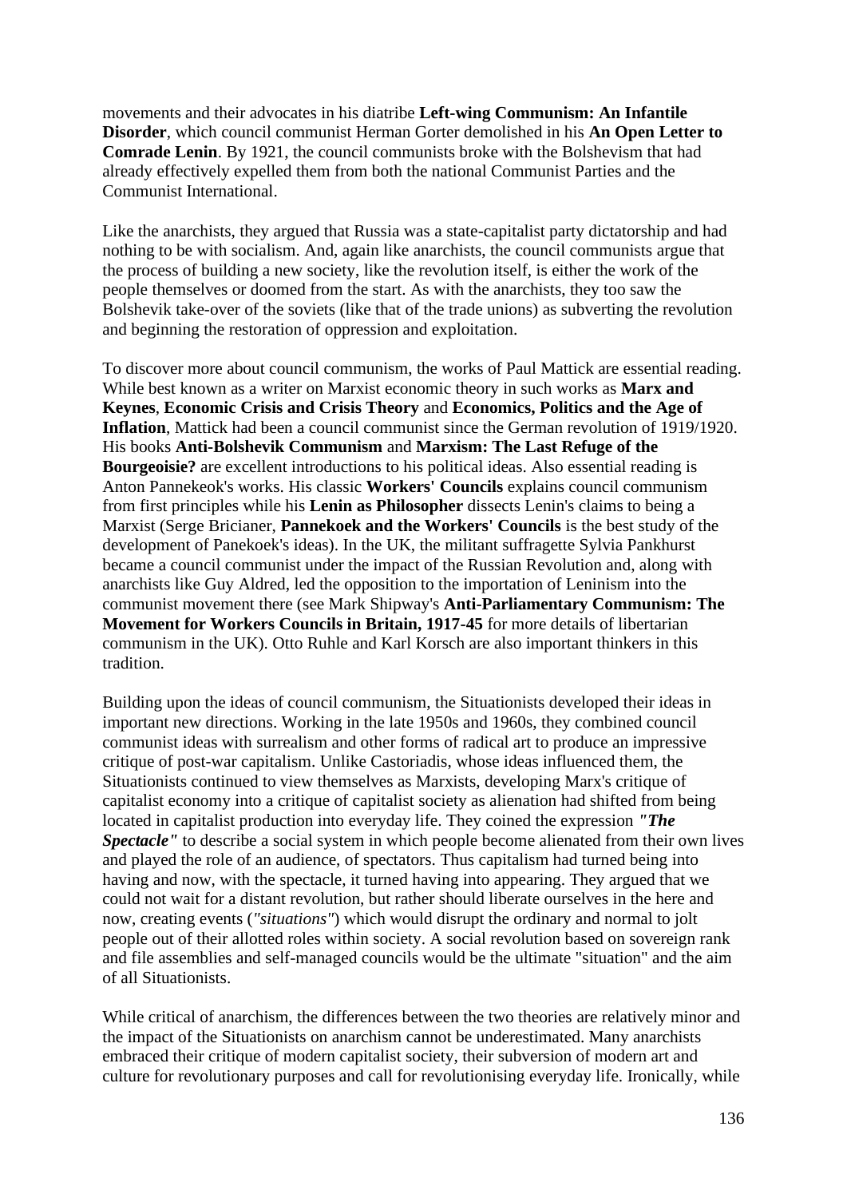movements and their advocates in his diatribe **Left-wing Communism: An Infantile Disorder**, which council communist Herman Gorter demolished in his **An Open Letter to Comrade Lenin**. By 1921, the council communists broke with the Bolshevism that had already effectively expelled them from both the national Communist Parties and the Communist International.

Like the anarchists, they argued that Russia was a state-capitalist party dictatorship and had nothing to be with socialism. And, again like anarchists, the council communists argue that the process of building a new society, like the revolution itself, is either the work of the people themselves or doomed from the start. As with the anarchists, they too saw the Bolshevik take-over of the soviets (like that of the trade unions) as subverting the revolution and beginning the restoration of oppression and exploitation.

To discover more about council communism, the works of Paul Mattick are essential reading. While best known as a writer on Marxist economic theory in such works as **Marx and Keynes**, **Economic Crisis and Crisis Theory** and **Economics, Politics and the Age of Inflation**, Mattick had been a council communist since the German revolution of 1919/1920. His books **Anti-Bolshevik Communism** and **Marxism: The Last Refuge of the Bourgeoisie?** are excellent introductions to his political ideas. Also essential reading is Anton Pannekeok's works. His classic **Workers' Councils** explains council communism from first principles while his **Lenin as Philosopher** dissects Lenin's claims to being a Marxist (Serge Bricianer, **Pannekoek and the Workers' Councils** is the best study of the development of Panekoek's ideas). In the UK, the militant suffragette Sylvia Pankhurst became a council communist under the impact of the Russian Revolution and, along with anarchists like Guy Aldred, led the opposition to the importation of Leninism into the communist movement there (see Mark Shipway's **Anti-Parliamentary Communism: The Movement for Workers Councils in Britain, 1917-45** for more details of libertarian communism in the UK). Otto Ruhle and Karl Korsch are also important thinkers in this tradition.

Building upon the ideas of council communism, the Situationists developed their ideas in important new directions. Working in the late 1950s and 1960s, they combined council communist ideas with surrealism and other forms of radical art to produce an impressive critique of post-war capitalism. Unlike Castoriadis, whose ideas influenced them, the Situationists continued to view themselves as Marxists, developing Marx's critique of capitalist economy into a critique of capitalist society as alienation had shifted from being located in capitalist production into everyday life. They coined the expression ***"The Spectacle"*** to describe a social system in which people become alienated from their own lives and played the role of an audience, of spectators. Thus capitalism had turned being into having and now, with the spectacle, it turned having into appearing. They argued that we could not wait for a distant revolution, but rather should liberate ourselves in the here and now, creating events (*"situations"*) which would disrupt the ordinary and normal to jolt people out of their allotted roles within society. A social revolution based on sovereign rank and file assemblies and self-managed councils would be the ultimate "situation" and the aim of all Situationists.

While critical of anarchism, the differences between the two theories are relatively minor and the impact of the Situationists on anarchism cannot be underestimated. Many anarchists embraced their critique of modern capitalist society, their subversion of modern art and culture for revolutionary purposes and call for revolutionising everyday life. Ironically, while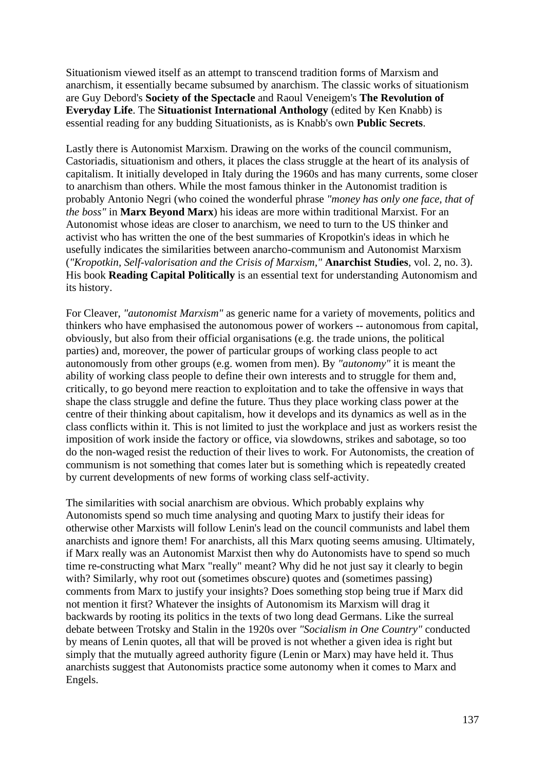Situationism viewed itself as an attempt to transcend tradition forms of Marxism and anarchism, it essentially became subsumed by anarchism. The classic works of situationism are Guy Debord's **Society of the Spectacle** and Raoul Veneigem's **The Revolution of Everyday Life**. The **Situationist International Anthology** (edited by Ken Knabb) is essential reading for any budding Situationists, as is Knabb's own **Public Secrets**.

Lastly there is Autonomist Marxism. Drawing on the works of the council communism, Castoriadis, situationism and others, it places the class struggle at the heart of its analysis of capitalism. It initially developed in Italy during the 1960s and has many currents, some closer to anarchism than others. While the most famous thinker in the Autonomist tradition is probably Antonio Negri (who coined the wonderful phrase *"money has only one face, that of the boss"* in **Marx Beyond Marx**) his ideas are more within traditional Marxist. For an Autonomist whose ideas are closer to anarchism, we need to turn to the US thinker and activist who has written the one of the best summaries of Kropotkin's ideas in which he usefully indicates the similarities between anarcho-communism and Autonomist Marxism (*"Kropotkin, Self-valorisation and the Crisis of Marxism,"* **Anarchist Studies**, vol. 2, no. 3). His book **Reading Capital Politically** is an essential text for understanding Autonomism and its history.

For Cleaver, *"autonomist Marxism"* as generic name for a variety of movements, politics and thinkers who have emphasised the autonomous power of workers -- autonomous from capital, obviously, but also from their official organisations (e.g. the trade unions, the political parties) and, moreover, the power of particular groups of working class people to act autonomously from other groups (e.g. women from men). By *"autonomy"* it is meant the ability of working class people to define their own interests and to struggle for them and, critically, to go beyond mere reaction to exploitation and to take the offensive in ways that shape the class struggle and define the future. Thus they place working class power at the centre of their thinking about capitalism, how it develops and its dynamics as well as in the class conflicts within it. This is not limited to just the workplace and just as workers resist the imposition of work inside the factory or office, via slowdowns, strikes and sabotage, so too do the non-waged resist the reduction of their lives to work. For Autonomists, the creation of communism is not something that comes later but is something which is repeatedly created by current developments of new forms of working class self-activity.

The similarities with social anarchism are obvious. Which probably explains why Autonomists spend so much time analysing and quoting Marx to justify their ideas for otherwise other Marxists will follow Lenin's lead on the council communists and label them anarchists and ignore them! For anarchists, all this Marx quoting seems amusing. Ultimately, if Marx really was an Autonomist Marxist then why do Autonomists have to spend so much time re-constructing what Marx "really" meant? Why did he not just say it clearly to begin with? Similarly, why root out (sometimes obscure) quotes and (sometimes passing) comments from Marx to justify your insights? Does something stop being true if Marx did not mention it first? Whatever the insights of Autonomism its Marxism will drag it backwards by rooting its politics in the texts of two long dead Germans. Like the surreal debate between Trotsky and Stalin in the 1920s over *"Socialism in One Country"* conducted by means of Lenin quotes, all that will be proved is not whether a given idea is right but simply that the mutually agreed authority figure (Lenin or Marx) may have held it. Thus anarchists suggest that Autonomists practice some autonomy when it comes to Marx and Engels.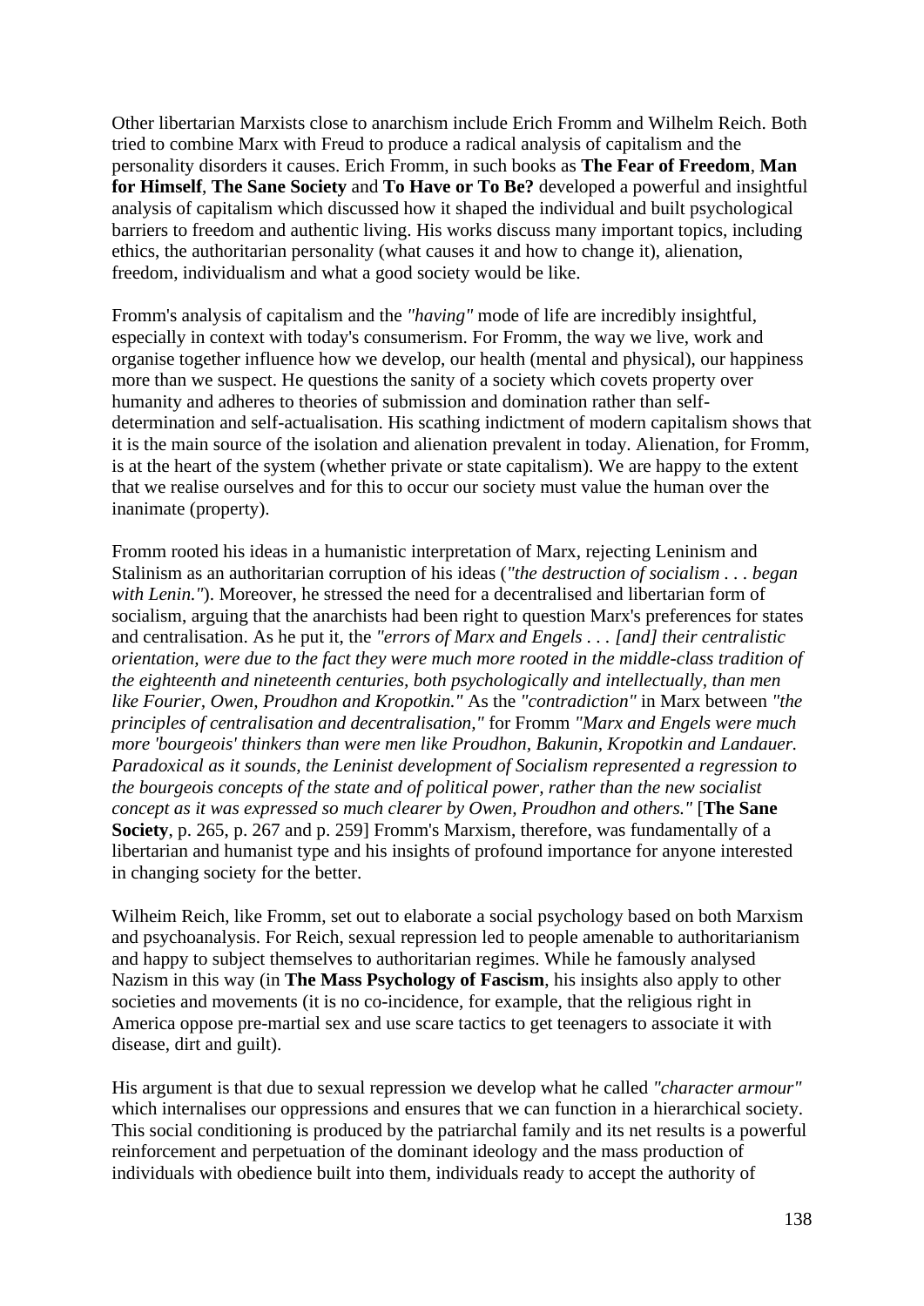Other libertarian Marxists close to anarchism include Erich Fromm and Wilhelm Reich. Both tried to combine Marx with Freud to produce a radical analysis of capitalism and the personality disorders it causes. Erich Fromm, in such books as **The Fear of Freedom**, **Man for Himself**, **The Sane Society** and **To Have or To Be?** developed a powerful and insightful analysis of capitalism which discussed how it shaped the individual and built psychological barriers to freedom and authentic living. His works discuss many important topics, including ethics, the authoritarian personality (what causes it and how to change it), alienation, freedom, individualism and what a good society would be like.

Fromm's analysis of capitalism and the *"having"* mode of life are incredibly insightful, especially in context with today's consumerism. For Fromm, the way we live, work and organise together influence how we develop, our health (mental and physical), our happiness more than we suspect. He questions the sanity of a society which covets property over humanity and adheres to theories of submission and domination rather than self-determination and self-actualisation. His scathing indictment of modern capitalism shows that it is the main source of the isolation and alienation prevalent in today. Alienation, for Fromm, is at the heart of the system (whether private or state capitalism). We are happy to the extent that we realise ourselves and for this to occur our society must value the human over the inanimate (property).

Fromm rooted his ideas in a humanistic interpretation of Marx, rejecting Leninism and Stalinism as an authoritarian corruption of his ideas (*"the destruction of socialism . . . began with Lenin."*). Moreover, he stressed the need for a decentralised and libertarian form of socialism, arguing that the anarchists had been right to question Marx's preferences for states and centralisation. As he put it, the *"errors of Marx and Engels . . . [and] their centralistic orientation, were due to the fact they were much more rooted in the middle-class tradition of the eighteenth and nineteenth centuries, both psychologically and intellectually, than men like Fourier, Owen, Proudhon and Kropotkin."* As the *"contradiction"* in Marx between *"the principles of centralisation and decentralisation,"* for Fromm *"Marx and Engels were much more 'bourgeois' thinkers than were men like Proudhon, Bakunin, Kropotkin and Landauer. Paradoxical as it sounds, the Leninist development of Socialism represented a regression to the bourgeois concepts of the state and of political power, rather than the new socialist concept as it was expressed so much clearer by Owen, Proudhon and others."* [**The Sane Society**, p. 265, p. 267 and p. 259] Fromm's Marxism, therefore, was fundamentally of a libertarian and humanist type and his insights of profound importance for anyone interested in changing society for the better.

Wilheim Reich, like Fromm, set out to elaborate a social psychology based on both Marxism and psychoanalysis. For Reich, sexual repression led to people amenable to authoritarianism and happy to subject themselves to authoritarian regimes. While he famously analysed Nazism in this way (in **The Mass Psychology of Fascism**, his insights also apply to other societies and movements (it is no co-incidence, for example, that the religious right in America oppose pre-martial sex and use scare tactics to get teenagers to associate it with disease, dirt and guilt).

His argument is that due to sexual repression we develop what he called *"character armour"* which internalises our oppressions and ensures that we can function in a hierarchical society. This social conditioning is produced by the patriarchal family and its net results is a powerful reinforcement and perpetuation of the dominant ideology and the mass production of individuals with obedience built into them, individuals ready to accept the authority of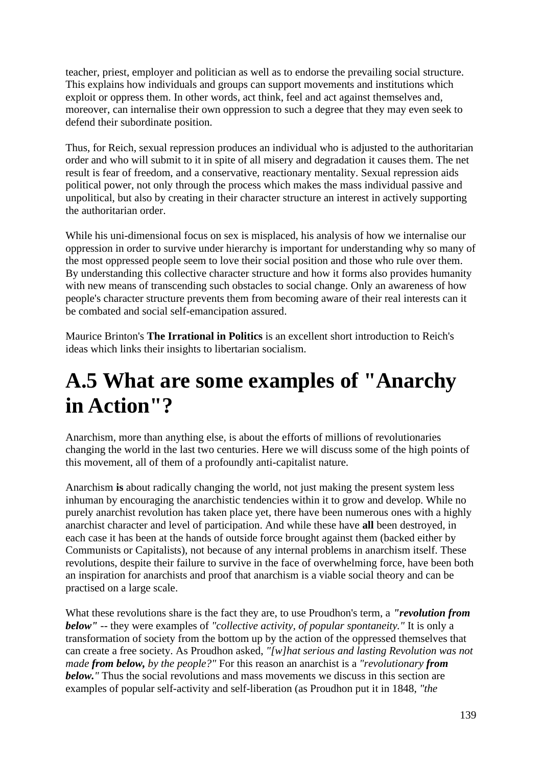teacher, priest, employer and politician as well as to endorse the prevailing social structure. This explains how individuals and groups can support movements and institutions which exploit or oppress them. In other words, act think, feel and act against themselves and, moreover, can internalise their own oppression to such a degree that they may even seek to defend their subordinate position.

Thus, for Reich, sexual repression produces an individual who is adjusted to the authoritarian order and who will submit to it in spite of all misery and degradation it causes them. The net result is fear of freedom, and a conservative, reactionary mentality. Sexual repression aids political power, not only through the process which makes the mass individual passive and unpolitical, but also by creating in their character structure an interest in actively supporting the authoritarian order.

While his uni-dimensional focus on sex is misplaced, his analysis of how we internalise our oppression in order to survive under hierarchy is important for understanding why so many of the most oppressed people seem to love their social position and those who rule over them. By understanding this collective character structure and how it forms also provides humanity with new means of transcending such obstacles to social change. Only an awareness of how people's character structure prevents them from becoming aware of their real interests can it be combated and social self-emancipation assured.

Maurice Brinton's **The Irrational in Politics** is an excellent short introduction to Reich's ideas which links their insights to libertarian socialism.

# A.5 What are some examples of "Anarchy in Action"?

Anarchism, more than anything else, is about the efforts of millions of revolutionaries changing the world in the last two centuries. Here we will discuss some of the high points of this movement, all of them of a profoundly anti-capitalist nature.

Anarchism **is** about radically changing the world, not just making the present system less inhuman by encouraging the anarchistic tendencies within it to grow and develop. While no purely anarchist revolution has taken place yet, there have been numerous ones with a highly anarchist character and level of participation. And while these have **all** been destroyed, in each case it has been at the hands of outside force brought against them (backed either by Communists or Capitalists), not because of any internal problems in anarchism itself. These revolutions, despite their failure to survive in the face of overwhelming force, have been both an inspiration for anarchists and proof that anarchism is a viable social theory and can be practised on a large scale.

What these revolutions share is the fact they are, to use Proudhon's term, a *"**revolution from below**"* -- they were examples of *"collective activity, of popular spontaneity."* It is only a transformation of society from the bottom up by the action of the oppressed themselves that can create a free society. As Proudhon asked, *"[w]hat serious and lasting Revolution was not made **from below,** by the people?"* For this reason an anarchist is a *"revolutionary **from below.**"* Thus the social revolutions and mass movements we discuss in this section are examples of popular self-activity and self-liberation (as Proudhon put it in 1848, *"the*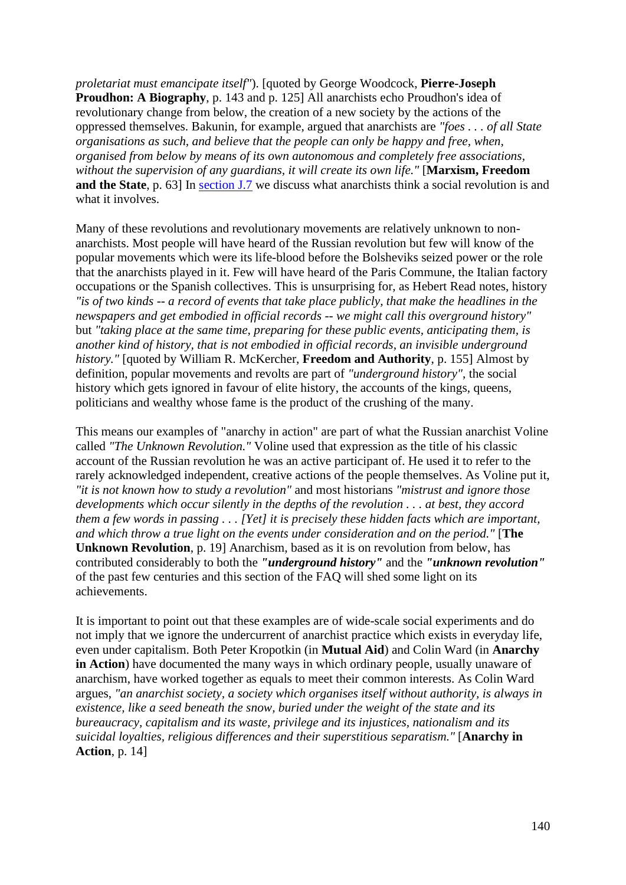*proletariat must emancipate itself"*). [quoted by George Woodcock, **Pierre-Joseph Proudhon: A Biography**, p. 143 and p. 125] All anarchists echo Proudhon's idea of revolutionary change from below, the creation of a new society by the actions of the oppressed themselves. Bakunin, for example, argued that anarchists are *"foes . . . of all State organisations as such, and believe that the people can only be happy and free, when, organised from below by means of its own autonomous and completely free associations, without the supervision of any guardians, it will create its own life."* [**Marxism, Freedom and the State**, p. 63] In section J.7 we discuss what anarchists think a social revolution is and what it involves.

Many of these revolutions and revolutionary movements are relatively unknown to non-anarchists. Most people will have heard of the Russian revolution but few will know of the popular movements which were its life-blood before the Bolsheviks seized power or the role that the anarchists played in it. Few will have heard of the Paris Commune, the Italian factory occupations or the Spanish collectives. This is unsurprising for, as Hebert Read notes, history *"is of two kinds -- a record of events that take place publicly, that make the headlines in the newspapers and get embodied in official records -- we might call this overground history"* but *"taking place at the same time, preparing for these public events, anticipating them, is another kind of history, that is not embodied in official records, an invisible underground history."* [quoted by William R. McKercher, **Freedom and Authority**, p. 155] Almost by definition, popular movements and revolts are part of *"underground history"*, the social history which gets ignored in favour of elite history, the accounts of the kings, queens, politicians and wealthy whose fame is the product of the crushing of the many.

This means our examples of "anarchy in action" are part of what the Russian anarchist Voline called *"The Unknown Revolution."* Voline used that expression as the title of his classic account of the Russian revolution he was an active participant of. He used it to refer to the rarely acknowledged independent, creative actions of the people themselves. As Voline put it, *"it is not known how to study a revolution"* and most historians *"mistrust and ignore those developments which occur silently in the depths of the revolution . . . at best, they accord them a few words in passing . . . [Yet] it is precisely these hidden facts which are important, and which throw a true light on the events under consideration and on the period."* [**The Unknown Revolution**, p. 19] Anarchism, based as it is on revolution from below, has contributed considerably to both the ***"underground history"*** and the ***"unknown revolution"*** of the past few centuries and this section of the FAQ will shed some light on its achievements.

It is important to point out that these examples are of wide-scale social experiments and do not imply that we ignore the undercurrent of anarchist practice which exists in everyday life, even under capitalism. Both Peter Kropotkin (in **Mutual Aid**) and Colin Ward (in **Anarchy in Action**) have documented the many ways in which ordinary people, usually unaware of anarchism, have worked together as equals to meet their common interests. As Colin Ward argues, *"an anarchist society, a society which organises itself without authority, is always in existence, like a seed beneath the snow, buried under the weight of the state and its bureaucracy, capitalism and its waste, privilege and its injustices, nationalism and its suicidal loyalties, religious differences and their superstitious separatism."* [**Anarchy in Action**, p. 14]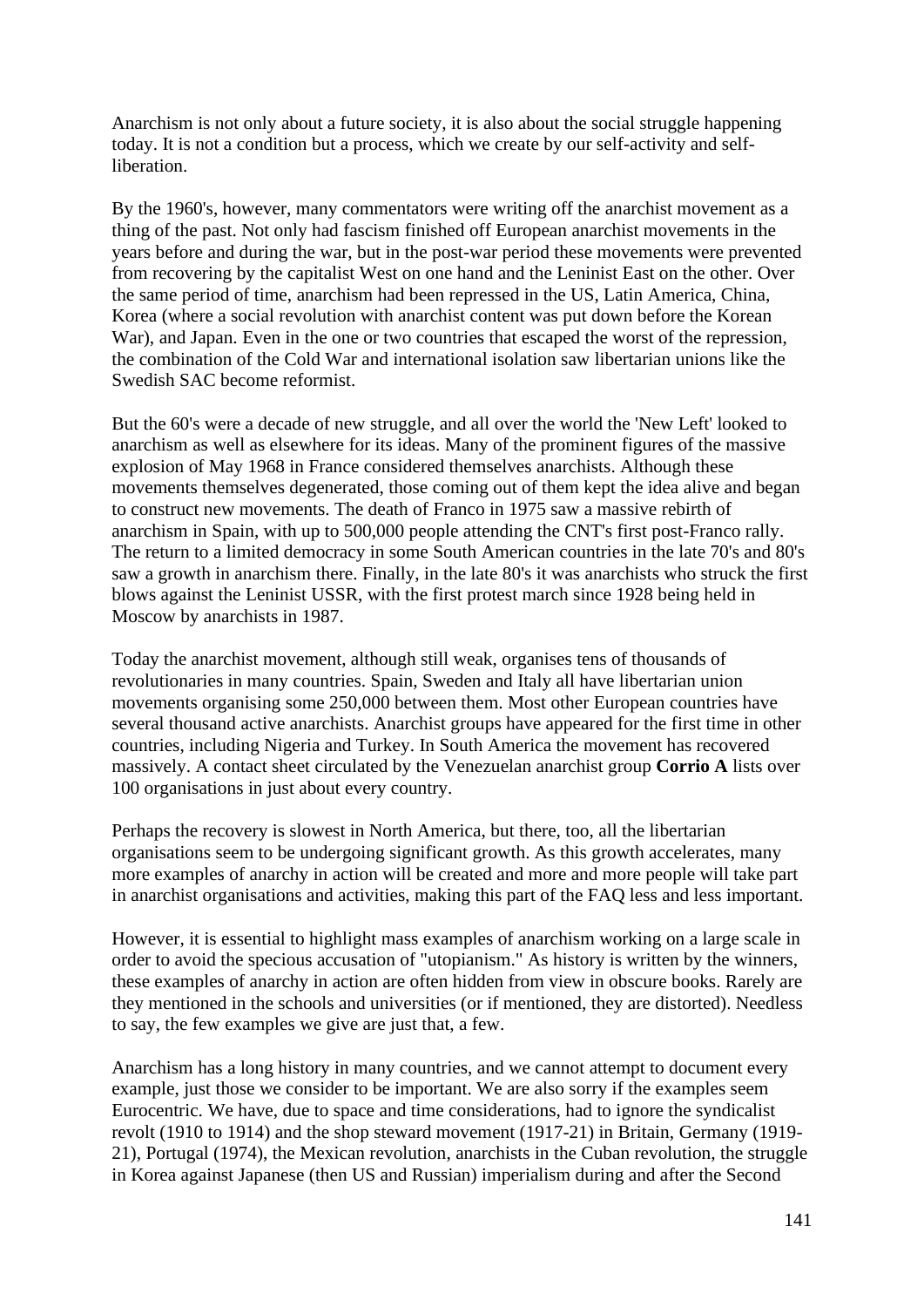Anarchism is not only about a future society, it is also about the social struggle happening today. It is not a condition but a process, which we create by our self-activity and self-liberation.

By the 1960's, however, many commentators were writing off the anarchist movement as a thing of the past. Not only had fascism finished off European anarchist movements in the years before and during the war, but in the post-war period these movements were prevented from recovering by the capitalist West on one hand and the Leninist East on the other. Over the same period of time, anarchism had been repressed in the US, Latin America, China, Korea (where a social revolution with anarchist content was put down before the Korean War), and Japan. Even in the one or two countries that escaped the worst of the repression, the combination of the Cold War and international isolation saw libertarian unions like the Swedish SAC become reformist.

But the 60's were a decade of new struggle, and all over the world the 'New Left' looked to anarchism as well as elsewhere for its ideas. Many of the prominent figures of the massive explosion of May 1968 in France considered themselves anarchists. Although these movements themselves degenerated, those coming out of them kept the idea alive and began to construct new movements. The death of Franco in 1975 saw a massive rebirth of anarchism in Spain, with up to 500,000 people attending the CNT's first post-Franco rally. The return to a limited democracy in some South American countries in the late 70's and 80's saw a growth in anarchism there. Finally, in the late 80's it was anarchists who struck the first blows against the Leninist USSR, with the first protest march since 1928 being held in Moscow by anarchists in 1987.

Today the anarchist movement, although still weak, organises tens of thousands of revolutionaries in many countries. Spain, Sweden and Italy all have libertarian union movements organising some 250,000 between them. Most other European countries have several thousand active anarchists. Anarchist groups have appeared for the first time in other countries, including Nigeria and Turkey. In South America the movement has recovered massively. A contact sheet circulated by the Venezuelan anarchist group **Corrio A** lists over 100 organisations in just about every country.

Perhaps the recovery is slowest in North America, but there, too, all the libertarian organisations seem to be undergoing significant growth. As this growth accelerates, many more examples of anarchy in action will be created and more and more people will take part in anarchist organisations and activities, making this part of the FAQ less and less important.

However, it is essential to highlight mass examples of anarchism working on a large scale in order to avoid the specious accusation of "utopianism." As history is written by the winners, these examples of anarchy in action are often hidden from view in obscure books. Rarely are they mentioned in the schools and universities (or if mentioned, they are distorted). Needless to say, the few examples we give are just that, a few.

Anarchism has a long history in many countries, and we cannot attempt to document every example, just those we consider to be important. We are also sorry if the examples seem Eurocentric. We have, due to space and time considerations, had to ignore the syndicalist revolt (1910 to 1914) and the shop steward movement (1917-21) in Britain, Germany (1919-21), Portugal (1974), the Mexican revolution, anarchists in the Cuban revolution, the struggle in Korea against Japanese (then US and Russian) imperialism during and after the Second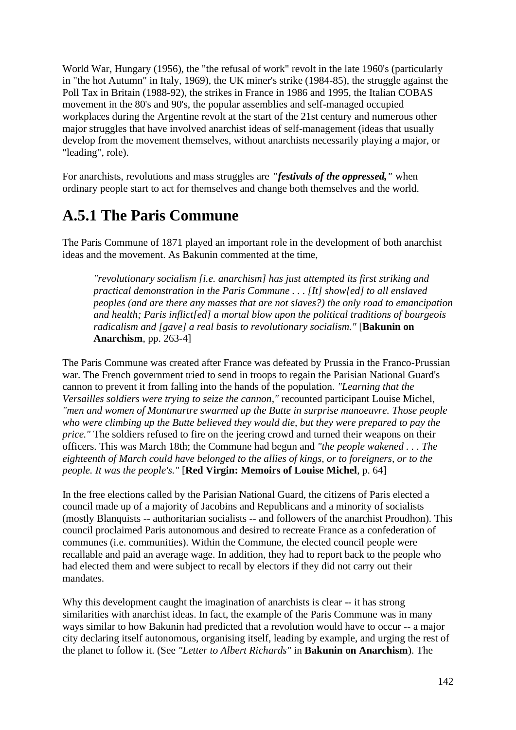World War, Hungary (1956), the "the refusal of work" revolt in the late 1960's (particularly in "the hot Autumn" in Italy, 1969), the UK miner's strike (1984-85), the struggle against the Poll Tax in Britain (1988-92), the strikes in France in 1986 and 1995, the Italian COBAS movement in the 80's and 90's, the popular assemblies and self-managed occupied workplaces during the Argentine revolt at the start of the 21st century and numerous other major struggles that have involved anarchist ideas of self-management (ideas that usually develop from the movement themselves, without anarchists necessarily playing a major, or "leading", role).

For anarchists, revolutions and mass struggles are ***"festivals of the oppressed,"*** when ordinary people start to act for themselves and change both themselves and the world.

## A.5.1 The Paris Commune

The Paris Commune of 1871 played an important role in the development of both anarchist ideas and the movement. As Bakunin commented at the time,

> *"revolutionary socialism [i.e. anarchism] has just attempted its first striking and practical demonstration in the Paris Commune . . . [It] show[ed] to all enslaved peoples (and are there any masses that are not slaves?) the only road to emancipation and health; Paris inflict[ed] a mortal blow upon the political traditions of bourgeois radicalism and [gave] a real basis to revolutionary socialism."* [**Bakunin on Anarchism**, pp. 263-4]

The Paris Commune was created after France was defeated by Prussia in the Franco-Prussian war. The French government tried to send in troops to regain the Parisian National Guard's cannon to prevent it from falling into the hands of the population. *"Learning that the Versailles soldiers were trying to seize the cannon,"* recounted participant Louise Michel, *"men and women of Montmartre swarmed up the Butte in surprise manoeuvre. Those people who were climbing up the Butte believed they would die, but they were prepared to pay the price."* The soldiers refused to fire on the jeering crowd and turned their weapons on their officers. This was March 18th; the Commune had begun and *"the people wakened . . . The eighteenth of March could have belonged to the allies of kings, or to foreigners, or to the people. It was the people's."* [**Red Virgin: Memoirs of Louise Michel**, p. 64]

In the free elections called by the Parisian National Guard, the citizens of Paris elected a council made up of a majority of Jacobins and Republicans and a minority of socialists (mostly Blanquists -- authoritarian socialists -- and followers of the anarchist Proudhon). This council proclaimed Paris autonomous and desired to recreate France as a confederation of communes (i.e. communities). Within the Commune, the elected council people were recallable and paid an average wage. In addition, they had to report back to the people who had elected them and were subject to recall by electors if they did not carry out their mandates.

Why this development caught the imagination of anarchists is clear -- it has strong similarities with anarchist ideas. In fact, the example of the Paris Commune was in many ways similar to how Bakunin had predicted that a revolution would have to occur -- a major city declaring itself autonomous, organising itself, leading by example, and urging the rest of the planet to follow it. (See *"Letter to Albert Richards"* in **Bakunin on Anarchism**). The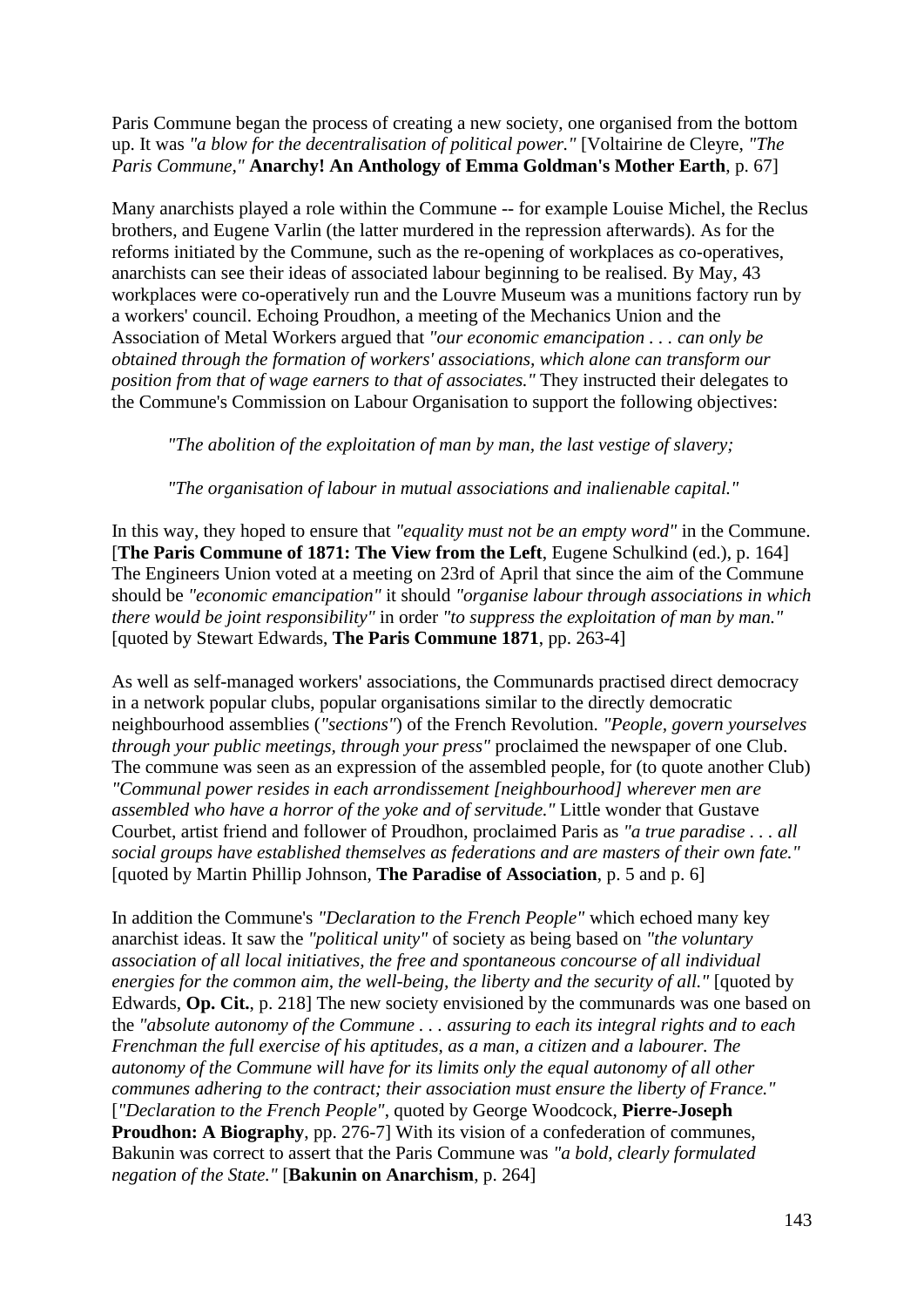Paris Commune began the process of creating a new society, one organised from the bottom up. It was *"a blow for the decentralisation of political power."* [Voltairine de Cleyre, *"The Paris Commune,"* **Anarchy! An Anthology of Emma Goldman's Mother Earth**, p. 67]

Many anarchists played a role within the Commune -- for example Louise Michel, the Reclus brothers, and Eugene Varlin (the latter murdered in the repression afterwards). As for the reforms initiated by the Commune, such as the re-opening of workplaces as co-operatives, anarchists can see their ideas of associated labour beginning to be realised. By May, 43 workplaces were co-operatively run and the Louvre Museum was a munitions factory run by a workers' council. Echoing Proudhon, a meeting of the Mechanics Union and the Association of Metal Workers argued that *"our economic emancipation . . . can only be obtained through the formation of workers' associations, which alone can transform our position from that of wage earners to that of associates."* They instructed their delegates to the Commune's Commission on Labour Organisation to support the following objectives:

> *"The abolition of the exploitation of man by man, the last vestige of slavery;*
>
> *"The organisation of labour in mutual associations and inalienable capital."*

In this way, they hoped to ensure that *"equality must not be an empty word"* in the Commune. [**The Paris Commune of 1871: The View from the Left**, Eugene Schulkind (ed.), p. 164] The Engineers Union voted at a meeting on 23rd of April that since the aim of the Commune should be *"economic emancipation"* it should *"organise labour through associations in which there would be joint responsibility"* in order *"to suppress the exploitation of man by man."* [quoted by Stewart Edwards, **The Paris Commune 1871**, pp. 263-4]

As well as self-managed workers' associations, the Communards practised direct democracy in a network popular clubs, popular organisations similar to the directly democratic neighbourhood assemblies (*"sections"*) of the French Revolution. *"People, govern yourselves through your public meetings, through your press"* proclaimed the newspaper of one Club. The commune was seen as an expression of the assembled people, for (to quote another Club) *"Communal power resides in each arrondissement [neighbourhood] wherever men are assembled who have a horror of the yoke and of servitude."* Little wonder that Gustave Courbet, artist friend and follower of Proudhon, proclaimed Paris as *"a true paradise . . . all social groups have established themselves as federations and are masters of their own fate."* [quoted by Martin Phillip Johnson, **The Paradise of Association**, p. 5 and p. 6]

In addition the Commune's *"Declaration to the French People"* which echoed many key anarchist ideas. It saw the *"political unity"* of society as being based on *"the voluntary association of all local initiatives, the free and spontaneous concourse of all individual energies for the common aim, the well-being, the liberty and the security of all."* [quoted by Edwards, **Op. Cit.**, p. 218] The new society envisioned by the communards was one based on the *"absolute autonomy of the Commune . . . assuring to each its integral rights and to each Frenchman the full exercise of his aptitudes, as a man, a citizen and a labourer. The autonomy of the Commune will have for its limits only the equal autonomy of all other communes adhering to the contract; their association must ensure the liberty of France."* [*"Declaration to the French People"*, quoted by George Woodcock, **Pierre-Joseph Proudhon: A Biography**, pp. 276-7] With its vision of a confederation of communes, Bakunin was correct to assert that the Paris Commune was *"a bold, clearly formulated negation of the State."* [**Bakunin on Anarchism**, p. 264]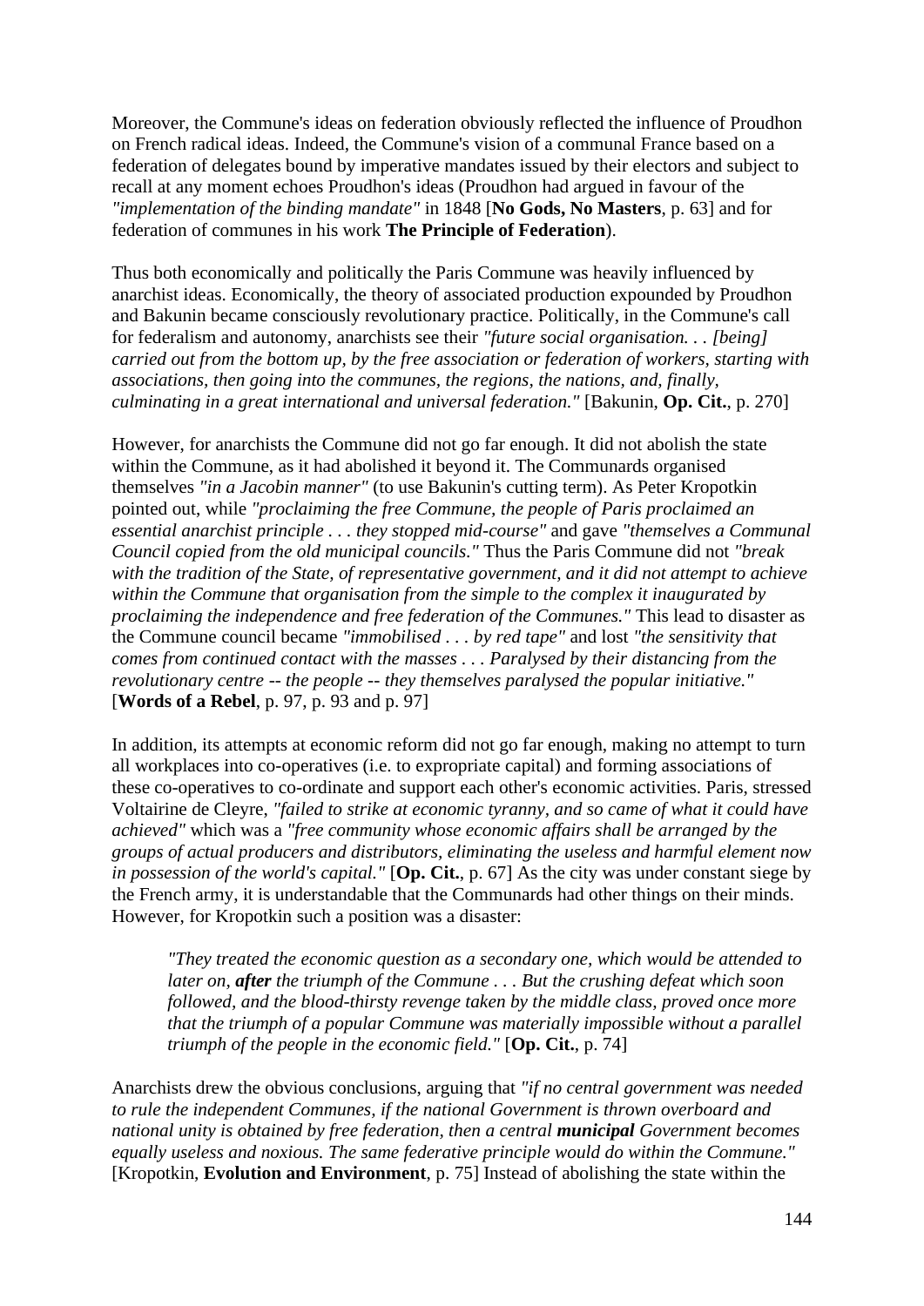Moreover, the Commune's ideas on federation obviously reflected the influence of Proudhon on French radical ideas. Indeed, the Commune's vision of a communal France based on a federation of delegates bound by imperative mandates issued by their electors and subject to recall at any moment echoes Proudhon's ideas (Proudhon had argued in favour of the *"implementation of the binding mandate"* in 1848 [**No Gods, No Masters**, p. 63] and for federation of communes in his work **The Principle of Federation**).

Thus both economically and politically the Paris Commune was heavily influenced by anarchist ideas. Economically, the theory of associated production expounded by Proudhon and Bakunin became consciously revolutionary practice. Politically, in the Commune's call for federalism and autonomy, anarchists see their *"future social organisation. . . [being] carried out from the bottom up, by the free association or federation of workers, starting with associations, then going into the communes, the regions, the nations, and, finally, culminating in a great international and universal federation."* [Bakunin, **Op. Cit.**, p. 270]

However, for anarchists the Commune did not go far enough. It did not abolish the state within the Commune, as it had abolished it beyond it. The Communards organised themselves *"in a Jacobin manner"* (to use Bakunin's cutting term). As Peter Kropotkin pointed out, while *"proclaiming the free Commune, the people of Paris proclaimed an essential anarchist principle . . . they stopped mid-course"* and gave *"themselves a Communal Council copied from the old municipal councils."* Thus the Paris Commune did not *"break with the tradition of the State, of representative government, and it did not attempt to achieve within the Commune that organisation from the simple to the complex it inaugurated by proclaiming the independence and free federation of the Communes."* This lead to disaster as the Commune council became *"immobilised . . . by red tape"* and lost *"the sensitivity that comes from continued contact with the masses . . . Paralysed by their distancing from the revolutionary centre -- the people -- they themselves paralysed the popular initiative."* [**Words of a Rebel**, p. 97, p. 93 and p. 97]

In addition, its attempts at economic reform did not go far enough, making no attempt to turn all workplaces into co-operatives (i.e. to expropriate capital) and forming associations of these co-operatives to co-ordinate and support each other's economic activities. Paris, stressed Voltairine de Cleyre, *"failed to strike at economic tyranny, and so came of what it could have achieved"* which was a *"free community whose economic affairs shall be arranged by the groups of actual producers and distributors, eliminating the useless and harmful element now in possession of the world's capital."* [**Op. Cit.**, p. 67] As the city was under constant siege by the French army, it is understandable that the Communards had other things on their minds. However, for Kropotkin such a position was a disaster:

> *"They treated the economic question as a secondary one, which would be attended to later on,* ***after*** *the triumph of the Commune . . . But the crushing defeat which soon followed, and the blood-thirsty revenge taken by the middle class, proved once more that the triumph of a popular Commune was materially impossible without a parallel triumph of the people in the economic field."* [**Op. Cit.**, p. 74]

Anarchists drew the obvious conclusions, arguing that *"if no central government was needed to rule the independent Communes, if the national Government is thrown overboard and national unity is obtained by free federation, then a central* ***municipal*** *Government becomes equally useless and noxious. The same federative principle would do within the Commune."* [Kropotkin, **Evolution and Environment**, p. 75] Instead of abolishing the state within the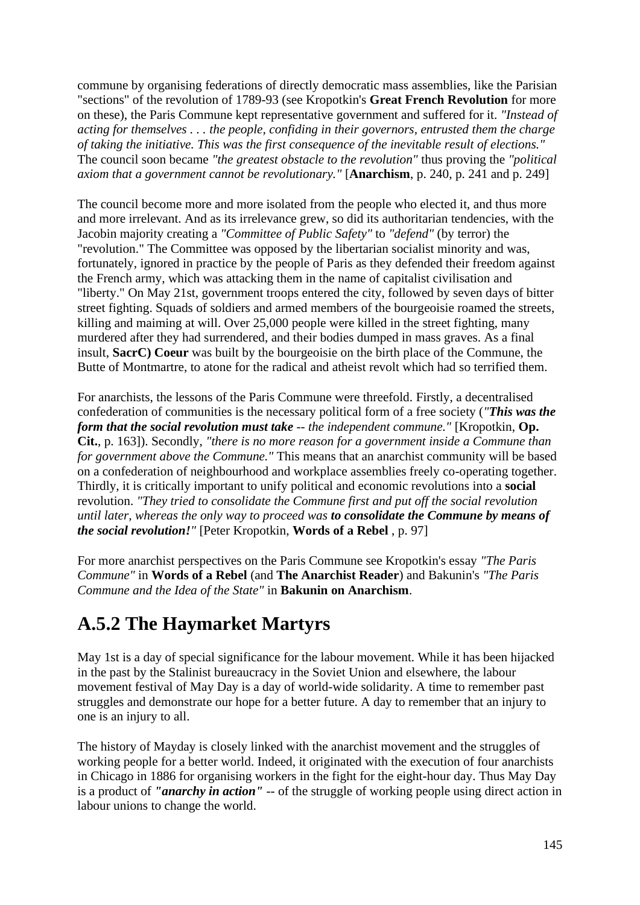commune by organising federations of directly democratic mass assemblies, like the Parisian "sections" of the revolution of 1789-93 (see Kropotkin's **Great French Revolution** for more on these), the Paris Commune kept representative government and suffered for it. *"Instead of acting for themselves . . . the people, confiding in their governors, entrusted them the charge of taking the initiative. This was the first consequence of the inevitable result of elections."* The council soon became *"the greatest obstacle to the revolution"* thus proving the *"political axiom that a government cannot be revolutionary."* [**Anarchism**, p. 240, p. 241 and p. 249]

The council become more and more isolated from the people who elected it, and thus more and more irrelevant. And as its irrelevance grew, so did its authoritarian tendencies, with the Jacobin majority creating a *"Committee of Public Safety"* to *"defend"* (by terror) the "revolution." The Committee was opposed by the libertarian socialist minority and was, fortunately, ignored in practice by the people of Paris as they defended their freedom against the French army, which was attacking them in the name of capitalist civilisation and "liberty." On May 21st, government troops entered the city, followed by seven days of bitter street fighting. Squads of soldiers and armed members of the bourgeoisie roamed the streets, killing and maiming at will. Over 25,000 people were killed in the street fighting, many murdered after they had surrendered, and their bodies dumped in mass graves. As a final insult, **SacrC) Coeur** was built by the bourgeoisie on the birth place of the Commune, the Butte of Montmartre, to atone for the radical and atheist revolt which had so terrified them.

For anarchists, the lessons of the Paris Commune were threefold. Firstly, a decentralised confederation of communities is the necessary political form of a free society (*"**This was the form that the social revolution must take** -- the independent commune."* [Kropotkin, **Op. Cit.**, p. 163]). Secondly, *"there is no more reason for a government inside a Commune than for government above the Commune."* This means that an anarchist community will be based on a confederation of neighbourhood and workplace assemblies freely co-operating together. Thirdly, it is critically important to unify political and economic revolutions into a **social** revolution. *"They tried to consolidate the Commune first and put off the social revolution until later, whereas the only way to proceed was **to consolidate the Commune by means of the social revolution!**"* [Peter Kropotkin, **Words of a Rebel** , p. 97]

For more anarchist perspectives on the Paris Commune see Kropotkin's essay *"The Paris Commune"* in **Words of a Rebel** (and **The Anarchist Reader**) and Bakunin's *"The Paris Commune and the Idea of the State"* in **Bakunin on Anarchism**.

## A.5.2 The Haymarket Martyrs

May 1st is a day of special significance for the labour movement. While it has been hijacked in the past by the Stalinist bureaucracy in the Soviet Union and elsewhere, the labour movement festival of May Day is a day of world-wide solidarity. A time to remember past struggles and demonstrate our hope for a better future. A day to remember that an injury to one is an injury to all.

The history of Mayday is closely linked with the anarchist movement and the struggles of working people for a better world. Indeed, it originated with the execution of four anarchists in Chicago in 1886 for organising workers in the fight for the eight-hour day. Thus May Day is a product of ***"anarchy in action"*** -- of the struggle of working people using direct action in labour unions to change the world.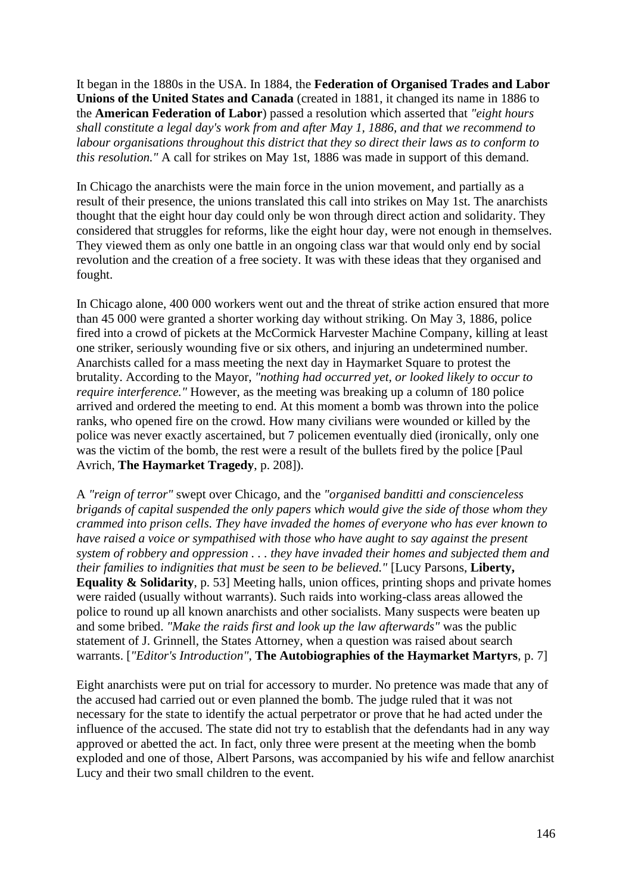It began in the 1880s in the USA. In 1884, the **Federation of Organised Trades and Labor Unions of the United States and Canada** (created in 1881, it changed its name in 1886 to the **American Federation of Labor**) passed a resolution which asserted that *"eight hours shall constitute a legal day's work from and after May 1, 1886, and that we recommend to labour organisations throughout this district that they so direct their laws as to conform to this resolution."* A call for strikes on May 1st, 1886 was made in support of this demand.

In Chicago the anarchists were the main force in the union movement, and partially as a result of their presence, the unions translated this call into strikes on May 1st. The anarchists thought that the eight hour day could only be won through direct action and solidarity. They considered that struggles for reforms, like the eight hour day, were not enough in themselves. They viewed them as only one battle in an ongoing class war that would only end by social revolution and the creation of a free society. It was with these ideas that they organised and fought.

In Chicago alone, 400 000 workers went out and the threat of strike action ensured that more than 45 000 were granted a shorter working day without striking. On May 3, 1886, police fired into a crowd of pickets at the McCormick Harvester Machine Company, killing at least one striker, seriously wounding five or six others, and injuring an undetermined number. Anarchists called for a mass meeting the next day in Haymarket Square to protest the brutality. According to the Mayor, *"nothing had occurred yet, or looked likely to occur to require interference."* However, as the meeting was breaking up a column of 180 police arrived and ordered the meeting to end. At this moment a bomb was thrown into the police ranks, who opened fire on the crowd. How many civilians were wounded or killed by the police was never exactly ascertained, but 7 policemen eventually died (ironically, only one was the victim of the bomb, the rest were a result of the bullets fired by the police [Paul Avrich, **The Haymarket Tragedy**, p. 208]).

A *"reign of terror"* swept over Chicago, and the *"organised banditti and conscienceless brigands of capital suspended the only papers which would give the side of those whom they crammed into prison cells. They have invaded the homes of everyone who has ever known to have raised a voice or sympathised with those who have aught to say against the present system of robbery and oppression . . . they have invaded their homes and subjected them and their families to indignities that must be seen to be believed."* [Lucy Parsons, **Liberty, Equality & Solidarity**, p. 53] Meeting halls, union offices, printing shops and private homes were raided (usually without warrants). Such raids into working-class areas allowed the police to round up all known anarchists and other socialists. Many suspects were beaten up and some bribed. *"Make the raids first and look up the law afterwards"* was the public statement of J. Grinnell, the States Attorney, when a question was raised about search warrants. [*"Editor's Introduction"*, **The Autobiographies of the Haymarket Martyrs**, p. 7]

Eight anarchists were put on trial for accessory to murder. No pretence was made that any of the accused had carried out or even planned the bomb. The judge ruled that it was not necessary for the state to identify the actual perpetrator or prove that he had acted under the influence of the accused. The state did not try to establish that the defendants had in any way approved or abetted the act. In fact, only three were present at the meeting when the bomb exploded and one of those, Albert Parsons, was accompanied by his wife and fellow anarchist Lucy and their two small children to the event.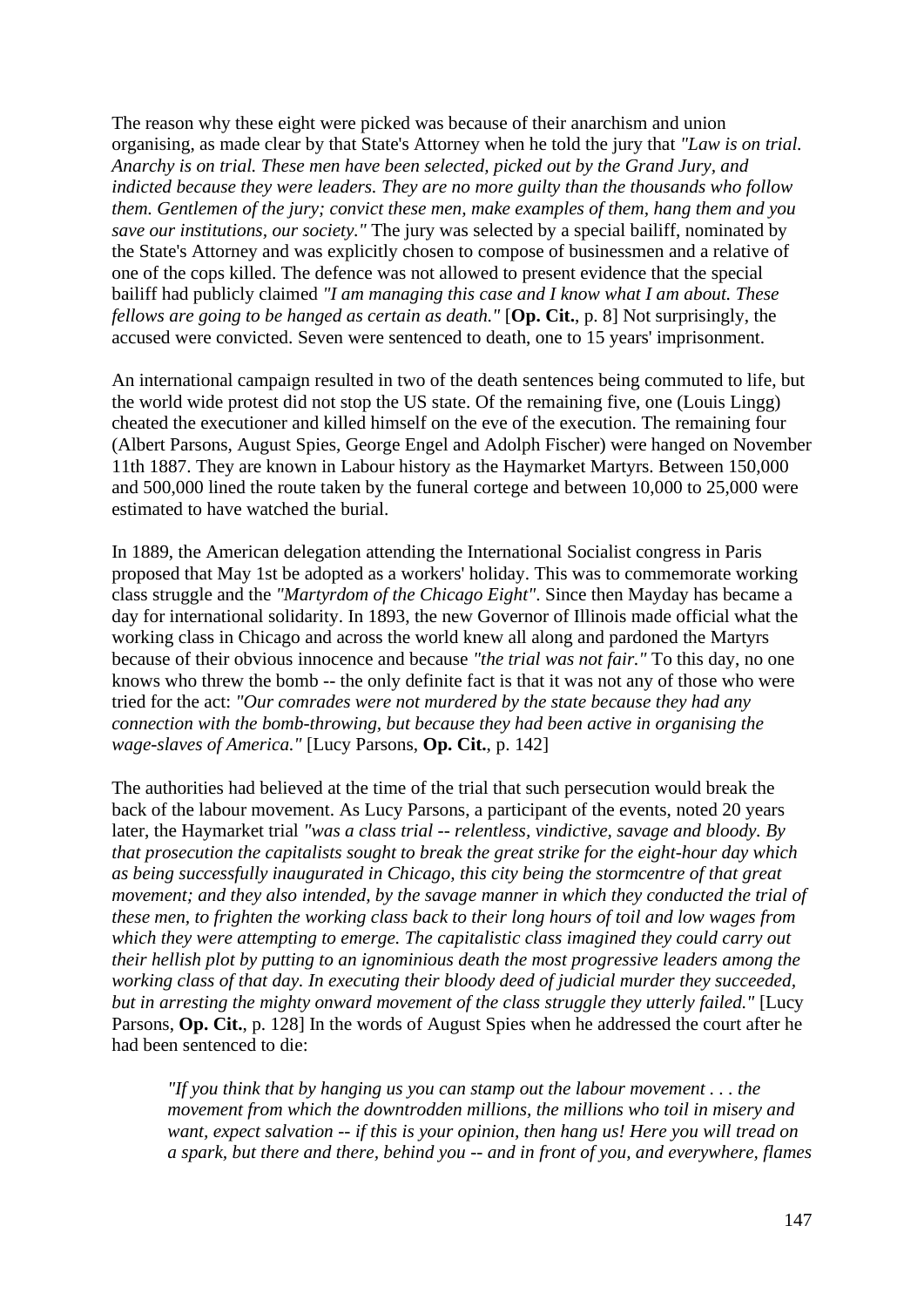The reason why these eight were picked was because of their anarchism and union organising, as made clear by that State's Attorney when he told the jury that *"Law is on trial. Anarchy is on trial. These men have been selected, picked out by the Grand Jury, and indicted because they were leaders. They are no more guilty than the thousands who follow them. Gentlemen of the jury; convict these men, make examples of them, hang them and you save our institutions, our society."* The jury was selected by a special bailiff, nominated by the State's Attorney and was explicitly chosen to compose of businessmen and a relative of one of the cops killed. The defence was not allowed to present evidence that the special bailiff had publicly claimed *"I am managing this case and I know what I am about. These fellows are going to be hanged as certain as death."* [**Op. Cit.**, p. 8] Not surprisingly, the accused were convicted. Seven were sentenced to death, one to 15 years' imprisonment.

An international campaign resulted in two of the death sentences being commuted to life, but the world wide protest did not stop the US state. Of the remaining five, one (Louis Lingg) cheated the executioner and killed himself on the eve of the execution. The remaining four (Albert Parsons, August Spies, George Engel and Adolph Fischer) were hanged on November 11th 1887. They are known in Labour history as the Haymarket Martyrs. Between 150,000 and 500,000 lined the route taken by the funeral cortege and between 10,000 to 25,000 were estimated to have watched the burial.

In 1889, the American delegation attending the International Socialist congress in Paris proposed that May 1st be adopted as a workers' holiday. This was to commemorate working class struggle and the *"Martyrdom of the Chicago Eight"*. Since then Mayday has became a day for international solidarity. In 1893, the new Governor of Illinois made official what the working class in Chicago and across the world knew all along and pardoned the Martyrs because of their obvious innocence and because *"the trial was not fair."* To this day, no one knows who threw the bomb -- the only definite fact is that it was not any of those who were tried for the act: *"Our comrades were not murdered by the state because they had any connection with the bomb-throwing, but because they had been active in organising the wage-slaves of America."* [Lucy Parsons, **Op. Cit.**, p. 142]

The authorities had believed at the time of the trial that such persecution would break the back of the labour movement. As Lucy Parsons, a participant of the events, noted 20 years later, the Haymarket trial *"was a class trial -- relentless, vindictive, savage and bloody. By that prosecution the capitalists sought to break the great strike for the eight-hour day which as being successfully inaugurated in Chicago, this city being the stormcentre of that great movement; and they also intended, by the savage manner in which they conducted the trial of these men, to frighten the working class back to their long hours of toil and low wages from which they were attempting to emerge. The capitalistic class imagined they could carry out their hellish plot by putting to an ignominious death the most progressive leaders among the working class of that day. In executing their bloody deed of judicial murder they succeeded, but in arresting the mighty onward movement of the class struggle they utterly failed."* [Lucy Parsons, **Op. Cit.**, p. 128] In the words of August Spies when he addressed the court after he had been sentenced to die:

> *"If you think that by hanging us you can stamp out the labour movement . . . the movement from which the downtrodden millions, the millions who toil in misery and want, expect salvation -- if this is your opinion, then hang us! Here you will tread on a spark, but there and there, behind you -- and in front of you, and everywhere, flames*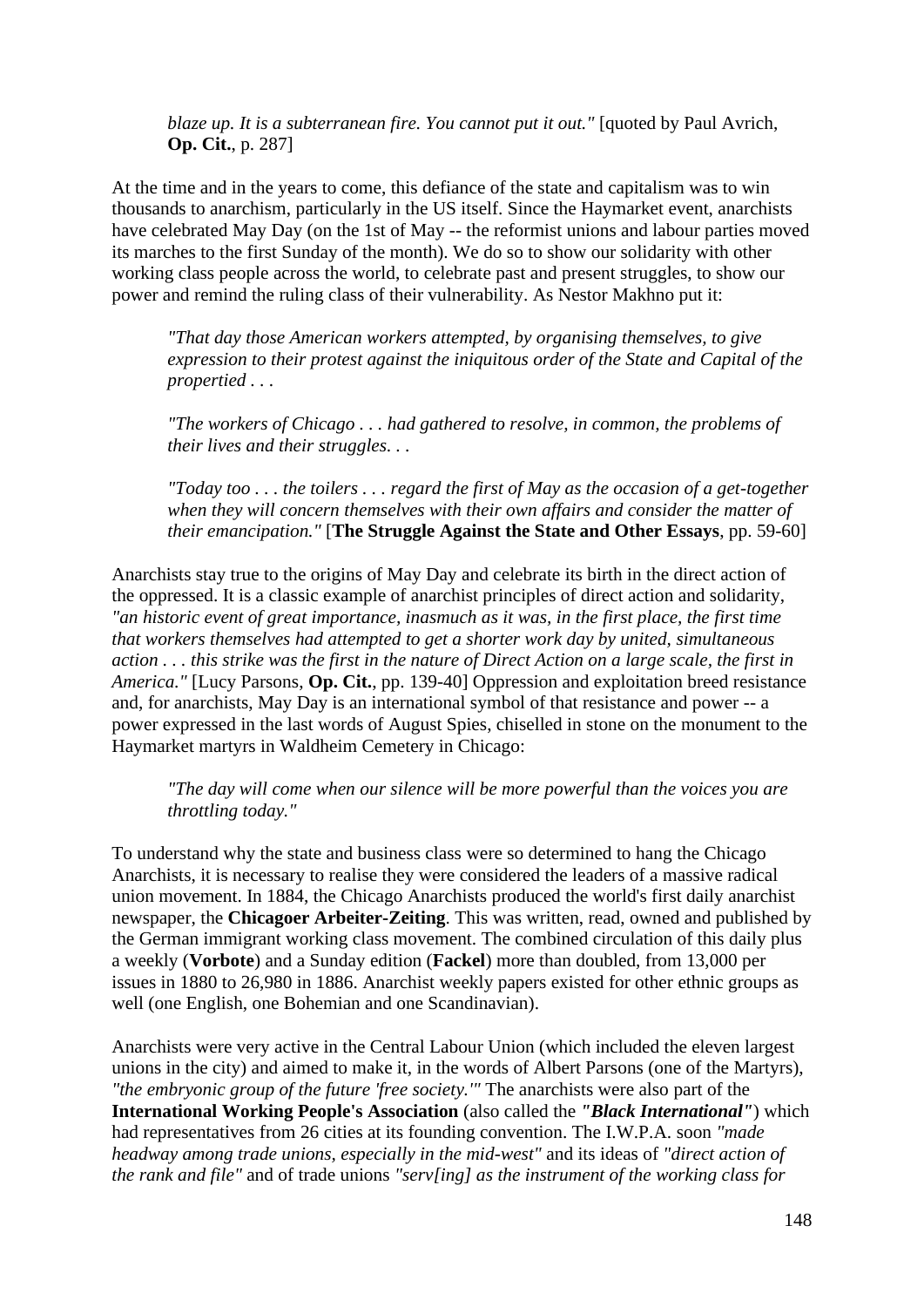> *blaze up. It is a subterranean fire. You cannot put it out."* [quoted by Paul Avrich, **Op. Cit.**, p. 287]

At the time and in the years to come, this defiance of the state and capitalism was to win thousands to anarchism, particularly in the US itself. Since the Haymarket event, anarchists have celebrated May Day (on the 1st of May -- the reformist unions and labour parties moved its marches to the first Sunday of the month). We do so to show our solidarity with other working class people across the world, to celebrate past and present struggles, to show our power and remind the ruling class of their vulnerability. As Nestor Makhno put it:

> *"That day those American workers attempted, by organising themselves, to give expression to their protest against the iniquitous order of the State and Capital of the propertied . . .*
>
> *"The workers of Chicago . . . had gathered to resolve, in common, the problems of their lives and their struggles. . .*
>
> *"Today too . . . the toilers . . . regard the first of May as the occasion of a get-together when they will concern themselves with their own affairs and consider the matter of their emancipation."* [**The Struggle Against the State and Other Essays**, pp. 59-60]

Anarchists stay true to the origins of May Day and celebrate its birth in the direct action of the oppressed. It is a classic example of anarchist principles of direct action and solidarity, *"an historic event of great importance, inasmuch as it was, in the first place, the first time that workers themselves had attempted to get a shorter work day by united, simultaneous action . . . this strike was the first in the nature of Direct Action on a large scale, the first in America."* [Lucy Parsons, **Op. Cit.**, pp. 139-40] Oppression and exploitation breed resistance and, for anarchists, May Day is an international symbol of that resistance and power -- a power expressed in the last words of August Spies, chiselled in stone on the monument to the Haymarket martyrs in Waldheim Cemetery in Chicago:

> *"The day will come when our silence will be more powerful than the voices you are throttling today."*

To understand why the state and business class were so determined to hang the Chicago Anarchists, it is necessary to realise they were considered the leaders of a massive radical union movement. In 1884, the Chicago Anarchists produced the world's first daily anarchist newspaper, the **Chicagoer Arbeiter-Zeiting**. This was written, read, owned and published by the German immigrant working class movement. The combined circulation of this daily plus a weekly (**Vorbote**) and a Sunday edition (**Fackel**) more than doubled, from 13,000 per issues in 1880 to 26,980 in 1886. Anarchist weekly papers existed for other ethnic groups as well (one English, one Bohemian and one Scandinavian).

Anarchists were very active in the Central Labour Union (which included the eleven largest unions in the city) and aimed to make it, in the words of Albert Parsons (one of the Martyrs), *"the embryonic group of the future 'free society.'"* The anarchists were also part of the **International Working People's Association** (also called the ***"Black International"***) which had representatives from 26 cities at its founding convention. The I.W.P.A. soon *"made headway among trade unions, especially in the mid-west"* and its ideas of *"direct action of the rank and file"* and of trade unions *"serv[ing] as the instrument of the working class for*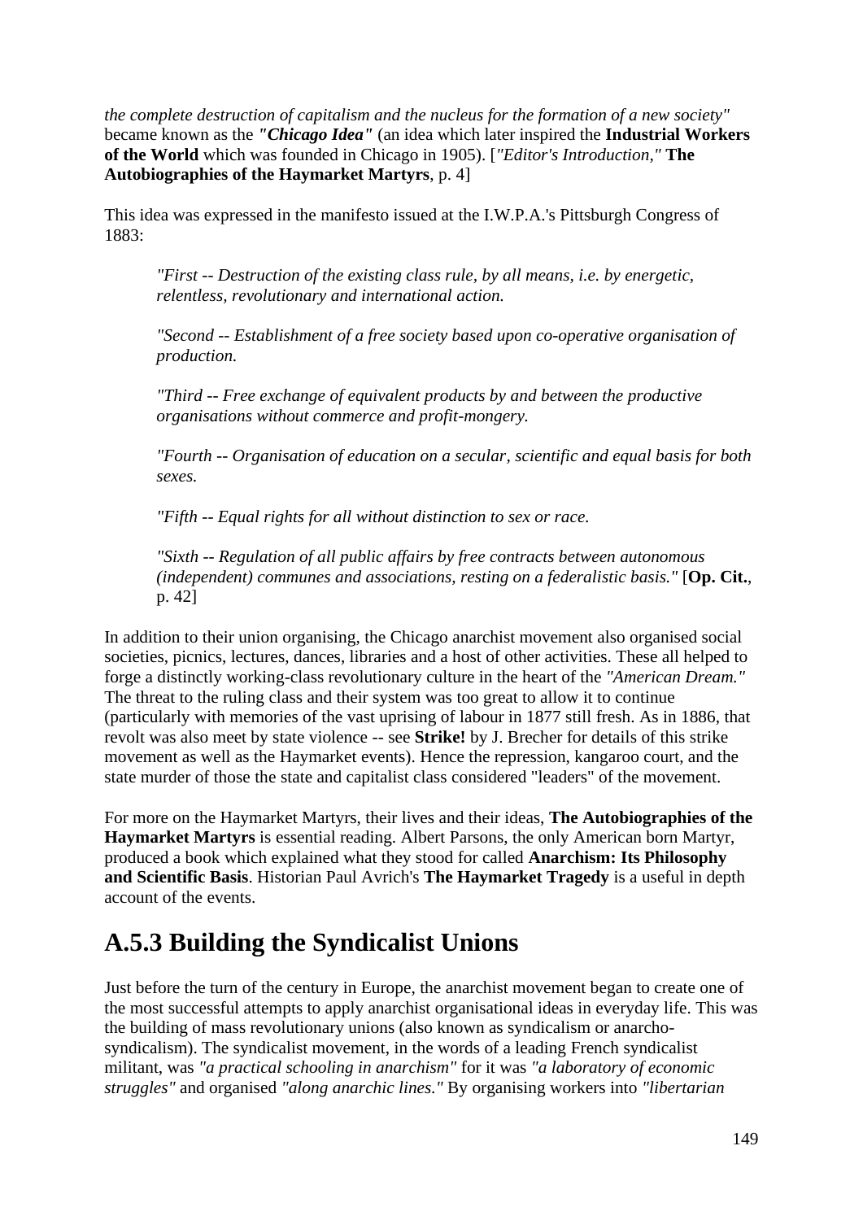*the complete destruction of capitalism and the nucleus for the formation of a new society"* became known as the ***"Chicago Idea"*** (an idea which later inspired the **Industrial Workers of the World** which was founded in Chicago in 1905). [*"Editor's Introduction,"* **The Autobiographies of the Haymarket Martyrs**, p. 4]

This idea was expressed in the manifesto issued at the I.W.P.A.'s Pittsburgh Congress of 1883:

> *"First -- Destruction of the existing class rule, by all means, i.e. by energetic, relentless, revolutionary and international action.*
>
> *"Second -- Establishment of a free society based upon co-operative organisation of production.*
>
> *"Third -- Free exchange of equivalent products by and between the productive organisations without commerce and profit-mongery.*
>
> *"Fourth -- Organisation of education on a secular, scientific and equal basis for both sexes.*
>
> *"Fifth -- Equal rights for all without distinction to sex or race.*
>
> *"Sixth -- Regulation of all public affairs by free contracts between autonomous (independent) communes and associations, resting on a federalistic basis."* [**Op. Cit.**, p. 42]

In addition to their union organising, the Chicago anarchist movement also organised social societies, picnics, lectures, dances, libraries and a host of other activities. These all helped to forge a distinctly working-class revolutionary culture in the heart of the *"American Dream."* The threat to the ruling class and their system was too great to allow it to continue (particularly with memories of the vast uprising of labour in 1877 still fresh. As in 1886, that revolt was also meet by state violence -- see **Strike!** by J. Brecher for details of this strike movement as well as the Haymarket events). Hence the repression, kangaroo court, and the state murder of those the state and capitalist class considered "leaders" of the movement.

For more on the Haymarket Martyrs, their lives and their ideas, **The Autobiographies of the Haymarket Martyrs** is essential reading. Albert Parsons, the only American born Martyr, produced a book which explained what they stood for called **Anarchism: Its Philosophy and Scientific Basis**. Historian Paul Avrich's **The Haymarket Tragedy** is a useful in depth account of the events.

## A.5.3 Building the Syndicalist Unions

Just before the turn of the century in Europe, the anarchist movement began to create one of the most successful attempts to apply anarchist organisational ideas in everyday life. This was the building of mass revolutionary unions (also known as syndicalism or anarcho-syndicalism). The syndicalist movement, in the words of a leading French syndicalist militant, was *"a practical schooling in anarchism"* for it was *"a laboratory of economic struggles"* and organised *"along anarchic lines."* By organising workers into *"libertarian*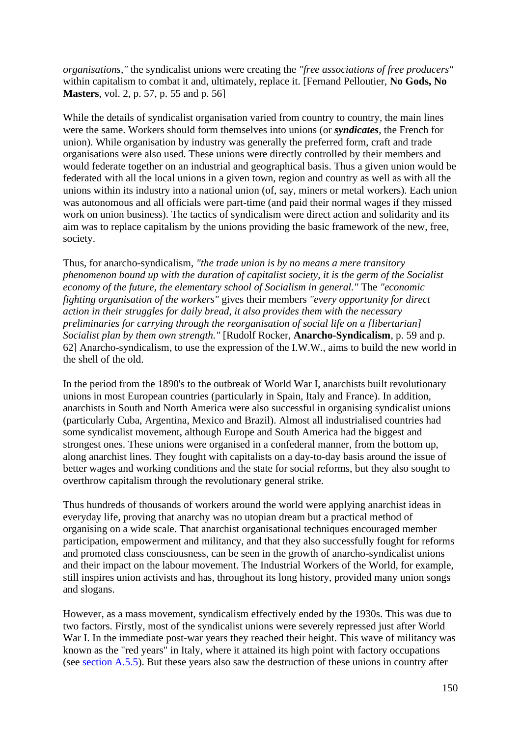*organisations,"* the syndicalist unions were creating the *"free associations of free producers"* within capitalism to combat it and, ultimately, replace it. [Fernand Pelloutier, **No Gods, No Masters**, vol. 2, p. 57, p. 55 and p. 56]

While the details of syndicalist organisation varied from country to country, the main lines were the same. Workers should form themselves into unions (or ***syndicates***, the French for union). While organisation by industry was generally the preferred form, craft and trade organisations were also used. These unions were directly controlled by their members and would federate together on an industrial and geographical basis. Thus a given union would be federated with all the local unions in a given town, region and country as well as with all the unions within its industry into a national union (of, say, miners or metal workers). Each union was autonomous and all officials were part-time (and paid their normal wages if they missed work on union business). The tactics of syndicalism were direct action and solidarity and its aim was to replace capitalism by the unions providing the basic framework of the new, free, society.

Thus, for anarcho-syndicalism, *"the trade union is by no means a mere transitory phenomenon bound up with the duration of capitalist society, it is the germ of the Socialist economy of the future, the elementary school of Socialism in general."* The *"economic fighting organisation of the workers"* gives their members *"every opportunity for direct action in their struggles for daily bread, it also provides them with the necessary preliminaries for carrying through the reorganisation of social life on a [libertarian] Socialist plan by them own strength."* [Rudolf Rocker, **Anarcho-Syndicalism**, p. 59 and p. 62] Anarcho-syndicalism, to use the expression of the I.W.W., aims to build the new world in the shell of the old.

In the period from the 1890's to the outbreak of World War I, anarchists built revolutionary unions in most European countries (particularly in Spain, Italy and France). In addition, anarchists in South and North America were also successful in organising syndicalist unions (particularly Cuba, Argentina, Mexico and Brazil). Almost all industrialised countries had some syndicalist movement, although Europe and South America had the biggest and strongest ones. These unions were organised in a confederal manner, from the bottom up, along anarchist lines. They fought with capitalists on a day-to-day basis around the issue of better wages and working conditions and the state for social reforms, but they also sought to overthrow capitalism through the revolutionary general strike.

Thus hundreds of thousands of workers around the world were applying anarchist ideas in everyday life, proving that anarchy was no utopian dream but a practical method of organising on a wide scale. That anarchist organisational techniques encouraged member participation, empowerment and militancy, and that they also successfully fought for reforms and promoted class consciousness, can be seen in the growth of anarcho-syndicalist unions and their impact on the labour movement. The Industrial Workers of the World, for example, still inspires union activists and has, throughout its long history, provided many union songs and slogans.

However, as a mass movement, syndicalism effectively ended by the 1930s. This was due to two factors. Firstly, most of the syndicalist unions were severely repressed just after World War I. In the immediate post-war years they reached their height. This wave of militancy was known as the "red years" in Italy, where it attained its high point with factory occupations (see section A.5.5). But these years also saw the destruction of these unions in country after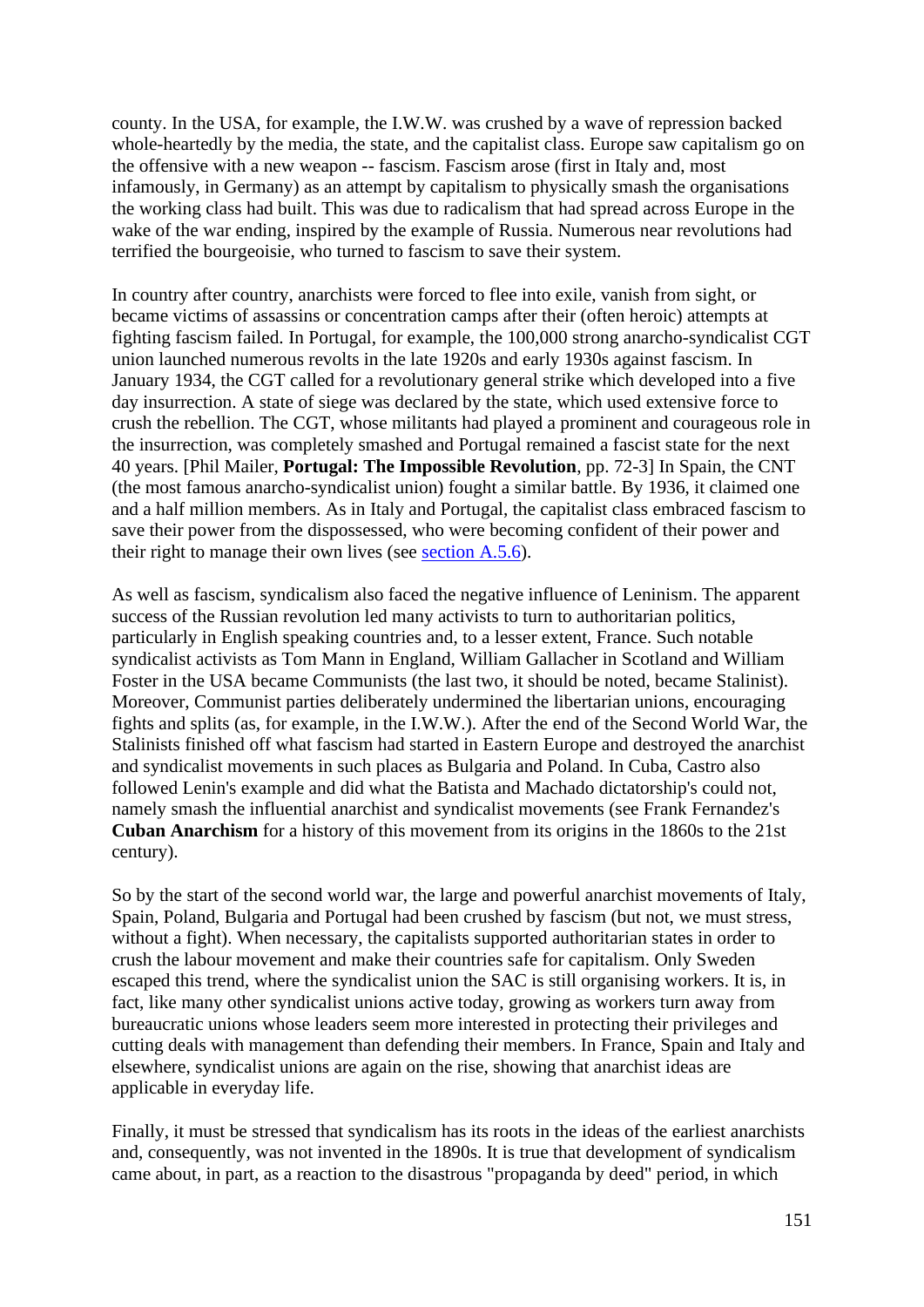county. In the USA, for example, the I.W.W. was crushed by a wave of repression backed whole-heartedly by the media, the state, and the capitalist class. Europe saw capitalism go on the offensive with a new weapon -- fascism. Fascism arose (first in Italy and, most infamously, in Germany) as an attempt by capitalism to physically smash the organisations the working class had built. This was due to radicalism that had spread across Europe in the wake of the war ending, inspired by the example of Russia. Numerous near revolutions had terrified the bourgeoisie, who turned to fascism to save their system.

In country after country, anarchists were forced to flee into exile, vanish from sight, or became victims of assassins or concentration camps after their (often heroic) attempts at fighting fascism failed. In Portugal, for example, the 100,000 strong anarcho-syndicalist CGT union launched numerous revolts in the late 1920s and early 1930s against fascism. In January 1934, the CGT called for a revolutionary general strike which developed into a five day insurrection. A state of siege was declared by the state, which used extensive force to crush the rebellion. The CGT, whose militants had played a prominent and courageous role in the insurrection, was completely smashed and Portugal remained a fascist state for the next 40 years. [Phil Mailer, **Portugal: The Impossible Revolution**, pp. 72-3] In Spain, the CNT (the most famous anarcho-syndicalist union) fought a similar battle. By 1936, it claimed one and a half million members. As in Italy and Portugal, the capitalist class embraced fascism to save their power from the dispossessed, who were becoming confident of their power and their right to manage their own lives (see section A.5.6).

As well as fascism, syndicalism also faced the negative influence of Leninism. The apparent success of the Russian revolution led many activists to turn to authoritarian politics, particularly in English speaking countries and, to a lesser extent, France. Such notable syndicalist activists as Tom Mann in England, William Gallacher in Scotland and William Foster in the USA became Communists (the last two, it should be noted, became Stalinist). Moreover, Communist parties deliberately undermined the libertarian unions, encouraging fights and splits (as, for example, in the I.W.W.). After the end of the Second World War, the Stalinists finished off what fascism had started in Eastern Europe and destroyed the anarchist and syndicalist movements in such places as Bulgaria and Poland. In Cuba, Castro also followed Lenin's example and did what the Batista and Machado dictatorship's could not, namely smash the influential anarchist and syndicalist movements (see Frank Fernandez's **Cuban Anarchism** for a history of this movement from its origins in the 1860s to the 21st century).

So by the start of the second world war, the large and powerful anarchist movements of Italy, Spain, Poland, Bulgaria and Portugal had been crushed by fascism (but not, we must stress, without a fight). When necessary, the capitalists supported authoritarian states in order to crush the labour movement and make their countries safe for capitalism. Only Sweden escaped this trend, where the syndicalist union the SAC is still organising workers. It is, in fact, like many other syndicalist unions active today, growing as workers turn away from bureaucratic unions whose leaders seem more interested in protecting their privileges and cutting deals with management than defending their members. In France, Spain and Italy and elsewhere, syndicalist unions are again on the rise, showing that anarchist ideas are applicable in everyday life.

Finally, it must be stressed that syndicalism has its roots in the ideas of the earliest anarchists and, consequently, was not invented in the 1890s. It is true that development of syndicalism came about, in part, as a reaction to the disastrous "propaganda by deed" period, in which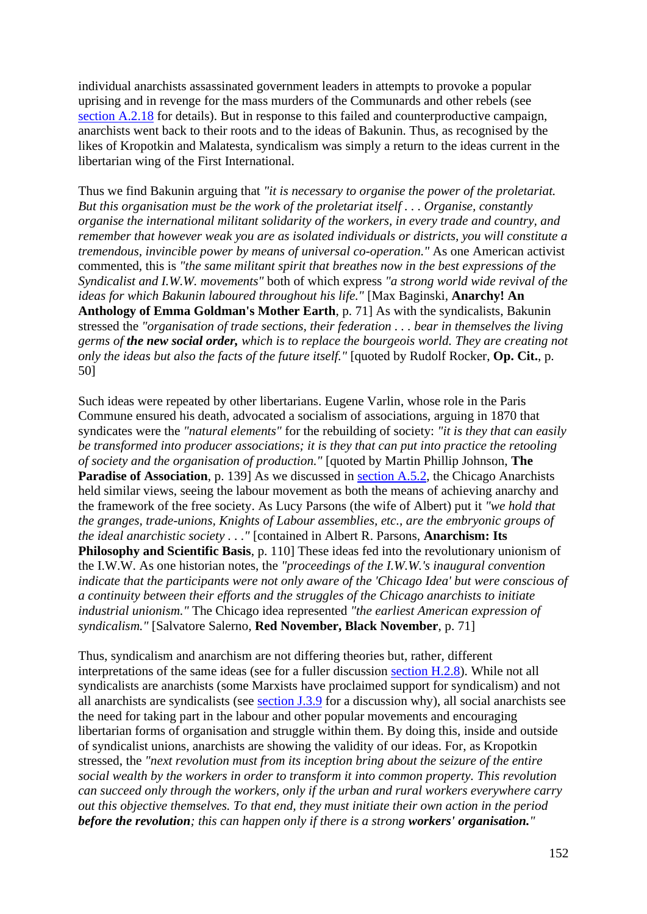individual anarchists assassinated government leaders in attempts to provoke a popular uprising and in revenge for the mass murders of the Communards and other rebels (see [section A.2.18](#) for details). But in response to this failed and counterproductive campaign, anarchists went back to their roots and to the ideas of Bakunin. Thus, as recognised by the likes of Kropotkin and Malatesta, syndicalism was simply a return to the ideas current in the libertarian wing of the First International.

Thus we find Bakunin arguing that *"it is necessary to organise the power of the proletariat. But this organisation must be the work of the proletariat itself . . . Organise, constantly organise the international militant solidarity of the workers, in every trade and country, and remember that however weak you are as isolated individuals or districts, you will constitute a tremendous, invincible power by means of universal co-operation."* As one American activist commented, this is *"the same militant spirit that breathes now in the best expressions of the Syndicalist and I.W.W. movements"* both of which express *"a strong world wide revival of the ideas for which Bakunin laboured throughout his life."* [Max Baginski, **Anarchy! An Anthology of Emma Goldman's Mother Earth**, p. 71] As with the syndicalists, Bakunin stressed the *"organisation of trade sections, their federation . . . bear in themselves the living germs of **the new social order,** which is to replace the bourgeois world. They are creating not only the ideas but also the facts of the future itself."* [quoted by Rudolf Rocker, **Op. Cit.**, p. 50]

Such ideas were repeated by other libertarians. Eugene Varlin, whose role in the Paris Commune ensured his death, advocated a socialism of associations, arguing in 1870 that syndicates were the *"natural elements"* for the rebuilding of society: *"it is they that can easily be transformed into producer associations; it is they that can put into practice the retooling of society and the organisation of production."* [quoted by Martin Phillip Johnson, **The Paradise of Association**, p. 139] As we discussed in [section A.5.2](#), the Chicago Anarchists held similar views, seeing the labour movement as both the means of achieving anarchy and the framework of the free society. As Lucy Parsons (the wife of Albert) put it *"we hold that the granges, trade-unions, Knights of Labour assemblies, etc., are the embryonic groups of the ideal anarchistic society . . ."* [contained in Albert R. Parsons, **Anarchism: Its Philosophy and Scientific Basis**, p. 110] These ideas fed into the revolutionary unionism of the I.W.W. As one historian notes, the *"proceedings of the I.W.W.'s inaugural convention indicate that the participants were not only aware of the 'Chicago Idea' but were conscious of a continuity between their efforts and the struggles of the Chicago anarchists to initiate industrial unionism."* The Chicago idea represented *"the earliest American expression of syndicalism."* [Salvatore Salerno, **Red November, Black November**, p. 71]

Thus, syndicalism and anarchism are not differing theories but, rather, different interpretations of the same ideas (see for a fuller discussion [section H.2.8](#)). While not all syndicalists are anarchists (some Marxists have proclaimed support for syndicalism) and not all anarchists are syndicalists (see [section J.3.9](#) for a discussion why), all social anarchists see the need for taking part in the labour and other popular movements and encouraging libertarian forms of organisation and struggle within them. By doing this, inside and outside of syndicalist unions, anarchists are showing the validity of our ideas. For, as Kropotkin stressed, the *"next revolution must from its inception bring about the seizure of the entire social wealth by the workers in order to transform it into common property. This revolution can succeed only through the workers, only if the urban and rural workers everywhere carry out this objective themselves. To that end, they must initiate their own action in the period **before the revolution**; this can happen only if there is a strong **workers' organisation.**"*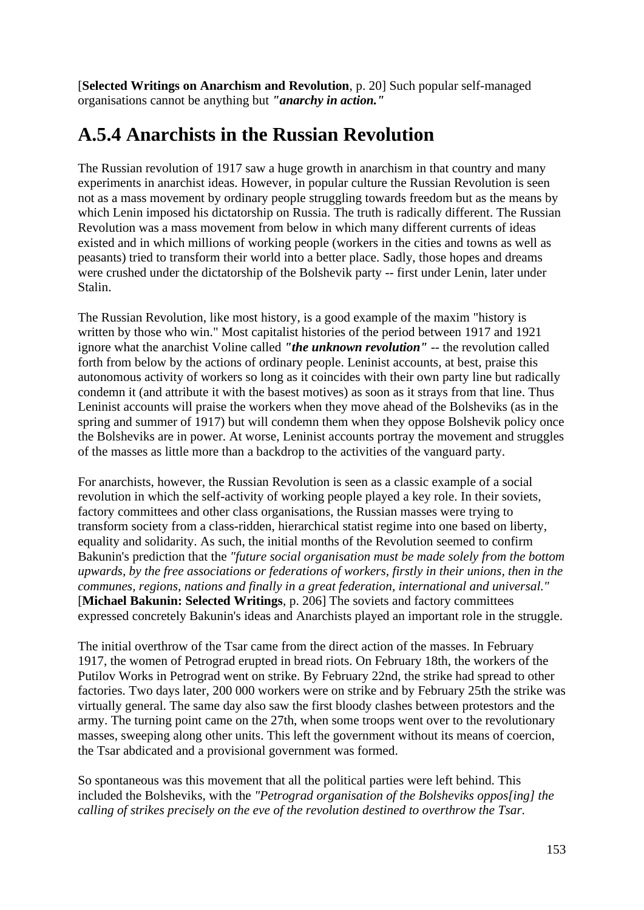[**Selected Writings on Anarchism and Revolution**, p. 20] Such popular self-managed organisations cannot be anything but ***"anarchy in action."***

## A.5.4 Anarchists in the Russian Revolution

The Russian revolution of 1917 saw a huge growth in anarchism in that country and many experiments in anarchist ideas. However, in popular culture the Russian Revolution is seen not as a mass movement by ordinary people struggling towards freedom but as the means by which Lenin imposed his dictatorship on Russia. The truth is radically different. The Russian Revolution was a mass movement from below in which many different currents of ideas existed and in which millions of working people (workers in the cities and towns as well as peasants) tried to transform their world into a better place. Sadly, those hopes and dreams were crushed under the dictatorship of the Bolshevik party -- first under Lenin, later under Stalin.

The Russian Revolution, like most history, is a good example of the maxim "history is written by those who win." Most capitalist histories of the period between 1917 and 1921 ignore what the anarchist Voline called ***"the unknown revolution"*** -- the revolution called forth from below by the actions of ordinary people. Leninist accounts, at best, praise this autonomous activity of workers so long as it coincides with their own party line but radically condemn it (and attribute it with the basest motives) as soon as it strays from that line. Thus Leninist accounts will praise the workers when they move ahead of the Bolsheviks (as in the spring and summer of 1917) but will condemn them when they oppose Bolshevik policy once the Bolsheviks are in power. At worse, Leninist accounts portray the movement and struggles of the masses as little more than a backdrop to the activities of the vanguard party.

For anarchists, however, the Russian Revolution is seen as a classic example of a social revolution in which the self-activity of working people played a key role. In their soviets, factory committees and other class organisations, the Russian masses were trying to transform society from a class-ridden, hierarchical statist regime into one based on liberty, equality and solidarity. As such, the initial months of the Revolution seemed to confirm Bakunin's prediction that the *"future social organisation must be made solely from the bottom upwards, by the free associations or federations of workers, firstly in their unions, then in the communes, regions, nations and finally in a great federation, international and universal."* [**Michael Bakunin: Selected Writings**, p. 206] The soviets and factory committees expressed concretely Bakunin's ideas and Anarchists played an important role in the struggle.

The initial overthrow of the Tsar came from the direct action of the masses. In February 1917, the women of Petrograd erupted in bread riots. On February 18th, the workers of the Putilov Works in Petrograd went on strike. By February 22nd, the strike had spread to other factories. Two days later, 200 000 workers were on strike and by February 25th the strike was virtually general. The same day also saw the first bloody clashes between protestors and the army. The turning point came on the 27th, when some troops went over to the revolutionary masses, sweeping along other units. This left the government without its means of coercion, the Tsar abdicated and a provisional government was formed.

So spontaneous was this movement that all the political parties were left behind. This included the Bolsheviks, with the *"Petrograd organisation of the Bolsheviks oppos[ing] the calling of strikes precisely on the eve of the revolution destined to overthrow the Tsar.*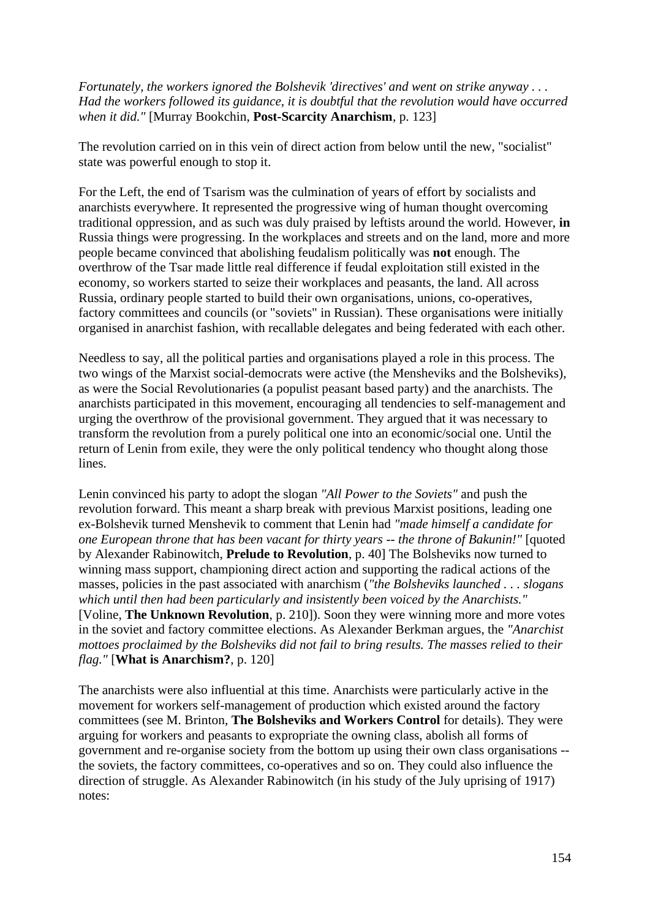*Fortunately, the workers ignored the Bolshevik 'directives' and went on strike anyway . . . Had the workers followed its guidance, it is doubtful that the revolution would have occurred when it did."* [Murray Bookchin, **Post-Scarcity Anarchism**, p. 123]

The revolution carried on in this vein of direct action from below until the new, "socialist" state was powerful enough to stop it.

For the Left, the end of Tsarism was the culmination of years of effort by socialists and anarchists everywhere. It represented the progressive wing of human thought overcoming traditional oppression, and as such was duly praised by leftists around the world. However, **in** Russia things were progressing. In the workplaces and streets and on the land, more and more people became convinced that abolishing feudalism politically was **not** enough. The overthrow of the Tsar made little real difference if feudal exploitation still existed in the economy, so workers started to seize their workplaces and peasants, the land. All across Russia, ordinary people started to build their own organisations, unions, co-operatives, factory committees and councils (or "soviets" in Russian). These organisations were initially organised in anarchist fashion, with recallable delegates and being federated with each other.

Needless to say, all the political parties and organisations played a role in this process. The two wings of the Marxist social-democrats were active (the Mensheviks and the Bolsheviks), as were the Social Revolutionaries (a populist peasant based party) and the anarchists. The anarchists participated in this movement, encouraging all tendencies to self-management and urging the overthrow of the provisional government. They argued that it was necessary to transform the revolution from a purely political one into an economic/social one. Until the return of Lenin from exile, they were the only political tendency who thought along those lines.

Lenin convinced his party to adopt the slogan *"All Power to the Soviets"* and push the revolution forward. This meant a sharp break with previous Marxist positions, leading one ex-Bolshevik turned Menshevik to comment that Lenin had *"made himself a candidate for one European throne that has been vacant for thirty years -- the throne of Bakunin!"* [quoted by Alexander Rabinowitch, **Prelude to Revolution**, p. 40] The Bolsheviks now turned to winning mass support, championing direct action and supporting the radical actions of the masses, policies in the past associated with anarchism (*"the Bolsheviks launched . . . slogans which until then had been particularly and insistently been voiced by the Anarchists."* [Voline, **The Unknown Revolution**, p. 210]). Soon they were winning more and more votes in the soviet and factory committee elections. As Alexander Berkman argues, the *"Anarchist mottoes proclaimed by the Bolsheviks did not fail to bring results. The masses relied to their flag."* [**What is Anarchism?**, p. 120]

The anarchists were also influential at this time. Anarchists were particularly active in the movement for workers self-management of production which existed around the factory committees (see M. Brinton, **The Bolsheviks and Workers Control** for details). They were arguing for workers and peasants to expropriate the owning class, abolish all forms of government and re-organise society from the bottom up using their own class organisations -- the soviets, the factory committees, co-operatives and so on. They could also influence the direction of struggle. As Alexander Rabinowitch (in his study of the July uprising of 1917) notes: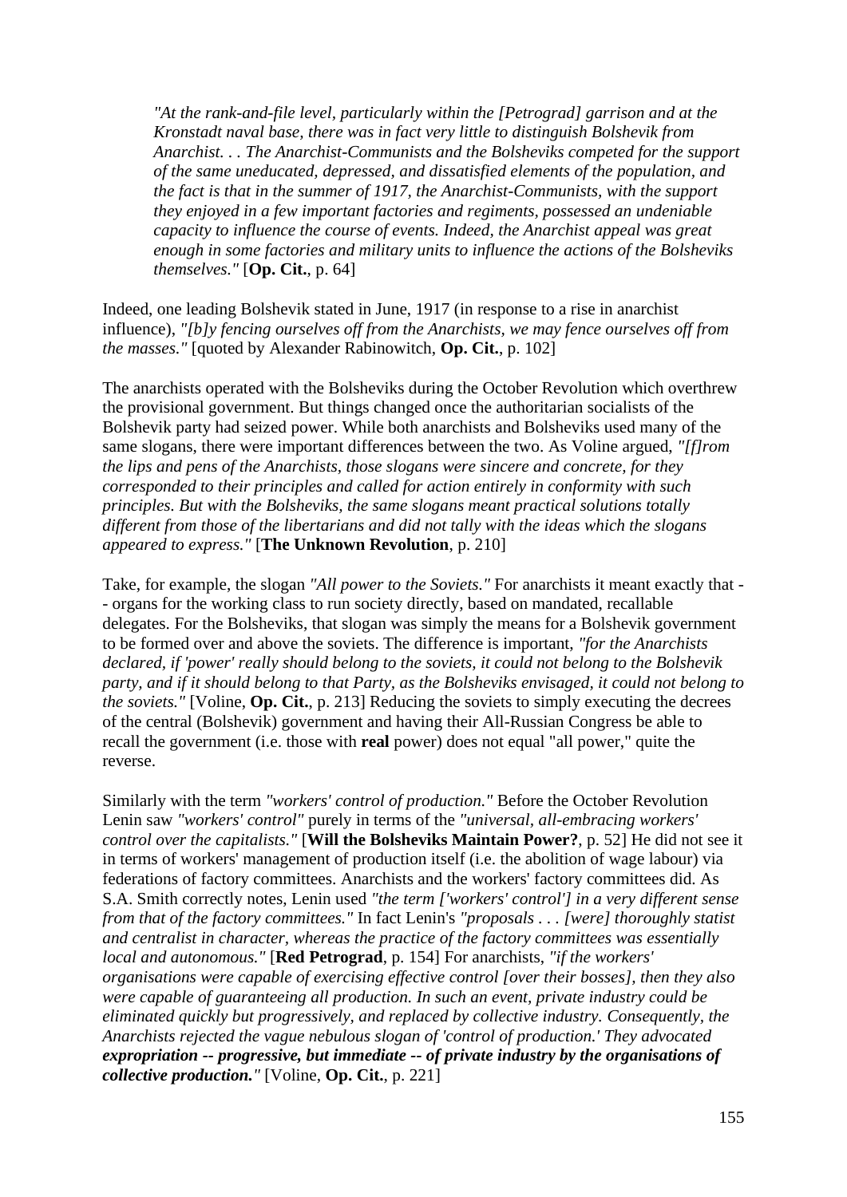> *"At the rank-and-file level, particularly within the [Petrograd] garrison and at the Kronstadt naval base, there was in fact very little to distinguish Bolshevik from Anarchist. . . The Anarchist-Communists and the Bolsheviks competed for the support of the same uneducated, depressed, and dissatisfied elements of the population, and the fact is that in the summer of 1917, the Anarchist-Communists, with the support they enjoyed in a few important factories and regiments, possessed an undeniable capacity to influence the course of events. Indeed, the Anarchist appeal was great enough in some factories and military units to influence the actions of the Bolsheviks themselves."* [**Op. Cit.**, p. 64]

Indeed, one leading Bolshevik stated in June, 1917 (in response to a rise in anarchist influence), *"[b]y fencing ourselves off from the Anarchists, we may fence ourselves off from the masses."* [quoted by Alexander Rabinowitch, **Op. Cit.**, p. 102]

The anarchists operated with the Bolsheviks during the October Revolution which overthrew the provisional government. But things changed once the authoritarian socialists of the Bolshevik party had seized power. While both anarchists and Bolsheviks used many of the same slogans, there were important differences between the two. As Voline argued, *"[f]rom the lips and pens of the Anarchists, those slogans were sincere and concrete, for they corresponded to their principles and called for action entirely in conformity with such principles. But with the Bolsheviks, the same slogans meant practical solutions totally different from those of the libertarians and did not tally with the ideas which the slogans appeared to express."* [**The Unknown Revolution**, p. 210]

Take, for example, the slogan *"All power to the Soviets."* For anarchists it meant exactly that -- organs for the working class to run society directly, based on mandated, recallable delegates. For the Bolsheviks, that slogan was simply the means for a Bolshevik government to be formed over and above the soviets. The difference is important, *"for the Anarchists declared, if 'power' really should belong to the soviets, it could not belong to the Bolshevik party, and if it should belong to that Party, as the Bolsheviks envisaged, it could not belong to the soviets."* [Voline, **Op. Cit.**, p. 213] Reducing the soviets to simply executing the decrees of the central (Bolshevik) government and having their All-Russian Congress be able to recall the government (i.e. those with **real** power) does not equal "all power," quite the reverse.

Similarly with the term *"workers' control of production."* Before the October Revolution Lenin saw *"workers' control"* purely in terms of the *"universal, all-embracing workers' control over the capitalists."* [**Will the Bolsheviks Maintain Power?**, p. 52] He did not see it in terms of workers' management of production itself (i.e. the abolition of wage labour) via federations of factory committees. Anarchists and the workers' factory committees did. As S.A. Smith correctly notes, Lenin used *"the term ['workers' control'] in a very different sense from that of the factory committees."* In fact Lenin's *"proposals . . . [were] thoroughly statist and centralist in character, whereas the practice of the factory committees was essentially local and autonomous."* [**Red Petrograd**, p. 154] For anarchists, *"if the workers' organisations were capable of exercising effective control [over their bosses], then they also were capable of guaranteeing all production. In such an event, private industry could be eliminated quickly but progressively, and replaced by collective industry. Consequently, the Anarchists rejected the vague nebulous slogan of 'control of production.' They advocated* ***expropriation -- progressive, but immediate -- of private industry by the organisations of collective production."*** [Voline, **Op. Cit.**, p. 221]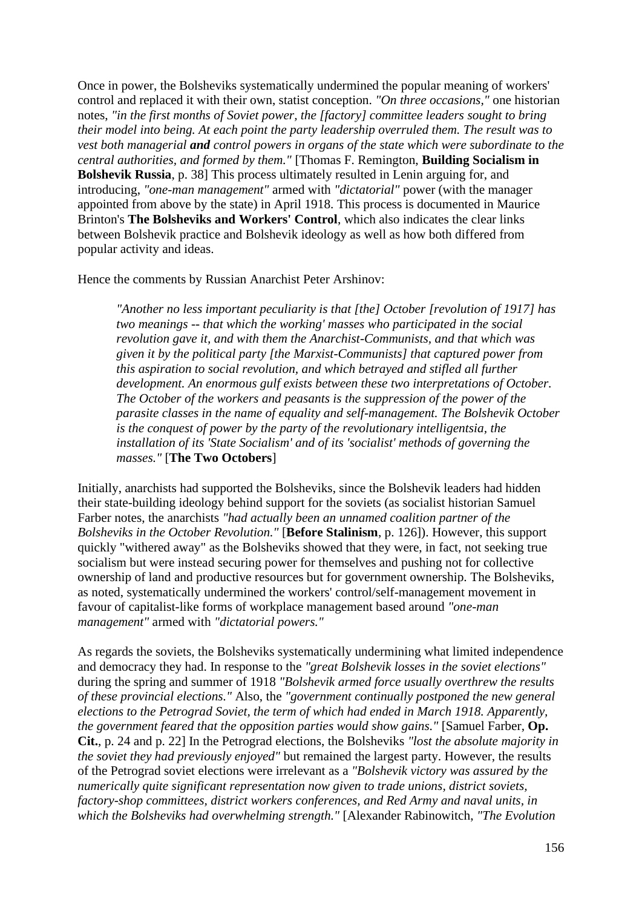Once in power, the Bolsheviks systematically undermined the popular meaning of workers' control and replaced it with their own, statist conception. *"On three occasions,"* one historian notes, *"in the first months of Soviet power, the [factory] committee leaders sought to bring their model into being. At each point the party leadership overruled them. The result was to vest both managerial **and** control powers in organs of the state which were subordinate to the central authorities, and formed by them."* [Thomas F. Remington, **Building Socialism in Bolshevik Russia**, p. 38] This process ultimately resulted in Lenin arguing for, and introducing, *"one-man management"* armed with *"dictatorial"* power (with the manager appointed from above by the state) in April 1918. This process is documented in Maurice Brinton's **The Bolsheviks and Workers' Control**, which also indicates the clear links between Bolshevik practice and Bolshevik ideology as well as how both differed from popular activity and ideas.

Hence the comments by Russian Anarchist Peter Arshinov:

> *"Another no less important peculiarity is that [the] October [revolution of 1917] has two meanings -- that which the working' masses who participated in the social revolution gave it, and with them the Anarchist-Communists, and that which was given it by the political party [the Marxist-Communists] that captured power from this aspiration to social revolution, and which betrayed and stifled all further development. An enormous gulf exists between these two interpretations of October. The October of the workers and peasants is the suppression of the power of the parasite classes in the name of equality and self-management. The Bolshevik October is the conquest of power by the party of the revolutionary intelligentsia, the installation of its 'State Socialism' and of its 'socialist' methods of governing the masses."* [**The Two Octobers**]

Initially, anarchists had supported the Bolsheviks, since the Bolshevik leaders had hidden their state-building ideology behind support for the soviets (as socialist historian Samuel Farber notes, the anarchists *"had actually been an unnamed coalition partner of the Bolsheviks in the October Revolution."* [**Before Stalinism**, p. 126]). However, this support quickly "withered away" as the Bolsheviks showed that they were, in fact, not seeking true socialism but were instead securing power for themselves and pushing not for collective ownership of land and productive resources but for government ownership. The Bolsheviks, as noted, systematically undermined the workers' control/self-management movement in favour of capitalist-like forms of workplace management based around *"one-man management"* armed with *"dictatorial powers."*

As regards the soviets, the Bolsheviks systematically undermining what limited independence and democracy they had. In response to the *"great Bolshevik losses in the soviet elections"* during the spring and summer of 1918 *"Bolshevik armed force usually overthrew the results of these provincial elections."* Also, the *"government continually postponed the new general elections to the Petrograd Soviet, the term of which had ended in March 1918. Apparently, the government feared that the opposition parties would show gains."* [Samuel Farber, **Op. Cit.**, p. 24 and p. 22] In the Petrograd elections, the Bolsheviks *"lost the absolute majority in the soviet they had previously enjoyed"* but remained the largest party. However, the results of the Petrograd soviet elections were irrelevant as a *"Bolshevik victory was assured by the numerically quite significant representation now given to trade unions, district soviets, factory-shop committees, district workers conferences, and Red Army and naval units, in which the Bolsheviks had overwhelming strength."* [Alexander Rabinowitch, *"The Evolution*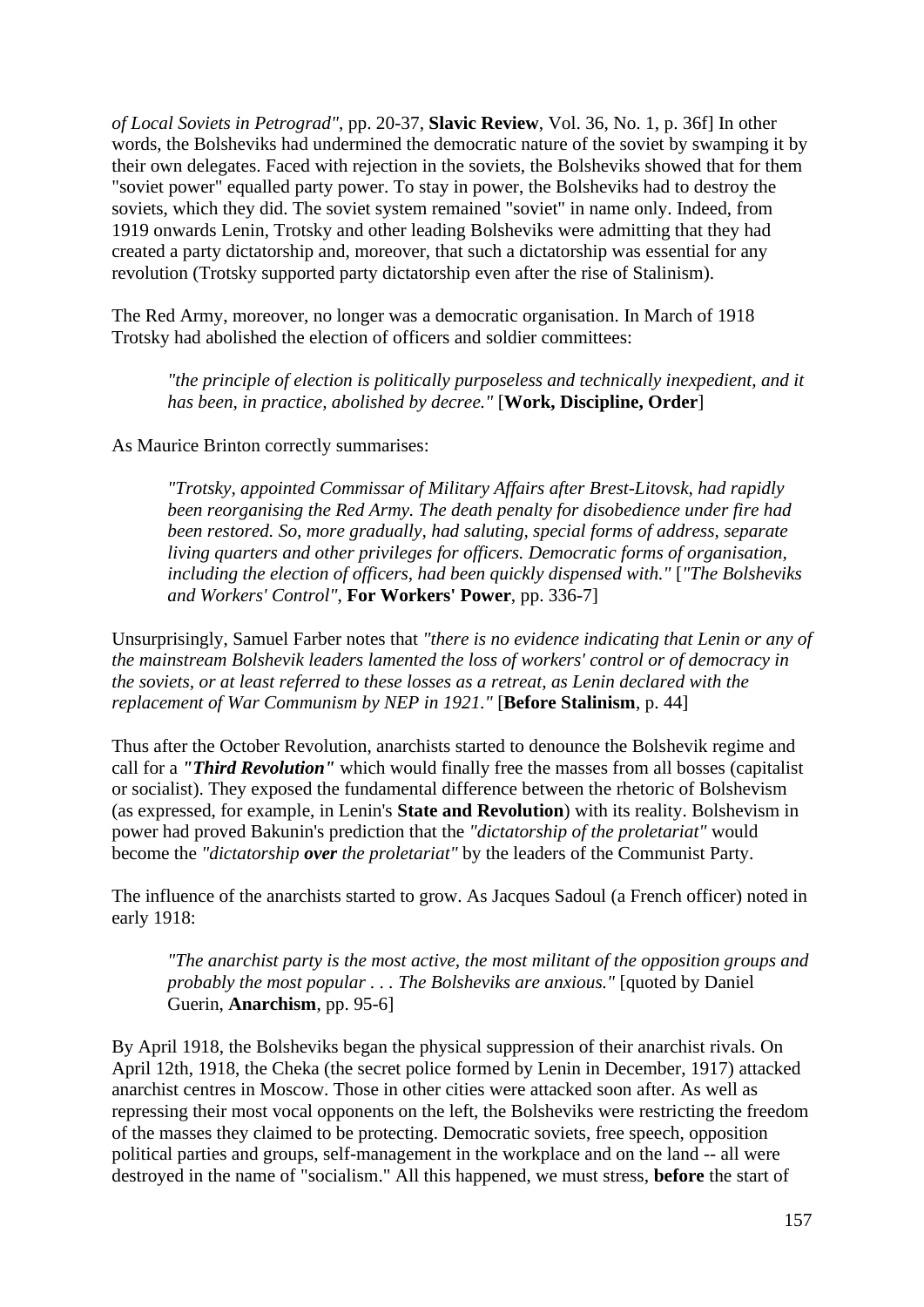*of Local Soviets in Petrograd"*, pp. 20-37, **Slavic Review**, Vol. 36, No. 1, p. 36f] In other words, the Bolsheviks had undermined the democratic nature of the soviet by swamping it by their own delegates. Faced with rejection in the soviets, the Bolsheviks showed that for them "soviet power" equalled party power. To stay in power, the Bolsheviks had to destroy the soviets, which they did. The soviet system remained "soviet" in name only. Indeed, from 1919 onwards Lenin, Trotsky and other leading Bolsheviks were admitting that they had created a party dictatorship and, moreover, that such a dictatorship was essential for any revolution (Trotsky supported party dictatorship even after the rise of Stalinism).

The Red Army, moreover, no longer was a democratic organisation. In March of 1918 Trotsky had abolished the election of officers and soldier committees:

> *"the principle of election is politically purposeless and technically inexpedient, and it has been, in practice, abolished by decree."* [**Work, Discipline, Order**]

As Maurice Brinton correctly summarises:

> *"Trotsky, appointed Commissar of Military Affairs after Brest-Litovsk, had rapidly been reorganising the Red Army. The death penalty for disobedience under fire had been restored. So, more gradually, had saluting, special forms of address, separate living quarters and other privileges for officers. Democratic forms of organisation, including the election of officers, had been quickly dispensed with."* [*"The Bolsheviks and Workers' Control"*, **For Workers' Power**, pp. 336-7]

Unsurprisingly, Samuel Farber notes that *"there is no evidence indicating that Lenin or any of the mainstream Bolshevik leaders lamented the loss of workers' control or of democracy in the soviets, or at least referred to these losses as a retreat, as Lenin declared with the replacement of War Communism by NEP in 1921."* [**Before Stalinism**, p. 44]

Thus after the October Revolution, anarchists started to denounce the Bolshevik regime and call for a ***"Third Revolution"*** which would finally free the masses from all bosses (capitalist or socialist). They exposed the fundamental difference between the rhetoric of Bolshevism (as expressed, for example, in Lenin's **State and Revolution**) with its reality. Bolshevism in power had proved Bakunin's prediction that the *"dictatorship of the proletariat"* would become the *"dictatorship **over** the proletariat"* by the leaders of the Communist Party.

The influence of the anarchists started to grow. As Jacques Sadoul (a French officer) noted in early 1918:

> *"The anarchist party is the most active, the most militant of the opposition groups and probably the most popular . . . The Bolsheviks are anxious."* [quoted by Daniel Guerin, **Anarchism**, pp. 95-6]

By April 1918, the Bolsheviks began the physical suppression of their anarchist rivals. On April 12th, 1918, the Cheka (the secret police formed by Lenin in December, 1917) attacked anarchist centres in Moscow. Those in other cities were attacked soon after. As well as repressing their most vocal opponents on the left, the Bolsheviks were restricting the freedom of the masses they claimed to be protecting. Democratic soviets, free speech, opposition political parties and groups, self-management in the workplace and on the land -- all were destroyed in the name of "socialism." All this happened, we must stress, **before** the start of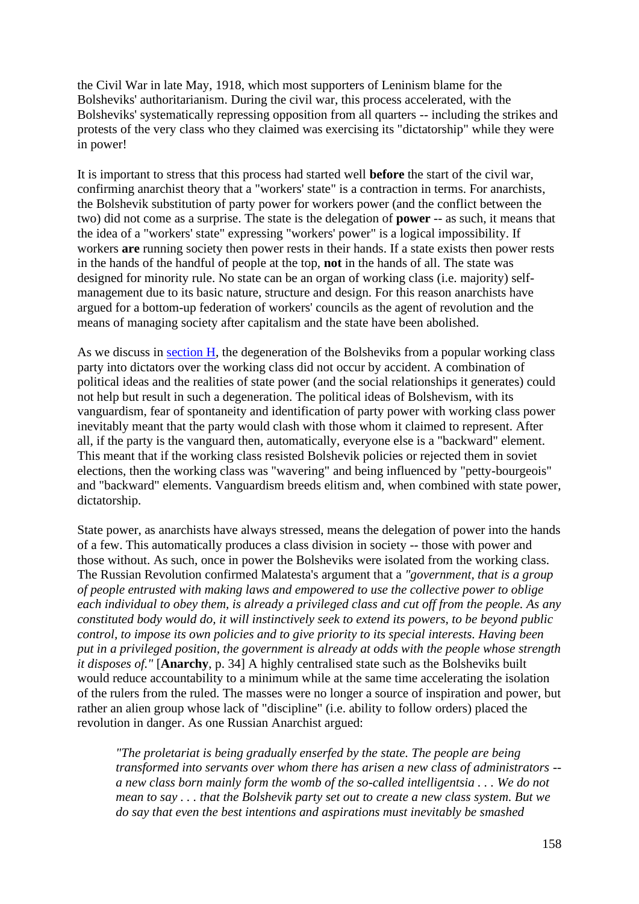the Civil War in late May, 1918, which most supporters of Leninism blame for the Bolsheviks' authoritarianism. During the civil war, this process accelerated, with the Bolsheviks' systematically repressing opposition from all quarters -- including the strikes and protests of the very class who they claimed was exercising its "dictatorship" while they were in power!

It is important to stress that this process had started well **before** the start of the civil war, confirming anarchist theory that a "workers' state" is a contraction in terms. For anarchists, the Bolshevik substitution of party power for workers power (and the conflict between the two) did not come as a surprise. The state is the delegation of **power** -- as such, it means that the idea of a "workers' state" expressing "workers' power" is a logical impossibility. If workers **are** running society then power rests in their hands. If a state exists then power rests in the hands of the handful of people at the top, **not** in the hands of all. The state was designed for minority rule. No state can be an organ of working class (i.e. majority) self-management due to its basic nature, structure and design. For this reason anarchists have argued for a bottom-up federation of workers' councils as the agent of revolution and the means of managing society after capitalism and the state have been abolished.

As we discuss in section H, the degeneration of the Bolsheviks from a popular working class party into dictators over the working class did not occur by accident. A combination of political ideas and the realities of state power (and the social relationships it generates) could not help but result in such a degeneration. The political ideas of Bolshevism, with its vanguardism, fear of spontaneity and identification of party power with working class power inevitably meant that the party would clash with those whom it claimed to represent. After all, if the party is the vanguard then, automatically, everyone else is a "backward" element. This meant that if the working class resisted Bolshevik policies or rejected them in soviet elections, then the working class was "wavering" and being influenced by "petty-bourgeois" and "backward" elements. Vanguardism breeds elitism and, when combined with state power, dictatorship.

State power, as anarchists have always stressed, means the delegation of power into the hands of a few. This automatically produces a class division in society -- those with power and those without. As such, once in power the Bolsheviks were isolated from the working class. The Russian Revolution confirmed Malatesta's argument that a *"government, that is a group of people entrusted with making laws and empowered to use the collective power to oblige each individual to obey them, is already a privileged class and cut off from the people. As any constituted body would do, it will instinctively seek to extend its powers, to be beyond public control, to impose its own policies and to give priority to its special interests. Having been put in a privileged position, the government is already at odds with the people whose strength it disposes of."* [**Anarchy**, p. 34] A highly centralised state such as the Bolsheviks built would reduce accountability to a minimum while at the same time accelerating the isolation of the rulers from the ruled. The masses were no longer a source of inspiration and power, but rather an alien group whose lack of "discipline" (i.e. ability to follow orders) placed the revolution in danger. As one Russian Anarchist argued:

> *"The proletariat is being gradually enserfed by the state. The people are being transformed into servants over whom there has arisen a new class of administrators -- a new class born mainly form the womb of the so-called intelligentsia . . . We do not mean to say . . . that the Bolshevik party set out to create a new class system. But we do say that even the best intentions and aspirations must inevitably be smashed*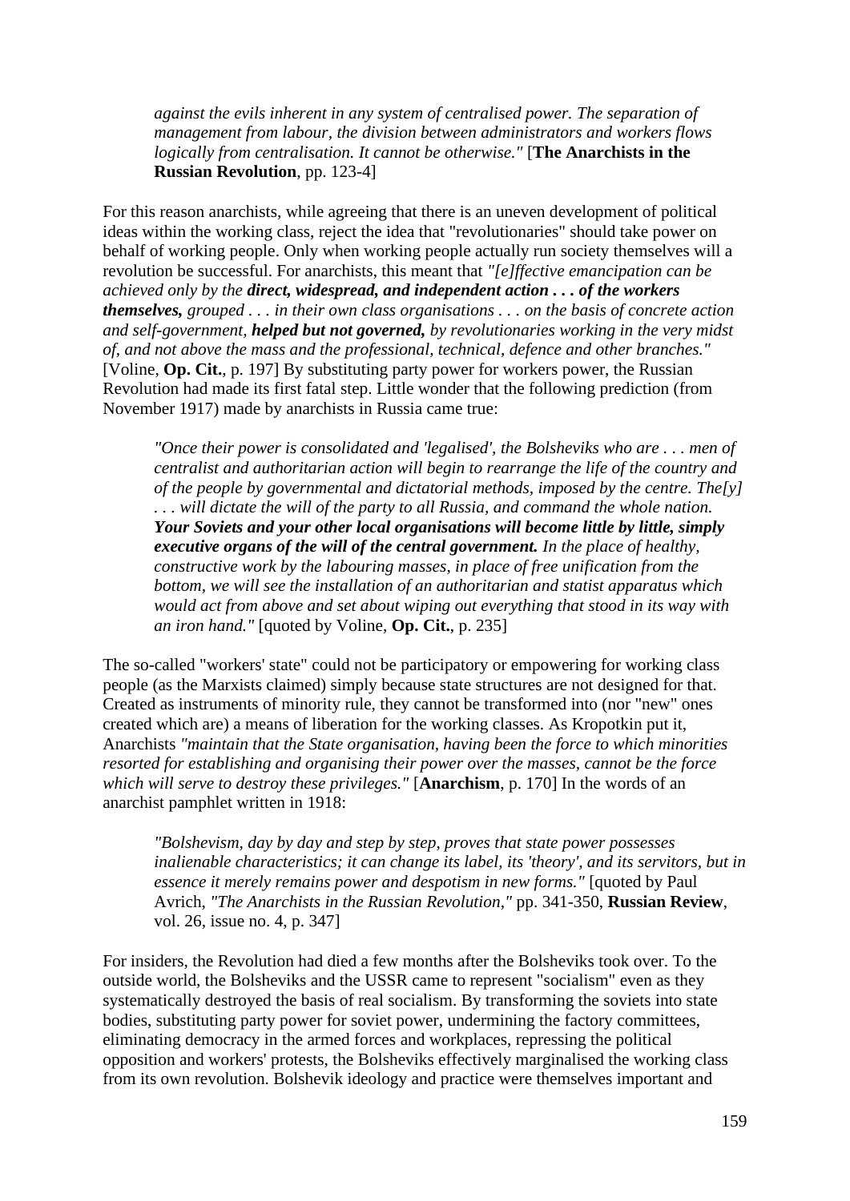> *against the evils inherent in any system of centralised power. The separation of management from labour, the division between administrators and workers flows logically from centralisation. It cannot be otherwise."* [**The Anarchists in the Russian Revolution**, pp. 123-4]

For this reason anarchists, while agreeing that there is an uneven development of political ideas within the working class, reject the idea that "revolutionaries" should take power on behalf of working people. Only when working people actually run society themselves will a revolution be successful. For anarchists, this meant that *"[e]ffective emancipation can be achieved only by the **direct, widespread, and independent action . . . of the workers themselves,** grouped . . . in their own class organisations . . . on the basis of concrete action and self-government, **helped but not governed,** by revolutionaries working in the very midst of, and not above the mass and the professional, technical, defence and other branches."* [Voline, **Op. Cit.**, p. 197] By substituting party power for workers power, the Russian Revolution had made its first fatal step. Little wonder that the following prediction (from November 1917) made by anarchists in Russia came true:

> *"Once their power is consolidated and 'legalised', the Bolsheviks who are . . . men of centralist and authoritarian action will begin to rearrange the life of the country and of the people by governmental and dictatorial methods, imposed by the centre. The[y] . . . will dictate the will of the party to all Russia, and command the whole nation. **Your Soviets and your other local organisations will become little by little, simply executive organs of the will of the central government.** In the place of healthy, constructive work by the labouring masses, in place of free unification from the bottom, we will see the installation of an authoritarian and statist apparatus which would act from above and set about wiping out everything that stood in its way with an iron hand."* [quoted by Voline, **Op. Cit.**, p. 235]

The so-called "workers' state" could not be participatory or empowering for working class people (as the Marxists claimed) simply because state structures are not designed for that. Created as instruments of minority rule, they cannot be transformed into (nor "new" ones created which are) a means of liberation for the working classes. As Kropotkin put it, Anarchists *"maintain that the State organisation, having been the force to which minorities resorted for establishing and organising their power over the masses, cannot be the force which will serve to destroy these privileges."* [**Anarchism**, p. 170] In the words of an anarchist pamphlet written in 1918:

> *"Bolshevism, day by day and step by step, proves that state power possesses inalienable characteristics; it can change its label, its 'theory', and its servitors, but in essence it merely remains power and despotism in new forms."* [quoted by Paul Avrich, *"The Anarchists in the Russian Revolution,"* pp. 341-350, **Russian Review**, vol. 26, issue no. 4, p. 347]

For insiders, the Revolution had died a few months after the Bolsheviks took over. To the outside world, the Bolsheviks and the USSR came to represent "socialism" even as they systematically destroyed the basis of real socialism. By transforming the soviets into state bodies, substituting party power for soviet power, undermining the factory committees, eliminating democracy in the armed forces and workplaces, repressing the political opposition and workers' protests, the Bolsheviks effectively marginalised the working class from its own revolution. Bolshevik ideology and practice were themselves important and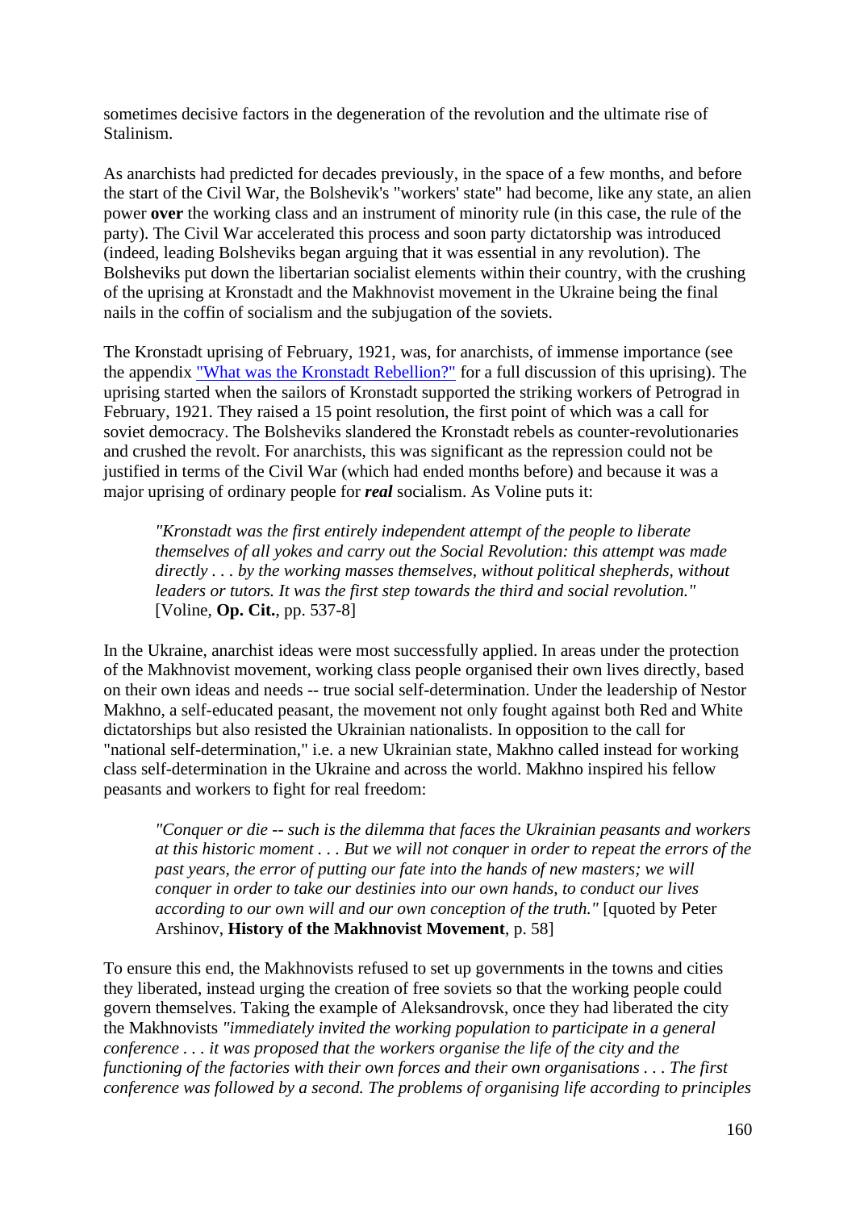sometimes decisive factors in the degeneration of the revolution and the ultimate rise of Stalinism.

As anarchists had predicted for decades previously, in the space of a few months, and before the start of the Civil War, the Bolshevik's "workers' state" had become, like any state, an alien power **over** the working class and an instrument of minority rule (in this case, the rule of the party). The Civil War accelerated this process and soon party dictatorship was introduced (indeed, leading Bolsheviks began arguing that it was essential in any revolution). The Bolsheviks put down the libertarian socialist elements within their country, with the crushing of the uprising at Kronstadt and the Makhnovist movement in the Ukraine being the final nails in the coffin of socialism and the subjugation of the soviets.

The Kronstadt uprising of February, 1921, was, for anarchists, of immense importance (see the appendix "What was the Kronstadt Rebellion?" for a full discussion of this uprising). The uprising started when the sailors of Kronstadt supported the striking workers of Petrograd in February, 1921. They raised a 15 point resolution, the first point of which was a call for soviet democracy. The Bolsheviks slandered the Kronstadt rebels as counter-revolutionaries and crushed the revolt. For anarchists, this was significant as the repression could not be justified in terms of the Civil War (which had ended months before) and because it was a major uprising of ordinary people for ***real*** socialism. As Voline puts it:

> *"Kronstadt was the first entirely independent attempt of the people to liberate themselves of all yokes and carry out the Social Revolution: this attempt was made directly . . . by the working masses themselves, without political shepherds, without leaders or tutors. It was the first step towards the third and social revolution."* [Voline, **Op. Cit.**, pp. 537-8]

In the Ukraine, anarchist ideas were most successfully applied. In areas under the protection of the Makhnovist movement, working class people organised their own lives directly, based on their own ideas and needs -- true social self-determination. Under the leadership of Nestor Makhno, a self-educated peasant, the movement not only fought against both Red and White dictatorships but also resisted the Ukrainian nationalists. In opposition to the call for "national self-determination," i.e. a new Ukrainian state, Makhno called instead for working class self-determination in the Ukraine and across the world. Makhno inspired his fellow peasants and workers to fight for real freedom:

> *"Conquer or die -- such is the dilemma that faces the Ukrainian peasants and workers at this historic moment . . . But we will not conquer in order to repeat the errors of the past years, the error of putting our fate into the hands of new masters; we will conquer in order to take our destinies into our own hands, to conduct our lives according to our own will and our own conception of the truth."* [quoted by Peter Arshinov, **History of the Makhnovist Movement**, p. 58]

To ensure this end, the Makhnovists refused to set up governments in the towns and cities they liberated, instead urging the creation of free soviets so that the working people could govern themselves. Taking the example of Aleksandrovsk, once they had liberated the city the Makhnovists *"immediately invited the working population to participate in a general conference . . . it was proposed that the workers organise the life of the city and the functioning of the factories with their own forces and their own organisations . . . The first conference was followed by a second. The problems of organising life according to principles*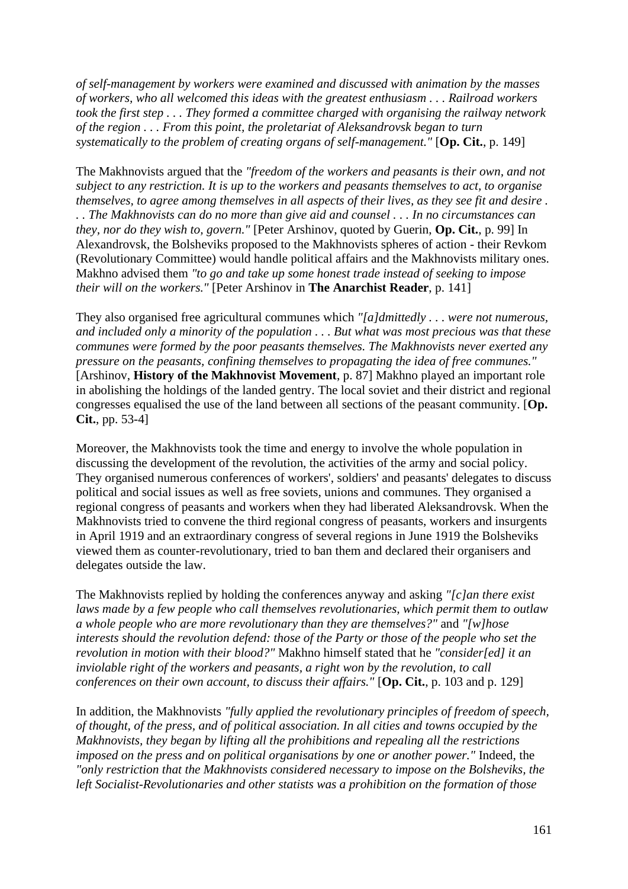*of self-management by workers were examined and discussed with animation by the masses of workers, who all welcomed this ideas with the greatest enthusiasm . . . Railroad workers took the first step . . . They formed a committee charged with organising the railway network of the region . . . From this point, the proletariat of Aleksandrovsk began to turn systematically to the problem of creating organs of self-management."* [**Op. Cit.**, p. 149]

The Makhnovists argued that the *"freedom of the workers and peasants is their own, and not subject to any restriction. It is up to the workers and peasants themselves to act, to organise themselves, to agree among themselves in all aspects of their lives, as they see fit and desire . . . The Makhnovists can do no more than give aid and counsel . . . In no circumstances can they, nor do they wish to, govern."* [Peter Arshinov, quoted by Guerin, **Op. Cit.**, p. 99] In Alexandrovsk, the Bolsheviks proposed to the Makhnovists spheres of action - their Revkom (Revolutionary Committee) would handle political affairs and the Makhnovists military ones. Makhno advised them *"to go and take up some honest trade instead of seeking to impose their will on the workers."* [Peter Arshinov in **The Anarchist Reader**, p. 141]

They also organised free agricultural communes which *"[a]dmittedly . . . were not numerous, and included only a minority of the population . . . But what was most precious was that these communes were formed by the poor peasants themselves. The Makhnovists never exerted any pressure on the peasants, confining themselves to propagating the idea of free communes."* [Arshinov, **History of the Makhnovist Movement**, p. 87] Makhno played an important role in abolishing the holdings of the landed gentry. The local soviet and their district and regional congresses equalised the use of the land between all sections of the peasant community. [**Op. Cit.**, pp. 53-4]

Moreover, the Makhnovists took the time and energy to involve the whole population in discussing the development of the revolution, the activities of the army and social policy. They organised numerous conferences of workers', soldiers' and peasants' delegates to discuss political and social issues as well as free soviets, unions and communes. They organised a regional congress of peasants and workers when they had liberated Aleksandrovsk. When the Makhnovists tried to convene the third regional congress of peasants, workers and insurgents in April 1919 and an extraordinary congress of several regions in June 1919 the Bolsheviks viewed them as counter-revolutionary, tried to ban them and declared their organisers and delegates outside the law.

The Makhnovists replied by holding the conferences anyway and asking *"[c]an there exist laws made by a few people who call themselves revolutionaries, which permit them to outlaw a whole people who are more revolutionary than they are themselves?"* and *"[w]hose interests should the revolution defend: those of the Party or those of the people who set the revolution in motion with their blood?"* Makhno himself stated that he *"consider[ed] it an inviolable right of the workers and peasants, a right won by the revolution, to call conferences on their own account, to discuss their affairs."* [**Op. Cit.**, p. 103 and p. 129]

In addition, the Makhnovists *"fully applied the revolutionary principles of freedom of speech, of thought, of the press, and of political association. In all cities and towns occupied by the Makhnovists, they began by lifting all the prohibitions and repealing all the restrictions imposed on the press and on political organisations by one or another power."* Indeed, the *"only restriction that the Makhnovists considered necessary to impose on the Bolsheviks, the left Socialist-Revolutionaries and other statists was a prohibition on the formation of those*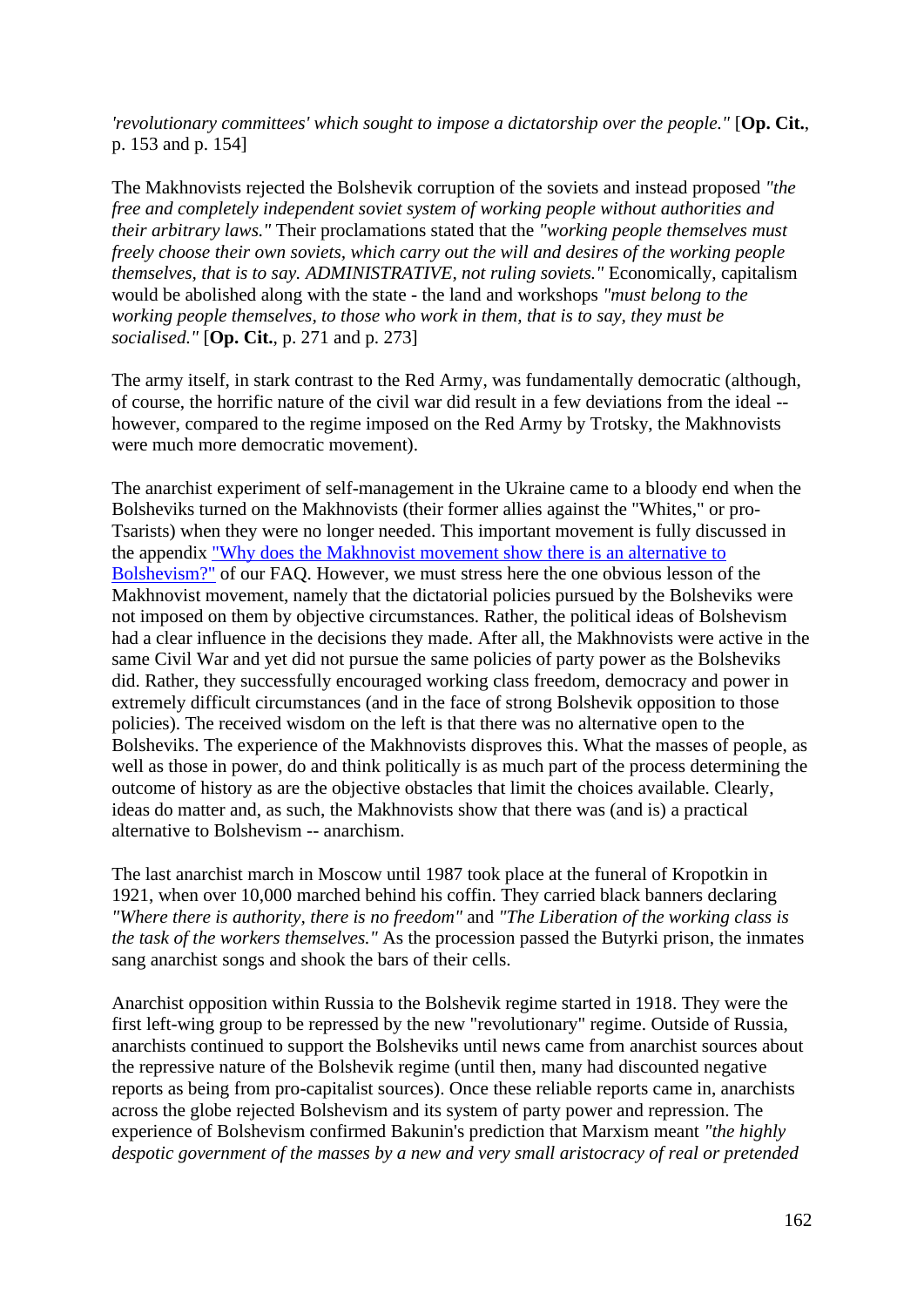*'revolutionary committees' which sought to impose a dictatorship over the people."* [**Op. Cit.**, p. 153 and p. 154]

The Makhnovists rejected the Bolshevik corruption of the soviets and instead proposed *"the free and completely independent soviet system of working people without authorities and their arbitrary laws."* Their proclamations stated that the *"working people themselves must freely choose their own soviets, which carry out the will and desires of the working people themselves, that is to say. ADMINISTRATIVE, not ruling soviets."* Economically, capitalism would be abolished along with the state - the land and workshops *"must belong to the working people themselves, to those who work in them, that is to say, they must be socialised."* [**Op. Cit.**, p. 271 and p. 273]

The army itself, in stark contrast to the Red Army, was fundamentally democratic (although, of course, the horrific nature of the civil war did result in a few deviations from the ideal -- however, compared to the regime imposed on the Red Army by Trotsky, the Makhnovists were much more democratic movement).

The anarchist experiment of self-management in the Ukraine came to a bloody end when the Bolsheviks turned on the Makhnovists (their former allies against the "Whites," or pro-Tsarists) when they were no longer needed. This important movement is fully discussed in the appendix "Why does the Makhnovist movement show there is an alternative to Bolshevism?" of our FAQ. However, we must stress here the one obvious lesson of the Makhnovist movement, namely that the dictatorial policies pursued by the Bolsheviks were not imposed on them by objective circumstances. Rather, the political ideas of Bolshevism had a clear influence in the decisions they made. After all, the Makhnovists were active in the same Civil War and yet did not pursue the same policies of party power as the Bolsheviks did. Rather, they successfully encouraged working class freedom, democracy and power in extremely difficult circumstances (and in the face of strong Bolshevik opposition to those policies). The received wisdom on the left is that there was no alternative open to the Bolsheviks. The experience of the Makhnovists disproves this. What the masses of people, as well as those in power, do and think politically is as much part of the process determining the outcome of history as are the objective obstacles that limit the choices available. Clearly, ideas do matter and, as such, the Makhnovists show that there was (and is) a practical alternative to Bolshevism -- anarchism.

The last anarchist march in Moscow until 1987 took place at the funeral of Kropotkin in 1921, when over 10,000 marched behind his coffin. They carried black banners declaring *"Where there is authority, there is no freedom"* and *"The Liberation of the working class is the task of the workers themselves."* As the procession passed the Butyrki prison, the inmates sang anarchist songs and shook the bars of their cells.

Anarchist opposition within Russia to the Bolshevik regime started in 1918. They were the first left-wing group to be repressed by the new "revolutionary" regime. Outside of Russia, anarchists continued to support the Bolsheviks until news came from anarchist sources about the repressive nature of the Bolshevik regime (until then, many had discounted negative reports as being from pro-capitalist sources). Once these reliable reports came in, anarchists across the globe rejected Bolshevism and its system of party power and repression. The experience of Bolshevism confirmed Bakunin's prediction that Marxism meant *"the highly despotic government of the masses by a new and very small aristocracy of real or pretended*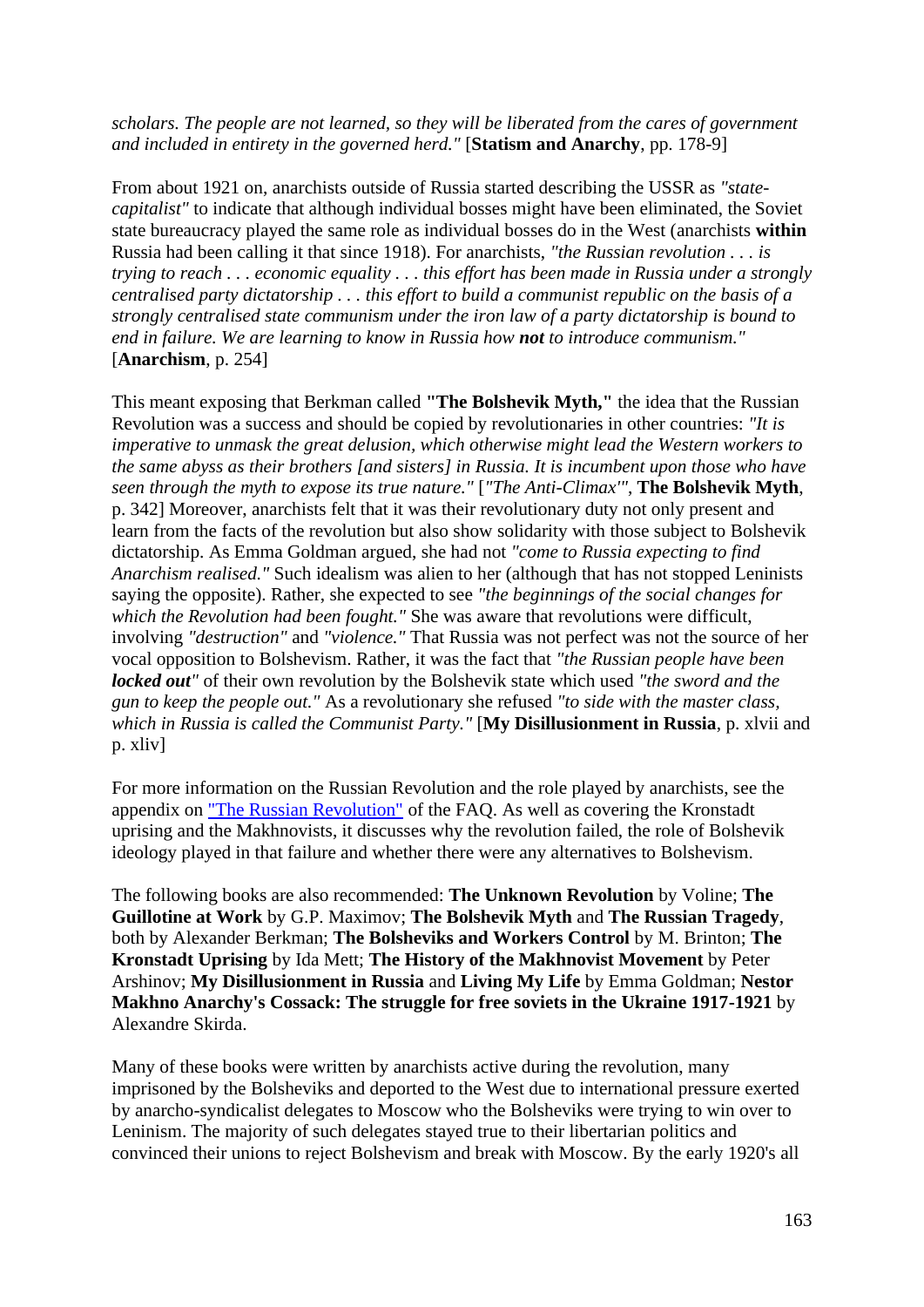*scholars. The people are not learned, so they will be liberated from the cares of government and included in entirety in the governed herd."* [**Statism and Anarchy**, pp. 178-9]

From about 1921 on, anarchists outside of Russia started describing the USSR as *"state-capitalist"* to indicate that although individual bosses might have been eliminated, the Soviet state bureaucracy played the same role as individual bosses do in the West (anarchists **within** Russia had been calling it that since 1918). For anarchists, *"the Russian revolution . . . is trying to reach . . . economic equality . . . this effort has been made in Russia under a strongly centralised party dictatorship . . . this effort to build a communist republic on the basis of a strongly centralised state communism under the iron law of a party dictatorship is bound to end in failure. We are learning to know in Russia how **not** to introduce communism."* [**Anarchism**, p. 254]

This meant exposing that Berkman called **"The Bolshevik Myth,"** the idea that the Russian Revolution was a success and should be copied by revolutionaries in other countries: *"It is imperative to unmask the great delusion, which otherwise might lead the Western workers to the same abyss as their brothers [and sisters] in Russia. It is incumbent upon those who have seen through the myth to expose its true nature."* [*"The Anti-Climax'"*, **The Bolshevik Myth**, p. 342] Moreover, anarchists felt that it was their revolutionary duty not only present and learn from the facts of the revolution but also show solidarity with those subject to Bolshevik dictatorship. As Emma Goldman argued, she had not *"come to Russia expecting to find Anarchism realised."* Such idealism was alien to her (although that has not stopped Leninists saying the opposite). Rather, she expected to see *"the beginnings of the social changes for which the Revolution had been fought."* She was aware that revolutions were difficult, involving *"destruction"* and *"violence."* That Russia was not perfect was not the source of her vocal opposition to Bolshevism. Rather, it was the fact that *"the Russian people have been **locked out**"* of their own revolution by the Bolshevik state which used *"the sword and the gun to keep the people out."* As a revolutionary she refused *"to side with the master class, which in Russia is called the Communist Party."* [**My Disillusionment in Russia**, p. xlvii and p. xliv]

For more information on the Russian Revolution and the role played by anarchists, see the appendix on "The Russian Revolution" of the FAQ. As well as covering the Kronstadt uprising and the Makhnovists, it discusses why the revolution failed, the role of Bolshevik ideology played in that failure and whether there were any alternatives to Bolshevism.

The following books are also recommended: **The Unknown Revolution** by Voline; **The Guillotine at Work** by G.P. Maximov; **The Bolshevik Myth** and **The Russian Tragedy**, both by Alexander Berkman; **The Bolsheviks and Workers Control** by M. Brinton; **The Kronstadt Uprising** by Ida Mett; **The History of the Makhnovist Movement** by Peter Arshinov; **My Disillusionment in Russia** and **Living My Life** by Emma Goldman; **Nestor Makhno Anarchy's Cossack: The struggle for free soviets in the Ukraine 1917-1921** by Alexandre Skirda.

Many of these books were written by anarchists active during the revolution, many imprisoned by the Bolsheviks and deported to the West due to international pressure exerted by anarcho-syndicalist delegates to Moscow who the Bolsheviks were trying to win over to Leninism. The majority of such delegates stayed true to their libertarian politics and convinced their unions to reject Bolshevism and break with Moscow. By the early 1920's all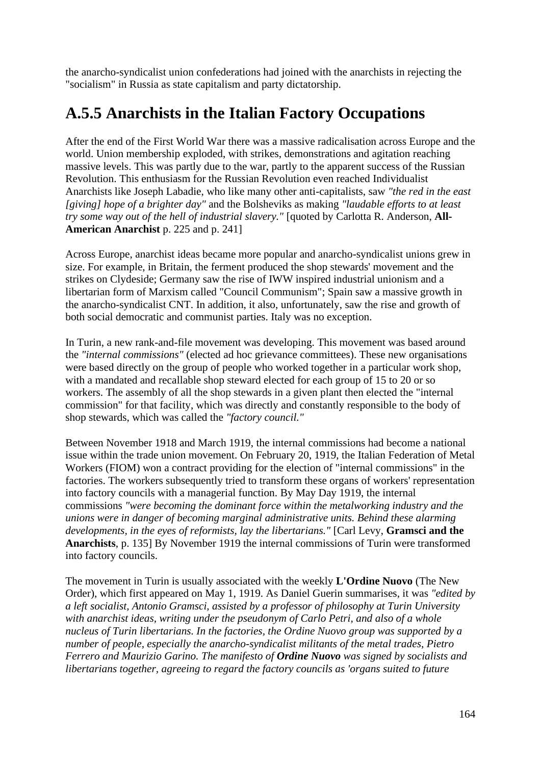the anarcho-syndicalist union confederations had joined with the anarchists in rejecting the "socialism" in Russia as state capitalism and party dictatorship.

## A.5.5 Anarchists in the Italian Factory Occupations

After the end of the First World War there was a massive radicalisation across Europe and the world. Union membership exploded, with strikes, demonstrations and agitation reaching massive levels. This was partly due to the war, partly to the apparent success of the Russian Revolution. This enthusiasm for the Russian Revolution even reached Individualist Anarchists like Joseph Labadie, who like many other anti-capitalists, saw *"the red in the east [giving] hope of a brighter day"* and the Bolsheviks as making *"laudable efforts to at least try some way out of the hell of industrial slavery."* [quoted by Carlotta R. Anderson, **All-American Anarchist** p. 225 and p. 241]

Across Europe, anarchist ideas became more popular and anarcho-syndicalist unions grew in size. For example, in Britain, the ferment produced the shop stewards' movement and the strikes on Clydeside; Germany saw the rise of IWW inspired industrial unionism and a libertarian form of Marxism called "Council Communism"; Spain saw a massive growth in the anarcho-syndicalist CNT. In addition, it also, unfortunately, saw the rise and growth of both social democratic and communist parties. Italy was no exception.

In Turin, a new rank-and-file movement was developing. This movement was based around the *"internal commissions"* (elected ad hoc grievance committees). These new organisations were based directly on the group of people who worked together in a particular work shop, with a mandated and recallable shop steward elected for each group of 15 to 20 or so workers. The assembly of all the shop stewards in a given plant then elected the "internal commission" for that facility, which was directly and constantly responsible to the body of shop stewards, which was called the *"factory council."*

Between November 1918 and March 1919, the internal commissions had become a national issue within the trade union movement. On February 20, 1919, the Italian Federation of Metal Workers (FIOM) won a contract providing for the election of "internal commissions" in the factories. The workers subsequently tried to transform these organs of workers' representation into factory councils with a managerial function. By May Day 1919, the internal commissions *"were becoming the dominant force within the metalworking industry and the unions were in danger of becoming marginal administrative units. Behind these alarming developments, in the eyes of reformists, lay the libertarians."* [Carl Levy, **Gramsci and the Anarchists**, p. 135] By November 1919 the internal commissions of Turin were transformed into factory councils.

The movement in Turin is usually associated with the weekly **L'Ordine Nuovo** (The New Order), which first appeared on May 1, 1919. As Daniel Guerin summarises, it was *"edited by a left socialist, Antonio Gramsci, assisted by a professor of philosophy at Turin University with anarchist ideas, writing under the pseudonym of Carlo Petri, and also of a whole nucleus of Turin libertarians. In the factories, the Ordine Nuovo group was supported by a number of people, especially the anarcho-syndicalist militants of the metal trades, Pietro Ferrero and Maurizio Garino. The manifesto of* ***Ordine Nuovo*** *was signed by socialists and libertarians together, agreeing to regard the factory councils as 'organs suited to future*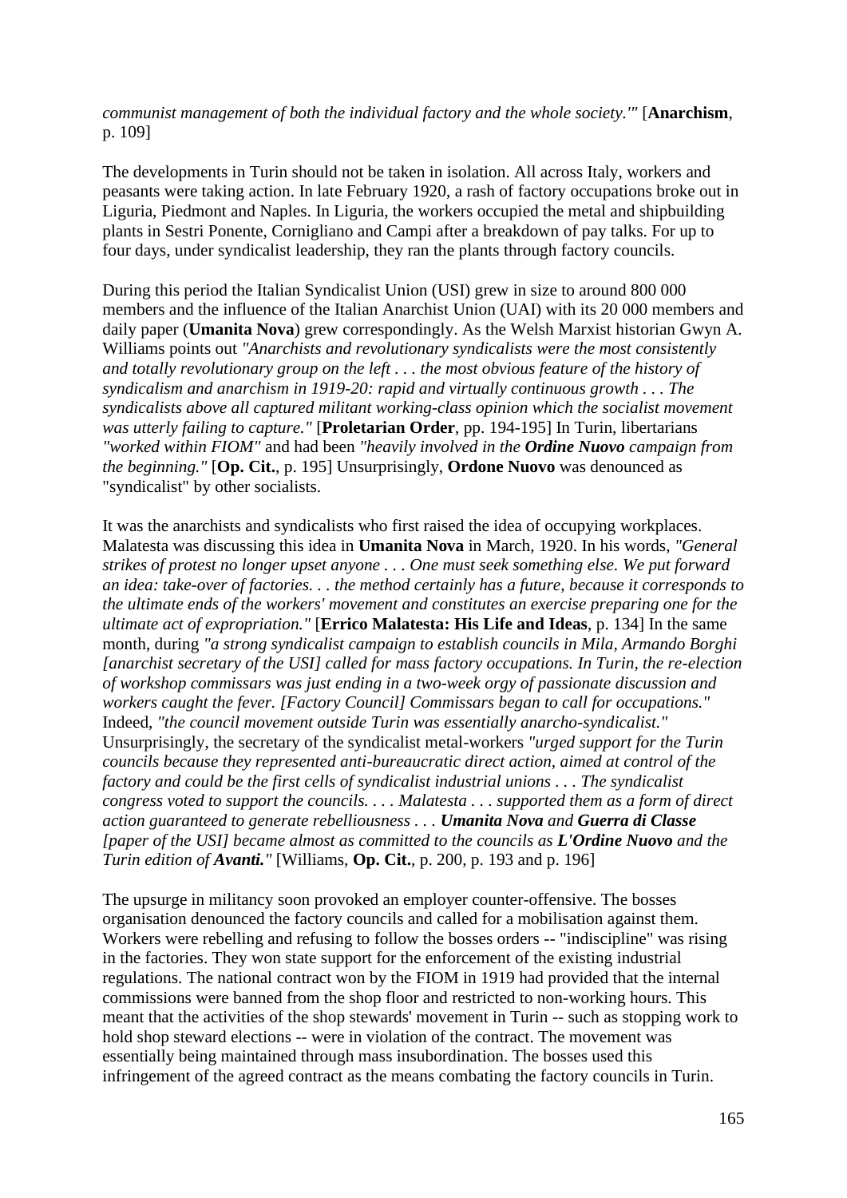*communist management of both the individual factory and the whole society.'"* [**Anarchism**, p. 109]

The developments in Turin should not be taken in isolation. All across Italy, workers and peasants were taking action. In late February 1920, a rash of factory occupations broke out in Liguria, Piedmont and Naples. In Liguria, the workers occupied the metal and shipbuilding plants in Sestri Ponente, Cornigliano and Campi after a breakdown of pay talks. For up to four days, under syndicalist leadership, they ran the plants through factory councils.

During this period the Italian Syndicalist Union (USI) grew in size to around 800 000 members and the influence of the Italian Anarchist Union (UAI) with its 20 000 members and daily paper (**Umanita Nova**) grew correspondingly. As the Welsh Marxist historian Gwyn A. Williams points out *"Anarchists and revolutionary syndicalists were the most consistently and totally revolutionary group on the left . . . the most obvious feature of the history of syndicalism and anarchism in 1919-20: rapid and virtually continuous growth . . . The syndicalists above all captured militant working-class opinion which the socialist movement was utterly failing to capture."* [**Proletarian Order**, pp. 194-195] In Turin, libertarians *"worked within FIOM"* and had been *"heavily involved in the **Ordine Nuovo** campaign from the beginning."* [**Op. Cit.**, p. 195] Unsurprisingly, **Ordone Nuovo** was denounced as "syndicalist" by other socialists.

It was the anarchists and syndicalists who first raised the idea of occupying workplaces. Malatesta was discussing this idea in **Umanita Nova** in March, 1920. In his words, *"General strikes of protest no longer upset anyone . . . One must seek something else. We put forward an idea: take-over of factories. . . the method certainly has a future, because it corresponds to the ultimate ends of the workers' movement and constitutes an exercise preparing one for the ultimate act of expropriation."* [**Errico Malatesta: His Life and Ideas**, p. 134] In the same month, during *"a strong syndicalist campaign to establish councils in Mila, Armando Borghi [anarchist secretary of the USI] called for mass factory occupations. In Turin, the re-election of workshop commissars was just ending in a two-week orgy of passionate discussion and workers caught the fever. [Factory Council] Commissars began to call for occupations."* Indeed, *"the council movement outside Turin was essentially anarcho-syndicalist."* Unsurprisingly, the secretary of the syndicalist metal-workers *"urged support for the Turin councils because they represented anti-bureaucratic direct action, aimed at control of the factory and could be the first cells of syndicalist industrial unions . . . The syndicalist congress voted to support the councils. . . . Malatesta . . . supported them as a form of direct action guaranteed to generate rebelliousness . . . **Umanita Nova** and **Guerra di Classe** [paper of the USI] became almost as committed to the councils as **L'Ordine Nuovo** and the Turin edition of **Avanti.**"* [Williams, **Op. Cit.**, p. 200, p. 193 and p. 196]

The upsurge in militancy soon provoked an employer counter-offensive. The bosses organisation denounced the factory councils and called for a mobilisation against them. Workers were rebelling and refusing to follow the bosses orders -- "indiscipline" was rising in the factories. They won state support for the enforcement of the existing industrial regulations. The national contract won by the FIOM in 1919 had provided that the internal commissions were banned from the shop floor and restricted to non-working hours. This meant that the activities of the shop stewards' movement in Turin -- such as stopping work to hold shop steward elections -- were in violation of the contract. The movement was essentially being maintained through mass insubordination. The bosses used this infringement of the agreed contract as the means combating the factory councils in Turin.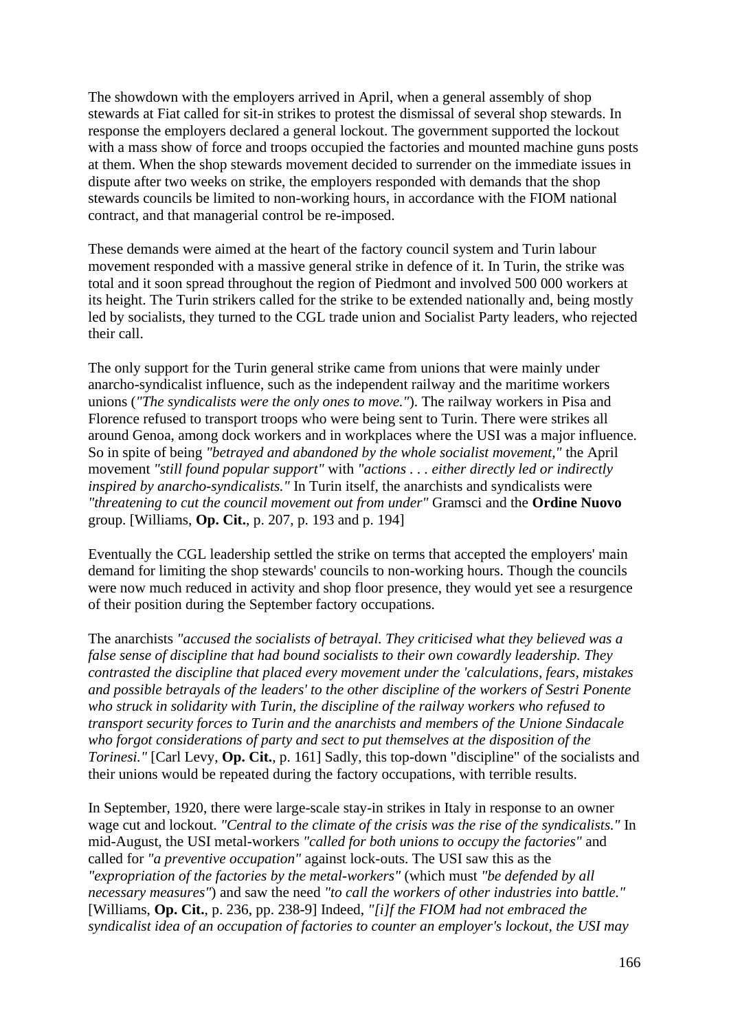The showdown with the employers arrived in April, when a general assembly of shop stewards at Fiat called for sit-in strikes to protest the dismissal of several shop stewards. In response the employers declared a general lockout. The government supported the lockout with a mass show of force and troops occupied the factories and mounted machine guns posts at them. When the shop stewards movement decided to surrender on the immediate issues in dispute after two weeks on strike, the employers responded with demands that the shop stewards councils be limited to non-working hours, in accordance with the FIOM national contract, and that managerial control be re-imposed.

These demands were aimed at the heart of the factory council system and Turin labour movement responded with a massive general strike in defence of it. In Turin, the strike was total and it soon spread throughout the region of Piedmont and involved 500 000 workers at its height. The Turin strikers called for the strike to be extended nationally and, being mostly led by socialists, they turned to the CGL trade union and Socialist Party leaders, who rejected their call.

The only support for the Turin general strike came from unions that were mainly under anarcho-syndicalist influence, such as the independent railway and the maritime workers unions (*"The syndicalists were the only ones to move."*). The railway workers in Pisa and Florence refused to transport troops who were being sent to Turin. There were strikes all around Genoa, among dock workers and in workplaces where the USI was a major influence. So in spite of being *"betrayed and abandoned by the whole socialist movement,"* the April movement *"still found popular support"* with *"actions . . . either directly led or indirectly inspired by anarcho-syndicalists."* In Turin itself, the anarchists and syndicalists were *"threatening to cut the council movement out from under"* Gramsci and the **Ordine Nuovo** group. [Williams, **Op. Cit.**, p. 207, p. 193 and p. 194]

Eventually the CGL leadership settled the strike on terms that accepted the employers' main demand for limiting the shop stewards' councils to non-working hours. Though the councils were now much reduced in activity and shop floor presence, they would yet see a resurgence of their position during the September factory occupations.

The anarchists *"accused the socialists of betrayal. They criticised what they believed was a false sense of discipline that had bound socialists to their own cowardly leadership. They contrasted the discipline that placed every movement under the 'calculations, fears, mistakes and possible betrayals of the leaders' to the other discipline of the workers of Sestri Ponente who struck in solidarity with Turin, the discipline of the railway workers who refused to transport security forces to Turin and the anarchists and members of the Unione Sindacale who forgot considerations of party and sect to put themselves at the disposition of the Torinesi."* [Carl Levy, **Op. Cit.**, p. 161] Sadly, this top-down "discipline" of the socialists and their unions would be repeated during the factory occupations, with terrible results.

In September, 1920, there were large-scale stay-in strikes in Italy in response to an owner wage cut and lockout. *"Central to the climate of the crisis was the rise of the syndicalists."* In mid-August, the USI metal-workers *"called for both unions to occupy the factories"* and called for *"a preventive occupation"* against lock-outs. The USI saw this as the *"expropriation of the factories by the metal-workers"* (which must *"be defended by all necessary measures"*) and saw the need *"to call the workers of other industries into battle."* [Williams, **Op. Cit.**, p. 236, pp. 238-9] Indeed, *"[i]f the FIOM had not embraced the syndicalist idea of an occupation of factories to counter an employer's lockout, the USI may*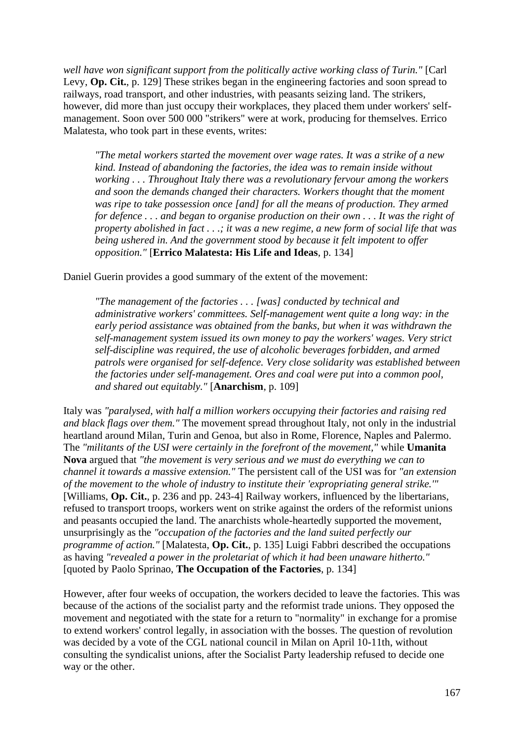*well have won significant support from the politically active working class of Turin."* [Carl Levy, **Op. Cit.**, p. 129] These strikes began in the engineering factories and soon spread to railways, road transport, and other industries, with peasants seizing land. The strikers, however, did more than just occupy their workplaces, they placed them under workers' self-management. Soon over 500 000 "strikers" were at work, producing for themselves. Errico Malatesta, who took part in these events, writes:

> *"The metal workers started the movement over wage rates. It was a strike of a new kind. Instead of abandoning the factories, the idea was to remain inside without working . . . Throughout Italy there was a revolutionary fervour among the workers and soon the demands changed their characters. Workers thought that the moment was ripe to take possession once [and] for all the means of production. They armed for defence . . . and began to organise production on their own . . . It was the right of property abolished in fact . . .; it was a new regime, a new form of social life that was being ushered in. And the government stood by because it felt impotent to offer opposition."* [**Errico Malatesta: His Life and Ideas**, p. 134]

Daniel Guerin provides a good summary of the extent of the movement:

> *"The management of the factories . . . [was] conducted by technical and administrative workers' committees. Self-management went quite a long way: in the early period assistance was obtained from the banks, but when it was withdrawn the self-management system issued its own money to pay the workers' wages. Very strict self-discipline was required, the use of alcoholic beverages forbidden, and armed patrols were organised for self-defence. Very close solidarity was established between the factories under self-management. Ores and coal were put into a common pool, and shared out equitably."* [**Anarchism**, p. 109]

Italy was *"paralysed, with half a million workers occupying their factories and raising red and black flags over them."* The movement spread throughout Italy, not only in the industrial heartland around Milan, Turin and Genoa, but also in Rome, Florence, Naples and Palermo. The *"militants of the USI were certainly in the forefront of the movement,"* while **Umanita Nova** argued that *"the movement is very serious and we must do everything we can to channel it towards a massive extension."* The persistent call of the USI was for *"an extension of the movement to the whole of industry to institute their 'expropriating general strike.'"* [Williams, **Op. Cit.**, p. 236 and pp. 243-4] Railway workers, influenced by the libertarians, refused to transport troops, workers went on strike against the orders of the reformist unions and peasants occupied the land. The anarchists whole-heartedly supported the movement, unsurprisingly as the *"occupation of the factories and the land suited perfectly our programme of action."* [Malatesta, **Op. Cit.**, p. 135] Luigi Fabbri described the occupations as having *"revealed a power in the proletariat of which it had been unaware hitherto."* [quoted by Paolo Sprinao, **The Occupation of the Factories**, p. 134]

However, after four weeks of occupation, the workers decided to leave the factories. This was because of the actions of the socialist party and the reformist trade unions. They opposed the movement and negotiated with the state for a return to "normality" in exchange for a promise to extend workers' control legally, in association with the bosses. The question of revolution was decided by a vote of the CGL national council in Milan on April 10-11th, without consulting the syndicalist unions, after the Socialist Party leadership refused to decide one way or the other.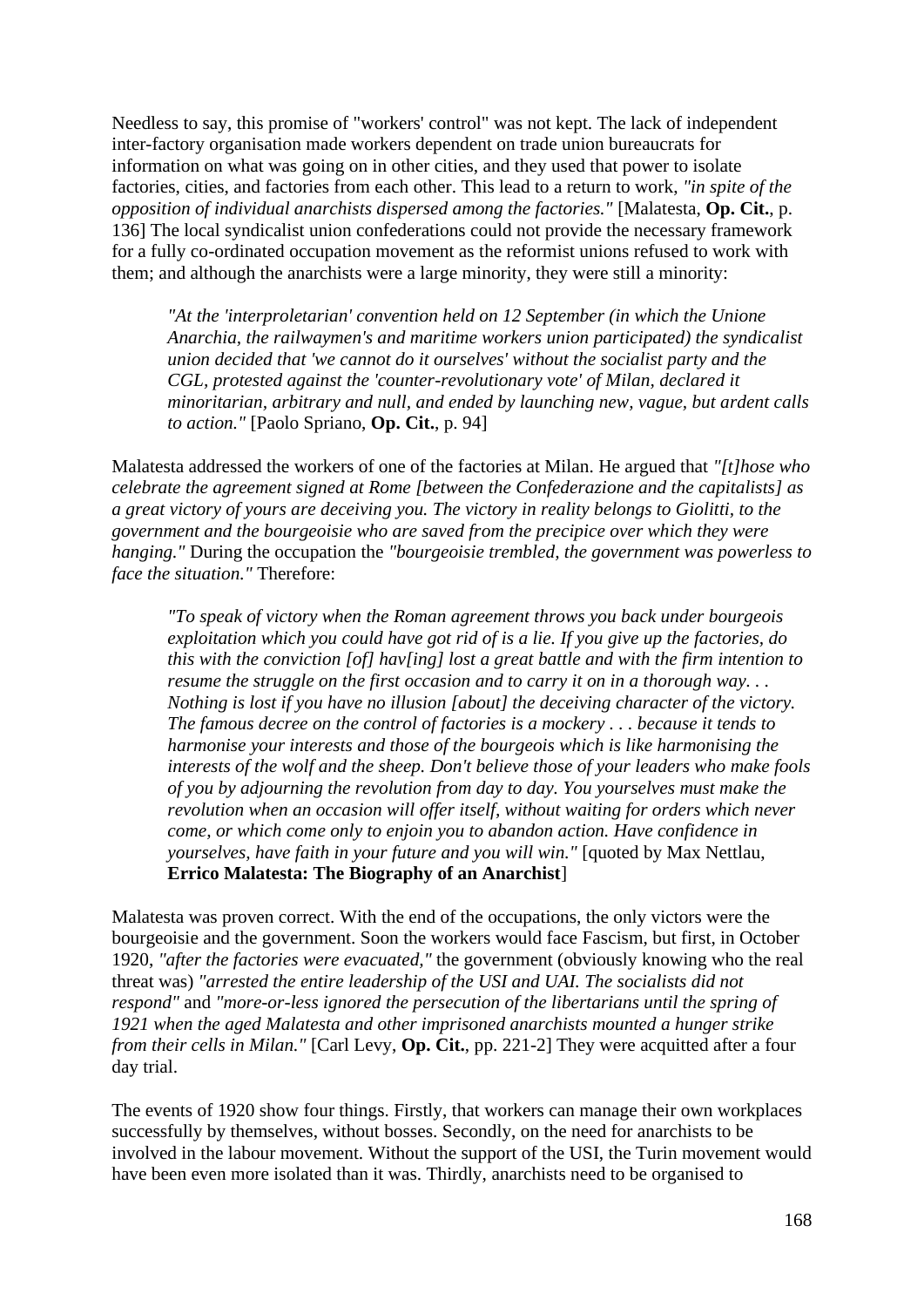Needless to say, this promise of "workers' control" was not kept. The lack of independent inter-factory organisation made workers dependent on trade union bureaucrats for information on what was going on in other cities, and they used that power to isolate factories, cities, and factories from each other. This lead to a return to work, *"in spite of the opposition of individual anarchists dispersed among the factories."* [Malatesta, **Op. Cit.**, p. 136] The local syndicalist union confederations could not provide the necessary framework for a fully co-ordinated occupation movement as the reformist unions refused to work with them; and although the anarchists were a large minority, they were still a minority:

> *"At the 'interproletarian' convention held on 12 September (in which the Unione Anarchia, the railwaymen's and maritime workers union participated) the syndicalist union decided that 'we cannot do it ourselves' without the socialist party and the CGL, protested against the 'counter-revolutionary vote' of Milan, declared it minoritarian, arbitrary and null, and ended by launching new, vague, but ardent calls to action."* [Paolo Spriano, **Op. Cit.**, p. 94]

Malatesta addressed the workers of one of the factories at Milan. He argued that *"[t]hose who celebrate the agreement signed at Rome [between the Confederazione and the capitalists] as a great victory of yours are deceiving you. The victory in reality belongs to Giolitti, to the government and the bourgeoisie who are saved from the precipice over which they were hanging."* During the occupation the *"bourgeoisie trembled, the government was powerless to face the situation."* Therefore:

> *"To speak of victory when the Roman agreement throws you back under bourgeois exploitation which you could have got rid of is a lie. If you give up the factories, do this with the conviction [of] hav[ing] lost a great battle and with the firm intention to resume the struggle on the first occasion and to carry it on in a thorough way. . . Nothing is lost if you have no illusion [about] the deceiving character of the victory. The famous decree on the control of factories is a mockery . . . because it tends to harmonise your interests and those of the bourgeois which is like harmonising the interests of the wolf and the sheep. Don't believe those of your leaders who make fools of you by adjourning the revolution from day to day. You yourselves must make the revolution when an occasion will offer itself, without waiting for orders which never come, or which come only to enjoin you to abandon action. Have confidence in yourselves, have faith in your future and you will win."* [quoted by Max Nettlau, **Errico Malatesta: The Biography of an Anarchist**]

Malatesta was proven correct. With the end of the occupations, the only victors were the bourgeoisie and the government. Soon the workers would face Fascism, but first, in October 1920, *"after the factories were evacuated,"* the government (obviously knowing who the real threat was) *"arrested the entire leadership of the USI and UAI. The socialists did not respond"* and *"more-or-less ignored the persecution of the libertarians until the spring of 1921 when the aged Malatesta and other imprisoned anarchists mounted a hunger strike from their cells in Milan."* [Carl Levy, **Op. Cit.**, pp. 221-2] They were acquitted after a four day trial.

The events of 1920 show four things. Firstly, that workers can manage their own workplaces successfully by themselves, without bosses. Secondly, on the need for anarchists to be involved in the labour movement. Without the support of the USI, the Turin movement would have been even more isolated than it was. Thirdly, anarchists need to be organised to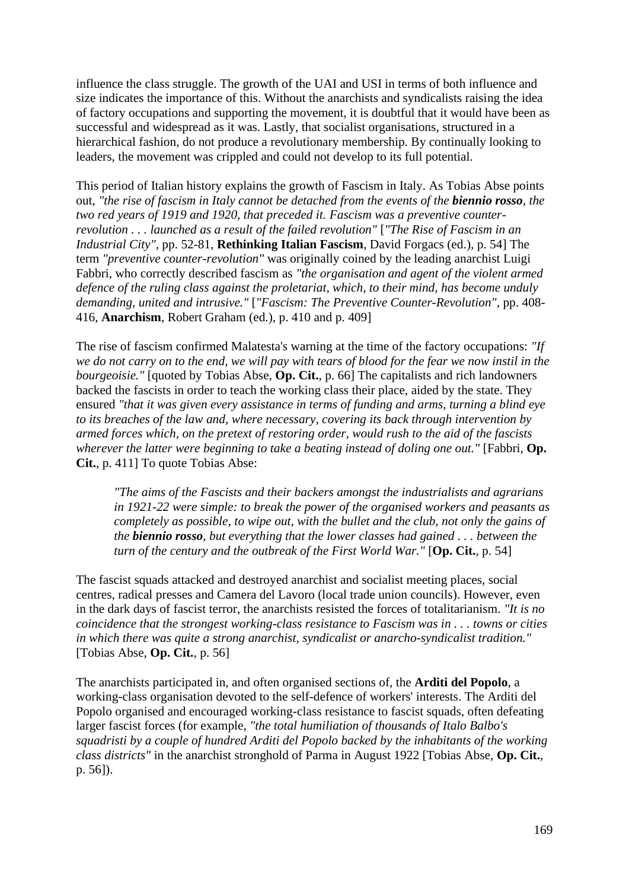influence the class struggle. The growth of the UAI and USI in terms of both influence and size indicates the importance of this. Without the anarchists and syndicalists raising the idea of factory occupations and supporting the movement, it is doubtful that it would have been as successful and widespread as it was. Lastly, that socialist organisations, structured in a hierarchical fashion, do not produce a revolutionary membership. By continually looking to leaders, the movement was crippled and could not develop to its full potential.

This period of Italian history explains the growth of Fascism in Italy. As Tobias Abse points out, *"the rise of fascism in Italy cannot be detached from the events of the **biennio rosso**, the two red years of 1919 and 1920, that preceded it. Fascism was a preventive counter-revolution . . . launched as a result of the failed revolution"* [*"The Rise of Fascism in an Industrial City"*, pp. 52-81, **Rethinking Italian Fascism**, David Forgacs (ed.), p. 54] The term *"preventive counter-revolution"* was originally coined by the leading anarchist Luigi Fabbri, who correctly described fascism as *"the organisation and agent of the violent armed defence of the ruling class against the proletariat, which, to their mind, has become unduly demanding, united and intrusive."* [*"Fascism: The Preventive Counter-Revolution"*, pp. 408-416, **Anarchism**, Robert Graham (ed.), p. 410 and p. 409]

The rise of fascism confirmed Malatesta's warning at the time of the factory occupations: *"If we do not carry on to the end, we will pay with tears of blood for the fear we now instil in the bourgeoisie."* [quoted by Tobias Abse, **Op. Cit.**, p. 66] The capitalists and rich landowners backed the fascists in order to teach the working class their place, aided by the state. They ensured *"that it was given every assistance in terms of funding and arms, turning a blind eye to its breaches of the law and, where necessary, covering its back through intervention by armed forces which, on the pretext of restoring order, would rush to the aid of the fascists wherever the latter were beginning to take a beating instead of doling one out."* [Fabbri, **Op. Cit.**, p. 411] To quote Tobias Abse:

> *"The aims of the Fascists and their backers amongst the industrialists and agrarians in 1921-22 were simple: to break the power of the organised workers and peasants as completely as possible, to wipe out, with the bullet and the club, not only the gains of the **biennio rosso**, but everything that the lower classes had gained . . . between the turn of the century and the outbreak of the First World War."* [**Op. Cit.**, p. 54]

The fascist squads attacked and destroyed anarchist and socialist meeting places, social centres, radical presses and Camera del Lavoro (local trade union councils). However, even in the dark days of fascist terror, the anarchists resisted the forces of totalitarianism. *"It is no coincidence that the strongest working-class resistance to Fascism was in . . . towns or cities in which there was quite a strong anarchist, syndicalist or anarcho-syndicalist tradition."* [Tobias Abse, **Op. Cit.**, p. 56]

The anarchists participated in, and often organised sections of, the **Arditi del Popolo**, a working-class organisation devoted to the self-defence of workers' interests. The Arditi del Popolo organised and encouraged working-class resistance to fascist squads, often defeating larger fascist forces (for example, *"the total humiliation of thousands of Italo Balbo's squadristi by a couple of hundred Arditi del Popolo backed by the inhabitants of the working class districts"* in the anarchist stronghold of Parma in August 1922 [Tobias Abse, **Op. Cit.**, p. 56]).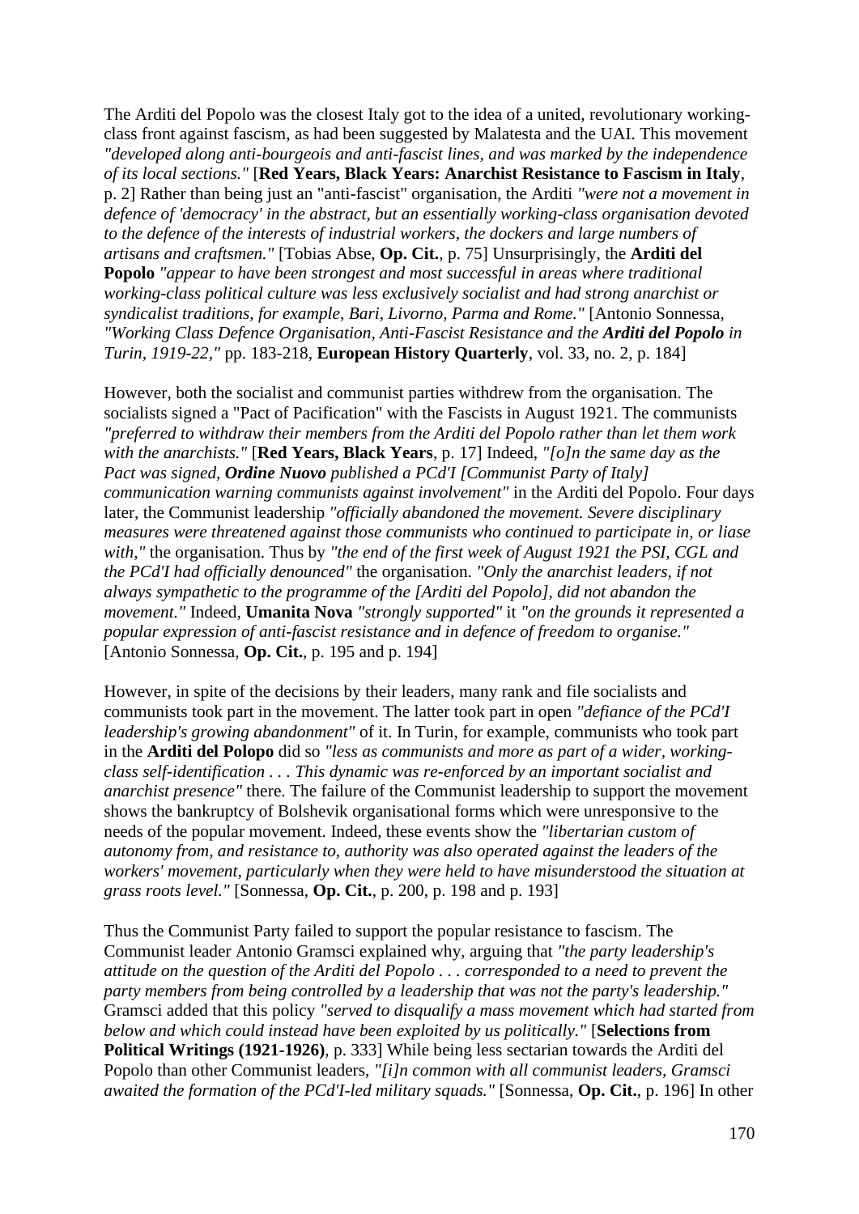The Arditi del Popolo was the closest Italy got to the idea of a united, revolutionary working-class front against fascism, as had been suggested by Malatesta and the UAI. This movement *"developed along anti-bourgeois and anti-fascist lines, and was marked by the independence of its local sections."* [**Red Years, Black Years: Anarchist Resistance to Fascism in Italy**, p. 2] Rather than being just an "anti-fascist" organisation, the Arditi *"were not a movement in defence of 'democracy' in the abstract, but an essentially working-class organisation devoted to the defence of the interests of industrial workers, the dockers and large numbers of artisans and craftsmen."* [Tobias Abse, **Op. Cit.**, p. 75] Unsurprisingly, the **Arditi del Popolo** *"appear to have been strongest and most successful in areas where traditional working-class political culture was less exclusively socialist and had strong anarchist or syndicalist traditions, for example, Bari, Livorno, Parma and Rome."* [Antonio Sonnessa, *"Working Class Defence Organisation, Anti-Fascist Resistance and the **Arditi del Popolo** in Turin, 1919-22,"* pp. 183-218, **European History Quarterly**, vol. 33, no. 2, p. 184]

However, both the socialist and communist parties withdrew from the organisation. The socialists signed a "Pact of Pacification" with the Fascists in August 1921. The communists *"preferred to withdraw their members from the Arditi del Popolo rather than let them work with the anarchists."* [**Red Years, Black Years**, p. 17] Indeed, *"[o]n the same day as the Pact was signed, **Ordine Nuovo** published a PCd'I [Communist Party of Italy] communication warning communists against involvement"* in the Arditi del Popolo. Four days later, the Communist leadership *"officially abandoned the movement. Severe disciplinary measures were threatened against those communists who continued to participate in, or liase with,"* the organisation. Thus by *"the end of the first week of August 1921 the PSI, CGL and the PCd'I had officially denounced"* the organisation. *"Only the anarchist leaders, if not always sympathetic to the programme of the [Arditi del Popolo], did not abandon the movement."* Indeed, **Umanita Nova** *"strongly supported"* it *"on the grounds it represented a popular expression of anti-fascist resistance and in defence of freedom to organise."* [Antonio Sonnessa, **Op. Cit.**, p. 195 and p. 194]

However, in spite of the decisions by their leaders, many rank and file socialists and communists took part in the movement. The latter took part in open *"defiance of the PCd'I leadership's growing abandonment"* of it. In Turin, for example, communists who took part in the **Arditi del Polopo** did so *"less as communists and more as part of a wider, working-class self-identification . . . This dynamic was re-enforced by an important socialist and anarchist presence"* there. The failure of the Communist leadership to support the movement shows the bankruptcy of Bolshevik organisational forms which were unresponsive to the needs of the popular movement. Indeed, these events show the *"libertarian custom of autonomy from, and resistance to, authority was also operated against the leaders of the workers' movement, particularly when they were held to have misunderstood the situation at grass roots level."* [Sonnessa, **Op. Cit.**, p. 200, p. 198 and p. 193]

Thus the Communist Party failed to support the popular resistance to fascism. The Communist leader Antonio Gramsci explained why, arguing that *"the party leadership's attitude on the question of the Arditi del Popolo . . . corresponded to a need to prevent the party members from being controlled by a leadership that was not the party's leadership."* Gramsci added that this policy *"served to disqualify a mass movement which had started from below and which could instead have been exploited by us politically."* [**Selections from Political Writings (1921-1926)**, p. 333] While being less sectarian towards the Arditi del Popolo than other Communist leaders, *"[i]n common with all communist leaders, Gramsci awaited the formation of the PCd'I-led military squads."* [Sonnessa, **Op. Cit.**, p. 196] In other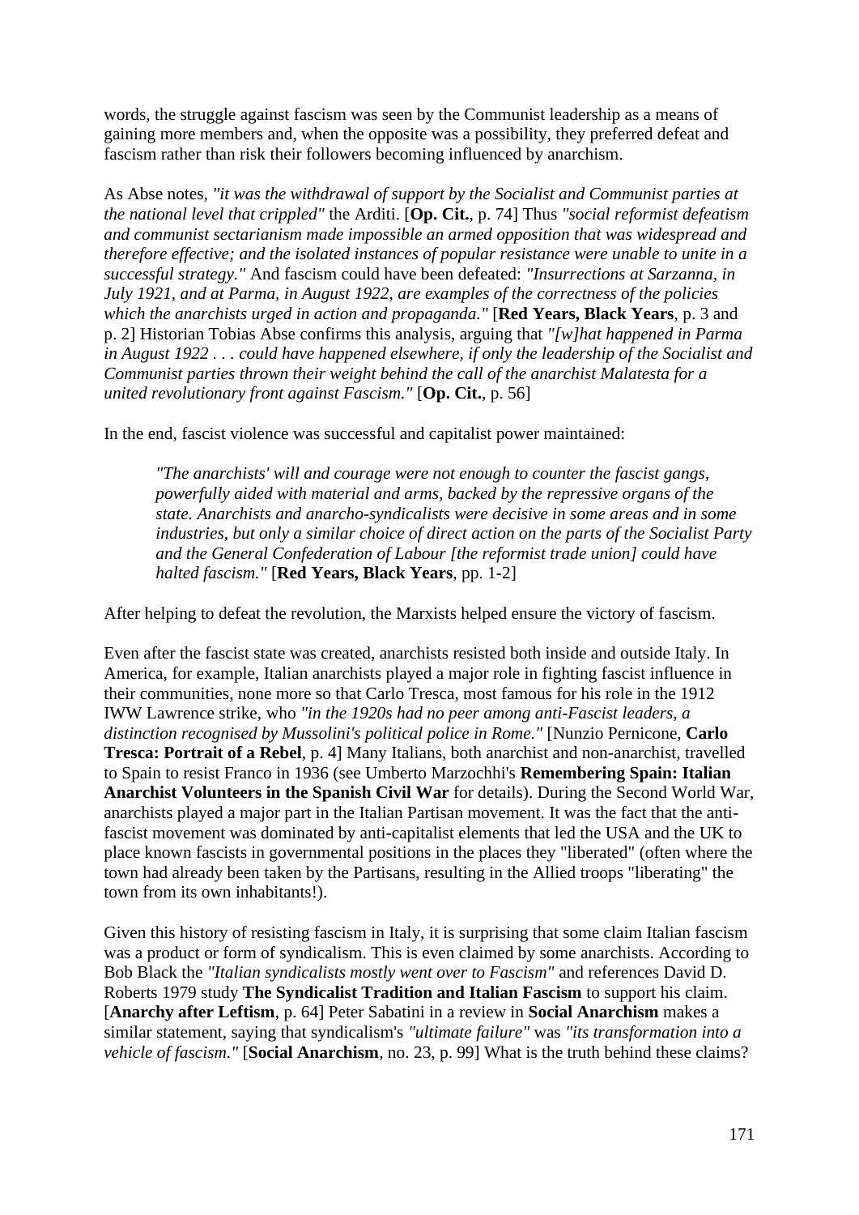words, the struggle against fascism was seen by the Communist leadership as a means of gaining more members and, when the opposite was a possibility, they preferred defeat and fascism rather than risk their followers becoming influenced by anarchism.

As Abse notes, *"it was the withdrawal of support by the Socialist and Communist parties at the national level that crippled"* the Arditi. [**Op. Cit.**, p. 74] Thus *"social reformist defeatism and communist sectarianism made impossible an armed opposition that was widespread and therefore effective; and the isolated instances of popular resistance were unable to unite in a successful strategy."* And fascism could have been defeated: *"Insurrections at Sarzanna, in July 1921, and at Parma, in August 1922, are examples of the correctness of the policies which the anarchists urged in action and propaganda."* [**Red Years, Black Years**, p. 3 and p. 2] Historian Tobias Abse confirms this analysis, arguing that *"[w]hat happened in Parma in August 1922 . . . could have happened elsewhere, if only the leadership of the Socialist and Communist parties thrown their weight behind the call of the anarchist Malatesta for a united revolutionary front against Fascism."* [**Op. Cit.**, p. 56]

In the end, fascist violence was successful and capitalist power maintained:

> *"The anarchists' will and courage were not enough to counter the fascist gangs, powerfully aided with material and arms, backed by the repressive organs of the state. Anarchists and anarcho-syndicalists were decisive in some areas and in some industries, but only a similar choice of direct action on the parts of the Socialist Party and the General Confederation of Labour [the reformist trade union] could have halted fascism."* [**Red Years, Black Years**, pp. 1-2]

After helping to defeat the revolution, the Marxists helped ensure the victory of fascism.

Even after the fascist state was created, anarchists resisted both inside and outside Italy. In America, for example, Italian anarchists played a major role in fighting fascist influence in their communities, none more so that Carlo Tresca, most famous for his role in the 1912 IWW Lawrence strike, who *"in the 1920s had no peer among anti-Fascist leaders, a distinction recognised by Mussolini's political police in Rome."* [Nunzio Pernicone, **Carlo Tresca: Portrait of a Rebel**, p. 4] Many Italians, both anarchist and non-anarchist, travelled to Spain to resist Franco in 1936 (see Umberto Marzochhi's **Remembering Spain: Italian Anarchist Volunteers in the Spanish Civil War** for details). During the Second World War, anarchists played a major part in the Italian Partisan movement. It was the fact that the anti-fascist movement was dominated by anti-capitalist elements that led the USA and the UK to place known fascists in governmental positions in the places they "liberated" (often where the town had already been taken by the Partisans, resulting in the Allied troops "liberating" the town from its own inhabitants!).

Given this history of resisting fascism in Italy, it is surprising that some claim Italian fascism was a product or form of syndicalism. This is even claimed by some anarchists. According to Bob Black the *"Italian syndicalists mostly went over to Fascism"* and references David D. Roberts 1979 study **The Syndicalist Tradition and Italian Fascism** to support his claim. [**Anarchy after Leftism**, p. 64] Peter Sabatini in a review in **Social Anarchism** makes a similar statement, saying that syndicalism's *"ultimate failure"* was *"its transformation into a vehicle of fascism."* [**Social Anarchism**, no. 23, p. 99] What is the truth behind these claims?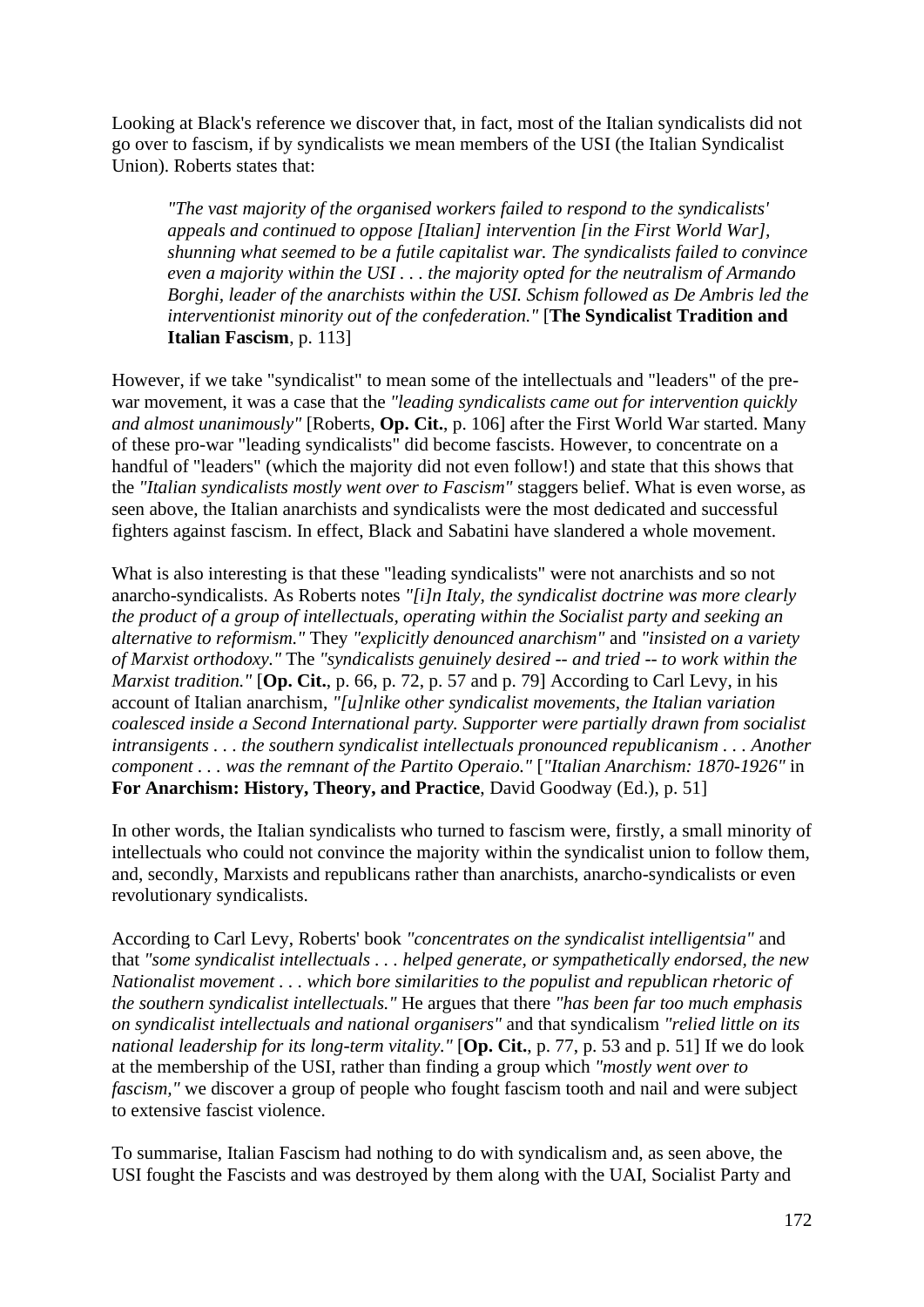Looking at Black's reference we discover that, in fact, most of the Italian syndicalists did not go over to fascism, if by syndicalists we mean members of the USI (the Italian Syndicalist Union). Roberts states that:

> *"The vast majority of the organised workers failed to respond to the syndicalists' appeals and continued to oppose [Italian] intervention [in the First World War], shunning what seemed to be a futile capitalist war. The syndicalists failed to convince even a majority within the USI . . . the majority opted for the neutralism of Armando Borghi, leader of the anarchists within the USI. Schism followed as De Ambris led the interventionist minority out of the confederation."* [**The Syndicalist Tradition and Italian Fascism**, p. 113]

However, if we take "syndicalist" to mean some of the intellectuals and "leaders" of the pre-war movement, it was a case that the *"leading syndicalists came out for intervention quickly and almost unanimously"* [Roberts, **Op. Cit.**, p. 106] after the First World War started. Many of these pro-war "leading syndicalists" did become fascists. However, to concentrate on a handful of "leaders" (which the majority did not even follow!) and state that this shows that the *"Italian syndicalists mostly went over to Fascism"* staggers belief. What is even worse, as seen above, the Italian anarchists and syndicalists were the most dedicated and successful fighters against fascism. In effect, Black and Sabatini have slandered a whole movement.

What is also interesting is that these "leading syndicalists" were not anarchists and so not anarcho-syndicalists. As Roberts notes *"[i]n Italy, the syndicalist doctrine was more clearly the product of a group of intellectuals, operating within the Socialist party and seeking an alternative to reformism."* They *"explicitly denounced anarchism"* and *"insisted on a variety of Marxist orthodoxy."* The *"syndicalists genuinely desired -- and tried -- to work within the Marxist tradition."* [**Op. Cit.**, p. 66, p. 72, p. 57 and p. 79] According to Carl Levy, in his account of Italian anarchism, *"[u]nlike other syndicalist movements, the Italian variation coalesced inside a Second International party. Supporter were partially drawn from socialist intransigents . . . the southern syndicalist intellectuals pronounced republicanism . . . Another component . . . was the remnant of the Partito Operaio."* [*"Italian Anarchism: 1870-1926"* in **For Anarchism: History, Theory, and Practice**, David Goodway (Ed.), p. 51]

In other words, the Italian syndicalists who turned to fascism were, firstly, a small minority of intellectuals who could not convince the majority within the syndicalist union to follow them, and, secondly, Marxists and republicans rather than anarchists, anarcho-syndicalists or even revolutionary syndicalists.

According to Carl Levy, Roberts' book *"concentrates on the syndicalist intelligentsia"* and that *"some syndicalist intellectuals . . . helped generate, or sympathetically endorsed, the new Nationalist movement . . . which bore similarities to the populist and republican rhetoric of the southern syndicalist intellectuals."* He argues that there *"has been far too much emphasis on syndicalist intellectuals and national organisers"* and that syndicalism *"relied little on its national leadership for its long-term vitality."* [**Op. Cit.**, p. 77, p. 53 and p. 51] If we do look at the membership of the USI, rather than finding a group which *"mostly went over to fascism,"* we discover a group of people who fought fascism tooth and nail and were subject to extensive fascist violence.

To summarise, Italian Fascism had nothing to do with syndicalism and, as seen above, the USI fought the Fascists and was destroyed by them along with the UAI, Socialist Party and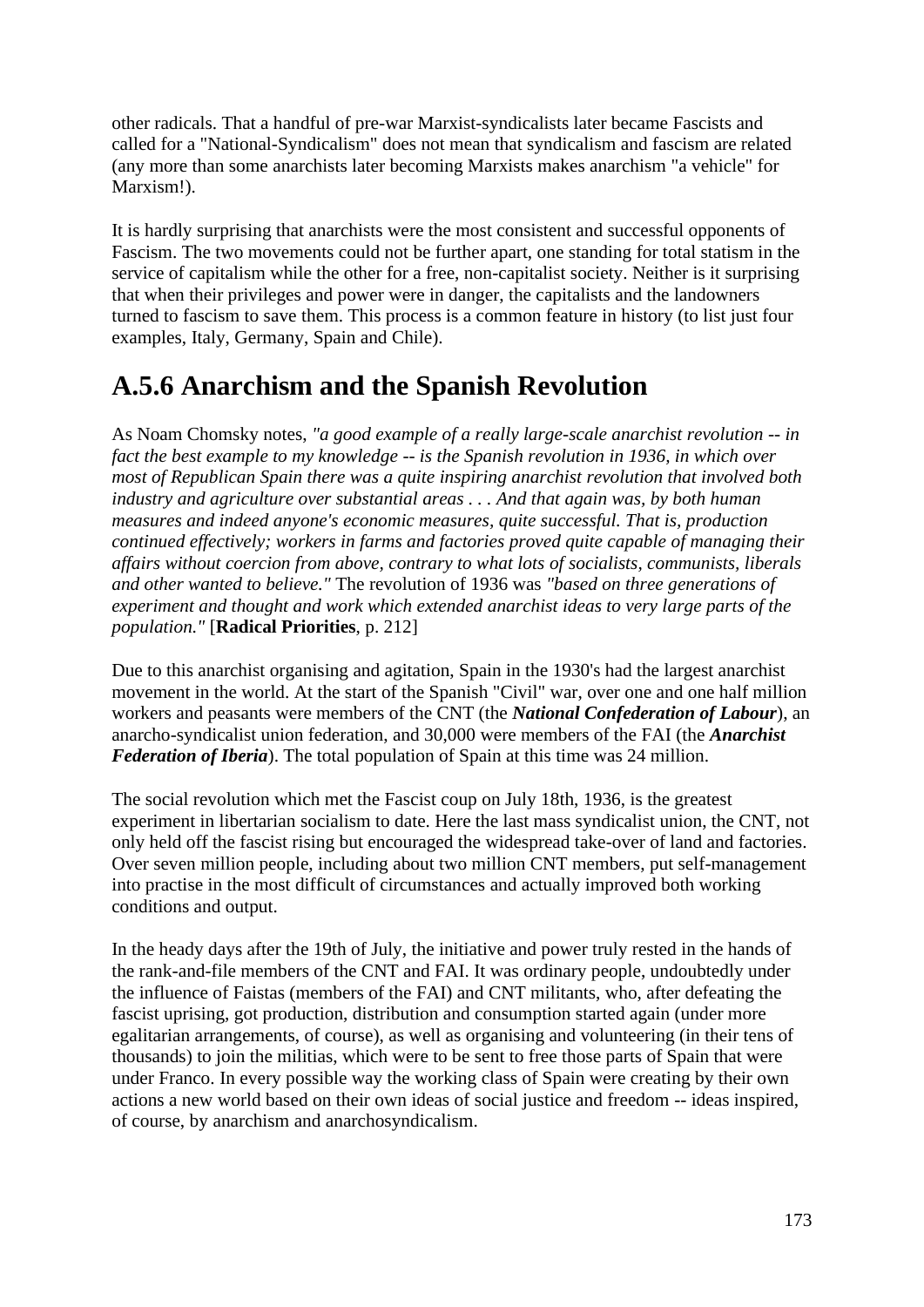other radicals. That a handful of pre-war Marxist-syndicalists later became Fascists and called for a "National-Syndicalism" does not mean that syndicalism and fascism are related (any more than some anarchists later becoming Marxists makes anarchism "a vehicle" for Marxism!).

It is hardly surprising that anarchists were the most consistent and successful opponents of Fascism. The two movements could not be further apart, one standing for total statism in the service of capitalism while the other for a free, non-capitalist society. Neither is it surprising that when their privileges and power were in danger, the capitalists and the landowners turned to fascism to save them. This process is a common feature in history (to list just four examples, Italy, Germany, Spain and Chile).

## A.5.6 Anarchism and the Spanish Revolution

As Noam Chomsky notes, *"a good example of a really large-scale anarchist revolution -- in fact the best example to my knowledge -- is the Spanish revolution in 1936, in which over most of Republican Spain there was a quite inspiring anarchist revolution that involved both industry and agriculture over substantial areas . . . And that again was, by both human measures and indeed anyone's economic measures, quite successful. That is, production continued effectively; workers in farms and factories proved quite capable of managing their affairs without coercion from above, contrary to what lots of socialists, communists, liberals and other wanted to believe."* The revolution of 1936 was *"based on three generations of experiment and thought and work which extended anarchist ideas to very large parts of the population."* [**Radical Priorities**, p. 212]

Due to this anarchist organising and agitation, Spain in the 1930's had the largest anarchist movement in the world. At the start of the Spanish "Civil" war, over one and one half million workers and peasants were members of the CNT (the ***National Confederation of Labour***), an anarcho-syndicalist union federation, and 30,000 were members of the FAI (the ***Anarchist Federation of Iberia***). The total population of Spain at this time was 24 million.

The social revolution which met the Fascist coup on July 18th, 1936, is the greatest experiment in libertarian socialism to date. Here the last mass syndicalist union, the CNT, not only held off the fascist rising but encouraged the widespread take-over of land and factories. Over seven million people, including about two million CNT members, put self-management into practise in the most difficult of circumstances and actually improved both working conditions and output.

In the heady days after the 19th of July, the initiative and power truly rested in the hands of the rank-and-file members of the CNT and FAI. It was ordinary people, undoubtedly under the influence of Faistas (members of the FAI) and CNT militants, who, after defeating the fascist uprising, got production, distribution and consumption started again (under more egalitarian arrangements, of course), as well as organising and volunteering (in their tens of thousands) to join the militias, which were to be sent to free those parts of Spain that were under Franco. In every possible way the working class of Spain were creating by their own actions a new world based on their own ideas of social justice and freedom -- ideas inspired, of course, by anarchism and anarchosyndicalism.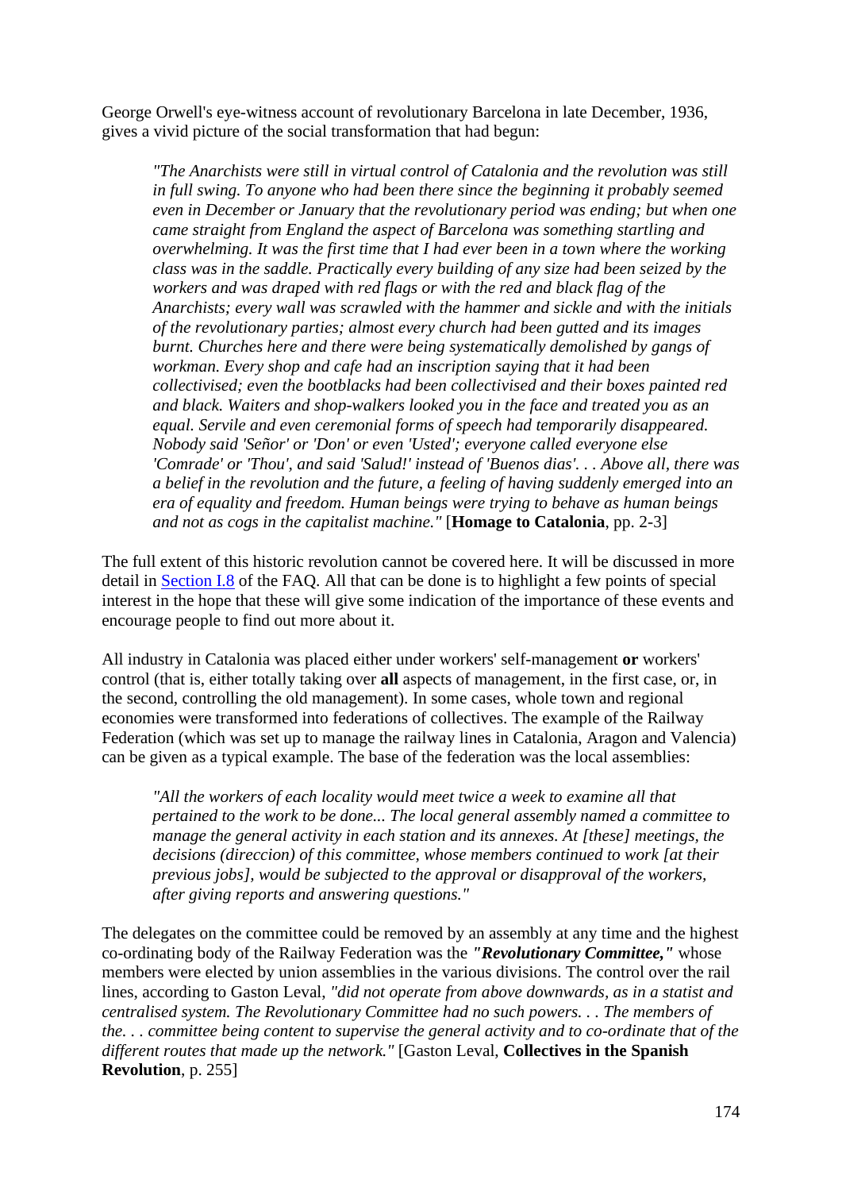George Orwell's eye-witness account of revolutionary Barcelona in late December, 1936, gives a vivid picture of the social transformation that had begun:

> *"The Anarchists were still in virtual control of Catalonia and the revolution was still in full swing. To anyone who had been there since the beginning it probably seemed even in December or January that the revolutionary period was ending; but when one came straight from England the aspect of Barcelona was something startling and overwhelming. It was the first time that I had ever been in a town where the working class was in the saddle. Practically every building of any size had been seized by the workers and was draped with red flags or with the red and black flag of the Anarchists; every wall was scrawled with the hammer and sickle and with the initials of the revolutionary parties; almost every church had been gutted and its images burnt. Churches here and there were being systematically demolished by gangs of workman. Every shop and cafe had an inscription saying that it had been collectivised; even the bootblacks had been collectivised and their boxes painted red and black. Waiters and shop-walkers looked you in the face and treated you as an equal. Servile and even ceremonial forms of speech had temporarily disappeared. Nobody said 'Señor' or 'Don' or even 'Usted'; everyone called everyone else 'Comrade' or 'Thou', and said 'Salud!' instead of 'Buenos dias'. . . Above all, there was a belief in the revolution and the future, a feeling of having suddenly emerged into an era of equality and freedom. Human beings were trying to behave as human beings and not as cogs in the capitalist machine."* [**Homage to Catalonia**, pp. 2-3]

The full extent of this historic revolution cannot be covered here. It will be discussed in more detail in Section I.8 of the FAQ. All that can be done is to highlight a few points of special interest in the hope that these will give some indication of the importance of these events and encourage people to find out more about it.

All industry in Catalonia was placed either under workers' self-management **or** workers' control (that is, either totally taking over **all** aspects of management, in the first case, or, in the second, controlling the old management). In some cases, whole town and regional economies were transformed into federations of collectives. The example of the Railway Federation (which was set up to manage the railway lines in Catalonia, Aragon and Valencia) can be given as a typical example. The base of the federation was the local assemblies:

> *"All the workers of each locality would meet twice a week to examine all that pertained to the work to be done... The local general assembly named a committee to manage the general activity in each station and its annexes. At [these] meetings, the decisions (direccion) of this committee, whose members continued to work [at their previous jobs], would be subjected to the approval or disapproval of the workers, after giving reports and answering questions."*

The delegates on the committee could be removed by an assembly at any time and the highest co-ordinating body of the Railway Federation was the ***"Revolutionary Committee,"*** whose members were elected by union assemblies in the various divisions. The control over the rail lines, according to Gaston Leval, *"did not operate from above downwards, as in a statist and centralised system. The Revolutionary Committee had no such powers. . . The members of the. . . committee being content to supervise the general activity and to co-ordinate that of the different routes that made up the network."* [Gaston Leval, **Collectives in the Spanish Revolution**, p. 255]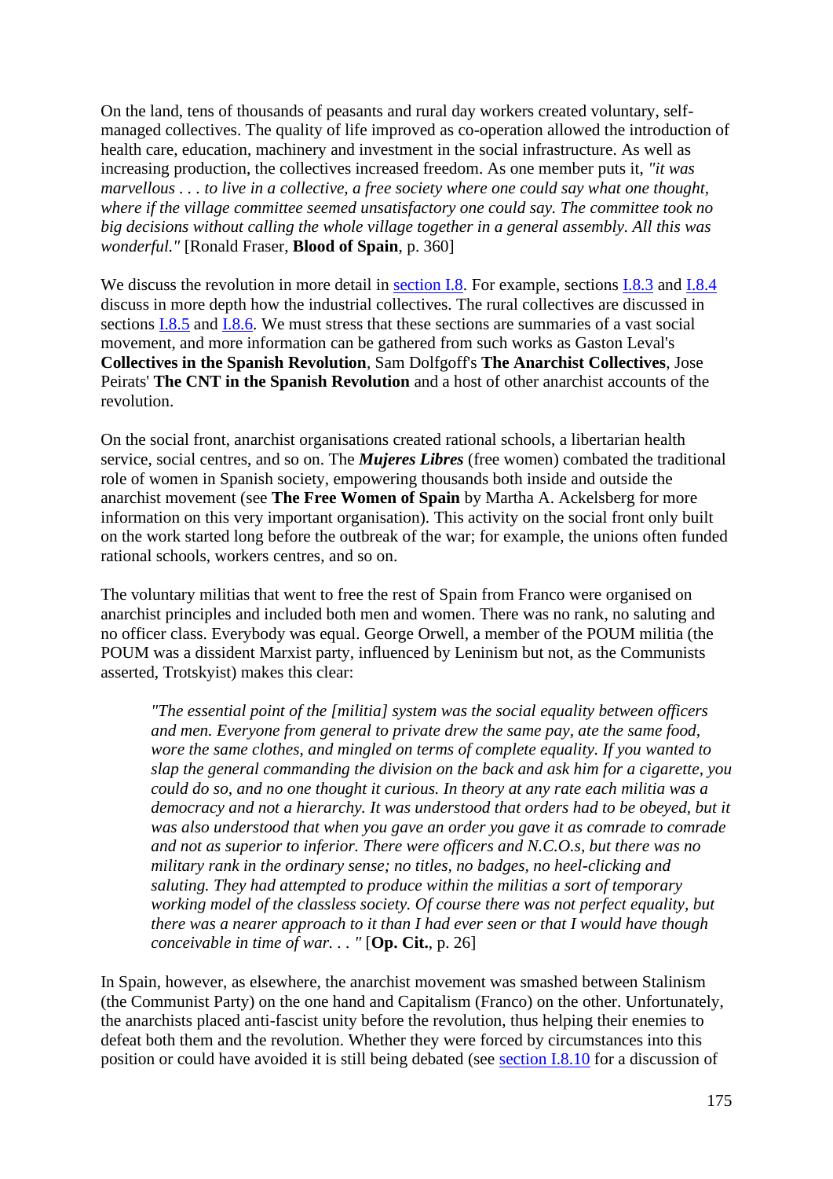On the land, tens of thousands of peasants and rural day workers created voluntary, self-managed collectives. The quality of life improved as co-operation allowed the introduction of health care, education, machinery and investment in the social infrastructure. As well as increasing production, the collectives increased freedom. As one member puts it, *"it was marvellous . . . to live in a collective, a free society where one could say what one thought, where if the village committee seemed unsatisfactory one could say. The committee took no big decisions without calling the whole village together in a general assembly. All this was wonderful."* [Ronald Fraser, **Blood of Spain**, p. 360]

We discuss the revolution in more detail in section I.8. For example, sections I.8.3 and I.8.4 discuss in more depth how the industrial collectives. The rural collectives are discussed in sections I.8.5 and I.8.6. We must stress that these sections are summaries of a vast social movement, and more information can be gathered from such works as Gaston Leval's **Collectives in the Spanish Revolution**, Sam Dolfgoff's **The Anarchist Collectives**, Jose Peirats' **The CNT in the Spanish Revolution** and a host of other anarchist accounts of the revolution.

On the social front, anarchist organisations created rational schools, a libertarian health service, social centres, and so on. The ***Mujeres Libres*** (free women) combated the traditional role of women in Spanish society, empowering thousands both inside and outside the anarchist movement (see **The Free Women of Spain** by Martha A. Ackelsberg for more information on this very important organisation). This activity on the social front only built on the work started long before the outbreak of the war; for example, the unions often funded rational schools, workers centres, and so on.

The voluntary militias that went to free the rest of Spain from Franco were organised on anarchist principles and included both men and women. There was no rank, no saluting and no officer class. Everybody was equal. George Orwell, a member of the POUM militia (the POUM was a dissident Marxist party, influenced by Leninism but not, as the Communists asserted, Trotskyist) makes this clear:

> *"The essential point of the [militia] system was the social equality between officers and men. Everyone from general to private drew the same pay, ate the same food, wore the same clothes, and mingled on terms of complete equality. If you wanted to slap the general commanding the division on the back and ask him for a cigarette, you could do so, and no one thought it curious. In theory at any rate each militia was a democracy and not a hierarchy. It was understood that orders had to be obeyed, but it was also understood that when you gave an order you gave it as comrade to comrade and not as superior to inferior. There were officers and N.C.O.s, but there was no military rank in the ordinary sense; no titles, no badges, no heel-clicking and saluting. They had attempted to produce within the militias a sort of temporary working model of the classless society. Of course there was not perfect equality, but there was a nearer approach to it than I had ever seen or that I would have though conceivable in time of war. . . "* [**Op. Cit.**, p. 26]

In Spain, however, as elsewhere, the anarchist movement was smashed between Stalinism (the Communist Party) on the one hand and Capitalism (Franco) on the other. Unfortunately, the anarchists placed anti-fascist unity before the revolution, thus helping their enemies to defeat both them and the revolution. Whether they were forced by circumstances into this position or could have avoided it is still being debated (see section I.8.10 for a discussion of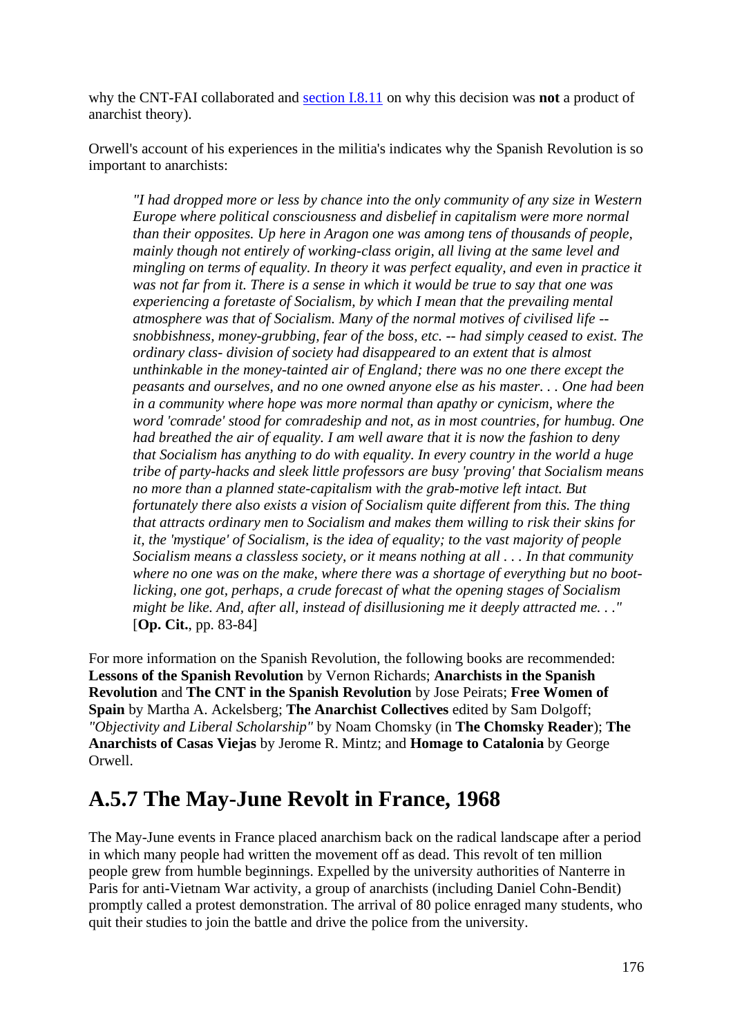why the CNT-FAI collaborated and [section I.8.11](#) on why this decision was **not** a product of anarchist theory).

Orwell's account of his experiences in the militia's indicates why the Spanish Revolution is so important to anarchists:

> *"I had dropped more or less by chance into the only community of any size in Western Europe where political consciousness and disbelief in capitalism were more normal than their opposites. Up here in Aragon one was among tens of thousands of people, mainly though not entirely of working-class origin, all living at the same level and mingling on terms of equality. In theory it was perfect equality, and even in practice it was not far from it. There is a sense in which it would be true to say that one was experiencing a foretaste of Socialism, by which I mean that the prevailing mental atmosphere was that of Socialism. Many of the normal motives of civilised life -- snobbishness, money-grubbing, fear of the boss, etc. -- had simply ceased to exist. The ordinary class- division of society had disappeared to an extent that is almost unthinkable in the money-tainted air of England; there was no one there except the peasants and ourselves, and no one owned anyone else as his master. . . One had been in a community where hope was more normal than apathy or cynicism, where the word 'comrade' stood for comradeship and not, as in most countries, for humbug. One had breathed the air of equality. I am well aware that it is now the fashion to deny that Socialism has anything to do with equality. In every country in the world a huge tribe of party-hacks and sleek little professors are busy 'proving' that Socialism means no more than a planned state-capitalism with the grab-motive left intact. But fortunately there also exists a vision of Socialism quite different from this. The thing that attracts ordinary men to Socialism and makes them willing to risk their skins for it, the 'mystique' of Socialism, is the idea of equality; to the vast majority of people Socialism means a classless society, or it means nothing at all . . . In that community where no one was on the make, where there was a shortage of everything but no boot-licking, one got, perhaps, a crude forecast of what the opening stages of Socialism might be like. And, after all, instead of disillusioning me it deeply attracted me. . ."* [**Op. Cit.**, pp. 83-84]

For more information on the Spanish Revolution, the following books are recommended: **Lessons of the Spanish Revolution** by Vernon Richards; **Anarchists in the Spanish Revolution** and **The CNT in the Spanish Revolution** by Jose Peirats; **Free Women of Spain** by Martha A. Ackelsberg; **The Anarchist Collectives** edited by Sam Dolgoff; *"Objectivity and Liberal Scholarship"* by Noam Chomsky (in **The Chomsky Reader**); **The Anarchists of Casas Viejas** by Jerome R. Mintz; and **Homage to Catalonia** by George Orwell.

## A.5.7 The May-June Revolt in France, 1968

The May-June events in France placed anarchism back on the radical landscape after a period in which many people had written the movement off as dead. This revolt of ten million people grew from humble beginnings. Expelled by the university authorities of Nanterre in Paris for anti-Vietnam War activity, a group of anarchists (including Daniel Cohn-Bendit) promptly called a protest demonstration. The arrival of 80 police enraged many students, who quit their studies to join the battle and drive the police from the university.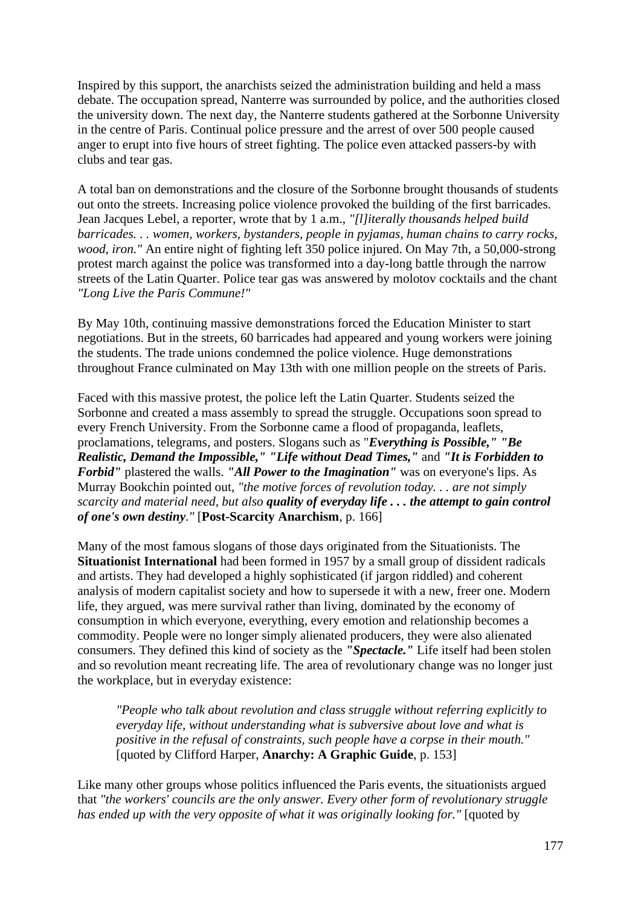Inspired by this support, the anarchists seized the administration building and held a mass debate. The occupation spread, Nanterre was surrounded by police, and the authorities closed the university down. The next day, the Nanterre students gathered at the Sorbonne University in the centre of Paris. Continual police pressure and the arrest of over 500 people caused anger to erupt into five hours of street fighting. The police even attacked passers-by with clubs and tear gas.

A total ban on demonstrations and the closure of the Sorbonne brought thousands of students out onto the streets. Increasing police violence provoked the building of the first barricades. Jean Jacques Lebel, a reporter, wrote that by 1 a.m., *"[l]iterally thousands helped build barricades. . . women, workers, bystanders, people in pyjamas, human chains to carry rocks, wood, iron."* An entire night of fighting left 350 police injured. On May 7th, a 50,000-strong protest march against the police was transformed into a day-long battle through the narrow streets of the Latin Quarter. Police tear gas was answered by molotov cocktails and the chant *"Long Live the Paris Commune!"*

By May 10th, continuing massive demonstrations forced the Education Minister to start negotiations. But in the streets, 60 barricades had appeared and young workers were joining the students. The trade unions condemned the police violence. Huge demonstrations throughout France culminated on May 13th with one million people on the streets of Paris.

Faced with this massive protest, the police left the Latin Quarter. Students seized the Sorbonne and created a mass assembly to spread the struggle. Occupations soon spread to every French University. From the Sorbonne came a flood of propaganda, leaflets, proclamations, telegrams, and posters. Slogans such as "***Everything is Possible," "Be Realistic, Demand the Impossible," "Life without Dead Times,"*** and ***"It is Forbidden to Forbid"*** plastered the walls. ***"All Power to the Imagination"*** was on everyone's lips. As Murray Bookchin pointed out, *"the motive forces of revolution today. . . are not simply scarcity and material need, but also **quality of everyday life . . . the attempt to gain control of one's own destiny**."* [**Post-Scarcity Anarchism**, p. 166]

Many of the most famous slogans of those days originated from the Situationists. The **Situationist International** had been formed in 1957 by a small group of dissident radicals and artists. They had developed a highly sophisticated (if jargon riddled) and coherent analysis of modern capitalist society and how to supersede it with a new, freer one. Modern life, they argued, was mere survival rather than living, dominated by the economy of consumption in which everyone, everything, every emotion and relationship becomes a commodity. People were no longer simply alienated producers, they were also alienated consumers. They defined this kind of society as the ***"Spectacle."*** Life itself had been stolen and so revolution meant recreating life. The area of revolutionary change was no longer just the workplace, but in everyday existence:

> *"People who talk about revolution and class struggle without referring explicitly to everyday life, without understanding what is subversive about love and what is positive in the refusal of constraints, such people have a corpse in their mouth."* [quoted by Clifford Harper, **Anarchy: A Graphic Guide**, p. 153]

Like many other groups whose politics influenced the Paris events, the situationists argued that *"the workers' councils are the only answer. Every other form of revolutionary struggle has ended up with the very opposite of what it was originally looking for."* [quoted by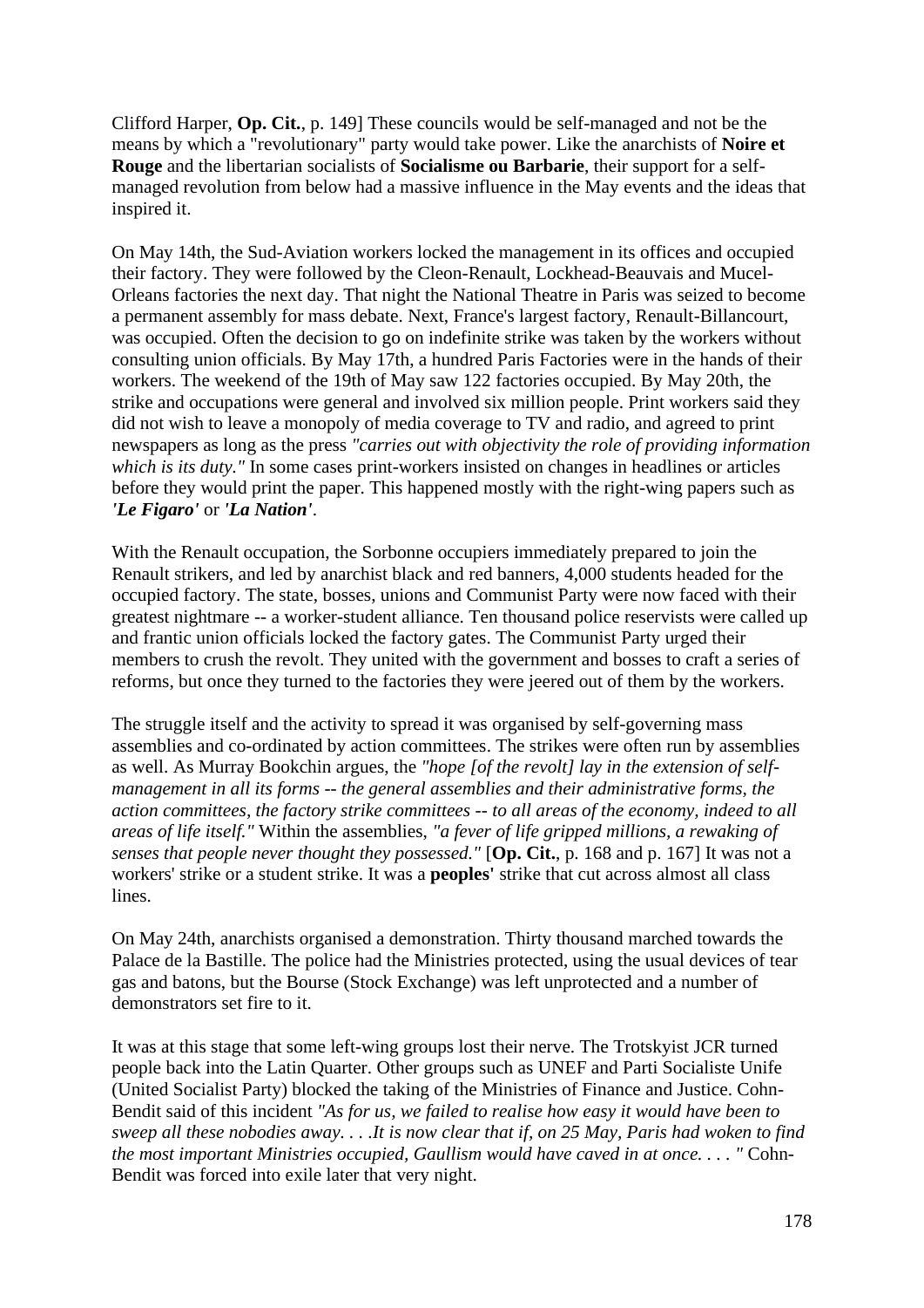Clifford Harper, **Op. Cit.**, p. 149] These councils would be self-managed and not be the means by which a "revolutionary" party would take power. Like the anarchists of **Noire et Rouge** and the libertarian socialists of **Socialisme ou Barbarie**, their support for a self-managed revolution from below had a massive influence in the May events and the ideas that inspired it.

On May 14th, the Sud-Aviation workers locked the management in its offices and occupied their factory. They were followed by the Cleon-Renault, Lockhead-Beauvais and Mucel-Orleans factories the next day. That night the National Theatre in Paris was seized to become a permanent assembly for mass debate. Next, France's largest factory, Renault-Billancourt, was occupied. Often the decision to go on indefinite strike was taken by the workers without consulting union officials. By May 17th, a hundred Paris Factories were in the hands of their workers. The weekend of the 19th of May saw 122 factories occupied. By May 20th, the strike and occupations were general and involved six million people. Print workers said they did not wish to leave a monopoly of media coverage to TV and radio, and agreed to print newspapers as long as the press *"carries out with objectivity the role of providing information which is its duty."* In some cases print-workers insisted on changes in headlines or articles before they would print the paper. This happened mostly with the right-wing papers such as ***'Le Figaro'*** or ***'La Nation'***.

With the Renault occupation, the Sorbonne occupiers immediately prepared to join the Renault strikers, and led by anarchist black and red banners, 4,000 students headed for the occupied factory. The state, bosses, unions and Communist Party were now faced with their greatest nightmare -- a worker-student alliance. Ten thousand police reservists were called up and frantic union officials locked the factory gates. The Communist Party urged their members to crush the revolt. They united with the government and bosses to craft a series of reforms, but once they turned to the factories they were jeered out of them by the workers.

The struggle itself and the activity to spread it was organised by self-governing mass assemblies and co-ordinated by action committees. The strikes were often run by assemblies as well. As Murray Bookchin argues, the *"hope [of the revolt] lay in the extension of self-management in all its forms -- the general assemblies and their administrative forms, the action committees, the factory strike committees -- to all areas of the economy, indeed to all areas of life itself."* Within the assemblies, *"a fever of life gripped millions, a rewaking of senses that people never thought they possessed."* [**Op. Cit.**, p. 168 and p. 167] It was not a workers' strike or a student strike. It was a **peoples'** strike that cut across almost all class lines.

On May 24th, anarchists organised a demonstration. Thirty thousand marched towards the Palace de la Bastille. The police had the Ministries protected, using the usual devices of tear gas and batons, but the Bourse (Stock Exchange) was left unprotected and a number of demonstrators set fire to it.

It was at this stage that some left-wing groups lost their nerve. The Trotskyist JCR turned people back into the Latin Quarter. Other groups such as UNEF and Parti Socialiste Unife (United Socialist Party) blocked the taking of the Ministries of Finance and Justice. Cohn-Bendit said of this incident *"As for us, we failed to realise how easy it would have been to sweep all these nobodies away. . . .It is now clear that if, on 25 May, Paris had woken to find the most important Ministries occupied, Gaullism would have caved in at once. . . . "* Cohn-Bendit was forced into exile later that very night.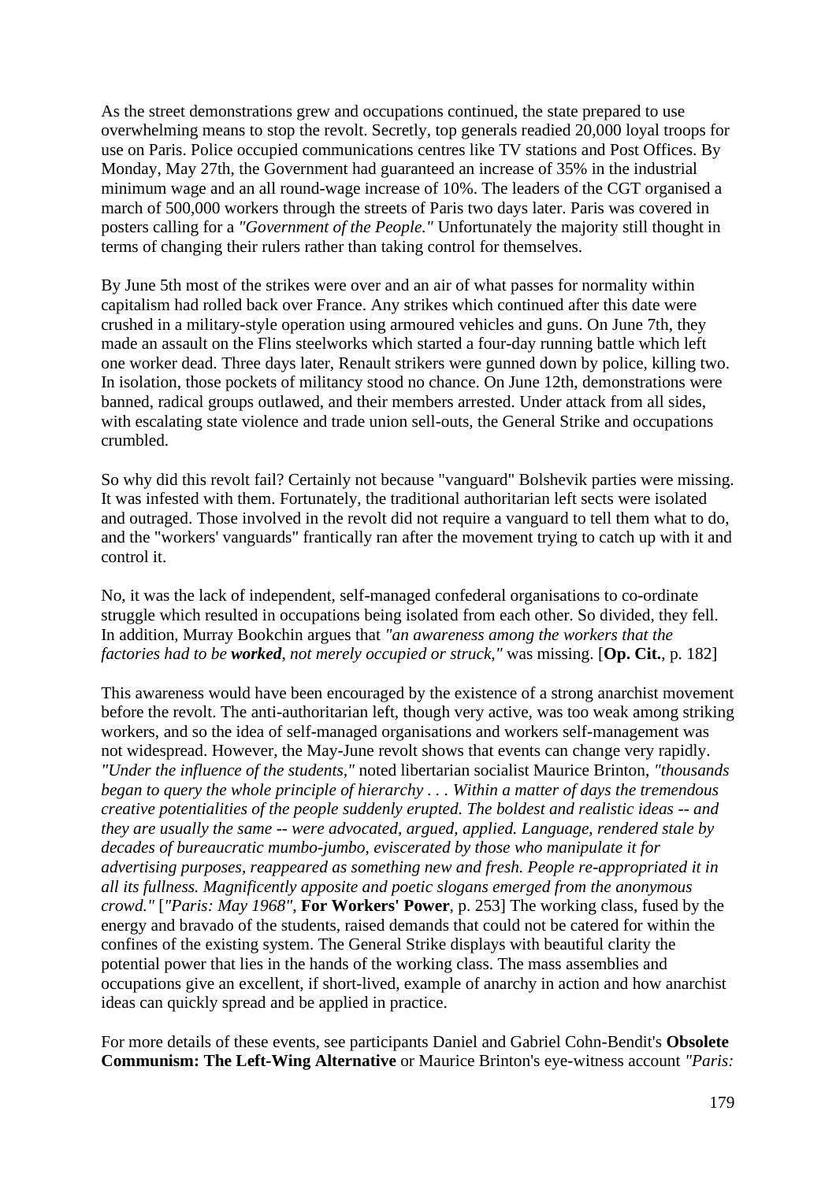As the street demonstrations grew and occupations continued, the state prepared to use overwhelming means to stop the revolt. Secretly, top generals readied 20,000 loyal troops for use on Paris. Police occupied communications centres like TV stations and Post Offices. By Monday, May 27th, the Government had guaranteed an increase of 35% in the industrial minimum wage and an all round-wage increase of 10%. The leaders of the CGT organised a march of 500,000 workers through the streets of Paris two days later. Paris was covered in posters calling for a *"Government of the People."* Unfortunately the majority still thought in terms of changing their rulers rather than taking control for themselves.

By June 5th most of the strikes were over and an air of what passes for normality within capitalism had rolled back over France. Any strikes which continued after this date were crushed in a military-style operation using armoured vehicles and guns. On June 7th, they made an assault on the Flins steelworks which started a four-day running battle which left one worker dead. Three days later, Renault strikers were gunned down by police, killing two. In isolation, those pockets of militancy stood no chance. On June 12th, demonstrations were banned, radical groups outlawed, and their members arrested. Under attack from all sides, with escalating state violence and trade union sell-outs, the General Strike and occupations crumbled.

So why did this revolt fail? Certainly not because "vanguard" Bolshevik parties were missing. It was infested with them. Fortunately, the traditional authoritarian left sects were isolated and outraged. Those involved in the revolt did not require a vanguard to tell them what to do, and the "workers' vanguards" frantically ran after the movement trying to catch up with it and control it.

No, it was the lack of independent, self-managed confederal organisations to co-ordinate struggle which resulted in occupations being isolated from each other. So divided, they fell. In addition, Murray Bookchin argues that *"an awareness among the workers that the factories had to be **worked**, not merely occupied or struck,"* was missing. [**Op. Cit.**, p. 182]

This awareness would have been encouraged by the existence of a strong anarchist movement before the revolt. The anti-authoritarian left, though very active, was too weak among striking workers, and so the idea of self-managed organisations and workers self-management was not widespread. However, the May-June revolt shows that events can change very rapidly. *"Under the influence of the students,"* noted libertarian socialist Maurice Brinton, *"thousands began to query the whole principle of hierarchy . . . Within a matter of days the tremendous creative potentialities of the people suddenly erupted. The boldest and realistic ideas -- and they are usually the same -- were advocated, argued, applied. Language, rendered stale by decades of bureaucratic mumbo-jumbo, eviscerated by those who manipulate it for advertising purposes, reappeared as something new and fresh. People re-appropriated it in all its fullness. Magnificently apposite and poetic slogans emerged from the anonymous crowd."* [*"Paris: May 1968"*, **For Workers' Power**, p. 253] The working class, fused by the energy and bravado of the students, raised demands that could not be catered for within the confines of the existing system. The General Strike displays with beautiful clarity the potential power that lies in the hands of the working class. The mass assemblies and occupations give an excellent, if short-lived, example of anarchy in action and how anarchist ideas can quickly spread and be applied in practice.

For more details of these events, see participants Daniel and Gabriel Cohn-Bendit's **Obsolete Communism: The Left-Wing Alternative** or Maurice Brinton's eye-witness account *"Paris:*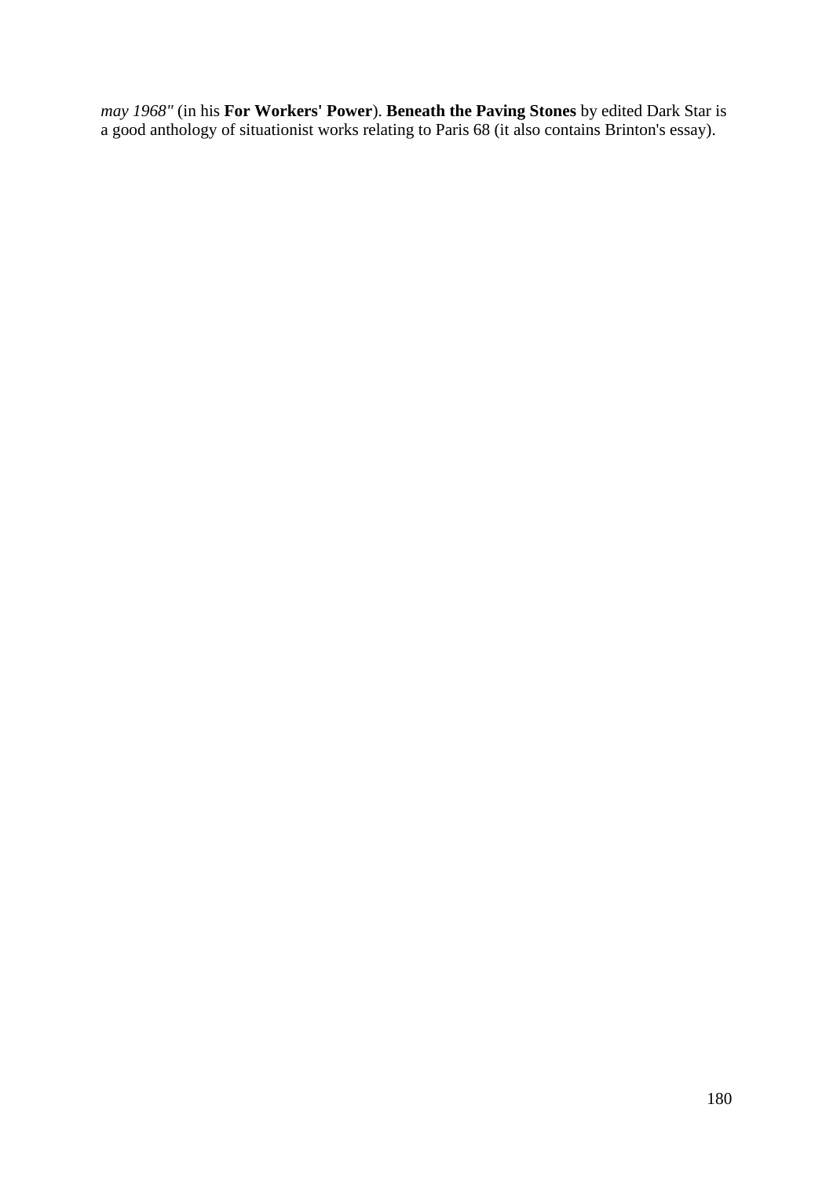*may 1968"* (in his **For Workers' Power**). **Beneath the Paving Stones** by edited Dark Star is a good anthology of situationist works relating to Paris 68 (it also contains Brinton's essay).